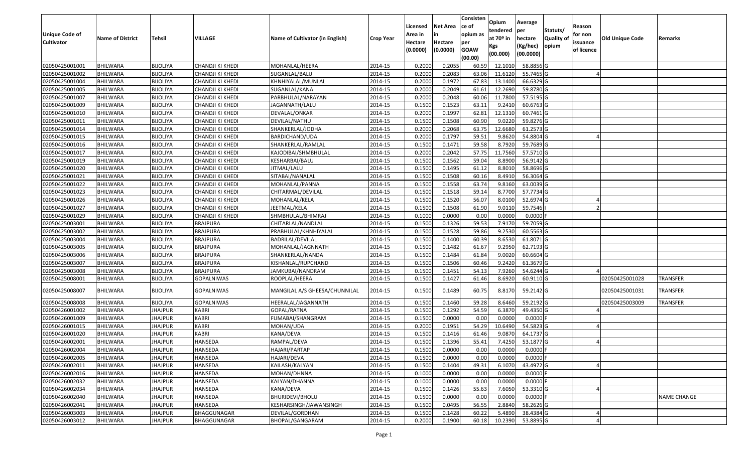| Unique Code of Cultivator | Name of District | Tehsil | VILLAGE | Name of Cultivator (in English) | Crop Year | Licensed Area in Hectare (0.0000) | Net Area in Hectare (0.0000) | Consisten ce of opium as per GOAW (00.00) | Opium tendered at 70º in Kgs (00.000) | Average per hectare (Kg/hec) (00.0000) | Statuts/ Quality of opium | Reason for non issuance of licence | Old Unique Code | Remarks |
|---|---|---|---|---|---|---|---|---|---|---|---|---|---|---|
| 02050425001001 | BHILWARA | BIJOLIYA | CHANDJI KI KHEDI | MOHANLAL/HEERA | 2014-15 | 0.2000 | 0.2055 | 60.59 | 12.1010 | 58.8856 | G | | | |
| 02050425001002 | BHILWARA | BIJOLIYA | CHANDJI KI KHEDI | SUGANLAL/BALU | 2014-15 | 0.2000 | 0.2083 | 63.06 | 11.6120 | 55.7465 | G | 4 | | |
| 02050425001004 | BHILWARA | BIJOLIYA | CHANDJI KI KHEDI | KHNHIYALAL/MUNLAL | 2014-15 | 0.2000 | 0.1972 | 67.83 | 13.1400 | 66.6329 | G | | | |
| 02050425001005 | BHILWARA | BIJOLIYA | CHANDJI KI KHEDI | SUGANLAL/KANA | 2014-15 | 0.2000 | 0.2049 | 61.61 | 12.2690 | 59.8780 | G | | | |
| 02050425001007 | BHILWARA | BIJOLIYA | CHANDJI KI KHEDI | PARBHULAL/NARAYAN | 2014-15 | 0.2000 | 0.2048 | 60.06 | 11.7800 | 57.5195 | G | | | |
| 02050425001009 | BHILWARA | BIJOLIYA | CHANDJI KI KHEDI | JAGANNATH/LALU | 2014-15 | 0.1500 | 0.1523 | 63.11 | 9.2410 | 60.6763 | G | | | |
| 02050425001010 | BHILWARA | BIJOLIYA | CHANDJI KI KHEDI | DEVALAL/ONKAR | 2014-15 | 0.2000 | 0.1997 | 62.81 | 12.1310 | 60.7461 | G | | | |
| 02050425001011 | BHILWARA | BIJOLIYA | CHANDJI KI KHEDI | DEVILAL/NATHU | 2014-15 | 0.1500 | 0.1508 | 60.90 | 9.0220 | 59.8276 | G | | | |
| 02050425001014 | BHILWARA | BIJOLIYA | CHANDJI KI KHEDI | SHANKERLAL/JODHA | 2014-15 | 0.2000 | 0.2068 | 63.75 | 12.6680 | 61.2573 | G | | | |
| 02050425001015 | BHILWARA | BIJOLIYA | CHANDJI KI KHEDI | BARDICHAND/UDA | 2014-15 | 0.2000 | 0.1797 | 59.51 | 9.8620 | 54.8804 | G | 4 | | |
| 02050425001016 | BHILWARA | BIJOLIYA | CHANDJI KI KHEDI | SHANKERLAL/RAMLAL | 2014-15 | 0.1500 | 0.1471 | 59.58 | 8.7920 | 59.7689 | G | | | |
| 02050425001017 | BHILWARA | BIJOLIYA | CHANDJI KI KHEDI | KAJODIBAI/SHMBHULAL | 2014-15 | 0.2000 | 0.2042 | 57.75 | 11.7560 | 57.5710 | G | | | |
| 02050425001019 | BHILWARA | BIJOLIYA | CHANDJI KI KHEDI | KESHARBAI/BALU | 2014-15 | 0.1500 | 0.1562 | 59.04 | 8.8900 | 56.9142 | G | | | |
| 02050425001020 | BHILWARA | BIJOLIYA | CHANDJI KI KHEDI | JITMAL/LALU | 2014-15 | 0.1500 | 0.1495 | 61.12 | 8.8010 | 58.8696 | G | | | |
| 02050425001021 | BHILWARA | BIJOLIYA | CHANDJI KI KHEDI | SITABAI/NANALAL | 2014-15 | 0.1500 | 0.1508 | 60.16 | 8.4910 | 56.3064 | G | | | |
| 02050425001022 | BHILWARA | BIJOLIYA | CHANDJI KI KHEDI | MOHANLAL/PANNA | 2014-15 | 0.1500 | 0.1558 | 63.74 | 9.8160 | 63.0039 | G | | | |
| 02050425001023 | BHILWARA | BIJOLIYA | CHANDJI KI KHEDI | CHITARMAL/DEVILAL | 2014-15 | 0.1500 | 0.1518 | 59.14 | 8.7700 | 57.7734 | G | | | |
| 02050425001026 | BHILWARA | BIJOLIYA | CHANDJI KI KHEDI | MOHANLAL/KELA | 2014-15 | 0.1500 | 0.1520 | 56.07 | 8.0100 | 52.6974 | G | 4 | | |
| 02050425001027 | BHILWARA | BIJOLIYA | CHANDJI KI KHEDI | JEETMAL/KELA | 2014-15 | 0.1500 | 0.1508 | 61.90 | 9.0110 | 59.7546 | I | 2 | | |
| 02050425001029 | BHILWARA | BIJOLIYA | CHANDJI KI KHEDI | SHMBHULAL/BHIMRAJ | 2014-15 | 0.1000 | 0.0000 | 0.00 | 0.0000 | 0.0000 | F | | | |
| 02050425003001 | BHILWARA | BIJOLIYA | BRAJPURA | CHITARLAL/NANDLAL | 2014-15 | 0.1500 | 0.1326 | 59.53 | 7.9170 | 59.7059 | G | | | |
| 02050425003002 | BHILWARA | BIJOLIYA | BRAJPURA | PRABHULAL/KHNHIYALAL | 2014-15 | 0.1500 | 0.1528 | 59.86 | 9.2530 | 60.5563 | G | | | |
| 02050425003004 | BHILWARA | BIJOLIYA | BRAJPURA | BADRILAL/DEVILAL | 2014-15 | 0.1500 | 0.1400 | 60.39 | 8.6530 | 61.8071 | G | | | |
| 02050425003005 | BHILWARA | BIJOLIYA | BRAJPURA | MOHANLAL/JAGNNATH | 2014-15 | 0.1500 | 0.1482 | 61.67 | 9.2950 | 62.7193 | G | | | |
| 02050425003006 | BHILWARA | BIJOLIYA | BRAJPURA | SHANKERLAL/NANDA | 2014-15 | 0.1500 | 0.1484 | 61.84 | 9.0020 | 60.6604 | G | | | |
| 02050425003007 | BHILWARA | BIJOLIYA | BRAJPURA | KISHANLAL/RUPCHAND | 2014-15 | 0.1500 | 0.1506 | 60.46 | 9.2420 | 61.3679 | G | | | |
| 02050425003008 | BHILWARA | BIJOLIYA | BRAJPURA | JAMKUBAI/NANDRAM | 2014-15 | 0.1500 | 0.1451 | 54.13 | 7.9260 | 54.6244 | G | 4 | | |
| 02050425008001 | BHILWARA | BIJOLIYA | GOPALNIWAS | ROOPLAL/HEERA | 2014-15 | 0.1500 | 0.1427 | 61.46 | 8.6920 | 60.9110 | G | | 02050425001028 | TRANSFER |
| 02050425008007 | BHILWARA | BIJOLIYA | GOPALNIWAS | MANGILAL A/S GHEESA/CHUNNILAL | 2014-15 | 0.1500 | 0.1489 | 60.75 | 8.8170 | 59.2142 | G | | 02050425001031 | TRANSFER |
| 02050425008008 | BHILWARA | BIJOLIYA | GOPALNIWAS | HEERALAL/JAGANNATH | 2014-15 | 0.1500 | 0.1460 | 59.28 | 8.6460 | 59.2192 | G | | 02050425003009 | TRANSFER |
| 02050426001002 | BHILWARA | JHAJPUR | KABRI | GOPAL/RATNA | 2014-15 | 0.1500 | 0.1292 | 54.59 | 6.3870 | 49.4350 | G | 4 | | |
| 02050426001009 | BHILWARA | JHAJPUR | KABRI | FUMABAI/SHANGRAM | 2014-15 | 0.1500 | 0.0000 | 0.00 | 0.0000 | 0.0000 | F | | | |
| 02050426001015 | BHILWARA | JHAJPUR | KABRI | MOHAN/UDA | 2014-15 | 0.2000 | 0.1951 | 54.29 | 10.6490 | 54.5823 | G | 4 | | |
| 02050426001020 | BHILWARA | JHAJPUR | KABRI | KANA/DEVA | 2014-15 | 0.1500 | 0.1416 | 61.46 | 9.0870 | 64.1737 | G | | | |
| 02050426002001 | BHILWARA | JHAJPUR | HANSEDA | RAMPAL/DEVA | 2014-15 | 0.1500 | 0.1396 | 55.41 | 7.4250 | 53.1877 | G | 4 | | |
| 02050426002004 | BHILWARA | JHAJPUR | HANSEDA | HAJARI/PARTAP | 2014-15 | 0.1500 | 0.0000 | 0.00 | 0.0000 | 0.0000 | F | | | |
| 02050426002005 | BHILWARA | JHAJPUR | HANSEDA | HAJARI/DEVA | 2014-15 | 0.1500 | 0.0000 | 0.00 | 0.0000 | 0.0000 | F | | | |
| 02050426002011 | BHILWARA | JHAJPUR | HANSEDA | KAILASH/KALYAN | 2014-15 | 0.1500 | 0.1404 | 49.31 | 6.1070 | 43.4972 | G | 4 | | |
| 02050426002016 | BHILWARA | JHAJPUR | HANSEDA | MOHAN/DHNNA | 2014-15 | 0.1000 | 0.0000 | 0.00 | 0.0000 | 0.0000 | F | | | |
| 02050426002032 | BHILWARA | JHAJPUR | HANSEDA | KALYAN/DHANNA | 2014-15 | 0.1000 | 0.0000 | 0.00 | 0.0000 | 0.0000 | F | | | |
| 02050426002034 | BHILWARA | JHAJPUR | HANSEDA | KANA/DEVA | 2014-15 | 0.1500 | 0.1426 | 55.63 | 7.6050 | 53.3310 | G | 4 | | |
| 02050426002040 | BHILWARA | JHAJPUR | HANSEDA | BHURIDEVI/BHOLU | 2014-15 | 0.1500 | 0.0000 | 0.00 | 0.0000 | 0.0000 | F | | | NAME CHANGE |
| 02050426002041 | BHILWARA | JHAJPUR | HANSEDA | KESHARSINGH/JAWANSINGH | 2014-15 | 0.1500 | 0.0495 | 56.55 | 2.8840 | 58.2626 | G | | | |
| 02050426003003 | BHILWARA | JHAJPUR | BHAGGUNAGAR | DEVILAL/GORDHAN | 2014-15 | 0.1500 | 0.1428 | 60.22 | 5.4890 | 38.4384 | G | 4 | | |
| 02050426003012 | BHILWARA | JHAJPUR | BHAGGUNAGAR | BHOPAL/GANGARAM | 2014-15 | 0.2000 | 0.1900 | 60.18 | 10.2390 | 53.8895 | G | 4 | | |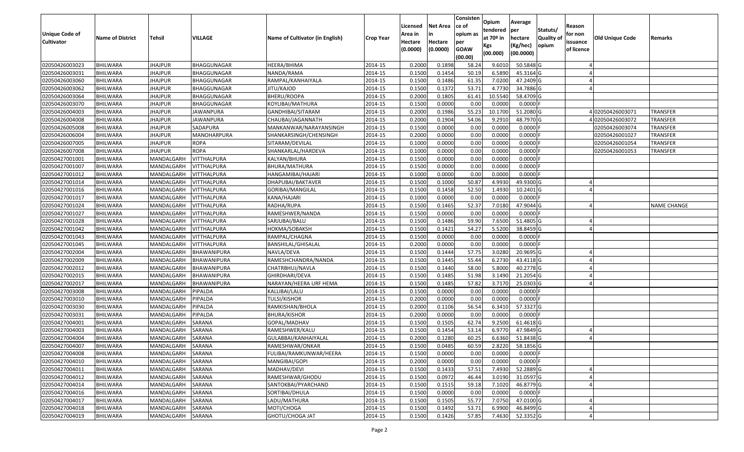| Unique Code of Cultivator | Name of District | Tehsil | VILLAGE | Name of Cultivator (in English) | Crop Year | Licensed Area in Hectare (0.0000) | Net Area in Hectare (0.0000) | Consistence of opium as per GOAW (00.00) | Opium tendered at 70º in Kgs (00.000) | Average per hectare (Kg/hec) (00.0000) | Statuts/ Quality of opium | Reason for non issuance of licence | Old Unique Code | Remarks |
|---|---|---|---|---|---|---|---|---|---|---|---|---|---|---|
| 02050426003023 | BHILWARA | JHAJPUR | BHAGGUNAGAR | HEERA/BHIMA | 2014-15 | 0.2000 | 0.1898 | 58.24 | 9.6010 | 50.5848 | G | 4 | | |
| 02050426003031 | BHILWARA | JHAJPUR | BHAGGUNAGAR | NANDA/RAMA | 2014-15 | 0.1500 | 0.1454 | 50.19 | 6.5890 | 45.3164 | G | 4 | | |
| 02050426003060 | BHILWARA | JHAJPUR | BHAGGUNAGAR | RAMPAL/KANHAIYALA | 2014-15 | 0.1500 | 0.1486 | 61.35 | 7.0200 | 47.2409 | G | 4 | | |
| 02050426003062 | BHILWARA | JHAJPUR | BHAGGUNAGAR | JITU/KAJOD | 2014-15 | 0.1500 | 0.1372 | 53.71 | 4.7730 | 34.7886 | G | 4 | | |
| 02050426003064 | BHILWARA | JHAJPUR | BHAGGUNAGAR | BHERU/ROOPA | 2014-15 | 0.2000 | 0.1805 | 61.41 | 10.5540 | 58.4709 | G | | | |
| 02050426003070 | BHILWARA | JHAJPUR | BHAGGUNAGAR | KOYLIBAI/MATHURA | 2014-15 | 0.1500 | 0.0000 | 0.00 | 0.0000 | 0.0000 | F | | | |
| 02050426004003 | BHILWARA | JHAJPUR | JAWANPURA | GANDHIBAI/SITARAM | 2014-15 | 0.2000 | 0.1986 | 55.23 | 10.1700 | 51.2080 | G | 4 | 02050426003071 | TRANSFER |
| 02050426004008 | BHILWARA | JHAJPUR | JAWANPURA | CHAUBAI/JAGANNATH | 2014-15 | 0.2000 | 0.1904 | 54.06 | 9.2910 | 48.7970 | G | 4 | 02050426003072 | TRANSFER |
| 02050426005008 | BHILWARA | JHAJPUR | SADAPURA | MANKANWAR/NARAYANSINGH | 2014-15 | 0.1500 | 0.0000 | 0.00 | 0.0000 | 0.0000 | F | | 02050426003074 | TRANSFER |
| 02050426006004 | BHILWARA | JHAJPUR | MANOHARPURA | SHANKARSINGH/CHENSINGH | 2014-15 | 0.2000 | 0.0000 | 0.00 | 0.0000 | 0.0000 | F | | 02050426001027 | TRANSFER |
| 02050426007005 | BHILWARA | JHAJPUR | ROPA | SITARAM/DEVILAL | 2014-15 | 0.1000 | 0.0000 | 0.00 | 0.0000 | 0.0000 | F | | 02050426001054 | TRANSFER |
| 02050426007008 | BHILWARA | JHAJPUR | ROPA | SHANKARLAL/HARDEVA | 2014-15 | 0.1000 | 0.0000 | 0.00 | 0.0000 | 0.0000 | F | | 02050426001053 | TRANSFER |
| 02050427001001 | BHILWARA | MANDALGARH | VITTHALPURA | KALYAN/BHURA | 2014-15 | 0.1500 | 0.0000 | 0.00 | 0.0000 | 0.0000 | F | | | |
| 02050427001007 | BHILWARA | MANDALGARH | VITTHALPURA | BHURA/MATHURA | 2014-15 | 0.1500 | 0.0000 | 0.00 | 0.0000 | 0.0000 | F | | | |
| 02050427001012 | BHILWARA | MANDALGARH | VITTHALPURA | HANGAMIBAI/HAJARI | 2014-15 | 0.1000 | 0.0000 | 0.00 | 0.0000 | 0.0000 | F | | | |
| 02050427001014 | BHILWARA | MANDALGARH | VITTHALPURA | DHAPUBAI/BAKTAVER | 2014-15 | 0.1500 | 0.1000 | 50.87 | 4.9930 | 49.9300 | G | 4 | | |
| 02050427001016 | BHILWARA | MANDALGARH | VITTHALPURA | GORIBAI/MANGILAL | 2014-15 | 0.1500 | 0.1458 | 52.50 | 1.4930 | 10.2401 | G | 4 | | |
| 02050427001017 | BHILWARA | MANDALGARH | VITTHALPURA | KANA/HAJARI | 2014-15 | 0.1000 | 0.0000 | 0.00 | 0.0000 | 0.0000 | F | | | |
| 02050427001024 | BHILWARA | MANDALGARH | VITTHALPURA | RADHA/RUPA | 2014-15 | 0.1500 | 0.1465 | 52.37 | 7.0180 | 47.9044 | G | 4 | | NAME CHANGE |
| 02050427001027 | BHILWARA | MANDALGARH | VITTHALPURA | RAMESHWER/NANDA | 2014-15 | 0.1500 | 0.0000 | 0.00 | 0.0000 | 0.0000 | F | | | |
| 02050427001028 | BHILWARA | MANDALGARH | VITTHALPURA | SARJUBAI/BALU | 2014-15 | 0.1500 | 0.1486 | 59.90 | 7.6500 | 51.4805 | G | 4 | | |
| 02050427001042 | BHILWARA | MANDALGARH | VITTHALPURA | HOKMA/SOBAKSH | 2014-15 | 0.1500 | 0.1421 | 54.27 | 5.5200 | 38.8459 | G | 4 | | |
| 02050427001043 | BHILWARA | MANDALGARH | VITTHALPURA | RAMPAL/CHAGNA | 2014-15 | 0.1500 | 0.0000 | 0.00 | 0.0000 | 0.0000 | F | | | |
| 02050427001045 | BHILWARA | MANDALGARH | VITTHALPURA | BANSHILAL/GHISALAL | 2014-15 | 0.2000 | 0.0000 | 0.00 | 0.0000 | 0.0000 | F | | | |
| 02050427002004 | BHILWARA | MANDALGARH | BHAWANIPURA | NAVLA/DEVA | 2014-15 | 0.1500 | 0.1444 | 57.75 | 3.0280 | 20.9695 | G | 4 | | |
| 02050427002009 | BHILWARA | MANDALGARH | BHAWANIPURA | RAMESHCHANDRA/NANDA | 2014-15 | 0.1500 | 0.1445 | 55.44 | 6.2730 | 43.4118 | G | 4 | | |
| 02050427002012 | BHILWARA | MANDALGARH | BHAWANIPURA | CHATRBHUJ/NAVLA | 2014-15 | 0.1500 | 0.1440 | 58.00 | 5.8000 | 40.2778 | G | 4 | | |
| 02050427002015 | BHILWARA | MANDALGARH | BHAWANIPURA | GHIRDHARI/DEVA | 2014-15 | 0.1500 | 0.1485 | 51.98 | 3.1490 | 21.2054 | G | 4 | | |
| 02050427002017 | BHILWARA | MANDALGARH | BHAWANIPURA | NARAYAN/HEERA URF HEMA | 2014-15 | 0.1500 | 0.1485 | 57.82 | 3.7170 | 25.0303 | G | 4 | | |
| 02050427003008 | BHILWARA | MANDALGARH | PIPALDA | KALLIBAI/LALU | 2014-15 | 0.1500 | 0.0000 | 0.00 | 0.0000 | 0.0000 | F | | | |
| 02050427003010 | BHILWARA | MANDALGARH | PIPALDA | TULSI/KISHOR | 2014-15 | 0.2000 | 0.0000 | 0.00 | 0.0000 | 0.0000 | F | | | |
| 02050427003030 | BHILWARA | MANDALGARH | PIPALDA | RAMKISHAN/BHOLA | 2014-15 | 0.2000 | 0.1106 | 56.54 | 6.3410 | 57.3327 | G | | | |
| 02050427003031 | BHILWARA | MANDALGARH | PIPALDA | BHURA/KISHOR | 2014-15 | 0.2000 | 0.0000 | 0.00 | 0.0000 | 0.0000 | F | | | |
| 02050427004001 | BHILWARA | MANDALGARH | SARANA | GOPAL/MADHAV | 2014-15 | 0.1500 | 0.1505 | 62.74 | 9.2500 | 61.4618 | G | | | |
| 02050427004003 | BHILWARA | MANDALGARH | SARANA | RAMESHWER/KALU | 2014-15 | 0.1500 | 0.1454 | 53.14 | 6.9770 | 47.9849 | G | 4 | | |
| 02050427004004 | BHILWARA | MANDALGARH | SARANA | GULABBAI/KANHAIYALAL | 2014-15 | 0.2000 | 0.1280 | 60.25 | 6.6360 | 51.8438 | G | 4 | | |
| 02050427004007 | BHILWARA | MANDALGARH | SARANA | RAMESHWAR/ONKAR | 2014-15 | 0.1500 | 0.0485 | 60.59 | 2.8220 | 58.1856 | G | | | |
| 02050427004008 | BHILWARA | MANDALGARH | SARANA | FULIBAI/RAMKUNWAR/HEERA | 2014-15 | 0.1500 | 0.0000 | 0.00 | 0.0000 | 0.0000 | F | | | |
| 02050427004010 | BHILWARA | MANDALGARH | SARANA | MANGIBAI/GOPI | 2014-15 | 0.2000 | 0.0000 | 0.00 | 0.0000 | 0.0000 | F | | | |
| 02050427004011 | BHILWARA | MANDALGARH | SARANA | MADHAV/DEVI | 2014-15 | 0.1500 | 0.1433 | 57.51 | 7.4930 | 52.2889 | G | 4 | | |
| 02050427004012 | BHILWARA | MANDALGARH | SARANA | RAMESHWAR/GHODU | 2014-15 | 0.1500 | 0.0972 | 46.44 | 3.0190 | 31.0597 | G | 4 | | |
| 02050427004014 | BHILWARA | MANDALGARH | SARANA | SANTOKBAI/PYARCHAND | 2014-15 | 0.1500 | 0.1515 | 59.18 | 7.1020 | 46.8779 | G | 4 | | |
| 02050427004016 | BHILWARA | MANDALGARH | SARANA | SORTIBAI/DHULA | 2014-15 | 0.1500 | 0.0000 | 0.00 | 0.0000 | 0.0000 | F | | | |
| 02050427004017 | BHILWARA | MANDALGARH | SARANA | LADU/MATHURA | 2014-15 | 0.1500 | 0.1505 | 55.77 | 7.0750 | 47.0100 | G | 4 | | |
| 02050427004018 | BHILWARA | MANDALGARH | SARANA | MOTI/CHOGA | 2014-15 | 0.1500 | 0.1492 | 53.71 | 6.9900 | 46.8499 | G | 4 | | |
| 02050427004019 | BHILWARA | MANDALGARH | SARANA | GHOTU/CHOGA JAT | 2014-15 | 0.1500 | 0.1426 | 57.85 | 7.4630 | 52.3352 | G | 4 | | |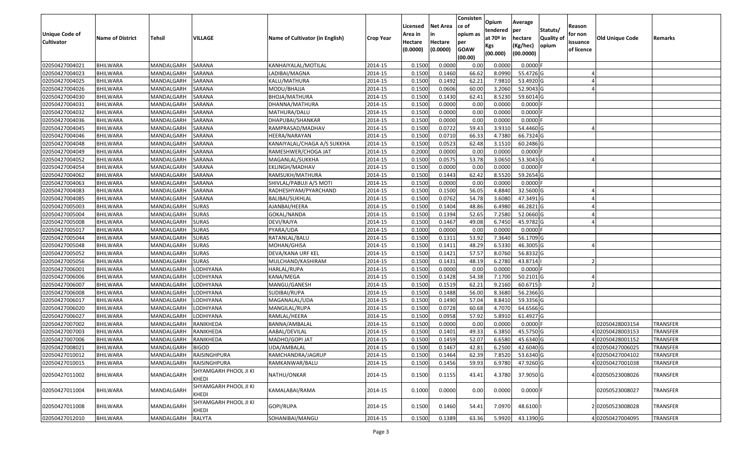| Unique Code of Cultivator | Name of District | Tehsil | VILLAGE | Name of Cultivator (in English) | Crop Year | Licensed Area in Hectare (0.0000) | Net Area in Hectare (0.0000) | Consisten ce of opium as per GOAW (00.00) | Opium tendered at 70º in Kgs (00.000) | Average per hectare (Kg/hec) (00.0000) | Statuts/ Quality of opium | Reason for non issuance of licence | Old Unique Code | Remarks |
|---|---|---|---|---|---|---|---|---|---|---|---|---|---|---|
| 02050427004021 | BHILWARA | MANDALGARH | SARANA | KANHAIYALAL/MOTILAL | 2014-15 | 0.1500 | 0.0000 | 0.00 | 0.0000 | 0.0000 | F | | | |
| 02050427004023 | BHILWARA | MANDALGARH | SARANA | LADIBAI/MAGNA | 2014-15 | 0.1500 | 0.1460 | 66.62 | 8.0990 | 55.4726 | G | 4 | | |
| 02050427004025 | BHILWARA | MANDALGARH | SARANA | KALU/MATHURA | 2014-15 | 0.1500 | 0.1492 | 62.21 | 7.9810 | 53.4920 | G | 4 | | |
| 02050427004026 | BHILWARA | MANDALGARH | SARANA | MODU/BHAJJA | 2014-15 | 0.1500 | 0.0606 | 60.00 | 3.2060 | 52.9043 | G | 4 | | |
| 02050427004030 | BHILWARA | MANDALGARH | SARANA | BHOJA/MATHURA | 2014-15 | 0.1500 | 0.1430 | 62.41 | 8.5230 | 59.6014 | G | | | |
| 02050427004031 | BHILWARA | MANDALGARH | SARANA | DHANNA/MATHURA | 2014-15 | 0.1500 | 0.0000 | 0.00 | 0.0000 | 0.0000 | F | | | |
| 02050427004032 | BHILWARA | MANDALGARH | SARANA | MATHURA/DALU | 2014-15 | 0.1500 | 0.0000 | 0.00 | 0.0000 | 0.0000 | F | | | |
| 02050427004036 | BHILWARA | MANDALGARH | SARANA | DHAPUBAI/SHANKAR | 2014-15 | 0.1500 | 0.0000 | 0.00 | 0.0000 | 0.0000 | F | | | |
| 02050427004045 | BHILWARA | MANDALGARH | SARANA | RAMPRASAD/MADHAV | 2014-15 | 0.1500 | 0.0722 | 59.43 | 3.9310 | 54.4460 | G | 4 | | |
| 02050427004046 | BHILWARA | MANDALGARH | SARANA | HEERA/NARAYAN | 2014-15 | 0.1500 | 0.0710 | 66.33 | 4.7380 | 66.7324 | G | | | |
| 02050427004048 | BHILWARA | MANDALGARH | SARANA | KANAIYALAL/CHAGA A/S SUKKHA | 2014-15 | 0.1500 | 0.0523 | 62.48 | 3.1510 | 60.2486 | G | | | |
| 02050427004049 | BHILWARA | MANDALGARH | SARANA | RAMESHWER/CHOGA JAT | 2014-15 | 0.2000 | 0.0000 | 0.00 | 0.0000 | 0.0000 | F | | | |
| 02050427004052 | BHILWARA | MANDALGARH | SARANA | MAGANLAL/SUKKHA | 2014-15 | 0.1500 | 0.0575 | 53.78 | 3.0650 | 53.3043 | G | 4 | | |
| 02050427004054 | BHILWARA | MANDALGARH | SARANA | EKLINGH/MADHAV | 2014-15 | 0.1500 | 0.0000 | 0.00 | 0.0000 | 0.0000 | F | | | |
| 02050427004062 | BHILWARA | MANDALGARH | SARANA | RAMSUKH/MATHURA | 2014-15 | 0.1500 | 0.1443 | 62.42 | 8.5520 | 59.2654 | G | | | |
| 02050427004063 | BHILWARA | MANDALGARH | SARANA | SHIVLAL/PABUJI A/S MOTI | 2014-15 | 0.1500 | 0.0000 | 0.00 | 0.0000 | 0.0000 | F | | | |
| 02050427004083 | BHILWARA | MANDALGARH | SARANA | RADHESHYAM/PYARCHAND | 2014-15 | 0.1500 | 0.1500 | 56.05 | 4.8840 | 32.5600 | G | 4 | | |
| 02050427004085 | BHILWARA | MANDALGARH | SARANA | BALIBAI/SUKHLAL | 2014-15 | 0.1500 | 0.0762 | 54.78 | 3.6080 | 47.3491 | G | 4 | | |
| 02050427005003 | BHILWARA | MANDALGARH | SURAS | AJANBAI/HEERA | 2014-15 | 0.1500 | 0.1404 | 48.86 | 6.4980 | 46.2821 | G | 4 | | |
| 02050427005004 | BHILWARA | MANDALGARH | SURAS | GOKAL/NANDA | 2014-15 | 0.1500 | 0.1394 | 52.65 | 7.2580 | 52.0660 | G | 4 | | |
| 02050427005008 | BHILWARA | MANDALGARH | SURAS | DEVI/RAJYA | 2014-15 | 0.1500 | 0.1467 | 49.08 | 6.7450 | 45.9782 | G | 4 | | |
| 02050427005017 | BHILWARA | MANDALGARH | SURAS | PYARA/UDA | 2014-15 | 0.1000 | 0.0000 | 0.00 | 0.0000 | 0.0000 | F | | | |
| 02050427005044 | BHILWARA | MANDALGARH | SURAS | RATANLAL/BALU | 2014-15 | 0.1500 | 0.1311 | 53.92 | 7.3640 | 56.1709 | G | | | |
| 02050427005048 | BHILWARA | MANDALGARH | SURAS | MOHAN/GHISA | 2014-15 | 0.1500 | 0.1411 | 48.29 | 6.5330 | 46.3005 | G | 4 | | |
| 02050427005052 | BHILWARA | MANDALGARH | SURAS | DEVA/KANA URF KEL | 2014-15 | 0.1500 | 0.1421 | 57.57 | 8.0760 | 56.8332 | G | | | |
| 02050427005056 | BHILWARA | MANDALGARH | SURAS | MULCHAND/KASHIRAM | 2014-15 | 0.1500 | 0.1431 | 48.19 | 6.2780 | 43.8714 | I | 2 | | |
| 02050427006001 | BHILWARA | MANDALGARH | LODHIYANA | HARLAL/RUPA | 2014-15 | 0.1500 | 0.0000 | 0.00 | 0.0000 | 0.0000 | F | | | |
| 02050427006006 | BHILWARA | MANDALGARH | LODHIYANA | KANA/MEGA | 2014-15 | 0.1500 | 0.1428 | 54.38 | 7.1700 | 50.2101 | G | 4 | | |
| 02050427006007 | BHILWARA | MANDALGARH | LODHIYANA | MANGU/GANESH | 2014-15 | 0.1500 | 0.1519 | 62.21 | 9.2160 | 60.6715 | I | 2 | | |
| 02050427006008 | BHILWARA | MANDALGARH | LODHIYANA | SUDIBAI/RUPA | 2014-15 | 0.1500 | 0.1488 | 56.00 | 8.3680 | 56.2366 | G | | | |
| 02050427006017 | BHILWARA | MANDALGARH | LODHIYANA | MAGANALAL/UDA | 2014-15 | 0.1500 | 0.1490 | 57.04 | 8.8410 | 59.3356 | G | | | |
| 02050427006020 | BHILWARA | MANDALGARH | LODHIYANA | MANGILAL/RUPA | 2014-15 | 0.1500 | 0.0728 | 60.68 | 4.7070 | 64.6566 | G | | | |
| 02050427006027 | BHILWARA | MANDALGARH | LODHIYANA | RAMLAL/HEERA | 2014-15 | 0.1500 | 0.0958 | 57.92 | 5.8910 | 61.4927 | G | | | |
| 02050427007002 | BHILWARA | MANDALGARH | RANIKHEDA | BANNA/AMBALAL | 2014-15 | 0.1500 | 0.0000 | 0.00 | 0.0000 | 0.0000 | F | | 02050428003154 | TRANSFER |
| 02050427007003 | BHILWARA | MANDALGARH | RANIKHEDA | AABAL/DEVILAL | 2014-15 | 0.1500 | 0.1401 | 49.33 | 6.3850 | 45.5750 | G | 4 | 02050428003153 | TRANSFER |
| 02050427007006 | BHILWARA | MANDALGARH | RANIKHEDA | MADHO/GOPI JAT | 2014-15 | 0.1500 | 0.1459 | 52.07 | 6.6580 | 45.6340 | G | 4 | 02050428001152 | TRANSFER |
| 02050427008021 | BHILWARA | MANDALGARH | BIGOD | UDA/AMBALAL | 2014-15 | 0.1500 | 0.1467 | 42.81 | 6.2500 | 42.6040 | G | 4 | 02050427006025 | TRANSFER |
| 02050427010012 | BHILWARA | MANDALGARH | RAISINGHPURA | RAMCHANDRA/JAGRUP | 2014-15 | 0.1500 | 0.1464 | 62.39 | 7.8520 | 53.6340 | G | 4 | 02050427004102 | TRANSFER |
| 02050427010015 | BHILWARA | MANDALGARH | RAISINGHPURA | RAMKANWAR/BALU | 2014-15 | 0.1500 | 0.1456 | 59.93 | 6.9780 | 47.9260 | G | 4 | 02050427001038 | TRANSFER |
| 02050427011002 | BHILWARA | MANDALGARH | SHYAMGARH PHOOL JI KI KHEDI | NATHU/ONKAR | 2014-15 | 0.1500 | 0.1155 | 43.41 | 4.3780 | 37.9050 | G | 4 | 02050523008026 | TRANSFER |
| 02050427011004 | BHILWARA | MANDALGARH | SHYAMGARH PHOOL JI KI KHEDI | KAMALABAI/RAMA | 2014-15 | 0.1000 | 0.0000 | 0.00 | 0.0000 | 0.0000 | F | | 02050523008027 | TRANSFER |
| 02050427011008 | BHILWARA | MANDALGARH | SHYAMGARH PHOOL JI KI KHEDI | GOPI/RUPA | 2014-15 | 0.1500 | 0.1460 | 54.41 | 7.0970 | 48.6100 | I | 2 | 02050523008028 | TRANSFER |
| 02050427012010 | BHILWARA | MANDALGARH | RALYTA | SOHANIBAI/MANGU | 2014-15 | 0.1500 | 0.1389 | 63.36 | 5.9920 | 43.1390 | G | 4 | 02050427004095 | TRANSFER |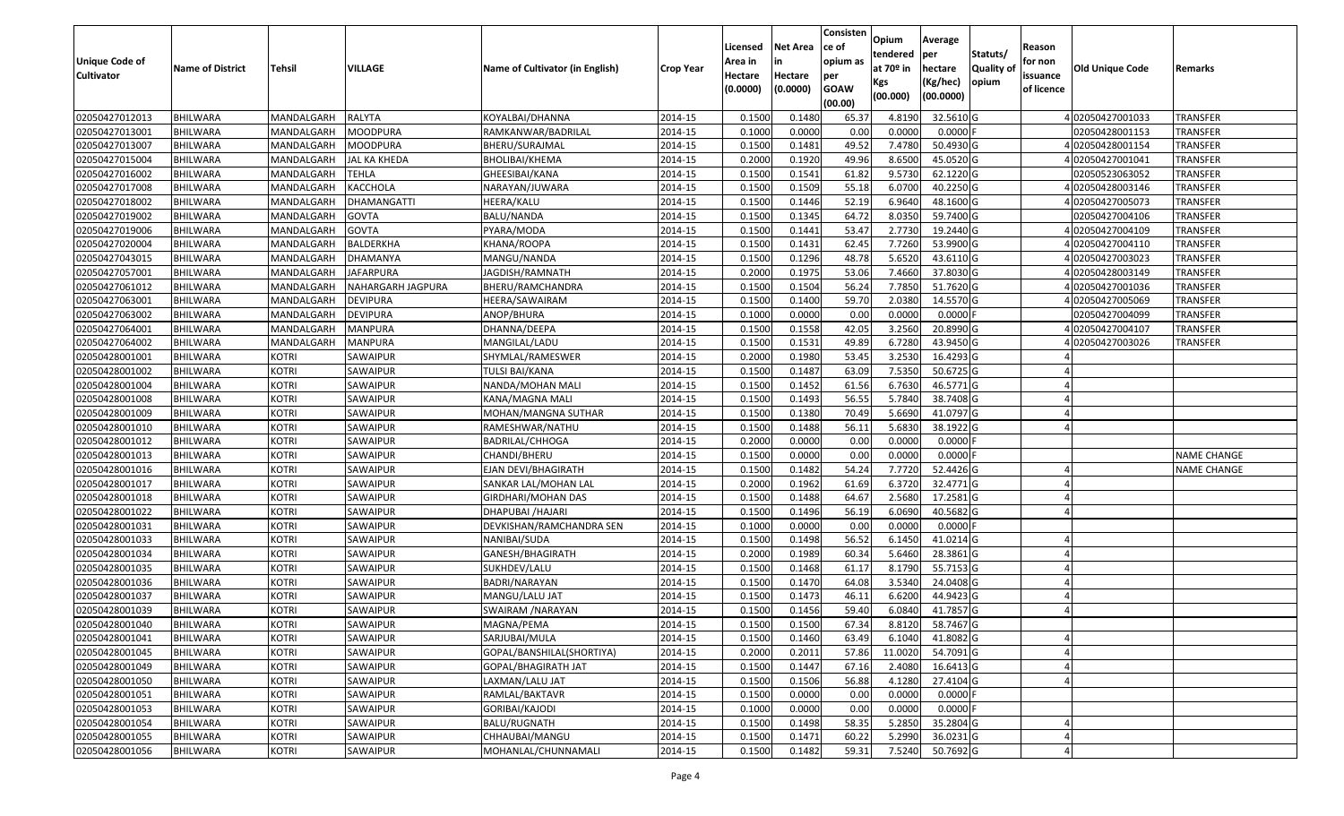| Unique Code of Cultivator | Name of District | Tehsil | VILLAGE | Name of Cultivator (in English) | Crop Year | Licensed Area in Hectare (0.0000) | Net Area in Hectare (0.0000) | Consisten ce of opium as per GOAW (00.00) | Opium tendered at 70º in Kgs (00.000) | Average per hectare (Kg/hec) (00.0000) | Statuts/ Quality of opium | Reason for non issuance of licence | Old Unique Code | Remarks |
|---|---|---|---|---|---|---|---|---|---|---|---|---|---|---|
| 02050427012013 | BHILWARA | MANDALGARH | RALYTA | KOYALBAI/DHANNA | 2014-15 | 0.1500 | 0.1480 | 65.37 | 4.8190 | 32.5610 | G | 4 | 02050427001033 | TRANSFER |
| 02050427013001 | BHILWARA | MANDALGARH | MOODPURA | RAMKANWAR/BADRILAL | 2014-15 | 0.1000 | 0.0000 | 0.00 | 0.0000 | 0.0000 | F | | 02050428001153 | TRANSFER |
| 02050427013007 | BHILWARA | MANDALGARH | MOODPURA | BHERU/SURAJMAL | 2014-15 | 0.1500 | 0.1481 | 49.52 | 7.4780 | 50.4930 | G | 4 | 02050428001154 | TRANSFER |
| 02050427015004 | BHILWARA | MANDALGARH | JAL KA KHEDA | BHOLIBAI/KHEMA | 2014-15 | 0.2000 | 0.1920 | 49.96 | 8.6500 | 45.0520 | G | 4 | 02050427001041 | TRANSFER |
| 02050427016002 | BHILWARA | MANDALGARH | TEHLA | GHEESIBAI/KANA | 2014-15 | 0.1500 | 0.1541 | 61.82 | 9.5730 | 62.1220 | G | | 02050523063052 | TRANSFER |
| 02050427017008 | BHILWARA | MANDALGARH | KACCHOLA | NARAYAN/JUWARA | 2014-15 | 0.1500 | 0.1509 | 55.18 | 6.0700 | 40.2250 | G | 4 | 02050428003146 | TRANSFER |
| 02050427018002 | BHILWARA | MANDALGARH | DHAMANGATTI | HEERA/KALU | 2014-15 | 0.1500 | 0.1446 | 52.19 | 6.9640 | 48.1600 | G | 4 | 02050427005073 | TRANSFER |
| 02050427019002 | BHILWARA | MANDALGARH | GOVTA | BALU/NANDA | 2014-15 | 0.1500 | 0.1345 | 64.72 | 8.0350 | 59.7400 | G | | 02050427004106 | TRANSFER |
| 02050427019006 | BHILWARA | MANDALGARH | GOVTA | PYARA/MODA | 2014-15 | 0.1500 | 0.1441 | 53.47 | 2.7730 | 19.2440 | G | 4 | 02050427004109 | TRANSFER |
| 02050427020004 | BHILWARA | MANDALGARH | BALDERKHA | KHANA/ROOPA | 2014-15 | 0.1500 | 0.1431 | 62.45 | 7.7260 | 53.9900 | G | 4 | 02050427004110 | TRANSFER |
| 02050427043015 | BHILWARA | MANDALGARH | DHAMANYA | MANGU/NANDA | 2014-15 | 0.1500 | 0.1296 | 48.78 | 5.6520 | 43.6110 | G | 4 | 02050427003023 | TRANSFER |
| 02050427057001 | BHILWARA | MANDALGARH | JAFARPURA | JAGDISH/RAMNATH | 2014-15 | 0.2000 | 0.1975 | 53.06 | 7.4660 | 37.8030 | G | 4 | 02050428003149 | TRANSFER |
| 02050427061012 | BHILWARA | MANDALGARH | NAHARGARH JAGPURA | BHERU/RAMCHANDRA | 2014-15 | 0.1500 | 0.1504 | 56.24 | 7.7850 | 51.7620 | G | 4 | 02050427001036 | TRANSFER |
| 02050427063001 | BHILWARA | MANDALGARH | DEVIPURA | HEERA/SAWAIRAM | 2014-15 | 0.1500 | 0.1400 | 59.70 | 2.0380 | 14.5570 | G | 4 | 02050427005069 | TRANSFER |
| 02050427063002 | BHILWARA | MANDALGARH | DEVIPURA | ANOP/BHURA | 2014-15 | 0.1000 | 0.0000 | 0.00 | 0.0000 | 0.0000 | F | | 02050427004099 | TRANSFER |
| 02050427064001 | BHILWARA | MANDALGARH | MANPURA | DHANNA/DEEPA | 2014-15 | 0.1500 | 0.1558 | 42.05 | 3.2560 | 20.8990 | G | 4 | 02050427004107 | TRANSFER |
| 02050427064002 | BHILWARA | MANDALGARH | MANPURA | MANGILAL/LADU | 2014-15 | 0.1500 | 0.1531 | 49.89 | 6.7280 | 43.9450 | G | 4 | 02050427003026 | TRANSFER |
| 02050428001001 | BHILWARA | KOTRI | SAWAIPUR | SHYMLAL/RAMESWER | 2014-15 | 0.2000 | 0.1980 | 53.45 | 3.2530 | 16.4293 | G | 4 | | |
| 02050428001002 | BHILWARA | KOTRI | SAWAIPUR | TULSI BAI/KANA | 2014-15 | 0.1500 | 0.1487 | 63.09 | 7.5350 | 50.6725 | G | 4 | | |
| 02050428001004 | BHILWARA | KOTRI | SAWAIPUR | NANDA/MOHAN MALI | 2014-15 | 0.1500 | 0.1452 | 61.56 | 6.7630 | 46.5771 | G | 4 | | |
| 02050428001008 | BHILWARA | KOTRI | SAWAIPUR | KANA/MAGNA MALI | 2014-15 | 0.1500 | 0.1493 | 56.55 | 5.7840 | 38.7408 | G | 4 | | |
| 02050428001009 | BHILWARA | KOTRI | SAWAIPUR | MOHAN/MANGNA SUTHAR | 2014-15 | 0.1500 | 0.1380 | 70.49 | 5.6690 | 41.0797 | G | 4 | | |
| 02050428001010 | BHILWARA | KOTRI | SAWAIPUR | RAMESHWAR/NATHU | 2014-15 | 0.1500 | 0.1488 | 56.11 | 5.6830 | 38.1922 | G | 4 | | |
| 02050428001012 | BHILWARA | KOTRI | SAWAIPUR | BADRILAL/CHHOGA | 2014-15 | 0.2000 | 0.0000 | 0.00 | 0.0000 | 0.0000 | F | | | |
| 02050428001013 | BHILWARA | KOTRI | SAWAIPUR | CHANDI/BHERU | 2014-15 | 0.1500 | 0.0000 | 0.00 | 0.0000 | 0.0000 | F | | | NAME CHANGE |
| 02050428001016 | BHILWARA | KOTRI | SAWAIPUR | EJAN DEVI/BHAGIRATH | 2014-15 | 0.1500 | 0.1482 | 54.24 | 7.7720 | 52.4426 | G | 4 | | NAME CHANGE |
| 02050428001017 | BHILWARA | KOTRI | SAWAIPUR | SANKAR LAL/MOHAN LAL | 2014-15 | 0.2000 | 0.1962 | 61.69 | 6.3720 | 32.4771 | G | 4 | | |
| 02050428001018 | BHILWARA | KOTRI | SAWAIPUR | GIRDHARI/MOHAN DAS | 2014-15 | 0.1500 | 0.1488 | 64.67 | 2.5680 | 17.2581 | G | 4 | | |
| 02050428001022 | BHILWARA | KOTRI | SAWAIPUR | DHAPUBAI /HAJARI | 2014-15 | 0.1500 | 0.1496 | 56.19 | 6.0690 | 40.5682 | G | 4 | | |
| 02050428001031 | BHILWARA | KOTRI | SAWAIPUR | DEVKISHAN/RAMCHANDRA SEN | 2014-15 | 0.1000 | 0.0000 | 0.00 | 0.0000 | 0.0000 | F | | | |
| 02050428001033 | BHILWARA | KOTRI | SAWAIPUR | NANIBAI/SUDA | 2014-15 | 0.1500 | 0.1498 | 56.52 | 6.1450 | 41.0214 | G | 4 | | |
| 02050428001034 | BHILWARA | KOTRI | SAWAIPUR | GANESH/BHAGIRATH | 2014-15 | 0.2000 | 0.1989 | 60.34 | 5.6460 | 28.3861 | G | 4 | | |
| 02050428001035 | BHILWARA | KOTRI | SAWAIPUR | SUKHDEV/LALU | 2014-15 | 0.1500 | 0.1468 | 61.17 | 8.1790 | 55.7153 | G | 4 | | |
| 02050428001036 | BHILWARA | KOTRI | SAWAIPUR | BADRI/NARAYAN | 2014-15 | 0.1500 | 0.1470 | 64.08 | 3.5340 | 24.0408 | G | 4 | | |
| 02050428001037 | BHILWARA | KOTRI | SAWAIPUR | MANGU/LALU JAT | 2014-15 | 0.1500 | 0.1473 | 46.11 | 6.6200 | 44.9423 | G | 4 | | |
| 02050428001039 | BHILWARA | KOTRI | SAWAIPUR | SWAIRAM /NARAYAN | 2014-15 | 0.1500 | 0.1456 | 59.40 | 6.0840 | 41.7857 | G | 4 | | |
| 02050428001040 | BHILWARA | KOTRI | SAWAIPUR | MAGNA/PEMA | 2014-15 | 0.1500 | 0.1500 | 67.34 | 8.8120 | 58.7467 | G | | | |
| 02050428001041 | BHILWARA | KOTRI | SAWAIPUR | SARJUBAI/MULA | 2014-15 | 0.1500 | 0.1460 | 63.49 | 6.1040 | 41.8082 | G | 4 | | |
| 02050428001045 | BHILWARA | KOTRI | SAWAIPUR | GOPAL/BANSHILAL(SHORTIYA) | 2014-15 | 0.2000 | 0.2011 | 57.86 | 11.0020 | 54.7091 | G | 4 | | |
| 02050428001049 | BHILWARA | KOTRI | SAWAIPUR | GOPAL/BHAGIRATH JAT | 2014-15 | 0.1500 | 0.1447 | 67.16 | 2.4080 | 16.6413 | G | 4 | | |
| 02050428001050 | BHILWARA | KOTRI | SAWAIPUR | LAXMAN/LALU JAT | 2014-15 | 0.1500 | 0.1506 | 56.88 | 4.1280 | 27.4104 | G | 4 | | |
| 02050428001051 | BHILWARA | KOTRI | SAWAIPUR | RAMLAL/BAKTAVR | 2014-15 | 0.1500 | 0.0000 | 0.00 | 0.0000 | 0.0000 | F | | | |
| 02050428001053 | BHILWARA | KOTRI | SAWAIPUR | GORIBAI/KAJODI | 2014-15 | 0.1000 | 0.0000 | 0.00 | 0.0000 | 0.0000 | F | | | |
| 02050428001054 | BHILWARA | KOTRI | SAWAIPUR | BALU/RUGNATH | 2014-15 | 0.1500 | 0.1498 | 58.35 | 5.2850 | 35.2804 | G | 4 | | |
| 02050428001055 | BHILWARA | KOTRI | SAWAIPUR | CHHAUBAI/MANGU | 2014-15 | 0.1500 | 0.1471 | 60.22 | 5.2990 | 36.0231 | G | 4 | | |
| 02050428001056 | BHILWARA | KOTRI | SAWAIPUR | MOHANLAL/CHUNNAMALI | 2014-15 | 0.1500 | 0.1482 | 59.31 | 7.5240 | 50.7692 | G | 4 | | |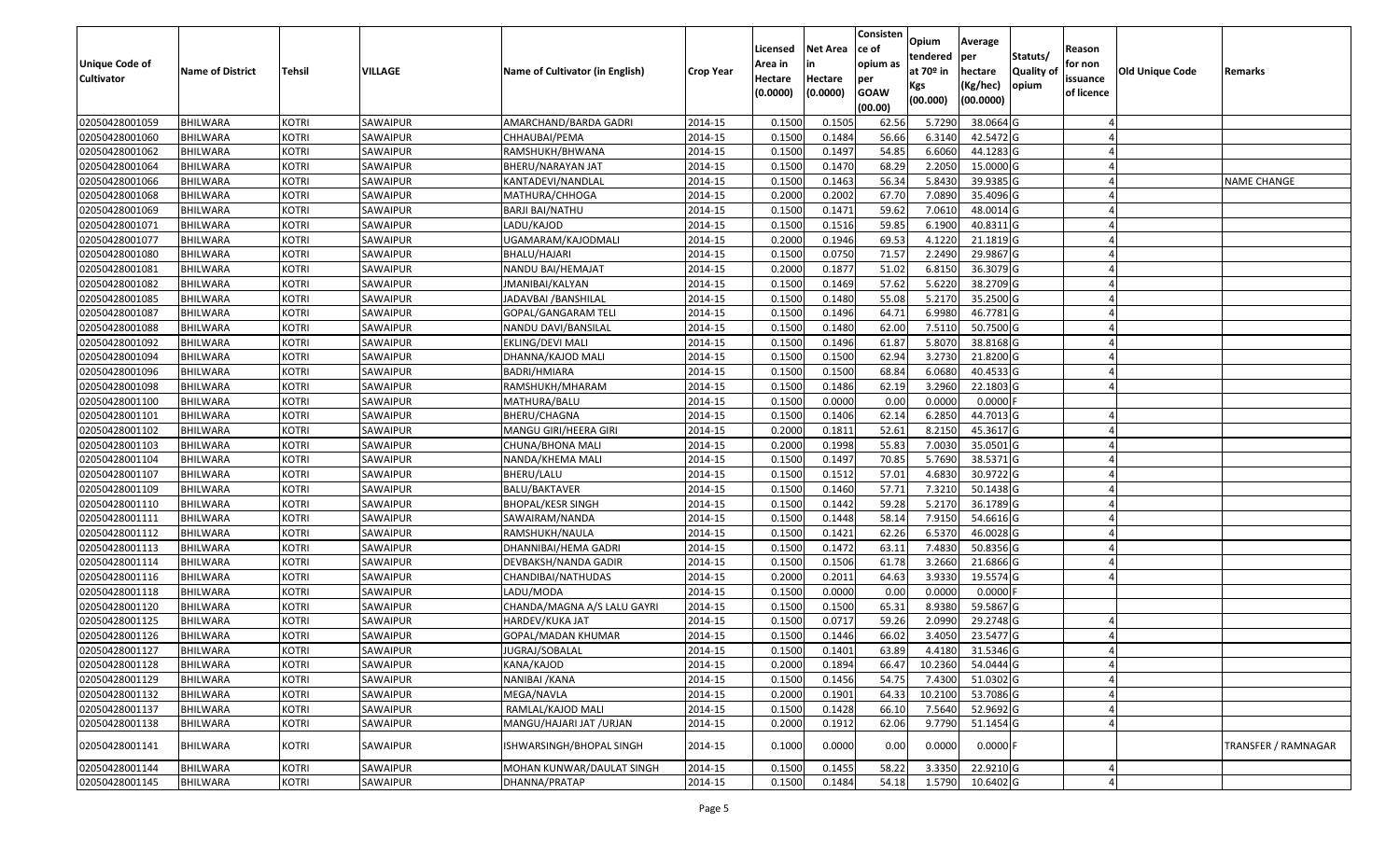| Unique Code of Cultivator | Name of District | Tehsil | VILLAGE | Name of Cultivator (in English) | Crop Year | Licensed Area in Hectare (0.0000) | Net Area in Hectare (0.0000) | Consistence of opium as per GOAW (00.00) | Opium tendered at 70º in Kgs (00.000) | Average per hectare (Kg/hec) (00.0000) | Statuts/ Quality of opium | Reason for non issuance of licence | Old Unique Code | Remarks |
|---|---|---|---|---|---|---|---|---|---|---|---|---|---|---|
| 02050428001059 | BHILWARA | KOTRI | SAWAIPUR | AMARCHAND/BARDA GADRI | 2014-15 | 0.1500 | 0.1505 | 62.56 | 5.7290 | 38.0664 | G | 4 | | |
| 02050428001060 | BHILWARA | KOTRI | SAWAIPUR | CHHAUBAI/PEMA | 2014-15 | 0.1500 | 0.1484 | 56.66 | 6.3140 | 42.5472 | G | 4 | | |
| 02050428001062 | BHILWARA | KOTRI | SAWAIPUR | RAMSHUKH/BHWANA | 2014-15 | 0.1500 | 0.1497 | 54.85 | 6.6060 | 44.1283 | G | 4 | | |
| 02050428001064 | BHILWARA | KOTRI | SAWAIPUR | BHERU/NARAYAN JAT | 2014-15 | 0.1500 | 0.1470 | 68.29 | 2.2050 | 15.0000 | G | 4 | | |
| 02050428001066 | BHILWARA | KOTRI | SAWAIPUR | KANTADEVI/NANDLAL | 2014-15 | 0.1500 | 0.1463 | 56.34 | 5.8430 | 39.9385 | G | 4 | | NAME CHANGE |
| 02050428001068 | BHILWARA | KOTRI | SAWAIPUR | MATHURA/CHHOGA | 2014-15 | 0.2000 | 0.2002 | 67.70 | 7.0890 | 35.4096 | G | 4 | | |
| 02050428001069 | BHILWARA | KOTRI | SAWAIPUR | BARJI BAI/NATHU | 2014-15 | 0.1500 | 0.1471 | 59.62 | 7.0610 | 48.0014 | G | 4 | | |
| 02050428001071 | BHILWARA | KOTRI | SAWAIPUR | LADU/KAJOD | 2014-15 | 0.1500 | 0.1516 | 59.85 | 6.1900 | 40.8311 | G | 4 | | |
| 02050428001077 | BHILWARA | KOTRI | SAWAIPUR | UGAMARAM/KAJODMALI | 2014-15 | 0.2000 | 0.1946 | 69.53 | 4.1220 | 21.1819 | G | 4 | | |
| 02050428001080 | BHILWARA | KOTRI | SAWAIPUR | BHALU/HAJARI | 2014-15 | 0.1500 | 0.0750 | 71.57 | 2.2490 | 29.9867 | G | 4 | | |
| 02050428001081 | BHILWARA | KOTRI | SAWAIPUR | NANDU BAI/HEMAJAT | 2014-15 | 0.2000 | 0.1877 | 51.02 | 6.8150 | 36.3079 | G | 4 | | |
| 02050428001082 | BHILWARA | KOTRI | SAWAIPUR | JMANIBAI/KALYAN | 2014-15 | 0.1500 | 0.1469 | 57.62 | 5.6220 | 38.2709 | G | 4 | | |
| 02050428001085 | BHILWARA | KOTRI | SAWAIPUR | JADAVBAI /BANSHILAL | 2014-15 | 0.1500 | 0.1480 | 55.08 | 5.2170 | 35.2500 | G | 4 | | |
| 02050428001087 | BHILWARA | KOTRI | SAWAIPUR | GOPAL/GANGARAM TELI | 2014-15 | 0.1500 | 0.1496 | 64.71 | 6.9980 | 46.7781 | G | 4 | | |
| 02050428001088 | BHILWARA | KOTRI | SAWAIPUR | NANDU DAVI/BANSILAL | 2014-15 | 0.1500 | 0.1480 | 62.00 | 7.5110 | 50.7500 | G | 4 | | |
| 02050428001092 | BHILWARA | KOTRI | SAWAIPUR | EKLING/DEVI MALI | 2014-15 | 0.1500 | 0.1496 | 61.87 | 5.8070 | 38.8168 | G | 4 | | |
| 02050428001094 | BHILWARA | KOTRI | SAWAIPUR | DHANNA/KAJOD MALI | 2014-15 | 0.1500 | 0.1500 | 62.94 | 3.2730 | 21.8200 | G | 4 | | |
| 02050428001096 | BHILWARA | KOTRI | SAWAIPUR | BADRI/HMIARA | 2014-15 | 0.1500 | 0.1500 | 68.84 | 6.0680 | 40.4533 | G | 4 | | |
| 02050428001098 | BHILWARA | KOTRI | SAWAIPUR | RAMSHUKH/MHARAM | 2014-15 | 0.1500 | 0.1486 | 62.19 | 3.2960 | 22.1803 | G | 4 | | |
| 02050428001100 | BHILWARA | KOTRI | SAWAIPUR | MATHURA/BALU | 2014-15 | 0.1500 | 0.0000 | 0.00 | 0.0000 | 0.0000 | F | | | |
| 02050428001101 | BHILWARA | KOTRI | SAWAIPUR | BHERU/CHAGNA | 2014-15 | 0.1500 | 0.1406 | 62.14 | 6.2850 | 44.7013 | G | 4 | | |
| 02050428001102 | BHILWARA | KOTRI | SAWAIPUR | MANGU GIRI/HEERA GIRI | 2014-15 | 0.2000 | 0.1811 | 52.61 | 8.2150 | 45.3617 | G | 4 | | |
| 02050428001103 | BHILWARA | KOTRI | SAWAIPUR | CHUNA/BHONA MALI | 2014-15 | 0.2000 | 0.1998 | 55.83 | 7.0030 | 35.0501 | G | 4 | | |
| 02050428001104 | BHILWARA | KOTRI | SAWAIPUR | NANDA/KHEMA MALI | 2014-15 | 0.1500 | 0.1497 | 70.85 | 5.7690 | 38.5371 | G | 4 | | |
| 02050428001107 | BHILWARA | KOTRI | SAWAIPUR | BHERU/LALU | 2014-15 | 0.1500 | 0.1512 | 57.01 | 4.6830 | 30.9722 | G | 4 | | |
| 02050428001109 | BHILWARA | KOTRI | SAWAIPUR | BALU/BAKTAVER | 2014-15 | 0.1500 | 0.1460 | 57.71 | 7.3210 | 50.1438 | G | 4 | | |
| 02050428001110 | BHILWARA | KOTRI | SAWAIPUR | BHOPAL/KESR SINGH | 2014-15 | 0.1500 | 0.1442 | 59.28 | 5.2170 | 36.1789 | G | 4 | | |
| 02050428001111 | BHILWARA | KOTRI | SAWAIPUR | SAWAIRAM/NANDA | 2014-15 | 0.1500 | 0.1448 | 58.14 | 7.9150 | 54.6616 | G | 4 | | |
| 02050428001112 | BHILWARA | KOTRI | SAWAIPUR | RAMSHUKH/NAULA | 2014-15 | 0.1500 | 0.1421 | 62.26 | 6.5370 | 46.0028 | G | 4 | | |
| 02050428001113 | BHILWARA | KOTRI | SAWAIPUR | DHANNIBAI/HEMA GADRI | 2014-15 | 0.1500 | 0.1472 | 63.11 | 7.4830 | 50.8356 | G | 4 | | |
| 02050428001114 | BHILWARA | KOTRI | SAWAIPUR | DEVBAKSH/NANDA GADIR | 2014-15 | 0.1500 | 0.1506 | 61.78 | 3.2660 | 21.6866 | G | 4 | | |
| 02050428001116 | BHILWARA | KOTRI | SAWAIPUR | CHANDIBAI/NATHUDAS | 2014-15 | 0.2000 | 0.2011 | 64.63 | 3.9330 | 19.5574 | G | 4 | | |
| 02050428001118 | BHILWARA | KOTRI | SAWAIPUR | LADU/MODA | 2014-15 | 0.1500 | 0.0000 | 0.00 | 0.0000 | 0.0000 | F | | | |
| 02050428001120 | BHILWARA | KOTRI | SAWAIPUR | CHANDA/MAGNA A/S LALU GAYRI | 2014-15 | 0.1500 | 0.1500 | 65.31 | 8.9380 | 59.5867 | G | | | |
| 02050428001125 | BHILWARA | KOTRI | SAWAIPUR | HARDEV/KUKA JAT | 2014-15 | 0.1500 | 0.0717 | 59.26 | 2.0990 | 29.2748 | G | 4 | | |
| 02050428001126 | BHILWARA | KOTRI | SAWAIPUR | GOPAL/MADAN KHUMAR | 2014-15 | 0.1500 | 0.1446 | 66.02 | 3.4050 | 23.5477 | G | 4 | | |
| 02050428001127 | BHILWARA | KOTRI | SAWAIPUR | JUGRAJ/SOBALAL | 2014-15 | 0.1500 | 0.1401 | 63.89 | 4.4180 | 31.5346 | G | 4 | | |
| 02050428001128 | BHILWARA | KOTRI | SAWAIPUR | KANA/KAJOD | 2014-15 | 0.2000 | 0.1894 | 66.47 | 10.2360 | 54.0444 | G | 4 | | |
| 02050428001129 | BHILWARA | KOTRI | SAWAIPUR | NANIBAI /KANA | 2014-15 | 0.1500 | 0.1456 | 54.75 | 7.4300 | 51.0302 | G | 4 | | |
| 02050428001132 | BHILWARA | KOTRI | SAWAIPUR | MEGA/NAVLA | 2014-15 | 0.2000 | 0.1901 | 64.33 | 10.2100 | 53.7086 | G | 4 | | |
| 02050428001137 | BHILWARA | KOTRI | SAWAIPUR | RAMLAL/KAJOD MALI | 2014-15 | 0.1500 | 0.1428 | 66.10 | 7.5640 | 52.9692 | G | 4 | | |
| 02050428001138 | BHILWARA | KOTRI | SAWAIPUR | MANGU/HAJARI JAT /URJAN | 2014-15 | 0.2000 | 0.1912 | 62.06 | 9.7790 | 51.1454 | G | 4 | | |
| 02050428001141 | BHILWARA | KOTRI | SAWAIPUR | ISHWARSINGH/BHOPAL SINGH | 2014-15 | 0.1000 | 0.0000 | 0.00 | 0.0000 | 0.0000 | F | | | TRANSFER / RAMNAGAR |
| 02050428001144 | BHILWARA | KOTRI | SAWAIPUR | MOHAN KUNWAR/DAULAT SINGH | 2014-15 | 0.1500 | 0.1455 | 58.22 | 3.3350 | 22.9210 | G | 4 | | |
| 02050428001145 | BHILWARA | KOTRI | SAWAIPUR | DHANNA/PRATAP | 2014-15 | 0.1500 | 0.1484 | 54.18 | 1.5790 | 10.6402 | G | 4 | | |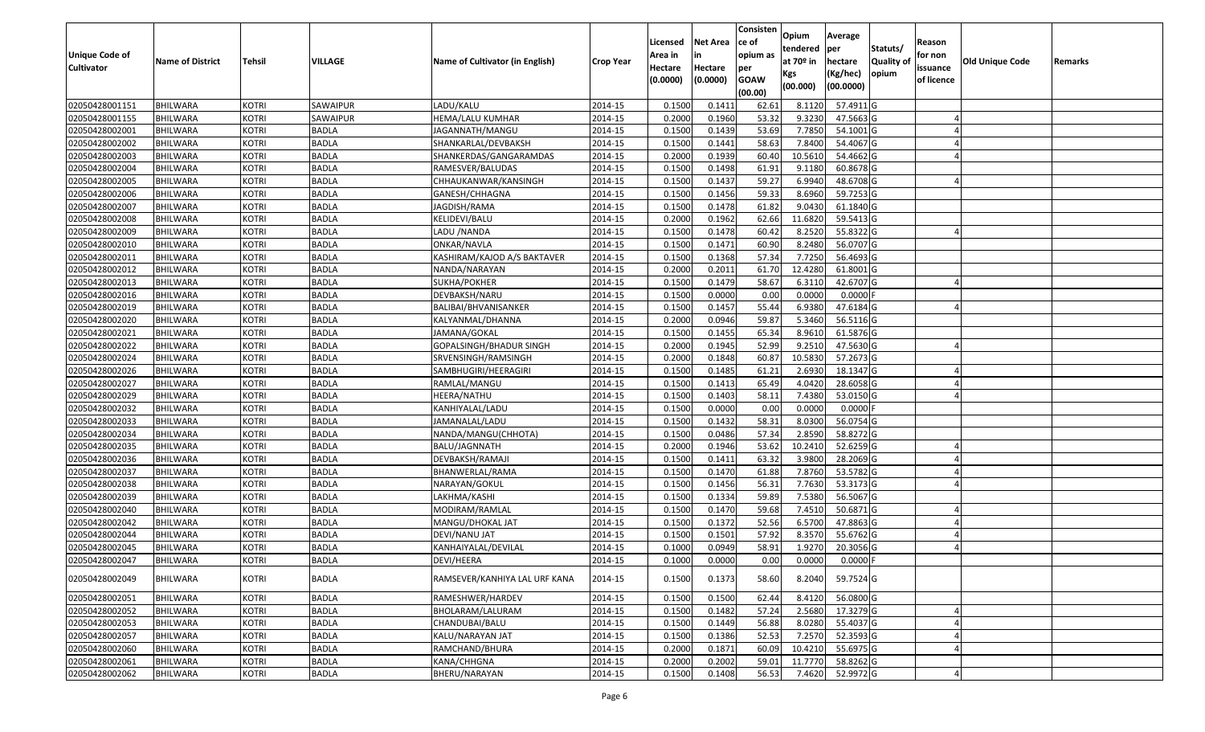| Unique Code of Cultivator | Name of District | Tehsil | VILLAGE | Name of Cultivator (in English) | Crop Year | Licensed Area in Hectare (0.0000) | Net Area in Hectare (0.0000) | Consistence of opium as per GOAW (00.00) | Opium tendered at 70º in Kgs (00.000) | Average per hectare (Kg/hec) (00.0000) | Statuts/ Quality of opium | Reason for non issuance of licence | Old Unique Code | Remarks |
|---|---|---|---|---|---|---|---|---|---|---|---|---|---|---|
| 02050428001151 | BHILWARA | KOTRI | SAWAIPUR | LADU/KALU | 2014-15 | 0.1500 | 0.1411 | 62.61 | 8.1120 | 57.4911 | G | | | |
| 02050428001155 | BHILWARA | KOTRI | SAWAIPUR | HEMA/LALU KUMHAR | 2014-15 | 0.2000 | 0.1960 | 53.32 | 9.3230 | 47.5663 | G | 4 | | |
| 02050428002001 | BHILWARA | KOTRI | BADLA | JAGANNATH/MANGU | 2014-15 | 0.1500 | 0.1439 | 53.69 | 7.7850 | 54.1001 | G | 4 | | |
| 02050428002002 | BHILWARA | KOTRI | BADLA | SHANKARLAL/DEVBAKSH | 2014-15 | 0.1500 | 0.1441 | 58.63 | 7.8400 | 54.4067 | G | 4 | | |
| 02050428002003 | BHILWARA | KOTRI | BADLA | SHANKERDAS/GANGARAMDAS | 2014-15 | 0.2000 | 0.1939 | 60.40 | 10.5610 | 54.4662 | G | 4 | | |
| 02050428002004 | BHILWARA | KOTRI | BADLA | RAMESVER/BALUDAS | 2014-15 | 0.1500 | 0.1498 | 61.91 | 9.1180 | 60.8678 | G | | | |
| 02050428002005 | BHILWARA | KOTRI | BADLA | CHHAUKANWAR/KANSINGH | 2014-15 | 0.1500 | 0.1437 | 59.27 | 6.9940 | 48.6708 | G | 4 | | |
| 02050428002006 | BHILWARA | KOTRI | BADLA | GANESH/CHHAGNA | 2014-15 | 0.1500 | 0.1456 | 59.33 | 8.6960 | 59.7253 | G | | | |
| 02050428002007 | BHILWARA | KOTRI | BADLA | JAGDISH/RAMA | 2014-15 | 0.1500 | 0.1478 | 61.82 | 9.0430 | 61.1840 | G | | | |
| 02050428002008 | BHILWARA | KOTRI | BADLA | KELIDEVI/BALU | 2014-15 | 0.2000 | 0.1962 | 62.66 | 11.6820 | 59.5413 | G | | | |
| 02050428002009 | BHILWARA | KOTRI | BADLA | LADU /NANDA | 2014-15 | 0.1500 | 0.1478 | 60.42 | 8.2520 | 55.8322 | G | 4 | | |
| 02050428002010 | BHILWARA | KOTRI | BADLA | ONKAR/NAVLA | 2014-15 | 0.1500 | 0.1471 | 60.90 | 8.2480 | 56.0707 | G | | | |
| 02050428002011 | BHILWARA | KOTRI | BADLA | KASHIRAM/KAJOD A/S BAKTAVER | 2014-15 | 0.1500 | 0.1368 | 57.34 | 7.7250 | 56.4693 | G | | | |
| 02050428002012 | BHILWARA | KOTRI | BADLA | NANDA/NARAYAN | 2014-15 | 0.2000 | 0.2011 | 61.70 | 12.4280 | 61.8001 | G | | | |
| 02050428002013 | BHILWARA | KOTRI | BADLA | SUKHA/POKHER | 2014-15 | 0.1500 | 0.1479 | 58.67 | 6.3110 | 42.6707 | G | 4 | | |
| 02050428002016 | BHILWARA | KOTRI | BADLA | DEVBAKSH/NARU | 2014-15 | 0.1500 | 0.0000 | 0.00 | 0.0000 | 0.0000 | F | | | |
| 02050428002019 | BHILWARA | KOTRI | BADLA | BALIBAI/BHVANISANKER | 2014-15 | 0.1500 | 0.1457 | 55.44 | 6.9380 | 47.6184 | G | 4 | | |
| 02050428002020 | BHILWARA | KOTRI | BADLA | KALYANMAL/DHANNA | 2014-15 | 0.2000 | 0.0946 | 59.87 | 5.3460 | 56.5116 | G | | | |
| 02050428002021 | BHILWARA | KOTRI | BADLA | JAMANA/GOKAL | 2014-15 | 0.1500 | 0.1455 | 65.34 | 8.9610 | 61.5876 | G | | | |
| 02050428002022 | BHILWARA | KOTRI | BADLA | GOPALSINGH/BHADUR SINGH | 2014-15 | 0.2000 | 0.1945 | 52.99 | 9.2510 | 47.5630 | G | 4 | | |
| 02050428002024 | BHILWARA | KOTRI | BADLA | SRVENSINGH/RAMSINGH | 2014-15 | 0.2000 | 0.1848 | 60.87 | 10.5830 | 57.2673 | G | | | |
| 02050428002026 | BHILWARA | KOTRI | BADLA | SAMBHUGIRI/HEERAGIRI | 2014-15 | 0.1500 | 0.1485 | 61.21 | 2.6930 | 18.1347 | G | 4 | | |
| 02050428002027 | BHILWARA | KOTRI | BADLA | RAMLAL/MANGU | 2014-15 | 0.1500 | 0.1413 | 65.49 | 4.0420 | 28.6058 | G | 4 | | |
| 02050428002029 | BHILWARA | KOTRI | BADLA | HEERA/NATHU | 2014-15 | 0.1500 | 0.1403 | 58.11 | 7.4380 | 53.0150 | G | 4 | | |
| 02050428002032 | BHILWARA | KOTRI | BADLA | KANHIYALAL/LADU | 2014-15 | 0.1500 | 0.0000 | 0.00 | 0.0000 | 0.0000 | F | | | |
| 02050428002033 | BHILWARA | KOTRI | BADLA | JAMANALAL/LADU | 2014-15 | 0.1500 | 0.1432 | 58.31 | 8.0300 | 56.0754 | G | | | |
| 02050428002034 | BHILWARA | KOTRI | BADLA | NANDA/MANGU(CHHOTA) | 2014-15 | 0.1500 | 0.0486 | 57.34 | 2.8590 | 58.8272 | G | | | |
| 02050428002035 | BHILWARA | KOTRI | BADLA | BALU/JAGNNATH | 2014-15 | 0.2000 | 0.1946 | 53.62 | 10.2410 | 52.6259 | G | 4 | | |
| 02050428002036 | BHILWARA | KOTRI | BADLA | DEVBAKSH/RAMAJI | 2014-15 | 0.1500 | 0.1411 | 63.32 | 3.9800 | 28.2069 | G | 4 | | |
| 02050428002037 | BHILWARA | KOTRI | BADLA | BHANWERLAL/RAMA | 2014-15 | 0.1500 | 0.1470 | 61.88 | 7.8760 | 53.5782 | G | 4 | | |
| 02050428002038 | BHILWARA | KOTRI | BADLA | NARAYAN/GOKUL | 2014-15 | 0.1500 | 0.1456 | 56.31 | 7.7630 | 53.3173 | G | 4 | | |
| 02050428002039 | BHILWARA | KOTRI | BADLA | LAKHMA/KASHI | 2014-15 | 0.1500 | 0.1334 | 59.89 | 7.5380 | 56.5067 | G | | | |
| 02050428002040 | BHILWARA | KOTRI | BADLA | MODIRAM/RAMLAL | 2014-15 | 0.1500 | 0.1470 | 59.68 | 7.4510 | 50.6871 | G | 4 | | |
| 02050428002042 | BHILWARA | KOTRI | BADLA | MANGU/DHOKAL JAT | 2014-15 | 0.1500 | 0.1372 | 52.56 | 6.5700 | 47.8863 | G | 4 | | |
| 02050428002044 | BHILWARA | KOTRI | BADLA | DEVI/NANU JAT | 2014-15 | 0.1500 | 0.1501 | 57.92 | 8.3570 | 55.6762 | G | 4 | | |
| 02050428002045 | BHILWARA | KOTRI | BADLA | KANHAIYALAL/DEVILAL | 2014-15 | 0.1000 | 0.0949 | 58.91 | 1.9270 | 20.3056 | G | 4 | | |
| 02050428002047 | BHILWARA | KOTRI | BADLA | DEVI/HEERA | 2014-15 | 0.1000 | 0.0000 | 0.00 | 0.0000 | 0.0000 | F | | | |
| 02050428002049 | BHILWARA | KOTRI | BADLA | RAMSEVER/KANHIYA LAL URF KANA | 2014-15 | 0.1500 | 0.1373 | 58.60 | 8.2040 | 59.7524 | G | | | |
| 02050428002051 | BHILWARA | KOTRI | BADLA | RAMESHWER/HARDEV | 2014-15 | 0.1500 | 0.1500 | 62.44 | 8.4120 | 56.0800 | G | | | |
| 02050428002052 | BHILWARA | KOTRI | BADLA | BHOLARAM/LALURAM | 2014-15 | 0.1500 | 0.1482 | 57.24 | 2.5680 | 17.3279 | G | 4 | | |
| 02050428002053 | BHILWARA | KOTRI | BADLA | CHANDUBAI/BALU | 2014-15 | 0.1500 | 0.1449 | 56.88 | 8.0280 | 55.4037 | G | 4 | | |
| 02050428002057 | BHILWARA | KOTRI | BADLA | KALU/NARAYAN JAT | 2014-15 | 0.1500 | 0.1386 | 52.53 | 7.2570 | 52.3593 | G | 4 | | |
| 02050428002060 | BHILWARA | KOTRI | BADLA | RAMCHAND/BHURA | 2014-15 | 0.2000 | 0.1871 | 60.09 | 10.4210 | 55.6975 | G | 4 | | |
| 02050428002061 | BHILWARA | KOTRI | BADLA | KANA/CHHGNA | 2014-15 | 0.2000 | 0.2002 | 59.01 | 11.7770 | 58.8262 | G | | | |
| 02050428002062 | BHILWARA | KOTRI | BADLA | BHERU/NARAYAN | 2014-15 | 0.1500 | 0.1408 | 56.53 | 7.4620 | 52.9972 | G | 4 | | |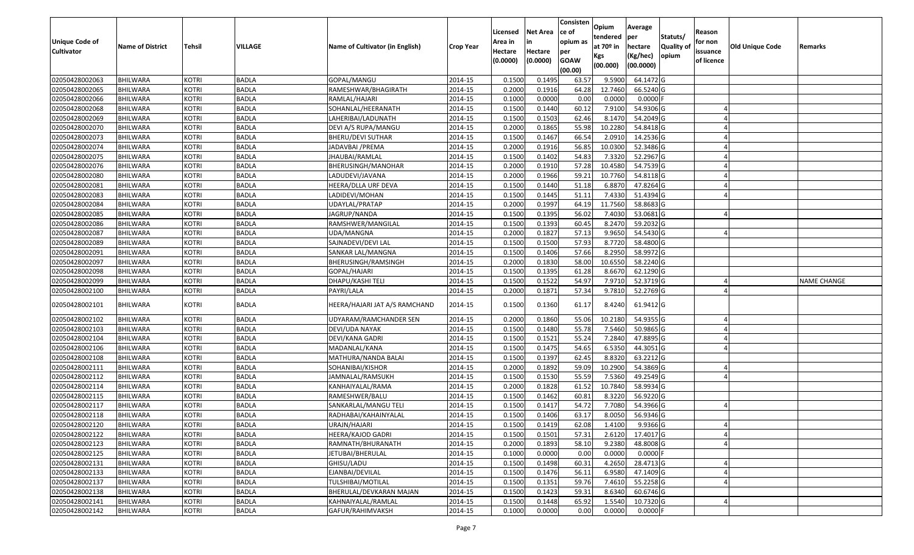| Unique Code of Cultivator | Name of District | Tehsil | VILLAGE | Name of Cultivator (in English) | Crop Year | Licensed Area in Hectare (0.0000) | Net Area in Hectare (0.0000) | Consistence of opium as per GOAW (00.00) | Opium tendered at 70º in Kgs (00.000) | Average per hectare (Kg/hec) (00.0000) | Statuts/ Quality of opium | Reason for non issuance of licence | Old Unique Code | Remarks |
|---|---|---|---|---|---|---|---|---|---|---|---|---|---|---|
| 02050428002063 | BHILWARA | KOTRI | BADLA | GOPAL/MANGU | 2014-15 | 0.1500 | 0.1495 | 63.57 | 9.5900 | 64.1472 | G | | | |
| 02050428002065 | BHILWARA | KOTRI | BADLA | RAMESHWAR/BHAGIRATH | 2014-15 | 0.2000 | 0.1916 | 64.28 | 12.7460 | 66.5240 | G | | | |
| 02050428002066 | BHILWARA | KOTRI | BADLA | RAMLAL/HAJARI | 2014-15 | 0.1000 | 0.0000 | 0.00 | 0.0000 | 0.0000 | F | | | |
| 02050428002068 | BHILWARA | KOTRI | BADLA | SOHANLAL/HEERANATH | 2014-15 | 0.1500 | 0.1440 | 60.12 | 7.9100 | 54.9306 | G | 4 | | |
| 02050428002069 | BHILWARA | KOTRI | BADLA | LAHERIBAI/LADUNATH | 2014-15 | 0.1500 | 0.1503 | 62.46 | 8.1470 | 54.2049 | G | 4 | | |
| 02050428002070 | BHILWARA | KOTRI | BADLA | DEVI A/S RUPA/MANGU | 2014-15 | 0.2000 | 0.1865 | 55.98 | 10.2280 | 54.8418 | G | 4 | | |
| 02050428002073 | BHILWARA | KOTRI | BADLA | BHERU/DEVI SUTHAR | 2014-15 | 0.1500 | 0.1467 | 66.54 | 2.0910 | 14.2536 | G | 4 | | |
| 02050428002074 | BHILWARA | KOTRI | BADLA | JADAVBAI /PREMA | 2014-15 | 0.2000 | 0.1916 | 56.85 | 10.0300 | 52.3486 | G | 4 | | |
| 02050428002075 | BHILWARA | KOTRI | BADLA | JHAUBAI/RAMLAL | 2014-15 | 0.1500 | 0.1402 | 54.83 | 7.3320 | 52.2967 | G | 4 | | |
| 02050428002076 | BHILWARA | KOTRI | BADLA | BHERUSINGH/MANOHAR | 2014-15 | 0.2000 | 0.1910 | 57.28 | 10.4580 | 54.7539 | G | 4 | | |
| 02050428002080 | BHILWARA | KOTRI | BADLA | LADUDEVI/JAVANA | 2014-15 | 0.2000 | 0.1966 | 59.21 | 10.7760 | 54.8118 | G | 4 | | |
| 02050428002081 | BHILWARA | KOTRI | BADLA | HEERA/DLLA URF DEVA | 2014-15 | 0.1500 | 0.1440 | 51.18 | 6.8870 | 47.8264 | G | 4 | | |
| 02050428002083 | BHILWARA | KOTRI | BADLA | LADIDEVI/MOHAN | 2014-15 | 0.1500 | 0.1445 | 51.11 | 7.4330 | 51.4394 | G | 4 | | |
| 02050428002084 | BHILWARA | KOTRI | BADLA | UDAYLAL/PRATAP | 2014-15 | 0.2000 | 0.1997 | 64.19 | 11.7560 | 58.8683 | G | | | |
| 02050428002085 | BHILWARA | KOTRI | BADLA | JAGRUP/NANDA | 2014-15 | 0.1500 | 0.1395 | 56.02 | 7.4030 | 53.0681 | G | 4 | | |
| 02050428002086 | BHILWARA | KOTRI | BADLA | RAMSHWER/MANGILAL | 2014-15 | 0.1500 | 0.1393 | 60.45 | 8.2470 | 59.2032 | G | | | |
| 02050428002087 | BHILWARA | KOTRI | BADLA | UDA/MANGNA | 2014-15 | 0.2000 | 0.1827 | 57.13 | 9.9650 | 54.5430 | G | 4 | | |
| 02050428002089 | BHILWARA | KOTRI | BADLA | SAJNADEVI/DEVI LAL | 2014-15 | 0.1500 | 0.1500 | 57.93 | 8.7720 | 58.4800 | G | | | |
| 02050428002091 | BHILWARA | KOTRI | BADLA | SANKAR LAL/MANGNA | 2014-15 | 0.1500 | 0.1406 | 57.66 | 8.2950 | 58.9972 | G | | | |
| 02050428002097 | BHILWARA | KOTRI | BADLA | BHERUSINGH/RAMSINGH | 2014-15 | 0.2000 | 0.1830 | 58.00 | 10.6550 | 58.2240 | G | | | |
| 02050428002098 | BHILWARA | KOTRI | BADLA | GOPAL/HAJARI | 2014-15 | 0.1500 | 0.1395 | 61.28 | 8.6670 | 62.1290 | G | | | |
| 02050428002099 | BHILWARA | KOTRI | BADLA | DHAPU/KASHI TELI | 2014-15 | 0.1500 | 0.1522 | 54.97 | 7.9710 | 52.3719 | G | 4 | | NAME CHANGE |
| 02050428002100 | BHILWARA | KOTRI | BADLA | PAYRI/LALA | 2014-15 | 0.2000 | 0.1871 | 57.34 | 9.7810 | 52.2769 | G | 4 | | |
| 02050428002101 | BHILWARA | KOTRI | BADLA | HEERA/HAJARI JAT A/S RAMCHAND | 2014-15 | 0.1500 | 0.1360 | 61.17 | 8.4240 | 61.9412 | G | | | |
| 02050428002102 | BHILWARA | KOTRI | BADLA | UDYARAM/RAMCHANDER SEN | 2014-15 | 0.2000 | 0.1860 | 55.06 | 10.2180 | 54.9355 | G | 4 | | |
| 02050428002103 | BHILWARA | KOTRI | BADLA | DEVI/UDA NAYAK | 2014-15 | 0.1500 | 0.1480 | 55.78 | 7.5460 | 50.9865 | G | 4 | | |
| 02050428002104 | BHILWARA | KOTRI | BADLA | DEVI/KANA GADRI | 2014-15 | 0.1500 | 0.1521 | 55.24 | 7.2840 | 47.8895 | G | 4 | | |
| 02050428002106 | BHILWARA | KOTRI | BADLA | MADANLAL/KANA | 2014-15 | 0.1500 | 0.1475 | 54.65 | 6.5350 | 44.3051 | G | 4 | | |
| 02050428002108 | BHILWARA | KOTRI | BADLA | MATHURA/NANDA BALAI | 2014-15 | 0.1500 | 0.1397 | 62.45 | 8.8320 | 63.2212 | G | | | |
| 02050428002111 | BHILWARA | KOTRI | BADLA | SOHANIBAI/KISHOR | 2014-15 | 0.2000 | 0.1892 | 59.09 | 10.2900 | 54.3869 | G | 4 | | |
| 02050428002112 | BHILWARA | KOTRI | BADLA | JAMNALAL/RAMSUKH | 2014-15 | 0.1500 | 0.1530 | 55.59 | 7.5360 | 49.2549 | G | 4 | | |
| 02050428002114 | BHILWARA | KOTRI | BADLA | KANHAIYALAL/RAMA | 2014-15 | 0.2000 | 0.1828 | 61.52 | 10.7840 | 58.9934 | G | | | |
| 02050428002115 | BHILWARA | KOTRI | BADLA | RAMESHWER/BALU | 2014-15 | 0.1500 | 0.1462 | 60.81 | 8.3220 | 56.9220 | G | | | |
| 02050428002117 | BHILWARA | KOTRI | BADLA | SANKARLAL/MANGU TELI | 2014-15 | 0.1500 | 0.1417 | 54.72 | 7.7080 | 54.3966 | G | 4 | | |
| 02050428002118 | BHILWARA | KOTRI | BADLA | RADHABAI/KAHAINYALAL | 2014-15 | 0.1500 | 0.1406 | 63.17 | 8.0050 | 56.9346 | G | | | |
| 02050428002120 | BHILWARA | KOTRI | BADLA | URAJN/HAJARI | 2014-15 | 0.1500 | 0.1419 | 62.08 | 1.4100 | 9.9366 | G | 4 | | |
| 02050428002122 | BHILWARA | KOTRI | BADLA | HEERA/KAJOD GADRI | 2014-15 | 0.1500 | 0.1501 | 57.31 | 2.6120 | 17.4017 | G | 4 | | |
| 02050428002123 | BHILWARA | KOTRI | BADLA | RAMNATH/BHURANATH | 2014-15 | 0.2000 | 0.1893 | 58.10 | 9.2380 | 48.8008 | G | 4 | | |
| 02050428002125 | BHILWARA | KOTRI | BADLA | JETUBAI/BHERULAL | 2014-15 | 0.1000 | 0.0000 | 0.00 | 0.0000 | 0.0000 | F | | | |
| 02050428002131 | BHILWARA | KOTRI | BADLA | GHISU/LADU | 2014-15 | 0.1500 | 0.1498 | 60.31 | 4.2650 | 28.4713 | G | 4 | | |
| 02050428002133 | BHILWARA | KOTRI | BADLA | EJANBAI/DEVILAL | 2014-15 | 0.1500 | 0.1476 | 56.11 | 6.9580 | 47.1409 | G | 4 | | |
| 02050428002137 | BHILWARA | KOTRI | BADLA | TULSHIBAI/MOTILAL | 2014-15 | 0.1500 | 0.1351 | 59.76 | 7.4610 | 55.2258 | G | 4 | | |
| 02050428002138 | BHILWARA | KOTRI | BADLA | BHERULAL/DEVKARAN MAJAN | 2014-15 | 0.1500 | 0.1423 | 59.31 | 8.6340 | 60.6746 | G | | | |
| 02050428002141 | BHILWARA | KOTRI | BADLA | KAHNAIYALAL/RAMLAL | 2014-15 | 0.1500 | 0.1448 | 65.92 | 1.5540 | 10.7320 | G | 4 | | |
| 02050428002142 | BHILWARA | KOTRI | BADLA | GAFUR/RAHIMVAKSH | 2014-15 | 0.1000 | 0.0000 | 0.00 | 0.0000 | 0.0000 | F | | | |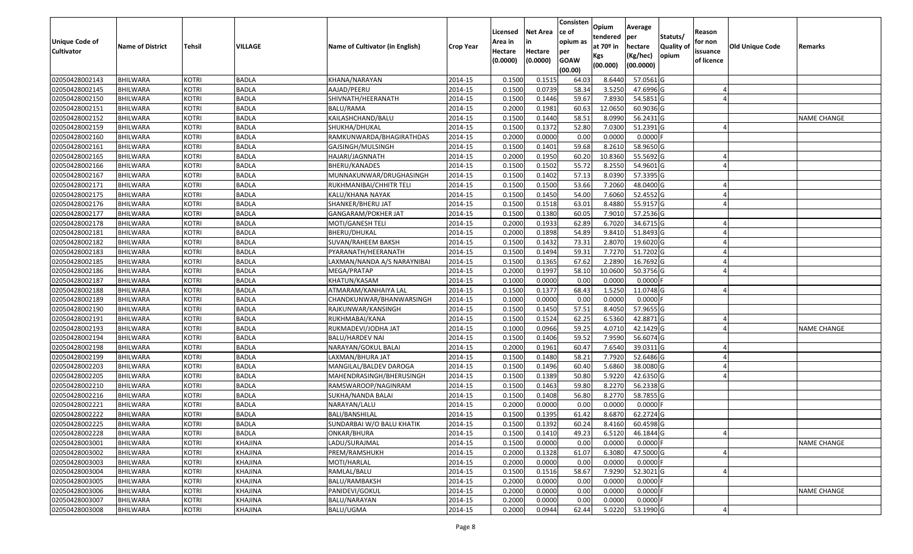| Unique Code of Cultivator | Name of District | Tehsil | VILLAGE | Name of Cultivator (in English) | Crop Year | Licensed Area in Hectare (0.0000) | Net Area in Hectare (0.0000) | Consistence of opium as per GOAW (00.00) | Opium tendered at 70º in Kgs (00.000) | Average per hectare (Kg/hec) (00.0000) | Statuts/ Quality of opium | Reason for non issuance of licence | Old Unique Code | Remarks |
|---|---|---|---|---|---|---|---|---|---|---|---|---|---|---|
| 02050428002143 | BHILWARA | KOTRI | BADLA | KHANA/NARAYAN | 2014-15 | 0.1500 | 0.1515 | 64.03 | 8.6440 | 57.0561 | G | | | |
| 02050428002145 | BHILWARA | KOTRI | BADLA | AAJAD/PEERU | 2014-15 | 0.1500 | 0.0739 | 58.34 | 3.5250 | 47.6996 | G | 4 | | |
| 02050428002150 | BHILWARA | KOTRI | BADLA | SHIVNATH/HEERANATH | 2014-15 | 0.1500 | 0.1446 | 59.67 | 7.8930 | 54.5851 | G | 4 | | |
| 02050428002151 | BHILWARA | KOTRI | BADLA | BALU/RAMA | 2014-15 | 0.2000 | 0.1981 | 60.63 | 12.0650 | 60.9036 | G | | | |
| 02050428002152 | BHILWARA | KOTRI | BADLA | KAILASHCHAND/BALU | 2014-15 | 0.1500 | 0.1440 | 58.51 | 8.0990 | 56.2431 | G | | | NAME CHANGE |
| 02050428002159 | BHILWARA | KOTRI | BADLA | SHUKHA/DHUKAL | 2014-15 | 0.1500 | 0.1372 | 52.80 | 7.0300 | 51.2391 | G | 4 | | |
| 02050428002160 | BHILWARA | KOTRI | BADLA | RAMKUNWARDA/BHAGIRATHDAS | 2014-15 | 0.2000 | 0.0000 | 0.00 | 0.0000 | 0.0000 | F | | | |
| 02050428002161 | BHILWARA | KOTRI | BADLA | GAJSINGH/MULSINGH | 2014-15 | 0.1500 | 0.1401 | 59.68 | 8.2610 | 58.9650 | G | | | |
| 02050428002165 | BHILWARA | KOTRI | BADLA | HAJARI/JAGNNATH | 2014-15 | 0.2000 | 0.1950 | 60.20 | 10.8360 | 55.5692 | G | 4 | | |
| 02050428002166 | BHILWARA | KOTRI | BADLA | BHERU/KANADES | 2014-15 | 0.1500 | 0.1502 | 55.72 | 8.2550 | 54.9601 | G | 4 | | |
| 02050428002167 | BHILWARA | KOTRI | BADLA | MUNNAKUNWAR/DRUGHASINGH | 2014-15 | 0.1500 | 0.1402 | 57.13 | 8.0390 | 57.3395 | G | | | |
| 02050428002171 | BHILWARA | KOTRI | BADLA | RUKHMANIBAI/CHHITR TELI | 2014-15 | 0.1500 | 0.1500 | 53.66 | 7.2060 | 48.0400 | G | 4 | | |
| 02050428002175 | BHILWARA | KOTRI | BADLA | KALU/KHANA NAYAK | 2014-15 | 0.1500 | 0.1450 | 54.00 | 7.6060 | 52.4552 | G | 4 | | |
| 02050428002176 | BHILWARA | KOTRI | BADLA | SHANKER/BHERU JAT | 2014-15 | 0.1500 | 0.1518 | 63.01 | 8.4880 | 55.9157 | G | 4 | | |
| 02050428002177 | BHILWARA | KOTRI | BADLA | GANGARAM/POKHER JAT | 2014-15 | 0.1500 | 0.1380 | 60.05 | 7.9010 | 57.2536 | G | | | |
| 02050428002178 | BHILWARA | KOTRI | BADLA | MOTI/GANESH TELI | 2014-15 | 0.2000 | 0.1933 | 62.89 | 6.7020 | 34.6715 | G | 4 | | |
| 02050428002181 | BHILWARA | KOTRI | BADLA | BHERU/DHUKAL | 2014-15 | 0.2000 | 0.1898 | 54.89 | 9.8410 | 51.8493 | G | 4 | | |
| 02050428002182 | BHILWARA | KOTRI | BADLA | SUVAN/RAHEEM BAKSH | 2014-15 | 0.1500 | 0.1432 | 73.31 | 2.8070 | 19.6020 | G | 4 | | |
| 02050428002183 | BHILWARA | KOTRI | BADLA | PYARANATH/HEERANATH | 2014-15 | 0.1500 | 0.1494 | 59.31 | 7.7270 | 51.7202 | G | 4 | | |
| 02050428002185 | BHILWARA | KOTRI | BADLA | LAXMAN/NANDA A/S NARAYNIBAI | 2014-15 | 0.1500 | 0.1365 | 67.62 | 2.2890 | 16.7692 | G | 4 | | |
| 02050428002186 | BHILWARA | KOTRI | BADLA | MEGA/PRATAP | 2014-15 | 0.2000 | 0.1997 | 58.10 | 10.0600 | 50.3756 | G | 4 | | |
| 02050428002187 | BHILWARA | KOTRI | BADLA | KHATUN/KASAM | 2014-15 | 0.1000 | 0.0000 | 0.00 | 0.0000 | 0.0000 | F | | | |
| 02050428002188 | BHILWARA | KOTRI | BADLA | ATMARAM/KANHAIYA LAL | 2014-15 | 0.1500 | 0.1377 | 68.43 | 1.5250 | 11.0748 | G | 4 | | |
| 02050428002189 | BHILWARA | KOTRI | BADLA | CHANDKUNWAR/BHANWARSINGH | 2014-15 | 0.1000 | 0.0000 | 0.00 | 0.0000 | 0.0000 | F | | | |
| 02050428002190 | BHILWARA | KOTRI | BADLA | RAJKUNWAR/KANSINGH | 2014-15 | 0.1500 | 0.1450 | 57.51 | 8.4050 | 57.9655 | G | | | |
| 02050428002191 | BHILWARA | KOTRI | BADLA | RUKHMABAI/KANA | 2014-15 | 0.1500 | 0.1524 | 62.25 | 6.5360 | 42.8871 | G | 4 | | |
| 02050428002193 | BHILWARA | KOTRI | BADLA | RUKMADEVI/JODHA JAT | 2014-15 | 0.1000 | 0.0966 | 59.25 | 4.0710 | 42.1429 | G | 4 | | NAME CHANGE |
| 02050428002194 | BHILWARA | KOTRI | BADLA | BALU/HARDEV NAI | 2014-15 | 0.1500 | 0.1406 | 59.52 | 7.9590 | 56.6074 | G | | | |
| 02050428002198 | BHILWARA | KOTRI | BADLA | NARAYAN/GOKUL BALAI | 2014-15 | 0.2000 | 0.1961 | 60.47 | 7.6540 | 39.0311 | G | 4 | | |
| 02050428002199 | BHILWARA | KOTRI | BADLA | LAXMAN/BHURA JAT | 2014-15 | 0.1500 | 0.1480 | 58.21 | 7.7920 | 52.6486 | G | 4 | | |
| 02050428002203 | BHILWARA | KOTRI | BADLA | MANGILAL/BALDEV DAROGA | 2014-15 | 0.1500 | 0.1496 | 60.40 | 5.6860 | 38.0080 | G | 4 | | |
| 02050428002205 | BHILWARA | KOTRI | BADLA | MAHENDRASINGH/BHERUSINGH | 2014-15 | 0.1500 | 0.1389 | 50.80 | 5.9220 | 42.6350 | G | 4 | | |
| 02050428002210 | BHILWARA | KOTRI | BADLA | RAMSWAROOP/NAGINRAM | 2014-15 | 0.1500 | 0.1463 | 59.80 | 8.2270 | 56.2338 | G | | | |
| 02050428002216 | BHILWARA | KOTRI | BADLA | SUKHA/NANDA BALAI | 2014-15 | 0.1500 | 0.1408 | 56.80 | 8.2770 | 58.7855 | G | | | |
| 02050428002221 | BHILWARA | KOTRI | BADLA | NARAYAN/LALU | 2014-15 | 0.2000 | 0.0000 | 0.00 | 0.0000 | 0.0000 | F | | | |
| 02050428002222 | BHILWARA | KOTRI | BADLA | BALI/BANSHILAL | 2014-15 | 0.1500 | 0.1395 | 61.42 | 8.6870 | 62.2724 | G | | | |
| 02050428002225 | BHILWARA | KOTRI | BADLA | SUNDARBAI W/O BALU KHATIK | 2014-15 | 0.1500 | 0.1392 | 60.24 | 8.4160 | 60.4598 | G | | | |
| 02050428002228 | BHILWARA | KOTRI | BADLA | ONKAR/BHURA | 2014-15 | 0.1500 | 0.1410 | 49.23 | 6.5120 | 46.1844 | G | 4 | | |
| 02050428003001 | BHILWARA | KOTRI | KHAJINA | LADU/SURAJMAL | 2014-15 | 0.1500 | 0.0000 | 0.00 | 0.0000 | 0.0000 | F | | | NAME CHANGE |
| 02050428003002 | BHILWARA | KOTRI | KHAJINA | PREM/RAMSHUKH | 2014-15 | 0.2000 | 0.1328 | 61.07 | 6.3080 | 47.5000 | G | 4 | | |
| 02050428003003 | BHILWARA | KOTRI | KHAJINA | MOTI/HARLAL | 2014-15 | 0.2000 | 0.0000 | 0.00 | 0.0000 | 0.0000 | F | | | |
| 02050428003004 | BHILWARA | KOTRI | KHAJINA | RAMLAL/BALU | 2014-15 | 0.1500 | 0.1516 | 58.67 | 7.9290 | 52.3021 | G | 4 | | |
| 02050428003005 | BHILWARA | KOTRI | KHAJINA | BALU/RAMBAKSH | 2014-15 | 0.2000 | 0.0000 | 0.00 | 0.0000 | 0.0000 | F | | | |
| 02050428003006 | BHILWARA | KOTRI | KHAJINA | PANIDEVI/GOKUL | 2014-15 | 0.2000 | 0.0000 | 0.00 | 0.0000 | 0.0000 | F | | | NAME CHANGE |
| 02050428003007 | BHILWARA | KOTRI | KHAJINA | BALU/NARAYAN | 2014-15 | 0.2000 | 0.0000 | 0.00 | 0.0000 | 0.0000 | F | | | |
| 02050428003008 | BHILWARA | KOTRI | KHAJINA | BALU/UGMA | 2014-15 | 0.2000 | 0.0944 | 62.44 | 5.0220 | 53.1990 | G | 4 | | |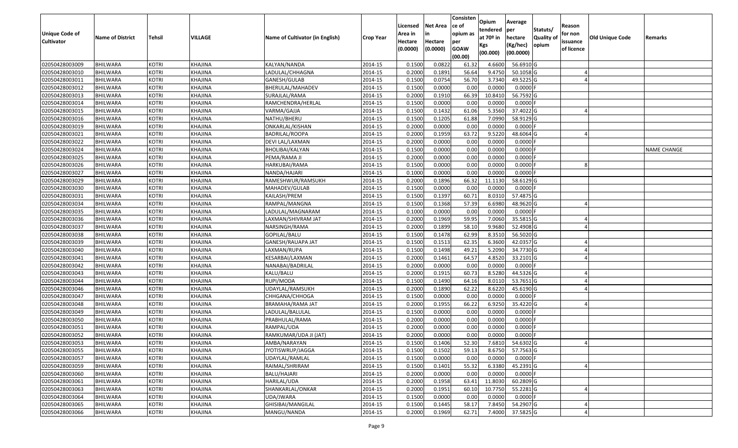| Unique Code of Cultivator | Name of District | Tehsil | VILLAGE | Name of Cultivator (in English) | Crop Year | Licensed Area in Hectare (0.0000) | Net Area in Hectare (0.0000) | Consistence of opium as per GOAW (00.00) | Opium tendered at 70º in Kgs (00.000) | Average per hectare (Kg/hec) (00.0000) | Statuts/ Quality of opium | Reason for non issuance of licence | Old Unique Code | Remarks |
|---|---|---|---|---|---|---|---|---|---|---|---|---|---|---|
| 02050428003009 | BHILWARA | KOTRI | KHAJINA | KALYAN/NANDA | 2014-15 | 0.1500 | 0.0822 | 61.32 | 4.6600 | 56.6910 | G | | | |
| 02050428003010 | BHILWARA | KOTRI | KHAJINA | LADULAL/CHHAGNA | 2014-15 | 0.2000 | 0.1891 | 56.64 | 9.4750 | 50.1058 | G | 4 | | |
| 02050428003011 | BHILWARA | KOTRI | KHAJINA | GANESH/GULAB | 2014-15 | 0.1500 | 0.0754 | 56.70 | 3.7340 | 49.5225 | G | 4 | | |
| 02050428003012 | BHILWARA | KOTRI | KHAJINA | BHERULAL/MAHADEV | 2014-15 | 0.1500 | 0.0000 | 0.00 | 0.0000 | 0.0000 | F | | | |
| 02050428003013 | BHILWARA | KOTRI | KHAJINA | SURAJLAL/RAMA | 2014-15 | 0.2000 | 0.1910 | 66.39 | 10.8410 | 56.7592 | G | | | |
| 02050428003014 | BHILWARA | KOTRI | KHAJINA | RAMCHENDRA/HERLAL | 2014-15 | 0.1500 | 0.0000 | 0.00 | 0.0000 | 0.0000 | F | | | |
| 02050428003015 | BHILWARA | KOTRI | KHAJINA | VARMA/GAJJA | 2014-15 | 0.1500 | 0.1432 | 61.06 | 5.3560 | 37.4022 | G | 4 | | |
| 02050428003016 | BHILWARA | KOTRI | KHAJINA | NATHU/BHERU | 2014-15 | 0.1500 | 0.1205 | 61.88 | 7.0990 | 58.9129 | G | | | |
| 02050428003019 | BHILWARA | KOTRI | KHAJINA | ONKARLAL/KISHAN | 2014-15 | 0.2000 | 0.0000 | 0.00 | 0.0000 | 0.0000 | F | | | |
| 02050428003021 | BHILWARA | KOTRI | KHAJINA | BADRILAL/ROOPA | 2014-15 | 0.2000 | 0.1959 | 63.72 | 9.5220 | 48.6064 | G | 4 | | |
| 02050428003022 | BHILWARA | KOTRI | KHAJINA | DEVI LAL/LAXMAN | 2014-15 | 0.2000 | 0.0000 | 0.00 | 0.0000 | 0.0000 | F | | | |
| 02050428003024 | BHILWARA | KOTRI | KHAJINA | BHOLIBAI/KALYAN | 2014-15 | 0.1500 | 0.0000 | 0.00 | 0.0000 | 0.0000 | F | | | NAME CHANGE |
| 02050428003025 | BHILWARA | KOTRI | KHAJINA | PEMA/RAMA JI | 2014-15 | 0.2000 | 0.0000 | 0.00 | 0.0000 | 0.0000 | F | | | |
| 02050428003026 | BHILWARA | KOTRI | KHAJINA | HARKUBAI/RAMA | 2014-15 | 0.1500 | 0.0000 | 0.00 | 0.0000 | 0.0000 | F | 8 | | |
| 02050428003027 | BHILWARA | KOTRI | KHAJINA | NANDA/HAJARI | 2014-15 | 0.1000 | 0.0000 | 0.00 | 0.0000 | 0.0000 | F | | | |
| 02050428003029 | BHILWARA | KOTRI | KHAJINA | RAMESHWUR/RAMSUKH | 2014-15 | 0.2000 | 0.1896 | 66.32 | 11.1130 | 58.6129 | G | | | |
| 02050428003030 | BHILWARA | KOTRI | KHAJINA | MAHADEV/GULAB | 2014-15 | 0.1500 | 0.0000 | 0.00 | 0.0000 | 0.0000 | F | | | |
| 02050428003031 | BHILWARA | KOTRI | KHAJINA | KAILASH/PREM | 2014-15 | 0.1500 | 0.1397 | 60.71 | 8.0310 | 57.4875 | G | | | |
| 02050428003034 | BHILWARA | KOTRI | KHAJINA | RAMPAL/MANGNA | 2014-15 | 0.1500 | 0.1368 | 57.39 | 6.6980 | 48.9620 | G | 4 | | |
| 02050428003035 | BHILWARA | KOTRI | KHAJINA | LADULAL/MAGNARAM | 2014-15 | 0.1000 | 0.0000 | 0.00 | 0.0000 | 0.0000 | F | | | |
| 02050428003036 | BHILWARA | KOTRI | KHAJINA | LAXMAN/SHIVRAM JAT | 2014-15 | 0.2000 | 0.1969 | 59.95 | 7.0060 | 35.5815 | G | 4 | | |
| 02050428003037 | BHILWARA | KOTRI | KHAJINA | NARSINGH/RAMA | 2014-15 | 0.2000 | 0.1899 | 58.10 | 9.9680 | 52.4908 | G | 4 | | |
| 02050428003038 | BHILWARA | KOTRI | KHAJINA | GOPILAL/BALU | 2014-15 | 0.1500 | 0.1478 | 62.99 | 8.3510 | 56.5020 | G | | | |
| 02050428003039 | BHILWARA | KOTRI | KHAJINA | GANESH/RAUAPA JAT | 2014-15 | 0.1500 | 0.1513 | 62.35 | 6.3600 | 42.0357 | G | 4 | | |
| 02050428003040 | BHILWARA | KOTRI | KHAJINA | LAXMAN/RUPA | 2014-15 | 0.1500 | 0.1498 | 49.21 | 5.2090 | 34.7730 | G | 4 | | |
| 02050428003041 | BHILWARA | KOTRI | KHAJINA | KESARBAI/LAXMAN | 2014-15 | 0.2000 | 0.1461 | 64.57 | 4.8520 | 33.2101 | G | 4 | | |
| 02050428003042 | BHILWARA | KOTRI | KHAJINA | NANABAI/BADRILAL | 2014-15 | 0.2000 | 0.0000 | 0.00 | 0.0000 | 0.0000 | F | | | |
| 02050428003043 | BHILWARA | KOTRI | KHAJINA | KALU/BALU | 2014-15 | 0.2000 | 0.1915 | 60.73 | 8.5280 | 44.5326 | G | 4 | | |
| 02050428003044 | BHILWARA | KOTRI | KHAJINA | RUPI/MODA | 2014-15 | 0.1500 | 0.1490 | 64.16 | 8.0110 | 53.7651 | G | 4 | | |
| 02050428003046 | BHILWARA | KOTRI | KHAJINA | UDAYLAL/RAMSUKH | 2014-15 | 0.2000 | 0.1890 | 62.22 | 8.6220 | 45.6190 | G | 4 | | |
| 02050428003047 | BHILWARA | KOTRI | KHAJINA | CHHGANA/CHHOGA | 2014-15 | 0.1500 | 0.0000 | 0.00 | 0.0000 | 0.0000 | F | | | |
| 02050428003048 | BHILWARA | KOTRI | KHAJINA | BRAMAHA/RAMA JAT | 2014-15 | 0.2000 | 0.1955 | 66.22 | 6.9250 | 35.4220 | G | 4 | | |
| 02050428003049 | BHILWARA | KOTRI | KHAJINA | LADULAL/BALULAL | 2014-15 | 0.1500 | 0.0000 | 0.00 | 0.0000 | 0.0000 | F | | | |
| 02050428003050 | BHILWARA | KOTRI | KHAJINA | PRABHULAL/RAMA | 2014-15 | 0.2000 | 0.0000 | 0.00 | 0.0000 | 0.0000 | F | | | |
| 02050428003051 | BHILWARA | KOTRI | KHAJINA | RAMPAL/UDA | 2014-15 | 0.2000 | 0.0000 | 0.00 | 0.0000 | 0.0000 | F | | | |
| 02050428003052 | BHILWARA | KOTRI | KHAJINA | RAMKUMAR/UDA JI (JAT) | 2014-15 | 0.2000 | 0.0000 | 0.00 | 0.0000 | 0.0000 | F | | | |
| 02050428003053 | BHILWARA | KOTRI | KHAJINA | AMBA/NARAYAN | 2014-15 | 0.1500 | 0.1406 | 52.30 | 7.6810 | 54.6302 | G | 4 | | |
| 02050428003055 | BHILWARA | KOTRI | KHAJINA | JYOTISWRUP/JAGGA | 2014-15 | 0.1500 | 0.1502 | 59.13 | 8.6750 | 57.7563 | G | | | |
| 02050428003057 | BHILWARA | KOTRI | KHAJINA | UDAYLAL/RAMLAL | 2014-15 | 0.1500 | 0.0000 | 0.00 | 0.0000 | 0.0000 | F | | | |
| 02050428003059 | BHILWARA | KOTRI | KHAJINA | RAIMAL/SHRIRAM | 2014-15 | 0.1500 | 0.1401 | 55.32 | 6.3380 | 45.2391 | G | 4 | | |
| 02050428003060 | BHILWARA | KOTRI | KHAJINA | BALU/HAJARI | 2014-15 | 0.2000 | 0.0000 | 0.00 | 0.0000 | 0.0000 | F | | | |
| 02050428003061 | BHILWARA | KOTRI | KHAJINA | HARILAL/UDA | 2014-15 | 0.2000 | 0.1958 | 63.41 | 11.8030 | 60.2809 | G | | | |
| 02050428003063 | BHILWARA | KOTRI | KHAJINA | SHANKARLAL/ONKAR | 2014-15 | 0.2000 | 0.1951 | 60.10 | 10.7750 | 55.2281 | G | 4 | | |
| 02050428003064 | BHILWARA | KOTRI | KHAJINA | UDA/JWARA | 2014-15 | 0.1500 | 0.0000 | 0.00 | 0.0000 | 0.0000 | F | | | |
| 02050428003065 | BHILWARA | KOTRI | KHAJINA | GHISIBAI/MANGILAL | 2014-15 | 0.1500 | 0.1445 | 58.17 | 7.8450 | 54.2907 | G | 4 | | |
| 02050428003066 | BHILWARA | KOTRI | KHAJINA | MANGU/NANDA | 2014-15 | 0.2000 | 0.1969 | 62.71 | 7.4000 | 37.5825 | G | 4 | | |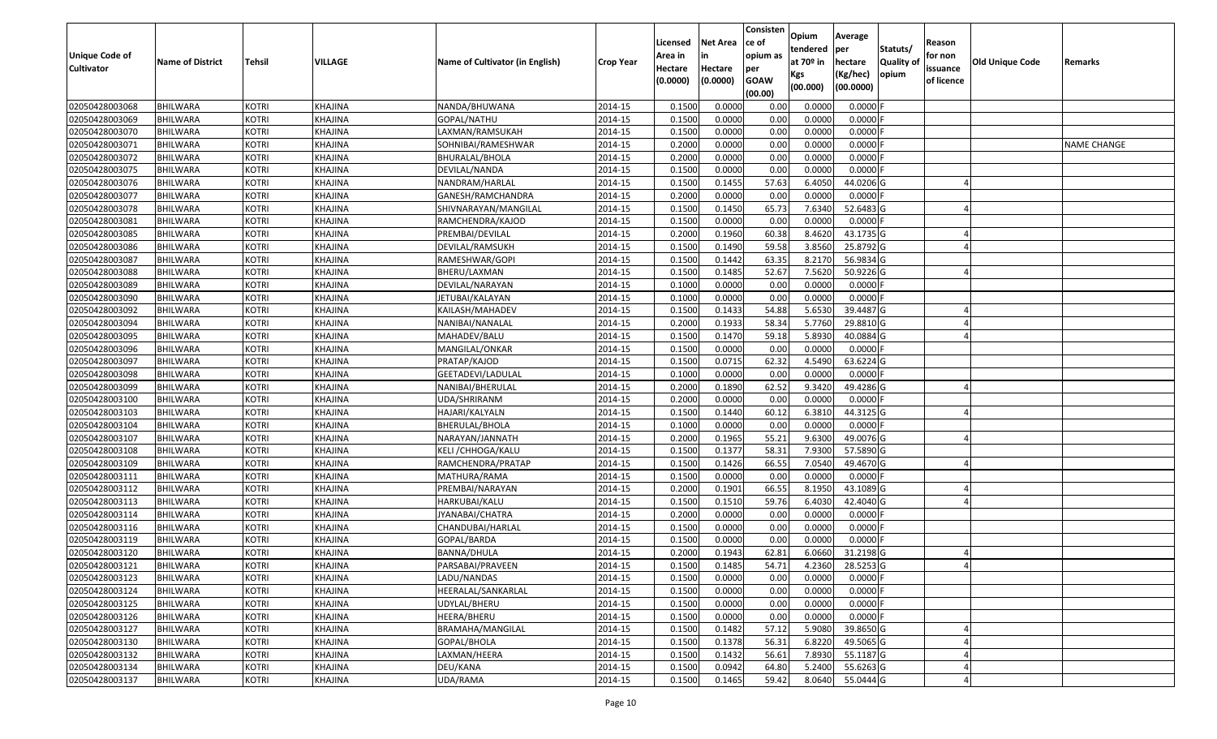| Unique Code of Cultivator | Name of District | Tehsil | VILLAGE | Name of Cultivator (in English) | Crop Year | Licensed Area in Hectare (0.0000) | Net Area in Hectare (0.0000) | Consistence of opium as per GOAW (00.00) | Opium tendered at 70º in Kgs (00.000) | Average per hectare (Kg/hec) (00.0000) | Statuts/ Quality of opium | Reason for non issuance of licence | Old Unique Code | Remarks |
|---|---|---|---|---|---|---|---|---|---|---|---|---|---|---|
| 02050428003068 | BHILWARA | KOTRI | KHAJINA | NANDA/BHUWANA | 2014-15 | 0.1500 | 0.0000 | 0.00 | 0.0000 | 0.0000 | F | | | |
| 02050428003069 | BHILWARA | KOTRI | KHAJINA | GOPAL/NATHU | 2014-15 | 0.1500 | 0.0000 | 0.00 | 0.0000 | 0.0000 | F | | | |
| 02050428003070 | BHILWARA | KOTRI | KHAJINA | LAXMAN/RAMSUKAH | 2014-15 | 0.1500 | 0.0000 | 0.00 | 0.0000 | 0.0000 | F | | | |
| 02050428003071 | BHILWARA | KOTRI | KHAJINA | SOHNIBAI/RAMESHWAR | 2014-15 | 0.2000 | 0.0000 | 0.00 | 0.0000 | 0.0000 | F | | | NAME CHANGE |
| 02050428003072 | BHILWARA | KOTRI | KHAJINA | BHURALAL/BHOLA | 2014-15 | 0.2000 | 0.0000 | 0.00 | 0.0000 | 0.0000 | F | | | |
| 02050428003075 | BHILWARA | KOTRI | KHAJINA | DEVILAL/NANDA | 2014-15 | 0.1500 | 0.0000 | 0.00 | 0.0000 | 0.0000 | F | | | |
| 02050428003076 | BHILWARA | KOTRI | KHAJINA | NANDRAM/HARLAL | 2014-15 | 0.1500 | 0.1455 | 57.63 | 6.4050 | 44.0206 | G | 4 | | |
| 02050428003077 | BHILWARA | KOTRI | KHAJINA | GANESH/RAMCHANDRA | 2014-15 | 0.2000 | 0.0000 | 0.00 | 0.0000 | 0.0000 | F | | | |
| 02050428003078 | BHILWARA | KOTRI | KHAJINA | SHIVNARAYAN/MANGILAL | 2014-15 | 0.1500 | 0.1450 | 65.73 | 7.6340 | 52.6483 | G | 4 | | |
| 02050428003081 | BHILWARA | KOTRI | KHAJINA | RAMCHENDRA/KAJOD | 2014-15 | 0.1500 | 0.0000 | 0.00 | 0.0000 | 0.0000 | F | | | |
| 02050428003085 | BHILWARA | KOTRI | KHAJINA | PREMBAI/DEVILAL | 2014-15 | 0.2000 | 0.1960 | 60.38 | 8.4620 | 43.1735 | G | 4 | | |
| 02050428003086 | BHILWARA | KOTRI | KHAJINA | DEVILAL/RAMSUKH | 2014-15 | 0.1500 | 0.1490 | 59.58 | 3.8560 | 25.8792 | G | 4 | | |
| 02050428003087 | BHILWARA | KOTRI | KHAJINA | RAMESHWAR/GOPI | 2014-15 | 0.1500 | 0.1442 | 63.35 | 8.2170 | 56.9834 | G | | | |
| 02050428003088 | BHILWARA | KOTRI | KHAJINA | BHERU/LAXMAN | 2014-15 | 0.1500 | 0.1485 | 52.67 | 7.5620 | 50.9226 | G | 4 | | |
| 02050428003089 | BHILWARA | KOTRI | KHAJINA | DEVILAL/NARAYAN | 2014-15 | 0.1000 | 0.0000 | 0.00 | 0.0000 | 0.0000 | F | | | |
| 02050428003090 | BHILWARA | KOTRI | KHAJINA | JETUBAI/KALAYAN | 2014-15 | 0.1000 | 0.0000 | 0.00 | 0.0000 | 0.0000 | F | | | |
| 02050428003092 | BHILWARA | KOTRI | KHAJINA | KAILASH/MAHADEV | 2014-15 | 0.1500 | 0.1433 | 54.88 | 5.6530 | 39.4487 | G | 4 | | |
| 02050428003094 | BHILWARA | KOTRI | KHAJINA | NANIBAI/NANALAL | 2014-15 | 0.2000 | 0.1933 | 58.34 | 5.7760 | 29.8810 | G | 4 | | |
| 02050428003095 | BHILWARA | KOTRI | KHAJINA | MAHADEV/BALU | 2014-15 | 0.1500 | 0.1470 | 59.18 | 5.8930 | 40.0884 | G | 4 | | |
| 02050428003096 | BHILWARA | KOTRI | KHAJINA | MANGILAL/ONKAR | 2014-15 | 0.1500 | 0.0000 | 0.00 | 0.0000 | 0.0000 | F | | | |
| 02050428003097 | BHILWARA | KOTRI | KHAJINA | PRATAP/KAJOD | 2014-15 | 0.1500 | 0.0715 | 62.32 | 4.5490 | 63.6224 | G | | | |
| 02050428003098 | BHILWARA | KOTRI | KHAJINA | GEETADEVI/LADULAL | 2014-15 | 0.1000 | 0.0000 | 0.00 | 0.0000 | 0.0000 | F | | | |
| 02050428003099 | BHILWARA | KOTRI | KHAJINA | NANIBAI/BHERULAL | 2014-15 | 0.2000 | 0.1890 | 62.52 | 9.3420 | 49.4286 | G | 4 | | |
| 02050428003100 | BHILWARA | KOTRI | KHAJINA | UDA/SHRIRANM | 2014-15 | 0.2000 | 0.0000 | 0.00 | 0.0000 | 0.0000 | F | | | |
| 02050428003103 | BHILWARA | KOTRI | KHAJINA | HAJARI/KALYALN | 2014-15 | 0.1500 | 0.1440 | 60.12 | 6.3810 | 44.3125 | G | 4 | | |
| 02050428003104 | BHILWARA | KOTRI | KHAJINA | BHERULAL/BHOLA | 2014-15 | 0.1000 | 0.0000 | 0.00 | 0.0000 | 0.0000 | F | | | |
| 02050428003107 | BHILWARA | KOTRI | KHAJINA | NARAYAN/JANNATH | 2014-15 | 0.2000 | 0.1965 | 55.21 | 9.6300 | 49.0076 | G | 4 | | |
| 02050428003108 | BHILWARA | KOTRI | KHAJINA | KELI /CHHOGA/KALU | 2014-15 | 0.1500 | 0.1377 | 58.31 | 7.9300 | 57.5890 | G | | | |
| 02050428003109 | BHILWARA | KOTRI | KHAJINA | RAMCHENDRA/PRATAP | 2014-15 | 0.1500 | 0.1426 | 66.55 | 7.0540 | 49.4670 | G | 4 | | |
| 02050428003111 | BHILWARA | KOTRI | KHAJINA | MATHURA/RAMA | 2014-15 | 0.1500 | 0.0000 | 0.00 | 0.0000 | 0.0000 | F | | | |
| 02050428003112 | BHILWARA | KOTRI | KHAJINA | PREMBAI/NARAYAN | 2014-15 | 0.2000 | 0.1901 | 66.55 | 8.1950 | 43.1089 | G | 4 | | |
| 02050428003113 | BHILWARA | KOTRI | KHAJINA | HARKUBAI/KALU | 2014-15 | 0.1500 | 0.1510 | 59.76 | 6.4030 | 42.4040 | G | 4 | | |
| 02050428003114 | BHILWARA | KOTRI | KHAJINA | JYANABAI/CHATRA | 2014-15 | 0.2000 | 0.0000 | 0.00 | 0.0000 | 0.0000 | F | | | |
| 02050428003116 | BHILWARA | KOTRI | KHAJINA | CHANDUBAI/HARLAL | 2014-15 | 0.1500 | 0.0000 | 0.00 | 0.0000 | 0.0000 | F | | | |
| 02050428003119 | BHILWARA | KOTRI | KHAJINA | GOPAL/BARDA | 2014-15 | 0.1500 | 0.0000 | 0.00 | 0.0000 | 0.0000 | F | | | |
| 02050428003120 | BHILWARA | KOTRI | KHAJINA | BANNA/DHULA | 2014-15 | 0.2000 | 0.1943 | 62.81 | 6.0660 | 31.2198 | G | 4 | | |
| 02050428003121 | BHILWARA | KOTRI | KHAJINA | PARSABAI/PRAVEEN | 2014-15 | 0.1500 | 0.1485 | 54.71 | 4.2360 | 28.5253 | G | 4 | | |
| 02050428003123 | BHILWARA | KOTRI | KHAJINA | LADU/NANDAS | 2014-15 | 0.1500 | 0.0000 | 0.00 | 0.0000 | 0.0000 | F | | | |
| 02050428003124 | BHILWARA | KOTRI | KHAJINA | HEERALAL/SANKARLAL | 2014-15 | 0.1500 | 0.0000 | 0.00 | 0.0000 | 0.0000 | F | | | |
| 02050428003125 | BHILWARA | KOTRI | KHAJINA | UDYLAL/BHERU | 2014-15 | 0.1500 | 0.0000 | 0.00 | 0.0000 | 0.0000 | F | | | |
| 02050428003126 | BHILWARA | KOTRI | KHAJINA | HEERA/BHERU | 2014-15 | 0.1500 | 0.0000 | 0.00 | 0.0000 | 0.0000 | F | | | |
| 02050428003127 | BHILWARA | KOTRI | KHAJINA | BRAMAHA/MANGILAL | 2014-15 | 0.1500 | 0.1482 | 57.12 | 5.9080 | 39.8650 | G | 4 | | |
| 02050428003130 | BHILWARA | KOTRI | KHAJINA | GOPAL/BHOLA | 2014-15 | 0.1500 | 0.1378 | 56.31 | 6.8220 | 49.5065 | G | 4 | | |
| 02050428003132 | BHILWARA | KOTRI | KHAJINA | LAXMAN/HEERA | 2014-15 | 0.1500 | 0.1432 | 56.61 | 7.8930 | 55.1187 | G | 4 | | |
| 02050428003134 | BHILWARA | KOTRI | KHAJINA | DEU/KANA | 2014-15 | 0.1500 | 0.0942 | 64.80 | 5.2400 | 55.6263 | G | 4 | | |
| 02050428003137 | BHILWARA | KOTRI | KHAJINA | UDA/RAMA | 2014-15 | 0.1500 | 0.1465 | 59.42 | 8.0640 | 55.0444 | G | 4 | | |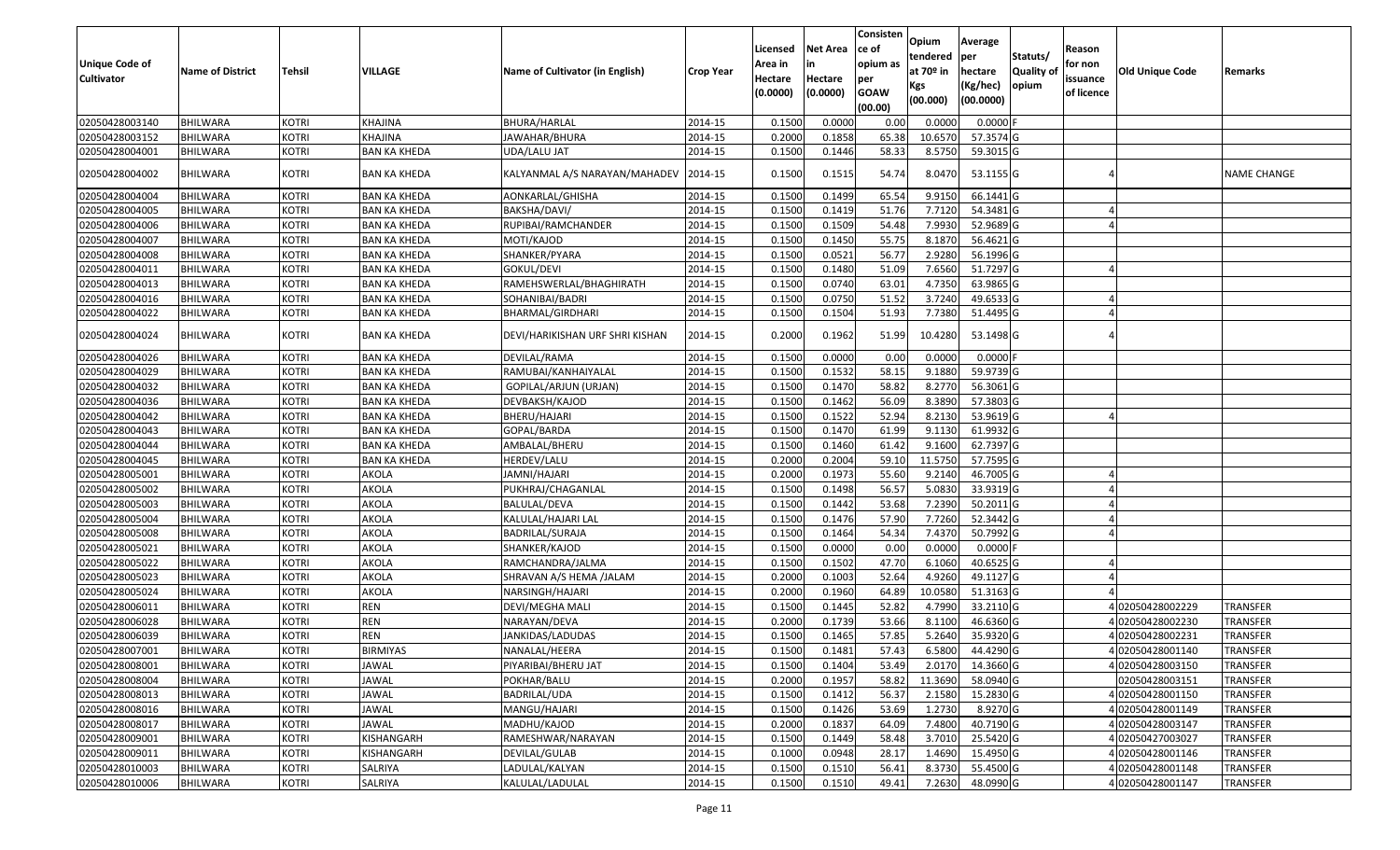| Unique Code of Cultivator | Name of District | Tehsil | VILLAGE | Name of Cultivator (in English) | Crop Year | Licensed Area in Hectare (0.0000) | Net Area in Hectare (0.0000) | Consisten ce of opium as per GOAW (00.00) | Opium tendered at 70º in Kgs (00.000) | Average per hectare (Kg/hec) (00.0000) | Statuts/ Quality of opium | Reason for non issuance of licence | Old Unique Code | Remarks |
|---|---|---|---|---|---|---|---|---|---|---|---|---|---|---|
| 02050428003140 | BHILWARA | KOTRI | KHAJINA | BHURA/HARLAL | 2014-15 | 0.1500 | 0.0000 | 0.00 | 0.0000 | 0.0000 | F | | | |
| 02050428003152 | BHILWARA | KOTRI | KHAJINA | JAWAHAR/BHURA | 2014-15 | 0.2000 | 0.1858 | 65.38 | 10.6570 | 57.3574 | G | | | |
| 02050428004001 | BHILWARA | KOTRI | BAN KA KHEDA | UDA/LALU JAT | 2014-15 | 0.1500 | 0.1446 | 58.33 | 8.5750 | 59.3015 | G | | | |
| 02050428004002 | BHILWARA | KOTRI | BAN KA KHEDA | KALYANMAL A/S NARAYAN/MAHADEV | 2014-15 | 0.1500 | 0.1515 | 54.74 | 8.0470 | 53.1155 | G | 4 | | NAME CHANGE |
| 02050428004004 | BHILWARA | KOTRI | BAN KA KHEDA | AONKARLAL/GHISHA | 2014-15 | 0.1500 | 0.1499 | 65.54 | 9.9150 | 66.1441 | G | | | |
| 02050428004005 | BHILWARA | KOTRI | BAN KA KHEDA | BAKSHA/DAVI/ | 2014-15 | 0.1500 | 0.1419 | 51.76 | 7.7120 | 54.3481 | G | 4 | | |
| 02050428004006 | BHILWARA | KOTRI | BAN KA KHEDA | RUPIBAI/RAMCHANDER | 2014-15 | 0.1500 | 0.1509 | 54.48 | 7.9930 | 52.9689 | G | 4 | | |
| 02050428004007 | BHILWARA | KOTRI | BAN KA KHEDA | MOTI/KAJOD | 2014-15 | 0.1500 | 0.1450 | 55.75 | 8.1870 | 56.4621 | G | | | |
| 02050428004008 | BHILWARA | KOTRI | BAN KA KHEDA | SHANKER/PYARA | 2014-15 | 0.1500 | 0.0521 | 56.77 | 2.9280 | 56.1996 | G | | | |
| 02050428004011 | BHILWARA | KOTRI | BAN KA KHEDA | GOKUL/DEVI | 2014-15 | 0.1500 | 0.1480 | 51.09 | 7.6560 | 51.7297 | G | 4 | | |
| 02050428004013 | BHILWARA | KOTRI | BAN KA KHEDA | RAMEHSWERLAL/BHAGHIRATH | 2014-15 | 0.1500 | 0.0740 | 63.01 | 4.7350 | 63.9865 | G | | | |
| 02050428004016 | BHILWARA | KOTRI | BAN KA KHEDA | SOHANIBAI/BADRI | 2014-15 | 0.1500 | 0.0750 | 51.52 | 3.7240 | 49.6533 | G | 4 | | |
| 02050428004022 | BHILWARA | KOTRI | BAN KA KHEDA | BHARMAL/GIRDHARI | 2014-15 | 0.1500 | 0.1504 | 51.93 | 7.7380 | 51.4495 | G | 4 | | |
| 02050428004024 | BHILWARA | KOTRI | BAN KA KHEDA | DEVI/HARIKISHAN URF SHRI KISHAN | 2014-15 | 0.2000 | 0.1962 | 51.99 | 10.4280 | 53.1498 | G | 4 | | |
| 02050428004026 | BHILWARA | KOTRI | BAN KA KHEDA | DEVILAL/RAMA | 2014-15 | 0.1500 | 0.0000 | 0.00 | 0.0000 | 0.0000 | F | | | |
| 02050428004029 | BHILWARA | KOTRI | BAN KA KHEDA | RAMUBAI/KANHAIYALAL | 2014-15 | 0.1500 | 0.1532 | 58.15 | 9.1880 | 59.9739 | G | | | |
| 02050428004032 | BHILWARA | KOTRI | BAN KA KHEDA | GOPILAL/ARJUN (URJAN) | 2014-15 | 0.1500 | 0.1470 | 58.82 | 8.2770 | 56.3061 | G | | | |
| 02050428004036 | BHILWARA | KOTRI | BAN KA KHEDA | DEVBAKSH/KAJOD | 2014-15 | 0.1500 | 0.1462 | 56.09 | 8.3890 | 57.3803 | G | | | |
| 02050428004042 | BHILWARA | KOTRI | BAN KA KHEDA | BHERU/HAJARI | 2014-15 | 0.1500 | 0.1522 | 52.94 | 8.2130 | 53.9619 | G | 4 | | |
| 02050428004043 | BHILWARA | KOTRI | BAN KA KHEDA | GOPAL/BARDA | 2014-15 | 0.1500 | 0.1470 | 61.99 | 9.1130 | 61.9932 | G | | | |
| 02050428004044 | BHILWARA | KOTRI | BAN KA KHEDA | AMBALAL/BHERU | 2014-15 | 0.1500 | 0.1460 | 61.42 | 9.1600 | 62.7397 | G | | | |
| 02050428004045 | BHILWARA | KOTRI | BAN KA KHEDA | HERDEV/LALU | 2014-15 | 0.2000 | 0.2004 | 59.10 | 11.5750 | 57.7595 | G | | | |
| 02050428005001 | BHILWARA | KOTRI | AKOLA | JAMNI/HAJARI | 2014-15 | 0.2000 | 0.1973 | 55.60 | 9.2140 | 46.7005 | G | 4 | | |
| 02050428005002 | BHILWARA | KOTRI | AKOLA | PUKHRAJ/CHAGANLAL | 2014-15 | 0.1500 | 0.1498 | 56.57 | 5.0830 | 33.9319 | G | 4 | | |
| 02050428005003 | BHILWARA | KOTRI | AKOLA | BALULAL/DEVA | 2014-15 | 0.1500 | 0.1442 | 53.68 | 7.2390 | 50.2011 | G | 4 | | |
| 02050428005004 | BHILWARA | KOTRI | AKOLA | KALULAL/HAJARI LAL | 2014-15 | 0.1500 | 0.1476 | 57.90 | 7.7260 | 52.3442 | G | 4 | | |
| 02050428005008 | BHILWARA | KOTRI | AKOLA | BADRILAL/SURAJA | 2014-15 | 0.1500 | 0.1464 | 54.34 | 7.4370 | 50.7992 | G | 4 | | |
| 02050428005021 | BHILWARA | KOTRI | AKOLA | SHANKER/KAJOD | 2014-15 | 0.1500 | 0.0000 | 0.00 | 0.0000 | 0.0000 | F | | | |
| 02050428005022 | BHILWARA | KOTRI | AKOLA | RAMCHANDRA/JALMA | 2014-15 | 0.1500 | 0.1502 | 47.70 | 6.1060 | 40.6525 | G | 4 | | |
| 02050428005023 | BHILWARA | KOTRI | AKOLA | SHRAVAN A/S HEMA /JALAM | 2014-15 | 0.2000 | 0.1003 | 52.64 | 4.9260 | 49.1127 | G | 4 | | |
| 02050428005024 | BHILWARA | KOTRI | AKOLA | NARSINGH/HAJARI | 2014-15 | 0.2000 | 0.1960 | 64.89 | 10.0580 | 51.3163 | G | 4 | | |
| 02050428006011 | BHILWARA | KOTRI | REN | DEVI/MEGHA MALI | 2014-15 | 0.1500 | 0.1445 | 52.82 | 4.7990 | 33.2110 | G | 4 | 02050428002229 | TRANSFER |
| 02050428006028 | BHILWARA | KOTRI | REN | NARAYAN/DEVA | 2014-15 | 0.2000 | 0.1739 | 53.66 | 8.1100 | 46.6360 | G | 4 | 02050428002230 | TRANSFER |
| 02050428006039 | BHILWARA | KOTRI | REN | JANKIDAS/LADUDAS | 2014-15 | 0.1500 | 0.1465 | 57.85 | 5.2640 | 35.9320 | G | 4 | 02050428002231 | TRANSFER |
| 02050428007001 | BHILWARA | KOTRI | BIRMIYAS | NANALAL/HEERA | 2014-15 | 0.1500 | 0.1481 | 57.43 | 6.5800 | 44.4290 | G | 4 | 02050428001140 | TRANSFER |
| 02050428008001 | BHILWARA | KOTRI | JAWAL | PIYARIBAI/BHERU JAT | 2014-15 | 0.1500 | 0.1404 | 53.49 | 2.0170 | 14.3660 | G | 4 | 02050428003150 | TRANSFER |
| 02050428008004 | BHILWARA | KOTRI | JAWAL | POKHAR/BALU | 2014-15 | 0.2000 | 0.1957 | 58.82 | 11.3690 | 58.0940 | G | | 02050428003151 | TRANSFER |
| 02050428008013 | BHILWARA | KOTRI | JAWAL | BADRILAL/UDA | 2014-15 | 0.1500 | 0.1412 | 56.37 | 2.1580 | 15.2830 | G | 4 | 02050428001150 | TRANSFER |
| 02050428008016 | BHILWARA | KOTRI | JAWAL | MANGU/HAJARI | 2014-15 | 0.1500 | 0.1426 | 53.69 | 1.2730 | 8.9270 | G | 4 | 02050428001149 | TRANSFER |
| 02050428008017 | BHILWARA | KOTRI | JAWAL | MADHU/KAJOD | 2014-15 | 0.2000 | 0.1837 | 64.09 | 7.4800 | 40.7190 | G | 4 | 02050428003147 | TRANSFER |
| 02050428009001 | BHILWARA | KOTRI | KISHANGARH | RAMESHWAR/NARAYAN | 2014-15 | 0.1500 | 0.1449 | 58.48 | 3.7010 | 25.5420 | G | 4 | 02050427003027 | TRANSFER |
| 02050428009011 | BHILWARA | KOTRI | KISHANGARH | DEVILAL/GULAB | 2014-15 | 0.1000 | 0.0948 | 28.17 | 1.4690 | 15.4950 | G | 4 | 02050428001146 | TRANSFER |
| 02050428010003 | BHILWARA | KOTRI | SALRIYA | LADULAL/KALYAN | 2014-15 | 0.1500 | 0.1510 | 56.41 | 8.3730 | 55.4500 | G | 4 | 02050428001148 | TRANSFER |
| 02050428010006 | BHILWARA | KOTRI | SALRIYA | KALULAL/LADULAL | 2014-15 | 0.1500 | 0.1510 | 49.41 | 7.2630 | 48.0990 | G | 4 | 02050428001147 | TRANSFER |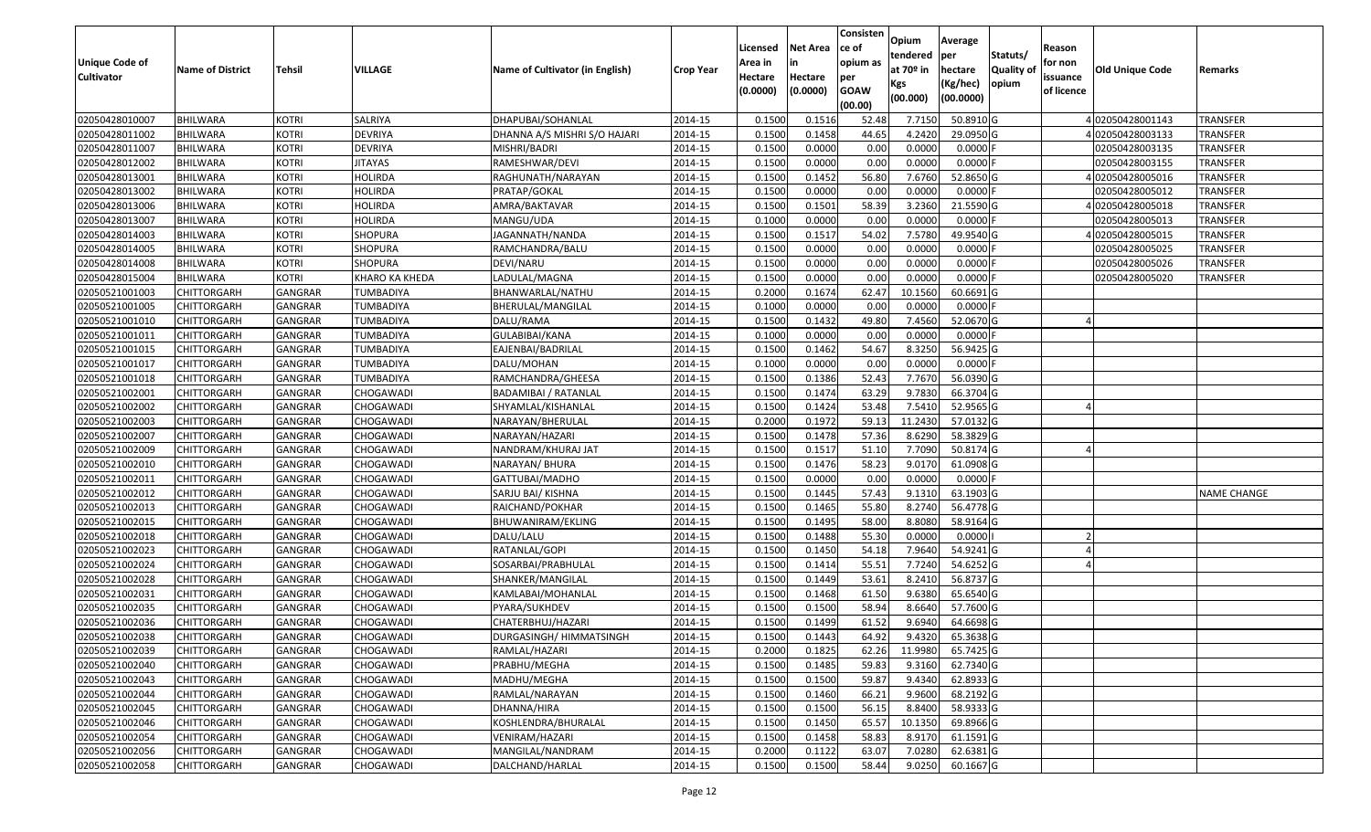| Unique Code of Cultivator | Name of District | Tehsil | VILLAGE | Name of Cultivator (in English) | Crop Year | Licensed Area in Hectare (0.0000) | Net Area in Hectare (0.0000) | Consistence of opium as per GOAW (00.00) | Opium tendered at 70º in Kgs (00.000) | Average per hectare (Kg/hec) (00.0000) | Statuts/ Quality of opium | Reason for non issuance of licence | Old Unique Code | Remarks |
|---|---|---|---|---|---|---|---|---|---|---|---|---|---|---|
| 02050428010007 | BHILWARA | KOTRI | SALRIYA | DHAPUBAI/SOHANLAL | 2014-15 | 0.1500 | 0.1516 | 52.48 | 7.7150 | 50.8910 | G | 4 | 02050428001143 | TRANSFER |
| 02050428011002 | BHILWARA | KOTRI | DEVRIYA | DHANNA A/S MISHRI S/O HAJARI | 2014-15 | 0.1500 | 0.1458 | 44.65 | 4.2420 | 29.0950 | G | 4 | 02050428003133 | TRANSFER |
| 02050428011007 | BHILWARA | KOTRI | DEVRIYA | MISHRI/BADRI | 2014-15 | 0.1500 | 0.0000 | 0.00 | 0.0000 | 0.0000 | F | | 02050428003135 | TRANSFER |
| 02050428012002 | BHILWARA | KOTRI | JITAYAS | RAMESHWAR/DEVI | 2014-15 | 0.1500 | 0.0000 | 0.00 | 0.0000 | 0.0000 | F | | 02050428003155 | TRANSFER |
| 02050428013001 | BHILWARA | KOTRI | HOLIRDA | RAGHUNATH/NARAYAN | 2014-15 | 0.1500 | 0.1452 | 56.80 | 7.6760 | 52.8650 | G | 4 | 02050428005016 | TRANSFER |
| 02050428013002 | BHILWARA | KOTRI | HOLIRDA | PRATAP/GOKAL | 2014-15 | 0.1500 | 0.0000 | 0.00 | 0.0000 | 0.0000 | F | | 02050428005012 | TRANSFER |
| 02050428013006 | BHILWARA | KOTRI | HOLIRDA | AMRA/BAKTAVAR | 2014-15 | 0.1500 | 0.1501 | 58.39 | 3.2360 | 21.5590 | G | 4 | 02050428005018 | TRANSFER |
| 02050428013007 | BHILWARA | KOTRI | HOLIRDA | MANGU/UDA | 2014-15 | 0.1000 | 0.0000 | 0.00 | 0.0000 | 0.0000 | F | | 02050428005013 | TRANSFER |
| 02050428014003 | BHILWARA | KOTRI | SHOPURA | JAGANNATH/NANDA | 2014-15 | 0.1500 | 0.1517 | 54.02 | 7.5780 | 49.9540 | G | 4 | 02050428005015 | TRANSFER |
| 02050428014005 | BHILWARA | KOTRI | SHOPURA | RAMCHANDRA/BALU | 2014-15 | 0.1500 | 0.0000 | 0.00 | 0.0000 | 0.0000 | F | | 02050428005025 | TRANSFER |
| 02050428014008 | BHILWARA | KOTRI | SHOPURA | DEVI/NARU | 2014-15 | 0.1500 | 0.0000 | 0.00 | 0.0000 | 0.0000 | F | | 02050428005026 | TRANSFER |
| 02050428015004 | BHILWARA | KOTRI | KHARO KA KHEDA | LADULAL/MAGNA | 2014-15 | 0.1500 | 0.0000 | 0.00 | 0.0000 | 0.0000 | F | | 02050428005020 | TRANSFER |
| 02050521001003 | CHITTORGARH | GANGRAR | TUMBADIYA | BHANWARLAL/NATHU | 2014-15 | 0.2000 | 0.1674 | 62.47 | 10.1560 | 60.6691 | G | | | |
| 02050521001005 | CHITTORGARH | GANGRAR | TUMBADIYA | BHERULAL/MANGILAL | 2014-15 | 0.1000 | 0.0000 | 0.00 | 0.0000 | 0.0000 | F | | | |
| 02050521001010 | CHITTORGARH | GANGRAR | TUMBADIYA | DALU/RAMA | 2014-15 | 0.1500 | 0.1432 | 49.80 | 7.4560 | 52.0670 | G | 4 | | |
| 02050521001011 | CHITTORGARH | GANGRAR | TUMBADIYA | GULABIBAI/KANA | 2014-15 | 0.1000 | 0.0000 | 0.00 | 0.0000 | 0.0000 | F | | | |
| 02050521001015 | CHITTORGARH | GANGRAR | TUMBADIYA | EAJENBAI/BADRILAL | 2014-15 | 0.1500 | 0.1462 | 54.67 | 8.3250 | 56.9425 | G | | | |
| 02050521001017 | CHITTORGARH | GANGRAR | TUMBADIYA | DALU/MOHAN | 2014-15 | 0.1000 | 0.0000 | 0.00 | 0.0000 | 0.0000 | F | | | |
| 02050521001018 | CHITTORGARH | GANGRAR | TUMBADIYA | RAMCHANDRA/GHEESA | 2014-15 | 0.1500 | 0.1386 | 52.43 | 7.7670 | 56.0390 | G | | | |
| 02050521002001 | CHITTORGARH | GANGRAR | CHOGAWADI | BADAMIBAI / RATANLAL | 2014-15 | 0.1500 | 0.1474 | 63.29 | 9.7830 | 66.3704 | G | | | |
| 02050521002002 | CHITTORGARH | GANGRAR | CHOGAWADI | SHYAMLAL/KISHANLAL | 2014-15 | 0.1500 | 0.1424 | 53.48 | 7.5410 | 52.9565 | G | 4 | | |
| 02050521002003 | CHITTORGARH | GANGRAR | CHOGAWADI | NARAYAN/BHERULAL | 2014-15 | 0.2000 | 0.1972 | 59.13 | 11.2430 | 57.0132 | G | | | |
| 02050521002007 | CHITTORGARH | GANGRAR | CHOGAWADI | NARAYAN/HAZARI | 2014-15 | 0.1500 | 0.1478 | 57.36 | 8.6290 | 58.3829 | G | | | |
| 02050521002009 | CHITTORGARH | GANGRAR | CHOGAWADI | NANDRAM/KHURAJ JAT | 2014-15 | 0.1500 | 0.1517 | 51.10 | 7.7090 | 50.8174 | G | 4 | | |
| 02050521002010 | CHITTORGARH | GANGRAR | CHOGAWADI | NARAYAN/ BHURA | 2014-15 | 0.1500 | 0.1476 | 58.23 | 9.0170 | 61.0908 | G | | | |
| 02050521002011 | CHITTORGARH | GANGRAR | CHOGAWADI | GATTUBAI/MADHO | 2014-15 | 0.1500 | 0.0000 | 0.00 | 0.0000 | 0.0000 | F | | | |
| 02050521002012 | CHITTORGARH | GANGRAR | CHOGAWADI | SARJU BAI/ KISHNA | 2014-15 | 0.1500 | 0.1445 | 57.43 | 9.1310 | 63.1903 | G | | | NAME CHANGE |
| 02050521002013 | CHITTORGARH | GANGRAR | CHOGAWADI | RAICHAND/POKHAR | 2014-15 | 0.1500 | 0.1465 | 55.80 | 8.2740 | 56.4778 | G | | | |
| 02050521002015 | CHITTORGARH | GANGRAR | CHOGAWADI | BHUWANIRAM/EKLING | 2014-15 | 0.1500 | 0.1495 | 58.00 | 8.8080 | 58.9164 | G | | | |
| 02050521002018 | CHITTORGARH | GANGRAR | CHOGAWADI | DALU/LALU | 2014-15 | 0.1500 | 0.1488 | 55.30 | 0.0000 | 0.0000 | I | 2 | | |
| 02050521002023 | CHITTORGARH | GANGRAR | CHOGAWADI | RATANLAL/GOPI | 2014-15 | 0.1500 | 0.1450 | 54.18 | 7.9640 | 54.9241 | G | 4 | | |
| 02050521002024 | CHITTORGARH | GANGRAR | CHOGAWADI | SOSARBAI/PRABHULAL | 2014-15 | 0.1500 | 0.1414 | 55.51 | 7.7240 | 54.6252 | G | 4 | | |
| 02050521002028 | CHITTORGARH | GANGRAR | CHOGAWADI | SHANKER/MANGILAL | 2014-15 | 0.1500 | 0.1449 | 53.61 | 8.2410 | 56.8737 | G | | | |
| 02050521002031 | CHITTORGARH | GANGRAR | CHOGAWADI | KAMLABAI/MOHANLAL | 2014-15 | 0.1500 | 0.1468 | 61.50 | 9.6380 | 65.6540 | G | | | |
| 02050521002035 | CHITTORGARH | GANGRAR | CHOGAWADI | PYARA/SUKHDEV | 2014-15 | 0.1500 | 0.1500 | 58.94 | 8.6640 | 57.7600 | G | | | |
| 02050521002036 | CHITTORGARH | GANGRAR | CHOGAWADI | CHATERBHUJ/HAZARI | 2014-15 | 0.1500 | 0.1499 | 61.52 | 9.6940 | 64.6698 | G | | | |
| 02050521002038 | CHITTORGARH | GANGRAR | CHOGAWADI | DURGASINGH/ HIMMATSINGH | 2014-15 | 0.1500 | 0.1443 | 64.92 | 9.4320 | 65.3638 | G | | | |
| 02050521002039 | CHITTORGARH | GANGRAR | CHOGAWADI | RAMLAL/HAZARI | 2014-15 | 0.2000 | 0.1825 | 62.26 | 11.9980 | 65.7425 | G | | | |
| 02050521002040 | CHITTORGARH | GANGRAR | CHOGAWADI | PRABHU/MEGHA | 2014-15 | 0.1500 | 0.1485 | 59.83 | 9.3160 | 62.7340 | G | | | |
| 02050521002043 | CHITTORGARH | GANGRAR | CHOGAWADI | MADHU/MEGHA | 2014-15 | 0.1500 | 0.1500 | 59.87 | 9.4340 | 62.8933 | G | | | |
| 02050521002044 | CHITTORGARH | GANGRAR | CHOGAWADI | RAMLAL/NARAYAN | 2014-15 | 0.1500 | 0.1460 | 66.21 | 9.9600 | 68.2192 | G | | | |
| 02050521002045 | CHITTORGARH | GANGRAR | CHOGAWADI | DHANNA/HIRA | 2014-15 | 0.1500 | 0.1500 | 56.15 | 8.8400 | 58.9333 | G | | | |
| 02050521002046 | CHITTORGARH | GANGRAR | CHOGAWADI | KOSHLENDRA/BHURALAL | 2014-15 | 0.1500 | 0.1450 | 65.57 | 10.1350 | 69.8966 | G | | | |
| 02050521002054 | CHITTORGARH | GANGRAR | CHOGAWADI | VENIRAM/HAZARI | 2014-15 | 0.1500 | 0.1458 | 58.83 | 8.9170 | 61.1591 | G | | | |
| 02050521002056 | CHITTORGARH | GANGRAR | CHOGAWADI | MANGILAL/NANDRAM | 2014-15 | 0.2000 | 0.1122 | 63.07 | 7.0280 | 62.6381 | G | | | |
| 02050521002058 | CHITTORGARH | GANGRAR | CHOGAWADI | DALCHAND/HARLAL | 2014-15 | 0.1500 | 0.1500 | 58.44 | 9.0250 | 60.1667 | G | | | |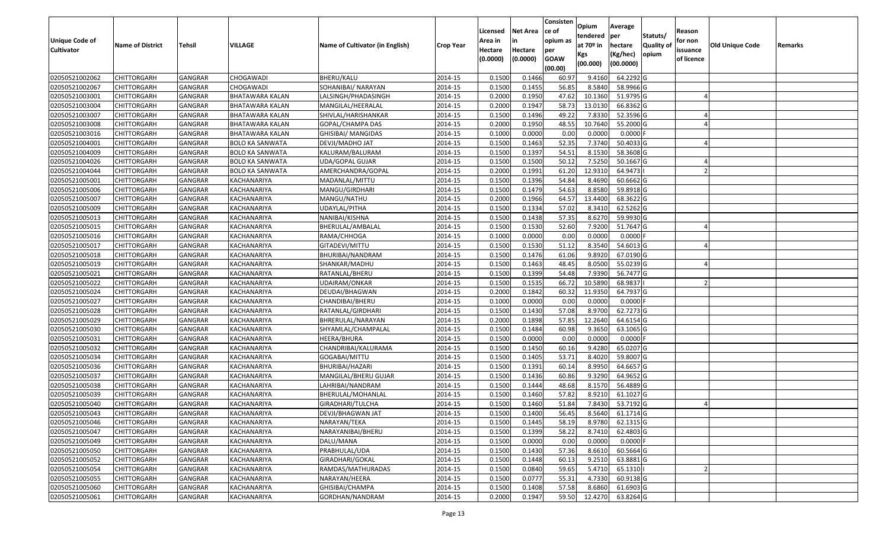| Unique Code of Cultivator | Name of District | Tehsil | VILLAGE | Name of Cultivator (in English) | Crop Year | Licensed Area in Hectare (0.0000) | Net Area in Hectare (0.0000) | Consistence of opium as per GOAW (00.00) | Opium tendered at 70º in Kgs (00.000) | Average per hectare (Kg/hec) (00.0000) | Statuts/ Quality of opium | Reason for non issuance of licence | Old Unique Code | Remarks |
|---|---|---|---|---|---|---|---|---|---|---|---|---|---|---|
| 02050521002062 | CHITTORGARH | GANGRAR | CHOGAWADI | BHERU/KALU | 2014-15 | 0.1500 | 0.1466 | 60.97 | 9.4160 | 64.2292 | G | | | |
| 02050521002067 | CHITTORGARH | GANGRAR | CHOGAWADI | SOHANIBAI/ NARAYAN | 2014-15 | 0.1500 | 0.1455 | 56.85 | 8.5840 | 58.9966 | G | | | |
| 02050521003001 | CHITTORGARH | GANGRAR | BHATAWARA KALAN | LALSINGH/PHADASINGH | 2014-15 | 0.2000 | 0.1950 | 47.62 | 10.1360 | 51.9795 | G | 4 | | |
| 02050521003004 | CHITTORGARH | GANGRAR | BHATAWARA KALAN | MANGILAL/HEERALAL | 2014-15 | 0.2000 | 0.1947 | 58.73 | 13.0130 | 66.8362 | G | | | |
| 02050521003007 | CHITTORGARH | GANGRAR | BHATAWARA KALAN | SHIVLAL/HARISHANKAR | 2014-15 | 0.1500 | 0.1496 | 49.22 | 7.8330 | 52.3596 | G | 4 | | |
| 02050521003008 | CHITTORGARH | GANGRAR | BHATAWARA KALAN | GOPAL/CHAMPA DAS | 2014-15 | 0.2000 | 0.1950 | 48.55 | 10.7640 | 55.2000 | G | 4 | | |
| 02050521003016 | CHITTORGARH | GANGRAR | BHATAWARA KALAN | GHISIBAI/ MANGIDAS | 2014-15 | 0.1000 | 0.0000 | 0.00 | 0.0000 | 0.0000 | F | | | |
| 02050521004001 | CHITTORGARH | GANGRAR | BOLO KA SANWATA | DEVJI/MADHO JAT | 2014-15 | 0.1500 | 0.1463 | 52.35 | 7.3740 | 50.4033 | G | 4 | | |
| 02050521004009 | CHITTORGARH | GANGRAR | BOLO KA SANWATA | KALURAM/BALURAM | 2014-15 | 0.1500 | 0.1397 | 54.51 | 8.1530 | 58.3608 | G | | | |
| 02050521004026 | CHITTORGARH | GANGRAR | BOLO KA SANWATA | UDA/GOPAL GUJAR | 2014-15 | 0.1500 | 0.1500 | 50.12 | 7.5250 | 50.1667 | G | 4 | | |
| 02050521004044 | CHITTORGARH | GANGRAR | BOLO KA SANWATA | AMERCHANDRA/GOPAL | 2014-15 | 0.2000 | 0.1991 | 61.20 | 12.9310 | 64.9473 | I | 2 | | |
| 02050521005001 | CHITTORGARH | GANGRAR | KACHANARIYA | MADANLAL/MITTU | 2014-15 | 0.1500 | 0.1396 | 54.84 | 8.4690 | 60.6662 | G | | | |
| 02050521005006 | CHITTORGARH | GANGRAR | KACHANARIYA | MANGU/GIRDHARI | 2014-15 | 0.1500 | 0.1479 | 54.63 | 8.8580 | 59.8918 | G | | | |
| 02050521005007 | CHITTORGARH | GANGRAR | KACHANARIYA | MANGU/NATHU | 2014-15 | 0.2000 | 0.1966 | 64.57 | 13.4400 | 68.3622 | G | | | |
| 02050521005009 | CHITTORGARH | GANGRAR | KACHANARIYA | UDAYLAL/PITHA | 2014-15 | 0.1500 | 0.1334 | 57.02 | 8.3410 | 62.5262 | G | | | |
| 02050521005013 | CHITTORGARH | GANGRAR | KACHANARIYA | NANIBAI/KISHNA | 2014-15 | 0.1500 | 0.1438 | 57.35 | 8.6270 | 59.9930 | G | | | |
| 02050521005015 | CHITTORGARH | GANGRAR | KACHANARIYA | BHERULAL/AMBALAL | 2014-15 | 0.1500 | 0.1530 | 52.60 | 7.9200 | 51.7647 | G | 4 | | |
| 02050521005016 | CHITTORGARH | GANGRAR | KACHANARIYA | RAMA/CHHOGA | 2014-15 | 0.1000 | 0.0000 | 0.00 | 0.0000 | 0.0000 | F | | | |
| 02050521005017 | CHITTORGARH | GANGRAR | KACHANARIYA | GITADEVI/MITTU | 2014-15 | 0.1500 | 0.1530 | 51.12 | 8.3540 | 54.6013 | G | 4 | | |
| 02050521005018 | CHITTORGARH | GANGRAR | KACHANARIYA | BHURIBAI/NANDRAM | 2014-15 | 0.1500 | 0.1476 | 61.06 | 9.8920 | 67.0190 | G | | | |
| 02050521005019 | CHITTORGARH | GANGRAR | KACHANARIYA | SHANKAR/MADHU | 2014-15 | 0.1500 | 0.1463 | 48.45 | 8.0500 | 55.0239 | G | 4 | | |
| 02050521005021 | CHITTORGARH | GANGRAR | KACHANARIYA | RATANLAL/BHERU | 2014-15 | 0.1500 | 0.1399 | 54.48 | 7.9390 | 56.7477 | G | | | |
| 02050521005022 | CHITTORGARH | GANGRAR | KACHANARIYA | UDAIRAM/ONKAR | 2014-15 | 0.1500 | 0.1535 | 66.72 | 10.5890 | 68.9837 | I | 2 | | |
| 02050521005024 | CHITTORGARH | GANGRAR | KACHANARIYA | DEUDAI/BHAGWAN | 2014-15 | 0.2000 | 0.1842 | 60.32 | 11.9350 | 64.7937 | G | | | |
| 02050521005027 | CHITTORGARH | GANGRAR | KACHANARIYA | CHANDIBAI/BHERU | 2014-15 | 0.1000 | 0.0000 | 0.00 | 0.0000 | 0.0000 | F | | | |
| 02050521005028 | CHITTORGARH | GANGRAR | KACHANARIYA | RATANLAL/GIRDHARI | 2014-15 | 0.1500 | 0.1430 | 57.08 | 8.9700 | 62.7273 | G | | | |
| 02050521005029 | CHITTORGARH | GANGRAR | KACHANARIYA | BHRERULAL/NARAYAN | 2014-15 | 0.2000 | 0.1898 | 57.85 | 12.2640 | 64.6154 | G | | | |
| 02050521005030 | CHITTORGARH | GANGRAR | KACHANARIYA | SHYAMLAL/CHAMPALAL | 2014-15 | 0.1500 | 0.1484 | 60.98 | 9.3650 | 63.1065 | G | | | |
| 02050521005031 | CHITTORGARH | GANGRAR | KACHANARIYA | HEERA/BHURA | 2014-15 | 0.1500 | 0.0000 | 0.00 | 0.0000 | 0.0000 | F | | | |
| 02050521005032 | CHITTORGARH | GANGRAR | KACHANARIYA | CHANDRIBAI/KALURAMA | 2014-15 | 0.1500 | 0.1450 | 60.16 | 9.4280 | 65.0207 | G | | | |
| 02050521005034 | CHITTORGARH | GANGRAR | KACHANARIYA | GOGABAI/MITTU | 2014-15 | 0.1500 | 0.1405 | 53.71 | 8.4020 | 59.8007 | G | | | |
| 02050521005036 | CHITTORGARH | GANGRAR | KACHANARIYA | BHURIBAI/HAZARI | 2014-15 | 0.1500 | 0.1391 | 60.14 | 8.9950 | 64.6657 | G | | | |
| 02050521005037 | CHITTORGARH | GANGRAR | KACHANARIYA | MANGILAL/BHERU GUJAR | 2014-15 | 0.1500 | 0.1436 | 60.86 | 9.3290 | 64.9652 | G | | | |
| 02050521005038 | CHITTORGARH | GANGRAR | KACHANARIYA | LAHRIBAI/NANDRAM | 2014-15 | 0.1500 | 0.1444 | 48.68 | 8.1570 | 56.4889 | G | | | |
| 02050521005039 | CHITTORGARH | GANGRAR | KACHANARIYA | BHERULAL/MOHANLAL | 2014-15 | 0.1500 | 0.1460 | 57.82 | 8.9210 | 61.1027 | G | | | |
| 02050521005040 | CHITTORGARH | GANGRAR | KACHANARIYA | GIRADHARI/TULCHA | 2014-15 | 0.1500 | 0.1460 | 51.84 | 7.8430 | 53.7192 | G | 4 | | |
| 02050521005043 | CHITTORGARH | GANGRAR | KACHANARIYA | DEVJI/BHAGWAN JAT | 2014-15 | 0.1500 | 0.1400 | 56.45 | 8.5640 | 61.1714 | G | | | |
| 02050521005046 | CHITTORGARH | GANGRAR | KACHANARIYA | NARAYAN/TEKA | 2014-15 | 0.1500 | 0.1445 | 58.19 | 8.9780 | 62.1315 | G | | | |
| 02050521005047 | CHITTORGARH | GANGRAR | KACHANARIYA | NARAYANIBAI/BHERU | 2014-15 | 0.1500 | 0.1399 | 58.22 | 8.7410 | 62.4803 | G | | | |
| 02050521005049 | CHITTORGARH | GANGRAR | KACHANARIYA | DALU/MANA | 2014-15 | 0.1500 | 0.0000 | 0.00 | 0.0000 | 0.0000 | F | | | |
| 02050521005050 | CHITTORGARH | GANGRAR | KACHANARIYA | PRABHULAL/UDA | 2014-15 | 0.1500 | 0.1430 | 57.36 | 8.6610 | 60.5664 | G | | | |
| 02050521005052 | CHITTORGARH | GANGRAR | KACHANARIYA | GIRADHARI/GOKAL | 2014-15 | 0.1500 | 0.1448 | 60.13 | 9.2510 | 63.8881 | G | | | |
| 02050521005054 | CHITTORGARH | GANGRAR | KACHANARIYA | RAMDAS/MATHURADAS | 2014-15 | 0.1500 | 0.0840 | 59.65 | 5.4710 | 65.1310 | I | 2 | | |
| 02050521005055 | CHITTORGARH | GANGRAR | KACHANARIYA | NARAYAN/HEERA | 2014-15 | 0.1500 | 0.0777 | 55.31 | 4.7330 | 60.9138 | G | | | |
| 02050521005060 | CHITTORGARH | GANGRAR | KACHANARIYA | GHISIBAI/CHAMPA | 2014-15 | 0.1500 | 0.1408 | 57.58 | 8.6860 | 61.6903 | G | | | |
| 02050521005061 | CHITTORGARH | GANGRAR | KACHANARIYA | GORDHAN/NANDRAM | 2014-15 | 0.2000 | 0.1947 | 59.50 | 12.4270 | 63.8264 | G | | | |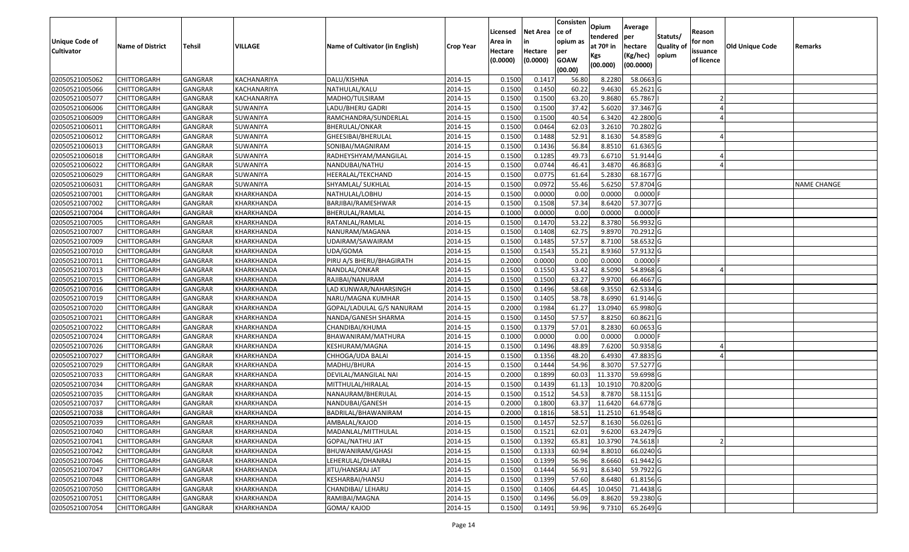| Unique Code of Cultivator | Name of District | Tehsil | VILLAGE | Name of Cultivator (in English) | Crop Year | Licensed Area in Hectare (0.0000) | Net Area in Hectare (0.0000) | Consistence of opium as per GOAW (00.00) | Opium tendered at 70º in Kgs (00.000) | Average per hectare (Kg/hec) (00.0000) | Statuts/ Quality of opium | Reason for non issuance of licence | Old Unique Code | Remarks |
|---|---|---|---|---|---|---|---|---|---|---|---|---|---|---|
| 02050521005062 | CHITTORGARH | GANGRAR | KACHANARIYA | DALU/KISHNA | 2014-15 | 0.1500 | 0.1417 | 56.80 | 8.2280 | 58.0663 | G | | | |
| 02050521005066 | CHITTORGARH | GANGRAR | KACHANARIYA | NATHULAL/KALU | 2014-15 | 0.1500 | 0.1450 | 60.22 | 9.4630 | 65.2621 | G | | | |
| 02050521005077 | CHITTORGARH | GANGRAR | KACHANARIYA | MADHO/TULSIRAM | 2014-15 | 0.1500 | 0.1500 | 63.20 | 9.8680 | 65.7867 | I | 2 | | |
| 02050521006006 | CHITTORGARH | GANGRAR | SUWANIYA | LADU/BHERU GADRI | 2014-15 | 0.1500 | 0.1500 | 37.42 | 5.6020 | 37.3467 | G | 4 | | |
| 02050521006009 | CHITTORGARH | GANGRAR | SUWANIYA | RAMCHANDRA/SUNDERLAL | 2014-15 | 0.1500 | 0.1500 | 40.54 | 6.3420 | 42.2800 | G | 4 | | |
| 02050521006011 | CHITTORGARH | GANGRAR | SUWANIYA | BHERULAL/ONKAR | 2014-15 | 0.1500 | 0.0464 | 62.03 | 3.2610 | 70.2802 | G | | | |
| 02050521006012 | CHITTORGARH | GANGRAR | SUWANIYA | GHEESIBAI/BHERULAL | 2014-15 | 0.1500 | 0.1488 | 52.91 | 8.1630 | 54.8589 | G | 4 | | |
| 02050521006013 | CHITTORGARH | GANGRAR | SUWANIYA | SONIBAI/MAGNIRAM | 2014-15 | 0.1500 | 0.1436 | 56.84 | 8.8510 | 61.6365 | G | | | |
| 02050521006018 | CHITTORGARH | GANGRAR | SUWANIYA | RADHEYSHYAM/MANGILAL | 2014-15 | 0.1500 | 0.1285 | 49.73 | 6.6710 | 51.9144 | G | 4 | | |
| 02050521006022 | CHITTORGARH | GANGRAR | SUWANIYA | NANDUBAI/NATHU | 2014-15 | 0.1500 | 0.0744 | 46.41 | 3.4870 | 46.8683 | G | 4 | | |
| 02050521006029 | CHITTORGARH | GANGRAR | SUWANIYA | HEERALAL/TEKCHAND | 2014-15 | 0.1500 | 0.0775 | 61.64 | 5.2830 | 68.1677 | G | | | |
| 02050521006031 | CHITTORGARH | GANGRAR | SUWANIYA | SHYAMLAL/ SUKHLAL | 2014-15 | 0.1500 | 0.0972 | 55.46 | 5.6250 | 57.8704 | G | | | NAME CHANGE |
| 02050521007001 | CHITTORGARH | GANGRAR | KHARKHANDA | NATHULAL/LOBHU | 2014-15 | 0.1500 | 0.0000 | 0.00 | 0.0000 | 0.0000 | F | | | |
| 02050521007002 | CHITTORGARH | GANGRAR | KHARKHANDA | BARJIBAI/RAMESHWAR | 2014-15 | 0.1500 | 0.1508 | 57.34 | 8.6420 | 57.3077 | G | | | |
| 02050521007004 | CHITTORGARH | GANGRAR | KHARKHANDA | BHERULAL/RAMLAL | 2014-15 | 0.1000 | 0.0000 | 0.00 | 0.0000 | 0.0000 | F | | | |
| 02050521007005 | CHITTORGARH | GANGRAR | KHARKHANDA | RATANLAL/RAMLAL | 2014-15 | 0.1500 | 0.1470 | 53.22 | 8.3780 | 56.9932 | G | | | |
| 02050521007007 | CHITTORGARH | GANGRAR | KHARKHANDA | NANURAM/MAGANA | 2014-15 | 0.1500 | 0.1408 | 62.75 | 9.8970 | 70.2912 | G | | | |
| 02050521007009 | CHITTORGARH | GANGRAR | KHARKHANDA | UDAIRAM/SAWAIRAM | 2014-15 | 0.1500 | 0.1485 | 57.57 | 8.7100 | 58.6532 | G | | | |
| 02050521007010 | CHITTORGARH | GANGRAR | KHARKHANDA | UDA/GOMA | 2014-15 | 0.1500 | 0.1543 | 55.21 | 8.9360 | 57.9132 | G | | | |
| 02050521007011 | CHITTORGARH | GANGRAR | KHARKHANDA | PIRU A/S BHERU/BHAGIRATH | 2014-15 | 0.2000 | 0.0000 | 0.00 | 0.0000 | 0.0000 | F | | | |
| 02050521007013 | CHITTORGARH | GANGRAR | KHARKHANDA | NANDLAL/ONKAR | 2014-15 | 0.1500 | 0.1550 | 53.42 | 8.5090 | 54.8968 | G | 4 | | |
| 02050521007015 | CHITTORGARH | GANGRAR | KHARKHANDA | RAJIBAI/NANURAM | 2014-15 | 0.1500 | 0.1500 | 63.27 | 9.9700 | 66.4667 | G | | | |
| 02050521007016 | CHITTORGARH | GANGRAR | KHARKHANDA | LAD KUNWAR/NAHARSINGH | 2014-15 | 0.1500 | 0.1496 | 58.68 | 9.3550 | 62.5334 | G | | | |
| 02050521007019 | CHITTORGARH | GANGRAR | KHARKHANDA | NARU/MAGNA KUMHAR | 2014-15 | 0.1500 | 0.1405 | 58.78 | 8.6990 | 61.9146 | G | | | |
| 02050521007020 | CHITTORGARH | GANGRAR | KHARKHANDA | GOPAL/LADULAL G/S NANURAM | 2014-15 | 0.2000 | 0.1984 | 61.27 | 13.0940 | 65.9980 | G | | | |
| 02050521007021 | CHITTORGARH | GANGRAR | KHARKHANDA | NANDA/GANESH SHARMA | 2014-15 | 0.1500 | 0.1450 | 57.57 | 8.8250 | 60.8621 | G | | | |
| 02050521007022 | CHITTORGARH | GANGRAR | KHARKHANDA | CHANDIBAI/KHUMA | 2014-15 | 0.1500 | 0.1379 | 57.01 | 8.2830 | 60.0653 | G | | | |
| 02050521007024 | CHITTORGARH | GANGRAR | KHARKHANDA | BHAWANIRAM/MATHURA | 2014-15 | 0.1000 | 0.0000 | 0.00 | 0.0000 | 0.0000 | F | | | |
| 02050521007026 | CHITTORGARH | GANGRAR | KHARKHANDA | KESHURAM/MAGNA | 2014-15 | 0.1500 | 0.1496 | 48.89 | 7.6200 | 50.9358 | G | 4 | | |
| 02050521007027 | CHITTORGARH | GANGRAR | KHARKHANDA | CHHOGA/UDA BALAI | 2014-15 | 0.1500 | 0.1356 | 48.20 | 6.4930 | 47.8835 | G | 4 | | |
| 02050521007029 | CHITTORGARH | GANGRAR | KHARKHANDA | MADHU/BHURA | 2014-15 | 0.1500 | 0.1444 | 54.96 | 8.3070 | 57.5277 | G | | | |
| 02050521007033 | CHITTORGARH | GANGRAR | KHARKHANDA | DEVILAL/MANGILAL NAI | 2014-15 | 0.2000 | 0.1899 | 60.03 | 11.3370 | 59.6998 | G | | | |
| 02050521007034 | CHITTORGARH | GANGRAR | KHARKHANDA | MITTHULAL/HIRALAL | 2014-15 | 0.1500 | 0.1439 | 61.13 | 10.1910 | 70.8200 | G | | | |
| 02050521007035 | CHITTORGARH | GANGRAR | KHARKHANDA | NANAURAM/BHERULAL | 2014-15 | 0.1500 | 0.1512 | 54.53 | 8.7870 | 58.1151 | G | | | |
| 02050521007037 | CHITTORGARH | GANGRAR | KHARKHANDA | NANDUBAI/GANESH | 2014-15 | 0.2000 | 0.1800 | 63.37 | 11.6420 | 64.6778 | G | | | |
| 02050521007038 | CHITTORGARH | GANGRAR | KHARKHANDA | BADRILAL/BHAWANIRAM | 2014-15 | 0.2000 | 0.1816 | 58.51 | 11.2510 | 61.9548 | G | | | |
| 02050521007039 | CHITTORGARH | GANGRAR | KHARKHANDA | AMBALAL/KAJOD | 2014-15 | 0.1500 | 0.1457 | 52.57 | 8.1630 | 56.0261 | G | | | |
| 02050521007040 | CHITTORGARH | GANGRAR | KHARKHANDA | MADANLAL/MITTHULAL | 2014-15 | 0.1500 | 0.1521 | 62.01 | 9.6200 | 63.2479 | G | | | |
| 02050521007041 | CHITTORGARH | GANGRAR | KHARKHANDA | GOPAL/NATHU JAT | 2014-15 | 0.1500 | 0.1392 | 65.81 | 10.3790 | 74.5618 | I | 2 | | |
| 02050521007042 | CHITTORGARH | GANGRAR | KHARKHANDA | BHUWANIRAM/GHASI | 2014-15 | 0.1500 | 0.1333 | 60.94 | 8.8010 | 66.0240 | G | | | |
| 02050521007046 | CHITTORGARH | GANGRAR | KHARKHANDA | LEHERULAL/DHANRAJ | 2014-15 | 0.1500 | 0.1399 | 56.96 | 8.6660 | 61.9442 | G | | | |
| 02050521007047 | CHITTORGARH | GANGRAR | KHARKHANDA | JITU/HANSRAJ JAT | 2014-15 | 0.1500 | 0.1444 | 56.91 | 8.6340 | 59.7922 | G | | | |
| 02050521007048 | CHITTORGARH | GANGRAR | KHARKHANDA | KESHARBAI/HANSU | 2014-15 | 0.1500 | 0.1399 | 57.60 | 8.6480 | 61.8156 | G | | | |
| 02050521007050 | CHITTORGARH | GANGRAR | KHARKHANDA | CHANDIBAI/ LEHARU | 2014-15 | 0.1500 | 0.1406 | 64.45 | 10.0450 | 71.4438 | G | | | |
| 02050521007051 | CHITTORGARH | GANGRAR | KHARKHANDA | RAMIBAI/MAGNA | 2014-15 | 0.1500 | 0.1496 | 56.09 | 8.8620 | 59.2380 | G | | | |
| 02050521007054 | CHITTORGARH | GANGRAR | KHARKHANDA | GOMA/ KAJOD | 2014-15 | 0.1500 | 0.1491 | 59.96 | 9.7310 | 65.2649 | G | | | |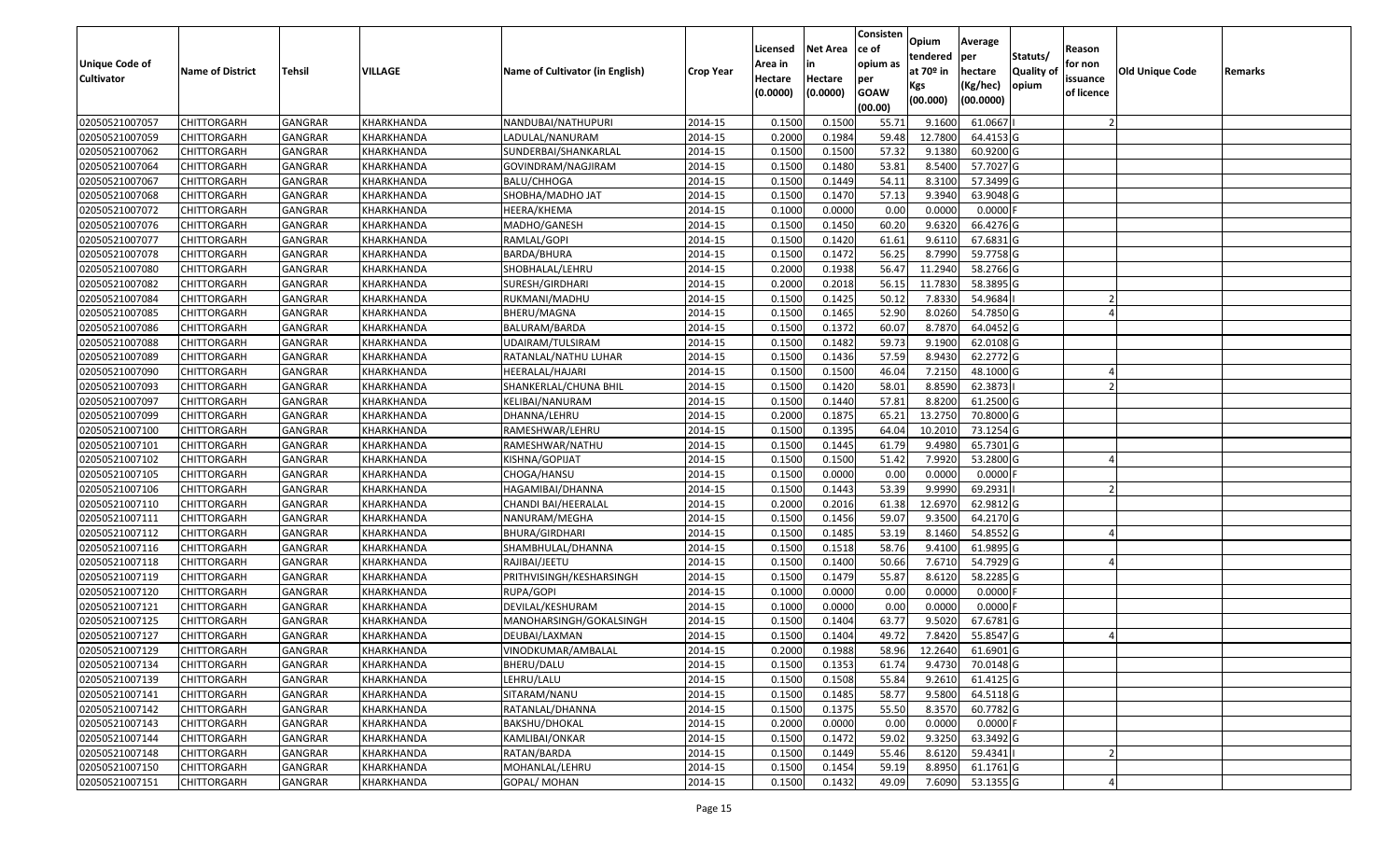| Unique Code of Cultivator | Name of District | Tehsil | VILLAGE | Name of Cultivator (in English) | Crop Year | Licensed Area in Hectare (0.0000) | Net Area in Hectare (0.0000) | Consistence of opium as per GOAW (00.00) | Opium tendered at 70º in Kgs (00.000) | Average per hectare (Kg/hec) (00.0000) | Statuts/ Quality of opium | Reason for non issuance of licence | Old Unique Code | Remarks |
|---|---|---|---|---|---|---|---|---|---|---|---|---|---|---|
| 02050521007057 | CHITTORGARH | GANGRAR | KHARKHANDA | NANDUBAI/NATHUPURI | 2014-15 | 0.1500 | 0.1500 | 55.71 | 9.1600 | 61.0667 | I | 2 | | |
| 02050521007059 | CHITTORGARH | GANGRAR | KHARKHANDA | LADULAL/NANURAM | 2014-15 | 0.2000 | 0.1984 | 59.48 | 12.7800 | 64.4153 | G | | | |
| 02050521007062 | CHITTORGARH | GANGRAR | KHARKHANDA | SUNDERBAI/SHANKARLAL | 2014-15 | 0.1500 | 0.1500 | 57.32 | 9.1380 | 60.9200 | G | | | |
| 02050521007064 | CHITTORGARH | GANGRAR | KHARKHANDA | GOVINDRAM/NAGJIRAM | 2014-15 | 0.1500 | 0.1480 | 53.81 | 8.5400 | 57.7027 | G | | | |
| 02050521007067 | CHITTORGARH | GANGRAR | KHARKHANDA | BALU/CHHOGA | 2014-15 | 0.1500 | 0.1449 | 54.11 | 8.3100 | 57.3499 | G | | | |
| 02050521007068 | CHITTORGARH | GANGRAR | KHARKHANDA | SHOBHA/MADHO JAT | 2014-15 | 0.1500 | 0.1470 | 57.13 | 9.3940 | 63.9048 | G | | | |
| 02050521007072 | CHITTORGARH | GANGRAR | KHARKHANDA | HEERA/KHEMA | 2014-15 | 0.1000 | 0.0000 | 0.00 | 0.0000 | 0.0000 | F | | | |
| 02050521007076 | CHITTORGARH | GANGRAR | KHARKHANDA | MADHO/GANESH | 2014-15 | 0.1500 | 0.1450 | 60.20 | 9.6320 | 66.4276 | G | | | |
| 02050521007077 | CHITTORGARH | GANGRAR | KHARKHANDA | RAMLAL/GOPI | 2014-15 | 0.1500 | 0.1420 | 61.61 | 9.6110 | 67.6831 | G | | | |
| 02050521007078 | CHITTORGARH | GANGRAR | KHARKHANDA | BARDA/BHURA | 2014-15 | 0.1500 | 0.1472 | 56.25 | 8.7990 | 59.7758 | G | | | |
| 02050521007080 | CHITTORGARH | GANGRAR | KHARKHANDA | SHOBHALAL/LEHRU | 2014-15 | 0.2000 | 0.1938 | 56.47 | 11.2940 | 58.2766 | G | | | |
| 02050521007082 | CHITTORGARH | GANGRAR | KHARKHANDA | SURESH/GIRDHARI | 2014-15 | 0.2000 | 0.2018 | 56.15 | 11.7830 | 58.3895 | G | | | |
| 02050521007084 | CHITTORGARH | GANGRAR | KHARKHANDA | RUKMANI/MADHU | 2014-15 | 0.1500 | 0.1425 | 50.12 | 7.8330 | 54.9684 | I | 2 | | |
| 02050521007085 | CHITTORGARH | GANGRAR | KHARKHANDA | BHERU/MAGNA | 2014-15 | 0.1500 | 0.1465 | 52.90 | 8.0260 | 54.7850 | G | 4 | | |
| 02050521007086 | CHITTORGARH | GANGRAR | KHARKHANDA | BALURAM/BARDA | 2014-15 | 0.1500 | 0.1372 | 60.07 | 8.7870 | 64.0452 | G | | | |
| 02050521007088 | CHITTORGARH | GANGRAR | KHARKHANDA | UDAIRAM/TULSIRAM | 2014-15 | 0.1500 | 0.1482 | 59.73 | 9.1900 | 62.0108 | G | | | |
| 02050521007089 | CHITTORGARH | GANGRAR | KHARKHANDA | RATANLAL/NATHU LUHAR | 2014-15 | 0.1500 | 0.1436 | 57.59 | 8.9430 | 62.2772 | G | | | |
| 02050521007090 | CHITTORGARH | GANGRAR | KHARKHANDA | HEERALAL/HAJARI | 2014-15 | 0.1500 | 0.1500 | 46.04 | 7.2150 | 48.1000 | G | 4 | | |
| 02050521007093 | CHITTORGARH | GANGRAR | KHARKHANDA | SHANKERLAL/CHUNA BHIL | 2014-15 | 0.1500 | 0.1420 | 58.01 | 8.8590 | 62.3873 | I | 2 | | |
| 02050521007097 | CHITTORGARH | GANGRAR | KHARKHANDA | KELIBAI/NANURAM | 2014-15 | 0.1500 | 0.1440 | 57.81 | 8.8200 | 61.2500 | G | | | |
| 02050521007099 | CHITTORGARH | GANGRAR | KHARKHANDA | DHANNA/LEHRU | 2014-15 | 0.2000 | 0.1875 | 65.21 | 13.2750 | 70.8000 | G | | | |
| 02050521007100 | CHITTORGARH | GANGRAR | KHARKHANDA | RAMESHWAR/LEHRU | 2014-15 | 0.1500 | 0.1395 | 64.04 | 10.2010 | 73.1254 | G | | | |
| 02050521007101 | CHITTORGARH | GANGRAR | KHARKHANDA | RAMESHWAR/NATHU | 2014-15 | 0.1500 | 0.1445 | 61.79 | 9.4980 | 65.7301 | G | | | |
| 02050521007102 | CHITTORGARH | GANGRAR | KHARKHANDA | KISHNA/GOPIJAT | 2014-15 | 0.1500 | 0.1500 | 51.42 | 7.9920 | 53.2800 | G | 4 | | |
| 02050521007105 | CHITTORGARH | GANGRAR | KHARKHANDA | CHOGA/HANSU | 2014-15 | 0.1500 | 0.0000 | 0.00 | 0.0000 | 0.0000 | F | | | |
| 02050521007106 | CHITTORGARH | GANGRAR | KHARKHANDA | HAGAMIBAI/DHANNA | 2014-15 | 0.1500 | 0.1443 | 53.39 | 9.9990 | 69.2931 | I | 2 | | |
| 02050521007110 | CHITTORGARH | GANGRAR | KHARKHANDA | CHANDI BAI/HEERALAL | 2014-15 | 0.2000 | 0.2016 | 61.38 | 12.6970 | 62.9812 | G | | | |
| 02050521007111 | CHITTORGARH | GANGRAR | KHARKHANDA | NANURAM/MEGHA | 2014-15 | 0.1500 | 0.1456 | 59.07 | 9.3500 | 64.2170 | G | | | |
| 02050521007112 | CHITTORGARH | GANGRAR | KHARKHANDA | BHURA/GIRDHARI | 2014-15 | 0.1500 | 0.1485 | 53.19 | 8.1460 | 54.8552 | G | 4 | | |
| 02050521007116 | CHITTORGARH | GANGRAR | KHARKHANDA | SHAMBHULAL/DHANNA | 2014-15 | 0.1500 | 0.1518 | 58.76 | 9.4100 | 61.9895 | G | | | |
| 02050521007118 | CHITTORGARH | GANGRAR | KHARKHANDA | RAJIBAI/JEETU | 2014-15 | 0.1500 | 0.1400 | 50.66 | 7.6710 | 54.7929 | G | 4 | | |
| 02050521007119 | CHITTORGARH | GANGRAR | KHARKHANDA | PRITHVISINGH/KESHARSINGH | 2014-15 | 0.1500 | 0.1479 | 55.87 | 8.6120 | 58.2285 | G | | | |
| 02050521007120 | CHITTORGARH | GANGRAR | KHARKHANDA | RUPA/GOPI | 2014-15 | 0.1000 | 0.0000 | 0.00 | 0.0000 | 0.0000 | F | | | |
| 02050521007121 | CHITTORGARH | GANGRAR | KHARKHANDA | DEVILAL/KESHURAM | 2014-15 | 0.1000 | 0.0000 | 0.00 | 0.0000 | 0.0000 | F | | | |
| 02050521007125 | CHITTORGARH | GANGRAR | KHARKHANDA | MANOHARSINGH/GOKALSINGH | 2014-15 | 0.1500 | 0.1404 | 63.77 | 9.5020 | 67.6781 | G | | | |
| 02050521007127 | CHITTORGARH | GANGRAR | KHARKHANDA | DEUBAI/LAXMAN | 2014-15 | 0.1500 | 0.1404 | 49.72 | 7.8420 | 55.8547 | G | 4 | | |
| 02050521007129 | CHITTORGARH | GANGRAR | KHARKHANDA | VINODKUMAR/AMBALAL | 2014-15 | 0.2000 | 0.1988 | 58.96 | 12.2640 | 61.6901 | G | | | |
| 02050521007134 | CHITTORGARH | GANGRAR | KHARKHANDA | BHERU/DALU | 2014-15 | 0.1500 | 0.1353 | 61.74 | 9.4730 | 70.0148 | G | | | |
| 02050521007139 | CHITTORGARH | GANGRAR | KHARKHANDA | LEHRU/LALU | 2014-15 | 0.1500 | 0.1508 | 55.84 | 9.2610 | 61.4125 | G | | | |
| 02050521007141 | CHITTORGARH | GANGRAR | KHARKHANDA | SITARAM/NANU | 2014-15 | 0.1500 | 0.1485 | 58.77 | 9.5800 | 64.5118 | G | | | |
| 02050521007142 | CHITTORGARH | GANGRAR | KHARKHANDA | RATANLAL/DHANNA | 2014-15 | 0.1500 | 0.1375 | 55.50 | 8.3570 | 60.7782 | G | | | |
| 02050521007143 | CHITTORGARH | GANGRAR | KHARKHANDA | BAKSHU/DHOKAL | 2014-15 | 0.2000 | 0.0000 | 0.00 | 0.0000 | 0.0000 | F | | | |
| 02050521007144 | CHITTORGARH | GANGRAR | KHARKHANDA | KAMLIBAI/ONKAR | 2014-15 | 0.1500 | 0.1472 | 59.02 | 9.3250 | 63.3492 | G | | | |
| 02050521007148 | CHITTORGARH | GANGRAR | KHARKHANDA | RATAN/BARDA | 2014-15 | 0.1500 | 0.1449 | 55.46 | 8.6120 | 59.4341 | I | 2 | | |
| 02050521007150 | CHITTORGARH | GANGRAR | KHARKHANDA | MOHANLAL/LEHRU | 2014-15 | 0.1500 | 0.1454 | 59.19 | 8.8950 | 61.1761 | G | | | |
| 02050521007151 | CHITTORGARH | GANGRAR | KHARKHANDA | GOPAL/ MOHAN | 2014-15 | 0.1500 | 0.1432 | 49.09 | 7.6090 | 53.1355 | G | 4 | | |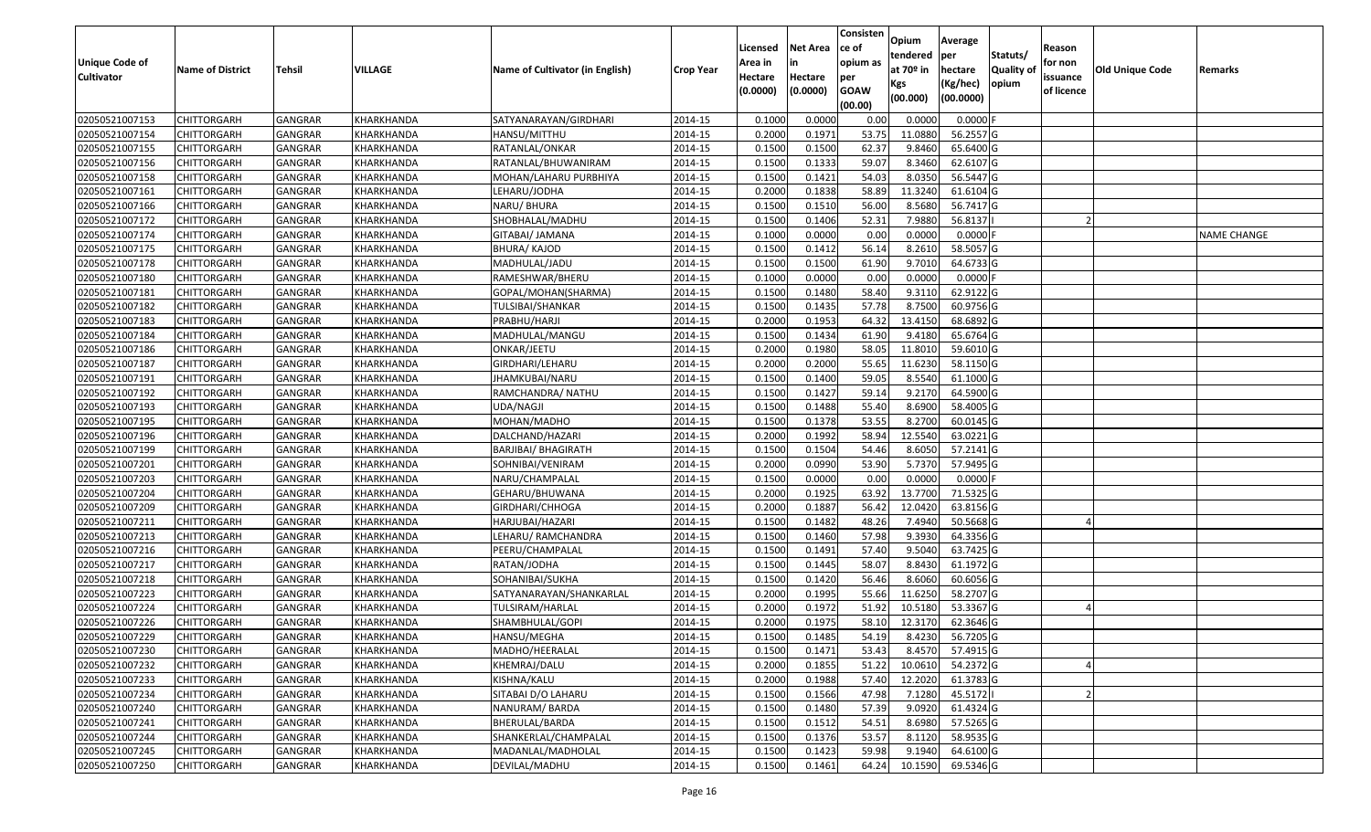| Unique Code of Cultivator | Name of District | Tehsil | VILLAGE | Name of Cultivator (in English) | Crop Year | Licensed Area in Hectare (0.0000) | Net Area in Hectare (0.0000) | Consistence of opium as per GOAW (00.00) | Opium tendered at 70º in Kgs (00.000) | Average per hectare (Kg/hec) (00.0000) | Statuts/ Quality of opium | Reason for non issuance of licence | Old Unique Code | Remarks |
|---|---|---|---|---|---|---|---|---|---|---|---|---|---|---|
| 02050521007153 | CHITTORGARH | GANGRAR | KHARKHANDA | SATYANARAYAN/GIRDHARI | 2014-15 | 0.1000 | 0.0000 | 0.00 | 0.0000 | 0.0000 | F | | | |
| 02050521007154 | CHITTORGARH | GANGRAR | KHARKHANDA | HANSU/MITTHU | 2014-15 | 0.2000 | 0.1971 | 53.75 | 11.0880 | 56.2557 | G | | | |
| 02050521007155 | CHITTORGARH | GANGRAR | KHARKHANDA | RATANLAL/ONKAR | 2014-15 | 0.1500 | 0.1500 | 62.37 | 9.8460 | 65.6400 | G | | | |
| 02050521007156 | CHITTORGARH | GANGRAR | KHARKHANDA | RATANLAL/BHUWANIRAM | 2014-15 | 0.1500 | 0.1333 | 59.07 | 8.3460 | 62.6107 | G | | | |
| 02050521007158 | CHITTORGARH | GANGRAR | KHARKHANDA | MOHAN/LAHARU PURBHIYA | 2014-15 | 0.1500 | 0.1421 | 54.03 | 8.0350 | 56.5447 | G | | | |
| 02050521007161 | CHITTORGARH | GANGRAR | KHARKHANDA | LEHARU/JODHA | 2014-15 | 0.2000 | 0.1838 | 58.89 | 11.3240 | 61.6104 | G | | | |
| 02050521007166 | CHITTORGARH | GANGRAR | KHARKHANDA | NARU/ BHURA | 2014-15 | 0.1500 | 0.1510 | 56.00 | 8.5680 | 56.7417 | G | | | |
| 02050521007172 | CHITTORGARH | GANGRAR | KHARKHANDA | SHOBHALAL/MADHU | 2014-15 | 0.1500 | 0.1406 | 52.31 | 7.9880 | 56.8137 | I | 2 | | |
| 02050521007174 | CHITTORGARH | GANGRAR | KHARKHANDA | GITABAI/ JAMANA | 2014-15 | 0.1000 | 0.0000 | 0.00 | 0.0000 | 0.0000 | F | | | NAME CHANGE |
| 02050521007175 | CHITTORGARH | GANGRAR | KHARKHANDA | BHURA/ KAJOD | 2014-15 | 0.1500 | 0.1412 | 56.14 | 8.2610 | 58.5057 | G | | | |
| 02050521007178 | CHITTORGARH | GANGRAR | KHARKHANDA | MADHULAL/JADU | 2014-15 | 0.1500 | 0.1500 | 61.90 | 9.7010 | 64.6733 | G | | | |
| 02050521007180 | CHITTORGARH | GANGRAR | KHARKHANDA | RAMESHWAR/BHERU | 2014-15 | 0.1000 | 0.0000 | 0.00 | 0.0000 | 0.0000 | F | | | |
| 02050521007181 | CHITTORGARH | GANGRAR | KHARKHANDA | GOPAL/MOHAN(SHARMA) | 2014-15 | 0.1500 | 0.1480 | 58.40 | 9.3110 | 62.9122 | G | | | |
| 02050521007182 | CHITTORGARH | GANGRAR | KHARKHANDA | TULSIBAI/SHANKAR | 2014-15 | 0.1500 | 0.1435 | 57.78 | 8.7500 | 60.9756 | G | | | |
| 02050521007183 | CHITTORGARH | GANGRAR | KHARKHANDA | PRABHU/HARJI | 2014-15 | 0.2000 | 0.1953 | 64.32 | 13.4150 | 68.6892 | G | | | |
| 02050521007184 | CHITTORGARH | GANGRAR | KHARKHANDA | MADHULAL/MANGU | 2014-15 | 0.1500 | 0.1434 | 61.90 | 9.4180 | 65.6764 | G | | | |
| 02050521007186 | CHITTORGARH | GANGRAR | KHARKHANDA | ONKAR/JEETU | 2014-15 | 0.2000 | 0.1980 | 58.05 | 11.8010 | 59.6010 | G | | | |
| 02050521007187 | CHITTORGARH | GANGRAR | KHARKHANDA | GIRDHARI/LEHARU | 2014-15 | 0.2000 | 0.2000 | 55.65 | 11.6230 | 58.1150 | G | | | |
| 02050521007191 | CHITTORGARH | GANGRAR | KHARKHANDA | JHAMKUBAI/NARU | 2014-15 | 0.1500 | 0.1400 | 59.05 | 8.5540 | 61.1000 | G | | | |
| 02050521007192 | CHITTORGARH | GANGRAR | KHARKHANDA | RAMCHANDRA/ NATHU | 2014-15 | 0.1500 | 0.1427 | 59.14 | 9.2170 | 64.5900 | G | | | |
| 02050521007193 | CHITTORGARH | GANGRAR | KHARKHANDA | UDA/NAGJI | 2014-15 | 0.1500 | 0.1488 | 55.40 | 8.6900 | 58.4005 | G | | | |
| 02050521007195 | CHITTORGARH | GANGRAR | KHARKHANDA | MOHAN/MADHO | 2014-15 | 0.1500 | 0.1378 | 53.55 | 8.2700 | 60.0145 | G | | | |
| 02050521007196 | CHITTORGARH | GANGRAR | KHARKHANDA | DALCHAND/HAZARI | 2014-15 | 0.2000 | 0.1992 | 58.94 | 12.5540 | 63.0221 | G | | | |
| 02050521007199 | CHITTORGARH | GANGRAR | KHARKHANDA | BARJIBAI/ BHAGIRATH | 2014-15 | 0.1500 | 0.1504 | 54.46 | 8.6050 | 57.2141 | G | | | |
| 02050521007201 | CHITTORGARH | GANGRAR | KHARKHANDA | SOHNIBAI/VENIRAM | 2014-15 | 0.2000 | 0.0990 | 53.90 | 5.7370 | 57.9495 | G | | | |
| 02050521007203 | CHITTORGARH | GANGRAR | KHARKHANDA | NARU/CHAMPALAL | 2014-15 | 0.1500 | 0.0000 | 0.00 | 0.0000 | 0.0000 | F | | | |
| 02050521007204 | CHITTORGARH | GANGRAR | KHARKHANDA | GEHARU/BHUWANA | 2014-15 | 0.2000 | 0.1925 | 63.92 | 13.7700 | 71.5325 | G | | | |
| 02050521007209 | CHITTORGARH | GANGRAR | KHARKHANDA | GIRDHARI/CHHOGA | 2014-15 | 0.2000 | 0.1887 | 56.42 | 12.0420 | 63.8156 | G | | | |
| 02050521007211 | CHITTORGARH | GANGRAR | KHARKHANDA | HARJUBAI/HAZARI | 2014-15 | 0.1500 | 0.1482 | 48.26 | 7.4940 | 50.5668 | G | 4 | | |
| 02050521007213 | CHITTORGARH | GANGRAR | KHARKHANDA | LEHARU/ RAMCHANDRA | 2014-15 | 0.1500 | 0.1460 | 57.98 | 9.3930 | 64.3356 | G | | | |
| 02050521007216 | CHITTORGARH | GANGRAR | KHARKHANDA | PEERU/CHAMPALAL | 2014-15 | 0.1500 | 0.1491 | 57.40 | 9.5040 | 63.7425 | G | | | |
| 02050521007217 | CHITTORGARH | GANGRAR | KHARKHANDA | RATAN/JODHA | 2014-15 | 0.1500 | 0.1445 | 58.07 | 8.8430 | 61.1972 | G | | | |
| 02050521007218 | CHITTORGARH | GANGRAR | KHARKHANDA | SOHANIBAI/SUKHA | 2014-15 | 0.1500 | 0.1420 | 56.46 | 8.6060 | 60.6056 | G | | | |
| 02050521007223 | CHITTORGARH | GANGRAR | KHARKHANDA | SATYANARAYAN/SHANKARLAL | 2014-15 | 0.2000 | 0.1995 | 55.66 | 11.6250 | 58.2707 | G | | | |
| 02050521007224 | CHITTORGARH | GANGRAR | KHARKHANDA | TULSIRAM/HARLAL | 2014-15 | 0.2000 | 0.1972 | 51.92 | 10.5180 | 53.3367 | G | 4 | | |
| 02050521007226 | CHITTORGARH | GANGRAR | KHARKHANDA | SHAMBHULAL/GOPI | 2014-15 | 0.2000 | 0.1975 | 58.10 | 12.3170 | 62.3646 | G | | | |
| 02050521007229 | CHITTORGARH | GANGRAR | KHARKHANDA | HANSU/MEGHA | 2014-15 | 0.1500 | 0.1485 | 54.19 | 8.4230 | 56.7205 | G | | | |
| 02050521007230 | CHITTORGARH | GANGRAR | KHARKHANDA | MADHO/HEERALAL | 2014-15 | 0.1500 | 0.1471 | 53.43 | 8.4570 | 57.4915 | G | | | |
| 02050521007232 | CHITTORGARH | GANGRAR | KHARKHANDA | KHEMRAJ/DALU | 2014-15 | 0.2000 | 0.1855 | 51.22 | 10.0610 | 54.2372 | G | 4 | | |
| 02050521007233 | CHITTORGARH | GANGRAR | KHARKHANDA | KISHNA/KALU | 2014-15 | 0.2000 | 0.1988 | 57.40 | 12.2020 | 61.3783 | G | | | |
| 02050521007234 | CHITTORGARH | GANGRAR | KHARKHANDA | SITABAI D/O LAHARU | 2014-15 | 0.1500 | 0.1566 | 47.98 | 7.1280 | 45.5172 | I | 2 | | |
| 02050521007240 | CHITTORGARH | GANGRAR | KHARKHANDA | NANURAM/ BARDA | 2014-15 | 0.1500 | 0.1480 | 57.39 | 9.0920 | 61.4324 | G | | | |
| 02050521007241 | CHITTORGARH | GANGRAR | KHARKHANDA | BHERULAL/BARDA | 2014-15 | 0.1500 | 0.1512 | 54.51 | 8.6980 | 57.5265 | G | | | |
| 02050521007244 | CHITTORGARH | GANGRAR | KHARKHANDA | SHANKERLAL/CHAMPALAL | 2014-15 | 0.1500 | 0.1376 | 53.57 | 8.1120 | 58.9535 | G | | | |
| 02050521007245 | CHITTORGARH | GANGRAR | KHARKHANDA | MADANLAL/MADHOLAL | 2014-15 | 0.1500 | 0.1423 | 59.98 | 9.1940 | 64.6100 | G | | | |
| 02050521007250 | CHITTORGARH | GANGRAR | KHARKHANDA | DEVILAL/MADHU | 2014-15 | 0.1500 | 0.1461 | 64.24 | 10.1590 | 69.5346 | G | | | |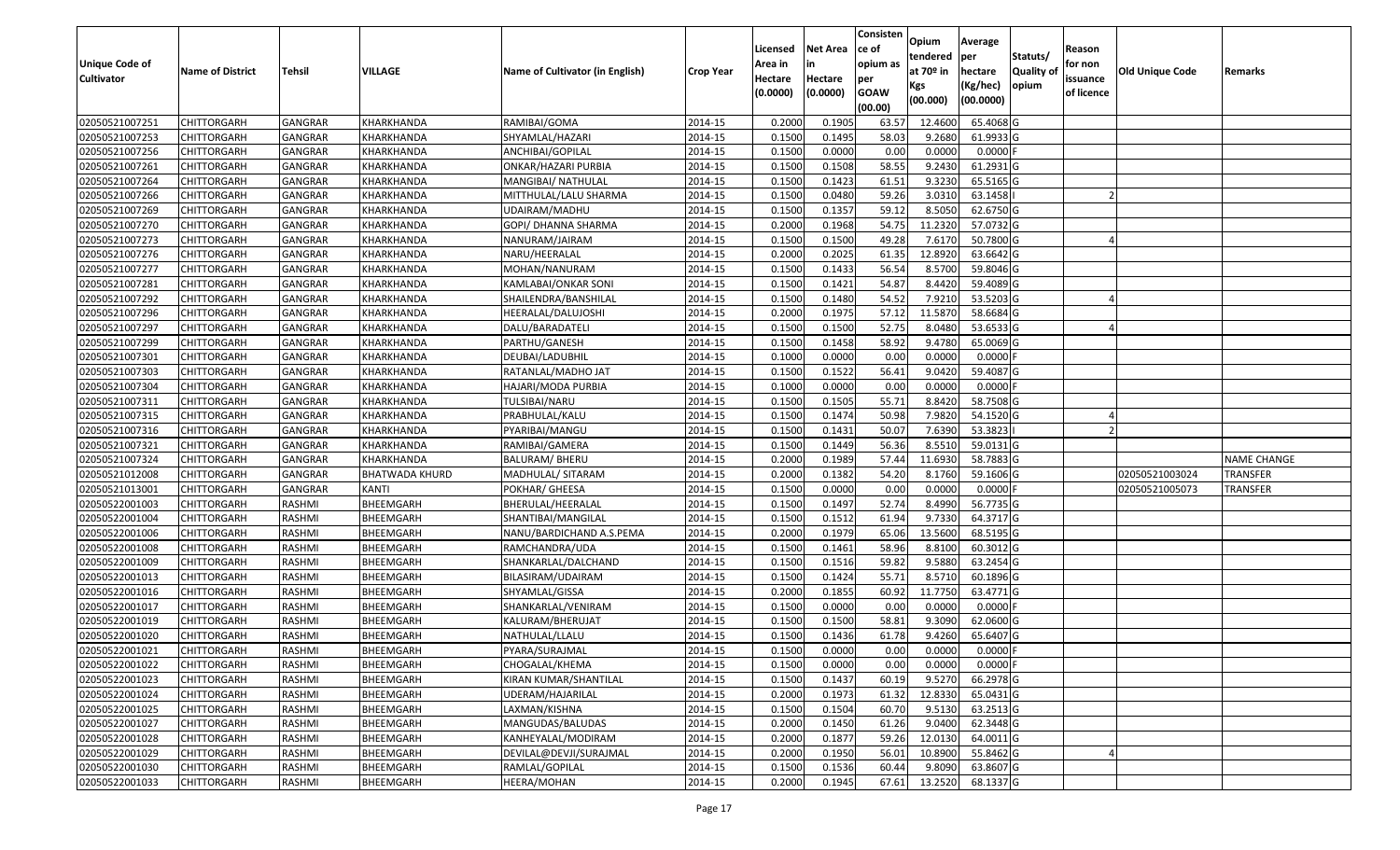| Unique Code of Cultivator | Name of District | Tehsil | VILLAGE | Name of Cultivator (in English) | Crop Year | Licensed Area in Hectare (0.0000) | Net Area in Hectare (0.0000) | Consistence of opium as per GOAW (00.00) | Opium tendered at 70º in Kgs (00.000) | Average per hectare (Kg/hec) (00.0000) | Statuts/ Quality of opium | Reason for non issuance of licence | Old Unique Code | Remarks |
|---|---|---|---|---|---|---|---|---|---|---|---|---|---|---|
| 02050521007251 | CHITTORGARH | GANGRAR | KHARKHANDA | RAMIBAI/GOMA | 2014-15 | 0.2000 | 0.1905 | 63.57 | 12.4600 | 65.4068 | G | | | |
| 02050521007253 | CHITTORGARH | GANGRAR | KHARKHANDA | SHYAMLAL/HAZARI | 2014-15 | 0.1500 | 0.1495 | 58.03 | 9.2680 | 61.9933 | G | | | |
| 02050521007256 | CHITTORGARH | GANGRAR | KHARKHANDA | ANCHIBAI/GOPILAL | 2014-15 | 0.1500 | 0.0000 | 0.00 | 0.0000 | 0.0000 | F | | | |
| 02050521007261 | CHITTORGARH | GANGRAR | KHARKHANDA | ONKAR/HAZARI PURBIA | 2014-15 | 0.1500 | 0.1508 | 58.55 | 9.2430 | 61.2931 | G | | | |
| 02050521007264 | CHITTORGARH | GANGRAR | KHARKHANDA | MANGIBAI/ NATHULAL | 2014-15 | 0.1500 | 0.1423 | 61.51 | 9.3230 | 65.5165 | G | | | |
| 02050521007266 | CHITTORGARH | GANGRAR | KHARKHANDA | MITTHULAL/LALU SHARMA | 2014-15 | 0.1500 | 0.0480 | 59.26 | 3.0310 | 63.1458 | I | 2 | | |
| 02050521007269 | CHITTORGARH | GANGRAR | KHARKHANDA | UDAIRAM/MADHU | 2014-15 | 0.1500 | 0.1357 | 59.12 | 8.5050 | 62.6750 | G | | | |
| 02050521007270 | CHITTORGARH | GANGRAR | KHARKHANDA | GOPI/ DHANNA SHARMA | 2014-15 | 0.2000 | 0.1968 | 54.75 | 11.2320 | 57.0732 | G | | | |
| 02050521007273 | CHITTORGARH | GANGRAR | KHARKHANDA | NANURAM/JAIRAM | 2014-15 | 0.1500 | 0.1500 | 49.28 | 7.6170 | 50.7800 | G | 4 | | |
| 02050521007276 | CHITTORGARH | GANGRAR | KHARKHANDA | NARU/HEERALAL | 2014-15 | 0.2000 | 0.2025 | 61.35 | 12.8920 | 63.6642 | G | | | |
| 02050521007277 | CHITTORGARH | GANGRAR | KHARKHANDA | MOHAN/NANURAM | 2014-15 | 0.1500 | 0.1433 | 56.54 | 8.5700 | 59.8046 | G | | | |
| 02050521007281 | CHITTORGARH | GANGRAR | KHARKHANDA | KAMLABAI/ONKAR SONI | 2014-15 | 0.1500 | 0.1421 | 54.87 | 8.4420 | 59.4089 | G | | | |
| 02050521007292 | CHITTORGARH | GANGRAR | KHARKHANDA | SHAILENDRA/BANSHILAL | 2014-15 | 0.1500 | 0.1480 | 54.52 | 7.9210 | 53.5203 | G | 4 | | |
| 02050521007296 | CHITTORGARH | GANGRAR | KHARKHANDA | HEERALAL/DALUJOSHI | 2014-15 | 0.2000 | 0.1975 | 57.12 | 11.5870 | 58.6684 | G | | | |
| 02050521007297 | CHITTORGARH | GANGRAR | KHARKHANDA | DALU/BARADATELI | 2014-15 | 0.1500 | 0.1500 | 52.75 | 8.0480 | 53.6533 | G | 4 | | |
| 02050521007299 | CHITTORGARH | GANGRAR | KHARKHANDA | PARTHU/GANESH | 2014-15 | 0.1500 | 0.1458 | 58.92 | 9.4780 | 65.0069 | G | | | |
| 02050521007301 | CHITTORGARH | GANGRAR | KHARKHANDA | DEUBAI/LADUBHIL | 2014-15 | 0.1000 | 0.0000 | 0.00 | 0.0000 | 0.0000 | F | | | |
| 02050521007303 | CHITTORGARH | GANGRAR | KHARKHANDA | RATANLAL/MADHO JAT | 2014-15 | 0.1500 | 0.1522 | 56.41 | 9.0420 | 59.4087 | G | | | |
| 02050521007304 | CHITTORGARH | GANGRAR | KHARKHANDA | HAJARI/MODA PURBIA | 2014-15 | 0.1000 | 0.0000 | 0.00 | 0.0000 | 0.0000 | F | | | |
| 02050521007311 | CHITTORGARH | GANGRAR | KHARKHANDA | TULSIBAI/NARU | 2014-15 | 0.1500 | 0.1505 | 55.71 | 8.8420 | 58.7508 | G | | | |
| 02050521007315 | CHITTORGARH | GANGRAR | KHARKHANDA | PRABHULAL/KALU | 2014-15 | 0.1500 | 0.1474 | 50.98 | 7.9820 | 54.1520 | G | 4 | | |
| 02050521007316 | CHITTORGARH | GANGRAR | KHARKHANDA | PYARIBAI/MANGU | 2014-15 | 0.1500 | 0.1431 | 50.07 | 7.6390 | 53.3823 | I | 2 | | |
| 02050521007321 | CHITTORGARH | GANGRAR | KHARKHANDA | RAMIBAI/GAMERA | 2014-15 | 0.1500 | 0.1449 | 56.36 | 8.5510 | 59.0131 | G | | | |
| 02050521007324 | CHITTORGARH | GANGRAR | KHARKHANDA | BALURAM/ BHERU | 2014-15 | 0.2000 | 0.1989 | 57.44 | 11.6930 | 58.7883 | G | | | NAME CHANGE |
| 02050521012008 | CHITTORGARH | GANGRAR | BHATWADA KHURD | MADHULAL/ SITARAM | 2014-15 | 0.2000 | 0.1382 | 54.20 | 8.1760 | 59.1606 | G | | 02050521003024 | TRANSFER |
| 02050521013001 | CHITTORGARH | GANGRAR | KANTI | POKHAR/ GHEESA | 2014-15 | 0.1500 | 0.0000 | 0.00 | 0.0000 | 0.0000 | F | | 02050521005073 | TRANSFER |
| 02050522001003 | CHITTORGARH | RASHMI | BHEEMGARH | BHERULAL/HEERALAL | 2014-15 | 0.1500 | 0.1497 | 52.74 | 8.4990 | 56.7735 | G | | | |
| 02050522001004 | CHITTORGARH | RASHMI | BHEEMGARH | SHANTIBAI/MANGILAL | 2014-15 | 0.1500 | 0.1512 | 61.94 | 9.7330 | 64.3717 | G | | | |
| 02050522001006 | CHITTORGARH | RASHMI | BHEEMGARH | NANU/BARDICHAND A.S.PEMA | 2014-15 | 0.2000 | 0.1979 | 65.06 | 13.5600 | 68.5195 | G | | | |
| 02050522001008 | CHITTORGARH | RASHMI | BHEEMGARH | RAMCHANDRA/UDA | 2014-15 | 0.1500 | 0.1461 | 58.96 | 8.8100 | 60.3012 | G | | | |
| 02050522001009 | CHITTORGARH | RASHMI | BHEEMGARH | SHANKARLAL/DALCHAND | 2014-15 | 0.1500 | 0.1516 | 59.82 | 9.5880 | 63.2454 | G | | | |
| 02050522001013 | CHITTORGARH | RASHMI | BHEEMGARH | BILASIRAM/UDAIRAM | 2014-15 | 0.1500 | 0.1424 | 55.71 | 8.5710 | 60.1896 | G | | | |
| 02050522001016 | CHITTORGARH | RASHMI | BHEEMGARH | SHYAMLAL/GISSA | 2014-15 | 0.2000 | 0.1855 | 60.92 | 11.7750 | 63.4771 | G | | | |
| 02050522001017 | CHITTORGARH | RASHMI | BHEEMGARH | SHANKARLAL/VENIRAM | 2014-15 | 0.1500 | 0.0000 | 0.00 | 0.0000 | 0.0000 | F | | | |
| 02050522001019 | CHITTORGARH | RASHMI | BHEEMGARH | KALURAM/BHERUJAT | 2014-15 | 0.1500 | 0.1500 | 58.81 | 9.3090 | 62.0600 | G | | | |
| 02050522001020 | CHITTORGARH | RASHMI | BHEEMGARH | NATHULAL/LLALU | 2014-15 | 0.1500 | 0.1436 | 61.78 | 9.4260 | 65.6407 | G | | | |
| 02050522001021 | CHITTORGARH | RASHMI | BHEEMGARH | PYARA/SURAJMAL | 2014-15 | 0.1500 | 0.0000 | 0.00 | 0.0000 | 0.0000 | F | | | |
| 02050522001022 | CHITTORGARH | RASHMI | BHEEMGARH | CHOGALAL/KHEMA | 2014-15 | 0.1500 | 0.0000 | 0.00 | 0.0000 | 0.0000 | F | | | |
| 02050522001023 | CHITTORGARH | RASHMI | BHEEMGARH | KIRAN KUMAR/SHANTILAL | 2014-15 | 0.1500 | 0.1437 | 60.19 | 9.5270 | 66.2978 | G | | | |
| 02050522001024 | CHITTORGARH | RASHMI | BHEEMGARH | UDERAM/HAJARILAL | 2014-15 | 0.2000 | 0.1973 | 61.32 | 12.8330 | 65.0431 | G | | | |
| 02050522001025 | CHITTORGARH | RASHMI | BHEEMGARH | LAXMAN/KISHNA | 2014-15 | 0.1500 | 0.1504 | 60.70 | 9.5130 | 63.2513 | G | | | |
| 02050522001027 | CHITTORGARH | RASHMI | BHEEMGARH | MANGUDAS/BALUDAS | 2014-15 | 0.2000 | 0.1450 | 61.26 | 9.0400 | 62.3448 | G | | | |
| 02050522001028 | CHITTORGARH | RASHMI | BHEEMGARH | KANHEYALAL/MODIRAM | 2014-15 | 0.2000 | 0.1877 | 59.26 | 12.0130 | 64.0011 | G | | | |
| 02050522001029 | CHITTORGARH | RASHMI | BHEEMGARH | DEVILAL@DEVJI/SURAJMAL | 2014-15 | 0.2000 | 0.1950 | 56.01 | 10.8900 | 55.8462 | G | 4 | | |
| 02050522001030 | CHITTORGARH | RASHMI | BHEEMGARH | RAMLAL/GOPILAL | 2014-15 | 0.1500 | 0.1536 | 60.44 | 9.8090 | 63.8607 | G | | | |
| 02050522001033 | CHITTORGARH | RASHMI | BHEEMGARH | HEERA/MOHAN | 2014-15 | 0.2000 | 0.1945 | 67.61 | 13.2520 | 68.1337 | G | | | |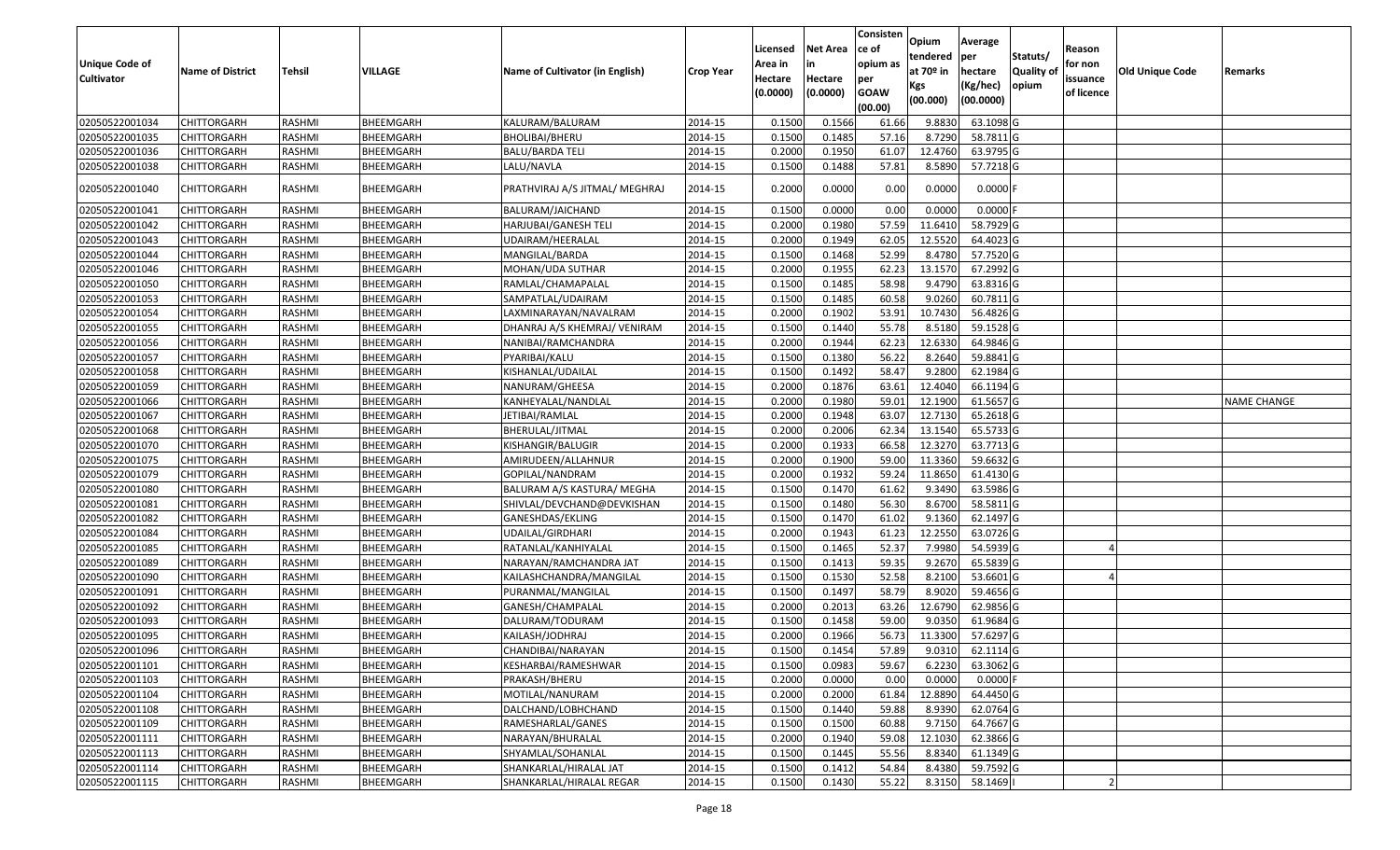| Unique Code of Cultivator | Name of District | Tehsil | VILLAGE | Name of Cultivator (in English) | Crop Year | Licensed Area in Hectare (0.0000) | Net Area in Hectare (0.0000) | Consisten ce of opium as per GOAW (00.00) | Opium tendered at 70º in Kgs (00.000) | Average per hectare (Kg/hec) (00.0000) | Statuts/ Quality of opium | Reason for non issuance of licence | Old Unique Code | Remarks |
|---|---|---|---|---|---|---|---|---|---|---|---|---|---|---|
| 02050522001034 | CHITTORGARH | RASHMI | BHEEMGARH | KALURAM/BALURAM | 2014-15 | 0.1500 | 0.1566 | 61.66 | 9.8830 | 63.1098 | G | | | |
| 02050522001035 | CHITTORGARH | RASHMI | BHEEMGARH | BHOLIBAI/BHERU | 2014-15 | 0.1500 | 0.1485 | 57.16 | 8.7290 | 58.7811 | G | | | |
| 02050522001036 | CHITTORGARH | RASHMI | BHEEMGARH | BALU/BARDA TELI | 2014-15 | 0.2000 | 0.1950 | 61.07 | 12.4760 | 63.9795 | G | | | |
| 02050522001038 | CHITTORGARH | RASHMI | BHEEMGARH | LALU/NAVLA | 2014-15 | 0.1500 | 0.1488 | 57.81 | 8.5890 | 57.7218 | G | | | |
| 02050522001040 | CHITTORGARH | RASHMI | BHEEMGARH | PRATHVIRAJ A/S JITMAL/ MEGHRAJ | 2014-15 | 0.2000 | 0.0000 | 0.00 | 0.0000 | 0.0000 | F | | | |
| 02050522001041 | CHITTORGARH | RASHMI | BHEEMGARH | BALURAM/JAICHAND | 2014-15 | 0.1500 | 0.0000 | 0.00 | 0.0000 | 0.0000 | F | | | |
| 02050522001042 | CHITTORGARH | RASHMI | BHEEMGARH | HARJUBAI/GANESH TELI | 2014-15 | 0.2000 | 0.1980 | 57.59 | 11.6410 | 58.7929 | G | | | |
| 02050522001043 | CHITTORGARH | RASHMI | BHEEMGARH | UDAIRAM/HEERALAL | 2014-15 | 0.2000 | 0.1949 | 62.05 | 12.5520 | 64.4023 | G | | | |
| 02050522001044 | CHITTORGARH | RASHMI | BHEEMGARH | MANGILAL/BARDA | 2014-15 | 0.1500 | 0.1468 | 52.99 | 8.4780 | 57.7520 | G | | | |
| 02050522001046 | CHITTORGARH | RASHMI | BHEEMGARH | MOHAN/UDA SUTHAR | 2014-15 | 0.2000 | 0.1955 | 62.23 | 13.1570 | 67.2992 | G | | | |
| 02050522001050 | CHITTORGARH | RASHMI | BHEEMGARH | RAMLAL/CHAMAPALAL | 2014-15 | 0.1500 | 0.1485 | 58.98 | 9.4790 | 63.8316 | G | | | |
| 02050522001053 | CHITTORGARH | RASHMI | BHEEMGARH | SAMPATLAL/UDAIRAM | 2014-15 | 0.1500 | 0.1485 | 60.58 | 9.0260 | 60.7811 | G | | | |
| 02050522001054 | CHITTORGARH | RASHMI | BHEEMGARH | LAXMINARAYAN/NAVALRAM | 2014-15 | 0.2000 | 0.1902 | 53.91 | 10.7430 | 56.4826 | G | | | |
| 02050522001055 | CHITTORGARH | RASHMI | BHEEMGARH | DHANRAJ A/S KHEMRAJ/ VENIRAM | 2014-15 | 0.1500 | 0.1440 | 55.78 | 8.5180 | 59.1528 | G | | | |
| 02050522001056 | CHITTORGARH | RASHMI | BHEEMGARH | NANIBAI/RAMCHANDRA | 2014-15 | 0.2000 | 0.1944 | 62.23 | 12.6330 | 64.9846 | G | | | |
| 02050522001057 | CHITTORGARH | RASHMI | BHEEMGARH | PYARIBAI/KALU | 2014-15 | 0.1500 | 0.1380 | 56.22 | 8.2640 | 59.8841 | G | | | |
| 02050522001058 | CHITTORGARH | RASHMI | BHEEMGARH | KISHANLAL/UDAILAL | 2014-15 | 0.1500 | 0.1492 | 58.47 | 9.2800 | 62.1984 | G | | | |
| 02050522001059 | CHITTORGARH | RASHMI | BHEEMGARH | NANURAM/GHEESA | 2014-15 | 0.2000 | 0.1876 | 63.61 | 12.4040 | 66.1194 | G | | | |
| 02050522001066 | CHITTORGARH | RASHMI | BHEEMGARH | KANHEYALAL/NANDLAL | 2014-15 | 0.2000 | 0.1980 | 59.01 | 12.1900 | 61.5657 | G | | | NAME CHANGE |
| 02050522001067 | CHITTORGARH | RASHMI | BHEEMGARH | JETIBAI/RAMLAL | 2014-15 | 0.2000 | 0.1948 | 63.07 | 12.7130 | 65.2618 | G | | | |
| 02050522001068 | CHITTORGARH | RASHMI | BHEEMGARH | BHERULAL/JITMAL | 2014-15 | 0.2000 | 0.2006 | 62.34 | 13.1540 | 65.5733 | G | | | |
| 02050522001070 | CHITTORGARH | RASHMI | BHEEMGARH | KISHANGIR/BALUGIR | 2014-15 | 0.2000 | 0.1933 | 66.58 | 12.3270 | 63.7713 | G | | | |
| 02050522001075 | CHITTORGARH | RASHMI | BHEEMGARH | AMIRUDEEN/ALLAHNUR | 2014-15 | 0.2000 | 0.1900 | 59.00 | 11.3360 | 59.6632 | G | | | |
| 02050522001079 | CHITTORGARH | RASHMI | BHEEMGARH | GOPILAL/NANDRAM | 2014-15 | 0.2000 | 0.1932 | 59.24 | 11.8650 | 61.4130 | G | | | |
| 02050522001080 | CHITTORGARH | RASHMI | BHEEMGARH | BALURAM A/S KASTURA/ MEGHA | 2014-15 | 0.1500 | 0.1470 | 61.62 | 9.3490 | 63.5986 | G | | | |
| 02050522001081 | CHITTORGARH | RASHMI | BHEEMGARH | SHIVLAL/DEVCHAND@DEVKISHAN | 2014-15 | 0.1500 | 0.1480 | 56.30 | 8.6700 | 58.5811 | G | | | |
| 02050522001082 | CHITTORGARH | RASHMI | BHEEMGARH | GANESHDAS/EKLING | 2014-15 | 0.1500 | 0.1470 | 61.02 | 9.1360 | 62.1497 | G | | | |
| 02050522001084 | CHITTORGARH | RASHMI | BHEEMGARH | UDAILAL/GIRDHARI | 2014-15 | 0.2000 | 0.1943 | 61.23 | 12.2550 | 63.0726 | G | | | |
| 02050522001085 | CHITTORGARH | RASHMI | BHEEMGARH | RATANLAL/KANHIYALAL | 2014-15 | 0.1500 | 0.1465 | 52.37 | 7.9980 | 54.5939 | G | 4 | | |
| 02050522001089 | CHITTORGARH | RASHMI | BHEEMGARH | NARAYAN/RAMCHANDRA JAT | 2014-15 | 0.1500 | 0.1413 | 59.35 | 9.2670 | 65.5839 | G | | | |
| 02050522001090 | CHITTORGARH | RASHMI | BHEEMGARH | KAILASHCHANDRA/MANGILAL | 2014-15 | 0.1500 | 0.1530 | 52.58 | 8.2100 | 53.6601 | G | 4 | | |
| 02050522001091 | CHITTORGARH | RASHMI | BHEEMGARH | PURANMAL/MANGILAL | 2014-15 | 0.1500 | 0.1497 | 58.79 | 8.9020 | 59.4656 | G | | | |
| 02050522001092 | CHITTORGARH | RASHMI | BHEEMGARH | GANESH/CHAMPALAL | 2014-15 | 0.2000 | 0.2013 | 63.26 | 12.6790 | 62.9856 | G | | | |
| 02050522001093 | CHITTORGARH | RASHMI | BHEEMGARH | DALURAM/TODURAM | 2014-15 | 0.1500 | 0.1458 | 59.00 | 9.0350 | 61.9684 | G | | | |
| 02050522001095 | CHITTORGARH | RASHMI | BHEEMGARH | KAILASH/JODHRAJ | 2014-15 | 0.2000 | 0.1966 | 56.73 | 11.3300 | 57.6297 | G | | | |
| 02050522001096 | CHITTORGARH | RASHMI | BHEEMGARH | CHANDIBAI/NARAYAN | 2014-15 | 0.1500 | 0.1454 | 57.89 | 9.0310 | 62.1114 | G | | | |
| 02050522001101 | CHITTORGARH | RASHMI | BHEEMGARH | KESHARBAI/RAMESHWAR | 2014-15 | 0.1500 | 0.0983 | 59.67 | 6.2230 | 63.3062 | G | | | |
| 02050522001103 | CHITTORGARH | RASHMI | BHEEMGARH | PRAKASH/BHERU | 2014-15 | 0.2000 | 0.0000 | 0.00 | 0.0000 | 0.0000 | F | | | |
| 02050522001104 | CHITTORGARH | RASHMI | BHEEMGARH | MOTILAL/NANURAM | 2014-15 | 0.2000 | 0.2000 | 61.84 | 12.8890 | 64.4450 | G | | | |
| 02050522001108 | CHITTORGARH | RASHMI | BHEEMGARH | DALCHAND/LOBHCHAND | 2014-15 | 0.1500 | 0.1440 | 59.88 | 8.9390 | 62.0764 | G | | | |
| 02050522001109 | CHITTORGARH | RASHMI | BHEEMGARH | RAMESHARLAL/GANES | 2014-15 | 0.1500 | 0.1500 | 60.88 | 9.7150 | 64.7667 | G | | | |
| 02050522001111 | CHITTORGARH | RASHMI | BHEEMGARH | NARAYAN/BHURALAL | 2014-15 | 0.2000 | 0.1940 | 59.08 | 12.1030 | 62.3866 | G | | | |
| 02050522001113 | CHITTORGARH | RASHMI | BHEEMGARH | SHYAMLAL/SOHANLAL | 2014-15 | 0.1500 | 0.1445 | 55.56 | 8.8340 | 61.1349 | G | | | |
| 02050522001114 | CHITTORGARH | RASHMI | BHEEMGARH | SHANKARLAL/HIRALAL JAT | 2014-15 | 0.1500 | 0.1412 | 54.84 | 8.4380 | 59.7592 | G | | | |
| 02050522001115 | CHITTORGARH | RASHMI | BHEEMGARH | SHANKARLAL/HIRALAL REGAR | 2014-15 | 0.1500 | 0.1430 | 55.22 | 8.3150 | 58.1469 | I | 2 | | |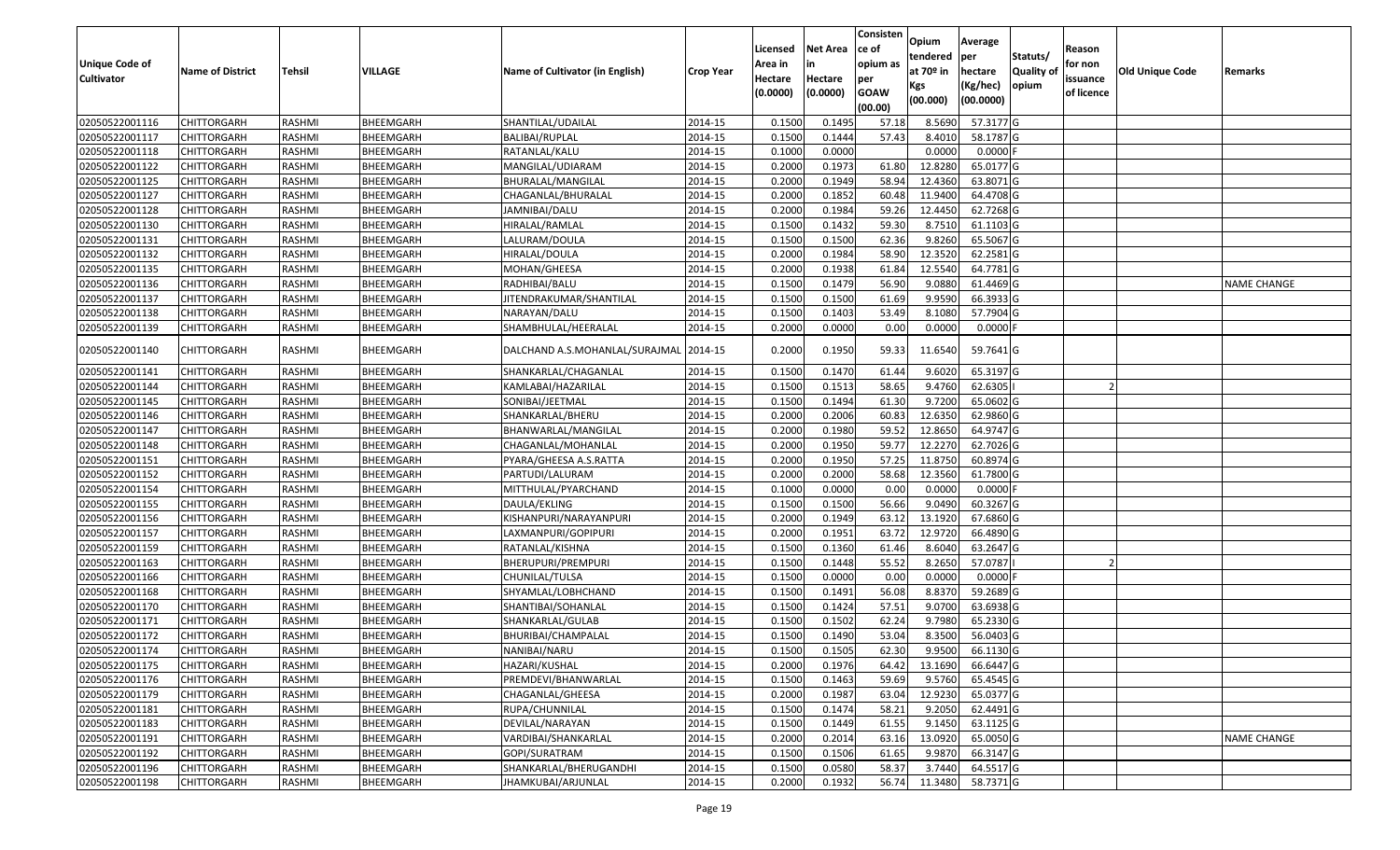| Unique Code of Cultivator | Name of District | Tehsil | VILLAGE | Name of Cultivator (in English) | Crop Year | Licensed Area in Hectare (0.0000) | Net Area in Hectare (0.0000) | Consistence of opium as per GOAW (00.00) | Opium tendered at 70º in Kgs (00.000) | Average per hectare (Kg/hec) (00.0000) | Statuts/ Quality of opium | Reason for non issuance of licence | Old Unique Code | Remarks |
|---|---|---|---|---|---|---|---|---|---|---|---|---|---|---|
| 02050522001116 | CHITTORGARH | RASHMI | BHEEMGARH | SHANTILAL/UDAILAL | 2014-15 | 0.1500 | 0.1495 | 57.18 | 8.5690 | 57.3177 | G | | | |
| 02050522001117 | CHITTORGARH | RASHMI | BHEEMGARH | BALIBAI/RUPLAL | 2014-15 | 0.1500 | 0.1444 | 57.43 | 8.4010 | 58.1787 | G | | | |
| 02050522001118 | CHITTORGARH | RASHMI | BHEEMGARH | RATANLAL/KALU | 2014-15 | 0.1000 | 0.0000 | | 0.0000 | 0.0000 | F | | | |
| 02050522001122 | CHITTORGARH | RASHMI | BHEEMGARH | MANGILAL/UDIARAM | 2014-15 | 0.2000 | 0.1973 | 61.80 | 12.8280 | 65.0177 | G | | | |
| 02050522001125 | CHITTORGARH | RASHMI | BHEEMGARH | BHURALAL/MANGILAL | 2014-15 | 0.2000 | 0.1949 | 58.94 | 12.4360 | 63.8071 | G | | | |
| 02050522001127 | CHITTORGARH | RASHMI | BHEEMGARH | CHAGANLAL/BHURALAL | 2014-15 | 0.2000 | 0.1852 | 60.48 | 11.9400 | 64.4708 | G | | | |
| 02050522001128 | CHITTORGARH | RASHMI | BHEEMGARH | JAMNIBAI/DALU | 2014-15 | 0.2000 | 0.1984 | 59.26 | 12.4450 | 62.7268 | G | | | |
| 02050522001130 | CHITTORGARH | RASHMI | BHEEMGARH | HIRALAL/RAMLAL | 2014-15 | 0.1500 | 0.1432 | 59.30 | 8.7510 | 61.1103 | G | | | |
| 02050522001131 | CHITTORGARH | RASHMI | BHEEMGARH | LALURAM/DOULA | 2014-15 | 0.1500 | 0.1500 | 62.36 | 9.8260 | 65.5067 | G | | | |
| 02050522001132 | CHITTORGARH | RASHMI | BHEEMGARH | HIRALAL/DOULA | 2014-15 | 0.2000 | 0.1984 | 58.90 | 12.3520 | 62.2581 | G | | | |
| 02050522001135 | CHITTORGARH | RASHMI | BHEEMGARH | MOHAN/GHEESA | 2014-15 | 0.2000 | 0.1938 | 61.84 | 12.5540 | 64.7781 | G | | | |
| 02050522001136 | CHITTORGARH | RASHMI | BHEEMGARH | RADHIBAI/BALU | 2014-15 | 0.1500 | 0.1479 | 56.90 | 9.0880 | 61.4469 | G | | | NAME CHANGE |
| 02050522001137 | CHITTORGARH | RASHMI | BHEEMGARH | JITENDRAKUMAR/SHANTILAL | 2014-15 | 0.1500 | 0.1500 | 61.69 | 9.9590 | 66.3933 | G | | | |
| 02050522001138 | CHITTORGARH | RASHMI | BHEEMGARH | NARAYAN/DALU | 2014-15 | 0.1500 | 0.1403 | 53.49 | 8.1080 | 57.7904 | G | | | |
| 02050522001139 | CHITTORGARH | RASHMI | BHEEMGARH | SHAMBHULAL/HEERALAL | 2014-15 | 0.2000 | 0.0000 | 0.00 | 0.0000 | 0.0000 | F | | | |
| 02050522001140 | CHITTORGARH | RASHMI | BHEEMGARH | DALCHAND A.S.MOHANLAL/SURAJMAL | 2014-15 | 0.2000 | 0.1950 | 59.33 | 11.6540 | 59.7641 | G | | | |
| 02050522001141 | CHITTORGARH | RASHMI | BHEEMGARH | SHANKARLAL/CHAGANLAL | 2014-15 | 0.1500 | 0.1470 | 61.44 | 9.6020 | 65.3197 | G | | | |
| 02050522001144 | CHITTORGARH | RASHMI | BHEEMGARH | KAMLABAI/HAZARILAL | 2014-15 | 0.1500 | 0.1513 | 58.65 | 9.4760 | 62.6305 | I | 2 | | |
| 02050522001145 | CHITTORGARH | RASHMI | BHEEMGARH | SONIBAI/JEETMAL | 2014-15 | 0.1500 | 0.1494 | 61.30 | 9.7200 | 65.0602 | G | | | |
| 02050522001146 | CHITTORGARH | RASHMI | BHEEMGARH | SHANKARLAL/BHERU | 2014-15 | 0.2000 | 0.2006 | 60.83 | 12.6350 | 62.9860 | G | | | |
| 02050522001147 | CHITTORGARH | RASHMI | BHEEMGARH | BHANWARLAL/MANGILAL | 2014-15 | 0.2000 | 0.1980 | 59.52 | 12.8650 | 64.9747 | G | | | |
| 02050522001148 | CHITTORGARH | RASHMI | BHEEMGARH | CHAGANLAL/MOHANLAL | 2014-15 | 0.2000 | 0.1950 | 59.77 | 12.2270 | 62.7026 | G | | | |
| 02050522001151 | CHITTORGARH | RASHMI | BHEEMGARH | PYARA/GHEESA A.S.RATTA | 2014-15 | 0.2000 | 0.1950 | 57.25 | 11.8750 | 60.8974 | G | | | |
| 02050522001152 | CHITTORGARH | RASHMI | BHEEMGARH | PARTUDI/LALURAM | 2014-15 | 0.2000 | 0.2000 | 58.68 | 12.3560 | 61.7800 | G | | | |
| 02050522001154 | CHITTORGARH | RASHMI | BHEEMGARH | MITTHULAL/PYARCHAND | 2014-15 | 0.1000 | 0.0000 | 0.00 | 0.0000 | 0.0000 | F | | | |
| 02050522001155 | CHITTORGARH | RASHMI | BHEEMGARH | DAULA/EKLING | 2014-15 | 0.1500 | 0.1500 | 56.66 | 9.0490 | 60.3267 | G | | | |
| 02050522001156 | CHITTORGARH | RASHMI | BHEEMGARH | KISHANPURI/NARAYANPURI | 2014-15 | 0.2000 | 0.1949 | 63.12 | 13.1920 | 67.6860 | G | | | |
| 02050522001157 | CHITTORGARH | RASHMI | BHEEMGARH | LAXMANPURI/GOPIPURI | 2014-15 | 0.2000 | 0.1951 | 63.72 | 12.9720 | 66.4890 | G | | | |
| 02050522001159 | CHITTORGARH | RASHMI | BHEEMGARH | RATANLAL/KISHNA | 2014-15 | 0.1500 | 0.1360 | 61.46 | 8.6040 | 63.2647 | G | | | |
| 02050522001163 | CHITTORGARH | RASHMI | BHEEMGARH | BHERUPURI/PREMPURI | 2014-15 | 0.1500 | 0.1448 | 55.52 | 8.2650 | 57.0787 | I | 2 | | |
| 02050522001166 | CHITTORGARH | RASHMI | BHEEMGARH | CHUNILAL/TULSA | 2014-15 | 0.1500 | 0.0000 | 0.00 | 0.0000 | 0.0000 | F | | | |
| 02050522001168 | CHITTORGARH | RASHMI | BHEEMGARH | SHYAMLAL/LOBHCHAND | 2014-15 | 0.1500 | 0.1491 | 56.08 | 8.8370 | 59.2689 | G | | | |
| 02050522001170 | CHITTORGARH | RASHMI | BHEEMGARH | SHANTIBAI/SOHANLAL | 2014-15 | 0.1500 | 0.1424 | 57.51 | 9.0700 | 63.6938 | G | | | |
| 02050522001171 | CHITTORGARH | RASHMI | BHEEMGARH | SHANKARLAL/GULAB | 2014-15 | 0.1500 | 0.1502 | 62.24 | 9.7980 | 65.2330 | G | | | |
| 02050522001172 | CHITTORGARH | RASHMI | BHEEMGARH | BHURIBAI/CHAMPALAL | 2014-15 | 0.1500 | 0.1490 | 53.04 | 8.3500 | 56.0403 | G | | | |
| 02050522001174 | CHITTORGARH | RASHMI | BHEEMGARH | NANIBAI/NARU | 2014-15 | 0.1500 | 0.1505 | 62.30 | 9.9500 | 66.1130 | G | | | |
| 02050522001175 | CHITTORGARH | RASHMI | BHEEMGARH | HAZARI/KUSHAL | 2014-15 | 0.2000 | 0.1976 | 64.42 | 13.1690 | 66.6447 | G | | | |
| 02050522001176 | CHITTORGARH | RASHMI | BHEEMGARH | PREMDEVI/BHANWARLAL | 2014-15 | 0.1500 | 0.1463 | 59.69 | 9.5760 | 65.4545 | G | | | |
| 02050522001179 | CHITTORGARH | RASHMI | BHEEMGARH | CHAGANLAL/GHEESA | 2014-15 | 0.2000 | 0.1987 | 63.04 | 12.9230 | 65.0377 | G | | | |
| 02050522001181 | CHITTORGARH | RASHMI | BHEEMGARH | RUPA/CHUNNILAL | 2014-15 | 0.1500 | 0.1474 | 58.21 | 9.2050 | 62.4491 | G | | | |
| 02050522001183 | CHITTORGARH | RASHMI | BHEEMGARH | DEVILAL/NARAYAN | 2014-15 | 0.1500 | 0.1449 | 61.55 | 9.1450 | 63.1125 | G | | | |
| 02050522001191 | CHITTORGARH | RASHMI | BHEEMGARH | VARDIBAI/SHANKARLAL | 2014-15 | 0.2000 | 0.2014 | 63.16 | 13.0920 | 65.0050 | G | | | NAME CHANGE |
| 02050522001192 | CHITTORGARH | RASHMI | BHEEMGARH | GOPI/SURATRAM | 2014-15 | 0.1500 | 0.1506 | 61.65 | 9.9870 | 66.3147 | G | | | |
| 02050522001196 | CHITTORGARH | RASHMI | BHEEMGARH | SHANKARLAL/BHERUGANDHI | 2014-15 | 0.1500 | 0.0580 | 58.37 | 3.7440 | 64.5517 | G | | | |
| 02050522001198 | CHITTORGARH | RASHMI | BHEEMGARH | JHAMKUBAI/ARJUNLAL | 2014-15 | 0.2000 | 0.1932 | 56.74 | 11.3480 | 58.7371 | G | | | |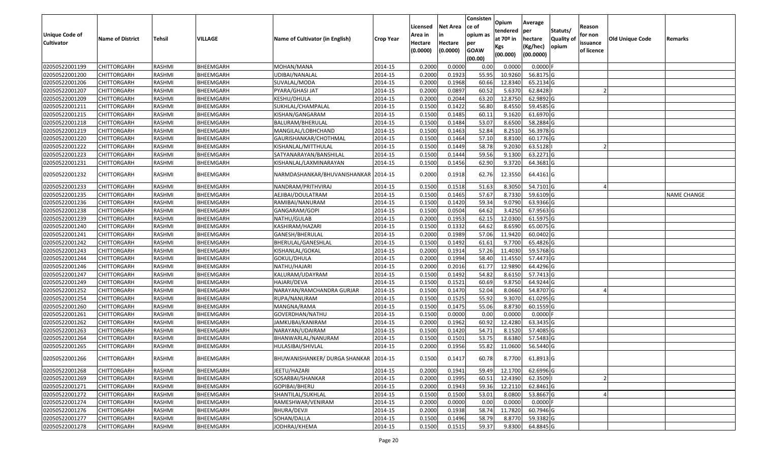| Unique Code of Cultivator | Name of District | Tehsil | VILLAGE | Name of Cultivator (in English) | Crop Year | Licensed Area in Hectare (0.0000) | Net Area in Hectare (0.0000) | Consisten ce of opium as per GOAW (00.00) | Opium tendered at 70º in Kgs (00.000) | Average per hectare (Kg/hec) (00.0000) | Statuts/ Quality of opium | Reason for non issuance of licence | Old Unique Code | Remarks |
|---|---|---|---|---|---|---|---|---|---|---|---|---|---|---|
| 02050522001199 | CHITTORGARH | RASHMI | BHEEMGARH | MOHAN/MANA | 2014-15 | 0.2000 | 0.0000 | 0.00 | 0.0000 | 0.0000 | F | | | |
| 02050522001200 | CHITTORGARH | RASHMI | BHEEMGARH | UDIBAI/NANALAL | 2014-15 | 0.2000 | 0.1923 | 55.95 | 10.9260 | 56.8175 | G | | | |
| 02050522001206 | CHITTORGARH | RASHMI | BHEEMGARH | SUVALAL/MODA | 2014-15 | 0.2000 | 0.1968 | 60.66 | 12.8340 | 65.2134 | G | | | |
| 02050522001207 | CHITTORGARH | RASHMI | BHEEMGARH | PYARA/GHASI JAT | 2014-15 | 0.2000 | 0.0897 | 60.52 | 5.6370 | 62.8428 | I | 2 | | |
| 02050522001209 | CHITTORGARH | RASHMI | BHEEMGARH | KESHU/DHULA | 2014-15 | 0.2000 | 0.2044 | 63.20 | 12.8750 | 62.9892 | G | | | |
| 02050522001211 | CHITTORGARH | RASHMI | BHEEMGARH | SUKHLAL/CHAMPALAL | 2014-15 | 0.1500 | 0.1422 | 56.80 | 8.4550 | 59.4585 | G | | | |
| 02050522001215 | CHITTORGARH | RASHMI | BHEEMGARH | KISHAN/GANGARAM | 2014-15 | 0.1500 | 0.1485 | 60.11 | 9.1620 | 61.6970 | G | | | |
| 02050522001218 | CHITTORGARH | RASHMI | BHEEMGARH | BALURAM/BHERULAL | 2014-15 | 0.1500 | 0.1484 | 53.07 | 8.6500 | 58.2884 | G | | | |
| 02050522001219 | CHITTORGARH | RASHMI | BHEEMGARH | MANGILAL/LOBHCHAND | 2014-15 | 0.1500 | 0.1463 | 52.84 | 8.2510 | 56.3978 | G | | | |
| 02050522001220 | CHITTORGARH | RASHMI | BHEEMGARH | GAURISHANKAR/CHOTHMAL | 2014-15 | 0.1500 | 0.1464 | 57.10 | 8.8100 | 60.1776 | G | | | |
| 02050522001222 | CHITTORGARH | RASHMI | BHEEMGARH | KISHANLAL/MITTHULAL | 2014-15 | 0.1500 | 0.1449 | 58.78 | 9.2030 | 63.5128 | I | 2 | | |
| 02050522001223 | CHITTORGARH | RASHMI | BHEEMGARH | SATYANARAYAN/BANSHILAL | 2014-15 | 0.1500 | 0.1444 | 59.56 | 9.1300 | 63.2271 | G | | | |
| 02050522001231 | CHITTORGARH | RASHMI | BHEEMGARH | KISHANLAL/LAXMINARAYAN | 2014-15 | 0.1500 | 0.1456 | 62.90 | 9.3720 | 64.3681 | G | | | |
| 02050522001232 | CHITTORGARH | RASHMI | BHEEMGARH | NARMDASHANKAR/BHUVANISHANKAR | 2014-15 | 0.2000 | 0.1918 | 62.76 | 12.3550 | 64.4161 | G | | | |
| 02050522001233 | CHITTORGARH | RASHMI | BHEEMGARH | NANDRAM/PRITHVIRAJ | 2014-15 | 0.1500 | 0.1518 | 51.63 | 8.3050 | 54.7101 | G | 4 | | |
| 02050522001235 | CHITTORGARH | RASHMI | BHEEMGARH | AEJIBAI/DOULATRAM | 2014-15 | 0.1500 | 0.1465 | 57.67 | 8.7330 | 59.6109 | G | | | NAME CHANGE |
| 02050522001236 | CHITTORGARH | RASHMI | BHEEMGARH | RAMIBAI/NANURAM | 2014-15 | 0.1500 | 0.1420 | 59.34 | 9.0790 | 63.9366 | G | | | |
| 02050522001238 | CHITTORGARH | RASHMI | BHEEMGARH | GANGARAM/GOPI | 2014-15 | 0.1500 | 0.0504 | 64.62 | 3.4250 | 67.9563 | G | | | |
| 02050522001239 | CHITTORGARH | RASHMI | BHEEMGARH | NATHU/GULAB | 2014-15 | 0.2000 | 0.1953 | 62.15 | 12.0300 | 61.5975 | G | | | |
| 02050522001240 | CHITTORGARH | RASHMI | BHEEMGARH | KASHIRAM/HAZARI | 2014-15 | 0.1500 | 0.1332 | 64.62 | 8.6590 | 65.0075 | G | | | |
| 02050522001241 | CHITTORGARH | RASHMI | BHEEMGARH | GANESH/BHERULAL | 2014-15 | 0.2000 | 0.1989 | 57.06 | 11.9420 | 60.0402 | G | | | |
| 02050522001242 | CHITTORGARH | RASHMI | BHEEMGARH | BHERULAL/GANESHLAL | 2014-15 | 0.1500 | 0.1492 | 61.61 | 9.7700 | 65.4826 | G | | | |
| 02050522001243 | CHITTORGARH | RASHMI | BHEEMGARH | KISHANLAL/GOKAL | 2014-15 | 0.2000 | 0.1914 | 57.26 | 11.4030 | 59.5768 | G | | | |
| 02050522001244 | CHITTORGARH | RASHMI | BHEEMGARH | GOKUL/DHULA | 2014-15 | 0.2000 | 0.1994 | 58.40 | 11.4550 | 57.4473 | G | | | |
| 02050522001246 | CHITTORGARH | RASHMI | BHEEMGARH | NATHU/HAJARI | 2014-15 | 0.2000 | 0.2016 | 61.77 | 12.9890 | 64.4296 | G | | | |
| 02050522001247 | CHITTORGARH | RASHMI | BHEEMGARH | KALURAM/UDAYRAM | 2014-15 | 0.1500 | 0.1492 | 54.82 | 8.6150 | 57.7413 | G | | | |
| 02050522001249 | CHITTORGARH | RASHMI | BHEEMGARH | HAJARI/DEVA | 2014-15 | 0.1500 | 0.1521 | 60.69 | 9.8750 | 64.9244 | G | | | |
| 02050522001252 | CHITTORGARH | RASHMI | BHEEMGARH | NARAYAN/RAMCHANDRA GURJAR | 2014-15 | 0.1500 | 0.1470 | 52.04 | 8.0660 | 54.8707 | G | 4 | | |
| 02050522001254 | CHITTORGARH | RASHMI | BHEEMGARH | RUPA/NANURAM | 2014-15 | 0.1500 | 0.1525 | 55.92 | 9.3070 | 61.0295 | G | | | |
| 02050522001260 | CHITTORGARH | RASHMI | BHEEMGARH | MANGNA/RAMA | 2014-15 | 0.1500 | 0.1475 | 55.06 | 8.8730 | 60.1559 | G | | | |
| 02050522001261 | CHITTORGARH | RASHMI | BHEEMGARH | GOVERDHAN/NATHU | 2014-15 | 0.1500 | 0.0000 | 0.00 | 0.0000 | 0.0000 | F | | | |
| 02050522001262 | CHITTORGARH | RASHMI | BHEEMGARH | JAMKUBAI/KANIRAM | 2014-15 | 0.2000 | 0.1962 | 60.92 | 12.4280 | 63.3435 | G | | | |
| 02050522001263 | CHITTORGARH | RASHMI | BHEEMGARH | NARAYAN/UDAIRAM | 2014-15 | 0.1500 | 0.1420 | 54.71 | 8.1520 | 57.4085 | G | | | |
| 02050522001264 | CHITTORGARH | RASHMI | BHEEMGARH | BHANWARLAL/NANURAM | 2014-15 | 0.1500 | 0.1501 | 53.75 | 8.6380 | 57.5483 | G | | | |
| 02050522001265 | CHITTORGARH | RASHMI | BHEEMGARH | HULASIBAI/SHIVLAL | 2014-15 | 0.2000 | 0.1956 | 55.82 | 11.0600 | 56.5440 | G | | | |
| 02050522001266 | CHITTORGARH | RASHMI | BHEEMGARH | BHUWANISHANKER/ DURGA SHANKAR | 2014-15 | 0.1500 | 0.1417 | 60.78 | 8.7700 | 61.8913 | G | | | |
| 02050522001268 | CHITTORGARH | RASHMI | BHEEMGARH | JEETU/HAZARI | 2014-15 | 0.2000 | 0.1941 | 59.49 | 12.1700 | 62.6996 | G | | | |
| 02050522001269 | CHITTORGARH | RASHMI | BHEEMGARH | SOSARBAI/SHANKAR | 2014-15 | 0.2000 | 0.1995 | 60.51 | 12.4390 | 62.3509 | I | 2 | | |
| 02050522001271 | CHITTORGARH | RASHMI | BHEEMGARH | GOPIBAI/BHERU | 2014-15 | 0.2000 | 0.1943 | 59.36 | 12.2110 | 62.8461 | G | | | |
| 02050522001272 | CHITTORGARH | RASHMI | BHEEMGARH | SHANTILAL/SUKHLAL | 2014-15 | 0.1500 | 0.1500 | 53.01 | 8.0800 | 53.8667 | G | 4 | | |
| 02050522001274 | CHITTORGARH | RASHMI | BHEEMGARH | RAMESHWAR/VENIRAM | 2014-15 | 0.2000 | 0.0000 | 0.00 | 0.0000 | 0.0000 | F | | | |
| 02050522001276 | CHITTORGARH | RASHMI | BHEEMGARH | BHURA/DEVJI | 2014-15 | 0.2000 | 0.1938 | 58.74 | 11.7820 | 60.7946 | G | | | |
| 02050522001277 | CHITTORGARH | RASHMI | BHEEMGARH | SOHAN/DALLA | 2014-15 | 0.1500 | 0.1496 | 58.79 | 8.8770 | 59.3382 | G | | | |
| 02050522001278 | CHITTORGARH | RASHMI | BHEEMGARH | JODHRAJ/KHEMA | 2014-15 | 0.1500 | 0.1515 | 59.37 | 9.8300 | 64.8845 | G | | | |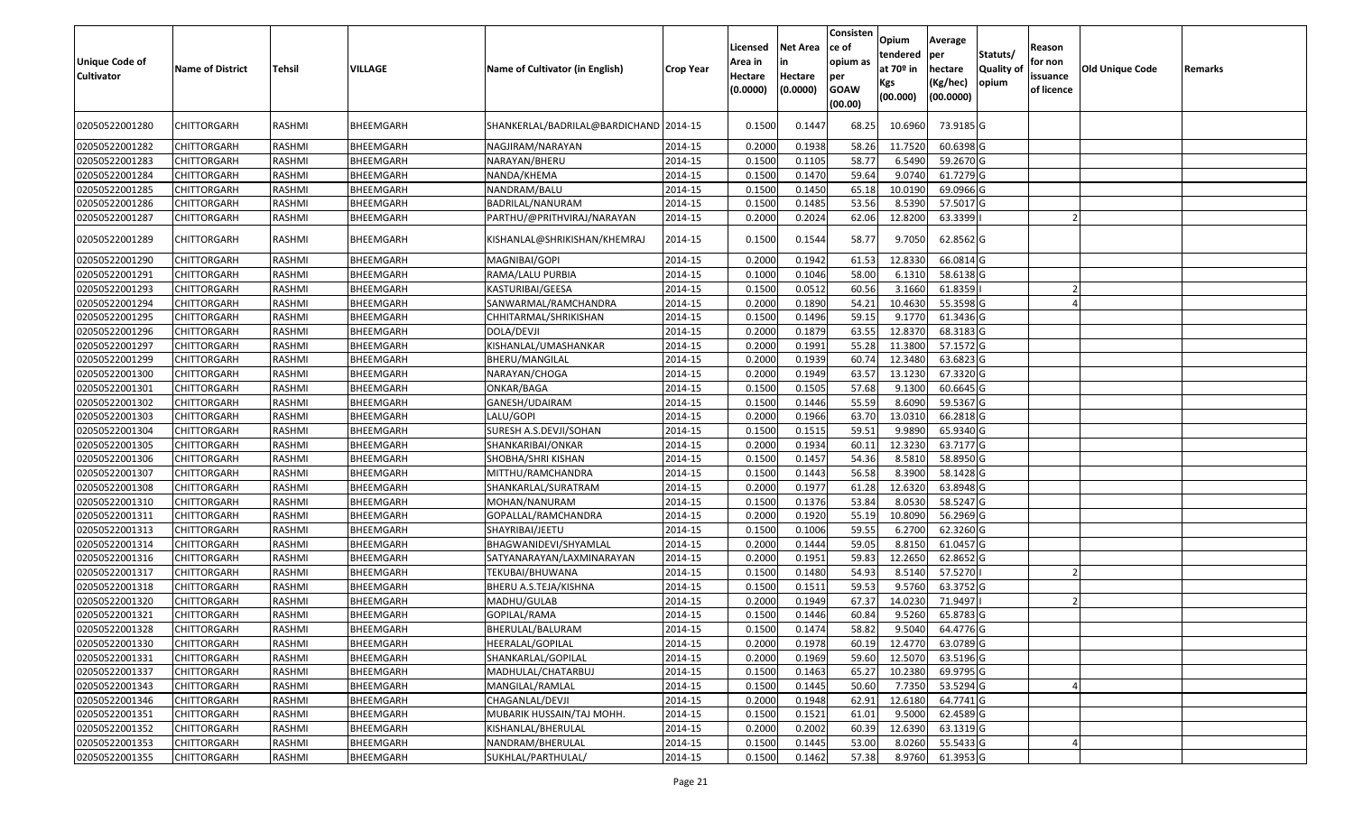| Unique Code of Cultivator | Name of District | Tehsil | VILLAGE | Name of Cultivator (in English) | Crop Year | Licensed Area in Hectare (0.0000) | Net Area in Hectare (0.0000) | Consistence of opium as per GOAW (00.00) | Opium tendered at 70º in Kgs (00.000) | Average per hectare (Kg/hec) (00.0000) | Statuts/ Quality of opium | Reason for non issuance of licence | Old Unique Code | Remarks |
|---|---|---|---|---|---|---|---|---|---|---|---|---|---|---|
| 02050522001280 | CHITTORGARH | RASHMI | BHEEMGARH | SHANKERLAL/BADRILAL@BARDICHAND | 2014-15 | 0.1500 | 0.1447 | 68.25 | 10.6960 | 73.9185 | G | | | |
| 02050522001282 | CHITTORGARH | RASHMI | BHEEMGARH | NAGJIRAM/NARAYAN | 2014-15 | 0.2000 | 0.1938 | 58.26 | 11.7520 | 60.6398 | G | | | |
| 02050522001283 | CHITTORGARH | RASHMI | BHEEMGARH | NARAYAN/BHERU | 2014-15 | 0.1500 | 0.1105 | 58.77 | 6.5490 | 59.2670 | G | | | |
| 02050522001284 | CHITTORGARH | RASHMI | BHEEMGARH | NANDA/KHEMA | 2014-15 | 0.1500 | 0.1470 | 59.64 | 9.0740 | 61.7279 | G | | | |
| 02050522001285 | CHITTORGARH | RASHMI | BHEEMGARH | NANDRAM/BALU | 2014-15 | 0.1500 | 0.1450 | 65.18 | 10.0190 | 69.0966 | G | | | |
| 02050522001286 | CHITTORGARH | RASHMI | BHEEMGARH | BADRILAL/NANURAM | 2014-15 | 0.1500 | 0.1485 | 53.56 | 8.5390 | 57.5017 | G | | | |
| 02050522001287 | CHITTORGARH | RASHMI | BHEEMGARH | PARTHU/@PRITHVIRAJ/NARAYAN | 2014-15 | 0.2000 | 0.2024 | 62.06 | 12.8200 | 63.3399 | I | 2 | | |
| 02050522001289 | CHITTORGARH | RASHMI | BHEEMGARH | KISHANLAL@SHRIKISHAN/KHEMRAJ | 2014-15 | 0.1500 | 0.1544 | 58.77 | 9.7050 | 62.8562 | G | | | |
| 02050522001290 | CHITTORGARH | RASHMI | BHEEMGARH | MAGNIBAI/GOPI | 2014-15 | 0.2000 | 0.1942 | 61.53 | 12.8330 | 66.0814 | G | | | |
| 02050522001291 | CHITTORGARH | RASHMI | BHEEMGARH | RAMA/LALU PURBIA | 2014-15 | 0.1000 | 0.1046 | 58.00 | 6.1310 | 58.6138 | G | | | |
| 02050522001293 | CHITTORGARH | RASHMI | BHEEMGARH | KASTURIBAI/GEESA | 2014-15 | 0.1500 | 0.0512 | 60.56 | 3.1660 | 61.8359 | I | 2 | | |
| 02050522001294 | CHITTORGARH | RASHMI | BHEEMGARH | SANWARMAL/RAMCHANDRA | 2014-15 | 0.2000 | 0.1890 | 54.21 | 10.4630 | 55.3598 | G | 4 | | |
| 02050522001295 | CHITTORGARH | RASHMI | BHEEMGARH | CHHITARMAL/SHRIKISHAN | 2014-15 | 0.1500 | 0.1496 | 59.15 | 9.1770 | 61.3436 | G | | | |
| 02050522001296 | CHITTORGARH | RASHMI | BHEEMGARH | DOLA/DEVJI | 2014-15 | 0.2000 | 0.1879 | 63.55 | 12.8370 | 68.3183 | G | | | |
| 02050522001297 | CHITTORGARH | RASHMI | BHEEMGARH | KISHANLAL/UMASHANKAR | 2014-15 | 0.2000 | 0.1991 | 55.28 | 11.3800 | 57.1572 | G | | | |
| 02050522001299 | CHITTORGARH | RASHMI | BHEEMGARH | BHERU/MANGILAL | 2014-15 | 0.2000 | 0.1939 | 60.74 | 12.3480 | 63.6823 | G | | | |
| 02050522001300 | CHITTORGARH | RASHMI | BHEEMGARH | NARAYAN/CHOGA | 2014-15 | 0.2000 | 0.1949 | 63.57 | 13.1230 | 67.3320 | G | | | |
| 02050522001301 | CHITTORGARH | RASHMI | BHEEMGARH | ONKAR/BAGA | 2014-15 | 0.1500 | 0.1505 | 57.68 | 9.1300 | 60.6645 | G | | | |
| 02050522001302 | CHITTORGARH | RASHMI | BHEEMGARH | GANESH/UDAIRAM | 2014-15 | 0.1500 | 0.1446 | 55.59 | 8.6090 | 59.5367 | G | | | |
| 02050522001303 | CHITTORGARH | RASHMI | BHEEMGARH | LALU/GOPI | 2014-15 | 0.2000 | 0.1966 | 63.70 | 13.0310 | 66.2818 | G | | | |
| 02050522001304 | CHITTORGARH | RASHMI | BHEEMGARH | SURESH A.S.DEVJI/SOHAN | 2014-15 | 0.1500 | 0.1515 | 59.51 | 9.9890 | 65.9340 | G | | | |
| 02050522001305 | CHITTORGARH | RASHMI | BHEEMGARH | SHANKARIBAI/ONKAR | 2014-15 | 0.2000 | 0.1934 | 60.11 | 12.3230 | 63.7177 | G | | | |
| 02050522001306 | CHITTORGARH | RASHMI | BHEEMGARH | SHOBHA/SHRI KISHAN | 2014-15 | 0.1500 | 0.1457 | 54.36 | 8.5810 | 58.8950 | G | | | |
| 02050522001307 | CHITTORGARH | RASHMI | BHEEMGARH | MITTHU/RAMCHANDRA | 2014-15 | 0.1500 | 0.1443 | 56.58 | 8.3900 | 58.1428 | G | | | |
| 02050522001308 | CHITTORGARH | RASHMI | BHEEMGARH | SHANKARLAL/SURATRAM | 2014-15 | 0.2000 | 0.1977 | 61.28 | 12.6320 | 63.8948 | G | | | |
| 02050522001310 | CHITTORGARH | RASHMI | BHEEMGARH | MOHAN/NANURAM | 2014-15 | 0.1500 | 0.1376 | 53.84 | 8.0530 | 58.5247 | G | | | |
| 02050522001311 | CHITTORGARH | RASHMI | BHEEMGARH | GOPALLAL/RAMCHANDRA | 2014-15 | 0.2000 | 0.1920 | 55.19 | 10.8090 | 56.2969 | G | | | |
| 02050522001313 | CHITTORGARH | RASHMI | BHEEMGARH | SHAYRIBAI/JEETU | 2014-15 | 0.1500 | 0.1006 | 59.55 | 6.2700 | 62.3260 | G | | | |
| 02050522001314 | CHITTORGARH | RASHMI | BHEEMGARH | BHAGWANIDEVI/SHYAMLAL | 2014-15 | 0.2000 | 0.1444 | 59.05 | 8.8150 | 61.0457 | G | | | |
| 02050522001316 | CHITTORGARH | RASHMI | BHEEMGARH | SATYANARAYAN/LAXMINARAYAN | 2014-15 | 0.2000 | 0.1951 | 59.83 | 12.2650 | 62.8652 | G | | | |
| 02050522001317 | CHITTORGARH | RASHMI | BHEEMGARH | TEKUBAI/BHUWANA | 2014-15 | 0.1500 | 0.1480 | 54.93 | 8.5140 | 57.5270 | I | 2 | | |
| 02050522001318 | CHITTORGARH | RASHMI | BHEEMGARH | BHERU A.S.TEJA/KISHNA | 2014-15 | 0.1500 | 0.1511 | 59.53 | 9.5760 | 63.3752 | G | | | |
| 02050522001320 | CHITTORGARH | RASHMI | BHEEMGARH | MADHU/GULAB | 2014-15 | 0.2000 | 0.1949 | 67.37 | 14.0230 | 71.9497 | I | 2 | | |
| 02050522001321 | CHITTORGARH | RASHMI | BHEEMGARH | GOPILAL/RAMA | 2014-15 | 0.1500 | 0.1446 | 60.84 | 9.5260 | 65.8783 | G | | | |
| 02050522001328 | CHITTORGARH | RASHMI | BHEEMGARH | BHERULAL/BALURAM | 2014-15 | 0.1500 | 0.1474 | 58.82 | 9.5040 | 64.4776 | G | | | |
| 02050522001330 | CHITTORGARH | RASHMI | BHEEMGARH | HEERALAL/GOPILAL | 2014-15 | 0.2000 | 0.1978 | 60.19 | 12.4770 | 63.0789 | G | | | |
| 02050522001331 | CHITTORGARH | RASHMI | BHEEMGARH | SHANKARLAL/GOPILAL | 2014-15 | 0.2000 | 0.1969 | 59.60 | 12.5070 | 63.5196 | G | | | |
| 02050522001337 | CHITTORGARH | RASHMI | BHEEMGARH | MADHULAL/CHATARBUJ | 2014-15 | 0.1500 | 0.1463 | 65.27 | 10.2380 | 69.9795 | G | | | |
| 02050522001343 | CHITTORGARH | RASHMI | BHEEMGARH | MANGILAL/RAMLAL | 2014-15 | 0.1500 | 0.1445 | 50.60 | 7.7350 | 53.5294 | G | 4 | | |
| 02050522001346 | CHITTORGARH | RASHMI | BHEEMGARH | CHAGANLAL/DEVJI | 2014-15 | 0.2000 | 0.1948 | 62.91 | 12.6180 | 64.7741 | G | | | |
| 02050522001351 | CHITTORGARH | RASHMI | BHEEMGARH | MUBARIK HUSSAIN/TAJ MOHH. | 2014-15 | 0.1500 | 0.1521 | 61.01 | 9.5000 | 62.4589 | G | | | |
| 02050522001352 | CHITTORGARH | RASHMI | BHEEMGARH | KISHANLAL/BHERULAL | 2014-15 | 0.2000 | 0.2002 | 60.39 | 12.6390 | 63.1319 | G | | | |
| 02050522001353 | CHITTORGARH | RASHMI | BHEEMGARH | NANDRAM/BHERULAL | 2014-15 | 0.1500 | 0.1445 | 53.00 | 8.0260 | 55.5433 | G | 4 | | |
| 02050522001355 | CHITTORGARH | RASHMI | BHEEMGARH | SUKHLAL/PARTHULAL/ | 2014-15 | 0.1500 | 0.1462 | 57.38 | 8.9760 | 61.3953 | G | | | |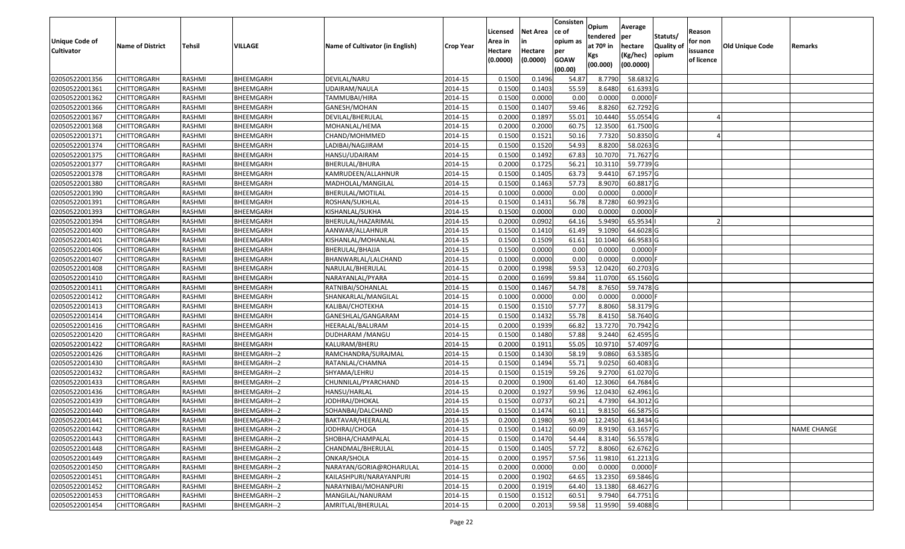| Unique Code of Cultivator | Name of District | Tehsil | VILLAGE | Name of Cultivator (in English) | Crop Year | Licensed Area in Hectare (0.0000) | Net Area in Hectare (0.0000) | Consisten ce of opium as per GOAW (00.00) | Opium tendered at 70º in Kgs (00.000) | Average per hectare (Kg/hec) (00.0000) | Statuts/ Quality of opium | Reason for non issuance of licence | Old Unique Code | Remarks |
|---|---|---|---|---|---|---|---|---|---|---|---|---|---|---|
| 02050522001356 | CHITTORGARH | RASHMI | BHEEMGARH | DEVILAL/NARU | 2014-15 | 0.1500 | 0.1496 | 54.87 | 8.7790 | 58.6832 | G | | | |
| 02050522001361 | CHITTORGARH | RASHMI | BHEEMGARH | UDAIRAM/NAULA | 2014-15 | 0.1500 | 0.1403 | 55.59 | 8.6480 | 61.6393 | G | | | |
| 02050522001362 | CHITTORGARH | RASHMI | BHEEMGARH | TAMMUBAI/HIRA | 2014-15 | 0.1500 | 0.0000 | 0.00 | 0.0000 | 0.0000 | F | | | |
| 02050522001366 | CHITTORGARH | RASHMI | BHEEMGARH | GANESH/MOHAN | 2014-15 | 0.1500 | 0.1407 | 59.46 | 8.8260 | 62.7292 | G | | | |
| 02050522001367 | CHITTORGARH | RASHMI | BHEEMGARH | DEVILAL/BHERULAL | 2014-15 | 0.2000 | 0.1897 | 55.01 | 10.4440 | 55.0554 | G | 4 | | |
| 02050522001368 | CHITTORGARH | RASHMI | BHEEMGARH | MOHANLAL/HEMA | 2014-15 | 0.2000 | 0.2000 | 60.75 | 12.3500 | 61.7500 | G | | | |
| 02050522001371 | CHITTORGARH | RASHMI | BHEEMGARH | CHAND/MOHMMED | 2014-15 | 0.1500 | 0.1521 | 50.16 | 7.7320 | 50.8350 | G | 4 | | |
| 02050522001374 | CHITTORGARH | RASHMI | BHEEMGARH | LADIBAI/NAGJIRAM | 2014-15 | 0.1500 | 0.1520 | 54.93 | 8.8200 | 58.0263 | G | | | |
| 02050522001375 | CHITTORGARH | RASHMI | BHEEMGARH | HANSU/UDAIRAM | 2014-15 | 0.1500 | 0.1492 | 67.83 | 10.7070 | 71.7627 | G | | | |
| 02050522001377 | CHITTORGARH | RASHMI | BHEEMGARH | BHERULAL/BHURA | 2014-15 | 0.2000 | 0.1725 | 56.21 | 10.3110 | 59.7739 | G | | | |
| 02050522001378 | CHITTORGARH | RASHMI | BHEEMGARH | KAMRUDEEN/ALLAHNUR | 2014-15 | 0.1500 | 0.1405 | 63.73 | 9.4410 | 67.1957 | G | | | |
| 02050522001380 | CHITTORGARH | RASHMI | BHEEMGARH | MADHOLAL/MANGILAL | 2014-15 | 0.1500 | 0.1463 | 57.73 | 8.9070 | 60.8817 | G | | | |
| 02050522001390 | CHITTORGARH | RASHMI | BHEEMGARH | BHERULAL/MOTILAL | 2014-15 | 0.1000 | 0.0000 | 0.00 | 0.0000 | 0.0000 | F | | | |
| 02050522001391 | CHITTORGARH | RASHMI | BHEEMGARH | ROSHAN/SUKHLAL | 2014-15 | 0.1500 | 0.1431 | 56.78 | 8.7280 | 60.9923 | G | | | |
| 02050522001393 | CHITTORGARH | RASHMI | BHEEMGARH | KISHANLAL/SUKHA | 2014-15 | 0.1500 | 0.0000 | 0.00 | 0.0000 | 0.0000 | F | | | |
| 02050522001394 | CHITTORGARH | RASHMI | BHEEMGARH | BHERULAL/HAZARIMAL | 2014-15 | 0.2000 | 0.0902 | 64.16 | 5.9490 | 65.9534 | I | 2 | | |
| 02050522001400 | CHITTORGARH | RASHMI | BHEEMGARH | AANWAR/ALLAHNUR | 2014-15 | 0.1500 | 0.1410 | 61.49 | 9.1090 | 64.6028 | G | | | |
| 02050522001401 | CHITTORGARH | RASHMI | BHEEMGARH | KISHANLAL/MOHANLAL | 2014-15 | 0.1500 | 0.1509 | 61.61 | 10.1040 | 66.9583 | G | | | |
| 02050522001406 | CHITTORGARH | RASHMI | BHEEMGARH | BHERULAL/BHAJJA | 2014-15 | 0.1500 | 0.0000 | 0.00 | 0.0000 | 0.0000 | F | | | |
| 02050522001407 | CHITTORGARH | RASHMI | BHEEMGARH | BHANWARLAL/LALCHAND | 2014-15 | 0.1000 | 0.0000 | 0.00 | 0.0000 | 0.0000 | F | | | |
| 02050522001408 | CHITTORGARH | RASHMI | BHEEMGARH | NARULAL/BHERULAL | 2014-15 | 0.2000 | 0.1998 | 59.53 | 12.0420 | 60.2703 | G | | | |
| 02050522001410 | CHITTORGARH | RASHMI | BHEEMGARH | NARAYANLAL/PYARA | 2014-15 | 0.2000 | 0.1699 | 59.84 | 11.0700 | 65.1560 | G | | | |
| 02050522001411 | CHITTORGARH | RASHMI | BHEEMGARH | RATNIBAI/SOHANLAL | 2014-15 | 0.1500 | 0.1467 | 54.78 | 8.7650 | 59.7478 | G | | | |
| 02050522001412 | CHITTORGARH | RASHMI | BHEEMGARH | SHANKARLAL/MANGILAL | 2014-15 | 0.1000 | 0.0000 | 0.00 | 0.0000 | 0.0000 | F | | | |
| 02050522001413 | CHITTORGARH | RASHMI | BHEEMGARH | KALIBAI/CHOTEKHA | 2014-15 | 0.1500 | 0.1510 | 57.77 | 8.8060 | 58.3179 | G | | | |
| 02050522001414 | CHITTORGARH | RASHMI | BHEEMGARH | GANESHLAL/GANGARAM | 2014-15 | 0.1500 | 0.1432 | 55.78 | 8.4150 | 58.7640 | G | | | |
| 02050522001416 | CHITTORGARH | RASHMI | BHEEMGARH | HEERALAL/BALURAM | 2014-15 | 0.2000 | 0.1939 | 66.82 | 13.7270 | 70.7942 | G | | | |
| 02050522001420 | CHITTORGARH | RASHMI | BHEEMGARH | DUDHARAM /MANGU | 2014-15 | 0.1500 | 0.1480 | 57.88 | 9.2440 | 62.4595 | G | | | |
| 02050522001422 | CHITTORGARH | RASHMI | BHEEMGARH | KALURAM/BHERU | 2014-15 | 0.2000 | 0.1911 | 55.05 | 10.9710 | 57.4097 | G | | | |
| 02050522001426 | CHITTORGARH | RASHMI | BHEEMGARH--2 | RAMCHANDRA/SURAJMAL | 2014-15 | 0.1500 | 0.1430 | 58.19 | 9.0860 | 63.5385 | G | | | |
| 02050522001430 | CHITTORGARH | RASHMI | BHEEMGARH--2 | RATANLAL/CHAMNA | 2014-15 | 0.1500 | 0.1494 | 55.71 | 9.0250 | 60.4083 | G | | | |
| 02050522001432 | CHITTORGARH | RASHMI | BHEEMGARH--2 | SHYAMA/LEHRU | 2014-15 | 0.1500 | 0.1519 | 59.26 | 9.2700 | 61.0270 | G | | | |
| 02050522001433 | CHITTORGARH | RASHMI | BHEEMGARH--2 | CHUNNILAL/PYARCHAND | 2014-15 | 0.2000 | 0.1900 | 61.40 | 12.3060 | 64.7684 | G | | | |
| 02050522001436 | CHITTORGARH | RASHMI | BHEEMGARH--2 | HANSU/HARLAL | 2014-15 | 0.2000 | 0.1927 | 59.96 | 12.0430 | 62.4961 | G | | | |
| 02050522001439 | CHITTORGARH | RASHMI | BHEEMGARH--2 | JODHRAJ/DHOKAL | 2014-15 | 0.1500 | 0.0737 | 60.21 | 4.7390 | 64.3012 | G | | | |
| 02050522001440 | CHITTORGARH | RASHMI | BHEEMGARH--2 | SOHANBAI/DALCHAND | 2014-15 | 0.1500 | 0.1474 | 60.11 | 9.8150 | 66.5875 | G | | | |
| 02050522001441 | CHITTORGARH | RASHMI | BHEEMGARH--2 | BAKTAVAR/HEERALAL | 2014-15 | 0.2000 | 0.1980 | 59.40 | 12.2450 | 61.8434 | G | | | |
| 02050522001442 | CHITTORGARH | RASHMI | BHEEMGARH--2 | JODHRAJ/CHOGA | 2014-15 | 0.1500 | 0.1412 | 60.09 | 8.9190 | 63.1657 | G | | | NAME CHANGE |
| 02050522001443 | CHITTORGARH | RASHMI | BHEEMGARH--2 | SHOBHA/CHAMPALAL | 2014-15 | 0.1500 | 0.1470 | 54.44 | 8.3140 | 56.5578 | G | | | |
| 02050522001448 | CHITTORGARH | RASHMI | BHEEMGARH--2 | CHANDMAL/BHERULAL | 2014-15 | 0.1500 | 0.1405 | 57.72 | 8.8060 | 62.6762 | G | | | |
| 02050522001449 | CHITTORGARH | RASHMI | BHEEMGARH--2 | ONKAR/SHOLA | 2014-15 | 0.2000 | 0.1957 | 57.56 | 11.9810 | 61.2213 | G | | | |
| 02050522001450 | CHITTORGARH | RASHMI | BHEEMGARH--2 | NARAYAN/GORIA@ROHARULAL | 2014-15 | 0.2000 | 0.0000 | 0.00 | 0.0000 | 0.0000 | F | | | |
| 02050522001451 | CHITTORGARH | RASHMI | BHEEMGARH--2 | KAILASHPURI/NARAYANPURI | 2014-15 | 0.2000 | 0.1902 | 64.65 | 13.2350 | 69.5846 | G | | | |
| 02050522001452 | CHITTORGARH | RASHMI | BHEEMGARH--2 | NARAYNIBAI/MOHANPURI | 2014-15 | 0.2000 | 0.1919 | 64.40 | 13.1380 | 68.4627 | G | | | |
| 02050522001453 | CHITTORGARH | RASHMI | BHEEMGARH--2 | MANGILAL/NANURAM | 2014-15 | 0.1500 | 0.1512 | 60.51 | 9.7940 | 64.7751 | G | | | |
| 02050522001454 | CHITTORGARH | RASHMI | BHEEMGARH--2 | AMRITLAL/BHERULAL | 2014-15 | 0.2000 | 0.2013 | 59.58 | 11.9590 | 59.4088 | G | | | |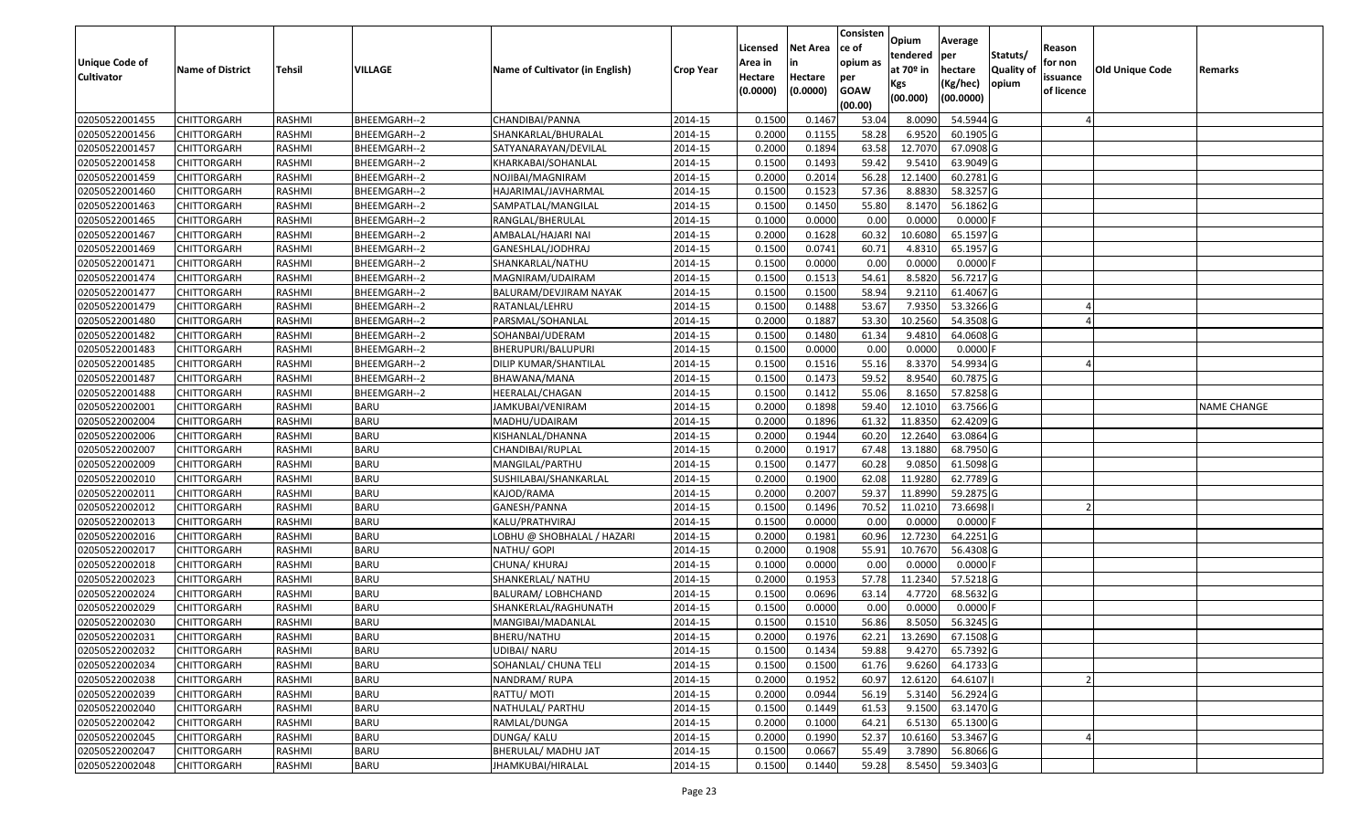| Unique Code of Cultivator | Name of District | Tehsil | VILLAGE | Name of Cultivator (in English) | Crop Year | Licensed Area in Hectare (0.0000) | Net Area in Hectare (0.0000) | Consisten ce of opium as per GOAW (00.00) | Opium tendered at 70º in Kgs (00.000) | Average per hectare (Kg/hec) (00.0000) | Statuts/ Quality of opium | Reason for non issuance of licence | Old Unique Code | Remarks |
|---|---|---|---|---|---|---|---|---|---|---|---|---|---|---|
| 02050522001455 | CHITTORGARH | RASHMI | BHEEMGARH--2 | CHANDIBAI/PANNA | 2014-15 | 0.1500 | 0.1467 | 53.04 | 8.0090 | 54.5944 | G | 4 | | |
| 02050522001456 | CHITTORGARH | RASHMI | BHEEMGARH--2 | SHANKARLAL/BHURALAL | 2014-15 | 0.2000 | 0.1155 | 58.28 | 6.9520 | 60.1905 | G | | | |
| 02050522001457 | CHITTORGARH | RASHMI | BHEEMGARH--2 | SATYANARAYAN/DEVILAL | 2014-15 | 0.2000 | 0.1894 | 63.58 | 12.7070 | 67.0908 | G | | | |
| 02050522001458 | CHITTORGARH | RASHMI | BHEEMGARH--2 | KHARKABAI/SOHANLAL | 2014-15 | 0.1500 | 0.1493 | 59.42 | 9.5410 | 63.9049 | G | | | |
| 02050522001459 | CHITTORGARH | RASHMI | BHEEMGARH--2 | NOJIBAI/MAGNIRAM | 2014-15 | 0.2000 | 0.2014 | 56.28 | 12.1400 | 60.2781 | G | | | |
| 02050522001460 | CHITTORGARH | RASHMI | BHEEMGARH--2 | HAJARIMAL/JAVHARMAL | 2014-15 | 0.1500 | 0.1523 | 57.36 | 8.8830 | 58.3257 | G | | | |
| 02050522001463 | CHITTORGARH | RASHMI | BHEEMGARH--2 | SAMPATLAL/MANGILAL | 2014-15 | 0.1500 | 0.1450 | 55.80 | 8.1470 | 56.1862 | G | | | |
| 02050522001465 | CHITTORGARH | RASHMI | BHEEMGARH--2 | RANGLAL/BHERULAL | 2014-15 | 0.1000 | 0.0000 | 0.00 | 0.0000 | 0.0000 | F | | | |
| 02050522001467 | CHITTORGARH | RASHMI | BHEEMGARH--2 | AMBALAL/HAJARI NAI | 2014-15 | 0.2000 | 0.1628 | 60.32 | 10.6080 | 65.1597 | G | | | |
| 02050522001469 | CHITTORGARH | RASHMI | BHEEMGARH--2 | GANESHLAL/JODHRAJ | 2014-15 | 0.1500 | 0.0741 | 60.71 | 4.8310 | 65.1957 | G | | | |
| 02050522001471 | CHITTORGARH | RASHMI | BHEEMGARH--2 | SHANKARLAL/NATHU | 2014-15 | 0.1500 | 0.0000 | 0.00 | 0.0000 | 0.0000 | F | | | |
| 02050522001474 | CHITTORGARH | RASHMI | BHEEMGARH--2 | MAGNIRAM/UDAIRAM | 2014-15 | 0.1500 | 0.1513 | 54.61 | 8.5820 | 56.7217 | G | | | |
| 02050522001477 | CHITTORGARH | RASHMI | BHEEMGARH--2 | BALURAM/DEVJIRAM NAYAK | 2014-15 | 0.1500 | 0.1500 | 58.94 | 9.2110 | 61.4067 | G | | | |
| 02050522001479 | CHITTORGARH | RASHMI | BHEEMGARH--2 | RATANLAL/LEHRU | 2014-15 | 0.1500 | 0.1488 | 53.67 | 7.9350 | 53.3266 | G | 4 | | |
| 02050522001480 | CHITTORGARH | RASHMI | BHEEMGARH--2 | PARSMAL/SOHANLAL | 2014-15 | 0.2000 | 0.1887 | 53.30 | 10.2560 | 54.3508 | G | 4 | | |
| 02050522001482 | CHITTORGARH | RASHMI | BHEEMGARH--2 | SOHANBAI/UDERAM | 2014-15 | 0.1500 | 0.1480 | 61.34 | 9.4810 | 64.0608 | G | | | |
| 02050522001483 | CHITTORGARH | RASHMI | BHEEMGARH--2 | BHERUPURI/BALUPURI | 2014-15 | 0.1500 | 0.0000 | 0.00 | 0.0000 | 0.0000 | F | | | |
| 02050522001485 | CHITTORGARH | RASHMI | BHEEMGARH--2 | DILIP KUMAR/SHANTILAL | 2014-15 | 0.1500 | 0.1516 | 55.16 | 8.3370 | 54.9934 | G | 4 | | |
| 02050522001487 | CHITTORGARH | RASHMI | BHEEMGARH--2 | BHAWANA/MANA | 2014-15 | 0.1500 | 0.1473 | 59.52 | 8.9540 | 60.7875 | G | | | |
| 02050522001488 | CHITTORGARH | RASHMI | BHEEMGARH--2 | HEERALAL/CHAGAN | 2014-15 | 0.1500 | 0.1412 | 55.06 | 8.1650 | 57.8258 | G | | | |
| 02050522002001 | CHITTORGARH | RASHMI | BARU | JAMKUBAI/VENIRAM | 2014-15 | 0.2000 | 0.1898 | 59.40 | 12.1010 | 63.7566 | G | | | NAME CHANGE |
| 02050522002004 | CHITTORGARH | RASHMI | BARU | MADHU/UDAIRAM | 2014-15 | 0.2000 | 0.1896 | 61.32 | 11.8350 | 62.4209 | G | | | |
| 02050522002006 | CHITTORGARH | RASHMI | BARU | KISHANLAL/DHANNA | 2014-15 | 0.2000 | 0.1944 | 60.20 | 12.2640 | 63.0864 | G | | | |
| 02050522002007 | CHITTORGARH | RASHMI | BARU | CHANDIBAI/RUPLAL | 2014-15 | 0.2000 | 0.1917 | 67.48 | 13.1880 | 68.7950 | G | | | |
| 02050522002009 | CHITTORGARH | RASHMI | BARU | MANGILAL/PARTHU | 2014-15 | 0.1500 | 0.1477 | 60.28 | 9.0850 | 61.5098 | G | | | |
| 02050522002010 | CHITTORGARH | RASHMI | BARU | SUSHILABAI/SHANKARLAL | 2014-15 | 0.2000 | 0.1900 | 62.08 | 11.9280 | 62.7789 | G | | | |
| 02050522002011 | CHITTORGARH | RASHMI | BARU | KAJOD/RAMA | 2014-15 | 0.2000 | 0.2007 | 59.37 | 11.8990 | 59.2875 | G | | | |
| 02050522002012 | CHITTORGARH | RASHMI | BARU | GANESH/PANNA | 2014-15 | 0.1500 | 0.1496 | 70.52 | 11.0210 | 73.6698 | I | 2 | | |
| 02050522002013 | CHITTORGARH | RASHMI | BARU | KALU/PRATHVIRAJ | 2014-15 | 0.1500 | 0.0000 | 0.00 | 0.0000 | 0.0000 | F | | | |
| 02050522002016 | CHITTORGARH | RASHMI | BARU | LOBHU @ SHOBHALAL / HAZARI | 2014-15 | 0.2000 | 0.1981 | 60.96 | 12.7230 | 64.2251 | G | | | |
| 02050522002017 | CHITTORGARH | RASHMI | BARU | NATHU/ GOPI | 2014-15 | 0.2000 | 0.1908 | 55.91 | 10.7670 | 56.4308 | G | | | |
| 02050522002018 | CHITTORGARH | RASHMI | BARU | CHUNA/ KHURAJ | 2014-15 | 0.1000 | 0.0000 | 0.00 | 0.0000 | 0.0000 | F | | | |
| 02050522002023 | CHITTORGARH | RASHMI | BARU | SHANKERLAL/ NATHU | 2014-15 | 0.2000 | 0.1953 | 57.78 | 11.2340 | 57.5218 | G | | | |
| 02050522002024 | CHITTORGARH | RASHMI | BARU | BALURAM/ LOBHCHAND | 2014-15 | 0.1500 | 0.0696 | 63.14 | 4.7720 | 68.5632 | G | | | |
| 02050522002029 | CHITTORGARH | RASHMI | BARU | SHANKERLAL/RAGHUNATH | 2014-15 | 0.1500 | 0.0000 | 0.00 | 0.0000 | 0.0000 | F | | | |
| 02050522002030 | CHITTORGARH | RASHMI | BARU | MANGIBAI/MADANLAL | 2014-15 | 0.1500 | 0.1510 | 56.86 | 8.5050 | 56.3245 | G | | | |
| 02050522002031 | CHITTORGARH | RASHMI | BARU | BHERU/NATHU | 2014-15 | 0.2000 | 0.1976 | 62.21 | 13.2690 | 67.1508 | G | | | |
| 02050522002032 | CHITTORGARH | RASHMI | BARU | UDIBAI/ NARU | 2014-15 | 0.1500 | 0.1434 | 59.88 | 9.4270 | 65.7392 | G | | | |
| 02050522002034 | CHITTORGARH | RASHMI | BARU | SOHANLAL/ CHUNA TELI | 2014-15 | 0.1500 | 0.1500 | 61.76 | 9.6260 | 64.1733 | G | | | |
| 02050522002038 | CHITTORGARH | RASHMI | BARU | NANDRAM/ RUPA | 2014-15 | 0.2000 | 0.1952 | 60.97 | 12.6120 | 64.6107 | I | 2 | | |
| 02050522002039 | CHITTORGARH | RASHMI | BARU | RATTU/ MOTI | 2014-15 | 0.2000 | 0.0944 | 56.19 | 5.3140 | 56.2924 | G | | | |
| 02050522002040 | CHITTORGARH | RASHMI | BARU | NATHULAL/ PARTHU | 2014-15 | 0.1500 | 0.1449 | 61.53 | 9.1500 | 63.1470 | G | | | |
| 02050522002042 | CHITTORGARH | RASHMI | BARU | RAMLAL/DUNGA | 2014-15 | 0.2000 | 0.1000 | 64.21 | 6.5130 | 65.1300 | G | | | |
| 02050522002045 | CHITTORGARH | RASHMI | BARU | DUNGA/ KALU | 2014-15 | 0.2000 | 0.1990 | 52.37 | 10.6160 | 53.3467 | G | 4 | | |
| 02050522002047 | CHITTORGARH | RASHMI | BARU | BHERULAL/ MADHU JAT | 2014-15 | 0.1500 | 0.0667 | 55.49 | 3.7890 | 56.8066 | G | | | |
| 02050522002048 | CHITTORGARH | RASHMI | BARU | JHAMKUBAI/HIRALAL | 2014-15 | 0.1500 | 0.1440 | 59.28 | 8.5450 | 59.3403 | G | | | |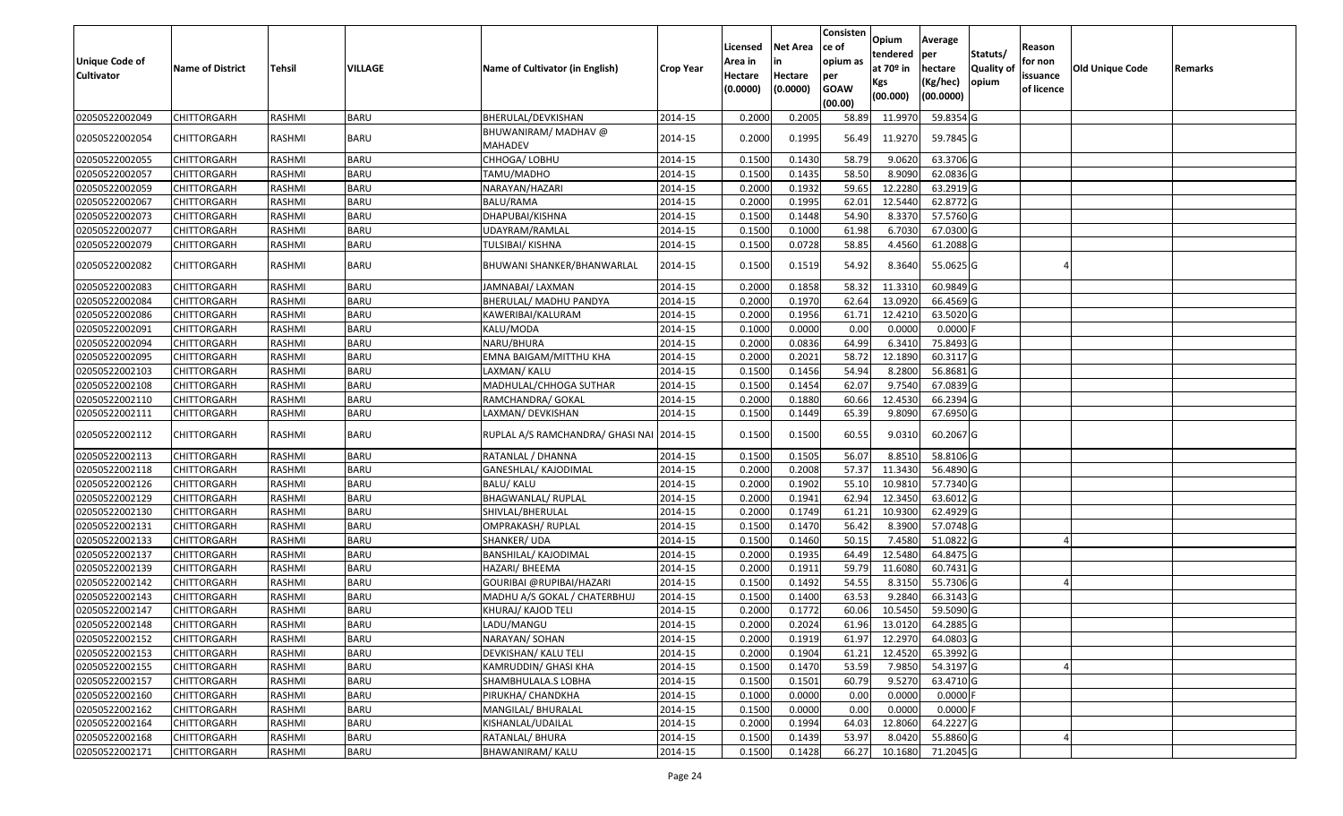| Unique Code of Cultivator | Name of District | Tehsil | VILLAGE | Name of Cultivator (in English) | Crop Year | Licensed Area in Hectare (0.0000) | Net Area in Hectare (0.0000) | Consisten ce of opium as per GOAW (00.00) | Opium tendered at 70º in Kgs (00.000) | Average per hectare (Kg/hec) (00.0000) | Statuts/ Quality of opium | Reason for non issuance of licence | Old Unique Code | Remarks |
|---|---|---|---|---|---|---|---|---|---|---|---|---|---|---|
| 02050522002049 | CHITTORGARH | RASHMI | BARU | BHERULAL/DEVKISHAN | 2014-15 | 0.2000 | 0.2005 | 58.89 | 11.9970 | 59.8354 | G | | | |
| 02050522002054 | CHITTORGARH | RASHMI | BARU | BHUWANIRAM/ MADHAV @ MAHADEV | 2014-15 | 0.2000 | 0.1995 | 56.49 | 11.9270 | 59.7845 | G | | | |
| 02050522002055 | CHITTORGARH | RASHMI | BARU | CHHOGA/ LOBHU | 2014-15 | 0.1500 | 0.1430 | 58.79 | 9.0620 | 63.3706 | G | | | |
| 02050522002057 | CHITTORGARH | RASHMI | BARU | TAMU/MADHO | 2014-15 | 0.1500 | 0.1435 | 58.50 | 8.9090 | 62.0836 | G | | | |
| 02050522002059 | CHITTORGARH | RASHMI | BARU | NARAYAN/HAZARI | 2014-15 | 0.2000 | 0.1932 | 59.65 | 12.2280 | 63.2919 | G | | | |
| 02050522002067 | CHITTORGARH | RASHMI | BARU | BALU/RAMA | 2014-15 | 0.2000 | 0.1995 | 62.01 | 12.5440 | 62.8772 | G | | | |
| 02050522002073 | CHITTORGARH | RASHMI | BARU | DHAPUBAI/KISHNA | 2014-15 | 0.1500 | 0.1448 | 54.90 | 8.3370 | 57.5760 | G | | | |
| 02050522002077 | CHITTORGARH | RASHMI | BARU | UDAYRAM/RAMLAL | 2014-15 | 0.1500 | 0.1000 | 61.98 | 6.7030 | 67.0300 | G | | | |
| 02050522002079 | CHITTORGARH | RASHMI | BARU | TULSIBAI/ KISHNA | 2014-15 | 0.1500 | 0.0728 | 58.85 | 4.4560 | 61.2088 | G | | | |
| 02050522002082 | CHITTORGARH | RASHMI | BARU | BHUWANI SHANKER/BHANWARLAL | 2014-15 | 0.1500 | 0.1519 | 54.92 | 8.3640 | 55.0625 | G | 4 | | |
| 02050522002083 | CHITTORGARH | RASHMI | BARU | JAMNABAI/ LAXMAN | 2014-15 | 0.2000 | 0.1858 | 58.32 | 11.3310 | 60.9849 | G | | | |
| 02050522002084 | CHITTORGARH | RASHMI | BARU | BHERULAL/ MADHU PANDYA | 2014-15 | 0.2000 | 0.1970 | 62.64 | 13.0920 | 66.4569 | G | | | |
| 02050522002086 | CHITTORGARH | RASHMI | BARU | KAWERIBAI/KALURAM | 2014-15 | 0.2000 | 0.1956 | 61.71 | 12.4210 | 63.5020 | G | | | |
| 02050522002091 | CHITTORGARH | RASHMI | BARU | KALU/MODA | 2014-15 | 0.1000 | 0.0000 | 0.00 | 0.0000 | 0.0000 | F | | | |
| 02050522002094 | CHITTORGARH | RASHMI | BARU | NARU/BHURA | 2014-15 | 0.2000 | 0.0836 | 64.99 | 6.3410 | 75.8493 | G | | | |
| 02050522002095 | CHITTORGARH | RASHMI | BARU | EMNA BAIGAM/MITTHU KHA | 2014-15 | 0.2000 | 0.2021 | 58.72 | 12.1890 | 60.3117 | G | | | |
| 02050522002103 | CHITTORGARH | RASHMI | BARU | LAXMAN/ KALU | 2014-15 | 0.1500 | 0.1456 | 54.94 | 8.2800 | 56.8681 | G | | | |
| 02050522002108 | CHITTORGARH | RASHMI | BARU | MADHULAL/CHHOGA SUTHAR | 2014-15 | 0.1500 | 0.1454 | 62.07 | 9.7540 | 67.0839 | G | | | |
| 02050522002110 | CHITTORGARH | RASHMI | BARU | RAMCHANDRA/ GOKAL | 2014-15 | 0.2000 | 0.1880 | 60.66 | 12.4530 | 66.2394 | G | | | |
| 02050522002111 | CHITTORGARH | RASHMI | BARU | LAXMAN/ DEVKISHAN | 2014-15 | 0.1500 | 0.1449 | 65.39 | 9.8090 | 67.6950 | G | | | |
| 02050522002112 | CHITTORGARH | RASHMI | BARU | RUPLAL A/S RAMCHANDRA/ GHASI NAI | 2014-15 | 0.1500 | 0.1500 | 60.55 | 9.0310 | 60.2067 | G | | | |
| 02050522002113 | CHITTORGARH | RASHMI | BARU | RATANLAL / DHANNA | 2014-15 | 0.1500 | 0.1505 | 56.07 | 8.8510 | 58.8106 | G | | | |
| 02050522002118 | CHITTORGARH | RASHMI | BARU | GANESHLAL/ KAJODIMAL | 2014-15 | 0.2000 | 0.2008 | 57.37 | 11.3430 | 56.4890 | G | | | |
| 02050522002126 | CHITTORGARH | RASHMI | BARU | BALU/ KALU | 2014-15 | 0.2000 | 0.1902 | 55.10 | 10.9810 | 57.7340 | G | | | |
| 02050522002129 | CHITTORGARH | RASHMI | BARU | BHAGWANLAL/ RUPLAL | 2014-15 | 0.2000 | 0.1941 | 62.94 | 12.3450 | 63.6012 | G | | | |
| 02050522002130 | CHITTORGARH | RASHMI | BARU | SHIVLAL/BHERULAL | 2014-15 | 0.2000 | 0.1749 | 61.21 | 10.9300 | 62.4929 | G | | | |
| 02050522002131 | CHITTORGARH | RASHMI | BARU | OMPRAKASH/ RUPLAL | 2014-15 | 0.1500 | 0.1470 | 56.42 | 8.3900 | 57.0748 | G | | | |
| 02050522002133 | CHITTORGARH | RASHMI | BARU | SHANKER/ UDA | 2014-15 | 0.1500 | 0.1460 | 50.15 | 7.4580 | 51.0822 | G | 4 | | |
| 02050522002137 | CHITTORGARH | RASHMI | BARU | BANSHILAL/ KAJODIMAL | 2014-15 | 0.2000 | 0.1935 | 64.49 | 12.5480 | 64.8475 | G | | | |
| 02050522002139 | CHITTORGARH | RASHMI | BARU | HAZARI/ BHEEMA | 2014-15 | 0.2000 | 0.1911 | 59.79 | 11.6080 | 60.7431 | G | | | |
| 02050522002142 | CHITTORGARH | RASHMI | BARU | GOURIBAI @RUPIBAI/HAZARI | 2014-15 | 0.1500 | 0.1492 | 54.55 | 8.3150 | 55.7306 | G | 4 | | |
| 02050522002143 | CHITTORGARH | RASHMI | BARU | MADHU A/S GOKAL / CHATERBHUJ | 2014-15 | 0.1500 | 0.1400 | 63.53 | 9.2840 | 66.3143 | G | | | |
| 02050522002147 | CHITTORGARH | RASHMI | BARU | KHURAJ/ KAJOD TELI | 2014-15 | 0.2000 | 0.1772 | 60.06 | 10.5450 | 59.5090 | G | | | |
| 02050522002148 | CHITTORGARH | RASHMI | BARU | LADU/MANGU | 2014-15 | 0.2000 | 0.2024 | 61.96 | 13.0120 | 64.2885 | G | | | |
| 02050522002152 | CHITTORGARH | RASHMI | BARU | NARAYAN/ SOHAN | 2014-15 | 0.2000 | 0.1919 | 61.97 | 12.2970 | 64.0803 | G | | | |
| 02050522002153 | CHITTORGARH | RASHMI | BARU | DEVKISHAN/ KALU TELI | 2014-15 | 0.2000 | 0.1904 | 61.21 | 12.4520 | 65.3992 | G | | | |
| 02050522002155 | CHITTORGARH | RASHMI | BARU | KAMRUDDIN/ GHASI KHA | 2014-15 | 0.1500 | 0.1470 | 53.59 | 7.9850 | 54.3197 | G | 4 | | |
| 02050522002157 | CHITTORGARH | RASHMI | BARU | SHAMBHULALA.S LOBHA | 2014-15 | 0.1500 | 0.1501 | 60.79 | 9.5270 | 63.4710 | G | | | |
| 02050522002160 | CHITTORGARH | RASHMI | BARU | PIRUKHA/ CHANDKHA | 2014-15 | 0.1000 | 0.0000 | 0.00 | 0.0000 | 0.0000 | F | | | |
| 02050522002162 | CHITTORGARH | RASHMI | BARU | MANGILAL/ BHURALAL | 2014-15 | 0.1500 | 0.0000 | 0.00 | 0.0000 | 0.0000 | F | | | |
| 02050522002164 | CHITTORGARH | RASHMI | BARU | KISHANLAL/UDAILAL | 2014-15 | 0.2000 | 0.1994 | 64.03 | 12.8060 | 64.2227 | G | | | |
| 02050522002168 | CHITTORGARH | RASHMI | BARU | RATANLAL/ BHURA | 2014-15 | 0.1500 | 0.1439 | 53.97 | 8.0420 | 55.8860 | G | 4 | | |
| 02050522002171 | CHITTORGARH | RASHMI | BARU | BHAWANIRAM/ KALU | 2014-15 | 0.1500 | 0.1428 | 66.27 | 10.1680 | 71.2045 | G | | | |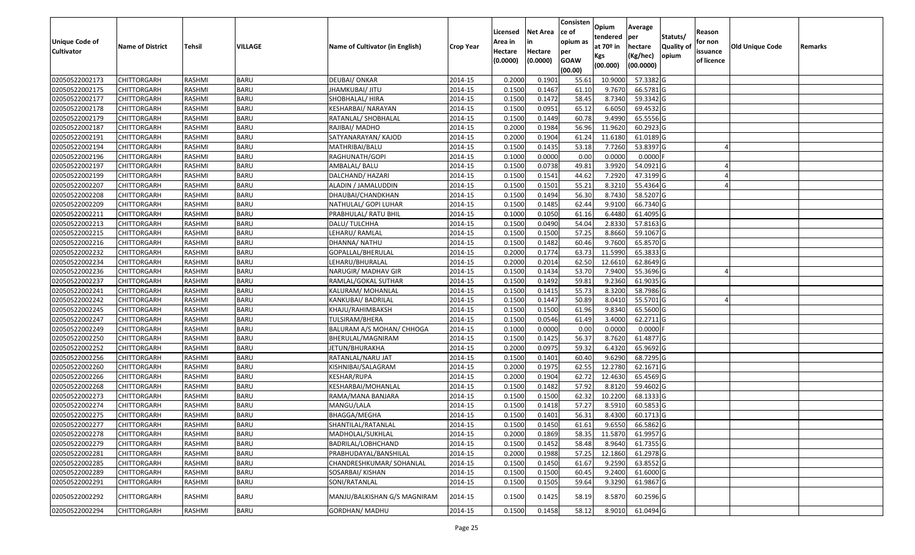| Unique Code of Cultivator | Name of District | Tehsil | VILLAGE | Name of Cultivator (in English) | Crop Year | Licensed Area in Hectare (0.0000) | Net Area in Hectare (0.0000) | Consistence of opium as per GOAW (00.00) | Opium tendered at 70º in Kgs (00.000) | Average per hectare (Kg/hec) (00.0000) | Statuts/ Quality of opium | Reason for non issuance of licence | Old Unique Code | Remarks |
|---|---|---|---|---|---|---|---|---|---|---|---|---|---|---|
| 02050522002173 | CHITTORGARH | RASHMI | BARU | DEUBAI/ ONKAR | 2014-15 | 0.2000 | 0.1901 | 55.61 | 10.9000 | 57.3382 | G | | | |
| 02050522002175 | CHITTORGARH | RASHMI | BARU | JHAMKUBAI/ JITU | 2014-15 | 0.1500 | 0.1467 | 61.10 | 9.7670 | 66.5781 | G | | | |
| 02050522002177 | CHITTORGARH | RASHMI | BARU | SHOBHALAL/ HIRA | 2014-15 | 0.1500 | 0.1472 | 58.45 | 8.7340 | 59.3342 | G | | | |
| 02050522002178 | CHITTORGARH | RASHMI | BARU | KESHARBAI/ NARAYAN | 2014-15 | 0.1500 | 0.0951 | 65.12 | 6.6050 | 69.4532 | G | | | |
| 02050522002179 | CHITTORGARH | RASHMI | BARU | RATANLAL/ SHOBHALAL | 2014-15 | 0.1500 | 0.1449 | 60.78 | 9.4990 | 65.5556 | G | | | |
| 02050522002187 | CHITTORGARH | RASHMI | BARU | RAJIBAI/ MADHO | 2014-15 | 0.2000 | 0.1984 | 56.96 | 11.9620 | 60.2923 | G | | | |
| 02050522002191 | CHITTORGARH | RASHMI | BARU | SATYANARAYAN/ KAJOD | 2014-15 | 0.2000 | 0.1904 | 61.24 | 11.6180 | 61.0189 | G | | | |
| 02050522002194 | CHITTORGARH | RASHMI | BARU | MATHRIBAI/BALU | 2014-15 | 0.1500 | 0.1435 | 53.18 | 7.7260 | 53.8397 | G | 4 | | |
| 02050522002196 | CHITTORGARH | RASHMI | BARU | RAGHUNATH/GOPI | 2014-15 | 0.1000 | 0.0000 | 0.00 | 0.0000 | 0.0000 | F | | | |
| 02050522002197 | CHITTORGARH | RASHMI | BARU | AMBALAL/ BALU | 2014-15 | 0.1500 | 0.0738 | 49.81 | 3.9920 | 54.0921 | G | 4 | | |
| 02050522002199 | CHITTORGARH | RASHMI | BARU | DALCHAND/ HAZARI | 2014-15 | 0.1500 | 0.1541 | 44.62 | 7.2920 | 47.3199 | G | 4 | | |
| 02050522002207 | CHITTORGARH | RASHMI | BARU | ALADIN / JAMALUDDIN | 2014-15 | 0.1500 | 0.1501 | 55.21 | 8.3210 | 55.4364 | G | 4 | | |
| 02050522002208 | CHITTORGARH | RASHMI | BARU | DHAUBAI/CHANDKHAN | 2014-15 | 0.1500 | 0.1494 | 56.30 | 8.7430 | 58.5207 | G | | | |
| 02050522002209 | CHITTORGARH | RASHMI | BARU | NATHULAL/ GOPI LUHAR | 2014-15 | 0.1500 | 0.1485 | 62.44 | 9.9100 | 66.7340 | G | | | |
| 02050522002211 | CHITTORGARH | RASHMI | BARU | PRABHULAL/ RATU BHIL | 2014-15 | 0.1000 | 0.1050 | 61.16 | 6.4480 | 61.4095 | G | | | |
| 02050522002213 | CHITTORGARH | RASHMI | BARU | DALU/ TULCHHA | 2014-15 | 0.1500 | 0.0490 | 54.04 | 2.8330 | 57.8163 | G | | | |
| 02050522002215 | CHITTORGARH | RASHMI | BARU | LEHARU/ RAMLAL | 2014-15 | 0.1500 | 0.1500 | 57.25 | 8.8660 | 59.1067 | G | | | |
| 02050522002216 | CHITTORGARH | RASHMI | BARU | DHANNA/ NATHU | 2014-15 | 0.1500 | 0.1482 | 60.46 | 9.7600 | 65.8570 | G | | | |
| 02050522002232 | CHITTORGARH | RASHMI | BARU | GOPALLAL/BHERULAL | 2014-15 | 0.2000 | 0.1774 | 63.73 | 11.5990 | 65.3833 | G | | | |
| 02050522002234 | CHITTORGARH | RASHMI | BARU | LEHARU/BHURALAL | 2014-15 | 0.2000 | 0.2014 | 62.50 | 12.6610 | 62.8649 | G | | | |
| 02050522002236 | CHITTORGARH | RASHMI | BARU | NARUGIR/ MADHAV GIR | 2014-15 | 0.1500 | 0.1434 | 53.70 | 7.9400 | 55.3696 | G | 4 | | |
| 02050522002237 | CHITTORGARH | RASHMI | BARU | RAMLAL/GOKAL SUTHAR | 2014-15 | 0.1500 | 0.1492 | 59.81 | 9.2360 | 61.9035 | G | | | |
| 02050522002241 | CHITTORGARH | RASHMI | BARU | KALURAM/ MOHANLAL | 2014-15 | 0.1500 | 0.1415 | 55.73 | 8.3200 | 58.7986 | G | | | |
| 02050522002242 | CHITTORGARH | RASHMI | BARU | KANKUBAI/ BADRILAL | 2014-15 | 0.1500 | 0.1447 | 50.89 | 8.0410 | 55.5701 | G | 4 | | |
| 02050522002245 | CHITTORGARH | RASHMI | BARU | KHAJU/RAHIMBAKSH | 2014-15 | 0.1500 | 0.1500 | 61.96 | 9.8340 | 65.5600 | G | | | |
| 02050522002247 | CHITTORGARH | RASHMI | BARU | TULSIRAM/BHERA | 2014-15 | 0.1500 | 0.0546 | 61.49 | 3.4000 | 62.2711 | G | | | |
| 02050522002249 | CHITTORGARH | RASHMI | BARU | BALURAM A/S MOHAN/ CHHOGA | 2014-15 | 0.1000 | 0.0000 | 0.00 | 0.0000 | 0.0000 | F | | | |
| 02050522002250 | CHITTORGARH | RASHMI | BARU | BHERULAL/MAGNIRAM | 2014-15 | 0.1500 | 0.1425 | 56.37 | 8.7620 | 61.4877 | G | | | |
| 02050522002252 | CHITTORGARH | RASHMI | BARU | JETUN/BHURAKHA | 2014-15 | 0.2000 | 0.0975 | 59.32 | 6.4320 | 65.9692 | G | | | |
| 02050522002256 | CHITTORGARH | RASHMI | BARU | RATANLAL/NARU JAT | 2014-15 | 0.1500 | 0.1401 | 60.40 | 9.6290 | 68.7295 | G | | | |
| 02050522002260 | CHITTORGARH | RASHMI | BARU | KISHNIBAI/SALAGRAM | 2014-15 | 0.2000 | 0.1975 | 62.55 | 12.2780 | 62.1671 | G | | | |
| 02050522002266 | CHITTORGARH | RASHMI | BARU | KESHAR/RUPA | 2014-15 | 0.2000 | 0.1904 | 62.72 | 12.4630 | 65.4569 | G | | | |
| 02050522002268 | CHITTORGARH | RASHMI | BARU | KESHARBAI/MOHANLAL | 2014-15 | 0.1500 | 0.1482 | 57.92 | 8.8120 | 59.4602 | G | | | |
| 02050522002273 | CHITTORGARH | RASHMI | BARU | RAMA/MANA BANJARA | 2014-15 | 0.1500 | 0.1500 | 62.32 | 10.2200 | 68.1333 | G | | | |
| 02050522002274 | CHITTORGARH | RASHMI | BARU | MANGU/LALA | 2014-15 | 0.1500 | 0.1418 | 57.27 | 8.5910 | 60.5853 | G | | | |
| 02050522002275 | CHITTORGARH | RASHMI | BARU | BHAGGA/MEGHA | 2014-15 | 0.1500 | 0.1401 | 56.31 | 8.4300 | 60.1713 | G | | | |
| 02050522002277 | CHITTORGARH | RASHMI | BARU | SHANTILAL/RATANLAL | 2014-15 | 0.1500 | 0.1450 | 61.61 | 9.6550 | 66.5862 | G | | | |
| 02050522002278 | CHITTORGARH | RASHMI | BARU | MADHOLAL/SUKHLAL | 2014-15 | 0.2000 | 0.1869 | 58.35 | 11.5870 | 61.9957 | G | | | |
| 02050522002279 | CHITTORGARH | RASHMI | BARU | BADRILAL/LOBHCHAND | 2014-15 | 0.1500 | 0.1452 | 58.48 | 8.9640 | 61.7355 | G | | | |
| 02050522002281 | CHITTORGARH | RASHMI | BARU | PRABHUDAYAL/BANSHILAL | 2014-15 | 0.2000 | 0.1988 | 57.25 | 12.1860 | 61.2978 | G | | | |
| 02050522002285 | CHITTORGARH | RASHMI | BARU | CHANDRESHKUMAR/ SOHANLAL | 2014-15 | 0.1500 | 0.1450 | 61.67 | 9.2590 | 63.8552 | G | | | |
| 02050522002289 | CHITTORGARH | RASHMI | BARU | SOSARBAI/ KISHAN | 2014-15 | 0.1500 | 0.1500 | 60.45 | 9.2400 | 61.6000 | G | | | |
| 02050522002291 | CHITTORGARH | RASHMI | BARU | SONI/RATANLAL | 2014-15 | 0.1500 | 0.1505 | 59.64 | 9.3290 | 61.9867 | G | | | |
| 02050522002292 | CHITTORGARH | RASHMI | BARU | MANJU/BALKISHAN G/S MAGNIRAM | 2014-15 | 0.1500 | 0.1425 | 58.19 | 8.5870 | 60.2596 | G | | | |
| 02050522002294 | CHITTORGARH | RASHMI | BARU | GORDHAN/ MADHU | 2014-15 | 0.1500 | 0.1458 | 58.12 | 8.9010 | 61.0494 | G | | | |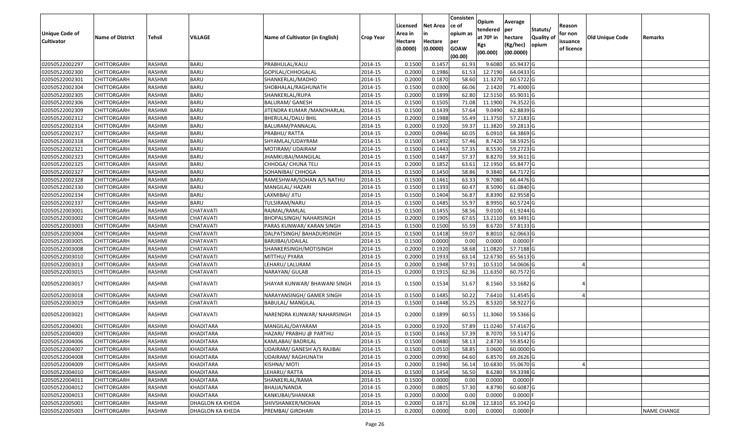| Unique Code of Cultivator | Name of District | Tehsil | VILLAGE | Name of Cultivator (in English) | Crop Year | Licensed Area in Hectare (0.0000) | Net Area in Hectare (0.0000) | Consisten ce of opium as per GOAW (00.00) | Opium tendered at 70º in Kgs (00.000) | Average per hectare (Kg/hec) (00.0000) | Statuts/ Quality of opium | Reason for non issuance of licence | Old Unique Code | Remarks |
|---|---|---|---|---|---|---|---|---|---|---|---|---|---|---|
| 02050522002297 | CHITTORGARH | RASHMI | BARU | PRABHULAL/KALU | 2014-15 | 0.1500 | 0.1457 | 61.93 | 9.6080 | 65.9437 | G | | | |
| 02050522002300 | CHITTORGARH | RASHMI | BARU | GOPILAL/CHHOGALAL | 2014-15 | 0.2000 | 0.1986 | 61.53 | 12.7190 | 64.0433 | G | | | |
| 02050522002301 | CHITTORGARH | RASHMI | BARU | SHANKERLAL/MADHO | 2014-15 | 0.2000 | 0.1870 | 58.60 | 11.3270 | 60.5722 | G | | | |
| 02050522002304 | CHITTORGARH | RASHMI | BARU | SHOBHALAL/RAGHUNATH | 2014-15 | 0.1500 | 0.0300 | 66.06 | 2.1420 | 71.4000 | G | | | |
| 02050522002305 | CHITTORGARH | RASHMI | BARU | SHANKERLAL/RUPA | 2014-15 | 0.2000 | 0.1899 | 62.80 | 12.5150 | 65.9031 | G | | | |
| 02050522002306 | CHITTORGARH | RASHMI | BARU | BALURAM/ GANESH | 2014-15 | 0.1500 | 0.1505 | 71.08 | 11.1900 | 74.3522 | G | | | |
| 02050522002309 | CHITTORGARH | RASHMI | BARU | JITENDRA KUMAR /MANOHARLAL | 2014-15 | 0.1500 | 0.1439 | 57.64 | 9.0490 | 62.8839 | G | | | |
| 02050522002312 | CHITTORGARH | RASHMI | BARU | BHERULAL/DALU BHIL | 2014-15 | 0.2000 | 0.1988 | 55.49 | 11.3750 | 57.2183 | G | | | |
| 02050522002314 | CHITTORGARH | RASHMI | BARU | BALURAM/PANNALAL | 2014-15 | 0.2000 | 0.1920 | 59.37 | 11.3820 | 59.2813 | G | | | |
| 02050522002317 | CHITTORGARH | RASHMI | BARU | PRABHU/ RATTA | 2014-15 | 0.2000 | 0.0946 | 60.05 | 6.0910 | 64.3869 | G | | | |
| 02050522002318 | CHITTORGARH | RASHMI | BARU | SHYAMLAL/UDAYRAM | 2014-15 | 0.1500 | 0.1492 | 57.46 | 8.7420 | 58.5925 | G | | | |
| 02050522002321 | CHITTORGARH | RASHMI | BARU | MOTIRAM/ UDAIRAM | 2014-15 | 0.1500 | 0.1443 | 57.35 | 8.5530 | 59.2723 | G | | | |
| 02050522002323 | CHITTORGARH | RASHMI | BARU | JHAMKUBAI/MANGILAL | 2014-15 | 0.1500 | 0.1487 | 57.37 | 8.8270 | 59.3611 | G | | | |
| 02050522002325 | CHITTORGARH | RASHMI | BARU | CHHOGA/ CHUNA TELI | 2014-15 | 0.2000 | 0.1852 | 63.61 | 12.1950 | 65.8477 | G | | | |
| 02050522002327 | CHITTORGARH | RASHMI | BARU | SOHANIBAI/ CHHOGA | 2014-15 | 0.1500 | 0.1450 | 58.86 | 9.3840 | 64.7172 | G | | | |
| 02050522002328 | CHITTORGARH | RASHMI | BARU | RAMESHWAR/SOHAN A/S NATHU | 2014-15 | 0.1500 | 0.1461 | 63.33 | 9.7080 | 66.4476 | G | | | |
| 02050522002330 | CHITTORGARH | RASHMI | BARU | MANGILAL/ HAZARI | 2014-15 | 0.1500 | 0.1393 | 60.47 | 8.5090 | 61.0840 | G | | | |
| 02050522002334 | CHITTORGARH | RASHMI | BARU | LAXMIBAI/ JITU | 2014-15 | 0.1500 | 0.1404 | 56.87 | 8.8390 | 62.9558 | G | | | |
| 02050522002337 | CHITTORGARH | RASHMI | BARU | TULSIRAM/NARU | 2014-15 | 0.1500 | 0.1485 | 55.97 | 8.9950 | 60.5724 | G | | | |
| 02050522003001 | CHITTORGARH | RASHMI | CHATAVATI | RAJMAL/RAMLAL | 2014-15 | 0.1500 | 0.1455 | 58.56 | 9.0100 | 61.9244 | G | | | |
| 02050522003002 | CHITTORGARH | RASHMI | CHATAVATI | BHOPALSINGH/ NAHARSINGH | 2014-15 | 0.2000 | 0.1905 | 67.65 | 13.2110 | 69.3491 | G | | | |
| 02050522003003 | CHITTORGARH | RASHMI | CHATAVATI | PARAS KUNWAR/ KARAN SINGH | 2014-15 | 0.1500 | 0.1500 | 55.59 | 8.6720 | 57.8133 | G | | | |
| 02050522003004 | CHITTORGARH | RASHMI | CHATAVATI | DALPATSINGH/ BAHADURSINGH | 2014-15 | 0.1500 | 0.1418 | 59.07 | 8.8010 | 62.0663 | G | | | |
| 02050522003005 | CHITTORGARH | RASHMI | CHATAVATI | BARJIBAI/UDAILAL | 2014-15 | 0.1500 | 0.0000 | 0.00 | 0.0000 | 0.0000 | F | | | |
| 02050522003008 | CHITTORGARH | RASHMI | CHATAVATI | SHANKERSINGH/MOTISINGH | 2014-15 | 0.2000 | 0.1920 | 58.68 | 11.0820 | 57.7188 | G | | | |
| 02050522003010 | CHITTORGARH | RASHMI | CHATAVATI | MITTHU/ PYARA | 2014-15 | 0.2000 | 0.1933 | 63.14 | 12.6730 | 65.5613 | G | | | |
| 02050522003013 | CHITTORGARH | RASHMI | CHATAVATI | LEHARU/ LALURAM | 2014-15 | 0.2000 | 0.1948 | 57.91 | 10.5310 | 54.0606 | G | 4 | | |
| 02050522003015 | CHITTORGARH | RASHMI | CHATAVATI | NARAYAN/ GULAB | 2014-15 | 0.2000 | 0.1915 | 62.36 | 11.6350 | 60.7572 | G | | | |
| 02050522003017 | CHITTORGARH | RASHMI | CHATAVATI | SHAYAR KUNWAR/ BHAWANI SINGH | 2014-15 | 0.1500 | 0.1534 | 51.67 | 8.1560 | 53.1682 | G | 4 | | |
| 02050522003018 | CHITTORGARH | RASHMI | CHATAVATI | NARAYANSINGH/ GAMER SINGH | 2014-15 | 0.1500 | 0.1485 | 50.22 | 7.6410 | 51.4545 | G | 4 | | |
| 02050522003019 | CHITTORGARH | RASHMI | CHATAVATI | BABULAL/ MANGILAL | 2014-15 | 0.1500 | 0.1448 | 55.25 | 8.5320 | 58.9227 | G | | | |
| 02050522003021 | CHITTORGARH | RASHMI | CHATAVATI | NARENDRA KUNWAR/ NAHARSINGH | 2014-15 | 0.2000 | 0.1899 | 60.55 | 11.3060 | 59.5366 | G | | | |
| 02050522004001 | CHITTORGARH | RASHMI | KHADITARA | MANGILAL/DAYARAM | 2014-15 | 0.2000 | 0.1920 | 57.89 | 11.0240 | 57.4167 | G | | | |
| 02050522004003 | CHITTORGARH | RASHMI | KHADITARA | HAZARI/ PRABHU @ PARTHU | 2014-15 | 0.1500 | 0.1463 | 57.39 | 8.7070 | 59.5147 | G | | | |
| 02050522004006 | CHITTORGARH | RASHMI | KHADITARA | KAMLABAI/ BADRILAL | 2014-15 | 0.1500 | 0.0480 | 58.13 | 2.8730 | 59.8542 | G | | | |
| 02050522004007 | CHITTORGARH | RASHMI | KHADITARA | UDAIRAM/ GANESH A/S RAJIBAI | 2014-15 | 0.1500 | 0.0510 | 58.85 | 3.0600 | 60.0000 | G | | | |
| 02050522004008 | CHITTORGARH | RASHMI | KHADITARA | UDAIRAM/ RAGHUNATH | 2014-15 | 0.2000 | 0.0990 | 64.60 | 6.8570 | 69.2626 | G | | | |
| 02050522004009 | CHITTORGARH | RASHMI | KHADITARA | KISHNA/ MOTI | 2014-15 | 0.2000 | 0.1940 | 56.14 | 10.6830 | 55.0670 | G | 4 | | |
| 02050522004010 | CHITTORGARH | RASHMI | KHADITARA | LEHARU/ RATTA | 2014-15 | 0.1500 | 0.1454 | 56.50 | 8.6280 | 59.3398 | G | | | |
| 02050522004011 | CHITTORGARH | RASHMI | KHADITARA | SHANKERLAL/RAMA | 2014-15 | 0.1500 | 0.0000 | 0.00 | 0.0000 | 0.0000 | F | | | |
| 02050522004012 | CHITTORGARH | RASHMI | KHADITARA | BHAJJA/NANDA | 2014-15 | 0.2000 | 0.0805 | 57.30 | 4.8790 | 60.6087 | G | | | |
| 02050522004013 | CHITTORGARH | RASHMI | KHADITARA | KANKUBAI/SHANKAR | 2014-15 | 0.2000 | 0.0000 | 0.00 | 0.0000 | 0.0000 | F | | | |
| 02050522005001 | CHITTORGARH | RASHMI | DHAGLON KA KHEDA | SHIVSHANKER/MOHAN | 2014-15 | 0.2000 | 0.1871 | 61.08 | 12.1810 | 65.1042 | G | | | |
| 02050522005003 | CHITTORGARH | RASHMI | DHAGLON KA KHEDA | PREMBAI/ GIRDHARI | 2014-15 | 0.2000 | 0.0000 | 0.00 | 0.0000 | 0.0000 | F | | | NAME CHANGE |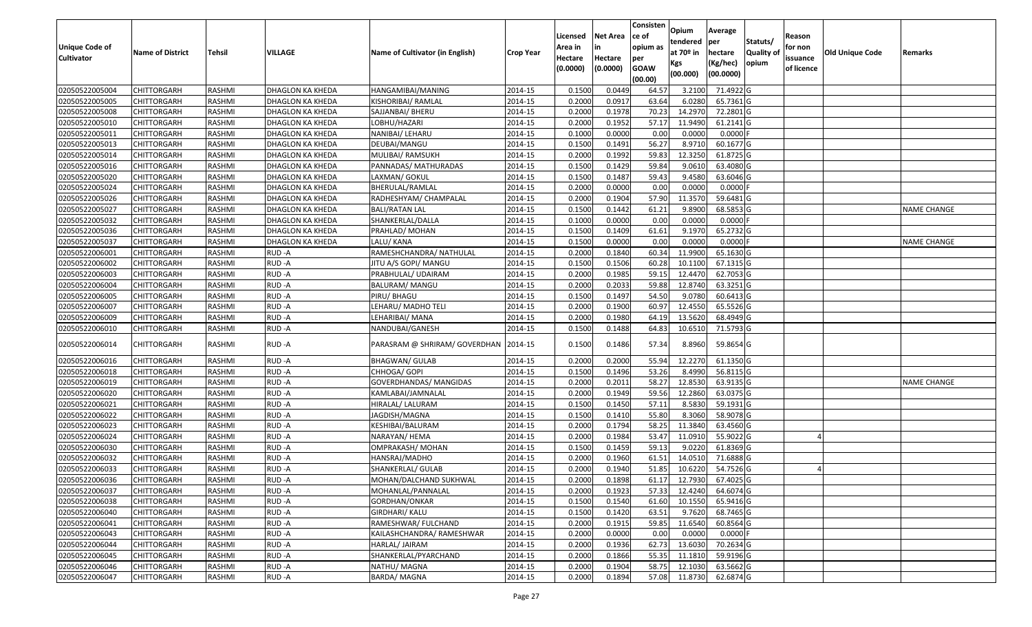| Unique Code of Cultivator | Name of District | Tehsil | VILLAGE | Name of Cultivator (in English) | Crop Year | Licensed Area in Hectare (0.0000) | Net Area in Hectare (0.0000) | Consistence of opium as per GOAW (00.00) | Opium tendered at 70º in Kgs (00.000) | Average per hectare (Kg/hec) (00.0000) | Statuts/ Quality of opium | Reason for non issuance of licence | Old Unique Code | Remarks |
|---|---|---|---|---|---|---|---|---|---|---|---|---|---|---|
| 02050522005004 | CHITTORGARH | RASHMI | DHAGLON KA KHEDA | HANGAMIBAI/MANING | 2014-15 | 0.1500 | 0.0449 | 64.57 | 3.2100 | 71.4922 | G | | | |
| 02050522005005 | CHITTORGARH | RASHMI | DHAGLON KA KHEDA | KISHORIBAI/ RAMLAL | 2014-15 | 0.2000 | 0.0917 | 63.64 | 6.0280 | 65.7361 | G | | | |
| 02050522005008 | CHITTORGARH | RASHMI | DHAGLON KA KHEDA | SAJJANBAI/ BHERU | 2014-15 | 0.2000 | 0.1978 | 70.23 | 14.2970 | 72.2801 | G | | | |
| 02050522005010 | CHITTORGARH | RASHMI | DHAGLON KA KHEDA | LOBHU/HAZARI | 2014-15 | 0.2000 | 0.1952 | 57.17 | 11.9490 | 61.2141 | G | | | |
| 02050522005011 | CHITTORGARH | RASHMI | DHAGLON KA KHEDA | NANIBAI/ LEHARU | 2014-15 | 0.1000 | 0.0000 | 0.00 | 0.0000 | 0.0000 | F | | | |
| 02050522005013 | CHITTORGARH | RASHMI | DHAGLON KA KHEDA | DEUBAI/MANGU | 2014-15 | 0.1500 | 0.1491 | 56.27 | 8.9710 | 60.1677 | G | | | |
| 02050522005014 | CHITTORGARH | RASHMI | DHAGLON KA KHEDA | MULIBAI/ RAMSUKH | 2014-15 | 0.2000 | 0.1992 | 59.83 | 12.3250 | 61.8725 | G | | | |
| 02050522005016 | CHITTORGARH | RASHMI | DHAGLON KA KHEDA | PANNADAS/ MATHURADAS | 2014-15 | 0.1500 | 0.1429 | 59.84 | 9.0610 | 63.4080 | G | | | |
| 02050522005020 | CHITTORGARH | RASHMI | DHAGLON KA KHEDA | LAXMAN/ GOKUL | 2014-15 | 0.1500 | 0.1487 | 59.43 | 9.4580 | 63.6046 | G | | | |
| 02050522005024 | CHITTORGARH | RASHMI | DHAGLON KA KHEDA | BHERULAL/RAMLAL | 2014-15 | 0.2000 | 0.0000 | 0.00 | 0.0000 | 0.0000 | F | | | |
| 02050522005026 | CHITTORGARH | RASHMI | DHAGLON KA KHEDA | RADHESHYAM/ CHAMPALAL | 2014-15 | 0.2000 | 0.1904 | 57.90 | 11.3570 | 59.6481 | G | | | |
| 02050522005027 | CHITTORGARH | RASHMI | DHAGLON KA KHEDA | BALI/RATAN LAL | 2014-15 | 0.1500 | 0.1442 | 61.21 | 9.8900 | 68.5853 | G | | | NAME CHANGE |
| 02050522005032 | CHITTORGARH | RASHMI | DHAGLON KA KHEDA | SHANKERLAL/DALLA | 2014-15 | 0.1000 | 0.0000 | 0.00 | 0.0000 | 0.0000 | F | | | |
| 02050522005036 | CHITTORGARH | RASHMI | DHAGLON KA KHEDA | PRAHLAD/ MOHAN | 2014-15 | 0.1500 | 0.1409 | 61.61 | 9.1970 | 65.2732 | G | | | |
| 02050522005037 | CHITTORGARH | RASHMI | DHAGLON KA KHEDA | LALU/ KANA | 2014-15 | 0.1500 | 0.0000 | 0.00 | 0.0000 | 0.0000 | F | | | NAME CHANGE |
| 02050522006001 | CHITTORGARH | RASHMI | RUD -A | RAMESHCHANDRA/ NATHULAL | 2014-15 | 0.2000 | 0.1840 | 60.34 | 11.9900 | 65.1630 | G | | | |
| 02050522006002 | CHITTORGARH | RASHMI | RUD -A | JITU A/S GOPI/ MANGU | 2014-15 | 0.1500 | 0.1506 | 60.28 | 10.1100 | 67.1315 | G | | | |
| 02050522006003 | CHITTORGARH | RASHMI | RUD -A | PRABHULAL/ UDAIRAM | 2014-15 | 0.2000 | 0.1985 | 59.15 | 12.4470 | 62.7053 | G | | | |
| 02050522006004 | CHITTORGARH | RASHMI | RUD -A | BALURAM/ MANGU | 2014-15 | 0.2000 | 0.2033 | 59.88 | 12.8740 | 63.3251 | G | | | |
| 02050522006005 | CHITTORGARH | RASHMI | RUD -A | PIRU/ BHAGU | 2014-15 | 0.1500 | 0.1497 | 54.50 | 9.0780 | 60.6413 | G | | | |
| 02050522006007 | CHITTORGARH | RASHMI | RUD -A | LEHARU/ MADHO TELI | 2014-15 | 0.2000 | 0.1900 | 60.97 | 12.4550 | 65.5526 | G | | | |
| 02050522006009 | CHITTORGARH | RASHMI | RUD -A | LEHARIBAI/ MANA | 2014-15 | 0.2000 | 0.1980 | 64.19 | 13.5620 | 68.4949 | G | | | |
| 02050522006010 | CHITTORGARH | RASHMI | RUD -A | NANDUBAI/GANESH | 2014-15 | 0.1500 | 0.1488 | 64.83 | 10.6510 | 71.5793 | G | | | |
| 02050522006014 | CHITTORGARH | RASHMI | RUD -A | PARASRAM @ SHRIRAM/ GOVERDHAN | 2014-15 | 0.1500 | 0.1486 | 57.34 | 8.8960 | 59.8654 | G | | | |
| 02050522006016 | CHITTORGARH | RASHMI | RUD -A | BHAGWAN/ GULAB | 2014-15 | 0.2000 | 0.2000 | 55.94 | 12.2270 | 61.1350 | G | | | |
| 02050522006018 | CHITTORGARH | RASHMI | RUD -A | CHHOGA/ GOPI | 2014-15 | 0.1500 | 0.1496 | 53.26 | 8.4990 | 56.8115 | G | | | |
| 02050522006019 | CHITTORGARH | RASHMI | RUD -A | GOVERDHANDAS/ MANGIDAS | 2014-15 | 0.2000 | 0.2011 | 58.27 | 12.8530 | 63.9135 | G | | | NAME CHANGE |
| 02050522006020 | CHITTORGARH | RASHMI | RUD -A | KAMLABAI/JAMNALAL | 2014-15 | 0.2000 | 0.1949 | 59.56 | 12.2860 | 63.0375 | G | | | |
| 02050522006021 | CHITTORGARH | RASHMI | RUD -A | HIRALAL/ LALURAM | 2014-15 | 0.1500 | 0.1450 | 57.11 | 8.5830 | 59.1931 | G | | | |
| 02050522006022 | CHITTORGARH | RASHMI | RUD -A | JAGDISH/MAGNA | 2014-15 | 0.1500 | 0.1410 | 55.80 | 8.3060 | 58.9078 | G | | | |
| 02050522006023 | CHITTORGARH | RASHMI | RUD -A | KESHIBAI/BALURAM | 2014-15 | 0.2000 | 0.1794 | 58.25 | 11.3840 | 63.4560 | G | | | |
| 02050522006024 | CHITTORGARH | RASHMI | RUD -A | NARAYAN/ HEMA | 2014-15 | 0.2000 | 0.1984 | 53.47 | 11.0910 | 55.9022 | G | 4 | | |
| 02050522006030 | CHITTORGARH | RASHMI | RUD -A | OMPRAKASH/ MOHAN | 2014-15 | 0.1500 | 0.1459 | 59.13 | 9.0220 | 61.8369 | G | | | |
| 02050522006032 | CHITTORGARH | RASHMI | RUD -A | HANSRAJ/MADHO | 2014-15 | 0.2000 | 0.1960 | 61.51 | 14.0510 | 71.6888 | G | | | |
| 02050522006033 | CHITTORGARH | RASHMI | RUD -A | SHANKERLAL/ GULAB | 2014-15 | 0.2000 | 0.1940 | 51.85 | 10.6220 | 54.7526 | G | 4 | | |
| 02050522006036 | CHITTORGARH | RASHMI | RUD -A | MOHAN/DALCHAND SUKHWAL | 2014-15 | 0.2000 | 0.1898 | 61.17 | 12.7930 | 67.4025 | G | | | |
| 02050522006037 | CHITTORGARH | RASHMI | RUD -A | MOHANLAL/PANNALAL | 2014-15 | 0.2000 | 0.1923 | 57.33 | 12.4240 | 64.6074 | G | | | |
| 02050522006038 | CHITTORGARH | RASHMI | RUD -A | GORDHAN/ONKAR | 2014-15 | 0.1500 | 0.1540 | 61.60 | 10.1550 | 65.9416 | G | | | |
| 02050522006040 | CHITTORGARH | RASHMI | RUD -A | GIRDHARI/ KALU | 2014-15 | 0.1500 | 0.1420 | 63.51 | 9.7620 | 68.7465 | G | | | |
| 02050522006041 | CHITTORGARH | RASHMI | RUD -A | RAMESHWAR/ FULCHAND | 2014-15 | 0.2000 | 0.1915 | 59.85 | 11.6540 | 60.8564 | G | | | |
| 02050522006043 | CHITTORGARH | RASHMI | RUD -A | KAILASHCHANDRA/ RAMESHWAR | 2014-15 | 0.2000 | 0.0000 | 0.00 | 0.0000 | 0.0000 | F | | | |
| 02050522006044 | CHITTORGARH | RASHMI | RUD -A | HARLAL/ JAIRAM | 2014-15 | 0.2000 | 0.1936 | 62.73 | 13.6030 | 70.2634 | G | | | |
| 02050522006045 | CHITTORGARH | RASHMI | RUD -A | SHANKERLAL/PYARCHAND | 2014-15 | 0.2000 | 0.1866 | 55.35 | 11.1810 | 59.9196 | G | | | |
| 02050522006046 | CHITTORGARH | RASHMI | RUD -A | NATHU/ MAGNA | 2014-15 | 0.2000 | 0.1904 | 58.75 | 12.1030 | 63.5662 | G | | | |
| 02050522006047 | CHITTORGARH | RASHMI | RUD -A | BARDA/ MAGNA | 2014-15 | 0.2000 | 0.1894 | 57.08 | 11.8730 | 62.6874 | G | | | |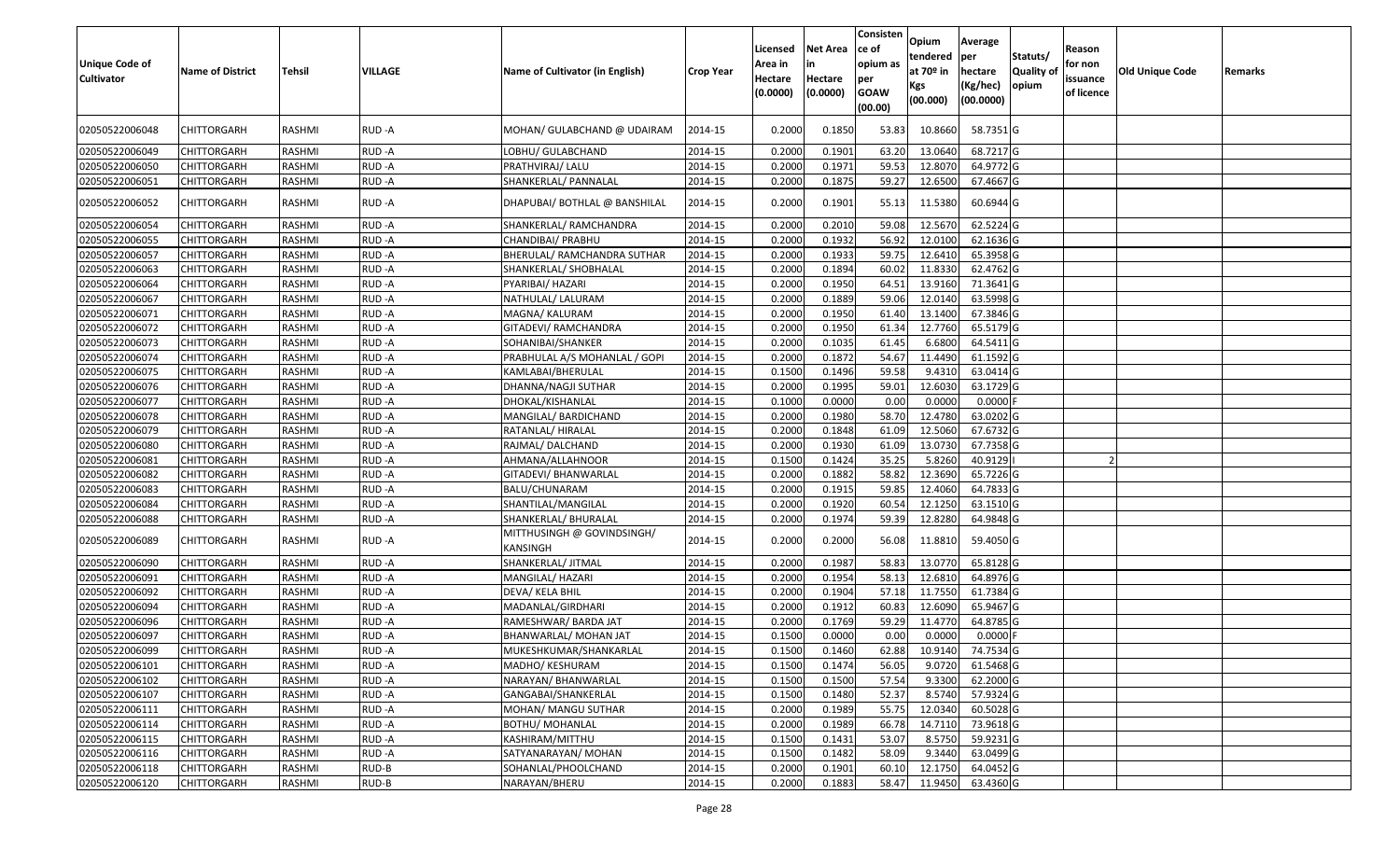| Unique Code of Cultivator | Name of District | Tehsil | VILLAGE | Name of Cultivator (in English) | Crop Year | Licensed Area in Hectare (0.0000) | Net Area in Hectare (0.0000) | Consisten ce of opium as per GOAW (00.00) | Opium tendered at 70º in Kgs (00.000) | Average per hectare (Kg/hec) (00.0000) | Statuts/ Quality of opium | Reason for non issuance of licence | Old Unique Code | Remarks |
|---|---|---|---|---|---|---|---|---|---|---|---|---|---|---|
| 02050522006048 | CHITTORGARH | RASHMI | RUD -A | MOHAN/ GULABCHAND @ UDAIRAM | 2014-15 | 0.2000 | 0.1850 | 53.83 | 10.8660 | 58.7351 | G | | | |
| 02050522006049 | CHITTORGARH | RASHMI | RUD -A | LOBHU/ GULABCHAND | 2014-15 | 0.2000 | 0.1901 | 63.20 | 13.0640 | 68.7217 | G | | | |
| 02050522006050 | CHITTORGARH | RASHMI | RUD -A | PRATHVIRAJ/ LALU | 2014-15 | 0.2000 | 0.1971 | 59.53 | 12.8070 | 64.9772 | G | | | |
| 02050522006051 | CHITTORGARH | RASHMI | RUD -A | SHANKERLAL/ PANNALAL | 2014-15 | 0.2000 | 0.1875 | 59.27 | 12.6500 | 67.4667 | G | | | |
| 02050522006052 | CHITTORGARH | RASHMI | RUD -A | DHAPUBAI/ BOTHLAL @ BANSHILAL | 2014-15 | 0.2000 | 0.1901 | 55.13 | 11.5380 | 60.6944 | G | | | |
| 02050522006054 | CHITTORGARH | RASHMI | RUD -A | SHANKERLAL/ RAMCHANDRA | 2014-15 | 0.2000 | 0.2010 | 59.08 | 12.5670 | 62.5224 | G | | | |
| 02050522006055 | CHITTORGARH | RASHMI | RUD -A | CHANDIBAI/ PRABHU | 2014-15 | 0.2000 | 0.1932 | 56.92 | 12.0100 | 62.1636 | G | | | |
| 02050522006057 | CHITTORGARH | RASHMI | RUD -A | BHERULAL/ RAMCHANDRA SUTHAR | 2014-15 | 0.2000 | 0.1933 | 59.75 | 12.6410 | 65.3958 | G | | | |
| 02050522006063 | CHITTORGARH | RASHMI | RUD -A | SHANKERLAL/ SHOBHALAL | 2014-15 | 0.2000 | 0.1894 | 60.02 | 11.8330 | 62.4762 | G | | | |
| 02050522006064 | CHITTORGARH | RASHMI | RUD -A | PYARIBAI/ HAZARI | 2014-15 | 0.2000 | 0.1950 | 64.51 | 13.9160 | 71.3641 | G | | | |
| 02050522006067 | CHITTORGARH | RASHMI | RUD -A | NATHULAL/ LALURAM | 2014-15 | 0.2000 | 0.1889 | 59.06 | 12.0140 | 63.5998 | G | | | |
| 02050522006071 | CHITTORGARH | RASHMI | RUD -A | MAGNA/ KALURAM | 2014-15 | 0.2000 | 0.1950 | 61.40 | 13.1400 | 67.3846 | G | | | |
| 02050522006072 | CHITTORGARH | RASHMI | RUD -A | GITADEVI/ RAMCHANDRA | 2014-15 | 0.2000 | 0.1950 | 61.34 | 12.7760 | 65.5179 | G | | | |
| 02050522006073 | CHITTORGARH | RASHMI | RUD -A | SOHANIBAI/SHANKER | 2014-15 | 0.2000 | 0.1035 | 61.45 | 6.6800 | 64.5411 | G | | | |
| 02050522006074 | CHITTORGARH | RASHMI | RUD -A | PRABHULAL A/S MOHANLAL / GOPI | 2014-15 | 0.2000 | 0.1872 | 54.67 | 11.4490 | 61.1592 | G | | | |
| 02050522006075 | CHITTORGARH | RASHMI | RUD -A | KAMLABAI/BHERULAL | 2014-15 | 0.1500 | 0.1496 | 59.58 | 9.4310 | 63.0414 | G | | | |
| 02050522006076 | CHITTORGARH | RASHMI | RUD -A | DHANNA/NAGJI SUTHAR | 2014-15 | 0.2000 | 0.1995 | 59.01 | 12.6030 | 63.1729 | G | | | |
| 02050522006077 | CHITTORGARH | RASHMI | RUD -A | DHOKAL/KISHANLAL | 2014-15 | 0.1000 | 0.0000 | 0.00 | 0.0000 | 0.0000 | F | | | |
| 02050522006078 | CHITTORGARH | RASHMI | RUD -A | MANGILAL/ BARDICHAND | 2014-15 | 0.2000 | 0.1980 | 58.70 | 12.4780 | 63.0202 | G | | | |
| 02050522006079 | CHITTORGARH | RASHMI | RUD -A | RATANLAL/ HIRALAL | 2014-15 | 0.2000 | 0.1848 | 61.09 | 12.5060 | 67.6732 | G | | | |
| 02050522006080 | CHITTORGARH | RASHMI | RUD -A | RAJMAL/ DALCHAND | 2014-15 | 0.2000 | 0.1930 | 61.09 | 13.0730 | 67.7358 | G | | | |
| 02050522006081 | CHITTORGARH | RASHMI | RUD -A | AHMANA/ALLAHNOOR | 2014-15 | 0.1500 | 0.1424 | 35.25 | 5.8260 | 40.9129 | I | 2 | | |
| 02050522006082 | CHITTORGARH | RASHMI | RUD -A | GITADEVI/ BHANWARLAL | 2014-15 | 0.2000 | 0.1882 | 58.82 | 12.3690 | 65.7226 | G | | | |
| 02050522006083 | CHITTORGARH | RASHMI | RUD -A | BALU/CHUNARAM | 2014-15 | 0.2000 | 0.1915 | 59.85 | 12.4060 | 64.7833 | G | | | |
| 02050522006084 | CHITTORGARH | RASHMI | RUD -A | SHANTILAL/MANGILAL | 2014-15 | 0.2000 | 0.1920 | 60.54 | 12.1250 | 63.1510 | G | | | |
| 02050522006088 | CHITTORGARH | RASHMI | RUD -A | SHANKERLAL/ BHURALAL | 2014-15 | 0.2000 | 0.1974 | 59.39 | 12.8280 | 64.9848 | G | | | |
| 02050522006089 | CHITTORGARH | RASHMI | RUD -A | MITTHUSINGH @ GOVINDSINGH/ KANSINGH | 2014-15 | 0.2000 | 0.2000 | 56.08 | 11.8810 | 59.4050 | G | | | |
| 02050522006090 | CHITTORGARH | RASHMI | RUD -A | SHANKERLAL/ JITMAL | 2014-15 | 0.2000 | 0.1987 | 58.83 | 13.0770 | 65.8128 | G | | | |
| 02050522006091 | CHITTORGARH | RASHMI | RUD -A | MANGILAL/ HAZARI | 2014-15 | 0.2000 | 0.1954 | 58.13 | 12.6810 | 64.8976 | G | | | |
| 02050522006092 | CHITTORGARH | RASHMI | RUD -A | DEVA/ KELA BHIL | 2014-15 | 0.2000 | 0.1904 | 57.18 | 11.7550 | 61.7384 | G | | | |
| 02050522006094 | CHITTORGARH | RASHMI | RUD -A | MADANLAL/GIRDHARI | 2014-15 | 0.2000 | 0.1912 | 60.83 | 12.6090 | 65.9467 | G | | | |
| 02050522006096 | CHITTORGARH | RASHMI | RUD -A | RAMESHWAR/ BARDA JAT | 2014-15 | 0.2000 | 0.1769 | 59.29 | 11.4770 | 64.8785 | G | | | |
| 02050522006097 | CHITTORGARH | RASHMI | RUD -A | BHANWARLAL/ MOHAN JAT | 2014-15 | 0.1500 | 0.0000 | 0.00 | 0.0000 | 0.0000 | F | | | |
| 02050522006099 | CHITTORGARH | RASHMI | RUD -A | MUKESHKUMAR/SHANKARLAL | 2014-15 | 0.1500 | 0.1460 | 62.88 | 10.9140 | 74.7534 | G | | | |
| 02050522006101 | CHITTORGARH | RASHMI | RUD -A | MADHO/ KESHURAM | 2014-15 | 0.1500 | 0.1474 | 56.05 | 9.0720 | 61.5468 | G | | | |
| 02050522006102 | CHITTORGARH | RASHMI | RUD -A | NARAYAN/ BHANWARLAL | 2014-15 | 0.1500 | 0.1500 | 57.54 | 9.3300 | 62.2000 | G | | | |
| 02050522006107 | CHITTORGARH | RASHMI | RUD -A | GANGABAI/SHANKERLAL | 2014-15 | 0.1500 | 0.1480 | 52.37 | 8.5740 | 57.9324 | G | | | |
| 02050522006111 | CHITTORGARH | RASHMI | RUD -A | MOHAN/ MANGU SUTHAR | 2014-15 | 0.2000 | 0.1989 | 55.75 | 12.0340 | 60.5028 | G | | | |
| 02050522006114 | CHITTORGARH | RASHMI | RUD -A | BOTHU/ MOHANLAL | 2014-15 | 0.2000 | 0.1989 | 66.78 | 14.7110 | 73.9618 | G | | | |
| 02050522006115 | CHITTORGARH | RASHMI | RUD -A | KASHIRAM/MITTHU | 2014-15 | 0.1500 | 0.1431 | 53.07 | 8.5750 | 59.9231 | G | | | |
| 02050522006116 | CHITTORGARH | RASHMI | RUD -A | SATYANARAYAN/ MOHAN | 2014-15 | 0.1500 | 0.1482 | 58.09 | 9.3440 | 63.0499 | G | | | |
| 02050522006118 | CHITTORGARH | RASHMI | RUD-B | SOHANLAL/PHOOLCHAND | 2014-15 | 0.2000 | 0.1901 | 60.10 | 12.1750 | 64.0452 | G | | | |
| 02050522006120 | CHITTORGARH | RASHMI | RUD-B | NARAYAN/BHERU | 2014-15 | 0.2000 | 0.1883 | 58.47 | 11.9450 | 63.4360 | G | | | |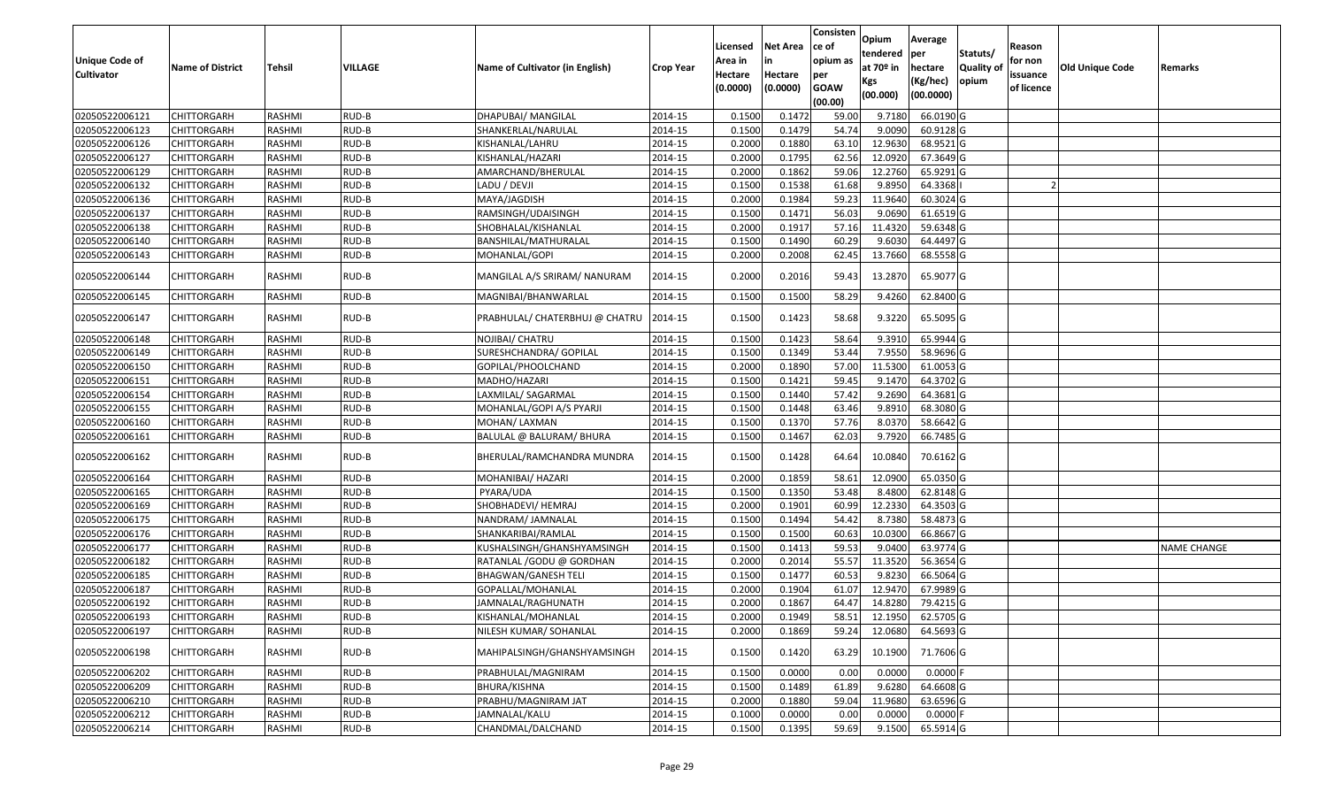| Unique Code of Cultivator | Name of District | Tehsil | VILLAGE | Name of Cultivator (in English) | Crop Year | Licensed Area in Hectare (0.0000) | Net Area in Hectare (0.0000) | Consisten ce of opium as per GOAW (00.00) | Opium tendered at 70º in Kgs (00.000) | Average per hectare (Kg/hec) (00.0000) | Statuts/ Quality of opium | Reason for non issuance of licence | Old Unique Code | Remarks |
|---|---|---|---|---|---|---|---|---|---|---|---|---|---|---|
| 02050522006121 | CHITTORGARH | RASHMI | RUD-B | DHAPUBAI/ MANGILAL | 2014-15 | 0.1500 | 0.1472 | 59.00 | 9.7180 | 66.0190 | G | | | |
| 02050522006123 | CHITTORGARH | RASHMI | RUD-B | SHANKERLAL/NARULAL | 2014-15 | 0.1500 | 0.1479 | 54.74 | 9.0090 | 60.9128 | G | | | |
| 02050522006126 | CHITTORGARH | RASHMI | RUD-B | KISHANLAL/LAHRU | 2014-15 | 0.2000 | 0.1880 | 63.10 | 12.9630 | 68.9521 | G | | | |
| 02050522006127 | CHITTORGARH | RASHMI | RUD-B | KISHANLAL/HAZARI | 2014-15 | 0.2000 | 0.1795 | 62.56 | 12.0920 | 67.3649 | G | | | |
| 02050522006129 | CHITTORGARH | RASHMI | RUD-B | AMARCHAND/BHERULAL | 2014-15 | 0.2000 | 0.1862 | 59.06 | 12.2760 | 65.9291 | G | | | |
| 02050522006132 | CHITTORGARH | RASHMI | RUD-B | LADU / DEVJI | 2014-15 | 0.1500 | 0.1538 | 61.68 | 9.8950 | 64.3368 | I | 2 | | |
| 02050522006136 | CHITTORGARH | RASHMI | RUD-B | MAYA/JAGDISH | 2014-15 | 0.2000 | 0.1984 | 59.23 | 11.9640 | 60.3024 | G | | | |
| 02050522006137 | CHITTORGARH | RASHMI | RUD-B | RAMSINGH/UDAISINGH | 2014-15 | 0.1500 | 0.1471 | 56.03 | 9.0690 | 61.6519 | G | | | |
| 02050522006138 | CHITTORGARH | RASHMI | RUD-B | SHOBHALAL/KISHANLAL | 2014-15 | 0.2000 | 0.1917 | 57.16 | 11.4320 | 59.6348 | G | | | |
| 02050522006140 | CHITTORGARH | RASHMI | RUD-B | BANSHILAL/MATHURALAL | 2014-15 | 0.1500 | 0.1490 | 60.29 | 9.6030 | 64.4497 | G | | | |
| 02050522006143 | CHITTORGARH | RASHMI | RUD-B | MOHANLAL/GOPI | 2014-15 | 0.2000 | 0.2008 | 62.45 | 13.7660 | 68.5558 | G | | | |
| 02050522006144 | CHITTORGARH | RASHMI | RUD-B | MANGILAL A/S SRIRAM/ NANURAM | 2014-15 | 0.2000 | 0.2016 | 59.43 | 13.2870 | 65.9077 | G | | | |
| 02050522006145 | CHITTORGARH | RASHMI | RUD-B | MAGNIBAI/BHANWARLAL | 2014-15 | 0.1500 | 0.1500 | 58.29 | 9.4260 | 62.8400 | G | | | |
| 02050522006147 | CHITTORGARH | RASHMI | RUD-B | PRABHULAL/ CHATERBHUJ @ CHATRU | 2014-15 | 0.1500 | 0.1423 | 58.68 | 9.3220 | 65.5095 | G | | | |
| 02050522006148 | CHITTORGARH | RASHMI | RUD-B | NOJIBAI/ CHATRU | 2014-15 | 0.1500 | 0.1423 | 58.64 | 9.3910 | 65.9944 | G | | | |
| 02050522006149 | CHITTORGARH | RASHMI | RUD-B | SURESHCHANDRA/ GOPILAL | 2014-15 | 0.1500 | 0.1349 | 53.44 | 7.9550 | 58.9696 | G | | | |
| 02050522006150 | CHITTORGARH | RASHMI | RUD-B | GOPILAL/PHOOLCHAND | 2014-15 | 0.2000 | 0.1890 | 57.00 | 11.5300 | 61.0053 | G | | | |
| 02050522006151 | CHITTORGARH | RASHMI | RUD-B | MADHO/HAZARI | 2014-15 | 0.1500 | 0.1421 | 59.45 | 9.1470 | 64.3702 | G | | | |
| 02050522006154 | CHITTORGARH | RASHMI | RUD-B | LAXMILAL/ SAGARMAL | 2014-15 | 0.1500 | 0.1440 | 57.42 | 9.2690 | 64.3681 | G | | | |
| 02050522006155 | CHITTORGARH | RASHMI | RUD-B | MOHANLAL/GOPI A/S PYARJI | 2014-15 | 0.1500 | 0.1448 | 63.46 | 9.8910 | 68.3080 | G | | | |
| 02050522006160 | CHITTORGARH | RASHMI | RUD-B | MOHAN/ LAXMAN | 2014-15 | 0.1500 | 0.1370 | 57.76 | 8.0370 | 58.6642 | G | | | |
| 02050522006161 | CHITTORGARH | RASHMI | RUD-B | BALULAL @ BALURAM/ BHURA | 2014-15 | 0.1500 | 0.1467 | 62.03 | 9.7920 | 66.7485 | G | | | |
| 02050522006162 | CHITTORGARH | RASHMI | RUD-B | BHERULAL/RAMCHANDRA MUNDRA | 2014-15 | 0.1500 | 0.1428 | 64.64 | 10.0840 | 70.6162 | G | | | |
| 02050522006164 | CHITTORGARH | RASHMI | RUD-B | MOHANIBAI/ HAZARI | 2014-15 | 0.2000 | 0.1859 | 58.61 | 12.0900 | 65.0350 | G | | | |
| 02050522006165 | CHITTORGARH | RASHMI | RUD-B | PYARA/UDA | 2014-15 | 0.1500 | 0.1350 | 53.48 | 8.4800 | 62.8148 | G | | | |
| 02050522006169 | CHITTORGARH | RASHMI | RUD-B | SHOBHADEVI/ HEMRAJ | 2014-15 | 0.2000 | 0.1901 | 60.99 | 12.2330 | 64.3503 | G | | | |
| 02050522006175 | CHITTORGARH | RASHMI | RUD-B | NANDRAM/ JAMNALAL | 2014-15 | 0.1500 | 0.1494 | 54.42 | 8.7380 | 58.4873 | G | | | |
| 02050522006176 | CHITTORGARH | RASHMI | RUD-B | SHANKARIBAI/RAMLAL | 2014-15 | 0.1500 | 0.1500 | 60.63 | 10.0300 | 66.8667 | G | | | |
| 02050522006177 | CHITTORGARH | RASHMI | RUD-B | KUSHALSINGH/GHANSHYAMSINGH | 2014-15 | 0.1500 | 0.1413 | 59.53 | 9.0400 | 63.9774 | G | | | NAME CHANGE |
| 02050522006182 | CHITTORGARH | RASHMI | RUD-B | RATANLAL /GODU @ GORDHAN | 2014-15 | 0.2000 | 0.2014 | 55.57 | 11.3520 | 56.3654 | G | | | |
| 02050522006185 | CHITTORGARH | RASHMI | RUD-B | BHAGWAN/GANESH TELI | 2014-15 | 0.1500 | 0.1477 | 60.53 | 9.8230 | 66.5064 | G | | | |
| 02050522006187 | CHITTORGARH | RASHMI | RUD-B | GOPALLAL/MOHANLAL | 2014-15 | 0.2000 | 0.1904 | 61.07 | 12.9470 | 67.9989 | G | | | |
| 02050522006192 | CHITTORGARH | RASHMI | RUD-B | JAMNALAL/RAGHUNATH | 2014-15 | 0.2000 | 0.1867 | 64.47 | 14.8280 | 79.4215 | G | | | |
| 02050522006193 | CHITTORGARH | RASHMI | RUD-B | KISHANLAL/MOHANLAL | 2014-15 | 0.2000 | 0.1949 | 58.51 | 12.1950 | 62.5705 | G | | | |
| 02050522006197 | CHITTORGARH | RASHMI | RUD-B | NILESH KUMAR/ SOHANLAL | 2014-15 | 0.2000 | 0.1869 | 59.24 | 12.0680 | 64.5693 | G | | | |
| 02050522006198 | CHITTORGARH | RASHMI | RUD-B | MAHIPALSINGH/GHANSHYAMSINGH | 2014-15 | 0.1500 | 0.1420 | 63.29 | 10.1900 | 71.7606 | G | | | |
| 02050522006202 | CHITTORGARH | RASHMI | RUD-B | PRABHULAL/MAGNIRAM | 2014-15 | 0.1500 | 0.0000 | 0.00 | 0.0000 | 0.0000 | F | | | |
| 02050522006209 | CHITTORGARH | RASHMI | RUD-B | BHURA/KISHNA | 2014-15 | 0.1500 | 0.1489 | 61.89 | 9.6280 | 64.6608 | G | | | |
| 02050522006210 | CHITTORGARH | RASHMI | RUD-B | PRABHU/MAGNIRAM JAT | 2014-15 | 0.2000 | 0.1880 | 59.04 | 11.9680 | 63.6596 | G | | | |
| 02050522006212 | CHITTORGARH | RASHMI | RUD-B | JAMNALAL/KALU | 2014-15 | 0.1000 | 0.0000 | 0.00 | 0.0000 | 0.0000 | F | | | |
| 02050522006214 | CHITTORGARH | RASHMI | RUD-B | CHANDMAL/DALCHAND | 2014-15 | 0.1500 | 0.1395 | 59.69 | 9.1500 | 65.5914 | G | | | |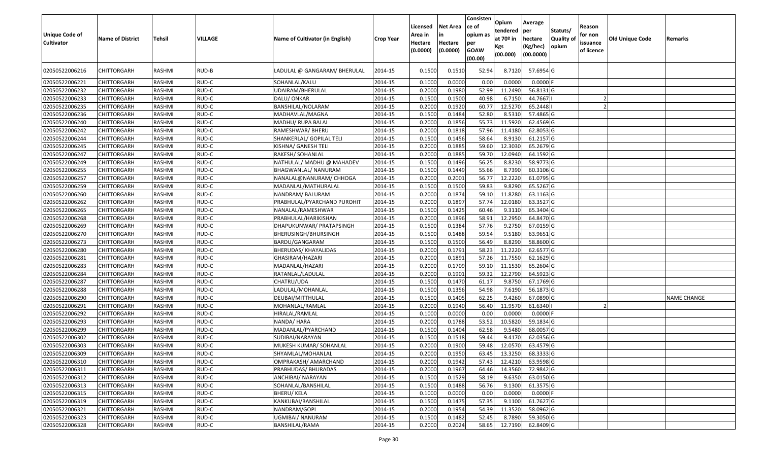| Unique Code of Cultivator | Name of District | Tehsil | VILLAGE | Name of Cultivator (in English) | Crop Year | Licensed Area in Hectare (0.0000) | Net Area in Hectare (0.0000) | Consisten ce of opium as per GOAW (00.00) | Opium tendered at 70º in Kgs (00.000) | Average per hectare (Kg/hec) (00.0000) | Statuts/ Quality of opium | Reason for non issuance of licence | Old Unique Code | Remarks |
|---|---|---|---|---|---|---|---|---|---|---|---|---|---|---|
| 02050522006216 | CHITTORGARH | RASHMI | RUD-B | LADULAL @ GANGARAM/ BHERULAL | 2014-15 | 0.1500 | 0.1510 | 52.94 | 8.7120 | 57.6954 | G | | | |
| 02050522006221 | CHITTORGARH | RASHMI | RUD-C | SOHANLAL/KALU | 2014-15 | 0.1000 | 0.0000 | 0.00 | 0.0000 | 0.0000 | F | | | |
| 02050522006232 | CHITTORGARH | RASHMI | RUD-C | UDAIRAM/BHERULAL | 2014-15 | 0.2000 | 0.1980 | 52.99 | 11.2490 | 56.8131 | G | | | |
| 02050522006233 | CHITTORGARH | RASHMI | RUD-C | DALU/ ONKAR | 2014-15 | 0.1500 | 0.1500 | 40.98 | 6.7150 | 44.7667 | I | 2 | | |
| 02050522006235 | CHITTORGARH | RASHMI | RUD-C | BANSHILAL/NOLARAM | 2014-15 | 0.2000 | 0.1920 | 60.77 | 12.5270 | 65.2448 | I | 2 | | |
| 02050522006236 | CHITTORGARH | RASHMI | RUD-C | MADHAVLAL/MAGNA | 2014-15 | 0.1500 | 0.1484 | 52.80 | 8.5310 | 57.4865 | G | | | |
| 02050522006240 | CHITTORGARH | RASHMI | RUD-C | MADHU/ RUPA BALAI | 2014-15 | 0.2000 | 0.1856 | 55.73 | 11.5920 | 62.4569 | G | | | |
| 02050522006242 | CHITTORGARH | RASHMI | RUD-C | RAMESHWAR/ BHERU | 2014-15 | 0.2000 | 0.1818 | 57.96 | 11.4180 | 62.8053 | G | | | |
| 02050522006244 | CHITTORGARH | RASHMI | RUD-C | SHANKERLAL/ GOPILAL TELI | 2014-15 | 0.1500 | 0.1456 | 58.64 | 8.9130 | 61.2157 | G | | | |
| 02050522006245 | CHITTORGARH | RASHMI | RUD-C | KISHNA/ GANESH TELI | 2014-15 | 0.2000 | 0.1885 | 59.60 | 12.3030 | 65.2679 | G | | | |
| 02050522006247 | CHITTORGARH | RASHMI | RUD-C | RAKESH/ SOHANLAL | 2014-15 | 0.2000 | 0.1885 | 59.70 | 12.0940 | 64.1592 | G | | | |
| 02050522006249 | CHITTORGARH | RASHMI | RUD-C | NATHULAL/ MADHU @ MAHADEV | 2014-15 | 0.1500 | 0.1496 | 56.25 | 8.8230 | 58.9773 | G | | | |
| 02050522006255 | CHITTORGARH | RASHMI | RUD-C | BHAGWANLAL/ NANURAM | 2014-15 | 0.1500 | 0.1449 | 55.66 | 8.7390 | 60.3106 | G | | | |
| 02050522006257 | CHITTORGARH | RASHMI | RUD-C | NANALAL@NANURAM/ CHHOGA | 2014-15 | 0.2000 | 0.2001 | 56.77 | 12.2220 | 61.0795 | G | | | |
| 02050522006259 | CHITTORGARH | RASHMI | RUD-C | MADANLAL/MATHURALAL | 2014-15 | 0.1500 | 0.1500 | 59.83 | 9.8290 | 65.5267 | G | | | |
| 02050522006260 | CHITTORGARH | RASHMI | RUD-C | NANDRAM/ BALURAM | 2014-15 | 0.2000 | 0.1874 | 59.10 | 11.8280 | 63.1163 | G | | | |
| 02050522006262 | CHITTORGARH | RASHMI | RUD-C | PRABHULAL/PYARCHAND PUROHIT | 2014-15 | 0.2000 | 0.1897 | 57.74 | 12.0180 | 63.3527 | G | | | |
| 02050522006265 | CHITTORGARH | RASHMI | RUD-C | NANALAL/RAMESHWAR | 2014-15 | 0.1500 | 0.1425 | 60.46 | 9.3110 | 65.3404 | G | | | |
| 02050522006268 | CHITTORGARH | RASHMI | RUD-C | PRABHULAL/HARIKISHAN | 2014-15 | 0.2000 | 0.1896 | 58.91 | 12.2950 | 64.8470 | G | | | |
| 02050522006269 | CHITTORGARH | RASHMI | RUD-C | DHAPUKUNWAR/ PRATAPSINGH | 2014-15 | 0.1500 | 0.1384 | 57.76 | 9.2750 | 67.0159 | G | | | |
| 02050522006270 | CHITTORGARH | RASHMI | RUD-C | BHERUSINGH/BHURSINGH | 2014-15 | 0.1500 | 0.1488 | 59.54 | 9.5180 | 63.9651 | G | | | |
| 02050522006273 | CHITTORGARH | RASHMI | RUD-C | BARDU/GANGARAM | 2014-15 | 0.1500 | 0.1500 | 56.49 | 8.8290 | 58.8600 | G | | | |
| 02050522006280 | CHITTORGARH | RASHMI | RUD-C | BHERUDAS/ KHAYALIDAS | 2014-15 | 0.2000 | 0.1791 | 58.23 | 11.2220 | 62.6577 | G | | | |
| 02050522006281 | CHITTORGARH | RASHMI | RUD-C | GHASIRAM/HAZARI | 2014-15 | 0.2000 | 0.1891 | 57.26 | 11.7550 | 62.1629 | G | | | |
| 02050522006283 | CHITTORGARH | RASHMI | RUD-C | MADANLAL/HAZARI | 2014-15 | 0.2000 | 0.1709 | 59.10 | 11.1530 | 65.2604 | G | | | |
| 02050522006284 | CHITTORGARH | RASHMI | RUD-C | RATANLAL/LADULAL | 2014-15 | 0.2000 | 0.1901 | 59.32 | 12.2790 | 64.5923 | G | | | |
| 02050522006287 | CHITTORGARH | RASHMI | RUD-C | CHATRU/UDA | 2014-15 | 0.1500 | 0.1470 | 61.17 | 9.8750 | 67.1769 | G | | | |
| 02050522006288 | CHITTORGARH | RASHMI | RUD-C | LADULAL/MOHANLAL | 2014-15 | 0.1500 | 0.1356 | 54.98 | 7.6190 | 56.1873 | G | | | |
| 02050522006290 | CHITTORGARH | RASHMI | RUD-C | DEUBAI/MITTHULAL | 2014-15 | 0.1500 | 0.1405 | 62.25 | 9.4260 | 67.0890 | G | | | NAME CHANGE |
| 02050522006291 | CHITTORGARH | RASHMI | RUD-C | MOHANLAL/RAMLAL | 2014-15 | 0.2000 | 0.1940 | 56.40 | 11.9570 | 61.6340 | I | 2 | | |
| 02050522006292 | CHITTORGARH | RASHMI | RUD-C | HIRALAL/RAMLAL | 2014-15 | 0.1000 | 0.0000 | 0.00 | 0.0000 | 0.0000 | F | | | |
| 02050522006293 | CHITTORGARH | RASHMI | RUD-C | NANDA/ HARA | 2014-15 | 0.2000 | 0.1788 | 53.52 | 10.5820 | 59.1834 | G | | | |
| 02050522006299 | CHITTORGARH | RASHMI | RUD-C | MADANLAL/PYARCHAND | 2014-15 | 0.1500 | 0.1404 | 62.58 | 9.5480 | 68.0057 | G | | | |
| 02050522006302 | CHITTORGARH | RASHMI | RUD-C | SUDIBAI/NARAYAN | 2014-15 | 0.1500 | 0.1518 | 59.44 | 9.4170 | 62.0356 | G | | | |
| 02050522006303 | CHITTORGARH | RASHMI | RUD-C | MUKESH KUMAR/ SOHANLAL | 2014-15 | 0.2000 | 0.1900 | 59.48 | 12.0570 | 63.4579 | G | | | |
| 02050522006309 | CHITTORGARH | RASHMI | RUD-C | SHYAMLAL/MOHANLAL | 2014-15 | 0.2000 | 0.1950 | 63.45 | 13.3250 | 68.3333 | G | | | |
| 02050522006310 | CHITTORGARH | RASHMI | RUD-C | OMPRAKASH/ AMARCHAND | 2014-15 | 0.2000 | 0.1942 | 57.43 | 12.4210 | 63.9598 | G | | | |
| 02050522006311 | CHITTORGARH | RASHMI | RUD-C | PRABHUDAS/ BHURADAS | 2014-15 | 0.2000 | 0.1967 | 64.46 | 14.3560 | 72.9842 | G | | | |
| 02050522006312 | CHITTORGARH | RASHMI | RUD-C | ANCHIBAI/ NARAYAN | 2014-15 | 0.1500 | 0.1529 | 58.19 | 9.6350 | 63.0150 | G | | | |
| 02050522006313 | CHITTORGARH | RASHMI | RUD-C | SOHANLAL/BANSHILAL | 2014-15 | 0.1500 | 0.1488 | 56.76 | 9.1300 | 61.3575 | G | | | |
| 02050522006315 | CHITTORGARH | RASHMI | RUD-C | BHERU/ KELA | 2014-15 | 0.1000 | 0.0000 | 0.00 | 0.0000 | 0.0000 | F | | | |
| 02050522006319 | CHITTORGARH | RASHMI | RUD-C | KANKUBAI/BANSHILAL | 2014-15 | 0.1500 | 0.1475 | 57.35 | 9.1100 | 61.7627 | G | | | |
| 02050522006321 | CHITTORGARH | RASHMI | RUD-C | NANDRAM/GOPI | 2014-15 | 0.2000 | 0.1954 | 54.39 | 11.3520 | 58.0962 | G | | | |
| 02050522006323 | CHITTORGARH | RASHMI | RUD-C | UGMIBAI/ NANURAM | 2014-15 | 0.1500 | 0.1482 | 52.45 | 8.7890 | 59.3050 | G | | | |
| 02050522006328 | CHITTORGARH | RASHMI | RUD-C | BANSHILAL/RAMA | 2014-15 | 0.2000 | 0.2024 | 58.65 | 12.7190 | 62.8409 | G | | | |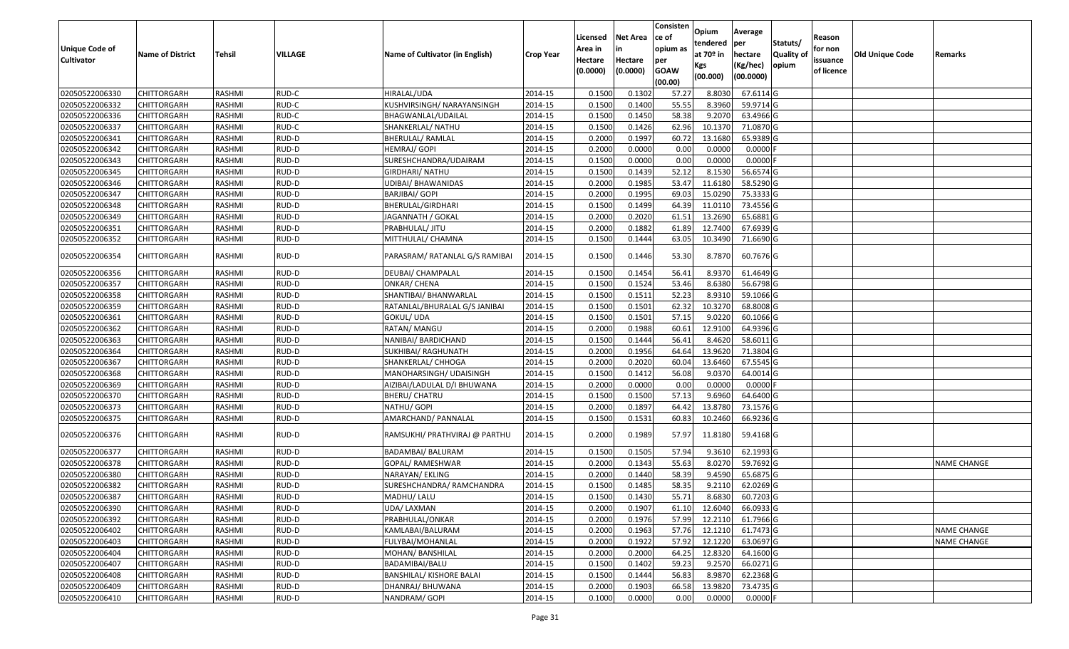| Unique Code of Cultivator | Name of District | Tehsil | VILLAGE | Name of Cultivator (in English) | Crop Year | Licensed Area in Hectare (0.0000) | Net Area in Hectare (0.0000) | Consistence of opium as per GOAW (00.00) | Opium tendered at 70º in Kgs (00.000) | Average per hectare (Kg/hec) (00.0000) | Statuts/ Quality of opium | Reason for non issuance of licence | Old Unique Code | Remarks |
|---|---|---|---|---|---|---|---|---|---|---|---|---|---|---|
| 02050522006330 | CHITTORGARH | RASHMI | RUD-C | HIRALAL/UDA | 2014-15 | 0.1500 | 0.1302 | 57.27 | 8.8030 | 67.6114 | G | | | |
| 02050522006332 | CHITTORGARH | RASHMI | RUD-C | KUSHVIRSINGH/ NARAYANSINGH | 2014-15 | 0.1500 | 0.1400 | 55.55 | 8.3960 | 59.9714 | G | | | |
| 02050522006336 | CHITTORGARH | RASHMI | RUD-C | BHAGWANLAL/UDAILAL | 2014-15 | 0.1500 | 0.1450 | 58.38 | 9.2070 | 63.4966 | G | | | |
| 02050522006337 | CHITTORGARH | RASHMI | RUD-C | SHANKERLAL/ NATHU | 2014-15 | 0.1500 | 0.1426 | 62.96 | 10.1370 | 71.0870 | G | | | |
| 02050522006341 | CHITTORGARH | RASHMI | RUD-D | BHERULAL/ RAMLAL | 2014-15 | 0.2000 | 0.1997 | 60.72 | 13.1680 | 65.9389 | G | | | |
| 02050522006342 | CHITTORGARH | RASHMI | RUD-D | HEMRAJ/ GOPI | 2014-15 | 0.2000 | 0.0000 | 0.00 | 0.0000 | 0.0000 | F | | | |
| 02050522006343 | CHITTORGARH | RASHMI | RUD-D | SURESHCHANDRA/UDAIRAM | 2014-15 | 0.1500 | 0.0000 | 0.00 | 0.0000 | 0.0000 | F | | | |
| 02050522006345 | CHITTORGARH | RASHMI | RUD-D | GIRDHARI/ NATHU | 2014-15 | 0.1500 | 0.1439 | 52.12 | 8.1530 | 56.6574 | G | | | |
| 02050522006346 | CHITTORGARH | RASHMI | RUD-D | UDIBAI/ BHAWANIDAS | 2014-15 | 0.2000 | 0.1985 | 53.47 | 11.6180 | 58.5290 | G | | | |
| 02050522006347 | CHITTORGARH | RASHMI | RUD-D | BARJIBAI/ GOPI | 2014-15 | 0.2000 | 0.1995 | 69.03 | 15.0290 | 75.3333 | G | | | |
| 02050522006348 | CHITTORGARH | RASHMI | RUD-D | BHERULAL/GIRDHARI | 2014-15 | 0.1500 | 0.1499 | 64.39 | 11.0110 | 73.4556 | G | | | |
| 02050522006349 | CHITTORGARH | RASHMI | RUD-D | JAGANNATH / GOKAL | 2014-15 | 0.2000 | 0.2020 | 61.51 | 13.2690 | 65.6881 | G | | | |
| 02050522006351 | CHITTORGARH | RASHMI | RUD-D | PRABHULAL/ JITU | 2014-15 | 0.2000 | 0.1882 | 61.89 | 12.7400 | 67.6939 | G | | | |
| 02050522006352 | CHITTORGARH | RASHMI | RUD-D | MITTHULAL/ CHAMNA | 2014-15 | 0.1500 | 0.1444 | 63.05 | 10.3490 | 71.6690 | G | | | |
| 02050522006354 | CHITTORGARH | RASHMI | RUD-D | PARASRAM/ RATANLAL G/S RAMIBAI | 2014-15 | 0.1500 | 0.1446 | 53.30 | 8.7870 | 60.7676 | G | | | |
| 02050522006356 | CHITTORGARH | RASHMI | RUD-D | DEUBAI/ CHAMPALAL | 2014-15 | 0.1500 | 0.1454 | 56.41 | 8.9370 | 61.4649 | G | | | |
| 02050522006357 | CHITTORGARH | RASHMI | RUD-D | ONKAR/ CHENA | 2014-15 | 0.1500 | 0.1524 | 53.46 | 8.6380 | 56.6798 | G | | | |
| 02050522006358 | CHITTORGARH | RASHMI | RUD-D | SHANTIBAI/ BHANWARLAL | 2014-15 | 0.1500 | 0.1511 | 52.23 | 8.9310 | 59.1066 | G | | | |
| 02050522006359 | CHITTORGARH | RASHMI | RUD-D | RATANLAL/BHURALAL G/S JANIBAI | 2014-15 | 0.1500 | 0.1501 | 62.32 | 10.3270 | 68.8008 | G | | | |
| 02050522006361 | CHITTORGARH | RASHMI | RUD-D | GOKUL/ UDA | 2014-15 | 0.1500 | 0.1501 | 57.15 | 9.0220 | 60.1066 | G | | | |
| 02050522006362 | CHITTORGARH | RASHMI | RUD-D | RATAN/ MANGU | 2014-15 | 0.2000 | 0.1988 | 60.61 | 12.9100 | 64.9396 | G | | | |
| 02050522006363 | CHITTORGARH | RASHMI | RUD-D | NANIBAI/ BARDICHAND | 2014-15 | 0.1500 | 0.1444 | 56.41 | 8.4620 | 58.6011 | G | | | |
| 02050522006364 | CHITTORGARH | RASHMI | RUD-D | SUKHIBAI/ RAGHUNATH | 2014-15 | 0.2000 | 0.1956 | 64.64 | 13.9620 | 71.3804 | G | | | |
| 02050522006367 | CHITTORGARH | RASHMI | RUD-D | SHANKERLAL/ CHHOGA | 2014-15 | 0.2000 | 0.2020 | 60.04 | 13.6460 | 67.5545 | G | | | |
| 02050522006368 | CHITTORGARH | RASHMI | RUD-D | MANOHARSINGH/ UDAISINGH | 2014-15 | 0.1500 | 0.1412 | 56.08 | 9.0370 | 64.0014 | G | | | |
| 02050522006369 | CHITTORGARH | RASHMI | RUD-D | AIZIBAI/LADULAL D/I BHUWANA | 2014-15 | 0.2000 | 0.0000 | 0.00 | 0.0000 | 0.0000 | F | | | |
| 02050522006370 | CHITTORGARH | RASHMI | RUD-D | BHERU/ CHATRU | 2014-15 | 0.1500 | 0.1500 | 57.13 | 9.6960 | 64.6400 | G | | | |
| 02050522006373 | CHITTORGARH | RASHMI | RUD-D | NATHU/ GOPI | 2014-15 | 0.2000 | 0.1897 | 64.42 | 13.8780 | 73.1576 | G | | | |
| 02050522006375 | CHITTORGARH | RASHMI | RUD-D | AMARCHAND/ PANNALAL | 2014-15 | 0.1500 | 0.1531 | 60.83 | 10.2460 | 66.9236 | G | | | |
| 02050522006376 | CHITTORGARH | RASHMI | RUD-D | RAMSUKHI/ PRATHVIRAJ @ PARTHU | 2014-15 | 0.2000 | 0.1989 | 57.97 | 11.8180 | 59.4168 | G | | | |
| 02050522006377 | CHITTORGARH | RASHMI | RUD-D | BADAMBAI/ BALURAM | 2014-15 | 0.1500 | 0.1505 | 57.94 | 9.3610 | 62.1993 | G | | | |
| 02050522006378 | CHITTORGARH | RASHMI | RUD-D | GOPAL/ RAMESHWAR | 2014-15 | 0.2000 | 0.1343 | 55.63 | 8.0270 | 59.7692 | G | | | NAME CHANGE |
| 02050522006380 | CHITTORGARH | RASHMI | RUD-D | NARAYAN/ EKLING | 2014-15 | 0.2000 | 0.1440 | 58.39 | 9.4590 | 65.6875 | G | | | |
| 02050522006382 | CHITTORGARH | RASHMI | RUD-D | SURESHCHANDRA/ RAMCHANDRA | 2014-15 | 0.1500 | 0.1485 | 58.35 | 9.2110 | 62.0269 | G | | | |
| 02050522006387 | CHITTORGARH | RASHMI | RUD-D | MADHU/ LALU | 2014-15 | 0.1500 | 0.1430 | 55.71 | 8.6830 | 60.7203 | G | | | |
| 02050522006390 | CHITTORGARH | RASHMI | RUD-D | UDA/ LAXMAN | 2014-15 | 0.2000 | 0.1907 | 61.10 | 12.6040 | 66.0933 | G | | | |
| 02050522006392 | CHITTORGARH | RASHMI | RUD-D | PRABHULAL/ONKAR | 2014-15 | 0.2000 | 0.1976 | 57.99 | 12.2110 | 61.7966 | G | | | |
| 02050522006402 | CHITTORGARH | RASHMI | RUD-D | KAMLABAI/BALURAM | 2014-15 | 0.2000 | 0.1963 | 57.76 | 12.1210 | 61.7473 | G | | | NAME CHANGE |
| 02050522006403 | CHITTORGARH | RASHMI | RUD-D | FULYBAI/MOHANLAL | 2014-15 | 0.2000 | 0.1922 | 57.92 | 12.1220 | 63.0697 | G | | | NAME CHANGE |
| 02050522006404 | CHITTORGARH | RASHMI | RUD-D | MOHAN/ BANSHILAL | 2014-15 | 0.2000 | 0.2000 | 64.25 | 12.8320 | 64.1600 | G | | | |
| 02050522006407 | CHITTORGARH | RASHMI | RUD-D | BADAMIBAI/BALU | 2014-15 | 0.1500 | 0.1402 | 59.23 | 9.2570 | 66.0271 | G | | | |
| 02050522006408 | CHITTORGARH | RASHMI | RUD-D | BANSHILAL/ KISHORE BALAI | 2014-15 | 0.1500 | 0.1444 | 56.83 | 8.9870 | 62.2368 | G | | | |
| 02050522006409 | CHITTORGARH | RASHMI | RUD-D | DHANRAJ/ BHUWANA | 2014-15 | 0.2000 | 0.1903 | 66.58 | 13.9820 | 73.4735 | G | | | |
| 02050522006410 | CHITTORGARH | RASHMI | RUD-D | NANDRAM/ GOPI | 2014-15 | 0.1000 | 0.0000 | 0.00 | 0.0000 | 0.0000 | F | | | |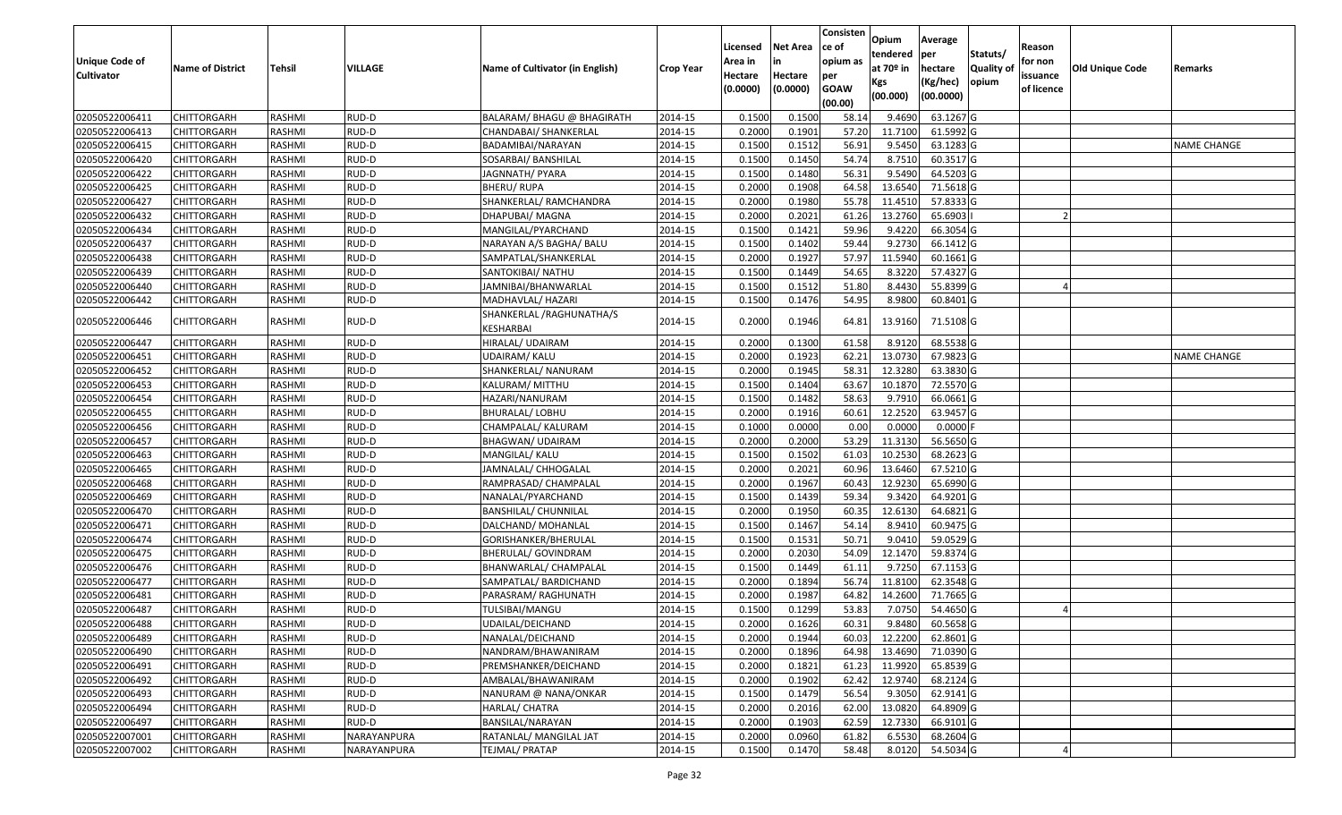| Unique Code of Cultivator | Name of District | Tehsil | VILLAGE | Name of Cultivator (in English) | Crop Year | Licensed Area in Hectare (0.0000) | Net Area in Hectare (0.0000) | Consisten ce of opium as per GOAW (00.00) | Opium tendered at 70º in Kgs (00.000) | Average per hectare (Kg/hec) (00.0000) | Statuts/ Quality of opium | Reason for non issuance of licence | Old Unique Code | Remarks |
|---|---|---|---|---|---|---|---|---|---|---|---|---|---|---|
| 02050522006411 | CHITTORGARH | RASHMI | RUD-D | BALARAM/ BHAGU @ BHAGIRATH | 2014-15 | 0.1500 | 0.1500 | 58.14 | 9.4690 | 63.1267 | G | | | |
| 02050522006413 | CHITTORGARH | RASHMI | RUD-D | CHANDABAI/ SHANKERLAL | 2014-15 | 0.2000 | 0.1901 | 57.20 | 11.7100 | 61.5992 | G | | | |
| 02050522006415 | CHITTORGARH | RASHMI | RUD-D | BADAMIBAI/NARAYAN | 2014-15 | 0.1500 | 0.1512 | 56.91 | 9.5450 | 63.1283 | G | | | NAME CHANGE |
| 02050522006420 | CHITTORGARH | RASHMI | RUD-D | SOSARBAI/ BANSHILAL | 2014-15 | 0.1500 | 0.1450 | 54.74 | 8.7510 | 60.3517 | G | | | |
| 02050522006422 | CHITTORGARH | RASHMI | RUD-D | JAGNNATH/ PYARA | 2014-15 | 0.1500 | 0.1480 | 56.31 | 9.5490 | 64.5203 | G | | | |
| 02050522006425 | CHITTORGARH | RASHMI | RUD-D | BHERU/ RUPA | 2014-15 | 0.2000 | 0.1908 | 64.58 | 13.6540 | 71.5618 | G | | | |
| 02050522006427 | CHITTORGARH | RASHMI | RUD-D | SHANKERLAL/ RAMCHANDRA | 2014-15 | 0.2000 | 0.1980 | 55.78 | 11.4510 | 57.8333 | G | | | |
| 02050522006432 | CHITTORGARH | RASHMI | RUD-D | DHAPUBAI/ MAGNA | 2014-15 | 0.2000 | 0.2021 | 61.26 | 13.2760 | 65.6903 | I | 2 | | |
| 02050522006434 | CHITTORGARH | RASHMI | RUD-D | MANGILAL/PYARCHAND | 2014-15 | 0.1500 | 0.1421 | 59.96 | 9.4220 | 66.3054 | G | | | |
| 02050522006437 | CHITTORGARH | RASHMI | RUD-D | NARAYAN A/S BAGHA/ BALU | 2014-15 | 0.1500 | 0.1402 | 59.44 | 9.2730 | 66.1412 | G | | | |
| 02050522006438 | CHITTORGARH | RASHMI | RUD-D | SAMPATLAL/SHANKERLAL | 2014-15 | 0.2000 | 0.1927 | 57.97 | 11.5940 | 60.1661 | G | | | |
| 02050522006439 | CHITTORGARH | RASHMI | RUD-D | SANTOKIBAI/ NATHU | 2014-15 | 0.1500 | 0.1449 | 54.65 | 8.3220 | 57.4327 | G | | | |
| 02050522006440 | CHITTORGARH | RASHMI | RUD-D | JAMNIBAI/BHANWARLAL | 2014-15 | 0.1500 | 0.1512 | 51.80 | 8.4430 | 55.8399 | G | 4 | | |
| 02050522006442 | CHITTORGARH | RASHMI | RUD-D | MADHAVLAL/ HAZARI | 2014-15 | 0.1500 | 0.1476 | 54.95 | 8.9800 | 60.8401 | G | | | |
| 02050522006446 | CHITTORGARH | RASHMI | RUD-D | SHANKERLAL /RAGHUNATHA/S KESHARBAI | 2014-15 | 0.2000 | 0.1946 | 64.81 | 13.9160 | 71.5108 | G | | | |
| 02050522006447 | CHITTORGARH | RASHMI | RUD-D | HIRALAL/ UDAIRAM | 2014-15 | 0.2000 | 0.1300 | 61.58 | 8.9120 | 68.5538 | G | | | |
| 02050522006451 | CHITTORGARH | RASHMI | RUD-D | UDAIRAM/ KALU | 2014-15 | 0.2000 | 0.1923 | 62.21 | 13.0730 | 67.9823 | G | | | NAME CHANGE |
| 02050522006452 | CHITTORGARH | RASHMI | RUD-D | SHANKERLAL/ NANURAM | 2014-15 | 0.2000 | 0.1945 | 58.31 | 12.3280 | 63.3830 | G | | | |
| 02050522006453 | CHITTORGARH | RASHMI | RUD-D | KALURAM/ MITTHU | 2014-15 | 0.1500 | 0.1404 | 63.67 | 10.1870 | 72.5570 | G | | | |
| 02050522006454 | CHITTORGARH | RASHMI | RUD-D | HAZARI/NANURAM | 2014-15 | 0.1500 | 0.1482 | 58.63 | 9.7910 | 66.0661 | G | | | |
| 02050522006455 | CHITTORGARH | RASHMI | RUD-D | BHURALAL/ LOBHU | 2014-15 | 0.2000 | 0.1916 | 60.61 | 12.2520 | 63.9457 | G | | | |
| 02050522006456 | CHITTORGARH | RASHMI | RUD-D | CHAMPALAL/ KALURAM | 2014-15 | 0.1000 | 0.0000 | 0.00 | 0.0000 | 0.0000 | F | | | |
| 02050522006457 | CHITTORGARH | RASHMI | RUD-D | BHAGWAN/ UDAIRAM | 2014-15 | 0.2000 | 0.2000 | 53.29 | 11.3130 | 56.5650 | G | | | |
| 02050522006463 | CHITTORGARH | RASHMI | RUD-D | MANGILAL/ KALU | 2014-15 | 0.1500 | 0.1502 | 61.03 | 10.2530 | 68.2623 | G | | | |
| 02050522006465 | CHITTORGARH | RASHMI | RUD-D | JAMNALAL/ CHHOGALAL | 2014-15 | 0.2000 | 0.2021 | 60.96 | 13.6460 | 67.5210 | G | | | |
| 02050522006468 | CHITTORGARH | RASHMI | RUD-D | RAMPRASAD/ CHAMPALAL | 2014-15 | 0.2000 | 0.1967 | 60.43 | 12.9230 | 65.6990 | G | | | |
| 02050522006469 | CHITTORGARH | RASHMI | RUD-D | NANALAL/PYARCHAND | 2014-15 | 0.1500 | 0.1439 | 59.34 | 9.3420 | 64.9201 | G | | | |
| 02050522006470 | CHITTORGARH | RASHMI | RUD-D | BANSHILAL/ CHUNNILAL | 2014-15 | 0.2000 | 0.1950 | 60.35 | 12.6130 | 64.6821 | G | | | |
| 02050522006471 | CHITTORGARH | RASHMI | RUD-D | DALCHAND/ MOHANLAL | 2014-15 | 0.1500 | 0.1467 | 54.14 | 8.9410 | 60.9475 | G | | | |
| 02050522006474 | CHITTORGARH | RASHMI | RUD-D | GORISHANKER/BHERULAL | 2014-15 | 0.1500 | 0.1531 | 50.71 | 9.0410 | 59.0529 | G | | | |
| 02050522006475 | CHITTORGARH | RASHMI | RUD-D | BHERULAL/ GOVINDRAM | 2014-15 | 0.2000 | 0.2030 | 54.09 | 12.1470 | 59.8374 | G | | | |
| 02050522006476 | CHITTORGARH | RASHMI | RUD-D | BHANWARLAL/ CHAMPALAL | 2014-15 | 0.1500 | 0.1449 | 61.11 | 9.7250 | 67.1153 | G | | | |
| 02050522006477 | CHITTORGARH | RASHMI | RUD-D | SAMPATLAL/ BARDICHAND | 2014-15 | 0.2000 | 0.1894 | 56.74 | 11.8100 | 62.3548 | G | | | |
| 02050522006481 | CHITTORGARH | RASHMI | RUD-D | PARASRAM/ RAGHUNATH | 2014-15 | 0.2000 | 0.1987 | 64.82 | 14.2600 | 71.7665 | G | | | |
| 02050522006487 | CHITTORGARH | RASHMI | RUD-D | TULSIBAI/MANGU | 2014-15 | 0.1500 | 0.1299 | 53.83 | 7.0750 | 54.4650 | G | 4 | | |
| 02050522006488 | CHITTORGARH | RASHMI | RUD-D | UDAILAL/DEICHAND | 2014-15 | 0.2000 | 0.1626 | 60.31 | 9.8480 | 60.5658 | G | | | |
| 02050522006489 | CHITTORGARH | RASHMI | RUD-D | NANALAL/DEICHAND | 2014-15 | 0.2000 | 0.1944 | 60.03 | 12.2200 | 62.8601 | G | | | |
| 02050522006490 | CHITTORGARH | RASHMI | RUD-D | NANDRAM/BHAWANIRAM | 2014-15 | 0.2000 | 0.1896 | 64.98 | 13.4690 | 71.0390 | G | | | |
| 02050522006491 | CHITTORGARH | RASHMI | RUD-D | PREMSHANKER/DEICHAND | 2014-15 | 0.2000 | 0.1821 | 61.23 | 11.9920 | 65.8539 | G | | | |
| 02050522006492 | CHITTORGARH | RASHMI | RUD-D | AMBALAL/BHAWANIRAM | 2014-15 | 0.2000 | 0.1902 | 62.42 | 12.9740 | 68.2124 | G | | | |
| 02050522006493 | CHITTORGARH | RASHMI | RUD-D | NANURAM @ NANA/ONKAR | 2014-15 | 0.1500 | 0.1479 | 56.54 | 9.3050 | 62.9141 | G | | | |
| 02050522006494 | CHITTORGARH | RASHMI | RUD-D | HARLAL/ CHATRA | 2014-15 | 0.2000 | 0.2016 | 62.00 | 13.0820 | 64.8909 | G | | | |
| 02050522006497 | CHITTORGARH | RASHMI | RUD-D | BANSILAL/NARAYAN | 2014-15 | 0.2000 | 0.1903 | 62.59 | 12.7330 | 66.9101 | G | | | |
| 02050522007001 | CHITTORGARH | RASHMI | NARAYANPURA | RATANLAL/ MANGILAL JAT | 2014-15 | 0.2000 | 0.0960 | 61.82 | 6.5530 | 68.2604 | G | | | |
| 02050522007002 | CHITTORGARH | RASHMI | NARAYANPURA | TEJMAL/ PRATAP | 2014-15 | 0.1500 | 0.1470 | 58.48 | 8.0120 | 54.5034 | G | 4 | | |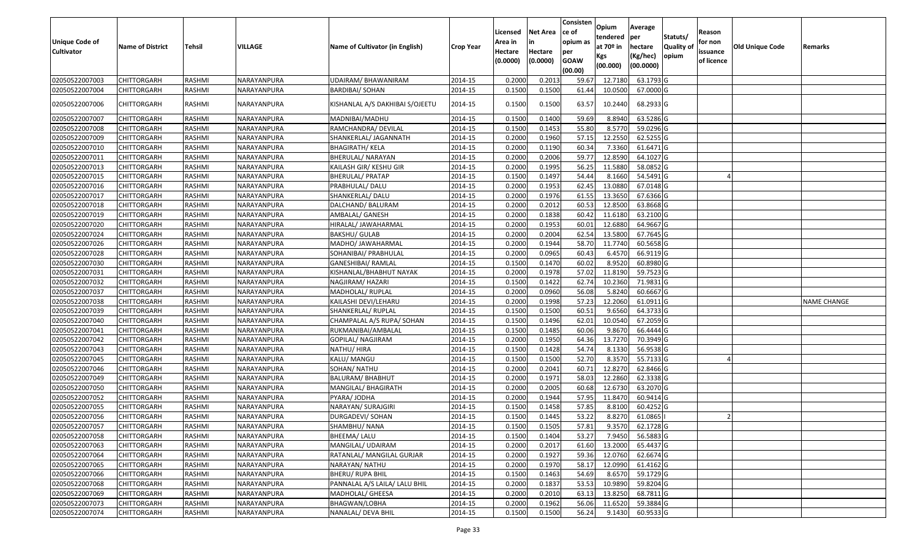| Unique Code of Cultivator | Name of District | Tehsil | VILLAGE | Name of Cultivator (in English) | Crop Year | Licensed Area in Hectare (0.0000) | Net Area in Hectare (0.0000) | Consistence of opium as per GOAW (00.00) | Opium tendered at 70º in Kgs (00.000) | Average per hectare (Kg/hec) (00.0000) | Statuts/ Quality of opium | Reason for non issuance of licence | Old Unique Code | Remarks |
|---|---|---|---|---|---|---|---|---|---|---|---|---|---|---|
| 02050522007003 | CHITTORGARH | RASHMI | NARAYANPURA | UDAIRAM/ BHAWANIRAM | 2014-15 | 0.2000 | 0.2013 | 59.67 | 12.7180 | 63.1793 | G | | | |
| 02050522007004 | CHITTORGARH | RASHMI | NARAYANPURA | BARDIBAI/ SOHAN | 2014-15 | 0.1500 | 0.1500 | 61.44 | 10.0500 | 67.0000 | G | | | |
| 02050522007006 | CHITTORGARH | RASHMI | NARAYANPURA | KISHANLAL A/S DAKHIBAI S/OJEETU | 2014-15 | 0.1500 | 0.1500 | 63.57 | 10.2440 | 68.2933 | G | | | |
| 02050522007007 | CHITTORGARH | RASHMI | NARAYANPURA | MADNIBAI/MADHU | 2014-15 | 0.1500 | 0.1400 | 59.69 | 8.8940 | 63.5286 | G | | | |
| 02050522007008 | CHITTORGARH | RASHMI | NARAYANPURA | RAMCHANDRA/ DEVILAL | 2014-15 | 0.1500 | 0.1453 | 55.80 | 8.5770 | 59.0296 | G | | | |
| 02050522007009 | CHITTORGARH | RASHMI | NARAYANPURA | SHANKERLAL/ JAGANNATH | 2014-15 | 0.2000 | 0.1960 | 57.15 | 12.2550 | 62.5255 | G | | | |
| 02050522007010 | CHITTORGARH | RASHMI | NARAYANPURA | BHAGIRATH/ KELA | 2014-15 | 0.2000 | 0.1190 | 60.34 | 7.3360 | 61.6471 | G | | | |
| 02050522007011 | CHITTORGARH | RASHMI | NARAYANPURA | BHERULAL/ NARAYAN | 2014-15 | 0.2000 | 0.2006 | 59.77 | 12.8590 | 64.1027 | G | | | |
| 02050522007013 | CHITTORGARH | RASHMI | NARAYANPURA | KAILASH GIR/ KESHU GIR | 2014-15 | 0.2000 | 0.1995 | 56.25 | 11.5880 | 58.0852 | G | | | |
| 02050522007015 | CHITTORGARH | RASHMI | NARAYANPURA | BHERULAL/ PRATAP | 2014-15 | 0.1500 | 0.1497 | 54.44 | 8.1660 | 54.5491 | G | 4 | | |
| 02050522007016 | CHITTORGARH | RASHMI | NARAYANPURA | PRABHULAL/ DALU | 2014-15 | 0.2000 | 0.1953 | 62.45 | 13.0880 | 67.0148 | G | | | |
| 02050522007017 | CHITTORGARH | RASHMI | NARAYANPURA | SHANKERLAL/ DALU | 2014-15 | 0.2000 | 0.1976 | 61.55 | 13.3650 | 67.6366 | G | | | |
| 02050522007018 | CHITTORGARH | RASHMI | NARAYANPURA | DALCHAND/ BALURAM | 2014-15 | 0.2000 | 0.2012 | 60.53 | 12.8500 | 63.8668 | G | | | |
| 02050522007019 | CHITTORGARH | RASHMI | NARAYANPURA | AMBALAL/ GANESH | 2014-15 | 0.2000 | 0.1838 | 60.42 | 11.6180 | 63.2100 | G | | | |
| 02050522007020 | CHITTORGARH | RASHMI | NARAYANPURA | HIRALAL/ JAWAHARMAL | 2014-15 | 0.2000 | 0.1953 | 60.01 | 12.6880 | 64.9667 | G | | | |
| 02050522007024 | CHITTORGARH | RASHMI | NARAYANPURA | BAKSHU/ GULAB | 2014-15 | 0.2000 | 0.2004 | 62.54 | 13.5800 | 67.7645 | G | | | |
| 02050522007026 | CHITTORGARH | RASHMI | NARAYANPURA | MADHO/ JAWAHARMAL | 2014-15 | 0.2000 | 0.1944 | 58.70 | 11.7740 | 60.5658 | G | | | |
| 02050522007028 | CHITTORGARH | RASHMI | NARAYANPURA | SOHANIBAI/ PRABHULAL | 2014-15 | 0.2000 | 0.0965 | 60.43 | 6.4570 | 66.9119 | G | | | |
| 02050522007030 | CHITTORGARH | RASHMI | NARAYANPURA | GANESHIBAI/ RAMLAL | 2014-15 | 0.1500 | 0.1470 | 60.02 | 8.9520 | 60.8980 | G | | | |
| 02050522007031 | CHITTORGARH | RASHMI | NARAYANPURA | KISHANLAL/BHABHUT NAYAK | 2014-15 | 0.2000 | 0.1978 | 57.02 | 11.8190 | 59.7523 | G | | | |
| 02050522007032 | CHITTORGARH | RASHMI | NARAYANPURA | NAGJIRAM/ HAZARI | 2014-15 | 0.1500 | 0.1422 | 62.74 | 10.2360 | 71.9831 | G | | | |
| 02050522007037 | CHITTORGARH | RASHMI | NARAYANPURA | MADHOLAL/ RUPLAL | 2014-15 | 0.2000 | 0.0960 | 56.08 | 5.8240 | 60.6667 | G | | | |
| 02050522007038 | CHITTORGARH | RASHMI | NARAYANPURA | KAILASHI DEVI/LEHARU | 2014-15 | 0.2000 | 0.1998 | 57.23 | 12.2060 | 61.0911 | G | | | NAME CHANGE |
| 02050522007039 | CHITTORGARH | RASHMI | NARAYANPURA | SHANKERLAL/ RUPLAL | 2014-15 | 0.1500 | 0.1500 | 60.51 | 9.6560 | 64.3733 | G | | | |
| 02050522007040 | CHITTORGARH | RASHMI | NARAYANPURA | CHAMPALAL A/S RUPA/ SOHAN | 2014-15 | 0.1500 | 0.1496 | 62.01 | 10.0540 | 67.2059 | G | | | |
| 02050522007041 | CHITTORGARH | RASHMI | NARAYANPURA | RUKMANIBAI/AMBALAL | 2014-15 | 0.1500 | 0.1485 | 60.06 | 9.8670 | 66.4444 | G | | | |
| 02050522007042 | CHITTORGARH | RASHMI | NARAYANPURA | GOPILAL/ NAGJIRAM | 2014-15 | 0.2000 | 0.1950 | 64.36 | 13.7270 | 70.3949 | G | | | |
| 02050522007043 | CHITTORGARH | RASHMI | NARAYANPURA | NATHU/ HIRA | 2014-15 | 0.1500 | 0.1428 | 54.74 | 8.1330 | 56.9538 | G | | | |
| 02050522007045 | CHITTORGARH | RASHMI | NARAYANPURA | KALU/ MANGU | 2014-15 | 0.1500 | 0.1500 | 52.70 | 8.3570 | 55.7133 | G | 4 | | |
| 02050522007046 | CHITTORGARH | RASHMI | NARAYANPURA | SOHAN/ NATHU | 2014-15 | 0.2000 | 0.2041 | 60.71 | 12.8270 | 62.8466 | G | | | |
| 02050522007049 | CHITTORGARH | RASHMI | NARAYANPURA | BALURAM/ BHABHUT | 2014-15 | 0.2000 | 0.1971 | 58.03 | 12.2860 | 62.3338 | G | | | |
| 02050522007050 | CHITTORGARH | RASHMI | NARAYANPURA | MANGILAL/ BHAGIRATH | 2014-15 | 0.2000 | 0.2005 | 60.68 | 12.6730 | 63.2070 | G | | | |
| 02050522007052 | CHITTORGARH | RASHMI | NARAYANPURA | PYARA/ JODHA | 2014-15 | 0.2000 | 0.1944 | 57.95 | 11.8470 | 60.9414 | G | | | |
| 02050522007055 | CHITTORGARH | RASHMI | NARAYANPURA | NARAYAN/ SURAJGIRI | 2014-15 | 0.1500 | 0.1458 | 57.85 | 8.8100 | 60.4252 | G | | | |
| 02050522007056 | CHITTORGARH | RASHMI | NARAYANPURA | DURGADEVI/ SOHAN | 2014-15 | 0.1500 | 0.1445 | 53.22 | 8.8270 | 61.0865 | I | 2 | | |
| 02050522007057 | CHITTORGARH | RASHMI | NARAYANPURA | SHAMBHU/ NANA | 2014-15 | 0.1500 | 0.1505 | 57.81 | 9.3570 | 62.1728 | G | | | |
| 02050522007058 | CHITTORGARH | RASHMI | NARAYANPURA | BHEEMA/ LALU | 2014-15 | 0.1500 | 0.1404 | 53.27 | 7.9450 | 56.5883 | G | | | |
| 02050522007063 | CHITTORGARH | RASHMI | NARAYANPURA | MANGILAL/ UDAIRAM | 2014-15 | 0.2000 | 0.2017 | 61.60 | 13.2000 | 65.4437 | G | | | |
| 02050522007064 | CHITTORGARH | RASHMI | NARAYANPURA | RATANLAL/ MANGILAL GURJAR | 2014-15 | 0.2000 | 0.1927 | 59.36 | 12.0760 | 62.6674 | G | | | |
| 02050522007065 | CHITTORGARH | RASHMI | NARAYANPURA | NARAYAN/ NATHU | 2014-15 | 0.2000 | 0.1970 | 58.17 | 12.0990 | 61.4162 | G | | | |
| 02050522007066 | CHITTORGARH | RASHMI | NARAYANPURA | BHERU/ RUPA BHIL | 2014-15 | 0.1500 | 0.1463 | 54.69 | 8.6570 | 59.1729 | G | | | |
| 02050522007068 | CHITTORGARH | RASHMI | NARAYANPURA | PANNALAL A/S LAILA/ LALU BHIL | 2014-15 | 0.2000 | 0.1837 | 53.53 | 10.9890 | 59.8204 | G | | | |
| 02050522007069 | CHITTORGARH | RASHMI | NARAYANPURA | MADHOLAL/ GHEESA | 2014-15 | 0.2000 | 0.2010 | 63.13 | 13.8250 | 68.7811 | G | | | |
| 02050522007073 | CHITTORGARH | RASHMI | NARAYANPURA | BHAGWAN/LOBHA | 2014-15 | 0.2000 | 0.1962 | 56.06 | 11.6520 | 59.3884 | G | | | |
| 02050522007074 | CHITTORGARH | RASHMI | NARAYANPURA | NANALAL/ DEVA BHIL | 2014-15 | 0.1500 | 0.1500 | 56.24 | 9.1430 | 60.9533 | G | | | |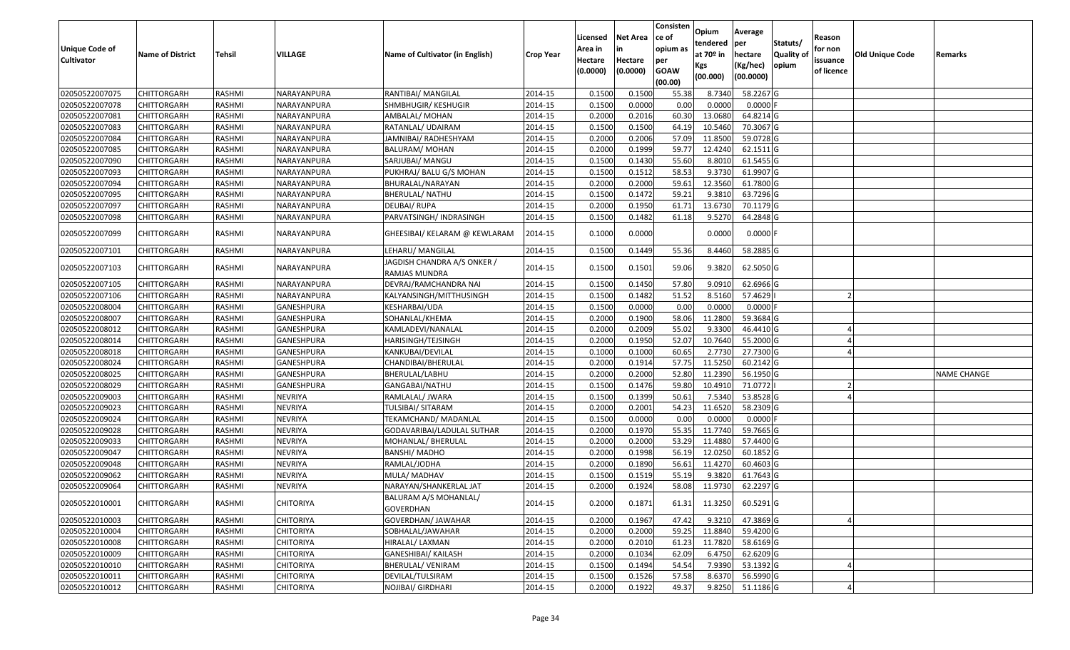| Unique Code of Cultivator | Name of District | Tehsil | VILLAGE | Name of Cultivator (in English) | Crop Year | Licensed Area in Hectare (0.0000) | Net Area in Hectare (0.0000) | Consisten ce of opium as per GOAW (00.00) | Opium tendered at 70º in Kgs (00.000) | Average per hectare (Kg/hec) (00.0000) | Statuts/ Quality of opium | Reason for non issuance of licence | Old Unique Code | Remarks |
|---|---|---|---|---|---|---|---|---|---|---|---|---|---|---|
| 02050522007075 | CHITTORGARH | RASHMI | NARAYANPURA | RANTIBAI/ MANGILAL | 2014-15 | 0.1500 | 0.1500 | 55.38 | 8.7340 | 58.2267 | G | | | |
| 02050522007078 | CHITTORGARH | RASHMI | NARAYANPURA | SHMBHUGIR/ KESHUGIR | 2014-15 | 0.1500 | 0.0000 | 0.00 | 0.0000 | 0.0000 | F | | | |
| 02050522007081 | CHITTORGARH | RASHMI | NARAYANPURA | AMBALAL/ MOHAN | 2014-15 | 0.2000 | 0.2016 | 60.30 | 13.0680 | 64.8214 | G | | | |
| 02050522007083 | CHITTORGARH | RASHMI | NARAYANPURA | RATANLAL/ UDAIRAM | 2014-15 | 0.1500 | 0.1500 | 64.19 | 10.5460 | 70.3067 | G | | | |
| 02050522007084 | CHITTORGARH | RASHMI | NARAYANPURA | JAMNIBAI/ RADHESHYAM | 2014-15 | 0.2000 | 0.2006 | 57.09 | 11.8500 | 59.0728 | G | | | |
| 02050522007085 | CHITTORGARH | RASHMI | NARAYANPURA | BALURAM/ MOHAN | 2014-15 | 0.2000 | 0.1999 | 59.77 | 12.4240 | 62.1511 | G | | | |
| 02050522007090 | CHITTORGARH | RASHMI | NARAYANPURA | SARJUBAI/ MANGU | 2014-15 | 0.1500 | 0.1430 | 55.60 | 8.8010 | 61.5455 | G | | | |
| 02050522007093 | CHITTORGARH | RASHMI | NARAYANPURA | PUKHRAJ/ BALU G/S MOHAN | 2014-15 | 0.1500 | 0.1512 | 58.53 | 9.3730 | 61.9907 | G | | | |
| 02050522007094 | CHITTORGARH | RASHMI | NARAYANPURA | BHURALAL/NARAYAN | 2014-15 | 0.2000 | 0.2000 | 59.61 | 12.3560 | 61.7800 | G | | | |
| 02050522007095 | CHITTORGARH | RASHMI | NARAYANPURA | BHERULAL/ NATHU | 2014-15 | 0.1500 | 0.1472 | 59.21 | 9.3810 | 63.7296 | G | | | |
| 02050522007097 | CHITTORGARH | RASHMI | NARAYANPURA | DEUBAI/ RUPA | 2014-15 | 0.2000 | 0.1950 | 61.71 | 13.6730 | 70.1179 | G | | | |
| 02050522007098 | CHITTORGARH | RASHMI | NARAYANPURA | PARVATSINGH/ INDRASINGH | 2014-15 | 0.1500 | 0.1482 | 61.18 | 9.5270 | 64.2848 | G | | | |
| 02050522007099 | CHITTORGARH | RASHMI | NARAYANPURA | GHEESIBAI/ KELARAM @ KEWLARAM | 2014-15 | 0.1000 | 0.0000 | | 0.0000 | 0.0000 | F | | | |
| 02050522007101 | CHITTORGARH | RASHMI | NARAYANPURA | LEHARU/ MANGILAL | 2014-15 | 0.1500 | 0.1449 | 55.36 | 8.4460 | 58.2885 | G | | | |
| 02050522007103 | CHITTORGARH | RASHMI | NARAYANPURA | JAGDISH CHANDRA A/S ONKER / RAMJAS MUNDRA | 2014-15 | 0.1500 | 0.1501 | 59.06 | 9.3820 | 62.5050 | G | | | |
| 02050522007105 | CHITTORGARH | RASHMI | NARAYANPURA | DEVRAJ/RAMCHANDRA NAI | 2014-15 | 0.1500 | 0.1450 | 57.80 | 9.0910 | 62.6966 | G | | | |
| 02050522007106 | CHITTORGARH | RASHMI | NARAYANPURA | KALYANSINGH/MITTHUSINGH | 2014-15 | 0.1500 | 0.1482 | 51.52 | 8.5160 | 57.4629 | I | 2 | | |
| 02050522008004 | CHITTORGARH | RASHMI | GANESHPURA | KESHARBAI/UDA | 2014-15 | 0.1500 | 0.0000 | 0.00 | 0.0000 | 0.0000 | F | | | |
| 02050522008007 | CHITTORGARH | RASHMI | GANESHPURA | SOHANLAL/KHEMA | 2014-15 | 0.2000 | 0.1900 | 58.06 | 11.2800 | 59.3684 | G | | | |
| 02050522008012 | CHITTORGARH | RASHMI | GANESHPURA | KAMLADEVI/NANALAL | 2014-15 | 0.2000 | 0.2009 | 55.02 | 9.3300 | 46.4410 | G | 4 | | |
| 02050522008014 | CHITTORGARH | RASHMI | GANESHPURA | HARISINGH/TEJSINGH | 2014-15 | 0.2000 | 0.1950 | 52.07 | 10.7640 | 55.2000 | G | 4 | | |
| 02050522008018 | CHITTORGARH | RASHMI | GANESHPURA | KANKUBAI/DEVILAL | 2014-15 | 0.1000 | 0.1000 | 60.65 | 2.7730 | 27.7300 | G | 4 | | |
| 02050522008024 | CHITTORGARH | RASHMI | GANESHPURA | CHANDIBAI/BHERULAL | 2014-15 | 0.2000 | 0.1914 | 57.75 | 11.5250 | 60.2142 | G | | | |
| 02050522008025 | CHITTORGARH | RASHMI | GANESHPURA | BHERULAL/LABHU | 2014-15 | 0.2000 | 0.2000 | 52.80 | 11.2390 | 56.1950 | G | | | NAME CHANGE |
| 02050522008029 | CHITTORGARH | RASHMI | GANESHPURA | GANGABAI/NATHU | 2014-15 | 0.1500 | 0.1476 | 59.80 | 10.4910 | 71.0772 | I | 2 | | |
| 02050522009003 | CHITTORGARH | RASHMI | NEVRIYA | RAMLALAL/ JWARA | 2014-15 | 0.1500 | 0.1399 | 50.61 | 7.5340 | 53.8528 | G | 4 | | |
| 02050522009023 | CHITTORGARH | RASHMI | NEVRIYA | TULSIBAI/ SITARAM | 2014-15 | 0.2000 | 0.2001 | 54.23 | 11.6520 | 58.2309 | G | | | |
| 02050522009024 | CHITTORGARH | RASHMI | NEVRIYA | TEKAMCHAND/ MADANLAL | 2014-15 | 0.1500 | 0.0000 | 0.00 | 0.0000 | 0.0000 | F | | | |
| 02050522009028 | CHITTORGARH | RASHMI | NEVRIYA | GODAVARIBAI/LADULAL SUTHAR | 2014-15 | 0.2000 | 0.1970 | 55.35 | 11.7740 | 59.7665 | G | | | |
| 02050522009033 | CHITTORGARH | RASHMI | NEVRIYA | MOHANLAL/ BHERULAL | 2014-15 | 0.2000 | 0.2000 | 53.29 | 11.4880 | 57.4400 | G | | | |
| 02050522009047 | CHITTORGARH | RASHMI | NEVRIYA | BANSHI/ MADHO | 2014-15 | 0.2000 | 0.1998 | 56.19 | 12.0250 | 60.1852 | G | | | |
| 02050522009048 | CHITTORGARH | RASHMI | NEVRIYA | RAMLAL/JODHA | 2014-15 | 0.2000 | 0.1890 | 56.61 | 11.4270 | 60.4603 | G | | | |
| 02050522009062 | CHITTORGARH | RASHMI | NEVRIYA | MULA/ MADHAV | 2014-15 | 0.1500 | 0.1519 | 55.19 | 9.3820 | 61.7643 | G | | | |
| 02050522009064 | CHITTORGARH | RASHMI | NEVRIYA | NARAYAN/SHANKERLAL JAT | 2014-15 | 0.2000 | 0.1924 | 58.08 | 11.9730 | 62.2297 | G | | | |
| 02050522010001 | CHITTORGARH | RASHMI | CHITORIYA | BALURAM A/S MOHANLAL/ GOVERDHAN | 2014-15 | 0.2000 | 0.1871 | 61.31 | 11.3250 | 60.5291 | G | | | |
| 02050522010003 | CHITTORGARH | RASHMI | CHITORIYA | GOVERDHAN/ JAWAHAR | 2014-15 | 0.2000 | 0.1967 | 47.42 | 9.3210 | 47.3869 | G | 4 | | |
| 02050522010004 | CHITTORGARH | RASHMI | CHITORIYA | SOBHALAL/JAWAHAR | 2014-15 | 0.2000 | 0.2000 | 59.25 | 11.8840 | 59.4200 | G | | | |
| 02050522010008 | CHITTORGARH | RASHMI | CHITORIYA | HIRALAL/ LAXMAN | 2014-15 | 0.2000 | 0.2010 | 61.23 | 11.7820 | 58.6169 | G | | | |
| 02050522010009 | CHITTORGARH | RASHMI | CHITORIYA | GANESHIBAI/ KAILASH | 2014-15 | 0.2000 | 0.1034 | 62.09 | 6.4750 | 62.6209 | G | | | |
| 02050522010010 | CHITTORGARH | RASHMI | CHITORIYA | BHERULAL/ VENIRAM | 2014-15 | 0.1500 | 0.1494 | 54.54 | 7.9390 | 53.1392 | G | 4 | | |
| 02050522010011 | CHITTORGARH | RASHMI | CHITORIYA | DEVILAL/TULSIRAM | 2014-15 | 0.1500 | 0.1526 | 57.58 | 8.6370 | 56.5990 | G | | | |
| 02050522010012 | CHITTORGARH | RASHMI | CHITORIYA | NOJIBAI/ GIRDHARI | 2014-15 | 0.2000 | 0.1922 | 49.37 | 9.8250 | 51.1186 | G | 4 | | |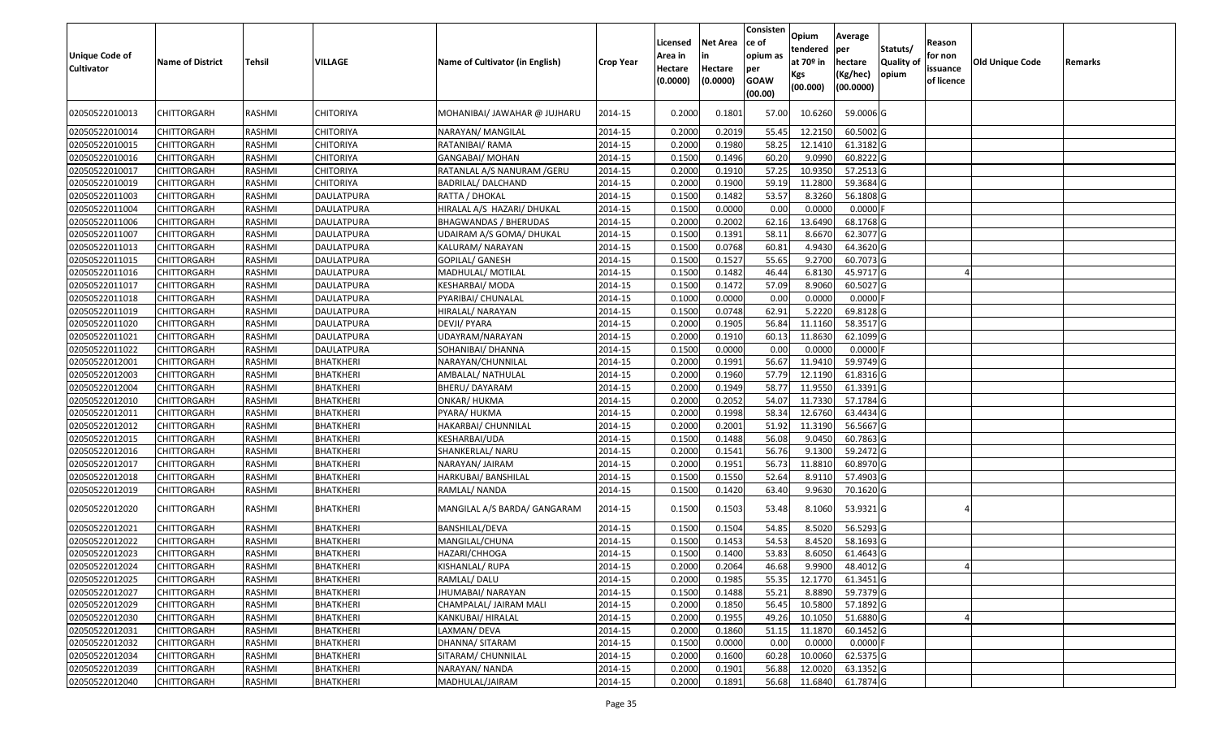| Unique Code of Cultivator | Name of District | Tehsil | VILLAGE | Name of Cultivator (in English) | Crop Year | Licensed Area in Hectare (0.0000) | Net Area in Hectare (0.0000) | Consisten ce of opium as per GOAW (00.00) | Opium tendered at 70º in Kgs (00.000) | Average per hectare (Kg/hec) (00.0000) | Statuts/ Quality of opium | Reason for non issuance of licence | Old Unique Code | Remarks |
|---|---|---|---|---|---|---|---|---|---|---|---|---|---|---|
| 02050522010013 | CHITTORGARH | RASHMI | CHITORIYA | MOHANIBAI/ JAWAHAR @ JUJHARU | 2014-15 | 0.2000 | 0.1801 | 57.00 | 10.6260 | 59.0006 | G | | | |
| 02050522010014 | CHITTORGARH | RASHMI | CHITORIYA | NARAYAN/ MANGILAL | 2014-15 | 0.2000 | 0.2019 | 55.45 | 12.2150 | 60.5002 | G | | | |
| 02050522010015 | CHITTORGARH | RASHMI | CHITORIYA | RATANIBAI/ RAMA | 2014-15 | 0.2000 | 0.1980 | 58.25 | 12.1410 | 61.3182 | G | | | |
| 02050522010016 | CHITTORGARH | RASHMI | CHITORIYA | GANGABAI/ MOHAN | 2014-15 | 0.1500 | 0.1496 | 60.20 | 9.0990 | 60.8222 | G | | | |
| 02050522010017 | CHITTORGARH | RASHMI | CHITORIYA | RATANLAL A/S NANURAM /GERU | 2014-15 | 0.2000 | 0.1910 | 57.25 | 10.9350 | 57.2513 | G | | | |
| 02050522010019 | CHITTORGARH | RASHMI | CHITORIYA | BADRILAL/ DALCHAND | 2014-15 | 0.2000 | 0.1900 | 59.19 | 11.2800 | 59.3684 | G | | | |
| 02050522011003 | CHITTORGARH | RASHMI | DAULATPURA | RATTA / DHOKAL | 2014-15 | 0.1500 | 0.1482 | 53.57 | 8.3260 | 56.1808 | G | | | |
| 02050522011004 | CHITTORGARH | RASHMI | DAULATPURA | HIRALAL A/S HAZARI/ DHUKAL | 2014-15 | 0.1500 | 0.0000 | 0.00 | 0.0000 | 0.0000 | F | | | |
| 02050522011006 | CHITTORGARH | RASHMI | DAULATPURA | BHAGWANDAS / BHERUDAS | 2014-15 | 0.2000 | 0.2002 | 62.16 | 13.6490 | 68.1768 | G | | | |
| 02050522011007 | CHITTORGARH | RASHMI | DAULATPURA | UDAIRAM A/S GOMA/ DHUKAL | 2014-15 | 0.1500 | 0.1391 | 58.11 | 8.6670 | 62.3077 | G | | | |
| 02050522011013 | CHITTORGARH | RASHMI | DAULATPURA | KALURAM/ NARAYAN | 2014-15 | 0.1500 | 0.0768 | 60.81 | 4.9430 | 64.3620 | G | | | |
| 02050522011015 | CHITTORGARH | RASHMI | DAULATPURA | GOPILAL/ GANESH | 2014-15 | 0.1500 | 0.1527 | 55.65 | 9.2700 | 60.7073 | G | | | |
| 02050522011016 | CHITTORGARH | RASHMI | DAULATPURA | MADHULAL/ MOTILAL | 2014-15 | 0.1500 | 0.1482 | 46.44 | 6.8130 | 45.9717 | G | 4 | | |
| 02050522011017 | CHITTORGARH | RASHMI | DAULATPURA | KESHARBAI/ MODA | 2014-15 | 0.1500 | 0.1472 | 57.09 | 8.9060 | 60.5027 | G | | | |
| 02050522011018 | CHITTORGARH | RASHMI | DAULATPURA | PYARIBAI/ CHUNALAL | 2014-15 | 0.1000 | 0.0000 | 0.00 | 0.0000 | 0.0000 | F | | | |
| 02050522011019 | CHITTORGARH | RASHMI | DAULATPURA | HIRALAL/ NARAYAN | 2014-15 | 0.1500 | 0.0748 | 62.91 | 5.2220 | 69.8128 | G | | | |
| 02050522011020 | CHITTORGARH | RASHMI | DAULATPURA | DEVJI/ PYARA | 2014-15 | 0.2000 | 0.1905 | 56.84 | 11.1160 | 58.3517 | G | | | |
| 02050522011021 | CHITTORGARH | RASHMI | DAULATPURA | UDAYRAM/NARAYAN | 2014-15 | 0.2000 | 0.1910 | 60.13 | 11.8630 | 62.1099 | G | | | |
| 02050522011022 | CHITTORGARH | RASHMI | DAULATPURA | SOHANIBAI/ DHANNA | 2014-15 | 0.1500 | 0.0000 | 0.00 | 0.0000 | 0.0000 | F | | | |
| 02050522012001 | CHITTORGARH | RASHMI | BHATKHERI | NARAYAN/CHUNNILAL | 2014-15 | 0.2000 | 0.1991 | 56.67 | 11.9410 | 59.9749 | G | | | |
| 02050522012003 | CHITTORGARH | RASHMI | BHATKHERI | AMBALAL/ NATHULAL | 2014-15 | 0.2000 | 0.1960 | 57.79 | 12.1190 | 61.8316 | G | | | |
| 02050522012004 | CHITTORGARH | RASHMI | BHATKHERI | BHERU/ DAYARAM | 2014-15 | 0.2000 | 0.1949 | 58.77 | 11.9550 | 61.3391 | G | | | |
| 02050522012010 | CHITTORGARH | RASHMI | BHATKHERI | ONKAR/ HUKMA | 2014-15 | 0.2000 | 0.2052 | 54.07 | 11.7330 | 57.1784 | G | | | |
| 02050522012011 | CHITTORGARH | RASHMI | BHATKHERI | PYARA/ HUKMA | 2014-15 | 0.2000 | 0.1998 | 58.34 | 12.6760 | 63.4434 | G | | | |
| 02050522012012 | CHITTORGARH | RASHMI | BHATKHERI | HAKARBAI/ CHUNNILAL | 2014-15 | 0.2000 | 0.2001 | 51.92 | 11.3190 | 56.5667 | G | | | |
| 02050522012015 | CHITTORGARH | RASHMI | BHATKHERI | KESHARBAI/UDA | 2014-15 | 0.1500 | 0.1488 | 56.08 | 9.0450 | 60.7863 | G | | | |
| 02050522012016 | CHITTORGARH | RASHMI | BHATKHERI | SHANKERLAL/ NARU | 2014-15 | 0.2000 | 0.1541 | 56.76 | 9.1300 | 59.2472 | G | | | |
| 02050522012017 | CHITTORGARH | RASHMI | BHATKHERI | NARAYAN/ JAIRAM | 2014-15 | 0.2000 | 0.1951 | 56.73 | 11.8810 | 60.8970 | G | | | |
| 02050522012018 | CHITTORGARH | RASHMI | BHATKHERI | HARKUBAI/ BANSHILAL | 2014-15 | 0.1500 | 0.1550 | 52.64 | 8.9110 | 57.4903 | G | | | |
| 02050522012019 | CHITTORGARH | RASHMI | BHATKHERI | RAMLAL/ NANDA | 2014-15 | 0.1500 | 0.1420 | 63.40 | 9.9630 | 70.1620 | G | | | |
| 02050522012020 | CHITTORGARH | RASHMI | BHATKHERI | MANGILAL A/S BARDA/ GANGARAM | 2014-15 | 0.1500 | 0.1503 | 53.48 | 8.1060 | 53.9321 | G | 4 | | |
| 02050522012021 | CHITTORGARH | RASHMI | BHATKHERI | BANSHILAL/DEVA | 2014-15 | 0.1500 | 0.1504 | 54.85 | 8.5020 | 56.5293 | G | | | |
| 02050522012022 | CHITTORGARH | RASHMI | BHATKHERI | MANGILAL/CHUNA | 2014-15 | 0.1500 | 0.1453 | 54.53 | 8.4520 | 58.1693 | G | | | |
| 02050522012023 | CHITTORGARH | RASHMI | BHATKHERI | HAZARI/CHHOGA | 2014-15 | 0.1500 | 0.1400 | 53.83 | 8.6050 | 61.4643 | G | | | |
| 02050522012024 | CHITTORGARH | RASHMI | BHATKHERI | KISHANLAL/ RUPA | 2014-15 | 0.2000 | 0.2064 | 46.68 | 9.9900 | 48.4012 | G | 4 | | |
| 02050522012025 | CHITTORGARH | RASHMI | BHATKHERI | RAMLAL/ DALU | 2014-15 | 0.2000 | 0.1985 | 55.35 | 12.1770 | 61.3451 | G | | | |
| 02050522012027 | CHITTORGARH | RASHMI | BHATKHERI | JHUMABAI/ NARAYAN | 2014-15 | 0.1500 | 0.1488 | 55.21 | 8.8890 | 59.7379 | G | | | |
| 02050522012029 | CHITTORGARH | RASHMI | BHATKHERI | CHAMPALAL/ JAIRAM MALI | 2014-15 | 0.2000 | 0.1850 | 56.45 | 10.5800 | 57.1892 | G | | | |
| 02050522012030 | CHITTORGARH | RASHMI | BHATKHERI | KANKUBAI/ HIRALAL | 2014-15 | 0.2000 | 0.1955 | 49.26 | 10.1050 | 51.6880 | G | 4 | | |
| 02050522012031 | CHITTORGARH | RASHMI | BHATKHERI | LAXMAN/ DEVA | 2014-15 | 0.2000 | 0.1860 | 51.15 | 11.1870 | 60.1452 | G | | | |
| 02050522012032 | CHITTORGARH | RASHMI | BHATKHERI | DHANNA/ SITARAM | 2014-15 | 0.1500 | 0.0000 | 0.00 | 0.0000 | 0.0000 | F | | | |
| 02050522012034 | CHITTORGARH | RASHMI | BHATKHERI | SITARAM/ CHUNNILAL | 2014-15 | 0.2000 | 0.1600 | 60.28 | 10.0060 | 62.5375 | G | | | |
| 02050522012039 | CHITTORGARH | RASHMI | BHATKHERI | NARAYAN/ NANDA | 2014-15 | 0.2000 | 0.1901 | 56.88 | 12.0020 | 63.1352 | G | | | |
| 02050522012040 | CHITTORGARH | RASHMI | BHATKHERI | MADHULAL/JAIRAM | 2014-15 | 0.2000 | 0.1891 | 56.68 | 11.6840 | 61.7874 | G | | | |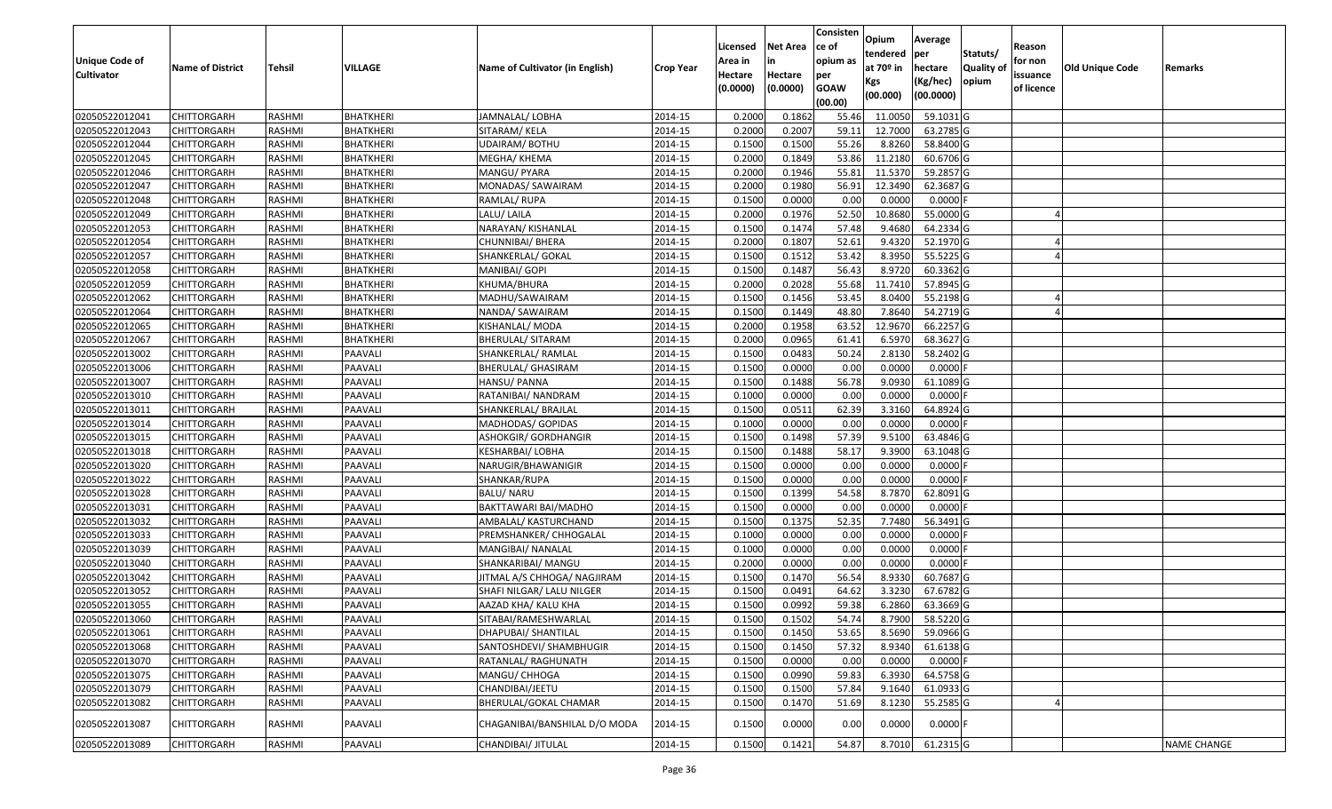| Unique Code of Cultivator | Name of District | Tehsil | VILLAGE | Name of Cultivator (in English) | Crop Year | Licensed Area in Hectare (0.0000) | Net Area in Hectare (0.0000) | Consisten ce of opium as per GOAW (00.00) | Opium tendered at 70º in Kgs (00.000) | Average per hectare (Kg/hec) (00.0000) | Statuts/ Quality of opium | Reason for non issuance of licence | Old Unique Code | Remarks |
|---|---|---|---|---|---|---|---|---|---|---|---|---|---|---|
| 02050522012041 | CHITTORGARH | RASHMI | BHATKHERI | JAMNALAL/ LOBHA | 2014-15 | 0.2000 | 0.1862 | 55.46 | 11.0050 | 59.1031 | G | | | |
| 02050522012043 | CHITTORGARH | RASHMI | BHATKHERI | SITARAM/ KELA | 2014-15 | 0.2000 | 0.2007 | 59.11 | 12.7000 | 63.2785 | G | | | |
| 02050522012044 | CHITTORGARH | RASHMI | BHATKHERI | UDAIRAM/ BOTHU | 2014-15 | 0.1500 | 0.1500 | 55.26 | 8.8260 | 58.8400 | G | | | |
| 02050522012045 | CHITTORGARH | RASHMI | BHATKHERI | MEGHA/ KHEMA | 2014-15 | 0.2000 | 0.1849 | 53.86 | 11.2180 | 60.6706 | G | | | |
| 02050522012046 | CHITTORGARH | RASHMI | BHATKHERI | MANGU/ PYARA | 2014-15 | 0.2000 | 0.1946 | 55.81 | 11.5370 | 59.2857 | G | | | |
| 02050522012047 | CHITTORGARH | RASHMI | BHATKHERI | MONADAS/ SAWAIRAM | 2014-15 | 0.2000 | 0.1980 | 56.91 | 12.3490 | 62.3687 | G | | | |
| 02050522012048 | CHITTORGARH | RASHMI | BHATKHERI | RAMLAL/ RUPA | 2014-15 | 0.1500 | 0.0000 | 0.00 | 0.0000 | 0.0000 | F | | | |
| 02050522012049 | CHITTORGARH | RASHMI | BHATKHERI | LALU/ LAILA | 2014-15 | 0.2000 | 0.1976 | 52.50 | 10.8680 | 55.0000 | G | 4 | | |
| 02050522012053 | CHITTORGARH | RASHMI | BHATKHERI | NARAYAN/ KISHANLAL | 2014-15 | 0.1500 | 0.1474 | 57.48 | 9.4680 | 64.2334 | G | | | |
| 02050522012054 | CHITTORGARH | RASHMI | BHATKHERI | CHUNNIBAI/ BHERA | 2014-15 | 0.2000 | 0.1807 | 52.61 | 9.4320 | 52.1970 | G | 4 | | |
| 02050522012057 | CHITTORGARH | RASHMI | BHATKHERI | SHANKERLAL/ GOKAL | 2014-15 | 0.1500 | 0.1512 | 53.42 | 8.3950 | 55.5225 | G | 4 | | |
| 02050522012058 | CHITTORGARH | RASHMI | BHATKHERI | MANIBAI/ GOPI | 2014-15 | 0.1500 | 0.1487 | 56.43 | 8.9720 | 60.3362 | G | | | |
| 02050522012059 | CHITTORGARH | RASHMI | BHATKHERI | KHUMA/BHURA | 2014-15 | 0.2000 | 0.2028 | 55.68 | 11.7410 | 57.8945 | G | | | |
| 02050522012062 | CHITTORGARH | RASHMI | BHATKHERI | MADHU/SAWAIRAM | 2014-15 | 0.1500 | 0.1456 | 53.45 | 8.0400 | 55.2198 | G | 4 | | |
| 02050522012064 | CHITTORGARH | RASHMI | BHATKHERI | NANDA/ SAWAIRAM | 2014-15 | 0.1500 | 0.1449 | 48.80 | 7.8640 | 54.2719 | G | 4 | | |
| 02050522012065 | CHITTORGARH | RASHMI | BHATKHERI | KISHANLAL/ MODA | 2014-15 | 0.2000 | 0.1958 | 63.52 | 12.9670 | 66.2257 | G | | | |
| 02050522012067 | CHITTORGARH | RASHMI | BHATKHERI | BHERULAL/ SITARAM | 2014-15 | 0.2000 | 0.0965 | 61.41 | 6.5970 | 68.3627 | G | | | |
| 02050522013002 | CHITTORGARH | RASHMI | PAAVALI | SHANKERLAL/ RAMLAL | 2014-15 | 0.1500 | 0.0483 | 50.24 | 2.8130 | 58.2402 | G | | | |
| 02050522013006 | CHITTORGARH | RASHMI | PAAVALI | BHERULAL/ GHASIRAM | 2014-15 | 0.1500 | 0.0000 | 0.00 | 0.0000 | 0.0000 | F | | | |
| 02050522013007 | CHITTORGARH | RASHMI | PAAVALI | HANSU/ PANNA | 2014-15 | 0.1500 | 0.1488 | 56.78 | 9.0930 | 61.1089 | G | | | |
| 02050522013010 | CHITTORGARH | RASHMI | PAAVALI | RATANIBAI/ NANDRAM | 2014-15 | 0.1000 | 0.0000 | 0.00 | 0.0000 | 0.0000 | F | | | |
| 02050522013011 | CHITTORGARH | RASHMI | PAAVALI | SHANKERLAL/ BRAJLAL | 2014-15 | 0.1500 | 0.0511 | 62.39 | 3.3160 | 64.8924 | G | | | |
| 02050522013014 | CHITTORGARH | RASHMI | PAAVALI | MADHODAS/ GOPIDAS | 2014-15 | 0.1000 | 0.0000 | 0.00 | 0.0000 | 0.0000 | F | | | |
| 02050522013015 | CHITTORGARH | RASHMI | PAAVALI | ASHOKGIR/ GORDHANGIR | 2014-15 | 0.1500 | 0.1498 | 57.39 | 9.5100 | 63.4846 | G | | | |
| 02050522013018 | CHITTORGARH | RASHMI | PAAVALI | KESHARBAI/ LOBHA | 2014-15 | 0.1500 | 0.1488 | 58.17 | 9.3900 | 63.1048 | G | | | |
| 02050522013020 | CHITTORGARH | RASHMI | PAAVALI | NARUGIR/BHAWANIGIR | 2014-15 | 0.1500 | 0.0000 | 0.00 | 0.0000 | 0.0000 | F | | | |
| 02050522013022 | CHITTORGARH | RASHMI | PAAVALI | SHANKAR/RUPA | 2014-15 | 0.1500 | 0.0000 | 0.00 | 0.0000 | 0.0000 | F | | | |
| 02050522013028 | CHITTORGARH | RASHMI | PAAVALI | BALU/ NARU | 2014-15 | 0.1500 | 0.1399 | 54.58 | 8.7870 | 62.8091 | G | | | |
| 02050522013031 | CHITTORGARH | RASHMI | PAAVALI | BAKTTAWARI BAI/MADHO | 2014-15 | 0.1500 | 0.0000 | 0.00 | 0.0000 | 0.0000 | F | | | |
| 02050522013032 | CHITTORGARH | RASHMI | PAAVALI | AMBALAL/ KASTURCHAND | 2014-15 | 0.1500 | 0.1375 | 52.35 | 7.7480 | 56.3491 | G | | | |
| 02050522013033 | CHITTORGARH | RASHMI | PAAVALI | PREMSHANKER/ CHHOGALAL | 2014-15 | 0.1000 | 0.0000 | 0.00 | 0.0000 | 0.0000 | F | | | |
| 02050522013039 | CHITTORGARH | RASHMI | PAAVALI | MANGIBAI/ NANALAL | 2014-15 | 0.1000 | 0.0000 | 0.00 | 0.0000 | 0.0000 | F | | | |
| 02050522013040 | CHITTORGARH | RASHMI | PAAVALI | SHANKARIBAI/ MANGU | 2014-15 | 0.2000 | 0.0000 | 0.00 | 0.0000 | 0.0000 | F | | | |
| 02050522013042 | CHITTORGARH | RASHMI | PAAVALI | JITMAL A/S CHHOGA/ NAGJIRAM | 2014-15 | 0.1500 | 0.1470 | 56.54 | 8.9330 | 60.7687 | G | | | |
| 02050522013052 | CHITTORGARH | RASHMI | PAAVALI | SHAFI NILGAR/ LALU NILGER | 2014-15 | 0.1500 | 0.0491 | 64.62 | 3.3230 | 67.6782 | G | | | |
| 02050522013055 | CHITTORGARH | RASHMI | PAAVALI | AAZAD KHA/ KALU KHA | 2014-15 | 0.1500 | 0.0992 | 59.38 | 6.2860 | 63.3669 | G | | | |
| 02050522013060 | CHITTORGARH | RASHMI | PAAVALI | SITABAI/RAMESHWARLAL | 2014-15 | 0.1500 | 0.1502 | 54.74 | 8.7900 | 58.5220 | G | | | |
| 02050522013061 | CHITTORGARH | RASHMI | PAAVALI | DHAPUBAI/ SHANTILAL | 2014-15 | 0.1500 | 0.1450 | 53.65 | 8.5690 | 59.0966 | G | | | |
| 02050522013068 | CHITTORGARH | RASHMI | PAAVALI | SANTOSHDEVI/ SHAMBHUGIR | 2014-15 | 0.1500 | 0.1450 | 57.32 | 8.9340 | 61.6138 | G | | | |
| 02050522013070 | CHITTORGARH | RASHMI | PAAVALI | RATANLAL/ RAGHUNATH | 2014-15 | 0.1500 | 0.0000 | 0.00 | 0.0000 | 0.0000 | F | | | |
| 02050522013075 | CHITTORGARH | RASHMI | PAAVALI | MANGU/ CHHOGA | 2014-15 | 0.1500 | 0.0990 | 59.83 | 6.3930 | 64.5758 | G | | | |
| 02050522013079 | CHITTORGARH | RASHMI | PAAVALI | CHANDIBAI/JEETU | 2014-15 | 0.1500 | 0.1500 | 57.84 | 9.1640 | 61.0933 | G | | | |
| 02050522013082 | CHITTORGARH | RASHMI | PAAVALI | BHERULAL/GOKAL CHAMAR | 2014-15 | 0.1500 | 0.1470 | 51.69 | 8.1230 | 55.2585 | G | 4 | | |
| 02050522013087 | CHITTORGARH | RASHMI | PAAVALI | CHAGANIBAI/BANSHILAL D/O MODA | 2014-15 | 0.1500 | 0.0000 | 0.00 | 0.0000 | 0.0000 | F | | | |
| 02050522013089 | CHITTORGARH | RASHMI | PAAVALI | CHANDIBAI/ JITULAL | 2014-15 | 0.1500 | 0.1421 | 54.87 | 8.7010 | 61.2315 | G | | | NAME CHANGE |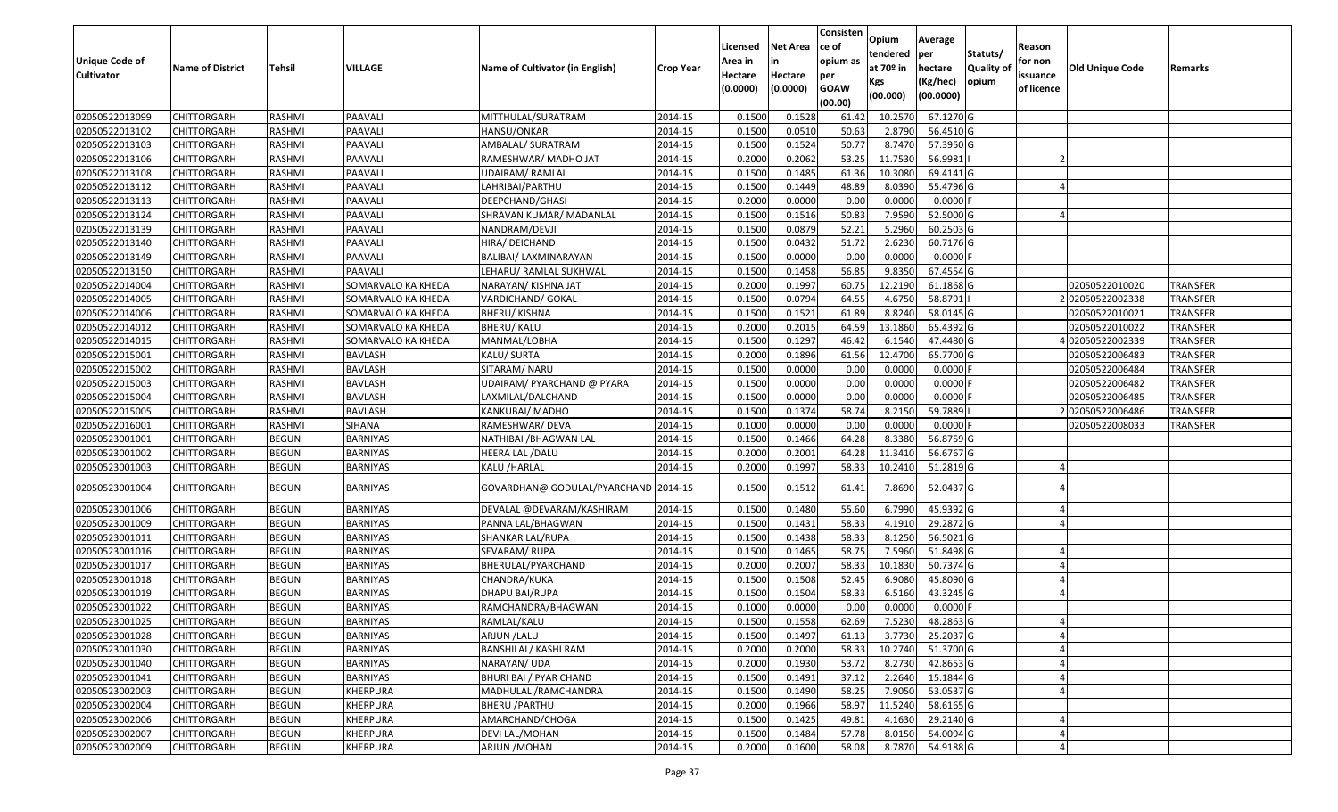| Unique Code of Cultivator | Name of District | Tehsil | VILLAGE | Name of Cultivator (in English) | Crop Year | Licensed Area in Hectare (0.0000) | Net Area in Hectare (0.0000) | Consistence of opium as per GOAW (00.00) | Opium tendered at 70º in Kgs (00.000) | Average per hectare (Kg/hec) (00.0000) | Statuts/ Quality of opium | Reason for non issuance of licence | Old Unique Code | Remarks |
|---|---|---|---|---|---|---|---|---|---|---|---|---|---|---|
| 02050522013099 | CHITTORGARH | RASHMI | PAAVALI | MITTHULAL/SURATRAM | 2014-15 | 0.1500 | 0.1528 | 61.42 | 10.2570 | 67.1270 | G | | | |
| 02050522013102 | CHITTORGARH | RASHMI | PAAVALI | HANSU/ONKAR | 2014-15 | 0.1500 | 0.0510 | 50.63 | 2.8790 | 56.4510 | G | | | |
| 02050522013103 | CHITTORGARH | RASHMI | PAAVALI | AMBALAL/ SURATRAM | 2014-15 | 0.1500 | 0.1524 | 50.77 | 8.7470 | 57.3950 | G | | | |
| 02050522013106 | CHITTORGARH | RASHMI | PAAVALI | RAMESHWAR/ MADHO JAT | 2014-15 | 0.2000 | 0.2062 | 53.25 | 11.7530 | 56.9981 | I | 2 | | |
| 02050522013108 | CHITTORGARH | RASHMI | PAAVALI | UDAIRAM/ RAMLAL | 2014-15 | 0.1500 | 0.1485 | 61.36 | 10.3080 | 69.4141 | G | | | |
| 02050522013112 | CHITTORGARH | RASHMI | PAAVALI | LAHRIBAI/PARTHU | 2014-15 | 0.1500 | 0.1449 | 48.89 | 8.0390 | 55.4796 | G | 4 | | |
| 02050522013113 | CHITTORGARH | RASHMI | PAAVALI | DEEPCHAND/GHASI | 2014-15 | 0.2000 | 0.0000 | 0.00 | 0.0000 | 0.0000 | F | | | |
| 02050522013124 | CHITTORGARH | RASHMI | PAAVALI | SHRAVAN KUMAR/ MADANLAL | 2014-15 | 0.1500 | 0.1516 | 50.83 | 7.9590 | 52.5000 | G | 4 | | |
| 02050522013139 | CHITTORGARH | RASHMI | PAAVALI | NANDRAM/DEVJI | 2014-15 | 0.1500 | 0.0879 | 52.21 | 5.2960 | 60.2503 | G | | | |
| 02050522013140 | CHITTORGARH | RASHMI | PAAVALI | HIRA/ DEICHAND | 2014-15 | 0.1500 | 0.0432 | 51.72 | 2.6230 | 60.7176 | G | | | |
| 02050522013149 | CHITTORGARH | RASHMI | PAAVALI | BALIBAI/ LAXMINARAYAN | 2014-15 | 0.1500 | 0.0000 | 0.00 | 0.0000 | 0.0000 | F | | | |
| 02050522013150 | CHITTORGARH | RASHMI | PAAVALI | LEHARU/ RAMLAL SUKHWAL | 2014-15 | 0.1500 | 0.1458 | 56.85 | 9.8350 | 67.4554 | G | | | |
| 02050522014004 | CHITTORGARH | RASHMI | SOMARVALO KA KHEDA | NARAYAN/ KISHNA JAT | 2014-15 | 0.2000 | 0.1997 | 60.75 | 12.2190 | 61.1868 | G | | 02050522010020 | TRANSFER |
| 02050522014005 | CHITTORGARH | RASHMI | SOMARVALO KA KHEDA | VARDICHAND/ GOKAL | 2014-15 | 0.1500 | 0.0794 | 64.55 | 4.6750 | 58.8791 | I | 2 | 02050522002338 | TRANSFER |
| 02050522014006 | CHITTORGARH | RASHMI | SOMARVALO KA KHEDA | BHERU/ KISHNA | 2014-15 | 0.1500 | 0.1521 | 61.89 | 8.8240 | 58.0145 | G | | 02050522010021 | TRANSFER |
| 02050522014012 | CHITTORGARH | RASHMI | SOMARVALO KA KHEDA | BHERU/ KALU | 2014-15 | 0.2000 | 0.2015 | 64.59 | 13.1860 | 65.4392 | G | | 02050522010022 | TRANSFER |
| 02050522014015 | CHITTORGARH | RASHMI | SOMARVALO KA KHEDA | MANMAL/LOBHA | 2014-15 | 0.1500 | 0.1297 | 46.42 | 6.1540 | 47.4480 | G | 4 | 02050522002339 | TRANSFER |
| 02050522015001 | CHITTORGARH | RASHMI | BAVLASH | KALU/ SURTA | 2014-15 | 0.2000 | 0.1896 | 61.56 | 12.4700 | 65.7700 | G | | 02050522006483 | TRANSFER |
| 02050522015002 | CHITTORGARH | RASHMI | BAVLASH | SITARAM/ NARU | 2014-15 | 0.1500 | 0.0000 | 0.00 | 0.0000 | 0.0000 | F | | 02050522006484 | TRANSFER |
| 02050522015003 | CHITTORGARH | RASHMI | BAVLASH | UDAIRAM/ PYARCHAND @ PYARA | 2014-15 | 0.1500 | 0.0000 | 0.00 | 0.0000 | 0.0000 | F | | 02050522006482 | TRANSFER |
| 02050522015004 | CHITTORGARH | RASHMI | BAVLASH | LAXMILAL/DALCHAND | 2014-15 | 0.1500 | 0.0000 | 0.00 | 0.0000 | 0.0000 | F | | 02050522006485 | TRANSFER |
| 02050522015005 | CHITTORGARH | RASHMI | BAVLASH | KANKUBAI/ MADHO | 2014-15 | 0.1500 | 0.1374 | 58.74 | 8.2150 | 59.7889 | I | 2 | 02050522006486 | TRANSFER |
| 02050522016001 | CHITTORGARH | RASHMI | SIHANA | RAMESHWAR/ DEVA | 2014-15 | 0.1000 | 0.0000 | 0.00 | 0.0000 | 0.0000 | F | | 02050522008033 | TRANSFER |
| 02050523001001 | CHITTORGARH | BEGUN | BARNIYAS | NATHIBAI /BHAGWAN LAL | 2014-15 | 0.1500 | 0.1466 | 64.28 | 8.3380 | 56.8759 | G | | | |
| 02050523001002 | CHITTORGARH | BEGUN | BARNIYAS | HEERA LAL /DALU | 2014-15 | 0.2000 | 0.2001 | 64.28 | 11.3410 | 56.6767 | G | | | |
| 02050523001003 | CHITTORGARH | BEGUN | BARNIYAS | KALU /HARLAL | 2014-15 | 0.2000 | 0.1997 | 58.33 | 10.2410 | 51.2819 | G | 4 | | |
| 02050523001004 | CHITTORGARH | BEGUN | BARNIYAS | GOVARDHAN@ GODULAL/PYARCHAND | 2014-15 | 0.1500 | 0.1512 | 61.41 | 7.8690 | 52.0437 | G | 4 | | |
| 02050523001006 | CHITTORGARH | BEGUN | BARNIYAS | DEVALAL @DEVARAM/KASHIRAM | 2014-15 | 0.1500 | 0.1480 | 55.60 | 6.7990 | 45.9392 | G | 4 | | |
| 02050523001009 | CHITTORGARH | BEGUN | BARNIYAS | PANNA LAL/BHAGWAN | 2014-15 | 0.1500 | 0.1431 | 58.33 | 4.1910 | 29.2872 | G | 4 | | |
| 02050523001011 | CHITTORGARH | BEGUN | BARNIYAS | SHANKAR LAL/RUPA | 2014-15 | 0.1500 | 0.1438 | 58.33 | 8.1250 | 56.5021 | G | | | |
| 02050523001016 | CHITTORGARH | BEGUN | BARNIYAS | SEVARAM/ RUPA | 2014-15 | 0.1500 | 0.1465 | 58.75 | 7.5960 | 51.8498 | G | 4 | | |
| 02050523001017 | CHITTORGARH | BEGUN | BARNIYAS | BHERULAL/PYARCHAND | 2014-15 | 0.2000 | 0.2007 | 58.33 | 10.1830 | 50.7374 | G | 4 | | |
| 02050523001018 | CHITTORGARH | BEGUN | BARNIYAS | CHANDRA/KUKA | 2014-15 | 0.1500 | 0.1508 | 52.45 | 6.9080 | 45.8090 | G | 4 | | |
| 02050523001019 | CHITTORGARH | BEGUN | BARNIYAS | DHAPU BAI/RUPA | 2014-15 | 0.1500 | 0.1504 | 58.33 | 6.5160 | 43.3245 | G | 4 | | |
| 02050523001022 | CHITTORGARH | BEGUN | BARNIYAS | RAMCHANDRA/BHAGWAN | 2014-15 | 0.1000 | 0.0000 | 0.00 | 0.0000 | 0.0000 | F | | | |
| 02050523001025 | CHITTORGARH | BEGUN | BARNIYAS | RAMLAL/KALU | 2014-15 | 0.1500 | 0.1558 | 62.69 | 7.5230 | 48.2863 | G | 4 | | |
| 02050523001028 | CHITTORGARH | BEGUN | BARNIYAS | ARJUN /LALU | 2014-15 | 0.1500 | 0.1497 | 61.13 | 3.7730 | 25.2037 | G | 4 | | |
| 02050523001030 | CHITTORGARH | BEGUN | BARNIYAS | BANSHILAL/ KASHI RAM | 2014-15 | 0.2000 | 0.2000 | 58.33 | 10.2740 | 51.3700 | G | 4 | | |
| 02050523001040 | CHITTORGARH | BEGUN | BARNIYAS | NARAYAN/ UDA | 2014-15 | 0.2000 | 0.1930 | 53.72 | 8.2730 | 42.8653 | G | 4 | | |
| 02050523001041 | CHITTORGARH | BEGUN | BARNIYAS | BHURI BAI / PYAR CHAND | 2014-15 | 0.1500 | 0.1491 | 37.12 | 2.2640 | 15.1844 | G | 4 | | |
| 02050523002003 | CHITTORGARH | BEGUN | KHERPURA | MADHULAL /RAMCHANDRA | 2014-15 | 0.1500 | 0.1490 | 58.25 | 7.9050 | 53.0537 | G | 4 | | |
| 02050523002004 | CHITTORGARH | BEGUN | KHERPURA | BHERU /PARTHU | 2014-15 | 0.2000 | 0.1966 | 58.97 | 11.5240 | 58.6165 | G | | | |
| 02050523002006 | CHITTORGARH | BEGUN | KHERPURA | AMARCHAND/CHOGA | 2014-15 | 0.1500 | 0.1425 | 49.81 | 4.1630 | 29.2140 | G | 4 | | |
| 02050523002007 | CHITTORGARH | BEGUN | KHERPURA | DEVI LAL/MOHAN | 2014-15 | 0.1500 | 0.1484 | 57.78 | 8.0150 | 54.0094 | G | 4 | | |
| 02050523002009 | CHITTORGARH | BEGUN | KHERPURA | ARJUN /MOHAN | 2014-15 | 0.2000 | 0.1600 | 58.08 | 8.7870 | 54.9188 | G | 4 | | |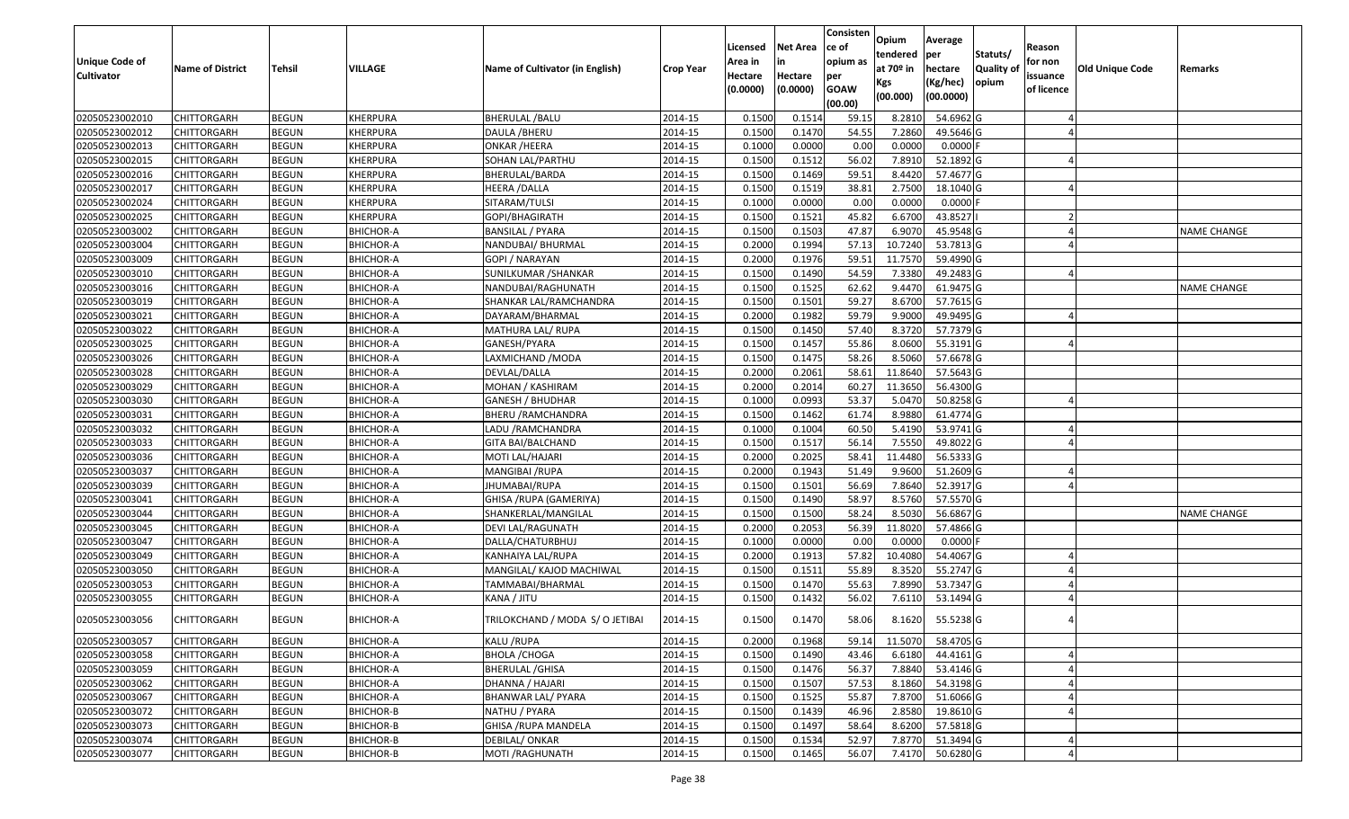| Unique Code of Cultivator | Name of District | Tehsil | VILLAGE | Name of Cultivator (in English) | Crop Year | Licensed Area in Hectare (0.0000) | Net Area in Hectare (0.0000) | Consistence of opium as per GOAW (00.00) | Opium tendered at 70º in Kgs (00.000) | Average per hectare (Kg/hec) (00.0000) | Statuts/ Quality of opium | Reason for non issuance of licence | Old Unique Code | Remarks |
|---|---|---|---|---|---|---|---|---|---|---|---|---|---|---|
| 02050523002010 | CHITTORGARH | BEGUN | KHERPURA | BHERULAL /BALU | 2014-15 | 0.1500 | 0.1514 | 59.15 | 8.2810 | 54.6962 | G | 4 | | |
| 02050523002012 | CHITTORGARH | BEGUN | KHERPURA | DAULA /BHERU | 2014-15 | 0.1500 | 0.1470 | 54.55 | 7.2860 | 49.5646 | G | 4 | | |
| 02050523002013 | CHITTORGARH | BEGUN | KHERPURA | ONKAR /HEERA | 2014-15 | 0.1000 | 0.0000 | 0.00 | 0.0000 | 0.0000 | F | | | |
| 02050523002015 | CHITTORGARH | BEGUN | KHERPURA | SOHAN LAL/PARTHU | 2014-15 | 0.1500 | 0.1512 | 56.02 | 7.8910 | 52.1892 | G | 4 | | |
| 02050523002016 | CHITTORGARH | BEGUN | KHERPURA | BHERULAL/BARDA | 2014-15 | 0.1500 | 0.1469 | 59.51 | 8.4420 | 57.4677 | G | | | |
| 02050523002017 | CHITTORGARH | BEGUN | KHERPURA | HEERA /DALLA | 2014-15 | 0.1500 | 0.1519 | 38.81 | 2.7500 | 18.1040 | G | 4 | | |
| 02050523002024 | CHITTORGARH | BEGUN | KHERPURA | SITARAM/TULSI | 2014-15 | 0.1000 | 0.0000 | 0.00 | 0.0000 | 0.0000 | F | | | |
| 02050523002025 | CHITTORGARH | BEGUN | KHERPURA | GOPI/BHAGIRATH | 2014-15 | 0.1500 | 0.1521 | 45.82 | 6.6700 | 43.8527 | I | 2 | | |
| 02050523003002 | CHITTORGARH | BEGUN | BHICHOR-A | BANSILAL / PYARA | 2014-15 | 0.1500 | 0.1503 | 47.87 | 6.9070 | 45.9548 | G | 4 | | NAME CHANGE |
| 02050523003004 | CHITTORGARH | BEGUN | BHICHOR-A | NANDUBAI/ BHURMAL | 2014-15 | 0.2000 | 0.1994 | 57.13 | 10.7240 | 53.7813 | G | 4 | | |
| 02050523003009 | CHITTORGARH | BEGUN | BHICHOR-A | GOPI / NARAYAN | 2014-15 | 0.2000 | 0.1976 | 59.51 | 11.7570 | 59.4990 | G | | | |
| 02050523003010 | CHITTORGARH | BEGUN | BHICHOR-A | SUNILKUMAR /SHANKAR | 2014-15 | 0.1500 | 0.1490 | 54.59 | 7.3380 | 49.2483 | G | 4 | | |
| 02050523003016 | CHITTORGARH | BEGUN | BHICHOR-A | NANDUBAI/RAGHUNATH | 2014-15 | 0.1500 | 0.1525 | 62.62 | 9.4470 | 61.9475 | G | | | NAME CHANGE |
| 02050523003019 | CHITTORGARH | BEGUN | BHICHOR-A | SHANKAR LAL/RAMCHANDRA | 2014-15 | 0.1500 | 0.1501 | 59.27 | 8.6700 | 57.7615 | G | | | |
| 02050523003021 | CHITTORGARH | BEGUN | BHICHOR-A | DAYARAM/BHARMAL | 2014-15 | 0.2000 | 0.1982 | 59.79 | 9.9000 | 49.9495 | G | 4 | | |
| 02050523003022 | CHITTORGARH | BEGUN | BHICHOR-A | MATHURA LAL/ RUPA | 2014-15 | 0.1500 | 0.1450 | 57.40 | 8.3720 | 57.7379 | G | | | |
| 02050523003025 | CHITTORGARH | BEGUN | BHICHOR-A | GANESH/PYARA | 2014-15 | 0.1500 | 0.1457 | 55.86 | 8.0600 | 55.3191 | G | 4 | | |
| 02050523003026 | CHITTORGARH | BEGUN | BHICHOR-A | LAXMICHAND /MODA | 2014-15 | 0.1500 | 0.1475 | 58.26 | 8.5060 | 57.6678 | G | | | |
| 02050523003028 | CHITTORGARH | BEGUN | BHICHOR-A | DEVLAL/DALLA | 2014-15 | 0.2000 | 0.2061 | 58.61 | 11.8640 | 57.5643 | G | | | |
| 02050523003029 | CHITTORGARH | BEGUN | BHICHOR-A | MOHAN / KASHIRAM | 2014-15 | 0.2000 | 0.2014 | 60.27 | 11.3650 | 56.4300 | G | | | |
| 02050523003030 | CHITTORGARH | BEGUN | BHICHOR-A | GANESH / BHUDHAR | 2014-15 | 0.1000 | 0.0993 | 53.37 | 5.0470 | 50.8258 | G | 4 | | |
| 02050523003031 | CHITTORGARH | BEGUN | BHICHOR-A | BHERU /RAMCHANDRA | 2014-15 | 0.1500 | 0.1462 | 61.74 | 8.9880 | 61.4774 | G | | | |
| 02050523003032 | CHITTORGARH | BEGUN | BHICHOR-A | LADU /RAMCHANDRA | 2014-15 | 0.1000 | 0.1004 | 60.50 | 5.4190 | 53.9741 | G | 4 | | |
| 02050523003033 | CHITTORGARH | BEGUN | BHICHOR-A | GITA BAI/BALCHAND | 2014-15 | 0.1500 | 0.1517 | 56.14 | 7.5550 | 49.8022 | G | 4 | | |
| 02050523003036 | CHITTORGARH | BEGUN | BHICHOR-A | MOTI LAL/HAJARI | 2014-15 | 0.2000 | 0.2025 | 58.41 | 11.4480 | 56.5333 | G | | | |
| 02050523003037 | CHITTORGARH | BEGUN | BHICHOR-A | MANGIBAI /RUPA | 2014-15 | 0.2000 | 0.1943 | 51.49 | 9.9600 | 51.2609 | G | 4 | | |
| 02050523003039 | CHITTORGARH | BEGUN | BHICHOR-A | JHUMABAI/RUPA | 2014-15 | 0.1500 | 0.1501 | 56.69 | 7.8640 | 52.3917 | G | 4 | | |
| 02050523003041 | CHITTORGARH | BEGUN | BHICHOR-A | GHISA /RUPA (GAMERIYA) | 2014-15 | 0.1500 | 0.1490 | 58.97 | 8.5760 | 57.5570 | G | | | |
| 02050523003044 | CHITTORGARH | BEGUN | BHICHOR-A | SHANKERLAL/MANGILAL | 2014-15 | 0.1500 | 0.1500 | 58.24 | 8.5030 | 56.6867 | G | | | NAME CHANGE |
| 02050523003045 | CHITTORGARH | BEGUN | BHICHOR-A | DEVI LAL/RAGUNATH | 2014-15 | 0.2000 | 0.2053 | 56.39 | 11.8020 | 57.4866 | G | | | |
| 02050523003047 | CHITTORGARH | BEGUN | BHICHOR-A | DALLA/CHATURBHUJ | 2014-15 | 0.1000 | 0.0000 | 0.00 | 0.0000 | 0.0000 | F | | | |
| 02050523003049 | CHITTORGARH | BEGUN | BHICHOR-A | KANHAIYA LAL/RUPA | 2014-15 | 0.2000 | 0.1913 | 57.82 | 10.4080 | 54.4067 | G | 4 | | |
| 02050523003050 | CHITTORGARH | BEGUN | BHICHOR-A | MANGILAL/ KAJOD MACHIWAL | 2014-15 | 0.1500 | 0.1511 | 55.89 | 8.3520 | 55.2747 | G | 4 | | |
| 02050523003053 | CHITTORGARH | BEGUN | BHICHOR-A | TAMMABAI/BHARMAL | 2014-15 | 0.1500 | 0.1470 | 55.63 | 7.8990 | 53.7347 | G | 4 | | |
| 02050523003055 | CHITTORGARH | BEGUN | BHICHOR-A | KANA / JITU | 2014-15 | 0.1500 | 0.1432 | 56.02 | 7.6110 | 53.1494 | G | 4 | | |
| 02050523003056 | CHITTORGARH | BEGUN | BHICHOR-A | TRILOKCHAND / MODA S/ O JETIBAI | 2014-15 | 0.1500 | 0.1470 | 58.06 | 8.1620 | 55.5238 | G | 4 | | |
| 02050523003057 | CHITTORGARH | BEGUN | BHICHOR-A | KALU /RUPA | 2014-15 | 0.2000 | 0.1968 | 59.14 | 11.5070 | 58.4705 | G | | | |
| 02050523003058 | CHITTORGARH | BEGUN | BHICHOR-A | BHOLA /CHOGA | 2014-15 | 0.1500 | 0.1490 | 43.46 | 6.6180 | 44.4161 | G | 4 | | |
| 02050523003059 | CHITTORGARH | BEGUN | BHICHOR-A | BHERULAL /GHISA | 2014-15 | 0.1500 | 0.1476 | 56.37 | 7.8840 | 53.4146 | G | 4 | | |
| 02050523003062 | CHITTORGARH | BEGUN | BHICHOR-A | DHANNA / HAJARI | 2014-15 | 0.1500 | 0.1507 | 57.53 | 8.1860 | 54.3198 | G | 4 | | |
| 02050523003067 | CHITTORGARH | BEGUN | BHICHOR-A | BHANWAR LAL/ PYARA | 2014-15 | 0.1500 | 0.1525 | 55.87 | 7.8700 | 51.6066 | G | 4 | | |
| 02050523003072 | CHITTORGARH | BEGUN | BHICHOR-B | NATHU / PYARA | 2014-15 | 0.1500 | 0.1439 | 46.96 | 2.8580 | 19.8610 | G | 4 | | |
| 02050523003073 | CHITTORGARH | BEGUN | BHICHOR-B | GHISA /RUPA MANDELA | 2014-15 | 0.1500 | 0.1497 | 58.64 | 8.6200 | 57.5818 | G | | | |
| 02050523003074 | CHITTORGARH | BEGUN | BHICHOR-B | DEBILAL/ ONKAR | 2014-15 | 0.1500 | 0.1534 | 52.97 | 7.8770 | 51.3494 | G | 4 | | |
| 02050523003077 | CHITTORGARH | BEGUN | BHICHOR-B | MOTI /RAGHUNATH | 2014-15 | 0.1500 | 0.1465 | 56.07 | 7.4170 | 50.6280 | G | 4 | | |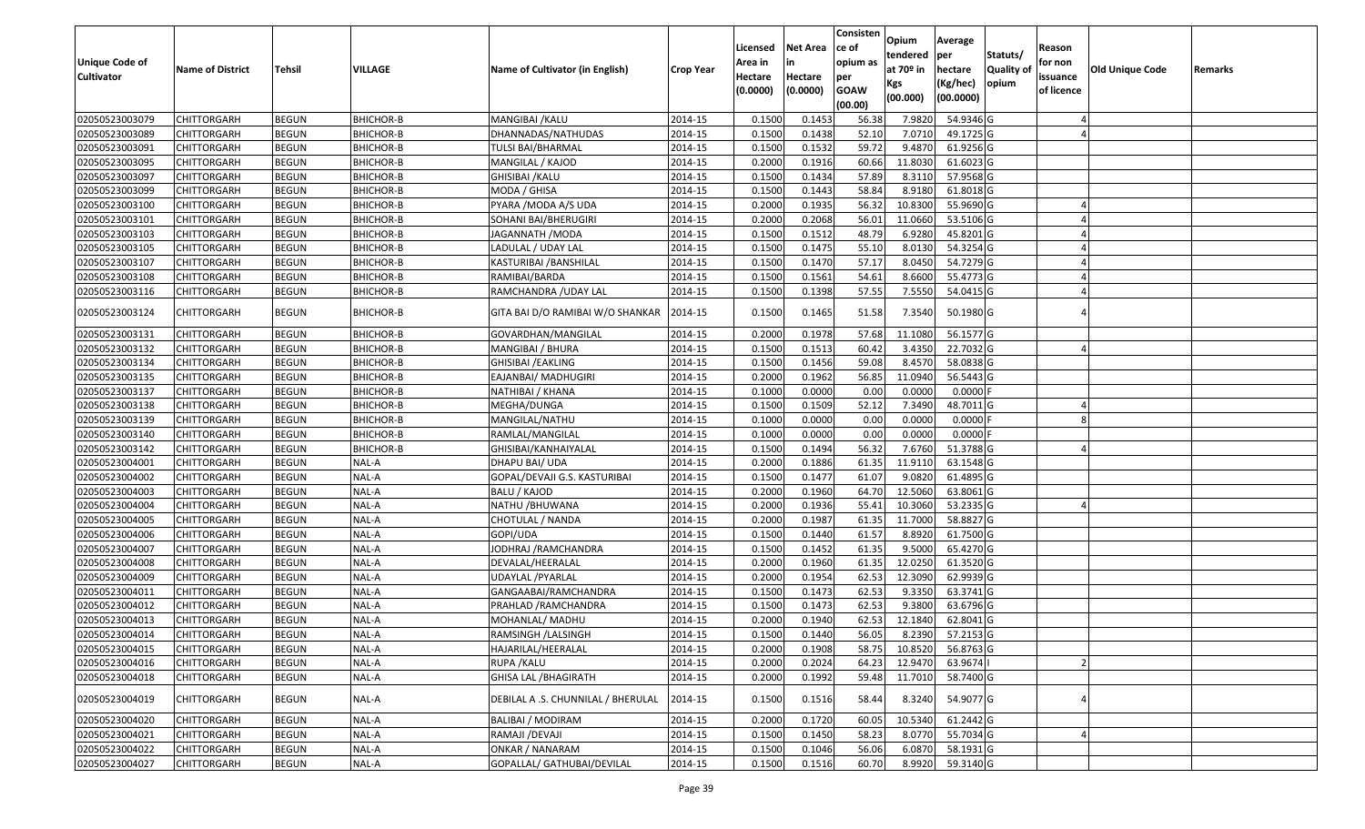| Unique Code of Cultivator | Name of District | Tehsil | VILLAGE | Name of Cultivator (in English) | Crop Year | Licensed Area in Hectare (0.0000) | Net Area in Hectare (0.0000) | Consistence of opium as per GOAW (00.00) | Opium tendered at 70º in Kgs (00.000) | Average per hectare (Kg/hec) (00.0000) | Statuts/ Quality of opium | Reason for non issuance of licence | Old Unique Code | Remarks |
|---|---|---|---|---|---|---|---|---|---|---|---|---|---|---|
| 02050523003079 | CHITTORGARH | BEGUN | BHICHOR-B | MANGIBAI /KALU | 2014-15 | 0.1500 | 0.1453 | 56.38 | 7.9820 | 54.9346 | G | 4 | | |
| 02050523003089 | CHITTORGARH | BEGUN | BHICHOR-B | DHANNADAS/NATHUDAS | 2014-15 | 0.1500 | 0.1438 | 52.10 | 7.0710 | 49.1725 | G | 4 | | |
| 02050523003091 | CHITTORGARH | BEGUN | BHICHOR-B | TULSI BAI/BHARMAL | 2014-15 | 0.1500 | 0.1532 | 59.72 | 9.4870 | 61.9256 | G | | | |
| 02050523003095 | CHITTORGARH | BEGUN | BHICHOR-B | MANGILAL / KAJOD | 2014-15 | 0.2000 | 0.1916 | 60.66 | 11.8030 | 61.6023 | G | | | |
| 02050523003097 | CHITTORGARH | BEGUN | BHICHOR-B | GHISIBAI /KALU | 2014-15 | 0.1500 | 0.1434 | 57.89 | 8.3110 | 57.9568 | G | | | |
| 02050523003099 | CHITTORGARH | BEGUN | BHICHOR-B | MODA / GHISA | 2014-15 | 0.1500 | 0.1443 | 58.84 | 8.9180 | 61.8018 | G | | | |
| 02050523003100 | CHITTORGARH | BEGUN | BHICHOR-B | PYARA /MODA A/S UDA | 2014-15 | 0.2000 | 0.1935 | 56.32 | 10.8300 | 55.9690 | G | 4 | | |
| 02050523003101 | CHITTORGARH | BEGUN | BHICHOR-B | SOHANI BAI/BHERUGIRI | 2014-15 | 0.2000 | 0.2068 | 56.01 | 11.0660 | 53.5106 | G | 4 | | |
| 02050523003103 | CHITTORGARH | BEGUN | BHICHOR-B | JAGANNATH /MODA | 2014-15 | 0.1500 | 0.1512 | 48.79 | 6.9280 | 45.8201 | G | 4 | | |
| 02050523003105 | CHITTORGARH | BEGUN | BHICHOR-B | LADULAL / UDAY LAL | 2014-15 | 0.1500 | 0.1475 | 55.10 | 8.0130 | 54.3254 | G | 4 | | |
| 02050523003107 | CHITTORGARH | BEGUN | BHICHOR-B | KASTURIBAI /BANSHILAL | 2014-15 | 0.1500 | 0.1470 | 57.17 | 8.0450 | 54.7279 | G | 4 | | |
| 02050523003108 | CHITTORGARH | BEGUN | BHICHOR-B | RAMIBAI/BARDA | 2014-15 | 0.1500 | 0.1561 | 54.61 | 8.6600 | 55.4773 | G | 4 | | |
| 02050523003116 | CHITTORGARH | BEGUN | BHICHOR-B | RAMCHANDRA /UDAY LAL | 2014-15 | 0.1500 | 0.1398 | 57.55 | 7.5550 | 54.0415 | G | 4 | | |
| 02050523003124 | CHITTORGARH | BEGUN | BHICHOR-B | GITA BAI D/O RAMIBAI W/O SHANKAR | 2014-15 | 0.1500 | 0.1465 | 51.58 | 7.3540 | 50.1980 | G | 4 | | |
| 02050523003131 | CHITTORGARH | BEGUN | BHICHOR-B | GOVARDHAN/MANGILAL | 2014-15 | 0.2000 | 0.1978 | 57.68 | 11.1080 | 56.1577 | G | | | |
| 02050523003132 | CHITTORGARH | BEGUN | BHICHOR-B | MANGIBAI / BHURA | 2014-15 | 0.1500 | 0.1513 | 60.42 | 3.4350 | 22.7032 | G | 4 | | |
| 02050523003134 | CHITTORGARH | BEGUN | BHICHOR-B | GHISIBAI /EAKLING | 2014-15 | 0.1500 | 0.1456 | 59.08 | 8.4570 | 58.0838 | G | | | |
| 02050523003135 | CHITTORGARH | BEGUN | BHICHOR-B | EAJANBAI/ MADHUGIRI | 2014-15 | 0.2000 | 0.1962 | 56.85 | 11.0940 | 56.5443 | G | | | |
| 02050523003137 | CHITTORGARH | BEGUN | BHICHOR-B | NATHIBAI / KHANA | 2014-15 | 0.1000 | 0.0000 | 0.00 | 0.0000 | 0.0000 | F | | | |
| 02050523003138 | CHITTORGARH | BEGUN | BHICHOR-B | MEGHA/DUNGA | 2014-15 | 0.1500 | 0.1509 | 52.12 | 7.3490 | 48.7011 | G | 4 | | |
| 02050523003139 | CHITTORGARH | BEGUN | BHICHOR-B | MANGILAL/NATHU | 2014-15 | 0.1000 | 0.0000 | 0.00 | 0.0000 | 0.0000 | F | 8 | | |
| 02050523003140 | CHITTORGARH | BEGUN | BHICHOR-B | RAMLAL/MANGILAL | 2014-15 | 0.1000 | 0.0000 | 0.00 | 0.0000 | 0.0000 | F | | | |
| 02050523003142 | CHITTORGARH | BEGUN | BHICHOR-B | GHISIBAI/KANHAIYALAL | 2014-15 | 0.1500 | 0.1494 | 56.32 | 7.6760 | 51.3788 | G | 4 | | |
| 02050523004001 | CHITTORGARH | BEGUN | NAL-A | DHAPU BAI/ UDA | 2014-15 | 0.2000 | 0.1886 | 61.35 | 11.9110 | 63.1548 | G | | | |
| 02050523004002 | CHITTORGARH | BEGUN | NAL-A | GOPAL/DEVAJI G.S. KASTURIBAI | 2014-15 | 0.1500 | 0.1477 | 61.07 | 9.0820 | 61.4895 | G | | | |
| 02050523004003 | CHITTORGARH | BEGUN | NAL-A | BALU / KAJOD | 2014-15 | 0.2000 | 0.1960 | 64.70 | 12.5060 | 63.8061 | G | | | |
| 02050523004004 | CHITTORGARH | BEGUN | NAL-A | NATHU /BHUWANA | 2014-15 | 0.2000 | 0.1936 | 55.41 | 10.3060 | 53.2335 | G | 4 | | |
| 02050523004005 | CHITTORGARH | BEGUN | NAL-A | CHOTULAL / NANDA | 2014-15 | 0.2000 | 0.1987 | 61.35 | 11.7000 | 58.8827 | G | | | |
| 02050523004006 | CHITTORGARH | BEGUN | NAL-A | GOPI/UDA | 2014-15 | 0.1500 | 0.1440 | 61.57 | 8.8920 | 61.7500 | G | | | |
| 02050523004007 | CHITTORGARH | BEGUN | NAL-A | JODHRAJ /RAMCHANDRA | 2014-15 | 0.1500 | 0.1452 | 61.35 | 9.5000 | 65.4270 | G | | | |
| 02050523004008 | CHITTORGARH | BEGUN | NAL-A | DEVALAL/HEERALAL | 2014-15 | 0.2000 | 0.1960 | 61.35 | 12.0250 | 61.3520 | G | | | |
| 02050523004009 | CHITTORGARH | BEGUN | NAL-A | UDAYLAL /PYARLAL | 2014-15 | 0.2000 | 0.1954 | 62.53 | 12.3090 | 62.9939 | G | | | |
| 02050523004011 | CHITTORGARH | BEGUN | NAL-A | GANGAABAI/RAMCHANDRA | 2014-15 | 0.1500 | 0.1473 | 62.53 | 9.3350 | 63.3741 | G | | | |
| 02050523004012 | CHITTORGARH | BEGUN | NAL-A | PRAHLAD /RAMCHANDRA | 2014-15 | 0.1500 | 0.1473 | 62.53 | 9.3800 | 63.6796 | G | | | |
| 02050523004013 | CHITTORGARH | BEGUN | NAL-A | MOHANLAL/ MADHU | 2014-15 | 0.2000 | 0.1940 | 62.53 | 12.1840 | 62.8041 | G | | | |
| 02050523004014 | CHITTORGARH | BEGUN | NAL-A | RAMSINGH /LALSINGH | 2014-15 | 0.1500 | 0.1440 | 56.05 | 8.2390 | 57.2153 | G | | | |
| 02050523004015 | CHITTORGARH | BEGUN | NAL-A | HAJARILAL/HEERALAL | 2014-15 | 0.2000 | 0.1908 | 58.75 | 10.8520 | 56.8763 | G | | | |
| 02050523004016 | CHITTORGARH | BEGUN | NAL-A | RUPA /KALU | 2014-15 | 0.2000 | 0.2024 | 64.23 | 12.9470 | 63.9674 | I | 2 | | |
| 02050523004018 | CHITTORGARH | BEGUN | NAL-A | GHISA LAL /BHAGIRATH | 2014-15 | 0.2000 | 0.1992 | 59.48 | 11.7010 | 58.7400 | G | | | |
| 02050523004019 | CHITTORGARH | BEGUN | NAL-A | DEBILAL A .S. CHUNNILAL / BHERULAL | 2014-15 | 0.1500 | 0.1516 | 58.44 | 8.3240 | 54.9077 | G | 4 | | |
| 02050523004020 | CHITTORGARH | BEGUN | NAL-A | BALIBAI / MODIRAM | 2014-15 | 0.2000 | 0.1720 | 60.05 | 10.5340 | 61.2442 | G | | | |
| 02050523004021 | CHITTORGARH | BEGUN | NAL-A | RAMAJI /DEVAJI | 2014-15 | 0.1500 | 0.1450 | 58.23 | 8.0770 | 55.7034 | G | 4 | | |
| 02050523004022 | CHITTORGARH | BEGUN | NAL-A | ONKAR / NANARAM | 2014-15 | 0.1500 | 0.1046 | 56.06 | 6.0870 | 58.1931 | G | | | |
| 02050523004027 | CHITTORGARH | BEGUN | NAL-A | GOPALLAL/ GATHUBAI/DEVILAL | 2014-15 | 0.1500 | 0.1516 | 60.70 | 8.9920 | 59.3140 | G | | | |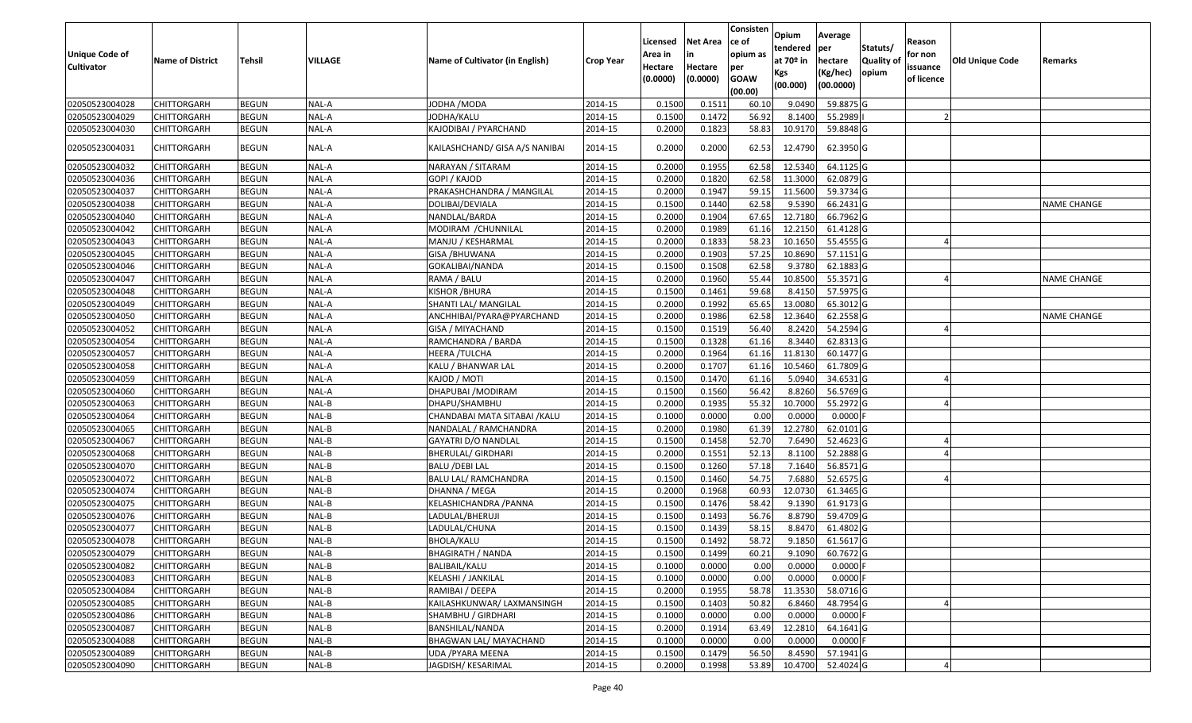| Unique Code of Cultivator | Name of District | Tehsil | VILLAGE | Name of Cultivator (in English) | Crop Year | Licensed Area in Hectare (0.0000) | Net Area in Hectare (0.0000) | Consisten ce of opium as per GOAW (00.00) | Opium tendered at 70º in Kgs (00.000) | Average per hectare (Kg/hec) (00.0000) | Statuts/ Quality of opium | Reason for non issuance of licence | Old Unique Code | Remarks |
|---|---|---|---|---|---|---|---|---|---|---|---|---|---|---|
| 02050523004028 | CHITTORGARH | BEGUN | NAL-A | JODHA /MODA | 2014-15 | 0.1500 | 0.1511 | 60.10 | 9.0490 | 59.8875 | G | | | |
| 02050523004029 | CHITTORGARH | BEGUN | NAL-A | JODHA/KALU | 2014-15 | 0.1500 | 0.1472 | 56.92 | 8.1400 | 55.2989 | I | 2 | | |
| 02050523004030 | CHITTORGARH | BEGUN | NAL-A | KAJODIBAI / PYARCHAND | 2014-15 | 0.2000 | 0.1823 | 58.83 | 10.9170 | 59.8848 | G | | | |
| 02050523004031 | CHITTORGARH | BEGUN | NAL-A | KAILASHCHAND/ GISA A/S NANIBAI | 2014-15 | 0.2000 | 0.2000 | 62.53 | 12.4790 | 62.3950 | G | | | |
| 02050523004032 | CHITTORGARH | BEGUN | NAL-A | NARAYAN / SITARAM | 2014-15 | 0.2000 | 0.1955 | 62.58 | 12.5340 | 64.1125 | G | | | |
| 02050523004036 | CHITTORGARH | BEGUN | NAL-A | GOPI / KAJOD | 2014-15 | 0.2000 | 0.1820 | 62.58 | 11.3000 | 62.0879 | G | | | |
| 02050523004037 | CHITTORGARH | BEGUN | NAL-A | PRAKASHCHANDRA / MANGILAL | 2014-15 | 0.2000 | 0.1947 | 59.15 | 11.5600 | 59.3734 | G | | | |
| 02050523004038 | CHITTORGARH | BEGUN | NAL-A | DOLIBAI/DEVIALA | 2014-15 | 0.1500 | 0.1440 | 62.58 | 9.5390 | 66.2431 | G | | | NAME CHANGE |
| 02050523004040 | CHITTORGARH | BEGUN | NAL-A | NANDLAL/BARDA | 2014-15 | 0.2000 | 0.1904 | 67.65 | 12.7180 | 66.7962 | G | | | |
| 02050523004042 | CHITTORGARH | BEGUN | NAL-A | MODIRAM /CHUNNILAL | 2014-15 | 0.2000 | 0.1989 | 61.16 | 12.2150 | 61.4128 | G | | | |
| 02050523004043 | CHITTORGARH | BEGUN | NAL-A | MANJU / KESHARMAL | 2014-15 | 0.2000 | 0.1833 | 58.23 | 10.1650 | 55.4555 | G | 4 | | |
| 02050523004045 | CHITTORGARH | BEGUN | NAL-A | GISA /BHUWANA | 2014-15 | 0.2000 | 0.1903 | 57.25 | 10.8690 | 57.1151 | G | | | |
| 02050523004046 | CHITTORGARH | BEGUN | NAL-A | GOKALIBAI/NANDA | 2014-15 | 0.1500 | 0.1508 | 62.58 | 9.3780 | 62.1883 | G | | | |
| 02050523004047 | CHITTORGARH | BEGUN | NAL-A | RAMA / BALU | 2014-15 | 0.2000 | 0.1960 | 55.44 | 10.8500 | 55.3571 | G | 4 | | NAME CHANGE |
| 02050523004048 | CHITTORGARH | BEGUN | NAL-A | KISHOR /BHURA | 2014-15 | 0.1500 | 0.1461 | 59.68 | 8.4150 | 57.5975 | G | | | |
| 02050523004049 | CHITTORGARH | BEGUN | NAL-A | SHANTI LAL/ MANGILAL | 2014-15 | 0.2000 | 0.1992 | 65.65 | 13.0080 | 65.3012 | G | | | |
| 02050523004050 | CHITTORGARH | BEGUN | NAL-A | ANCHHIBAI/PYARA@PYARCHAND | 2014-15 | 0.2000 | 0.1986 | 62.58 | 12.3640 | 62.2558 | G | | | NAME CHANGE |
| 02050523004052 | CHITTORGARH | BEGUN | NAL-A | GISA / MIYACHAND | 2014-15 | 0.1500 | 0.1519 | 56.40 | 8.2420 | 54.2594 | G | 4 | | |
| 02050523004054 | CHITTORGARH | BEGUN | NAL-A | RAMCHANDRA / BARDA | 2014-15 | 0.1500 | 0.1328 | 61.16 | 8.3440 | 62.8313 | G | | | |
| 02050523004057 | CHITTORGARH | BEGUN | NAL-A | HEERA /TULCHA | 2014-15 | 0.2000 | 0.1964 | 61.16 | 11.8130 | 60.1477 | G | | | |
| 02050523004058 | CHITTORGARH | BEGUN | NAL-A | KALU / BHANWAR LAL | 2014-15 | 0.2000 | 0.1707 | 61.16 | 10.5460 | 61.7809 | G | | | |
| 02050523004059 | CHITTORGARH | BEGUN | NAL-A | KAJOD / MOTI | 2014-15 | 0.1500 | 0.1470 | 61.16 | 5.0940 | 34.6531 | G | 4 | | |
| 02050523004060 | CHITTORGARH | BEGUN | NAL-A | DHAPUBAI /MODIRAM | 2014-15 | 0.1500 | 0.1560 | 56.42 | 8.8260 | 56.5769 | G | | | |
| 02050523004063 | CHITTORGARH | BEGUN | NAL-B | DHAPU/SHAMBHU | 2014-15 | 0.2000 | 0.1935 | 55.32 | 10.7000 | 55.2972 | G | 4 | | |
| 02050523004064 | CHITTORGARH | BEGUN | NAL-B | CHANDABAI MATA SITABAI /KALU | 2014-15 | 0.1000 | 0.0000 | 0.00 | 0.0000 | 0.0000 | F | | | |
| 02050523004065 | CHITTORGARH | BEGUN | NAL-B | NANDALAL / RAMCHANDRA | 2014-15 | 0.2000 | 0.1980 | 61.39 | 12.2780 | 62.0101 | G | | | |
| 02050523004067 | CHITTORGARH | BEGUN | NAL-B | GAYATRI D/O NANDLAL | 2014-15 | 0.1500 | 0.1458 | 52.70 | 7.6490 | 52.4623 | G | 4 | | |
| 02050523004068 | CHITTORGARH | BEGUN | NAL-B | BHERULAL/ GIRDHARI | 2014-15 | 0.2000 | 0.1551 | 52.13 | 8.1100 | 52.2888 | G | 4 | | |
| 02050523004070 | CHITTORGARH | BEGUN | NAL-B | BALU /DEBI LAL | 2014-15 | 0.1500 | 0.1260 | 57.18 | 7.1640 | 56.8571 | G | | | |
| 02050523004072 | CHITTORGARH | BEGUN | NAL-B | BALU LAL/ RAMCHANDRA | 2014-15 | 0.1500 | 0.1460 | 54.75 | 7.6880 | 52.6575 | G | 4 | | |
| 02050523004074 | CHITTORGARH | BEGUN | NAL-B | DHANNA / MEGA | 2014-15 | 0.2000 | 0.1968 | 60.93 | 12.0730 | 61.3465 | G | | | |
| 02050523004075 | CHITTORGARH | BEGUN | NAL-B | KELASHICHANDRA /PANNA | 2014-15 | 0.1500 | 0.1476 | 58.42 | 9.1390 | 61.9173 | G | | | |
| 02050523004076 | CHITTORGARH | BEGUN | NAL-B | LADULAL/BHERUJI | 2014-15 | 0.1500 | 0.1493 | 56.76 | 8.8790 | 59.4709 | G | | | |
| 02050523004077 | CHITTORGARH | BEGUN | NAL-B | LADULAL/CHUNA | 2014-15 | 0.1500 | 0.1439 | 58.15 | 8.8470 | 61.4802 | G | | | |
| 02050523004078 | CHITTORGARH | BEGUN | NAL-B | BHOLA/KALU | 2014-15 | 0.1500 | 0.1492 | 58.72 | 9.1850 | 61.5617 | G | | | |
| 02050523004079 | CHITTORGARH | BEGUN | NAL-B | BHAGIRATH / NANDA | 2014-15 | 0.1500 | 0.1499 | 60.21 | 9.1090 | 60.7672 | G | | | |
| 02050523004082 | CHITTORGARH | BEGUN | NAL-B | BALIBAIL/KALU | 2014-15 | 0.1000 | 0.0000 | 0.00 | 0.0000 | 0.0000 | F | | | |
| 02050523004083 | CHITTORGARH | BEGUN | NAL-B | KELASHI / JANKILAL | 2014-15 | 0.1000 | 0.0000 | 0.00 | 0.0000 | 0.0000 | F | | | |
| 02050523004084 | CHITTORGARH | BEGUN | NAL-B | RAMIBAI / DEEPA | 2014-15 | 0.2000 | 0.1955 | 58.78 | 11.3530 | 58.0716 | G | | | |
| 02050523004085 | CHITTORGARH | BEGUN | NAL-B | KAILASHKUNWAR/ LAXMANSINGH | 2014-15 | 0.1500 | 0.1403 | 50.82 | 6.8460 | 48.7954 | G | 4 | | |
| 02050523004086 | CHITTORGARH | BEGUN | NAL-B | SHAMBHU / GIRDHARI | 2014-15 | 0.1000 | 0.0000 | 0.00 | 0.0000 | 0.0000 | F | | | |
| 02050523004087 | CHITTORGARH | BEGUN | NAL-B | BANSHILAL/NANDA | 2014-15 | 0.2000 | 0.1914 | 63.49 | 12.2810 | 64.1641 | G | | | |
| 02050523004088 | CHITTORGARH | BEGUN | NAL-B | BHAGWAN LAL/ MAYACHAND | 2014-15 | 0.1000 | 0.0000 | 0.00 | 0.0000 | 0.0000 | F | | | |
| 02050523004089 | CHITTORGARH | BEGUN | NAL-B | UDA /PYARA MEENA | 2014-15 | 0.1500 | 0.1479 | 56.50 | 8.4590 | 57.1941 | G | | | |
| 02050523004090 | CHITTORGARH | BEGUN | NAL-B | JAGDISH/ KESARIMAL | 2014-15 | 0.2000 | 0.1998 | 53.89 | 10.4700 | 52.4024 | G | 4 | | |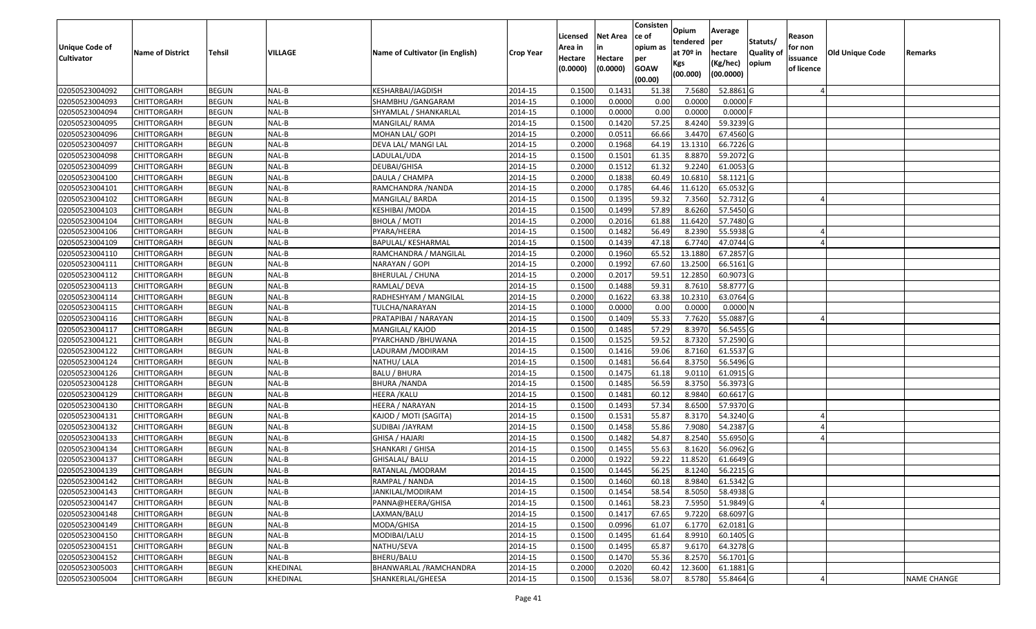| Unique Code of Cultivator | Name of District | Tehsil | VILLAGE | Name of Cultivator (in English) | Crop Year | Licensed Area in Hectare (0.0000) | Net Area in Hectare (0.0000) | Consisten ce of opium as per GOAW (00.00) | Opium tendered at 70º in Kgs (00.000) | Average per hectare (Kg/hec) (00.0000) | Statuts/ Quality of opium | Reason for non issuance of licence | Old Unique Code | Remarks |
|---|---|---|---|---|---|---|---|---|---|---|---|---|---|---|
| 02050523004092 | CHITTORGARH | BEGUN | NAL-B | KESHARBAI/JAGDISH | 2014-15 | 0.1500 | 0.1431 | 51.38 | 7.5680 | 52.8861 | G | 4 | | |
| 02050523004093 | CHITTORGARH | BEGUN | NAL-B | SHAMBHU /GANGARAM | 2014-15 | 0.1000 | 0.0000 | 0.00 | 0.0000 | 0.0000 | F | | | |
| 02050523004094 | CHITTORGARH | BEGUN | NAL-B | SHYAMLAL / SHANKARLAL | 2014-15 | 0.1000 | 0.0000 | 0.00 | 0.0000 | 0.0000 | F | | | |
| 02050523004095 | CHITTORGARH | BEGUN | NAL-B | MANGILAL/ RAMA | 2014-15 | 0.1500 | 0.1420 | 57.25 | 8.4240 | 59.3239 | G | | | |
| 02050523004096 | CHITTORGARH | BEGUN | NAL-B | MOHAN LAL/ GOPI | 2014-15 | 0.2000 | 0.0511 | 66.66 | 3.4470 | 67.4560 | G | | | |
| 02050523004097 | CHITTORGARH | BEGUN | NAL-B | DEVA LAL/ MANGI LAL | 2014-15 | 0.2000 | 0.1968 | 64.19 | 13.1310 | 66.7226 | G | | | |
| 02050523004098 | CHITTORGARH | BEGUN | NAL-B | LADULAL/UDA | 2014-15 | 0.1500 | 0.1501 | 61.35 | 8.8870 | 59.2072 | G | | | |
| 02050523004099 | CHITTORGARH | BEGUN | NAL-B | DEUBAI/GHISA | 2014-15 | 0.2000 | 0.1512 | 61.32 | 9.2240 | 61.0053 | G | | | |
| 02050523004100 | CHITTORGARH | BEGUN | NAL-B | DAULA / CHAMPA | 2014-15 | 0.2000 | 0.1838 | 60.49 | 10.6810 | 58.1121 | G | | | |
| 02050523004101 | CHITTORGARH | BEGUN | NAL-B | RAMCHANDRA /NANDA | 2014-15 | 0.2000 | 0.1785 | 64.46 | 11.6120 | 65.0532 | G | | | |
| 02050523004102 | CHITTORGARH | BEGUN | NAL-B | MANGILAL/ BARDA | 2014-15 | 0.1500 | 0.1395 | 59.32 | 7.3560 | 52.7312 | G | 4 | | |
| 02050523004103 | CHITTORGARH | BEGUN | NAL-B | KESHIBAI /MODA | 2014-15 | 0.1500 | 0.1499 | 57.89 | 8.6260 | 57.5450 | G | | | |
| 02050523004104 | CHITTORGARH | BEGUN | NAL-B | BHOLA / MOTI | 2014-15 | 0.2000 | 0.2016 | 61.88 | 11.6420 | 57.7480 | G | | | |
| 02050523004106 | CHITTORGARH | BEGUN | NAL-B | PYARA/HEERA | 2014-15 | 0.1500 | 0.1482 | 56.49 | 8.2390 | 55.5938 | G | 4 | | |
| 02050523004109 | CHITTORGARH | BEGUN | NAL-B | BAPULAL/ KESHARMAL | 2014-15 | 0.1500 | 0.1439 | 47.18 | 6.7740 | 47.0744 | G | 4 | | |
| 02050523004110 | CHITTORGARH | BEGUN | NAL-B | RAMCHANDRA / MANGILAL | 2014-15 | 0.2000 | 0.1960 | 65.52 | 13.1880 | 67.2857 | G | | | |
| 02050523004111 | CHITTORGARH | BEGUN | NAL-B | NARAYAN / GOPI | 2014-15 | 0.2000 | 0.1992 | 67.60 | 13.2500 | 66.5161 | G | | | |
| 02050523004112 | CHITTORGARH | BEGUN | NAL-B | BHERULAL / CHUNA | 2014-15 | 0.2000 | 0.2017 | 59.51 | 12.2850 | 60.9073 | G | | | |
| 02050523004113 | CHITTORGARH | BEGUN | NAL-B | RAMLAL/ DEVA | 2014-15 | 0.1500 | 0.1488 | 59.31 | 8.7610 | 58.8777 | G | | | |
| 02050523004114 | CHITTORGARH | BEGUN | NAL-B | RADHESHYAM / MANGILAL | 2014-15 | 0.2000 | 0.1622 | 63.38 | 10.2310 | 63.0764 | G | | | |
| 02050523004115 | CHITTORGARH | BEGUN | NAL-B | TULCHA/NARAYAN | 2014-15 | 0.1000 | 0.0000 | 0.00 | 0.0000 | 0.0000 | N | | | |
| 02050523004116 | CHITTORGARH | BEGUN | NAL-B | PRATAPIBAI / NARAYAN | 2014-15 | 0.1500 | 0.1409 | 55.33 | 7.7620 | 55.0887 | G | 4 | | |
| 02050523004117 | CHITTORGARH | BEGUN | NAL-B | MANGILAL/ KAJOD | 2014-15 | 0.1500 | 0.1485 | 57.29 | 8.3970 | 56.5455 | G | | | |
| 02050523004121 | CHITTORGARH | BEGUN | NAL-B | PYARCHAND /BHUWANA | 2014-15 | 0.1500 | 0.1525 | 59.52 | 8.7320 | 57.2590 | G | | | |
| 02050523004122 | CHITTORGARH | BEGUN | NAL-B | LADURAM /MODIRAM | 2014-15 | 0.1500 | 0.1416 | 59.06 | 8.7160 | 61.5537 | G | | | |
| 02050523004124 | CHITTORGARH | BEGUN | NAL-B | NATHU/ LALA | 2014-15 | 0.1500 | 0.1481 | 56.64 | 8.3750 | 56.5496 | G | | | |
| 02050523004126 | CHITTORGARH | BEGUN | NAL-B | BALU / BHURA | 2014-15 | 0.1500 | 0.1475 | 61.18 | 9.0110 | 61.0915 | G | | | |
| 02050523004128 | CHITTORGARH | BEGUN | NAL-B | BHURA /NANDA | 2014-15 | 0.1500 | 0.1485 | 56.59 | 8.3750 | 56.3973 | G | | | |
| 02050523004129 | CHITTORGARH | BEGUN | NAL-B | HEERA /KALU | 2014-15 | 0.1500 | 0.1481 | 60.12 | 8.9840 | 60.6617 | G | | | |
| 02050523004130 | CHITTORGARH | BEGUN | NAL-B | HEERA / NARAYAN | 2014-15 | 0.1500 | 0.1493 | 57.34 | 8.6500 | 57.9370 | G | | | |
| 02050523004131 | CHITTORGARH | BEGUN | NAL-B | KAJOD / MOTI (SAGITA) | 2014-15 | 0.1500 | 0.1531 | 55.87 | 8.3170 | 54.3240 | G | 4 | | |
| 02050523004132 | CHITTORGARH | BEGUN | NAL-B | SUDIBAI /JAYRAM | 2014-15 | 0.1500 | 0.1458 | 55.86 | 7.9080 | 54.2387 | G | 4 | | |
| 02050523004133 | CHITTORGARH | BEGUN | NAL-B | GHISA / HAJARI | 2014-15 | 0.1500 | 0.1482 | 54.87 | 8.2540 | 55.6950 | G | 4 | | |
| 02050523004134 | CHITTORGARH | BEGUN | NAL-B | SHANKARI / GHISA | 2014-15 | 0.1500 | 0.1455 | 55.63 | 8.1620 | 56.0962 | G | | | |
| 02050523004137 | CHITTORGARH | BEGUN | NAL-B | GHISALAL/ BALU | 2014-15 | 0.2000 | 0.1922 | 59.22 | 11.8520 | 61.6649 | G | | | |
| 02050523004139 | CHITTORGARH | BEGUN | NAL-B | RATANLAL /MODRAM | 2014-15 | 0.1500 | 0.1445 | 56.25 | 8.1240 | 56.2215 | G | | | |
| 02050523004142 | CHITTORGARH | BEGUN | NAL-B | RAMPAL / NANDA | 2014-15 | 0.1500 | 0.1460 | 60.18 | 8.9840 | 61.5342 | G | | | |
| 02050523004143 | CHITTORGARH | BEGUN | NAL-B | JANKILAL/MODIRAM | 2014-15 | 0.1500 | 0.1454 | 58.54 | 8.5050 | 58.4938 | G | | | |
| 02050523004147 | CHITTORGARH | BEGUN | NAL-B | PANNA@HEERA/GHISA | 2014-15 | 0.1500 | 0.1461 | 58.23 | 7.5950 | 51.9849 | G | 4 | | |
| 02050523004148 | CHITTORGARH | BEGUN | NAL-B | LAXMAN/BALU | 2014-15 | 0.1500 | 0.1417 | 67.65 | 9.7220 | 68.6097 | G | | | |
| 02050523004149 | CHITTORGARH | BEGUN | NAL-B | MODA/GHISA | 2014-15 | 0.1500 | 0.0996 | 61.07 | 6.1770 | 62.0181 | G | | | |
| 02050523004150 | CHITTORGARH | BEGUN | NAL-B | MODIBAI/LALU | 2014-15 | 0.1500 | 0.1495 | 61.64 | 8.9910 | 60.1405 | G | | | |
| 02050523004151 | CHITTORGARH | BEGUN | NAL-B | NATHU/SEVA | 2014-15 | 0.1500 | 0.1495 | 65.87 | 9.6170 | 64.3278 | G | | | |
| 02050523004152 | CHITTORGARH | BEGUN | NAL-B | BHERU/BALU | 2014-15 | 0.1500 | 0.1470 | 55.36 | 8.2570 | 56.1701 | G | | | |
| 02050523005003 | CHITTORGARH | BEGUN | KHEDINAL | BHANWARLAL /RAMCHANDRA | 2014-15 | 0.2000 | 0.2020 | 60.42 | 12.3600 | 61.1881 | G | | | |
| 02050523005004 | CHITTORGARH | BEGUN | KHEDINAL | SHANKERLAL/GHEESA | 2014-15 | 0.1500 | 0.1536 | 58.07 | 8.5780 | 55.8464 | G | 4 | | NAME CHANGE |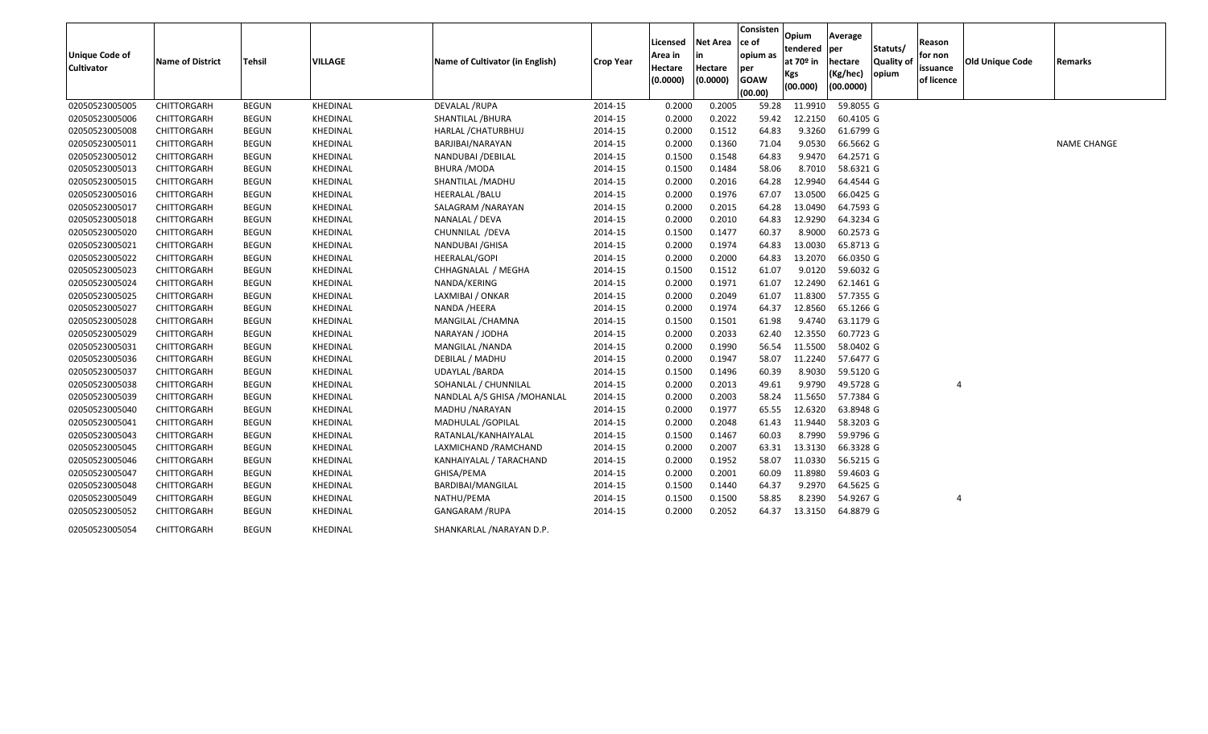| Unique Code of Cultivator | Name of District | Tehsil | VILLAGE | Name of Cultivator (in English) | Crop Year | Licensed Area in Hectare (0.0000) | Net Area in Hectare (0.0000) | Consistence of opium as per GOAW (00.00) | Opium tendered at 70º in Kgs (00.000) | Average per hectare (Kg/hec) (00.0000) | Statuts/ Quality of opium | Reason for non issuance of licence | Old Unique Code | Remarks |
|---|---|---|---|---|---|---|---|---|---|---|---|---|---|---|
| 02050523005005 | CHITTORGARH | BEGUN | KHEDINAL | DEVALAL /RUPA | 2014-15 | 0.2000 | 0.2005 | 59.28 | 11.9910 | 59.8055 | G | | | |
| 02050523005006 | CHITTORGARH | BEGUN | KHEDINAL | SHANTILAL /BHURA | 2014-15 | 0.2000 | 0.2022 | 59.42 | 12.2150 | 60.4105 | G | | | |
| 02050523005008 | CHITTORGARH | BEGUN | KHEDINAL | HARLAL /CHATURBHUJ | 2014-15 | 0.2000 | 0.1512 | 64.83 | 9.3260 | 61.6799 | G | | | |
| 02050523005011 | CHITTORGARH | BEGUN | KHEDINAL | BARJIBAI/NARAYAN | 2014-15 | 0.2000 | 0.1360 | 71.04 | 9.0530 | 66.5662 | G | | | NAME CHANGE |
| 02050523005012 | CHITTORGARH | BEGUN | KHEDINAL | NANDUBAI /DEBILAL | 2014-15 | 0.1500 | 0.1548 | 64.83 | 9.9470 | 64.2571 | G | | | |
| 02050523005013 | CHITTORGARH | BEGUN | KHEDINAL | BHURA /MODA | 2014-15 | 0.1500 | 0.1484 | 58.06 | 8.7010 | 58.6321 | G | | | |
| 02050523005015 | CHITTORGARH | BEGUN | KHEDINAL | SHANTILAL /MADHU | 2014-15 | 0.2000 | 0.2016 | 64.28 | 12.9940 | 64.4544 | G | | | |
| 02050523005016 | CHITTORGARH | BEGUN | KHEDINAL | HEERALAL /BALU | 2014-15 | 0.2000 | 0.1976 | 67.07 | 13.0500 | 66.0425 | G | | | |
| 02050523005017 | CHITTORGARH | BEGUN | KHEDINAL | SALAGRAM /NARAYAN | 2014-15 | 0.2000 | 0.2015 | 64.28 | 13.0490 | 64.7593 | G | | | |
| 02050523005018 | CHITTORGARH | BEGUN | KHEDINAL | NANALAL / DEVA | 2014-15 | 0.2000 | 0.2010 | 64.83 | 12.9290 | 64.3234 | G | | | |
| 02050523005020 | CHITTORGARH | BEGUN | KHEDINAL | CHUNNILAL /DEVA | 2014-15 | 0.1500 | 0.1477 | 60.37 | 8.9000 | 60.2573 | G | | | |
| 02050523005021 | CHITTORGARH | BEGUN | KHEDINAL | NANDUBAI /GHISA | 2014-15 | 0.2000 | 0.1974 | 64.83 | 13.0030 | 65.8713 | G | | | |
| 02050523005022 | CHITTORGARH | BEGUN | KHEDINAL | HEERALAL/GOPI | 2014-15 | 0.2000 | 0.2000 | 64.83 | 13.2070 | 66.0350 | G | | | |
| 02050523005023 | CHITTORGARH | BEGUN | KHEDINAL | CHHAGNALAL / MEGHA | 2014-15 | 0.1500 | 0.1512 | 61.07 | 9.0120 | 59.6032 | G | | | |
| 02050523005024 | CHITTORGARH | BEGUN | KHEDINAL | NANDA/KERING | 2014-15 | 0.2000 | 0.1971 | 61.07 | 12.2490 | 62.1461 | G | | | |
| 02050523005025 | CHITTORGARH | BEGUN | KHEDINAL | LAXMIBAI / ONKAR | 2014-15 | 0.2000 | 0.2049 | 61.07 | 11.8300 | 57.7355 | G | | | |
| 02050523005027 | CHITTORGARH | BEGUN | KHEDINAL | NANDA /HEERA | 2014-15 | 0.2000 | 0.1974 | 64.37 | 12.8560 | 65.1266 | G | | | |
| 02050523005028 | CHITTORGARH | BEGUN | KHEDINAL | MANGILAL /CHAMNA | 2014-15 | 0.1500 | 0.1501 | 61.98 | 9.4740 | 63.1179 | G | | | |
| 02050523005029 | CHITTORGARH | BEGUN | KHEDINAL | NARAYAN / JODHA | 2014-15 | 0.2000 | 0.2033 | 62.40 | 12.3550 | 60.7723 | G | | | |
| 02050523005031 | CHITTORGARH | BEGUN | KHEDINAL | MANGILAL /NANDA | 2014-15 | 0.2000 | 0.1990 | 56.54 | 11.5500 | 58.0402 | G | | | |
| 02050523005036 | CHITTORGARH | BEGUN | KHEDINAL | DEBILAL / MADHU | 2014-15 | 0.2000 | 0.1947 | 58.07 | 11.2240 | 57.6477 | G | | | |
| 02050523005037 | CHITTORGARH | BEGUN | KHEDINAL | UDAYLAL /BARDA | 2014-15 | 0.1500 | 0.1496 | 60.39 | 8.9030 | 59.5120 | G | | | |
| 02050523005038 | CHITTORGARH | BEGUN | KHEDINAL | SOHANLAL / CHUNNILAL | 2014-15 | 0.2000 | 0.2013 | 49.61 | 9.9790 | 49.5728 | G | 4 | | |
| 02050523005039 | CHITTORGARH | BEGUN | KHEDINAL | NANDLAL A/S GHISA /MOHANLAL | 2014-15 | 0.2000 | 0.2003 | 58.24 | 11.5650 | 57.7384 | G | | | |
| 02050523005040 | CHITTORGARH | BEGUN | KHEDINAL | MADHU /NARAYAN | 2014-15 | 0.2000 | 0.1977 | 65.55 | 12.6320 | 63.8948 | G | | | |
| 02050523005041 | CHITTORGARH | BEGUN | KHEDINAL | MADHULAL /GOPILAL | 2014-15 | 0.2000 | 0.2048 | 61.43 | 11.9440 | 58.3203 | G | | | |
| 02050523005043 | CHITTORGARH | BEGUN | KHEDINAL | RATANLAL/KANHAIYALAL | 2014-15 | 0.1500 | 0.1467 | 60.03 | 8.7990 | 59.9796 | G | | | |
| 02050523005045 | CHITTORGARH | BEGUN | KHEDINAL | LAXMICHAND /RAMCHAND | 2014-15 | 0.2000 | 0.2007 | 63.31 | 13.3130 | 66.3328 | G | | | |
| 02050523005046 | CHITTORGARH | BEGUN | KHEDINAL | KANHAIYALAL / TARACHAND | 2014-15 | 0.2000 | 0.1952 | 58.07 | 11.0330 | 56.5215 | G | | | |
| 02050523005047 | CHITTORGARH | BEGUN | KHEDINAL | GHISA/PEMA | 2014-15 | 0.2000 | 0.2001 | 60.09 | 11.8980 | 59.4603 | G | | | |
| 02050523005048 | CHITTORGARH | BEGUN | KHEDINAL | BARDIBAI/MANGILAL | 2014-15 | 0.1500 | 0.1440 | 64.37 | 9.2970 | 64.5625 | G | | | |
| 02050523005049 | CHITTORGARH | BEGUN | KHEDINAL | NATHU/PEMA | 2014-15 | 0.1500 | 0.1500 | 58.85 | 8.2390 | 54.9267 | G | 4 | | |
| 02050523005052 | CHITTORGARH | BEGUN | KHEDINAL | GANGARAM /RUPA | 2014-15 | 0.2000 | 0.2052 | 64.37 | 13.3150 | 64.8879 | G | | | |
| 02050523005054 | CHITTORGARH | BEGUN | KHEDINAL | SHANKARLAL /NARAYAN D.P. | | | | | | | | | | |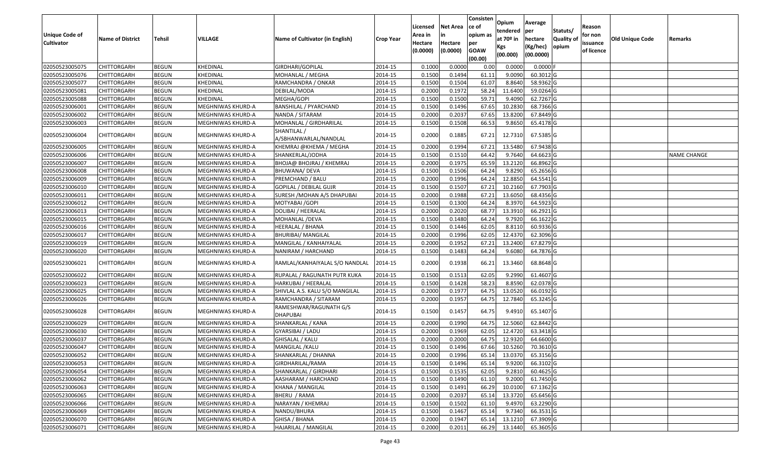| Unique Code of Cultivator | Name of District | Tehsil | VILLAGE | Name of Cultivator (in English) | Crop Year | Licensed Area in Hectare (0.0000) | Net Area in Hectare (0.0000) | Consisten ce of opium as per GOAW (00.00) | Opium tendered at 70º in Kgs (00.000) | Average per hectare (Kg/hec) (00.0000) | Statuts/ Quality of opium | Reason for non issuance of licence | Old Unique Code | Remarks |
|---|---|---|---|---|---|---|---|---|---|---|---|---|---|---|
| 02050523005075 | CHITTORGARH | BEGUN | KHEDINAL | GIRDHARI/GOPILAL | 2014-15 | 0.1000 | 0.0000 | 0.00 | 0.0000 | 0.0000 | F | | | |
| 02050523005076 | CHITTORGARH | BEGUN | KHEDINAL | MOHANLAL / MEGHA | 2014-15 | 0.1500 | 0.1494 | 61.11 | 9.0090 | 60.3012 | G | | | |
| 02050523005077 | CHITTORGARH | BEGUN | KHEDINAL | RAMCHANDRA / ONKAR | 2014-15 | 0.1500 | 0.1504 | 61.07 | 8.8640 | 58.9362 | G | | | |
| 02050523005081 | CHITTORGARH | BEGUN | KHEDINAL | DEBILAL/MODA | 2014-15 | 0.2000 | 0.1972 | 58.24 | 11.6400 | 59.0264 | G | | | |
| 02050523005088 | CHITTORGARH | BEGUN | KHEDINAL | MEGHA/GOPI | 2014-15 | 0.1500 | 0.1500 | 59.71 | 9.4090 | 62.7267 | G | | | |
| 02050523006001 | CHITTORGARH | BEGUN | MEGHNIWAS KHURD-A | BANSHILAL / PYARCHAND | 2014-15 | 0.1500 | 0.1496 | 67.65 | 10.2830 | 68.7366 | G | | | |
| 02050523006002 | CHITTORGARH | BEGUN | MEGHNIWAS KHURD-A | NANDA / SITARAM | 2014-15 | 0.2000 | 0.2037 | 67.65 | 13.8200 | 67.8449 | G | | | |
| 02050523006003 | CHITTORGARH | BEGUN | MEGHNIWAS KHURD-A | MOHANLAL / GIRDHARILAL | 2014-15 | 0.1500 | 0.1508 | 66.53 | 9.8650 | 65.4178 | G | | | |
| 02050523006004 | CHITTORGARH | BEGUN | MEGHNIWAS KHURD-A | SHANTILAL / A/SBHANWARLAL/NANDLAL | 2014-15 | 0.2000 | 0.1885 | 67.21 | 12.7310 | 67.5385 | G | | | |
| 02050523006005 | CHITTORGARH | BEGUN | MEGHNIWAS KHURD-A | KHEMRAJ @KHEMA / MEGHA | 2014-15 | 0.2000 | 0.1994 | 67.21 | 13.5480 | 67.9438 | G | | | |
| 02050523006006 | CHITTORGARH | BEGUN | MEGHNIWAS KHURD-A | SHANKERLAL/JODHA | 2014-15 | 0.1500 | 0.1510 | 64.42 | 9.7640 | 64.6623 | G | | | NAME CHANGE |
| 02050523006007 | CHITTORGARH | BEGUN | MEGHNIWAS KHURD-A | BHOJA@ BHOJRAJ / KHEMRAJ | 2014-15 | 0.2000 | 0.1975 | 65.59 | 13.2120 | 66.8962 | G | | | |
| 02050523006008 | CHITTORGARH | BEGUN | MEGHNIWAS KHURD-A | BHUWANA/ DEVA | 2014-15 | 0.1500 | 0.1506 | 64.24 | 9.8290 | 65.2656 | G | | | |
| 02050523006009 | CHITTORGARH | BEGUN | MEGHNIWAS KHURD-A | PREMCHAND / BALU | 2014-15 | 0.2000 | 0.1996 | 64.24 | 12.8850 | 64.5541 | G | | | |
| 02050523006010 | CHITTORGARH | BEGUN | MEGHNIWAS KHURD-A | GOPILAL / DEBILAL GUJR | 2014-15 | 0.1500 | 0.1507 | 67.21 | 10.2160 | 67.7903 | G | | | |
| 02050523006011 | CHITTORGARH | BEGUN | MEGHNIWAS KHURD-A | SURESH /MOHAN A/S DHAPUBAI | 2014-15 | 0.2000 | 0.1988 | 67.21 | 13.6050 | 68.4356 | G | | | |
| 02050523006012 | CHITTORGARH | BEGUN | MEGHNIWAS KHURD-A | MOTYABAI /GOPI | 2014-15 | 0.1500 | 0.1300 | 64.24 | 8.3970 | 64.5923 | G | | | |
| 02050523006013 | CHITTORGARH | BEGUN | MEGHNIWAS KHURD-A | DOLIBAI / HEERALAL | 2014-15 | 0.2000 | 0.2020 | 68.77 | 13.3910 | 66.2921 | G | | | |
| 02050523006015 | CHITTORGARH | BEGUN | MEGHNIWAS KHURD-A | MOHANLAL /DEVA | 2014-15 | 0.1500 | 0.1480 | 64.24 | 9.7920 | 66.1622 | G | | | |
| 02050523006016 | CHITTORGARH | BEGUN | MEGHNIWAS KHURD-A | HEERALAL / BHANA | 2014-15 | 0.1500 | 0.1446 | 62.05 | 8.8110 | 60.9336 | G | | | |
| 02050523006017 | CHITTORGARH | BEGUN | MEGHNIWAS KHURD-A | BHURIBAI/ MANGILAL | 2014-15 | 0.2000 | 0.1996 | 62.05 | 12.4370 | 62.3096 | G | | | |
| 02050523006019 | CHITTORGARH | BEGUN | MEGHNIWAS KHURD-A | MANGILAL / KANHAIYALAL | 2014-15 | 0.2000 | 0.1952 | 67.21 | 13.2400 | 67.8279 | G | | | |
| 02050523006020 | CHITTORGARH | BEGUN | MEGHNIWAS KHURD-A | NANIRAM / HARCHAND | 2014-15 | 0.1500 | 0.1483 | 64.24 | 9.6080 | 64.7876 | G | | | |
| 02050523006021 | CHITTORGARH | BEGUN | MEGHNIWAS KHURD-A | RAMLAL/KANHAIYALAL S/O NANDLAL | 2014-15 | 0.2000 | 0.1938 | 66.21 | 13.3460 | 68.8648 | G | | | |
| 02050523006022 | CHITTORGARH | BEGUN | MEGHNIWAS KHURD-A | RUPALAL / RAGUNATH PUTR KUKA | 2014-15 | 0.1500 | 0.1513 | 62.05 | 9.2990 | 61.4607 | G | | | |
| 02050523006023 | CHITTORGARH | BEGUN | MEGHNIWAS KHURD-A | HARKUBAI / HEERALAL | 2014-15 | 0.1500 | 0.1428 | 58.23 | 8.8590 | 62.0378 | G | | | |
| 02050523006025 | CHITTORGARH | BEGUN | MEGHNIWAS KHURD-A | SHIVLAL A.S. KALU S/O MANGILAL | 2014-15 | 0.2000 | 0.1977 | 64.75 | 13.0520 | 66.0192 | G | | | |
| 02050523006026 | CHITTORGARH | BEGUN | MEGHNIWAS KHURD-A | RAMCHANDRA / SITARAM | 2014-15 | 0.2000 | 0.1957 | 64.75 | 12.7840 | 65.3245 | G | | | |
| 02050523006028 | CHITTORGARH | BEGUN | MEGHNIWAS KHURD-A | RAMESHWAR/RAGUNATH G/S DHAPUBAI | 2014-15 | 0.1500 | 0.1457 | 64.75 | 9.4910 | 65.1407 | G | | | |
| 02050523006029 | CHITTORGARH | BEGUN | MEGHNIWAS KHURD-A | SHANKARLAL / KANA | 2014-15 | 0.2000 | 0.1990 | 64.75 | 12.5060 | 62.8442 | G | | | |
| 02050523006030 | CHITTORGARH | BEGUN | MEGHNIWAS KHURD-A | GYARSIBAI / LADU | 2014-15 | 0.2000 | 0.1969 | 62.05 | 12.4720 | 63.3418 | G | | | |
| 02050523006037 | CHITTORGARH | BEGUN | MEGHNIWAS KHURD-A | GHISALAL / KALU | 2014-15 | 0.2000 | 0.2000 | 64.75 | 12.9320 | 64.6600 | G | | | |
| 02050523006047 | CHITTORGARH | BEGUN | MEGHNIWAS KHURD-A | MANGILAL /KALU | 2014-15 | 0.1500 | 0.1496 | 67.66 | 10.5260 | 70.3610 | G | | | |
| 02050523006052 | CHITTORGARH | BEGUN | MEGHNIWAS KHURD-A | SHANKARLAL / DHANNA | 2014-15 | 0.2000 | 0.1996 | 65.14 | 13.0370 | 65.3156 | G | | | |
| 02050523006053 | CHITTORGARH | BEGUN | MEGHNIWAS KHURD-A | GIRDHARILAL/RAMA | 2014-15 | 0.1500 | 0.1496 | 65.14 | 9.9200 | 66.3102 | G | | | |
| 02050523006054 | CHITTORGARH | BEGUN | MEGHNIWAS KHURD-A | SHANKARLAL / GIRDHARI | 2014-15 | 0.1500 | 0.1535 | 62.05 | 9.2810 | 60.4625 | G | | | |
| 02050523006062 | CHITTORGARH | BEGUN | MEGHNIWAS KHURD-A | AASHARAM / HARCHAND | 2014-15 | 0.1500 | 0.1490 | 61.10 | 9.2000 | 61.7450 | G | | | |
| 02050523006063 | CHITTORGARH | BEGUN | MEGHNIWAS KHURD-A | KHANA / MANGILAL | 2014-15 | 0.1500 | 0.1491 | 66.29 | 10.0100 | 67.1362 | G | | | |
| 02050523006065 | CHITTORGARH | BEGUN | MEGHNIWAS KHURD-A | BHERU / RAMA | 2014-15 | 0.2000 | 0.2037 | 65.14 | 13.3720 | 65.6456 | G | | | |
| 02050523006066 | CHITTORGARH | BEGUN | MEGHNIWAS KHURD-A | NARAYAN / KHEMRAJ | 2014-15 | 0.1500 | 0.1502 | 61.10 | 9.4970 | 63.2290 | G | | | |
| 02050523006069 | CHITTORGARH | BEGUN | MEGHNIWAS KHURD-A | NANDU/BHURA | 2014-15 | 0.1500 | 0.1467 | 65.14 | 9.7340 | 66.3531 | G | | | |
| 02050523006070 | CHITTORGARH | BEGUN | MEGHNIWAS KHURD-A | GHISA / BHANA | 2014-15 | 0.2000 | 0.1947 | 65.14 | 13.1210 | 67.3909 | G | | | |
| 02050523006071 | CHITTORGARH | BEGUN | MEGHNIWAS KHURD-A | HAJARILAL / MANGILAL | 2014-15 | 0.2000 | 0.2011 | 66.29 | 13.1440 | 65.3605 | G | | | |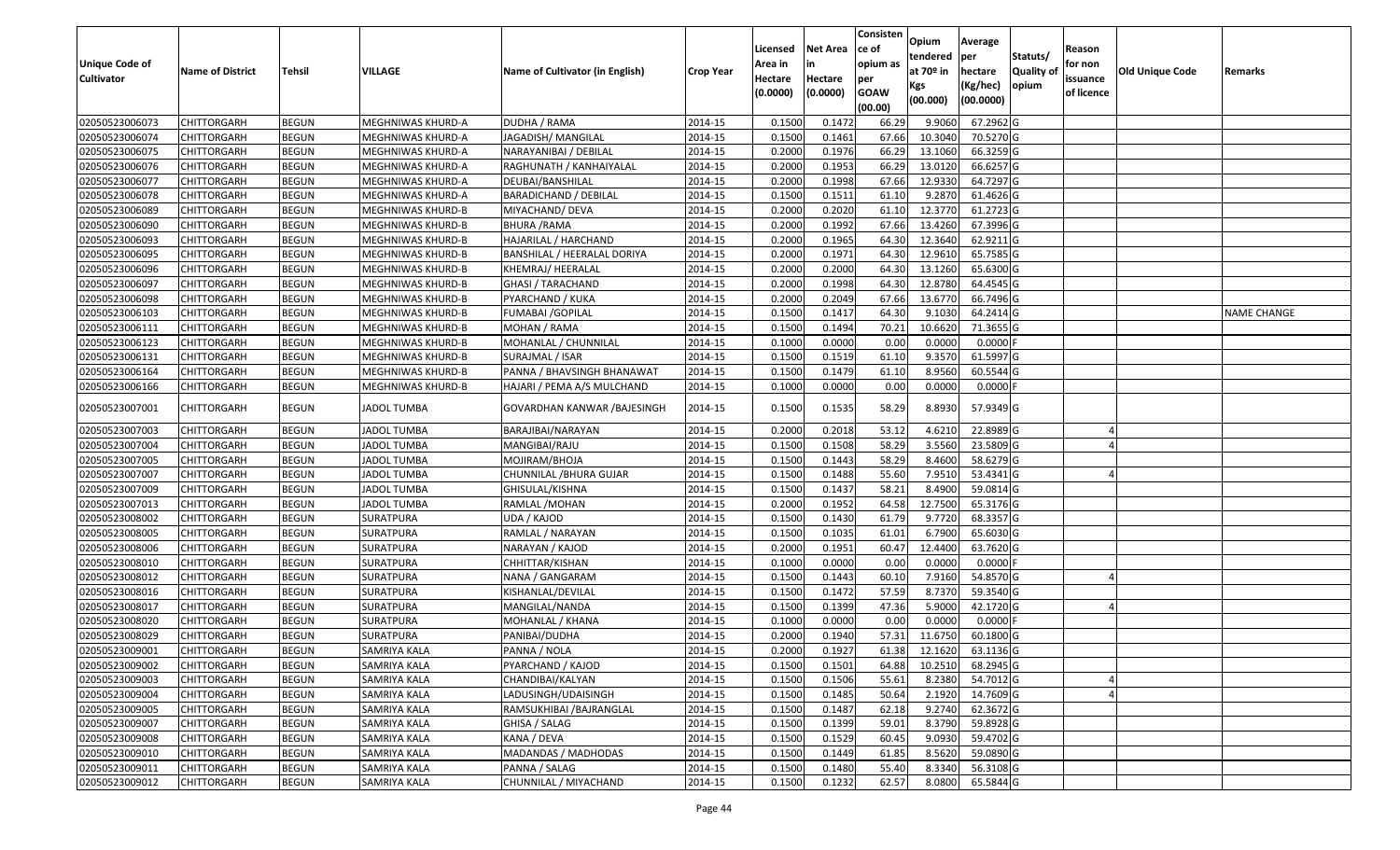| Unique Code of Cultivator | Name of District | Tehsil | VILLAGE | Name of Cultivator (in English) | Crop Year | Licensed Area in Hectare (0.0000) | Net Area in Hectare (0.0000) | Consisten ce of opium as per GOAW (00.00) | Opium tendered at 70º in Kgs (00.000) | Average per hectare (Kg/hec) (00.0000) | Statuts/ Quality of opium | Reason for non issuance of licence | Old Unique Code | Remarks |
|---|---|---|---|---|---|---|---|---|---|---|---|---|---|---|
| 02050523006073 | CHITTORGARH | BEGUN | MEGHNIWAS KHURD-A | DUDHA / RAMA | 2014-15 | 0.1500 | 0.1472 | 66.29 | 9.9060 | 67.2962 | G | | | |
| 02050523006074 | CHITTORGARH | BEGUN | MEGHNIWAS KHURD-A | JAGADISH/ MANGILAL | 2014-15 | 0.1500 | 0.1461 | 67.66 | 10.3040 | 70.5270 | G | | | |
| 02050523006075 | CHITTORGARH | BEGUN | MEGHNIWAS KHURD-A | NARAYANIBAI / DEBILAL | 2014-15 | 0.2000 | 0.1976 | 66.29 | 13.1060 | 66.3259 | G | | | |
| 02050523006076 | CHITTORGARH | BEGUN | MEGHNIWAS KHURD-A | RAGHUNATH / KANHAIYALAL | 2014-15 | 0.2000 | 0.1953 | 66.29 | 13.0120 | 66.6257 | G | | | |
| 02050523006077 | CHITTORGARH | BEGUN | MEGHNIWAS KHURD-A | DEUBAI/BANSHILAL | 2014-15 | 0.2000 | 0.1998 | 67.66 | 12.9330 | 64.7297 | G | | | |
| 02050523006078 | CHITTORGARH | BEGUN | MEGHNIWAS KHURD-A | BARADICHAND / DEBILAL | 2014-15 | 0.1500 | 0.1511 | 61.10 | 9.2870 | 61.4626 | G | | | |
| 02050523006089 | CHITTORGARH | BEGUN | MEGHNIWAS KHURD-B | MIYACHAND/ DEVA | 2014-15 | 0.2000 | 0.2020 | 61.10 | 12.3770 | 61.2723 | G | | | |
| 02050523006090 | CHITTORGARH | BEGUN | MEGHNIWAS KHURD-B | BHURA /RAMA | 2014-15 | 0.2000 | 0.1992 | 67.66 | 13.4260 | 67.3996 | G | | | |
| 02050523006093 | CHITTORGARH | BEGUN | MEGHNIWAS KHURD-B | HAJARILAL / HARCHAND | 2014-15 | 0.2000 | 0.1965 | 64.30 | 12.3640 | 62.9211 | G | | | |
| 02050523006095 | CHITTORGARH | BEGUN | MEGHNIWAS KHURD-B | BANSHILAL / HEERALAL DORIYA | 2014-15 | 0.2000 | 0.1971 | 64.30 | 12.9610 | 65.7585 | G | | | |
| 02050523006096 | CHITTORGARH | BEGUN | MEGHNIWAS KHURD-B | KHEMRAJ/ HEERALAL | 2014-15 | 0.2000 | 0.2000 | 64.30 | 13.1260 | 65.6300 | G | | | |
| 02050523006097 | CHITTORGARH | BEGUN | MEGHNIWAS KHURD-B | GHASI / TARACHAND | 2014-15 | 0.2000 | 0.1998 | 64.30 | 12.8780 | 64.4545 | G | | | |
| 02050523006098 | CHITTORGARH | BEGUN | MEGHNIWAS KHURD-B | PYARCHAND / KUKA | 2014-15 | 0.2000 | 0.2049 | 67.66 | 13.6770 | 66.7496 | G | | | |
| 02050523006103 | CHITTORGARH | BEGUN | MEGHNIWAS KHURD-B | FUMABAI /GOPILAL | 2014-15 | 0.1500 | 0.1417 | 64.30 | 9.1030 | 64.2414 | G | | | NAME CHANGE |
| 02050523006111 | CHITTORGARH | BEGUN | MEGHNIWAS KHURD-B | MOHAN / RAMA | 2014-15 | 0.1500 | 0.1494 | 70.21 | 10.6620 | 71.3655 | G | | | |
| 02050523006123 | CHITTORGARH | BEGUN | MEGHNIWAS KHURD-B | MOHANLAL / CHUNNILAL | 2014-15 | 0.1000 | 0.0000 | 0.00 | 0.0000 | 0.0000 | F | | | |
| 02050523006131 | CHITTORGARH | BEGUN | MEGHNIWAS KHURD-B | SURAJMAL / ISAR | 2014-15 | 0.1500 | 0.1519 | 61.10 | 9.3570 | 61.5997 | G | | | |
| 02050523006164 | CHITTORGARH | BEGUN | MEGHNIWAS KHURD-B | PANNA / BHAVSINGH BHANAWAT | 2014-15 | 0.1500 | 0.1479 | 61.10 | 8.9560 | 60.5544 | G | | | |
| 02050523006166 | CHITTORGARH | BEGUN | MEGHNIWAS KHURD-B | HAJARI / PEMA A/S MULCHAND | 2014-15 | 0.1000 | 0.0000 | 0.00 | 0.0000 | 0.0000 | F | | | |
| 02050523007001 | CHITTORGARH | BEGUN | JADOL TUMBA | GOVARDHAN KANWAR /BAJESINGH | 2014-15 | 0.1500 | 0.1535 | 58.29 | 8.8930 | 57.9349 | G | | | |
| 02050523007003 | CHITTORGARH | BEGUN | JADOL TUMBA | BARAJIBAI/NARAYAN | 2014-15 | 0.2000 | 0.2018 | 53.12 | 4.6210 | 22.8989 | G | 4 | | |
| 02050523007004 | CHITTORGARH | BEGUN | JADOL TUMBA | MANGIBAI/RAJU | 2014-15 | 0.1500 | 0.1508 | 58.29 | 3.5560 | 23.5809 | G | 4 | | |
| 02050523007005 | CHITTORGARH | BEGUN | JADOL TUMBA | MOJIRAM/BHOJA | 2014-15 | 0.1500 | 0.1443 | 58.29 | 8.4600 | 58.6279 | G | | | |
| 02050523007007 | CHITTORGARH | BEGUN | JADOL TUMBA | CHUNNILAL /BHURA GUJAR | 2014-15 | 0.1500 | 0.1488 | 55.60 | 7.9510 | 53.4341 | G | 4 | | |
| 02050523007009 | CHITTORGARH | BEGUN | JADOL TUMBA | GHISULAL/KISHNA | 2014-15 | 0.1500 | 0.1437 | 58.21 | 8.4900 | 59.0814 | G | | | |
| 02050523007013 | CHITTORGARH | BEGUN | JADOL TUMBA | RAMLAL /MOHAN | 2014-15 | 0.2000 | 0.1952 | 64.58 | 12.7500 | 65.3176 | G | | | |
| 02050523008002 | CHITTORGARH | BEGUN | SURATPURA | UDA / KAJOD | 2014-15 | 0.1500 | 0.1430 | 61.79 | 9.7720 | 68.3357 | G | | | |
| 02050523008005 | CHITTORGARH | BEGUN | SURATPURA | RAMLAL / NARAYAN | 2014-15 | 0.1500 | 0.1035 | 61.01 | 6.7900 | 65.6030 | G | | | |
| 02050523008006 | CHITTORGARH | BEGUN | SURATPURA | NARAYAN / KAJOD | 2014-15 | 0.2000 | 0.1951 | 60.47 | 12.4400 | 63.7620 | G | | | |
| 02050523008010 | CHITTORGARH | BEGUN | SURATPURA | CHHITTAR/KISHAN | 2014-15 | 0.1000 | 0.0000 | 0.00 | 0.0000 | 0.0000 | F | | | |
| 02050523008012 | CHITTORGARH | BEGUN | SURATPURA | NANA / GANGARAM | 2014-15 | 0.1500 | 0.1443 | 60.10 | 7.9160 | 54.8570 | G | 4 | | |
| 02050523008016 | CHITTORGARH | BEGUN | SURATPURA | KISHANLAL/DEVILAL | 2014-15 | 0.1500 | 0.1472 | 57.59 | 8.7370 | 59.3540 | G | | | |
| 02050523008017 | CHITTORGARH | BEGUN | SURATPURA | MANGILAL/NANDA | 2014-15 | 0.1500 | 0.1399 | 47.36 | 5.9000 | 42.1720 | G | 4 | | |
| 02050523008020 | CHITTORGARH | BEGUN | SURATPURA | MOHANLAL / KHANA | 2014-15 | 0.1000 | 0.0000 | 0.00 | 0.0000 | 0.0000 | F | | | |
| 02050523008029 | CHITTORGARH | BEGUN | SURATPURA | PANIBAI/DUDHA | 2014-15 | 0.2000 | 0.1940 | 57.31 | 11.6750 | 60.1800 | G | | | |
| 02050523009001 | CHITTORGARH | BEGUN | SAMRIYA KALA | PANNA / NOLA | 2014-15 | 0.2000 | 0.1927 | 61.38 | 12.1620 | 63.1136 | G | | | |
| 02050523009002 | CHITTORGARH | BEGUN | SAMRIYA KALA | PYARCHAND / KAJOD | 2014-15 | 0.1500 | 0.1501 | 64.88 | 10.2510 | 68.2945 | G | | | |
| 02050523009003 | CHITTORGARH | BEGUN | SAMRIYA KALA | CHANDIBAI/KALYAN | 2014-15 | 0.1500 | 0.1506 | 55.61 | 8.2380 | 54.7012 | G | 4 | | |
| 02050523009004 | CHITTORGARH | BEGUN | SAMRIYA KALA | LADUSINGH/UDAISINGH | 2014-15 | 0.1500 | 0.1485 | 50.64 | 2.1920 | 14.7609 | G | 4 | | |
| 02050523009005 | CHITTORGARH | BEGUN | SAMRIYA KALA | RAMSUKHIBAI /BAJRANGLAL | 2014-15 | 0.1500 | 0.1487 | 62.18 | 9.2740 | 62.3672 | G | | | |
| 02050523009007 | CHITTORGARH | BEGUN | SAMRIYA KALA | GHISA / SALAG | 2014-15 | 0.1500 | 0.1399 | 59.01 | 8.3790 | 59.8928 | G | | | |
| 02050523009008 | CHITTORGARH | BEGUN | SAMRIYA KALA | KANA / DEVA | 2014-15 | 0.1500 | 0.1529 | 60.45 | 9.0930 | 59.4702 | G | | | |
| 02050523009010 | CHITTORGARH | BEGUN | SAMRIYA KALA | MADANDAS / MADHODAS | 2014-15 | 0.1500 | 0.1449 | 61.85 | 8.5620 | 59.0890 | G | | | |
| 02050523009011 | CHITTORGARH | BEGUN | SAMRIYA KALA | PANNA / SALAG | 2014-15 | 0.1500 | 0.1480 | 55.40 | 8.3340 | 56.3108 | G | | | |
| 02050523009012 | CHITTORGARH | BEGUN | SAMRIYA KALA | CHUNNILAL / MIYACHAND | 2014-15 | 0.1500 | 0.1232 | 62.57 | 8.0800 | 65.5844 | G | | | |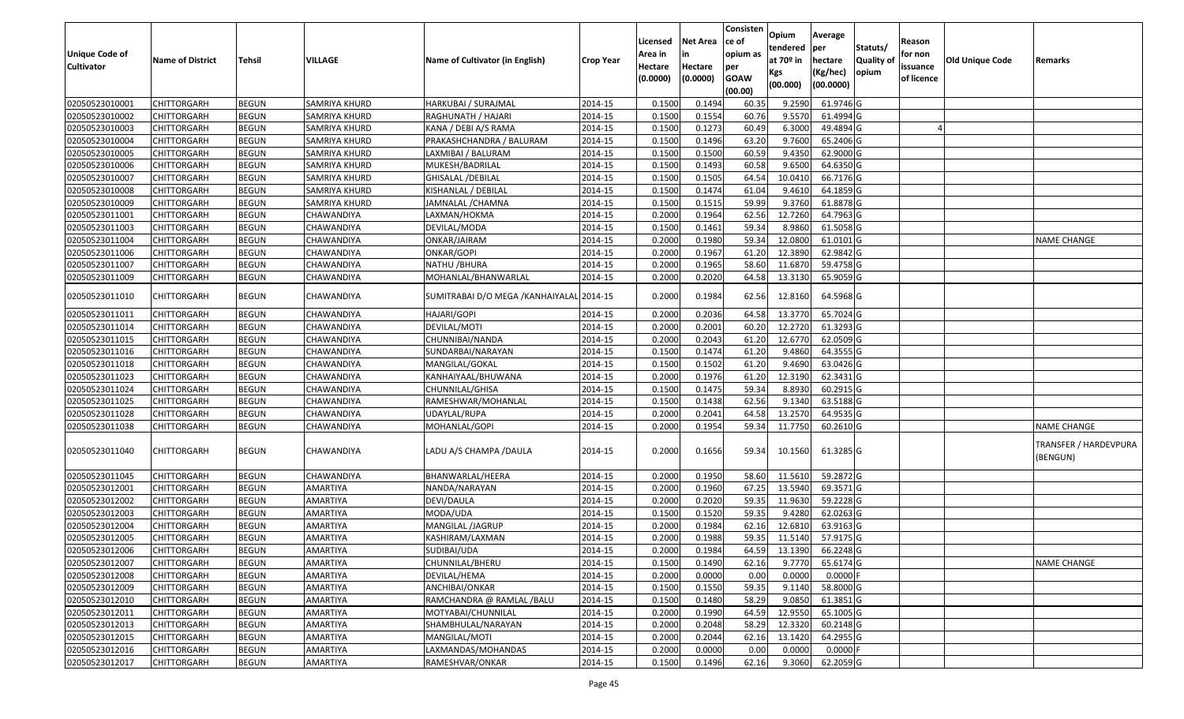| Unique Code of Cultivator | Name of District | Tehsil | VILLAGE | Name of Cultivator (in English) | Crop Year | Licensed Area in Hectare (0.0000) | Net Area in Hectare (0.0000) | Consistence of opium as per GOAW (00.00) | Opium tendered at 70º in Kgs (00.000) | Average per hectare (Kg/hec) (00.0000) | Statuts/ Quality of opium | Reason for non issuance of licence | Old Unique Code | Remarks |
|---|---|---|---|---|---|---|---|---|---|---|---|---|---|---|
| 02050523010001 | CHITTORGARH | BEGUN | SAMRIYA KHURD | HARKUBAI / SURAJMAL | 2014-15 | 0.1500 | 0.1494 | 60.35 | 9.2590 | 61.9746 | G | | | |
| 02050523010002 | CHITTORGARH | BEGUN | SAMRIYA KHURD | RAGHUNATH / HAJARI | 2014-15 | 0.1500 | 0.1554 | 60.76 | 9.5570 | 61.4994 | G | | | |
| 02050523010003 | CHITTORGARH | BEGUN | SAMRIYA KHURD | KANA / DEBI A/S RAMA | 2014-15 | 0.1500 | 0.1273 | 60.49 | 6.3000 | 49.4894 | G | 4 | | |
| 02050523010004 | CHITTORGARH | BEGUN | SAMRIYA KHURD | PRAKASHCHANDRA / BALURAM | 2014-15 | 0.1500 | 0.1496 | 63.20 | 9.7600 | 65.2406 | G | | | |
| 02050523010005 | CHITTORGARH | BEGUN | SAMRIYA KHURD | LAXMIBAI / BALURAM | 2014-15 | 0.1500 | 0.1500 | 60.59 | 9.4350 | 62.9000 | G | | | |
| 02050523010006 | CHITTORGARH | BEGUN | SAMRIYA KHURD | MUKESH/BADRILAL | 2014-15 | 0.1500 | 0.1493 | 60.58 | 9.6500 | 64.6350 | G | | | |
| 02050523010007 | CHITTORGARH | BEGUN | SAMRIYA KHURD | GHISALAL /DEBILAL | 2014-15 | 0.1500 | 0.1505 | 64.54 | 10.0410 | 66.7176 | G | | | |
| 02050523010008 | CHITTORGARH | BEGUN | SAMRIYA KHURD | KISHANLAL / DEBILAL | 2014-15 | 0.1500 | 0.1474 | 61.04 | 9.4610 | 64.1859 | G | | | |
| 02050523010009 | CHITTORGARH | BEGUN | SAMRIYA KHURD | JAMNALAL /CHAMNA | 2014-15 | 0.1500 | 0.1515 | 59.99 | 9.3760 | 61.8878 | G | | | |
| 02050523011001 | CHITTORGARH | BEGUN | CHAWANDIYA | LAXMAN/HOKMA | 2014-15 | 0.2000 | 0.1964 | 62.56 | 12.7260 | 64.7963 | G | | | |
| 02050523011003 | CHITTORGARH | BEGUN | CHAWANDIYA | DEVILAL/MODA | 2014-15 | 0.1500 | 0.1461 | 59.34 | 8.9860 | 61.5058 | G | | | |
| 02050523011004 | CHITTORGARH | BEGUN | CHAWANDIYA | ONKAR/JAIRAM | 2014-15 | 0.2000 | 0.1980 | 59.34 | 12.0800 | 61.0101 | G | | | NAME CHANGE |
| 02050523011006 | CHITTORGARH | BEGUN | CHAWANDIYA | ONKAR/GOPI | 2014-15 | 0.2000 | 0.1967 | 61.20 | 12.3890 | 62.9842 | G | | | |
| 02050523011007 | CHITTORGARH | BEGUN | CHAWANDIYA | NATHU /BHURA | 2014-15 | 0.2000 | 0.1965 | 58.60 | 11.6870 | 59.4758 | G | | | |
| 02050523011009 | CHITTORGARH | BEGUN | CHAWANDIYA | MOHANLAL/BHANWARLAL | 2014-15 | 0.2000 | 0.2020 | 64.58 | 13.3130 | 65.9059 | G | | | |
| 02050523011010 | CHITTORGARH | BEGUN | CHAWANDIYA | SUMITRABAI D/O MEGA /KANHAIYALAL | 2014-15 | 0.2000 | 0.1984 | 62.56 | 12.8160 | 64.5968 | G | | | |
| 02050523011011 | CHITTORGARH | BEGUN | CHAWANDIYA | HAJARI/GOPI | 2014-15 | 0.2000 | 0.2036 | 64.58 | 13.3770 | 65.7024 | G | | | |
| 02050523011014 | CHITTORGARH | BEGUN | CHAWANDIYA | DEVILAL/MOTI | 2014-15 | 0.2000 | 0.2001 | 60.20 | 12.2720 | 61.3293 | G | | | |
| 02050523011015 | CHITTORGARH | BEGUN | CHAWANDIYA | CHUNNIBAI/NANDA | 2014-15 | 0.2000 | 0.2043 | 61.20 | 12.6770 | 62.0509 | G | | | |
| 02050523011016 | CHITTORGARH | BEGUN | CHAWANDIYA | SUNDARBAI/NARAYAN | 2014-15 | 0.1500 | 0.1474 | 61.20 | 9.4860 | 64.3555 | G | | | |
| 02050523011018 | CHITTORGARH | BEGUN | CHAWANDIYA | MANGILAL/GOKAL | 2014-15 | 0.1500 | 0.1502 | 61.20 | 9.4690 | 63.0426 | G | | | |
| 02050523011023 | CHITTORGARH | BEGUN | CHAWANDIYA | KANHAIYAAL/BHUWANA | 2014-15 | 0.2000 | 0.1976 | 61.20 | 12.3190 | 62.3431 | G | | | |
| 02050523011024 | CHITTORGARH | BEGUN | CHAWANDIYA | CHUNNILAL/GHISA | 2014-15 | 0.1500 | 0.1475 | 59.34 | 8.8930 | 60.2915 | G | | | |
| 02050523011025 | CHITTORGARH | BEGUN | CHAWANDIYA | RAMESHWAR/MOHANLAL | 2014-15 | 0.1500 | 0.1438 | 62.56 | 9.1340 | 63.5188 | G | | | |
| 02050523011028 | CHITTORGARH | BEGUN | CHAWANDIYA | UDAYLAL/RUPA | 2014-15 | 0.2000 | 0.2041 | 64.58 | 13.2570 | 64.9535 | G | | | |
| 02050523011038 | CHITTORGARH | BEGUN | CHAWANDIYA | MOHANLAL/GOPI | 2014-15 | 0.2000 | 0.1954 | 59.34 | 11.7750 | 60.2610 | G | | | NAME CHANGE |
| 02050523011040 | CHITTORGARH | BEGUN | CHAWANDIYA | LADU A/S CHAMPA /DAULA | 2014-15 | 0.2000 | 0.1656 | 59.34 | 10.1560 | 61.3285 | G | | | TRANSFER / HARDEVPURA (BENGUN) |
| 02050523011045 | CHITTORGARH | BEGUN | CHAWANDIYA | BHANWARLAL/HEERA | 2014-15 | 0.2000 | 0.1950 | 58.60 | 11.5610 | 59.2872 | G | | | |
| 02050523012001 | CHITTORGARH | BEGUN | AMARTIYA | NANDA/NARAYAN | 2014-15 | 0.2000 | 0.1960 | 67.25 | 13.5940 | 69.3571 | G | | | |
| 02050523012002 | CHITTORGARH | BEGUN | AMARTIYA | DEVI/DAULA | 2014-15 | 0.2000 | 0.2020 | 59.35 | 11.9630 | 59.2228 | G | | | |
| 02050523012003 | CHITTORGARH | BEGUN | AMARTIYA | MODA/UDA | 2014-15 | 0.1500 | 0.1520 | 59.35 | 9.4280 | 62.0263 | G | | | |
| 02050523012004 | CHITTORGARH | BEGUN | AMARTIYA | MANGILAL /JAGRUP | 2014-15 | 0.2000 | 0.1984 | 62.16 | 12.6810 | 63.9163 | G | | | |
| 02050523012005 | CHITTORGARH | BEGUN | AMARTIYA | KASHIRAM/LAXMAN | 2014-15 | 0.2000 | 0.1988 | 59.35 | 11.5140 | 57.9175 | G | | | |
| 02050523012006 | CHITTORGARH | BEGUN | AMARTIYA | SUDIBAI/UDA | 2014-15 | 0.2000 | 0.1984 | 64.59 | 13.1390 | 66.2248 | G | | | |
| 02050523012007 | CHITTORGARH | BEGUN | AMARTIYA | CHUNNILAL/BHERU | 2014-15 | 0.1500 | 0.1490 | 62.16 | 9.7770 | 65.6174 | G | | | NAME CHANGE |
| 02050523012008 | CHITTORGARH | BEGUN | AMARTIYA | DEVILAL/HEMA | 2014-15 | 0.2000 | 0.0000 | 0.00 | 0.0000 | 0.0000 | F | | | |
| 02050523012009 | CHITTORGARH | BEGUN | AMARTIYA | ANCHIBAI/ONKAR | 2014-15 | 0.1500 | 0.1550 | 59.35 | 9.1140 | 58.8000 | G | | | |
| 02050523012010 | CHITTORGARH | BEGUN | AMARTIYA | RAMCHANDRA @ RAMLAL /BALU | 2014-15 | 0.1500 | 0.1480 | 58.29 | 9.0850 | 61.3851 | G | | | |
| 02050523012011 | CHITTORGARH | BEGUN | AMARTIYA | MOTYABAI/CHUNNILAL | 2014-15 | 0.2000 | 0.1990 | 64.59 | 12.9550 | 65.1005 | G | | | |
| 02050523012013 | CHITTORGARH | BEGUN | AMARTIYA | SHAMBHULAL/NARAYAN | 2014-15 | 0.2000 | 0.2048 | 58.29 | 12.3320 | 60.2148 | G | | | |
| 02050523012015 | CHITTORGARH | BEGUN | AMARTIYA | MANGILAL/MOTI | 2014-15 | 0.2000 | 0.2044 | 62.16 | 13.1420 | 64.2955 | G | | | |
| 02050523012016 | CHITTORGARH | BEGUN | AMARTIYA | LAXMANDAS/MOHANDAS | 2014-15 | 0.2000 | 0.0000 | 0.00 | 0.0000 | 0.0000 | F | | | |
| 02050523012017 | CHITTORGARH | BEGUN | AMARTIYA | RAMESHVAR/ONKAR | 2014-15 | 0.1500 | 0.1496 | 62.16 | 9.3060 | 62.2059 | G | | | |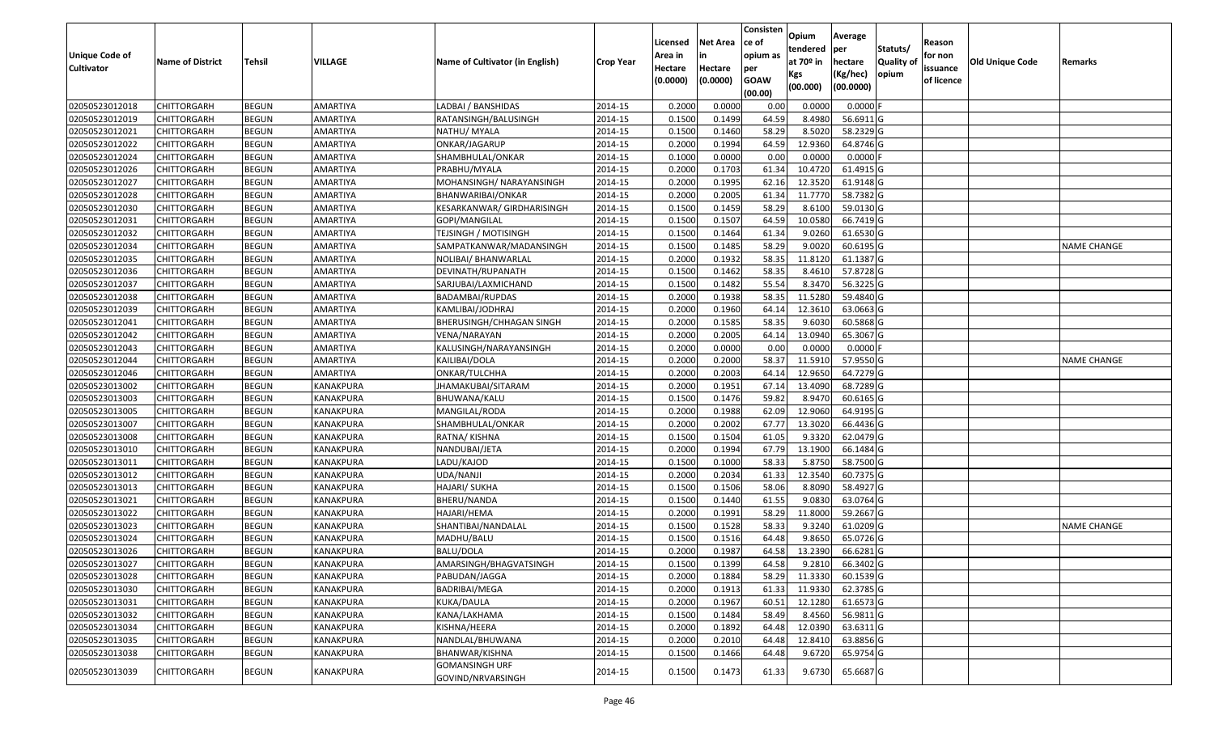| Unique Code of Cultivator | Name of District | Tehsil | VILLAGE | Name of Cultivator (in English) | Crop Year | Licensed Area in Hectare (0.0000) | Net Area in Hectare (0.0000) | Consistence of opium as per GOAW (00.00) | Opium tendered at 70º in Kgs (00.000) | Average per hectare (Kg/hec) (00.0000) | Statuts/ Quality of opium | Reason for non issuance of licence | Old Unique Code | Remarks |
|---|---|---|---|---|---|---|---|---|---|---|---|---|---|---|
| 02050523012018 | CHITTORGARH | BEGUN | AMARTIYA | LADBAI / BANSHIDAS | 2014-15 | 0.2000 | 0.0000 | 0.00 | 0.0000 | 0.0000 | F | | | |
| 02050523012019 | CHITTORGARH | BEGUN | AMARTIYA | RATANSINGH/BALUSINGH | 2014-15 | 0.1500 | 0.1499 | 64.59 | 8.4980 | 56.6911 | G | | | |
| 02050523012021 | CHITTORGARH | BEGUN | AMARTIYA | NATHU/ MYALA | 2014-15 | 0.1500 | 0.1460 | 58.29 | 8.5020 | 58.2329 | G | | | |
| 02050523012022 | CHITTORGARH | BEGUN | AMARTIYA | ONKAR/JAGARUP | 2014-15 | 0.2000 | 0.1994 | 64.59 | 12.9360 | 64.8746 | G | | | |
| 02050523012024 | CHITTORGARH | BEGUN | AMARTIYA | SHAMBHULAL/ONKAR | 2014-15 | 0.1000 | 0.0000 | 0.00 | 0.0000 | 0.0000 | F | | | |
| 02050523012026 | CHITTORGARH | BEGUN | AMARTIYA | PRABHU/MYALA | 2014-15 | 0.2000 | 0.1703 | 61.34 | 10.4720 | 61.4915 | G | | | |
| 02050523012027 | CHITTORGARH | BEGUN | AMARTIYA | MOHANSINGH/ NARAYANSINGH | 2014-15 | 0.2000 | 0.1995 | 62.16 | 12.3520 | 61.9148 | G | | | |
| 02050523012028 | CHITTORGARH | BEGUN | AMARTIYA | BHANWARIBAI/ONKAR | 2014-15 | 0.2000 | 0.2005 | 61.34 | 11.7770 | 58.7382 | G | | | |
| 02050523012030 | CHITTORGARH | BEGUN | AMARTIYA | KESARKANWAR/ GIRDHARISINGH | 2014-15 | 0.1500 | 0.1459 | 58.29 | 8.6100 | 59.0130 | G | | | |
| 02050523012031 | CHITTORGARH | BEGUN | AMARTIYA | GOPI/MANGILAL | 2014-15 | 0.1500 | 0.1507 | 64.59 | 10.0580 | 66.7419 | G | | | |
| 02050523012032 | CHITTORGARH | BEGUN | AMARTIYA | TEJSINGH / MOTISINGH | 2014-15 | 0.1500 | 0.1464 | 61.34 | 9.0260 | 61.6530 | G | | | |
| 02050523012034 | CHITTORGARH | BEGUN | AMARTIYA | SAMPATKANWAR/MADANSINGH | 2014-15 | 0.1500 | 0.1485 | 58.29 | 9.0020 | 60.6195 | G | | | NAME CHANGE |
| 02050523012035 | CHITTORGARH | BEGUN | AMARTIYA | NOLIBAI/ BHANWARLAL | 2014-15 | 0.2000 | 0.1932 | 58.35 | 11.8120 | 61.1387 | G | | | |
| 02050523012036 | CHITTORGARH | BEGUN | AMARTIYA | DEVINATH/RUPANATH | 2014-15 | 0.1500 | 0.1462 | 58.35 | 8.4610 | 57.8728 | G | | | |
| 02050523012037 | CHITTORGARH | BEGUN | AMARTIYA | SARJUBAI/LAXMICHAND | 2014-15 | 0.1500 | 0.1482 | 55.54 | 8.3470 | 56.3225 | G | | | |
| 02050523012038 | CHITTORGARH | BEGUN | AMARTIYA | BADAMBAI/RUPDAS | 2014-15 | 0.2000 | 0.1938 | 58.35 | 11.5280 | 59.4840 | G | | | |
| 02050523012039 | CHITTORGARH | BEGUN | AMARTIYA | KAMLIBAI/JODHRAJ | 2014-15 | 0.2000 | 0.1960 | 64.14 | 12.3610 | 63.0663 | G | | | |
| 02050523012041 | CHITTORGARH | BEGUN | AMARTIYA | BHERUSINGH/CHHAGAN SINGH | 2014-15 | 0.2000 | 0.1585 | 58.35 | 9.6030 | 60.5868 | G | | | |
| 02050523012042 | CHITTORGARH | BEGUN | AMARTIYA | VENA/NARAYAN | 2014-15 | 0.2000 | 0.2005 | 64.14 | 13.0940 | 65.3067 | G | | | |
| 02050523012043 | CHITTORGARH | BEGUN | AMARTIYA | KALUSINGH/NARAYANSINGH | 2014-15 | 0.2000 | 0.0000 | 0.00 | 0.0000 | 0.0000 | F | | | |
| 02050523012044 | CHITTORGARH | BEGUN | AMARTIYA | KAILIBAI/DOLA | 2014-15 | 0.2000 | 0.2000 | 58.37 | 11.5910 | 57.9550 | G | | | NAME CHANGE |
| 02050523012046 | CHITTORGARH | BEGUN | AMARTIYA | ONKAR/TULCHHA | 2014-15 | 0.2000 | 0.2003 | 64.14 | 12.9650 | 64.7279 | G | | | |
| 02050523013002 | CHITTORGARH | BEGUN | KANAKPURA | JHAMAKUBAI/SITARAM | 2014-15 | 0.2000 | 0.1951 | 67.14 | 13.4090 | 68.7289 | G | | | |
| 02050523013003 | CHITTORGARH | BEGUN | KANAKPURA | BHUWANA/KALU | 2014-15 | 0.1500 | 0.1476 | 59.82 | 8.9470 | 60.6165 | G | | | |
| 02050523013005 | CHITTORGARH | BEGUN | KANAKPURA | MANGILAL/RODA | 2014-15 | 0.2000 | 0.1988 | 62.09 | 12.9060 | 64.9195 | G | | | |
| 02050523013007 | CHITTORGARH | BEGUN | KANAKPURA | SHAMBHULAL/ONKAR | 2014-15 | 0.2000 | 0.2002 | 67.77 | 13.3020 | 66.4436 | G | | | |
| 02050523013008 | CHITTORGARH | BEGUN | KANAKPURA | RATNA/ KISHNA | 2014-15 | 0.1500 | 0.1504 | 61.05 | 9.3320 | 62.0479 | G | | | |
| 02050523013010 | CHITTORGARH | BEGUN | KANAKPURA | NANDUBAI/JETA | 2014-15 | 0.2000 | 0.1994 | 67.79 | 13.1900 | 66.1484 | G | | | |
| 02050523013011 | CHITTORGARH | BEGUN | KANAKPURA | LADU/KAJOD | 2014-15 | 0.1500 | 0.1000 | 58.33 | 5.8750 | 58.7500 | G | | | |
| 02050523013012 | CHITTORGARH | BEGUN | KANAKPURA | UDA/NANJI | 2014-15 | 0.2000 | 0.2034 | 61.33 | 12.3540 | 60.7375 | G | | | |
| 02050523013013 | CHITTORGARH | BEGUN | KANAKPURA | HAJARI/ SUKHA | 2014-15 | 0.1500 | 0.1506 | 58.06 | 8.8090 | 58.4927 | G | | | |
| 02050523013021 | CHITTORGARH | BEGUN | KANAKPURA | BHERU/NANDA | 2014-15 | 0.1500 | 0.1440 | 61.55 | 9.0830 | 63.0764 | G | | | |
| 02050523013022 | CHITTORGARH | BEGUN | KANAKPURA | HAJARI/HEMA | 2014-15 | 0.2000 | 0.1991 | 58.29 | 11.8000 | 59.2667 | G | | | |
| 02050523013023 | CHITTORGARH | BEGUN | KANAKPURA | SHANTIBAI/NANDALAL | 2014-15 | 0.1500 | 0.1528 | 58.33 | 9.3240 | 61.0209 | G | | | NAME CHANGE |
| 02050523013024 | CHITTORGARH | BEGUN | KANAKPURA | MADHU/BALU | 2014-15 | 0.1500 | 0.1516 | 64.48 | 9.8650 | 65.0726 | G | | | |
| 02050523013026 | CHITTORGARH | BEGUN | KANAKPURA | BALU/DOLA | 2014-15 | 0.2000 | 0.1987 | 64.58 | 13.2390 | 66.6281 | G | | | |
| 02050523013027 | CHITTORGARH | BEGUN | KANAKPURA | AMARSINGH/BHAGVATSINGH | 2014-15 | 0.1500 | 0.1399 | 64.58 | 9.2810 | 66.3402 | G | | | |
| 02050523013028 | CHITTORGARH | BEGUN | KANAKPURA | PABUDAN/JAGGA | 2014-15 | 0.2000 | 0.1884 | 58.29 | 11.3330 | 60.1539 | G | | | |
| 02050523013030 | CHITTORGARH | BEGUN | KANAKPURA | BADRIBAI/MEGA | 2014-15 | 0.2000 | 0.1913 | 61.33 | 11.9330 | 62.3785 | G | | | |
| 02050523013031 | CHITTORGARH | BEGUN | KANAKPURA | KUKA/DAULA | 2014-15 | 0.2000 | 0.1967 | 60.51 | 12.1280 | 61.6573 | G | | | |
| 02050523013032 | CHITTORGARH | BEGUN | KANAKPURA | KANA/LAKHAMA | 2014-15 | 0.1500 | 0.1484 | 58.49 | 8.4560 | 56.9811 | G | | | |
| 02050523013034 | CHITTORGARH | BEGUN | KANAKPURA | KISHNA/HEERA | 2014-15 | 0.2000 | 0.1892 | 64.48 | 12.0390 | 63.6311 | G | | | |
| 02050523013035 | CHITTORGARH | BEGUN | KANAKPURA | NANDLAL/BHUWANA | 2014-15 | 0.2000 | 0.2010 | 64.48 | 12.8410 | 63.8856 | G | | | |
| 02050523013038 | CHITTORGARH | BEGUN | KANAKPURA | BHANWAR/KISHNA | 2014-15 | 0.1500 | 0.1466 | 64.48 | 9.6720 | 65.9754 | G | | | |
| 02050523013039 | CHITTORGARH | BEGUN | KANAKPURA | GOMANSINGH URF GOVIND/NRVARSINGH | 2014-15 | 0.1500 | 0.1473 | 61.33 | 9.6730 | 65.6687 | G | | | |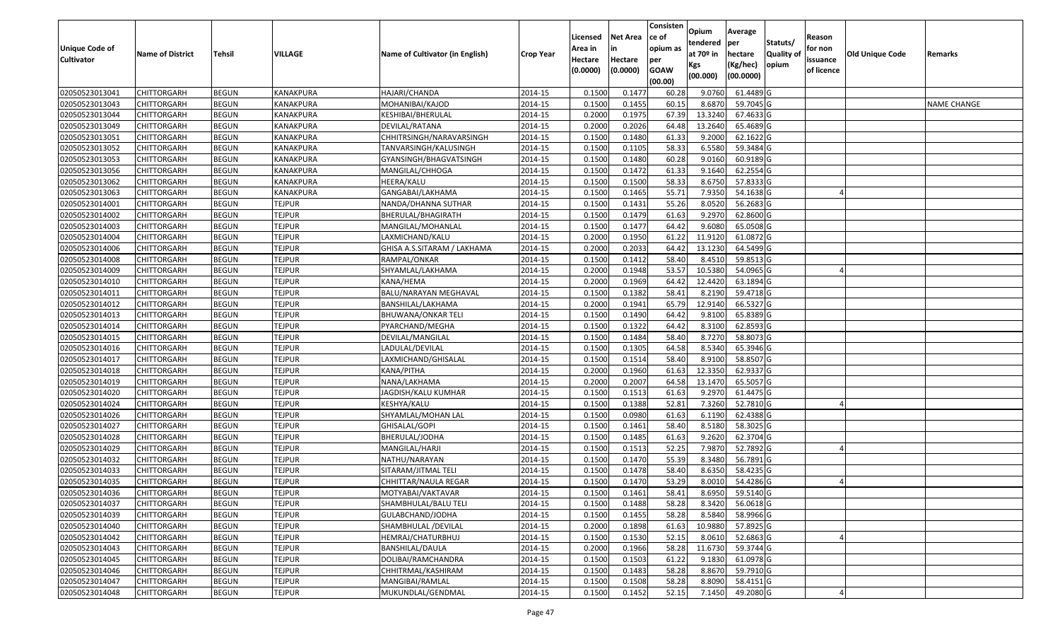| Unique Code of Cultivator | Name of District | Tehsil | VILLAGE | Name of Cultivator (in English) | Crop Year | Licensed Area in Hectare (0.0000) | Net Area in Hectare (0.0000) | Consistence of opium as per GOAW (00.00) | Opium tendered at 70º in Kgs (00.000) | Average per hectare (Kg/hec) (00.0000) | Statuts/ Quality of opium | Reason for non issuance of licence | Old Unique Code | Remarks |
|---|---|---|---|---|---|---|---|---|---|---|---|---|---|---|
| 02050523013041 | CHITTORGARH | BEGUN | KANAKPURA | HAJARI/CHANDA | 2014-15 | 0.1500 | 0.1477 | 60.28 | 9.0760 | 61.4489 | G | | | |
| 02050523013043 | CHITTORGARH | BEGUN | KANAKPURA | MOHANIBAI/KAJOD | 2014-15 | 0.1500 | 0.1455 | 60.15 | 8.6870 | 59.7045 | G | | | NAME CHANGE |
| 02050523013044 | CHITTORGARH | BEGUN | KANAKPURA | KESHIBAI/BHERULAL | 2014-15 | 0.2000 | 0.1975 | 67.39 | 13.3240 | 67.4633 | G | | | |
| 02050523013049 | CHITTORGARH | BEGUN | KANAKPURA | DEVILAL/RATANA | 2014-15 | 0.2000 | 0.2026 | 64.48 | 13.2640 | 65.4689 | G | | | |
| 02050523013051 | CHITTORGARH | BEGUN | KANAKPURA | CHHITRSINGH/NARAVARSINGH | 2014-15 | 0.1500 | 0.1480 | 61.33 | 9.2000 | 62.1622 | G | | | |
| 02050523013052 | CHITTORGARH | BEGUN | KANAKPURA | TANVARSINGH/KALUSINGH | 2014-15 | 0.1500 | 0.1105 | 58.33 | 6.5580 | 59.3484 | G | | | |
| 02050523013053 | CHITTORGARH | BEGUN | KANAKPURA | GYANSINGH/BHAGVATSINGH | 2014-15 | 0.1500 | 0.1480 | 60.28 | 9.0160 | 60.9189 | G | | | |
| 02050523013056 | CHITTORGARH | BEGUN | KANAKPURA | MANGILAL/CHHOGA | 2014-15 | 0.1500 | 0.1472 | 61.33 | 9.1640 | 62.2554 | G | | | |
| 02050523013062 | CHITTORGARH | BEGUN | KANAKPURA | HEERA/KALU | 2014-15 | 0.1500 | 0.1500 | 58.33 | 8.6750 | 57.8333 | G | | | |
| 02050523013063 | CHITTORGARH | BEGUN | KANAKPURA | GANGABAI/LAKHAMA | 2014-15 | 0.1500 | 0.1465 | 55.71 | 7.9350 | 54.1638 | G | 4 | | |
| 02050523014001 | CHITTORGARH | BEGUN | TEJPUR | NANDA/DHANNA SUTHAR | 2014-15 | 0.1500 | 0.1431 | 55.26 | 8.0520 | 56.2683 | G | | | |
| 02050523014002 | CHITTORGARH | BEGUN | TEJPUR | BHERULAL/BHAGIRATH | 2014-15 | 0.1500 | 0.1479 | 61.63 | 9.2970 | 62.8600 | G | | | |
| 02050523014003 | CHITTORGARH | BEGUN | TEJPUR | MANGILAL/MOHANLAL | 2014-15 | 0.1500 | 0.1477 | 64.42 | 9.6080 | 65.0508 | G | | | |
| 02050523014004 | CHITTORGARH | BEGUN | TEJPUR | LAXMICHAND/KALU | 2014-15 | 0.2000 | 0.1950 | 61.22 | 11.9120 | 61.0872 | G | | | |
| 02050523014006 | CHITTORGARH | BEGUN | TEJPUR | GHISA A.S.SITARAM / LAKHAMA | 2014-15 | 0.2000 | 0.2033 | 64.42 | 13.1230 | 64.5499 | G | | | |
| 02050523014008 | CHITTORGARH | BEGUN | TEJPUR | RAMPAL/ONKAR | 2014-15 | 0.1500 | 0.1412 | 58.40 | 8.4510 | 59.8513 | G | | | |
| 02050523014009 | CHITTORGARH | BEGUN | TEJPUR | SHYAMLAL/LAKHAMA | 2014-15 | 0.2000 | 0.1948 | 53.57 | 10.5380 | 54.0965 | G | 4 | | |
| 02050523014010 | CHITTORGARH | BEGUN | TEJPUR | KANA/HEMA | 2014-15 | 0.2000 | 0.1969 | 64.42 | 12.4420 | 63.1894 | G | | | |
| 02050523014011 | CHITTORGARH | BEGUN | TEJPUR | BALU/NARAYAN MEGHAVAL | 2014-15 | 0.1500 | 0.1382 | 58.41 | 8.2190 | 59.4718 | G | | | |
| 02050523014012 | CHITTORGARH | BEGUN | TEJPUR | BANSHILAL/LAKHAMA | 2014-15 | 0.2000 | 0.1941 | 65.79 | 12.9140 | 66.5327 | G | | | |
| 02050523014013 | CHITTORGARH | BEGUN | TEJPUR | BHUWANA/ONKAR TELI | 2014-15 | 0.1500 | 0.1490 | 64.42 | 9.8100 | 65.8389 | G | | | |
| 02050523014014 | CHITTORGARH | BEGUN | TEJPUR | PYARCHAND/MEGHA | 2014-15 | 0.1500 | 0.1322 | 64.42 | 8.3100 | 62.8593 | G | | | |
| 02050523014015 | CHITTORGARH | BEGUN | TEJPUR | DEVILAL/MANGILAL | 2014-15 | 0.1500 | 0.1484 | 58.40 | 8.7270 | 58.8073 | G | | | |
| 02050523014016 | CHITTORGARH | BEGUN | TEJPUR | LADULAL/DEVILAL | 2014-15 | 0.1500 | 0.1305 | 64.58 | 8.5340 | 65.3946 | G | | | |
| 02050523014017 | CHITTORGARH | BEGUN | TEJPUR | LAXMICHAND/GHISALAL | 2014-15 | 0.1500 | 0.1514 | 58.40 | 8.9100 | 58.8507 | G | | | |
| 02050523014018 | CHITTORGARH | BEGUN | TEJPUR | KANA/PITHA | 2014-15 | 0.2000 | 0.1960 | 61.63 | 12.3350 | 62.9337 | G | | | |
| 02050523014019 | CHITTORGARH | BEGUN | TEJPUR | NANA/LAKHAMA | 2014-15 | 0.2000 | 0.2007 | 64.58 | 13.1470 | 65.5057 | G | | | |
| 02050523014020 | CHITTORGARH | BEGUN | TEJPUR | JAGDISH/KALU KUMHAR | 2014-15 | 0.1500 | 0.1513 | 61.63 | 9.2970 | 61.4475 | G | | | |
| 02050523014024 | CHITTORGARH | BEGUN | TEJPUR | KESHYA/KALU | 2014-15 | 0.1500 | 0.1388 | 52.81 | 7.3260 | 52.7810 | G | 4 | | |
| 02050523014026 | CHITTORGARH | BEGUN | TEJPUR | SHYAMLAL/MOHAN LAL | 2014-15 | 0.1500 | 0.0980 | 61.63 | 6.1190 | 62.4388 | G | | | |
| 02050523014027 | CHITTORGARH | BEGUN | TEJPUR | GHISALAL/GOPI | 2014-15 | 0.1500 | 0.1461 | 58.40 | 8.5180 | 58.3025 | G | | | |
| 02050523014028 | CHITTORGARH | BEGUN | TEJPUR | BHERULAL/JODHA | 2014-15 | 0.1500 | 0.1485 | 61.63 | 9.2620 | 62.3704 | G | | | |
| 02050523014029 | CHITTORGARH | BEGUN | TEJPUR | MANGILAL/HARJI | 2014-15 | 0.1500 | 0.1513 | 52.25 | 7.9870 | 52.7892 | G | 4 | | |
| 02050523014032 | CHITTORGARH | BEGUN | TEJPUR | NATHU/NARAYAN | 2014-15 | 0.1500 | 0.1470 | 55.39 | 8.3480 | 56.7891 | G | | | |
| 02050523014033 | CHITTORGARH | BEGUN | TEJPUR | SITARAM/JITMAL TELI | 2014-15 | 0.1500 | 0.1478 | 58.40 | 8.6350 | 58.4235 | G | | | |
| 02050523014035 | CHITTORGARH | BEGUN | TEJPUR | CHHITTAR/NAULA REGAR | 2014-15 | 0.1500 | 0.1470 | 53.29 | 8.0010 | 54.4286 | G | 4 | | |
| 02050523014036 | CHITTORGARH | BEGUN | TEJPUR | MOTYABAI/VAKTAVAR | 2014-15 | 0.1500 | 0.1461 | 58.41 | 8.6950 | 59.5140 | G | | | |
| 02050523014037 | CHITTORGARH | BEGUN | TEJPUR | SHAMBHULAL/BALU TELI | 2014-15 | 0.1500 | 0.1488 | 58.28 | 8.3420 | 56.0618 | G | | | |
| 02050523014039 | CHITTORGARH | BEGUN | TEJPUR | GULABCHAND/JODHA | 2014-15 | 0.1500 | 0.1455 | 58.28 | 8.5840 | 58.9966 | G | | | |
| 02050523014040 | CHITTORGARH | BEGUN | TEJPUR | SHAMBHULAL /DEVILAL | 2014-15 | 0.2000 | 0.1898 | 61.63 | 10.9880 | 57.8925 | G | | | |
| 02050523014042 | CHITTORGARH | BEGUN | TEJPUR | HEMRAJ/CHATURBHUJ | 2014-15 | 0.1500 | 0.1530 | 52.15 | 8.0610 | 52.6863 | G | 4 | | |
| 02050523014043 | CHITTORGARH | BEGUN | TEJPUR | BANSHILAL/DAULA | 2014-15 | 0.2000 | 0.1966 | 58.28 | 11.6730 | 59.3744 | G | | | |
| 02050523014045 | CHITTORGARH | BEGUN | TEJPUR | DOLIBAI/RAMCHANDRA | 2014-15 | 0.1500 | 0.1503 | 61.22 | 9.1830 | 61.0978 | G | | | |
| 02050523014046 | CHITTORGARH | BEGUN | TEJPUR | CHHITRMAL/KASHIRAM | 2014-15 | 0.1500 | 0.1483 | 58.28 | 8.8670 | 59.7910 | G | | | |
| 02050523014047 | CHITTORGARH | BEGUN | TEJPUR | MANGIBAI/RAMLAL | 2014-15 | 0.1500 | 0.1508 | 58.28 | 8.8090 | 58.4151 | G | | | |
| 02050523014048 | CHITTORGARH | BEGUN | TEJPUR | MUKUNDLAL/GENDMAL | 2014-15 | 0.1500 | 0.1452 | 52.15 | 7.1450 | 49.2080 | G | 4 | | |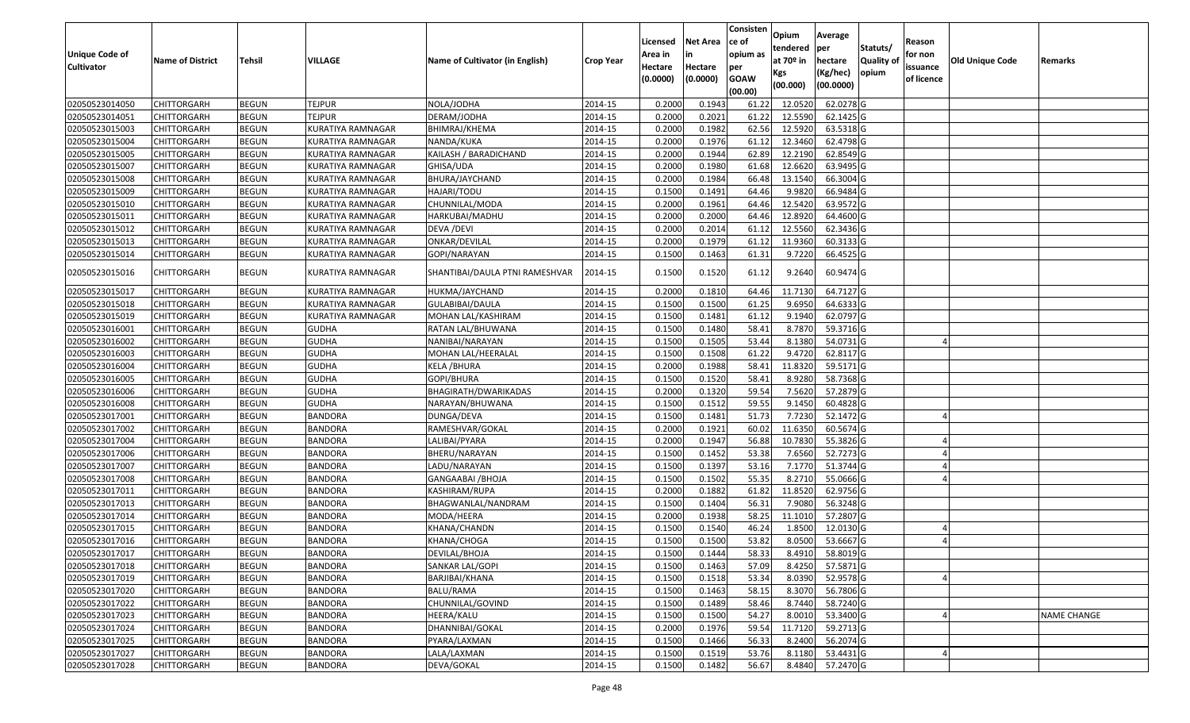| Unique Code of Cultivator | Name of District | Tehsil | VILLAGE | Name of Cultivator (in English) | Crop Year | Licensed Area in Hectare (0.0000) | Net Area in Hectare (0.0000) | Consistence of opium as per GOAW (00.00) | Opium tendered at 70º in Kgs (00.000) | Average per hectare (Kg/hec) (00.0000) | Statuts/ Quality of opium | Reason for non issuance of licence | Old Unique Code | Remarks |
|---|---|---|---|---|---|---|---|---|---|---|---|---|---|---|
| 02050523014050 | CHITTORGARH | BEGUN | TEJPUR | NOLA/JODHA | 2014-15 | 0.2000 | 0.1943 | 61.22 | 12.0520 | 62.0278 | G | | | |
| 02050523014051 | CHITTORGARH | BEGUN | TEJPUR | DERAM/JODHA | 2014-15 | 0.2000 | 0.2021 | 61.22 | 12.5590 | 62.1425 | G | | | |
| 02050523015003 | CHITTORGARH | BEGUN | KURATIYA RAMNAGAR | BHIMRAJ/KHEMA | 2014-15 | 0.2000 | 0.1982 | 62.56 | 12.5920 | 63.5318 | G | | | |
| 02050523015004 | CHITTORGARH | BEGUN | KURATIYA RAMNAGAR | NANDA/KUKA | 2014-15 | 0.2000 | 0.1976 | 61.12 | 12.3460 | 62.4798 | G | | | |
| 02050523015005 | CHITTORGARH | BEGUN | KURATIYA RAMNAGAR | KAILASH / BARADICHAND | 2014-15 | 0.2000 | 0.1944 | 62.89 | 12.2190 | 62.8549 | G | | | |
| 02050523015007 | CHITTORGARH | BEGUN | KURATIYA RAMNAGAR | GHISA/UDA | 2014-15 | 0.2000 | 0.1980 | 61.68 | 12.6620 | 63.9495 | G | | | |
| 02050523015008 | CHITTORGARH | BEGUN | KURATIYA RAMNAGAR | BHURA/JAYCHAND | 2014-15 | 0.2000 | 0.1984 | 66.48 | 13.1540 | 66.3004 | G | | | |
| 02050523015009 | CHITTORGARH | BEGUN | KURATIYA RAMNAGAR | HAJARI/TODU | 2014-15 | 0.1500 | 0.1491 | 64.46 | 9.9820 | 66.9484 | G | | | |
| 02050523015010 | CHITTORGARH | BEGUN | KURATIYA RAMNAGAR | CHUNNILAL/MODA | 2014-15 | 0.2000 | 0.1961 | 64.46 | 12.5420 | 63.9572 | G | | | |
| 02050523015011 | CHITTORGARH | BEGUN | KURATIYA RAMNAGAR | HARKUBAI/MADHU | 2014-15 | 0.2000 | 0.2000 | 64.46 | 12.8920 | 64.4600 | G | | | |
| 02050523015012 | CHITTORGARH | BEGUN | KURATIYA RAMNAGAR | DEVA /DEVI | 2014-15 | 0.2000 | 0.2014 | 61.12 | 12.5560 | 62.3436 | G | | | |
| 02050523015013 | CHITTORGARH | BEGUN | KURATIYA RAMNAGAR | ONKAR/DEVILAL | 2014-15 | 0.2000 | 0.1979 | 61.12 | 11.9360 | 60.3133 | G | | | |
| 02050523015014 | CHITTORGARH | BEGUN | KURATIYA RAMNAGAR | GOPI/NARAYAN | 2014-15 | 0.1500 | 0.1463 | 61.31 | 9.7220 | 66.4525 | G | | | |
| 02050523015016 | CHITTORGARH | BEGUN | KURATIYA RAMNAGAR | SHANTIBAI/DAULA PTNI RAMESHVAR | 2014-15 | 0.1500 | 0.1520 | 61.12 | 9.2640 | 60.9474 | G | | | |
| 02050523015017 | CHITTORGARH | BEGUN | KURATIYA RAMNAGAR | HUKMA/JAYCHAND | 2014-15 | 0.2000 | 0.1810 | 64.46 | 11.7130 | 64.7127 | G | | | |
| 02050523015018 | CHITTORGARH | BEGUN | KURATIYA RAMNAGAR | GULABIBAI/DAULA | 2014-15 | 0.1500 | 0.1500 | 61.25 | 9.6950 | 64.6333 | G | | | |
| 02050523015019 | CHITTORGARH | BEGUN | KURATIYA RAMNAGAR | MOHAN LAL/KASHIRAM | 2014-15 | 0.1500 | 0.1481 | 61.12 | 9.1940 | 62.0797 | G | | | |
| 02050523016001 | CHITTORGARH | BEGUN | GUDHA | RATAN LAL/BHUWANA | 2014-15 | 0.1500 | 0.1480 | 58.41 | 8.7870 | 59.3716 | G | | | |
| 02050523016002 | CHITTORGARH | BEGUN | GUDHA | NANIBAI/NARAYAN | 2014-15 | 0.1500 | 0.1505 | 53.44 | 8.1380 | 54.0731 | G | 4 | | |
| 02050523016003 | CHITTORGARH | BEGUN | GUDHA | MOHAN LAL/HEERALAL | 2014-15 | 0.1500 | 0.1508 | 61.22 | 9.4720 | 62.8117 | G | | | |
| 02050523016004 | CHITTORGARH | BEGUN | GUDHA | KELA /BHURA | 2014-15 | 0.2000 | 0.1988 | 58.41 | 11.8320 | 59.5171 | G | | | |
| 02050523016005 | CHITTORGARH | BEGUN | GUDHA | GOPI/BHURA | 2014-15 | 0.1500 | 0.1520 | 58.41 | 8.9280 | 58.7368 | G | | | |
| 02050523016006 | CHITTORGARH | BEGUN | GUDHA | BHAGIRATH/DWARIKADAS | 2014-15 | 0.2000 | 0.1320 | 59.54 | 7.5620 | 57.2879 | G | | | |
| 02050523016008 | CHITTORGARH | BEGUN | GUDHA | NARAYAN/BHUWANA | 2014-15 | 0.1500 | 0.1512 | 59.55 | 9.1450 | 60.4828 | G | | | |
| 02050523017001 | CHITTORGARH | BEGUN | BANDORA | DUNGA/DEVA | 2014-15 | 0.1500 | 0.1481 | 51.73 | 7.7230 | 52.1472 | G | 4 | | |
| 02050523017002 | CHITTORGARH | BEGUN | BANDORA | RAMESHVAR/GOKAL | 2014-15 | 0.2000 | 0.1921 | 60.02 | 11.6350 | 60.5674 | G | | | |
| 02050523017004 | CHITTORGARH | BEGUN | BANDORA | LALIBAI/PYARA | 2014-15 | 0.2000 | 0.1947 | 56.88 | 10.7830 | 55.3826 | G | 4 | | |
| 02050523017006 | CHITTORGARH | BEGUN | BANDORA | BHERU/NARAYAN | 2014-15 | 0.1500 | 0.1452 | 53.38 | 7.6560 | 52.7273 | G | 4 | | |
| 02050523017007 | CHITTORGARH | BEGUN | BANDORA | LADU/NARAYAN | 2014-15 | 0.1500 | 0.1397 | 53.16 | 7.1770 | 51.3744 | G | 4 | | |
| 02050523017008 | CHITTORGARH | BEGUN | BANDORA | GANGAABAI /BHOJA | 2014-15 | 0.1500 | 0.1502 | 55.35 | 8.2710 | 55.0666 | G | 4 | | |
| 02050523017011 | CHITTORGARH | BEGUN | BANDORA | KASHIRAM/RUPA | 2014-15 | 0.2000 | 0.1882 | 61.82 | 11.8520 | 62.9756 | G | | | |
| 02050523017013 | CHITTORGARH | BEGUN | BANDORA | BHAGWANLAL/NANDRAM | 2014-15 | 0.1500 | 0.1404 | 56.31 | 7.9080 | 56.3248 | G | | | |
| 02050523017014 | CHITTORGARH | BEGUN | BANDORA | MODA/HEERA | 2014-15 | 0.2000 | 0.1938 | 58.25 | 11.1010 | 57.2807 | G | | | |
| 02050523017015 | CHITTORGARH | BEGUN | BANDORA | KHANA/CHANDN | 2014-15 | 0.1500 | 0.1540 | 46.24 | 1.8500 | 12.0130 | G | 4 | | |
| 02050523017016 | CHITTORGARH | BEGUN | BANDORA | KHANA/CHOGA | 2014-15 | 0.1500 | 0.1500 | 53.82 | 8.0500 | 53.6667 | G | 4 | | |
| 02050523017017 | CHITTORGARH | BEGUN | BANDORA | DEVILAL/BHOJA | 2014-15 | 0.1500 | 0.1444 | 58.33 | 8.4910 | 58.8019 | G | | | |
| 02050523017018 | CHITTORGARH | BEGUN | BANDORA | SANKAR LAL/GOPI | 2014-15 | 0.1500 | 0.1463 | 57.09 | 8.4250 | 57.5871 | G | | | |
| 02050523017019 | CHITTORGARH | BEGUN | BANDORA | BARJIBAI/KHANA | 2014-15 | 0.1500 | 0.1518 | 53.34 | 8.0390 | 52.9578 | G | 4 | | |
| 02050523017020 | CHITTORGARH | BEGUN | BANDORA | BALU/RAMA | 2014-15 | 0.1500 | 0.1463 | 58.15 | 8.3070 | 56.7806 | G | | | |
| 02050523017022 | CHITTORGARH | BEGUN | BANDORA | CHUNNILAL/GOVIND | 2014-15 | 0.1500 | 0.1489 | 58.46 | 8.7440 | 58.7240 | G | | | |
| 02050523017023 | CHITTORGARH | BEGUN | BANDORA | HEERA/KALU | 2014-15 | 0.1500 | 0.1500 | 54.27 | 8.0010 | 53.3400 | G | 4 | | NAME CHANGE |
| 02050523017024 | CHITTORGARH | BEGUN | BANDORA | DHANNIBAI/GOKAL | 2014-15 | 0.2000 | 0.1976 | 59.54 | 11.7120 | 59.2713 | G | | | |
| 02050523017025 | CHITTORGARH | BEGUN | BANDORA | PYARA/LAXMAN | 2014-15 | 0.1500 | 0.1466 | 56.33 | 8.2400 | 56.2074 | G | | | |
| 02050523017027 | CHITTORGARH | BEGUN | BANDORA | LALA/LAXMAN | 2014-15 | 0.1500 | 0.1519 | 53.76 | 8.1180 | 53.4431 | G | 4 | | |
| 02050523017028 | CHITTORGARH | BEGUN | BANDORA | DEVA/GOKAL | 2014-15 | 0.1500 | 0.1482 | 56.67 | 8.4840 | 57.2470 | G | | | |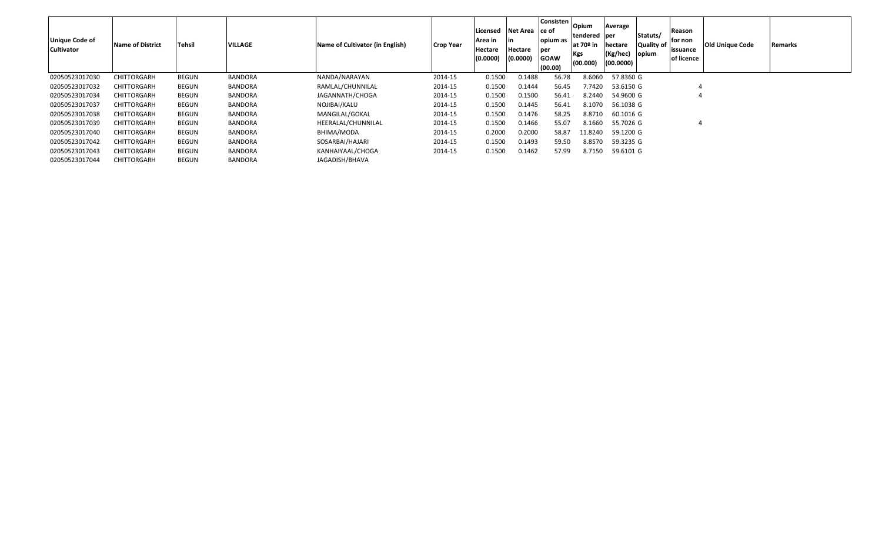| Unique Code of Cultivator | Name of District | Tehsil | VILLAGE | Name of Cultivator (in English) | Crop Year | Licensed Area in Hectare (0.0000) | Net Area in Hectare (0.0000) | Consistence of opium as per GOAW (00.00) | Opium tendered at 70º in Kgs (00.000) | Average per hectare (Kg/hec) (00.0000) | Statuts/ Quality of opium | Reason for non issuance of licence | Old Unique Code | Remarks |
|---|---|---|---|---|---|---|---|---|---|---|---|---|---|---|
| 02050523017030 | CHITTORGARH | BEGUN | BANDORA | NANDA/NARAYAN | 2014-15 | 0.1500 | 0.1488 | 56.78 | 8.6060 | 57.8360 | G | | | |
| 02050523017032 | CHITTORGARH | BEGUN | BANDORA | RAMLAL/CHUNNILAL | 2014-15 | 0.1500 | 0.1444 | 56.45 | 7.7420 | 53.6150 | G | 4 | | |
| 02050523017034 | CHITTORGARH | BEGUN | BANDORA | JAGANNATH/CHOGA | 2014-15 | 0.1500 | 0.1500 | 56.41 | 8.2440 | 54.9600 | G | 4 | | |
| 02050523017037 | CHITTORGARH | BEGUN | BANDORA | NOJIBAI/KALU | 2014-15 | 0.1500 | 0.1445 | 56.41 | 8.1070 | 56.1038 | G | | | |
| 02050523017038 | CHITTORGARH | BEGUN | BANDORA | MANGILAL/GOKAL | 2014-15 | 0.1500 | 0.1476 | 58.25 | 8.8710 | 60.1016 | G | | | |
| 02050523017039 | CHITTORGARH | BEGUN | BANDORA | HEERALAL/CHUNNILAL | 2014-15 | 0.1500 | 0.1466 | 55.07 | 8.1660 | 55.7026 | G | 4 | | |
| 02050523017040 | CHITTORGARH | BEGUN | BANDORA | BHIMA/MODA | 2014-15 | 0.2000 | 0.2000 | 58.87 | 11.8240 | 59.1200 | G | | | |
| 02050523017042 | CHITTORGARH | BEGUN | BANDORA | SOSARBAI/HAJARI | 2014-15 | 0.1500 | 0.1493 | 59.50 | 8.8570 | 59.3235 | G | | | |
| 02050523017043 | CHITTORGARH | BEGUN | BANDORA | KANHAIYAAL/CHOGA | 2014-15 | 0.1500 | 0.1462 | 57.99 | 8.7150 | 59.6101 | G | | | |
| 02050523017044 | CHITTORGARH | BEGUN | BANDORA | JAGADISH/BHAVA | | | | | | | | | | |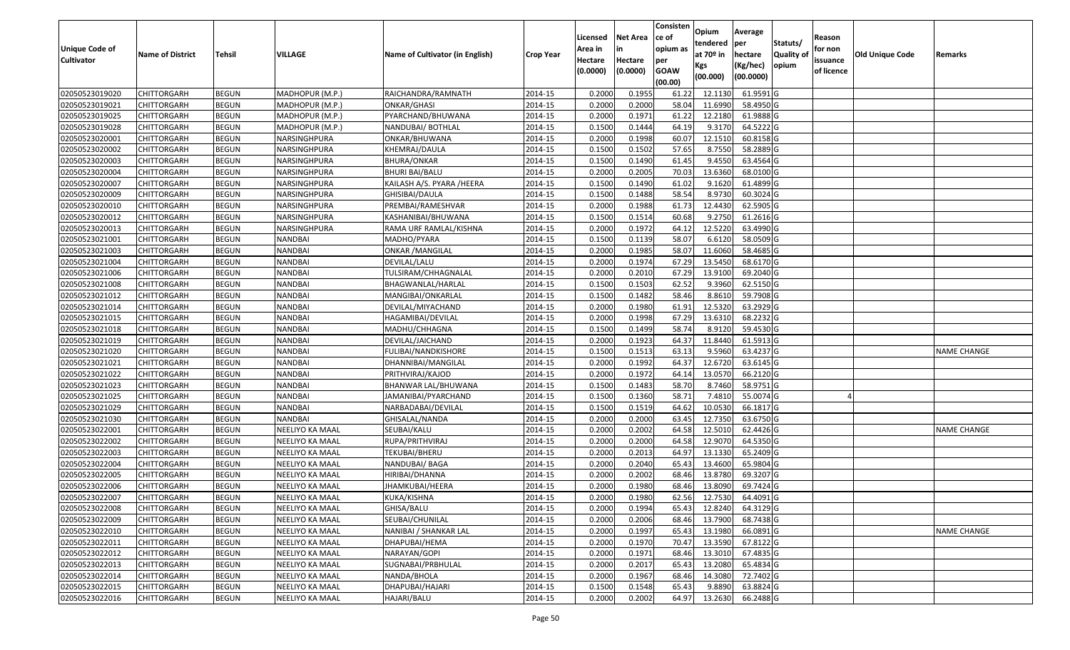| Unique Code of Cultivator | Name of District | Tehsil | VILLAGE | Name of Cultivator (in English) | Crop Year | Licensed Area in Hectare (0.0000) | Net Area in Hectare (0.0000) | Consisten ce of opium as per GOAW (00.00) | Opium tendered at 70º in Kgs (00.000) | Average per hectare (Kg/hec) (00.0000) | Statuts/ Quality of opium | Reason for non issuance of licence | Old Unique Code | Remarks |
|---|---|---|---|---|---|---|---|---|---|---|---|---|---|---|
| 02050523019020 | CHITTORGARH | BEGUN | MADHOPUR (M.P.) | RAICHANDRA/RAMNATH | 2014-15 | 0.2000 | 0.1955 | 61.22 | 12.1130 | 61.9591 | G | | | |
| 02050523019021 | CHITTORGARH | BEGUN | MADHOPUR (M.P.) | ONKAR/GHASI | 2014-15 | 0.2000 | 0.2000 | 58.04 | 11.6990 | 58.4950 | G | | | |
| 02050523019025 | CHITTORGARH | BEGUN | MADHOPUR (M.P.) | PYARCHAND/BHUWANA | 2014-15 | 0.2000 | 0.1971 | 61.22 | 12.2180 | 61.9888 | G | | | |
| 02050523019028 | CHITTORGARH | BEGUN | MADHOPUR (M.P.) | NANDUBAI/ BOTHLAL | 2014-15 | 0.1500 | 0.1444 | 64.19 | 9.3170 | 64.5222 | G | | | |
| 02050523020001 | CHITTORGARH | BEGUN | NARSINGHPURA | ONKAR/BHUWANA | 2014-15 | 0.2000 | 0.1998 | 60.07 | 12.1510 | 60.8158 | G | | | |
| 02050523020002 | CHITTORGARH | BEGUN | NARSINGHPURA | KHEMRAJ/DAULA | 2014-15 | 0.1500 | 0.1502 | 57.65 | 8.7550 | 58.2889 | G | | | |
| 02050523020003 | CHITTORGARH | BEGUN | NARSINGHPURA | BHURA/ONKAR | 2014-15 | 0.1500 | 0.1490 | 61.45 | 9.4550 | 63.4564 | G | | | |
| 02050523020004 | CHITTORGARH | BEGUN | NARSINGHPURA | BHURI BAI/BALU | 2014-15 | 0.2000 | 0.2005 | 70.03 | 13.6360 | 68.0100 | G | | | |
| 02050523020007 | CHITTORGARH | BEGUN | NARSINGHPURA | KAILASH A/S. PYARA /HEERA | 2014-15 | 0.1500 | 0.1490 | 61.02 | 9.1620 | 61.4899 | G | | | |
| 02050523020009 | CHITTORGARH | BEGUN | NARSINGHPURA | GHISIBAI/DAULA | 2014-15 | 0.1500 | 0.1488 | 58.54 | 8.9730 | 60.3024 | G | | | |
| 02050523020010 | CHITTORGARH | BEGUN | NARSINGHPURA | PREMBAI/RAMESHVAR | 2014-15 | 0.2000 | 0.1988 | 61.73 | 12.4430 | 62.5905 | G | | | |
| 02050523020012 | CHITTORGARH | BEGUN | NARSINGHPURA | KASHANIBAI/BHUWANA | 2014-15 | 0.1500 | 0.1514 | 60.68 | 9.2750 | 61.2616 | G | | | |
| 02050523020013 | CHITTORGARH | BEGUN | NARSINGHPURA | RAMA URF RAMLAL/KISHNA | 2014-15 | 0.2000 | 0.1972 | 64.12 | 12.5220 | 63.4990 | G | | | |
| 02050523021001 | CHITTORGARH | BEGUN | NANDBAI | MADHO/PYARA | 2014-15 | 0.1500 | 0.1139 | 58.07 | 6.6120 | 58.0509 | G | | | |
| 02050523021003 | CHITTORGARH | BEGUN | NANDBAI | ONKAR /MANGILAL | 2014-15 | 0.2000 | 0.1985 | 58.07 | 11.6060 | 58.4685 | G | | | |
| 02050523021004 | CHITTORGARH | BEGUN | NANDBAI | DEVILAL/LALU | 2014-15 | 0.2000 | 0.1974 | 67.29 | 13.5450 | 68.6170 | G | | | |
| 02050523021006 | CHITTORGARH | BEGUN | NANDBAI | TULSIRAM/CHHAGNALAL | 2014-15 | 0.2000 | 0.2010 | 67.29 | 13.9100 | 69.2040 | G | | | |
| 02050523021008 | CHITTORGARH | BEGUN | NANDBAI | BHAGWANLAL/HARLAL | 2014-15 | 0.1500 | 0.1503 | 62.52 | 9.3960 | 62.5150 | G | | | |
| 02050523021012 | CHITTORGARH | BEGUN | NANDBAI | MANGIBAI/ONKARLAL | 2014-15 | 0.1500 | 0.1482 | 58.46 | 8.8610 | 59.7908 | G | | | |
| 02050523021014 | CHITTORGARH | BEGUN | NANDBAI | DEVILAL/MIYACHAND | 2014-15 | 0.2000 | 0.1980 | 61.91 | 12.5320 | 63.2929 | G | | | |
| 02050523021015 | CHITTORGARH | BEGUN | NANDBAI | HAGAMIBAI/DEVILAL | 2014-15 | 0.2000 | 0.1998 | 67.29 | 13.6310 | 68.2232 | G | | | |
| 02050523021018 | CHITTORGARH | BEGUN | NANDBAI | MADHU/CHHAGNA | 2014-15 | 0.1500 | 0.1499 | 58.74 | 8.9120 | 59.4530 | G | | | |
| 02050523021019 | CHITTORGARH | BEGUN | NANDBAI | DEVILAL/JAICHAND | 2014-15 | 0.2000 | 0.1923 | 64.37 | 11.8440 | 61.5913 | G | | | |
| 02050523021020 | CHITTORGARH | BEGUN | NANDBAI | FULIBAI/NANDKISHORE | 2014-15 | 0.1500 | 0.1513 | 63.13 | 9.5960 | 63.4237 | G | | | NAME CHANGE |
| 02050523021021 | CHITTORGARH | BEGUN | NANDBAI | DHANNIBAI/MANGILAL | 2014-15 | 0.2000 | 0.1992 | 64.37 | 12.6720 | 63.6145 | G | | | |
| 02050523021022 | CHITTORGARH | BEGUN | NANDBAI | PRITHVIRAJ/KAJOD | 2014-15 | 0.2000 | 0.1972 | 64.14 | 13.0570 | 66.2120 | G | | | |
| 02050523021023 | CHITTORGARH | BEGUN | NANDBAI | BHANWAR LAL/BHUWANA | 2014-15 | 0.1500 | 0.1483 | 58.70 | 8.7460 | 58.9751 | G | | | |
| 02050523021025 | CHITTORGARH | BEGUN | NANDBAI | JAMANIBAI/PYARCHAND | 2014-15 | 0.1500 | 0.1360 | 58.71 | 7.4810 | 55.0074 | G | 4 | | |
| 02050523021029 | CHITTORGARH | BEGUN | NANDBAI | NARBADABAI/DEVILAL | 2014-15 | 0.1500 | 0.1519 | 64.62 | 10.0530 | 66.1817 | G | | | |
| 02050523021030 | CHITTORGARH | BEGUN | NANDBAI | GHISALAL/NANDA | 2014-15 | 0.2000 | 0.2000 | 63.45 | 12.7350 | 63.6750 | G | | | |
| 02050523022001 | CHITTORGARH | BEGUN | NEELIYO KA MAAL | SEUBAI/KALU | 2014-15 | 0.2000 | 0.2002 | 64.58 | 12.5010 | 62.4426 | G | | | NAME CHANGE |
| 02050523022002 | CHITTORGARH | BEGUN | NEELIYO KA MAAL | RUPA/PRITHVIRAJ | 2014-15 | 0.2000 | 0.2000 | 64.58 | 12.9070 | 64.5350 | G | | | |
| 02050523022003 | CHITTORGARH | BEGUN | NEELIYO KA MAAL | TEKUBAI/BHERU | 2014-15 | 0.2000 | 0.2013 | 64.97 | 13.1330 | 65.2409 | G | | | |
| 02050523022004 | CHITTORGARH | BEGUN | NEELIYO KA MAAL | NANDUBAI/ BAGA | 2014-15 | 0.2000 | 0.2040 | 65.43 | 13.4600 | 65.9804 | G | | | |
| 02050523022005 | CHITTORGARH | BEGUN | NEELIYO KA MAAL | HIRIBAI/DHANNA | 2014-15 | 0.2000 | 0.2002 | 68.46 | 13.8780 | 69.3207 | G | | | |
| 02050523022006 | CHITTORGARH | BEGUN | NEELIYO KA MAAL | JHAMKUBAI/HEERA | 2014-15 | 0.2000 | 0.1980 | 68.46 | 13.8090 | 69.7424 | G | | | |
| 02050523022007 | CHITTORGARH | BEGUN | NEELIYO KA MAAL | KUKA/KISHNA | 2014-15 | 0.2000 | 0.1980 | 62.56 | 12.7530 | 64.4091 | G | | | |
| 02050523022008 | CHITTORGARH | BEGUN | NEELIYO KA MAAL | GHISA/BALU | 2014-15 | 0.2000 | 0.1994 | 65.43 | 12.8240 | 64.3129 | G | | | |
| 02050523022009 | CHITTORGARH | BEGUN | NEELIYO KA MAAL | SEUBAI/CHUNILAL | 2014-15 | 0.2000 | 0.2006 | 68.46 | 13.7900 | 68.7438 | G | | | |
| 02050523022010 | CHITTORGARH | BEGUN | NEELIYO KA MAAL | NANIBAI / SHANKAR LAL | 2014-15 | 0.2000 | 0.1997 | 65.43 | 13.1980 | 66.0891 | G | | | NAME CHANGE |
| 02050523022011 | CHITTORGARH | BEGUN | NEELIYO KA MAAL | DHAPUBAI/HEMA | 2014-15 | 0.2000 | 0.1970 | 70.47 | 13.3590 | 67.8122 | G | | | |
| 02050523022012 | CHITTORGARH | BEGUN | NEELIYO KA MAAL | NARAYAN/GOPI | 2014-15 | 0.2000 | 0.1971 | 68.46 | 13.3010 | 67.4835 | G | | | |
| 02050523022013 | CHITTORGARH | BEGUN | NEELIYO KA MAAL | SUGNABAI/PRBHULAL | 2014-15 | 0.2000 | 0.2017 | 65.43 | 13.2080 | 65.4834 | G | | | |
| 02050523022014 | CHITTORGARH | BEGUN | NEELIYO KA MAAL | NANDA/BHOLA | 2014-15 | 0.2000 | 0.1967 | 68.46 | 14.3080 | 72.7402 | G | | | |
| 02050523022015 | CHITTORGARH | BEGUN | NEELIYO KA MAAL | DHAPUBAI/HAJARI | 2014-15 | 0.1500 | 0.1548 | 65.43 | 9.8890 | 63.8824 | G | | | |
| 02050523022016 | CHITTORGARH | BEGUN | NEELIYO KA MAAL | HAJARI/BALU | 2014-15 | 0.2000 | 0.2002 | 64.97 | 13.2630 | 66.2488 | G | | | |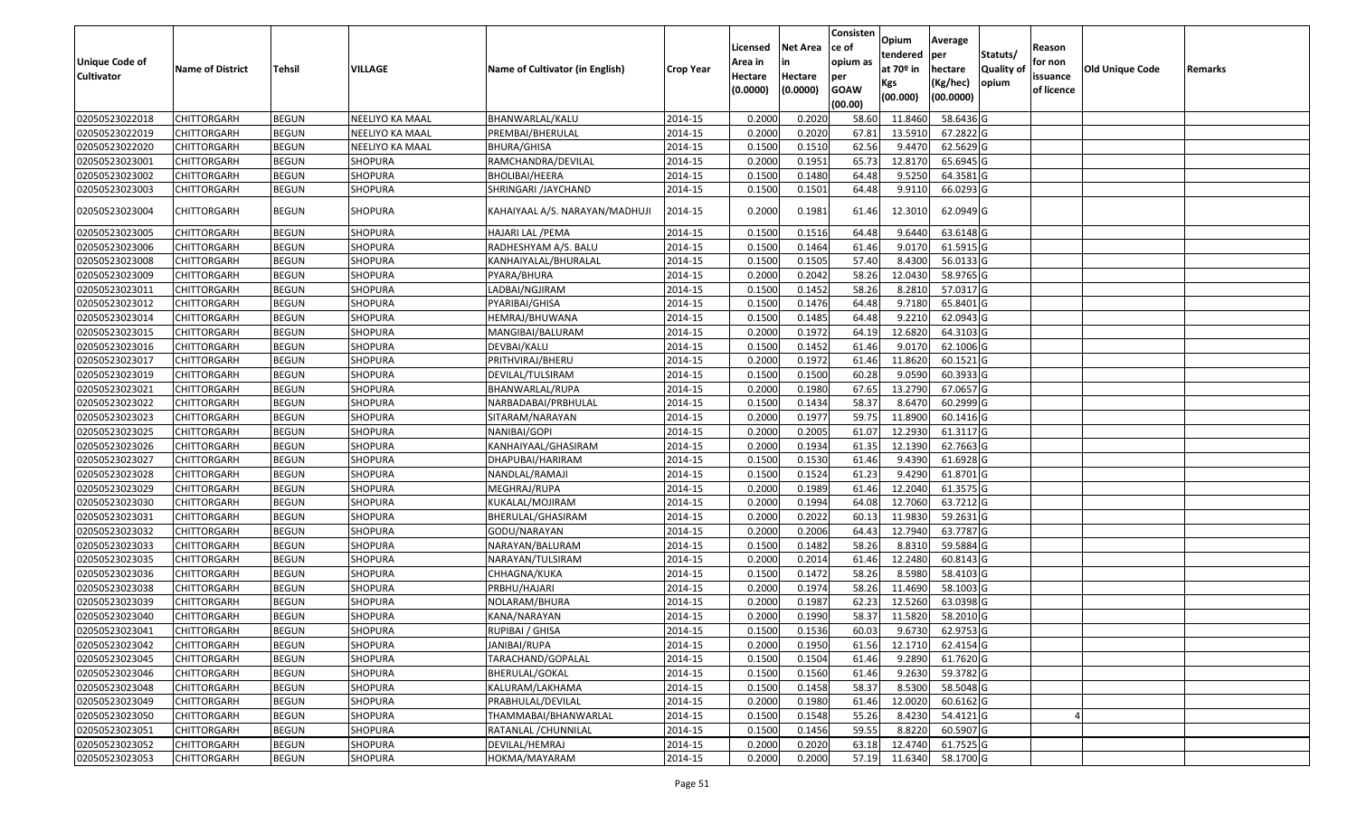| Unique Code of Cultivator | Name of District | Tehsil | VILLAGE | Name of Cultivator (in English) | Crop Year | Licensed Area in Hectare (0.0000) | Net Area in Hectare (0.0000) | Consistence of opium as per GOAW (00.00) | Opium tendered at 70º in Kgs (00.000) | Average per hectare (Kg/hec) (00.0000) | Statuts/ Quality of opium | Reason for non issuance of licence | Old Unique Code | Remarks |
|---|---|---|---|---|---|---|---|---|---|---|---|---|---|---|
| 02050523022018 | CHITTORGARH | BEGUN | NEELIYO KA MAAL | BHANWARLAL/KALU | 2014-15 | 0.2000 | 0.2020 | 58.60 | 11.8460 | 58.6436 | G | | | |
| 02050523022019 | CHITTORGARH | BEGUN | NEELIYO KA MAAL | PREMBAI/BHERULAL | 2014-15 | 0.2000 | 0.2020 | 67.81 | 13.5910 | 67.2822 | G | | | |
| 02050523022020 | CHITTORGARH | BEGUN | NEELIYO KA MAAL | BHURA/GHISA | 2014-15 | 0.1500 | 0.1510 | 62.56 | 9.4470 | 62.5629 | G | | | |
| 02050523023001 | CHITTORGARH | BEGUN | SHOPURA | RAMCHANDRA/DEVILAL | 2014-15 | 0.2000 | 0.1951 | 65.73 | 12.8170 | 65.6945 | G | | | |
| 02050523023002 | CHITTORGARH | BEGUN | SHOPURA | BHOLIBAI/HEERA | 2014-15 | 0.1500 | 0.1480 | 64.48 | 9.5250 | 64.3581 | G | | | |
| 02050523023003 | CHITTORGARH | BEGUN | SHOPURA | SHRINGARI /JAYCHAND | 2014-15 | 0.1500 | 0.1501 | 64.48 | 9.9110 | 66.0293 | G | | | |
| 02050523023004 | CHITTORGARH | BEGUN | SHOPURA | KAHAIYAAL A/S. NARAYAN/MADHUJI | 2014-15 | 0.2000 | 0.1981 | 61.46 | 12.3010 | 62.0949 | G | | | |
| 02050523023005 | CHITTORGARH | BEGUN | SHOPURA | HAJARI LAL /PEMA | 2014-15 | 0.1500 | 0.1516 | 64.48 | 9.6440 | 63.6148 | G | | | |
| 02050523023006 | CHITTORGARH | BEGUN | SHOPURA | RADHESHYAM A/S. BALU | 2014-15 | 0.1500 | 0.1464 | 61.46 | 9.0170 | 61.5915 | G | | | |
| 02050523023008 | CHITTORGARH | BEGUN | SHOPURA | KANHAIYALAL/BHURALAL | 2014-15 | 0.1500 | 0.1505 | 57.40 | 8.4300 | 56.0133 | G | | | |
| 02050523023009 | CHITTORGARH | BEGUN | SHOPURA | PYARA/BHURA | 2014-15 | 0.2000 | 0.2042 | 58.26 | 12.0430 | 58.9765 | G | | | |
| 02050523023011 | CHITTORGARH | BEGUN | SHOPURA | LADBAI/NGJIRAM | 2014-15 | 0.1500 | 0.1452 | 58.26 | 8.2810 | 57.0317 | G | | | |
| 02050523023012 | CHITTORGARH | BEGUN | SHOPURA | PYARIBAI/GHISA | 2014-15 | 0.1500 | 0.1476 | 64.48 | 9.7180 | 65.8401 | G | | | |
| 02050523023014 | CHITTORGARH | BEGUN | SHOPURA | HEMRAJ/BHUWANA | 2014-15 | 0.1500 | 0.1485 | 64.48 | 9.2210 | 62.0943 | G | | | |
| 02050523023015 | CHITTORGARH | BEGUN | SHOPURA | MANGIBAI/BALURAM | 2014-15 | 0.2000 | 0.1972 | 64.19 | 12.6820 | 64.3103 | G | | | |
| 02050523023016 | CHITTORGARH | BEGUN | SHOPURA | DEVBAI/KALU | 2014-15 | 0.1500 | 0.1452 | 61.46 | 9.0170 | 62.1006 | G | | | |
| 02050523023017 | CHITTORGARH | BEGUN | SHOPURA | PRITHVIRAJ/BHERU | 2014-15 | 0.2000 | 0.1972 | 61.46 | 11.8620 | 60.1521 | G | | | |
| 02050523023019 | CHITTORGARH | BEGUN | SHOPURA | DEVILAL/TULSIRAM | 2014-15 | 0.1500 | 0.1500 | 60.28 | 9.0590 | 60.3933 | G | | | |
| 02050523023021 | CHITTORGARH | BEGUN | SHOPURA | BHANWARLAL/RUPA | 2014-15 | 0.2000 | 0.1980 | 67.65 | 13.2790 | 67.0657 | G | | | |
| 02050523023022 | CHITTORGARH | BEGUN | SHOPURA | NARBADABAI/PRBHULAL | 2014-15 | 0.1500 | 0.1434 | 58.37 | 8.6470 | 60.2999 | G | | | |
| 02050523023023 | CHITTORGARH | BEGUN | SHOPURA | SITARAM/NARAYAN | 2014-15 | 0.2000 | 0.1977 | 59.75 | 11.8900 | 60.1416 | G | | | |
| 02050523023025 | CHITTORGARH | BEGUN | SHOPURA | NANIBAI/GOPI | 2014-15 | 0.2000 | 0.2005 | 61.07 | 12.2930 | 61.3117 | G | | | |
| 02050523023026 | CHITTORGARH | BEGUN | SHOPURA | KANHAIYAAL/GHASIRAM | 2014-15 | 0.2000 | 0.1934 | 61.35 | 12.1390 | 62.7663 | G | | | |
| 02050523023027 | CHITTORGARH | BEGUN | SHOPURA | DHAPUBAI/HARIRAM | 2014-15 | 0.1500 | 0.1530 | 61.46 | 9.4390 | 61.6928 | G | | | |
| 02050523023028 | CHITTORGARH | BEGUN | SHOPURA | NANDLAL/RAMAJI | 2014-15 | 0.1500 | 0.1524 | 61.23 | 9.4290 | 61.8701 | G | | | |
| 02050523023029 | CHITTORGARH | BEGUN | SHOPURA | MEGHRAJ/RUPA | 2014-15 | 0.2000 | 0.1989 | 61.46 | 12.2040 | 61.3575 | G | | | |
| 02050523023030 | CHITTORGARH | BEGUN | SHOPURA | KUKALAL/MOJIRAM | 2014-15 | 0.2000 | 0.1994 | 64.08 | 12.7060 | 63.7212 | G | | | |
| 02050523023031 | CHITTORGARH | BEGUN | SHOPURA | BHERULAL/GHASIRAM | 2014-15 | 0.2000 | 0.2022 | 60.13 | 11.9830 | 59.2631 | G | | | |
| 02050523023032 | CHITTORGARH | BEGUN | SHOPURA | GODU/NARAYAN | 2014-15 | 0.2000 | 0.2006 | 64.43 | 12.7940 | 63.7787 | G | | | |
| 02050523023033 | CHITTORGARH | BEGUN | SHOPURA | NARAYAN/BALURAM | 2014-15 | 0.1500 | 0.1482 | 58.26 | 8.8310 | 59.5884 | G | | | |
| 02050523023035 | CHITTORGARH | BEGUN | SHOPURA | NARAYAN/TULSIRAM | 2014-15 | 0.2000 | 0.2014 | 61.46 | 12.2480 | 60.8143 | G | | | |
| 02050523023036 | CHITTORGARH | BEGUN | SHOPURA | CHHAGNA/KUKA | 2014-15 | 0.1500 | 0.1472 | 58.26 | 8.5980 | 58.4103 | G | | | |
| 02050523023038 | CHITTORGARH | BEGUN | SHOPURA | PRBHU/HAJARI | 2014-15 | 0.2000 | 0.1974 | 58.26 | 11.4690 | 58.1003 | G | | | |
| 02050523023039 | CHITTORGARH | BEGUN | SHOPURA | NOLARAM/BHURA | 2014-15 | 0.2000 | 0.1987 | 62.23 | 12.5260 | 63.0398 | G | | | |
| 02050523023040 | CHITTORGARH | BEGUN | SHOPURA | KANA/NARAYAN | 2014-15 | 0.2000 | 0.1990 | 58.37 | 11.5820 | 58.2010 | G | | | |
| 02050523023041 | CHITTORGARH | BEGUN | SHOPURA | RUPIBAI / GHISA | 2014-15 | 0.1500 | 0.1536 | 60.03 | 9.6730 | 62.9753 | G | | | |
| 02050523023042 | CHITTORGARH | BEGUN | SHOPURA | JANIBAI/RUPA | 2014-15 | 0.2000 | 0.1950 | 61.56 | 12.1710 | 62.4154 | G | | | |
| 02050523023045 | CHITTORGARH | BEGUN | SHOPURA | TARACHAND/GOPALAL | 2014-15 | 0.1500 | 0.1504 | 61.46 | 9.2890 | 61.7620 | G | | | |
| 02050523023046 | CHITTORGARH | BEGUN | SHOPURA | BHERULAL/GOKAL | 2014-15 | 0.1500 | 0.1560 | 61.46 | 9.2630 | 59.3782 | G | | | |
| 02050523023048 | CHITTORGARH | BEGUN | SHOPURA | KALURAM/LAKHAMA | 2014-15 | 0.1500 | 0.1458 | 58.37 | 8.5300 | 58.5048 | G | | | |
| 02050523023049 | CHITTORGARH | BEGUN | SHOPURA | PRABHULAL/DEVILAL | 2014-15 | 0.2000 | 0.1980 | 61.46 | 12.0020 | 60.6162 | G | | | |
| 02050523023050 | CHITTORGARH | BEGUN | SHOPURA | THAMMABAI/BHANWARLAL | 2014-15 | 0.1500 | 0.1548 | 55.26 | 8.4230 | 54.4121 | G | 4 | | |
| 02050523023051 | CHITTORGARH | BEGUN | SHOPURA | RATANLAL /CHUNNILAL | 2014-15 | 0.1500 | 0.1456 | 59.55 | 8.8220 | 60.5907 | G | | | |
| 02050523023052 | CHITTORGARH | BEGUN | SHOPURA | DEVILAL/HEMRAJ | 2014-15 | 0.2000 | 0.2020 | 63.18 | 12.4740 | 61.7525 | G | | | |
| 02050523023053 | CHITTORGARH | BEGUN | SHOPURA | HOKMA/MAYARAM | 2014-15 | 0.2000 | 0.2000 | 57.19 | 11.6340 | 58.1700 | G | | | |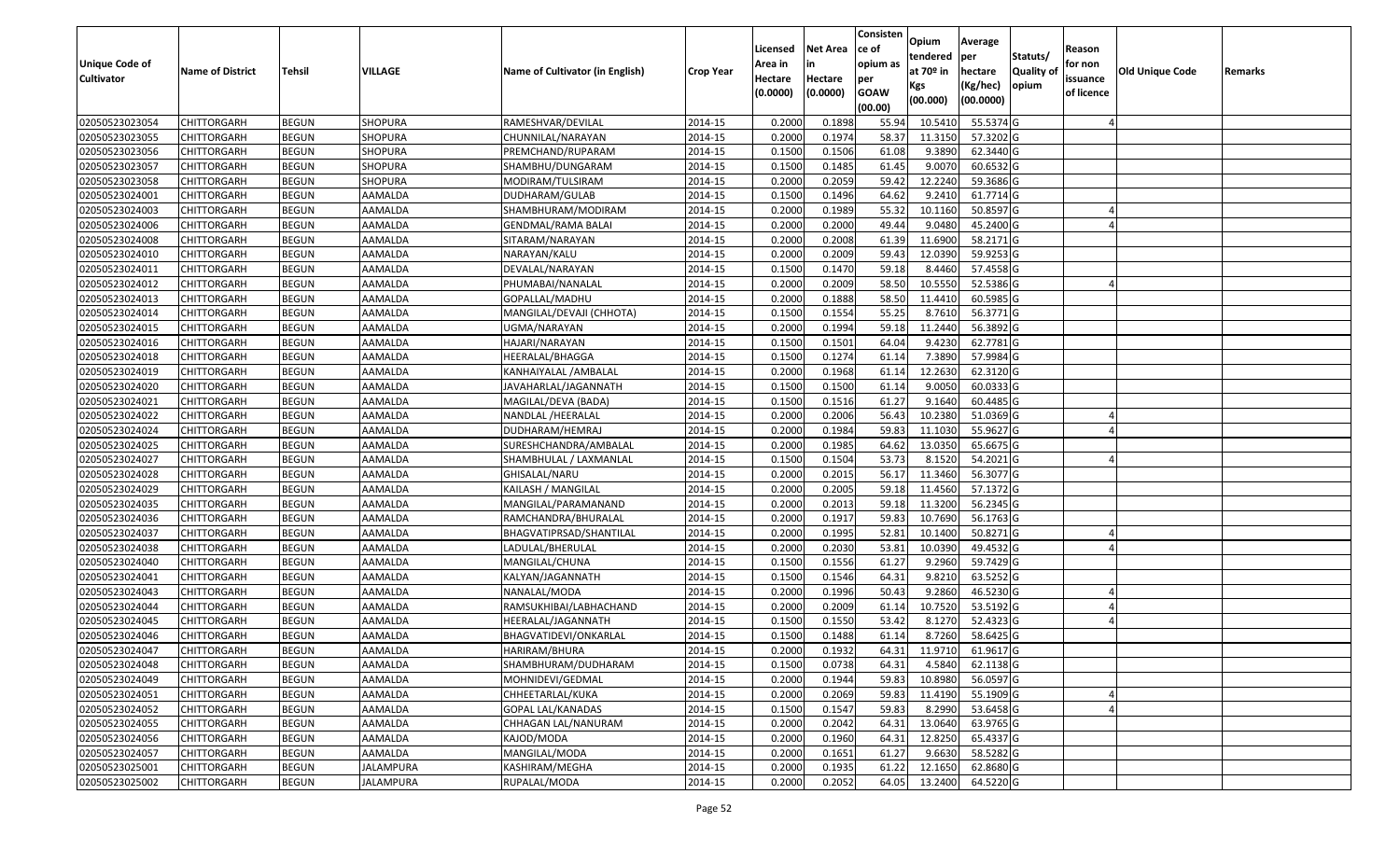| Unique Code of Cultivator | Name of District | Tehsil | VILLAGE | Name of Cultivator (in English) | Crop Year | Licensed Area in Hectare (0.0000) | Net Area in Hectare (0.0000) | Consisten ce of opium as per GOAW (00.00) | Opium tendered at 70º in Kgs (00.000) | Average per hectare (Kg/hec) (00.0000) | Statuts/ Quality of opium | Reason for non issuance of licence | Old Unique Code | Remarks |
|---|---|---|---|---|---|---|---|---|---|---|---|---|---|---|
| 02050523023054 | CHITTORGARH | BEGUN | SHOPURA | RAMESHVAR/DEVILAL | 2014-15 | 0.2000 | 0.1898 | 55.94 | 10.5410 | 55.5374 | G | 4 | | |
| 02050523023055 | CHITTORGARH | BEGUN | SHOPURA | CHUNNILAL/NARAYAN | 2014-15 | 0.2000 | 0.1974 | 58.37 | 11.3150 | 57.3202 | G | | | |
| 02050523023056 | CHITTORGARH | BEGUN | SHOPURA | PREMCHAND/RUPARAM | 2014-15 | 0.1500 | 0.1506 | 61.08 | 9.3890 | 62.3440 | G | | | |
| 02050523023057 | CHITTORGARH | BEGUN | SHOPURA | SHAMBHU/DUNGARAM | 2014-15 | 0.1500 | 0.1485 | 61.45 | 9.0070 | 60.6532 | G | | | |
| 02050523023058 | CHITTORGARH | BEGUN | SHOPURA | MODIRAM/TULSIRAM | 2014-15 | 0.2000 | 0.2059 | 59.42 | 12.2240 | 59.3686 | G | | | |
| 02050523024001 | CHITTORGARH | BEGUN | AAMALDA | DUDHARAM/GULAB | 2014-15 | 0.1500 | 0.1496 | 64.62 | 9.2410 | 61.7714 | G | | | |
| 02050523024003 | CHITTORGARH | BEGUN | AAMALDA | SHAMBHURAM/MODIRAM | 2014-15 | 0.2000 | 0.1989 | 55.32 | 10.1160 | 50.8597 | G | 4 | | |
| 02050523024006 | CHITTORGARH | BEGUN | AAMALDA | GENDMAL/RAMA BALAI | 2014-15 | 0.2000 | 0.2000 | 49.44 | 9.0480 | 45.2400 | G | 4 | | |
| 02050523024008 | CHITTORGARH | BEGUN | AAMALDA | SITARAM/NARAYAN | 2014-15 | 0.2000 | 0.2008 | 61.39 | 11.6900 | 58.2171 | G | | | |
| 02050523024010 | CHITTORGARH | BEGUN | AAMALDA | NARAYAN/KALU | 2014-15 | 0.2000 | 0.2009 | 59.43 | 12.0390 | 59.9253 | G | | | |
| 02050523024011 | CHITTORGARH | BEGUN | AAMALDA | DEVALAL/NARAYAN | 2014-15 | 0.1500 | 0.1470 | 59.18 | 8.4460 | 57.4558 | G | | | |
| 02050523024012 | CHITTORGARH | BEGUN | AAMALDA | PHUMABAI/NANALAL | 2014-15 | 0.2000 | 0.2009 | 58.50 | 10.5550 | 52.5386 | G | 4 | | |
| 02050523024013 | CHITTORGARH | BEGUN | AAMALDA | GOPALLAL/MADHU | 2014-15 | 0.2000 | 0.1888 | 58.50 | 11.4410 | 60.5985 | G | | | |
| 02050523024014 | CHITTORGARH | BEGUN | AAMALDA | MANGILAL/DEVAJI (CHHOTA) | 2014-15 | 0.1500 | 0.1554 | 55.25 | 8.7610 | 56.3771 | G | | | |
| 02050523024015 | CHITTORGARH | BEGUN | AAMALDA | UGMA/NARAYAN | 2014-15 | 0.2000 | 0.1994 | 59.18 | 11.2440 | 56.3892 | G | | | |
| 02050523024016 | CHITTORGARH | BEGUN | AAMALDA | HAJARI/NARAYAN | 2014-15 | 0.1500 | 0.1501 | 64.04 | 9.4230 | 62.7781 | G | | | |
| 02050523024018 | CHITTORGARH | BEGUN | AAMALDA | HEERALAL/BHAGGA | 2014-15 | 0.1500 | 0.1274 | 61.14 | 7.3890 | 57.9984 | G | | | |
| 02050523024019 | CHITTORGARH | BEGUN | AAMALDA | KANHAIYALAL /AMBALAL | 2014-15 | 0.2000 | 0.1968 | 61.14 | 12.2630 | 62.3120 | G | | | |
| 02050523024020 | CHITTORGARH | BEGUN | AAMALDA | JAVAHARLAL/JAGANNATH | 2014-15 | 0.1500 | 0.1500 | 61.14 | 9.0050 | 60.0333 | G | | | |
| 02050523024021 | CHITTORGARH | BEGUN | AAMALDA | MAGILAL/DEVA (BADA) | 2014-15 | 0.1500 | 0.1516 | 61.27 | 9.1640 | 60.4485 | G | | | |
| 02050523024022 | CHITTORGARH | BEGUN | AAMALDA | NANDLAL /HEERALAL | 2014-15 | 0.2000 | 0.2006 | 56.43 | 10.2380 | 51.0369 | G | 4 | | |
| 02050523024024 | CHITTORGARH | BEGUN | AAMALDA | DUDHARAM/HEMRAJ | 2014-15 | 0.2000 | 0.1984 | 59.83 | 11.1030 | 55.9627 | G | 4 | | |
| 02050523024025 | CHITTORGARH | BEGUN | AAMALDA | SURESHCHANDRA/AMBALAL | 2014-15 | 0.2000 | 0.1985 | 64.62 | 13.0350 | 65.6675 | G | | | |
| 02050523024027 | CHITTORGARH | BEGUN | AAMALDA | SHAMBHULAL / LAXMANLAL | 2014-15 | 0.1500 | 0.1504 | 53.73 | 8.1520 | 54.2021 | G | 4 | | |
| 02050523024028 | CHITTORGARH | BEGUN | AAMALDA | GHISALAL/NARU | 2014-15 | 0.2000 | 0.2015 | 56.17 | 11.3460 | 56.3077 | G | | | |
| 02050523024029 | CHITTORGARH | BEGUN | AAMALDA | KAILASH / MANGILAL | 2014-15 | 0.2000 | 0.2005 | 59.18 | 11.4560 | 57.1372 | G | | | |
| 02050523024035 | CHITTORGARH | BEGUN | AAMALDA | MANGILAL/PARAMANAND | 2014-15 | 0.2000 | 0.2013 | 59.18 | 11.3200 | 56.2345 | G | | | |
| 02050523024036 | CHITTORGARH | BEGUN | AAMALDA | RAMCHANDRA/BHURALAL | 2014-15 | 0.2000 | 0.1917 | 59.83 | 10.7690 | 56.1763 | G | | | |
| 02050523024037 | CHITTORGARH | BEGUN | AAMALDA | BHAGVATIPRSAD/SHANTILAL | 2014-15 | 0.2000 | 0.1995 | 52.81 | 10.1400 | 50.8271 | G | 4 | | |
| 02050523024038 | CHITTORGARH | BEGUN | AAMALDA | LADULAL/BHERULAL | 2014-15 | 0.2000 | 0.2030 | 53.81 | 10.0390 | 49.4532 | G | 4 | | |
| 02050523024040 | CHITTORGARH | BEGUN | AAMALDA | MANGILAL/CHUNA | 2014-15 | 0.1500 | 0.1556 | 61.27 | 9.2960 | 59.7429 | G | | | |
| 02050523024041 | CHITTORGARH | BEGUN | AAMALDA | KALYAN/JAGANNATH | 2014-15 | 0.1500 | 0.1546 | 64.31 | 9.8210 | 63.5252 | G | | | |
| 02050523024043 | CHITTORGARH | BEGUN | AAMALDA | NANALAL/MODA | 2014-15 | 0.2000 | 0.1996 | 50.43 | 9.2860 | 46.5230 | G | 4 | | |
| 02050523024044 | CHITTORGARH | BEGUN | AAMALDA | RAMSUKHIBAI/LABHACHAND | 2014-15 | 0.2000 | 0.2009 | 61.14 | 10.7520 | 53.5192 | G | 4 | | |
| 02050523024045 | CHITTORGARH | BEGUN | AAMALDA | HEERALAL/JAGANNATH | 2014-15 | 0.1500 | 0.1550 | 53.42 | 8.1270 | 52.4323 | G | 4 | | |
| 02050523024046 | CHITTORGARH | BEGUN | AAMALDA | BHAGVATIDEVI/ONKARLAL | 2014-15 | 0.1500 | 0.1488 | 61.14 | 8.7260 | 58.6425 | G | | | |
| 02050523024047 | CHITTORGARH | BEGUN | AAMALDA | HARIRAM/BHURA | 2014-15 | 0.2000 | 0.1932 | 64.31 | 11.9710 | 61.9617 | G | | | |
| 02050523024048 | CHITTORGARH | BEGUN | AAMALDA | SHAMBHURAM/DUDHARAM | 2014-15 | 0.1500 | 0.0738 | 64.31 | 4.5840 | 62.1138 | G | | | |
| 02050523024049 | CHITTORGARH | BEGUN | AAMALDA | MOHNIDEVI/GEDMAL | 2014-15 | 0.2000 | 0.1944 | 59.83 | 10.8980 | 56.0597 | G | | | |
| 02050523024051 | CHITTORGARH | BEGUN | AAMALDA | CHHEETARLAL/KUKA | 2014-15 | 0.2000 | 0.2069 | 59.83 | 11.4190 | 55.1909 | G | 4 | | |
| 02050523024052 | CHITTORGARH | BEGUN | AAMALDA | GOPAL LAL/KANADAS | 2014-15 | 0.1500 | 0.1547 | 59.83 | 8.2990 | 53.6458 | G | 4 | | |
| 02050523024055 | CHITTORGARH | BEGUN | AAMALDA | CHHAGAN LAL/NANURAM | 2014-15 | 0.2000 | 0.2042 | 64.31 | 13.0640 | 63.9765 | G | | | |
| 02050523024056 | CHITTORGARH | BEGUN | AAMALDA | KAJOD/MODA | 2014-15 | 0.2000 | 0.1960 | 64.31 | 12.8250 | 65.4337 | G | | | |
| 02050523024057 | CHITTORGARH | BEGUN | AAMALDA | MANGILAL/MODA | 2014-15 | 0.2000 | 0.1651 | 61.27 | 9.6630 | 58.5282 | G | | | |
| 02050523025001 | CHITTORGARH | BEGUN | JALAMPURA | KASHIRAM/MEGHA | 2014-15 | 0.2000 | 0.1935 | 61.22 | 12.1650 | 62.8680 | G | | | |
| 02050523025002 | CHITTORGARH | BEGUN | JALAMPURA | RUPALAL/MODA | 2014-15 | 0.2000 | 0.2052 | 64.05 | 13.2400 | 64.5220 | G | | | |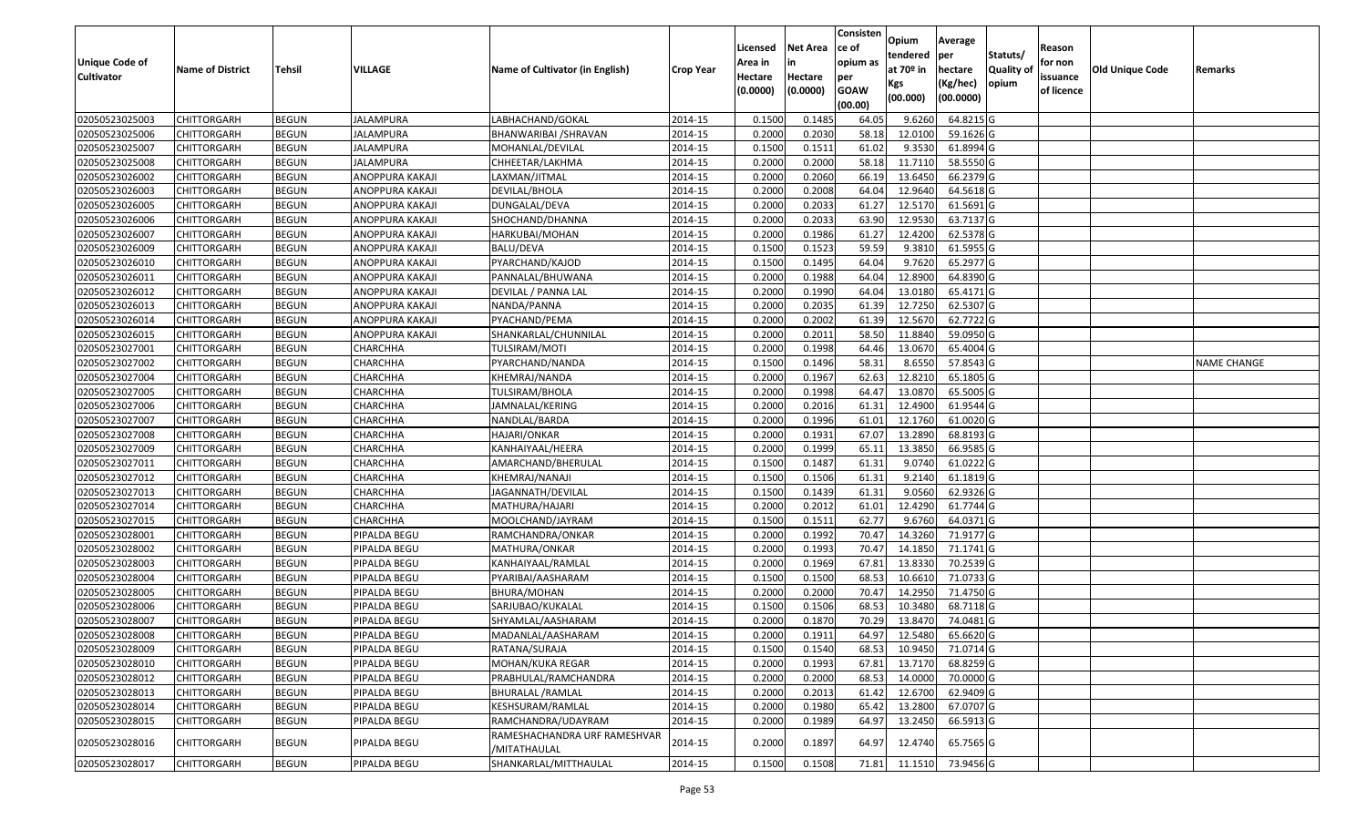| Unique Code of Cultivator | Name of District | Tehsil | VILLAGE | Name of Cultivator (in English) | Crop Year | Licensed Area in Hectare (0.0000) | Net Area in Hectare (0.0000) | Consistence of opium as per GOAW (00.00) | Opium tendered at 70º in Kgs (00.000) | Average per hectare (Kg/hec) (00.0000) | Statuts/ Quality of opium | Reason for non issuance of licence | Old Unique Code | Remarks |
|---|---|---|---|---|---|---|---|---|---|---|---|---|---|---|
| 02050523025003 | CHITTORGARH | BEGUN | JALAMPURA | LABHACHAND/GOKAL | 2014-15 | 0.1500 | 0.1485 | 64.05 | 9.6260 | 64.8215 | G | | | |
| 02050523025006 | CHITTORGARH | BEGUN | JALAMPURA | BHANWARIBAI /SHRAVAN | 2014-15 | 0.2000 | 0.2030 | 58.18 | 12.0100 | 59.1626 | G | | | |
| 02050523025007 | CHITTORGARH | BEGUN | JALAMPURA | MOHANLAL/DEVILAL | 2014-15 | 0.1500 | 0.1511 | 61.02 | 9.3530 | 61.8994 | G | | | |
| 02050523025008 | CHITTORGARH | BEGUN | JALAMPURA | CHHEETAR/LAKHMA | 2014-15 | 0.2000 | 0.2000 | 58.18 | 11.7110 | 58.5550 | G | | | |
| 02050523026002 | CHITTORGARH | BEGUN | ANOPPURA KAKAJI | LAXMAN/JITMAL | 2014-15 | 0.2000 | 0.2060 | 66.19 | 13.6450 | 66.2379 | G | | | |
| 02050523026003 | CHITTORGARH | BEGUN | ANOPPURA KAKAJI | DEVILAL/BHOLA | 2014-15 | 0.2000 | 0.2008 | 64.04 | 12.9640 | 64.5618 | G | | | |
| 02050523026005 | CHITTORGARH | BEGUN | ANOPPURA KAKAJI | DUNGALAL/DEVA | 2014-15 | 0.2000 | 0.2033 | 61.27 | 12.5170 | 61.5691 | G | | | |
| 02050523026006 | CHITTORGARH | BEGUN | ANOPPURA KAKAJI | SHOCHAND/DHANNA | 2014-15 | 0.2000 | 0.2033 | 63.90 | 12.9530 | 63.7137 | G | | | |
| 02050523026007 | CHITTORGARH | BEGUN | ANOPPURA KAKAJI | HARKUBAI/MOHAN | 2014-15 | 0.2000 | 0.1986 | 61.27 | 12.4200 | 62.5378 | G | | | |
| 02050523026009 | CHITTORGARH | BEGUN | ANOPPURA KAKAJI | BALU/DEVA | 2014-15 | 0.1500 | 0.1523 | 59.59 | 9.3810 | 61.5955 | G | | | |
| 02050523026010 | CHITTORGARH | BEGUN | ANOPPURA KAKAJI | PYARCHAND/KAJOD | 2014-15 | 0.1500 | 0.1495 | 64.04 | 9.7620 | 65.2977 | G | | | |
| 02050523026011 | CHITTORGARH | BEGUN | ANOPPURA KAKAJI | PANNALAL/BHUWANA | 2014-15 | 0.2000 | 0.1988 | 64.04 | 12.8900 | 64.8390 | G | | | |
| 02050523026012 | CHITTORGARH | BEGUN | ANOPPURA KAKAJI | DEVILAL / PANNA LAL | 2014-15 | 0.2000 | 0.1990 | 64.04 | 13.0180 | 65.4171 | G | | | |
| 02050523026013 | CHITTORGARH | BEGUN | ANOPPURA KAKAJI | NANDA/PANNA | 2014-15 | 0.2000 | 0.2035 | 61.39 | 12.7250 | 62.5307 | G | | | |
| 02050523026014 | CHITTORGARH | BEGUN | ANOPPURA KAKAJI | PYACHAND/PEMA | 2014-15 | 0.2000 | 0.2002 | 61.39 | 12.5670 | 62.7722 | G | | | |
| 02050523026015 | CHITTORGARH | BEGUN | ANOPPURA KAKAJI | SHANKARLAL/CHUNNILAL | 2014-15 | 0.2000 | 0.2011 | 58.50 | 11.8840 | 59.0950 | G | | | |
| 02050523027001 | CHITTORGARH | BEGUN | CHARCHHA | TULSIRAM/MOTI | 2014-15 | 0.2000 | 0.1998 | 64.46 | 13.0670 | 65.4004 | G | | | |
| 02050523027002 | CHITTORGARH | BEGUN | CHARCHHA | PYARCHAND/NANDA | 2014-15 | 0.1500 | 0.1496 | 58.31 | 8.6550 | 57.8543 | G | | | NAME CHANGE |
| 02050523027004 | CHITTORGARH | BEGUN | CHARCHHA | KHEMRAJ/NANDA | 2014-15 | 0.2000 | 0.1967 | 62.63 | 12.8210 | 65.1805 | G | | | |
| 02050523027005 | CHITTORGARH | BEGUN | CHARCHHA | TULSIRAM/BHOLA | 2014-15 | 0.2000 | 0.1998 | 64.47 | 13.0870 | 65.5005 | G | | | |
| 02050523027006 | CHITTORGARH | BEGUN | CHARCHHA | JAMNALAL/KERING | 2014-15 | 0.2000 | 0.2016 | 61.31 | 12.4900 | 61.9544 | G | | | |
| 02050523027007 | CHITTORGARH | BEGUN | CHARCHHA | NANDLAL/BARDA | 2014-15 | 0.2000 | 0.1996 | 61.01 | 12.1760 | 61.0020 | G | | | |
| 02050523027008 | CHITTORGARH | BEGUN | CHARCHHA | HAJARI/ONKAR | 2014-15 | 0.2000 | 0.1931 | 67.07 | 13.2890 | 68.8193 | G | | | |
| 02050523027009 | CHITTORGARH | BEGUN | CHARCHHA | KANHAIYAAL/HEERA | 2014-15 | 0.2000 | 0.1999 | 65.11 | 13.3850 | 66.9585 | G | | | |
| 02050523027011 | CHITTORGARH | BEGUN | CHARCHHA | AMARCHAND/BHERULAL | 2014-15 | 0.1500 | 0.1487 | 61.31 | 9.0740 | 61.0222 | G | | | |
| 02050523027012 | CHITTORGARH | BEGUN | CHARCHHA | KHEMRAJ/NANAJI | 2014-15 | 0.1500 | 0.1506 | 61.31 | 9.2140 | 61.1819 | G | | | |
| 02050523027013 | CHITTORGARH | BEGUN | CHARCHHA | JAGANNATH/DEVILAL | 2014-15 | 0.1500 | 0.1439 | 61.31 | 9.0560 | 62.9326 | G | | | |
| 02050523027014 | CHITTORGARH | BEGUN | CHARCHHA | MATHURA/HAJARI | 2014-15 | 0.2000 | 0.2012 | 61.01 | 12.4290 | 61.7744 | G | | | |
| 02050523027015 | CHITTORGARH | BEGUN | CHARCHHA | MOOLCHAND/JAYRAM | 2014-15 | 0.1500 | 0.1511 | 62.77 | 9.6760 | 64.0371 | G | | | |
| 02050523028001 | CHITTORGARH | BEGUN | PIPALDA BEGU | RAMCHANDRA/ONKAR | 2014-15 | 0.2000 | 0.1992 | 70.47 | 14.3260 | 71.9177 | G | | | |
| 02050523028002 | CHITTORGARH | BEGUN | PIPALDA BEGU | MATHURA/ONKAR | 2014-15 | 0.2000 | 0.1993 | 70.47 | 14.1850 | 71.1741 | G | | | |
| 02050523028003 | CHITTORGARH | BEGUN | PIPALDA BEGU | KANHAIYAAL/RAMLAL | 2014-15 | 0.2000 | 0.1969 | 67.81 | 13.8330 | 70.2539 | G | | | |
| 02050523028004 | CHITTORGARH | BEGUN | PIPALDA BEGU | PYARIBAI/AASHARAM | 2014-15 | 0.1500 | 0.1500 | 68.53 | 10.6610 | 71.0733 | G | | | |
| 02050523028005 | CHITTORGARH | BEGUN | PIPALDA BEGU | BHURA/MOHAN | 2014-15 | 0.2000 | 0.2000 | 70.47 | 14.2950 | 71.4750 | G | | | |
| 02050523028006 | CHITTORGARH | BEGUN | PIPALDA BEGU | SARJUBAO/KUKALAL | 2014-15 | 0.1500 | 0.1506 | 68.53 | 10.3480 | 68.7118 | G | | | |
| 02050523028007 | CHITTORGARH | BEGUN | PIPALDA BEGU | SHYAMLAL/AASHARAM | 2014-15 | 0.2000 | 0.1870 | 70.29 | 13.8470 | 74.0481 | G | | | |
| 02050523028008 | CHITTORGARH | BEGUN | PIPALDA BEGU | MADANLAL/AASHARAM | 2014-15 | 0.2000 | 0.1911 | 64.97 | 12.5480 | 65.6620 | G | | | |
| 02050523028009 | CHITTORGARH | BEGUN | PIPALDA BEGU | RATANA/SURAJA | 2014-15 | 0.1500 | 0.1540 | 68.53 | 10.9450 | 71.0714 | G | | | |
| 02050523028010 | CHITTORGARH | BEGUN | PIPALDA BEGU | MOHAN/KUKA REGAR | 2014-15 | 0.2000 | 0.1993 | 67.81 | 13.7170 | 68.8259 | G | | | |
| 02050523028012 | CHITTORGARH | BEGUN | PIPALDA BEGU | PRABHULAL/RAMCHANDRA | 2014-15 | 0.2000 | 0.2000 | 68.53 | 14.0000 | 70.0000 | G | | | |
| 02050523028013 | CHITTORGARH | BEGUN | PIPALDA BEGU | BHURALAL /RAMLAL | 2014-15 | 0.2000 | 0.2013 | 61.42 | 12.6700 | 62.9409 | G | | | |
| 02050523028014 | CHITTORGARH | BEGUN | PIPALDA BEGU | KESHSURAM/RAMLAL | 2014-15 | 0.2000 | 0.1980 | 65.42 | 13.2800 | 67.0707 | G | | | |
| 02050523028015 | CHITTORGARH | BEGUN | PIPALDA BEGU | RAMCHANDRA/UDAYRAM | 2014-15 | 0.2000 | 0.1989 | 64.97 | 13.2450 | 66.5913 | G | | | |
| 02050523028016 | CHITTORGARH | BEGUN | PIPALDA BEGU | RAMESHACHANDRA URF RAMESHVAR /MITATHAULAL | 2014-15 | 0.2000 | 0.1897 | 64.97 | 12.4740 | 65.7565 | G | | | |
| 02050523028017 | CHITTORGARH | BEGUN | PIPALDA BEGU | SHANKARLAL/MITTHAULAL | 2014-15 | 0.1500 | 0.1508 | 71.81 | 11.1510 | 73.9456 | G | | | |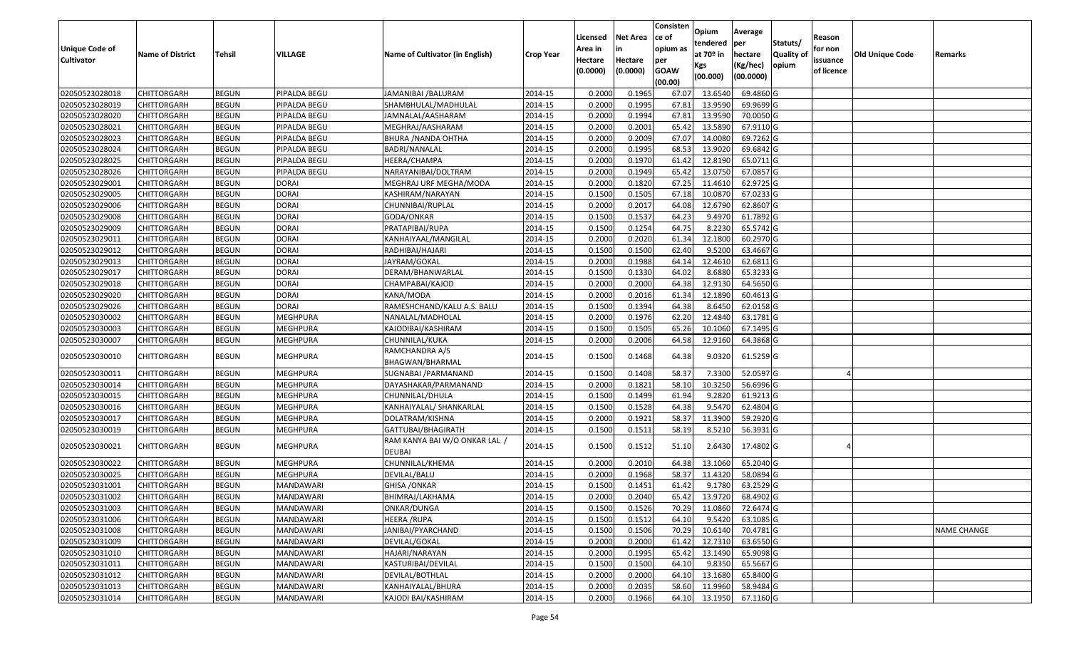| Unique Code of Cultivator | Name of District | Tehsil | VILLAGE | Name of Cultivator (in English) | Crop Year | Licensed Area in Hectare (0.0000) | Net Area in Hectare (0.0000) | Consisten ce of opium as per GOAW (00.00) | Opium tendered at 70º in Kgs (00.000) | Average per hectare (Kg/hec) (00.0000) | Statuts/ Quality of opium | Reason for non issuance of licence | Old Unique Code | Remarks |
|---|---|---|---|---|---|---|---|---|---|---|---|---|---|---|
| 02050523028018 | CHITTORGARH | BEGUN | PIPALDA BEGU | JAMANIBAI /BALURAM | 2014-15 | 0.2000 | 0.1965 | 67.07 | 13.6540 | 69.4860 | G | | | |
| 02050523028019 | CHITTORGARH | BEGUN | PIPALDA BEGU | SHAMBHULAL/MADHULAL | 2014-15 | 0.2000 | 0.1995 | 67.81 | 13.9590 | 69.9699 | G | | | |
| 02050523028020 | CHITTORGARH | BEGUN | PIPALDA BEGU | JAMNALAL/AASHARAM | 2014-15 | 0.2000 | 0.1994 | 67.81 | 13.9590 | 70.0050 | G | | | |
| 02050523028021 | CHITTORGARH | BEGUN | PIPALDA BEGU | MEGHRAJ/AASHARAM | 2014-15 | 0.2000 | 0.2001 | 65.42 | 13.5890 | 67.9110 | G | | | |
| 02050523028023 | CHITTORGARH | BEGUN | PIPALDA BEGU | BHURA /NANDA OHTHA | 2014-15 | 0.2000 | 0.2009 | 67.07 | 14.0080 | 69.7262 | G | | | |
| 02050523028024 | CHITTORGARH | BEGUN | PIPALDA BEGU | BADRI/NANALAL | 2014-15 | 0.2000 | 0.1995 | 68.53 | 13.9020 | 69.6842 | G | | | |
| 02050523028025 | CHITTORGARH | BEGUN | PIPALDA BEGU | HEERA/CHAMPA | 2014-15 | 0.2000 | 0.1970 | 61.42 | 12.8190 | 65.0711 | G | | | |
| 02050523028026 | CHITTORGARH | BEGUN | PIPALDA BEGU | NARAYANIBAI/DOLTRAM | 2014-15 | 0.2000 | 0.1949 | 65.42 | 13.0750 | 67.0857 | G | | | |
| 02050523029001 | CHITTORGARH | BEGUN | DORAI | MEGHRAJ URF MEGHA/MODA | 2014-15 | 0.2000 | 0.1820 | 67.25 | 11.4610 | 62.9725 | G | | | |
| 02050523029005 | CHITTORGARH | BEGUN | DORAI | KASHIRAM/NARAYAN | 2014-15 | 0.1500 | 0.1505 | 67.18 | 10.0870 | 67.0233 | G | | | |
| 02050523029006 | CHITTORGARH | BEGUN | DORAI | CHUNNIBAI/RUPLAL | 2014-15 | 0.2000 | 0.2017 | 64.08 | 12.6790 | 62.8607 | G | | | |
| 02050523029008 | CHITTORGARH | BEGUN | DORAI | GODA/ONKAR | 2014-15 | 0.1500 | 0.1537 | 64.23 | 9.4970 | 61.7892 | G | | | |
| 02050523029009 | CHITTORGARH | BEGUN | DORAI | PRATAPIBAI/RUPA | 2014-15 | 0.1500 | 0.1254 | 64.75 | 8.2230 | 65.5742 | G | | | |
| 02050523029011 | CHITTORGARH | BEGUN | DORAI | KANHAIYAAL/MANGILAL | 2014-15 | 0.2000 | 0.2020 | 61.34 | 12.1800 | 60.2970 | G | | | |
| 02050523029012 | CHITTORGARH | BEGUN | DORAI | RADHIBAI/HAJARI | 2014-15 | 0.1500 | 0.1500 | 62.40 | 9.5200 | 63.4667 | G | | | |
| 02050523029013 | CHITTORGARH | BEGUN | DORAI | JAYRAM/GOKAL | 2014-15 | 0.2000 | 0.1988 | 64.14 | 12.4610 | 62.6811 | G | | | |
| 02050523029017 | CHITTORGARH | BEGUN | DORAI | DERAM/BHANWARLAL | 2014-15 | 0.1500 | 0.1330 | 64.02 | 8.6880 | 65.3233 | G | | | |
| 02050523029018 | CHITTORGARH | BEGUN | DORAI | CHAMPABAI/KAJOD | 2014-15 | 0.2000 | 0.2000 | 64.38 | 12.9130 | 64.5650 | G | | | |
| 02050523029020 | CHITTORGARH | BEGUN | DORAI | KANA/MODA | 2014-15 | 0.2000 | 0.2016 | 61.34 | 12.1890 | 60.4613 | G | | | |
| 02050523029026 | CHITTORGARH | BEGUN | DORAI | RAMESHCHAND/KALU A.S. BALU | 2014-15 | 0.1500 | 0.1394 | 64.38 | 8.6450 | 62.0158 | G | | | |
| 02050523030002 | CHITTORGARH | BEGUN | MEGHPURA | NANALAL/MADHOLAL | 2014-15 | 0.2000 | 0.1976 | 62.20 | 12.4840 | 63.1781 | G | | | |
| 02050523030003 | CHITTORGARH | BEGUN | MEGHPURA | KAJODIBAI/KASHIRAM | 2014-15 | 0.1500 | 0.1505 | 65.26 | 10.1060 | 67.1495 | G | | | |
| 02050523030007 | CHITTORGARH | BEGUN | MEGHPURA | CHUNNILAL/KUKA | 2014-15 | 0.2000 | 0.2006 | 64.58 | 12.9160 | 64.3868 | G | | | |
| 02050523030010 | CHITTORGARH | BEGUN | MEGHPURA | RAMCHANDRA A/S BHAGWAN/BHARMAL | 2014-15 | 0.1500 | 0.1468 | 64.38 | 9.0320 | 61.5259 | G | | | |
| 02050523030011 | CHITTORGARH | BEGUN | MEGHPURA | SUGNABAI /PARMANAND | 2014-15 | 0.1500 | 0.1408 | 58.37 | 7.3300 | 52.0597 | G | 4 | | |
| 02050523030014 | CHITTORGARH | BEGUN | MEGHPURA | DAYASHAKAR/PARMANAND | 2014-15 | 0.2000 | 0.1821 | 58.10 | 10.3250 | 56.6996 | G | | | |
| 02050523030015 | CHITTORGARH | BEGUN | MEGHPURA | CHUNNILAL/DHULA | 2014-15 | 0.1500 | 0.1499 | 61.94 | 9.2820 | 61.9213 | G | | | |
| 02050523030016 | CHITTORGARH | BEGUN | MEGHPURA | KANHAIYALAL/ SHANKARLAL | 2014-15 | 0.1500 | 0.1528 | 64.38 | 9.5470 | 62.4804 | G | | | |
| 02050523030017 | CHITTORGARH | BEGUN | MEGHPURA | DOLATRAM/KISHNA | 2014-15 | 0.2000 | 0.1921 | 58.37 | 11.3900 | 59.2920 | G | | | |
| 02050523030019 | CHITTORGARH | BEGUN | MEGHPURA | GATTUBAI/BHAGIRATH | 2014-15 | 0.1500 | 0.1511 | 58.19 | 8.5210 | 56.3931 | G | | | |
| 02050523030021 | CHITTORGARH | BEGUN | MEGHPURA | RAM KANYA BAI W/O ONKAR LAL / DEUBAI | 2014-15 | 0.1500 | 0.1512 | 51.10 | 2.6430 | 17.4802 | G | 4 | | |
| 02050523030022 | CHITTORGARH | BEGUN | MEGHPURA | CHUNNILAL/KHEMA | 2014-15 | 0.2000 | 0.2010 | 64.38 | 13.1060 | 65.2040 | G | | | |
| 02050523030025 | CHITTORGARH | BEGUN | MEGHPURA | DEVILAL/BALU | 2014-15 | 0.2000 | 0.1968 | 58.37 | 11.4320 | 58.0894 | G | | | |
| 02050523031001 | CHITTORGARH | BEGUN | MANDAWARI | GHISA /ONKAR | 2014-15 | 0.1500 | 0.1451 | 61.42 | 9.1780 | 63.2529 | G | | | |
| 02050523031002 | CHITTORGARH | BEGUN | MANDAWARI | BHIMRAJ/LAKHAMA | 2014-15 | 0.2000 | 0.2040 | 65.42 | 13.9720 | 68.4902 | G | | | |
| 02050523031003 | CHITTORGARH | BEGUN | MANDAWARI | ONKAR/DUNGA | 2014-15 | 0.1500 | 0.1526 | 70.29 | 11.0860 | 72.6474 | G | | | |
| 02050523031006 | CHITTORGARH | BEGUN | MANDAWARI | HEERA /RUPA | 2014-15 | 0.1500 | 0.1512 | 64.10 | 9.5420 | 63.1085 | G | | | |
| 02050523031008 | CHITTORGARH | BEGUN | MANDAWARI | JANIBAI/PYARCHAND | 2014-15 | 0.1500 | 0.1506 | 70.29 | 10.6140 | 70.4781 | G | | | NAME CHANGE |
| 02050523031009 | CHITTORGARH | BEGUN | MANDAWARI | DEVILAL/GOKAL | 2014-15 | 0.2000 | 0.2000 | 61.42 | 12.7310 | 63.6550 | G | | | |
| 02050523031010 | CHITTORGARH | BEGUN | MANDAWARI | HAJARI/NARAYAN | 2014-15 | 0.2000 | 0.1995 | 65.42 | 13.1490 | 65.9098 | G | | | |
| 02050523031011 | CHITTORGARH | BEGUN | MANDAWARI | KASTURIBAI/DEVILAL | 2014-15 | 0.1500 | 0.1500 | 64.10 | 9.8350 | 65.5667 | G | | | |
| 02050523031012 | CHITTORGARH | BEGUN | MANDAWARI | DEVILAL/BOTHLAL | 2014-15 | 0.2000 | 0.2000 | 64.10 | 13.1680 | 65.8400 | G | | | |
| 02050523031013 | CHITTORGARH | BEGUN | MANDAWARI | KANHAIYALAL/BHURA | 2014-15 | 0.2000 | 0.2035 | 58.60 | 11.9960 | 58.9484 | G | | | |
| 02050523031014 | CHITTORGARH | BEGUN | MANDAWARI | KAJODI BAI/KASHIRAM | 2014-15 | 0.2000 | 0.1966 | 64.10 | 13.1950 | 67.1160 | G | | | |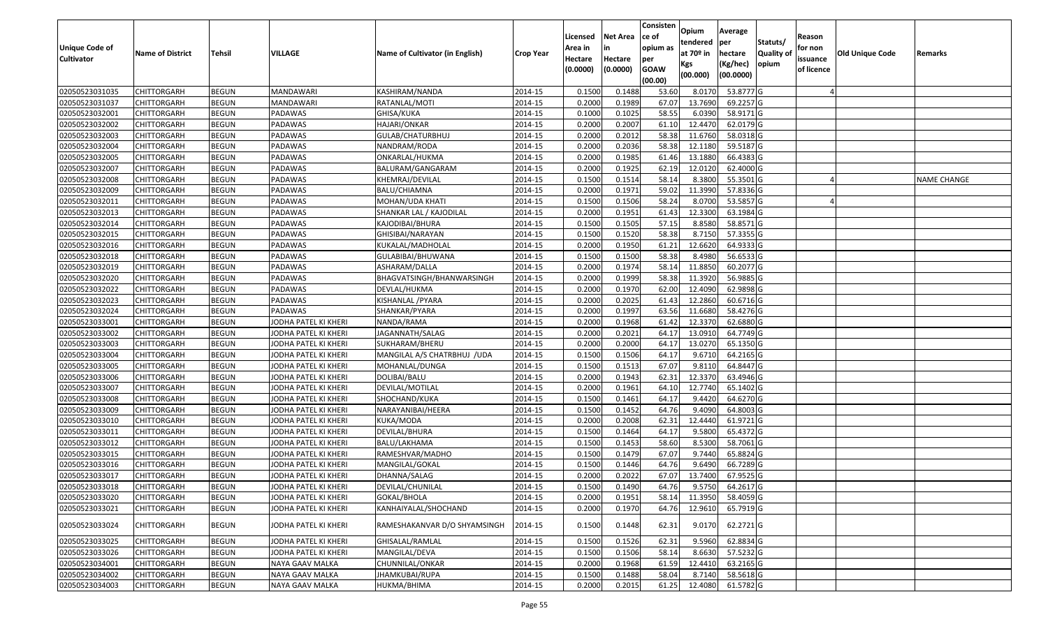| Unique Code of Cultivator | Name of District | Tehsil | VILLAGE | Name of Cultivator (in English) | Crop Year | Licensed Area in Hectare (0.0000) | Net Area in Hectare (0.0000) | Consistence of opium as per GOAW (00.00) | Opium tendered at 70º in Kgs (00.000) | Average per hectare (Kg/hec) (00.0000) | Statuts/ Quality of opium | Reason for non issuance of licence | Old Unique Code | Remarks |
|---|---|---|---|---|---|---|---|---|---|---|---|---|---|---|
| 02050523031035 | CHITTORGARH | BEGUN | MANDAWARI | KASHIRAM/NANDA | 2014-15 | 0.1500 | 0.1488 | 53.60 | 8.0170 | 53.8777 | G | 4 | | |
| 02050523031037 | CHITTORGARH | BEGUN | MANDAWARI | RATANLAL/MOTI | 2014-15 | 0.2000 | 0.1989 | 67.07 | 13.7690 | 69.2257 | G | | | |
| 02050523032001 | CHITTORGARH | BEGUN | PADAWAS | GHISA/KUKA | 2014-15 | 0.1000 | 0.1025 | 58.55 | 6.0390 | 58.9171 | G | | | |
| 02050523032002 | CHITTORGARH | BEGUN | PADAWAS | HAJARI/ONKAR | 2014-15 | 0.2000 | 0.2007 | 61.10 | 12.4470 | 62.0179 | G | | | |
| 02050523032003 | CHITTORGARH | BEGUN | PADAWAS | GULAB/CHATURBHUJ | 2014-15 | 0.2000 | 0.2012 | 58.38 | 11.6760 | 58.0318 | G | | | |
| 02050523032004 | CHITTORGARH | BEGUN | PADAWAS | NANDRAM/RODA | 2014-15 | 0.2000 | 0.2036 | 58.38 | 12.1180 | 59.5187 | G | | | |
| 02050523032005 | CHITTORGARH | BEGUN | PADAWAS | ONKARLAL/HUKMA | 2014-15 | 0.2000 | 0.1985 | 61.46 | 13.1880 | 66.4383 | G | | | |
| 02050523032007 | CHITTORGARH | BEGUN | PADAWAS | BALURAM/GANGARAM | 2014-15 | 0.2000 | 0.1925 | 62.19 | 12.0120 | 62.4000 | G | | | |
| 02050523032008 | CHITTORGARH | BEGUN | PADAWAS | KHEMRAJ/DEVILAL | 2014-15 | 0.1500 | 0.1514 | 58.14 | 8.3800 | 55.3501 | G | 4 | | NAME CHANGE |
| 02050523032009 | CHITTORGARH | BEGUN | PADAWAS | BALU/CHIAMNA | 2014-15 | 0.2000 | 0.1971 | 59.02 | 11.3990 | 57.8336 | G | | | |
| 02050523032011 | CHITTORGARH | BEGUN | PADAWAS | MOHAN/UDA KHATI | 2014-15 | 0.1500 | 0.1506 | 58.24 | 8.0700 | 53.5857 | G | 4 | | |
| 02050523032013 | CHITTORGARH | BEGUN | PADAWAS | SHANKAR LAL / KAJODILAL | 2014-15 | 0.2000 | 0.1951 | 61.43 | 12.3300 | 63.1984 | G | | | |
| 02050523032014 | CHITTORGARH | BEGUN | PADAWAS | KAJODIBAI/BHURA | 2014-15 | 0.1500 | 0.1505 | 57.15 | 8.8580 | 58.8571 | G | | | |
| 02050523032015 | CHITTORGARH | BEGUN | PADAWAS | GHISIBAI/NARAYAN | 2014-15 | 0.1500 | 0.1520 | 58.38 | 8.7150 | 57.3355 | G | | | |
| 02050523032016 | CHITTORGARH | BEGUN | PADAWAS | KUKALAL/MADHOLAL | 2014-15 | 0.2000 | 0.1950 | 61.21 | 12.6620 | 64.9333 | G | | | |
| 02050523032018 | CHITTORGARH | BEGUN | PADAWAS | GULABIBAI/BHUWANA | 2014-15 | 0.1500 | 0.1500 | 58.38 | 8.4980 | 56.6533 | G | | | |
| 02050523032019 | CHITTORGARH | BEGUN | PADAWAS | ASHARAM/DALLA | 2014-15 | 0.2000 | 0.1974 | 58.14 | 11.8850 | 60.2077 | G | | | |
| 02050523032020 | CHITTORGARH | BEGUN | PADAWAS | BHAGVATSINGH/BHANWARSINGH | 2014-15 | 0.2000 | 0.1999 | 58.38 | 11.3920 | 56.9885 | G | | | |
| 02050523032022 | CHITTORGARH | BEGUN | PADAWAS | DEVLAL/HUKMA | 2014-15 | 0.2000 | 0.1970 | 62.00 | 12.4090 | 62.9898 | G | | | |
| 02050523032023 | CHITTORGARH | BEGUN | PADAWAS | KISHANLAL /PYARA | 2014-15 | 0.2000 | 0.2025 | 61.43 | 12.2860 | 60.6716 | G | | | |
| 02050523032024 | CHITTORGARH | BEGUN | PADAWAS | SHANKAR/PYARA | 2014-15 | 0.2000 | 0.1997 | 63.56 | 11.6680 | 58.4276 | G | | | |
| 02050523033001 | CHITTORGARH | BEGUN | JODHA PATEL KI KHERI | NANDA/RAMA | 2014-15 | 0.2000 | 0.1968 | 61.42 | 12.3370 | 62.6880 | G | | | |
| 02050523033002 | CHITTORGARH | BEGUN | JODHA PATEL KI KHERI | JAGANNATH/SALAG | 2014-15 | 0.2000 | 0.2021 | 64.17 | 13.0910 | 64.7749 | G | | | |
| 02050523033003 | CHITTORGARH | BEGUN | JODHA PATEL KI KHERI | SUKHARAM/BHERU | 2014-15 | 0.2000 | 0.2000 | 64.17 | 13.0270 | 65.1350 | G | | | |
| 02050523033004 | CHITTORGARH | BEGUN | JODHA PATEL KI KHERI | MANGILAL A/S CHATRBHUJ /UDA | 2014-15 | 0.1500 | 0.1506 | 64.17 | 9.6710 | 64.2165 | G | | | |
| 02050523033005 | CHITTORGARH | BEGUN | JODHA PATEL KI KHERI | MOHANLAL/DUNGA | 2014-15 | 0.1500 | 0.1513 | 67.07 | 9.8110 | 64.8447 | G | | | |
| 02050523033006 | CHITTORGARH | BEGUN | JODHA PATEL KI KHERI | DOLIBAI/BALU | 2014-15 | 0.2000 | 0.1943 | 62.31 | 12.3370 | 63.4946 | G | | | |
| 02050523033007 | CHITTORGARH | BEGUN | JODHA PATEL KI KHERI | DEVILAL/MOTILAL | 2014-15 | 0.2000 | 0.1961 | 64.10 | 12.7740 | 65.1402 | G | | | |
| 02050523033008 | CHITTORGARH | BEGUN | JODHA PATEL KI KHERI | SHOCHAND/KUKA | 2014-15 | 0.1500 | 0.1461 | 64.17 | 9.4420 | 64.6270 | G | | | |
| 02050523033009 | CHITTORGARH | BEGUN | JODHA PATEL KI KHERI | NARAYANIBAI/HEERA | 2014-15 | 0.1500 | 0.1452 | 64.76 | 9.4090 | 64.8003 | G | | | |
| 02050523033010 | CHITTORGARH | BEGUN | JODHA PATEL KI KHERI | KUKA/MODA | 2014-15 | 0.2000 | 0.2008 | 62.31 | 12.4440 | 61.9721 | G | | | |
| 02050523033011 | CHITTORGARH | BEGUN | JODHA PATEL KI KHERI | DEVILAL/BHURA | 2014-15 | 0.1500 | 0.1464 | 64.17 | 9.5800 | 65.4372 | G | | | |
| 02050523033012 | CHITTORGARH | BEGUN | JODHA PATEL KI KHERI | BALU/LAKHAMA | 2014-15 | 0.1500 | 0.1453 | 58.60 | 8.5300 | 58.7061 | G | | | |
| 02050523033015 | CHITTORGARH | BEGUN | JODHA PATEL KI KHERI | RAMESHVAR/MADHO | 2014-15 | 0.1500 | 0.1479 | 67.07 | 9.7440 | 65.8824 | G | | | |
| 02050523033016 | CHITTORGARH | BEGUN | JODHA PATEL KI KHERI | MANGILAL/GOKAL | 2014-15 | 0.1500 | 0.1446 | 64.76 | 9.6490 | 66.7289 | G | | | |
| 02050523033017 | CHITTORGARH | BEGUN | JODHA PATEL KI KHERI | DHANNA/SALAG | 2014-15 | 0.2000 | 0.2022 | 67.07 | 13.7400 | 67.9525 | G | | | |
| 02050523033018 | CHITTORGARH | BEGUN | JODHA PATEL KI KHERI | DEVILAL/CHUNILAL | 2014-15 | 0.1500 | 0.1490 | 64.76 | 9.5750 | 64.2617 | G | | | |
| 02050523033020 | CHITTORGARH | BEGUN | JODHA PATEL KI KHERI | GOKAL/BHOLA | 2014-15 | 0.2000 | 0.1951 | 58.14 | 11.3950 | 58.4059 | G | | | |
| 02050523033021 | CHITTORGARH | BEGUN | JODHA PATEL KI KHERI | KANHAIYALAL/SHOCHAND | 2014-15 | 0.2000 | 0.1970 | 64.76 | 12.9610 | 65.7919 | G | | | |
| 02050523033024 | CHITTORGARH | BEGUN | JODHA PATEL KI KHERI | RAMESHAKANVAR D/O SHYAMSINGH | 2014-15 | 0.1500 | 0.1448 | 62.31 | 9.0170 | 62.2721 | G | | | |
| 02050523033025 | CHITTORGARH | BEGUN | JODHA PATEL KI KHERI | GHISALAL/RAMLAL | 2014-15 | 0.1500 | 0.1526 | 62.31 | 9.5960 | 62.8834 | G | | | |
| 02050523033026 | CHITTORGARH | BEGUN | JODHA PATEL KI KHERI | MANGILAL/DEVA | 2014-15 | 0.1500 | 0.1506 | 58.14 | 8.6630 | 57.5232 | G | | | |
| 02050523034001 | CHITTORGARH | BEGUN | NAYA GAAV MALKA | CHUNNILAL/ONKAR | 2014-15 | 0.2000 | 0.1968 | 61.59 | 12.4410 | 63.2165 | G | | | |
| 02050523034002 | CHITTORGARH | BEGUN | NAYA GAAV MALKA | JHAMKUBAI/RUPA | 2014-15 | 0.1500 | 0.1488 | 58.04 | 8.7140 | 58.5618 | G | | | |
| 02050523034003 | CHITTORGARH | BEGUN | NAYA GAAV MALKA | HUKMA/BHIMA | 2014-15 | 0.2000 | 0.2015 | 61.25 | 12.4080 | 61.5782 | G | | | |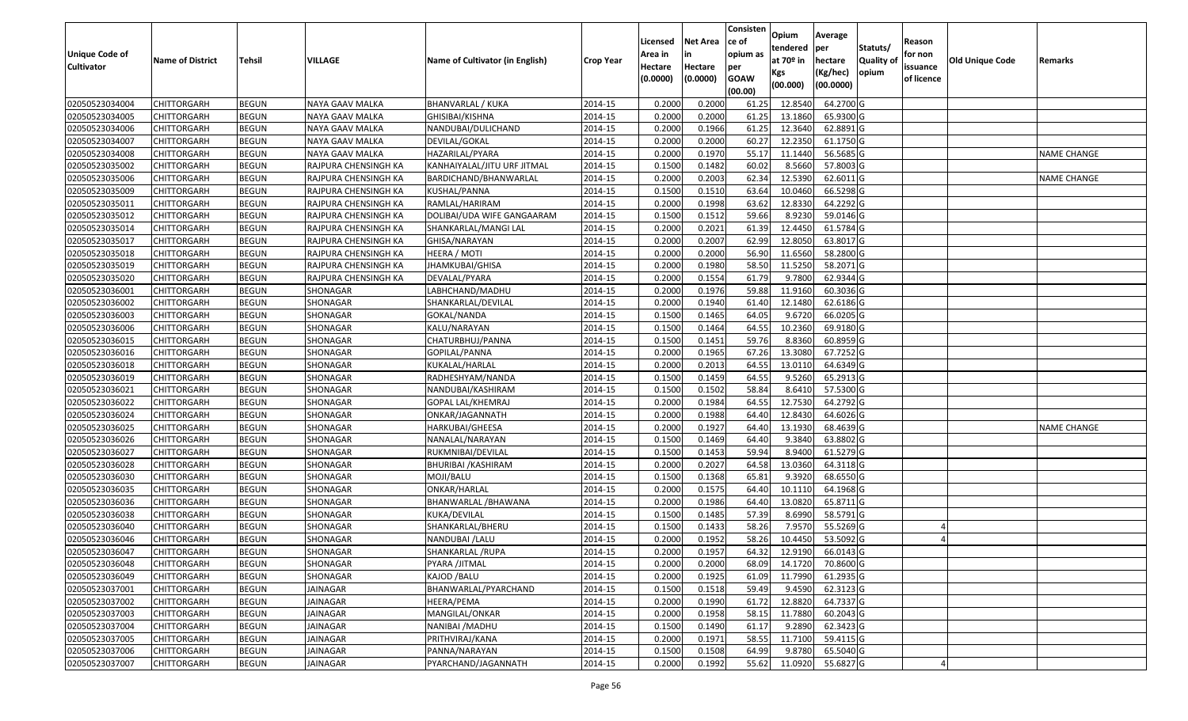| Unique Code of Cultivator | Name of District | Tehsil | VILLAGE | Name of Cultivator (in English) | Crop Year | Licensed Area in Hectare (0.0000) | Net Area in Hectare (0.0000) | Consisten ce of opium as per GOAW (00.00) | Opium tendered at 70º in Kgs (00.000) | Average per hectare (Kg/hec) (00.0000) | Statuts/ Quality of opium | Reason for non issuance of licence | Old Unique Code | Remarks |
|---|---|---|---|---|---|---|---|---|---|---|---|---|---|---|
| 02050523034004 | CHITTORGARH | BEGUN | NAYA GAAV MALKA | BHANVARLAL / KUKA | 2014-15 | 0.2000 | 0.2000 | 61.25 | 12.8540 | 64.2700 | G | | | |
| 02050523034005 | CHITTORGARH | BEGUN | NAYA GAAV MALKA | GHISIBAI/KISHNA | 2014-15 | 0.2000 | 0.2000 | 61.25 | 13.1860 | 65.9300 | G | | | |
| 02050523034006 | CHITTORGARH | BEGUN | NAYA GAAV MALKA | NANDUBAI/DULICHAND | 2014-15 | 0.2000 | 0.1966 | 61.25 | 12.3640 | 62.8891 | G | | | |
| 02050523034007 | CHITTORGARH | BEGUN | NAYA GAAV MALKA | DEVILAL/GOKAL | 2014-15 | 0.2000 | 0.2000 | 60.27 | 12.2350 | 61.1750 | G | | | |
| 02050523034008 | CHITTORGARH | BEGUN | NAYA GAAV MALKA | HAZARILAL/PYARA | 2014-15 | 0.2000 | 0.1970 | 55.17 | 11.1440 | 56.5685 | G | | | NAME CHANGE |
| 02050523035002 | CHITTORGARH | BEGUN | RAJPURA CHENSINGH KA | KANHAIYALAL/JITU URF JITMAL | 2014-15 | 0.1500 | 0.1482 | 60.02 | 8.5660 | 57.8003 | G | | | |
| 02050523035006 | CHITTORGARH | BEGUN | RAJPURA CHENSINGH KA | BARDICHAND/BHANWARLAL | 2014-15 | 0.2000 | 0.2003 | 62.34 | 12.5390 | 62.6011 | G | | | NAME CHANGE |
| 02050523035009 | CHITTORGARH | BEGUN | RAJPURA CHENSINGH KA | KUSHAL/PANNA | 2014-15 | 0.1500 | 0.1510 | 63.64 | 10.0460 | 66.5298 | G | | | |
| 02050523035011 | CHITTORGARH | BEGUN | RAJPURA CHENSINGH KA | RAMLAL/HARIRAM | 2014-15 | 0.2000 | 0.1998 | 63.62 | 12.8330 | 64.2292 | G | | | |
| 02050523035012 | CHITTORGARH | BEGUN | RAJPURA CHENSINGH KA | DOLIBAI/UDA WIFE GANGAARAM | 2014-15 | 0.1500 | 0.1512 | 59.66 | 8.9230 | 59.0146 | G | | | |
| 02050523035014 | CHITTORGARH | BEGUN | RAJPURA CHENSINGH KA | SHANKARLAL/MANGI LAL | 2014-15 | 0.2000 | 0.2021 | 61.39 | 12.4450 | 61.5784 | G | | | |
| 02050523035017 | CHITTORGARH | BEGUN | RAJPURA CHENSINGH KA | GHISA/NARAYAN | 2014-15 | 0.2000 | 0.2007 | 62.99 | 12.8050 | 63.8017 | G | | | |
| 02050523035018 | CHITTORGARH | BEGUN | RAJPURA CHENSINGH KA | HEERA / MOTI | 2014-15 | 0.2000 | 0.2000 | 56.90 | 11.6560 | 58.2800 | G | | | |
| 02050523035019 | CHITTORGARH | BEGUN | RAJPURA CHENSINGH KA | JHAMKUBAI/GHISA | 2014-15 | 0.2000 | 0.1980 | 58.50 | 11.5250 | 58.2071 | G | | | |
| 02050523035020 | CHITTORGARH | BEGUN | RAJPURA CHENSINGH KA | DEVALAL/PYARA | 2014-15 | 0.2000 | 0.1554 | 61.79 | 9.7800 | 62.9344 | G | | | |
| 02050523036001 | CHITTORGARH | BEGUN | SHONAGAR | LABHCHAND/MADHU | 2014-15 | 0.2000 | 0.1976 | 59.88 | 11.9160 | 60.3036 | G | | | |
| 02050523036002 | CHITTORGARH | BEGUN | SHONAGAR | SHANKARLAL/DEVILAL | 2014-15 | 0.2000 | 0.1940 | 61.40 | 12.1480 | 62.6186 | G | | | |
| 02050523036003 | CHITTORGARH | BEGUN | SHONAGAR | GOKAL/NANDA | 2014-15 | 0.1500 | 0.1465 | 64.05 | 9.6720 | 66.0205 | G | | | |
| 02050523036006 | CHITTORGARH | BEGUN | SHONAGAR | KALU/NARAYAN | 2014-15 | 0.1500 | 0.1464 | 64.55 | 10.2360 | 69.9180 | G | | | |
| 02050523036015 | CHITTORGARH | BEGUN | SHONAGAR | CHATURBHUJ/PANNA | 2014-15 | 0.1500 | 0.1451 | 59.76 | 8.8360 | 60.8959 | G | | | |
| 02050523036016 | CHITTORGARH | BEGUN | SHONAGAR | GOPILAL/PANNA | 2014-15 | 0.2000 | 0.1965 | 67.26 | 13.3080 | 67.7252 | G | | | |
| 02050523036018 | CHITTORGARH | BEGUN | SHONAGAR | KUKALAL/HARLAL | 2014-15 | 0.2000 | 0.2013 | 64.55 | 13.0110 | 64.6349 | G | | | |
| 02050523036019 | CHITTORGARH | BEGUN | SHONAGAR | RADHESHYAM/NANDA | 2014-15 | 0.1500 | 0.1459 | 64.55 | 9.5260 | 65.2913 | G | | | |
| 02050523036021 | CHITTORGARH | BEGUN | SHONAGAR | NANDUBAI/KASHIRAM | 2014-15 | 0.1500 | 0.1502 | 58.84 | 8.6410 | 57.5300 | G | | | |
| 02050523036022 | CHITTORGARH | BEGUN | SHONAGAR | GOPAL LAL/KHEMRAJ | 2014-15 | 0.2000 | 0.1984 | 64.55 | 12.7530 | 64.2792 | G | | | |
| 02050523036024 | CHITTORGARH | BEGUN | SHONAGAR | ONKAR/JAGANNATH | 2014-15 | 0.2000 | 0.1988 | 64.40 | 12.8430 | 64.6026 | G | | | |
| 02050523036025 | CHITTORGARH | BEGUN | SHONAGAR | HARKUBAI/GHEESA | 2014-15 | 0.2000 | 0.1927 | 64.40 | 13.1930 | 68.4639 | G | | | NAME CHANGE |
| 02050523036026 | CHITTORGARH | BEGUN | SHONAGAR | NANALAL/NARAYAN | 2014-15 | 0.1500 | 0.1469 | 64.40 | 9.3840 | 63.8802 | G | | | |
| 02050523036027 | CHITTORGARH | BEGUN | SHONAGAR | RUKMNIBAI/DEVILAL | 2014-15 | 0.1500 | 0.1453 | 59.94 | 8.9400 | 61.5279 | G | | | |
| 02050523036028 | CHITTORGARH | BEGUN | SHONAGAR | BHURIBAI /KASHIRAM | 2014-15 | 0.2000 | 0.2027 | 64.58 | 13.0360 | 64.3118 | G | | | |
| 02050523036030 | CHITTORGARH | BEGUN | SHONAGAR | MOJI/BALU | 2014-15 | 0.1500 | 0.1368 | 65.81 | 9.3920 | 68.6550 | G | | | |
| 02050523036035 | CHITTORGARH | BEGUN | SHONAGAR | ONKAR/HARLAL | 2014-15 | 0.2000 | 0.1575 | 64.40 | 10.1110 | 64.1968 | G | | | |
| 02050523036036 | CHITTORGARH | BEGUN | SHONAGAR | BHANWARLAL /BHAWANA | 2014-15 | 0.2000 | 0.1986 | 64.40 | 13.0820 | 65.8711 | G | | | |
| 02050523036038 | CHITTORGARH | BEGUN | SHONAGAR | KUKA/DEVILAL | 2014-15 | 0.1500 | 0.1485 | 57.39 | 8.6990 | 58.5791 | G | | | |
| 02050523036040 | CHITTORGARH | BEGUN | SHONAGAR | SHANKARLAL/BHERU | 2014-15 | 0.1500 | 0.1433 | 58.26 | 7.9570 | 55.5269 | G | 4 | | |
| 02050523036046 | CHITTORGARH | BEGUN | SHONAGAR | NANDUBAI /LALU | 2014-15 | 0.2000 | 0.1952 | 58.26 | 10.4450 | 53.5092 | G | 4 | | |
| 02050523036047 | CHITTORGARH | BEGUN | SHONAGAR | SHANKARLAL /RUPA | 2014-15 | 0.2000 | 0.1957 | 64.32 | 12.9190 | 66.0143 | G | | | |
| 02050523036048 | CHITTORGARH | BEGUN | SHONAGAR | PYARA /JITMAL | 2014-15 | 0.2000 | 0.2000 | 68.09 | 14.1720 | 70.8600 | G | | | |
| 02050523036049 | CHITTORGARH | BEGUN | SHONAGAR | KAJOD /BALU | 2014-15 | 0.2000 | 0.1925 | 61.09 | 11.7990 | 61.2935 | G | | | |
| 02050523037001 | CHITTORGARH | BEGUN | JAINAGAR | BHANWARLAL/PYARCHAND | 2014-15 | 0.1500 | 0.1518 | 59.49 | 9.4590 | 62.3123 | G | | | |
| 02050523037002 | CHITTORGARH | BEGUN | JAINAGAR | HEERA/PEMA | 2014-15 | 0.2000 | 0.1990 | 61.72 | 12.8820 | 64.7337 | G | | | |
| 02050523037003 | CHITTORGARH | BEGUN | JAINAGAR | MANGILAL/ONKAR | 2014-15 | 0.2000 | 0.1958 | 58.15 | 11.7880 | 60.2043 | G | | | |
| 02050523037004 | CHITTORGARH | BEGUN | JAINAGAR | NANIBAI /MADHU | 2014-15 | 0.1500 | 0.1490 | 61.17 | 9.2890 | 62.3423 | G | | | |
| 02050523037005 | CHITTORGARH | BEGUN | JAINAGAR | PRITHVIRAJ/KANA | 2014-15 | 0.2000 | 0.1971 | 58.55 | 11.7100 | 59.4115 | G | | | |
| 02050523037006 | CHITTORGARH | BEGUN | JAINAGAR | PANNA/NARAYAN | 2014-15 | 0.1500 | 0.1508 | 64.99 | 9.8780 | 65.5040 | G | | | |
| 02050523037007 | CHITTORGARH | BEGUN | JAINAGAR | PYARCHAND/JAGANNATH | 2014-15 | 0.2000 | 0.1992 | 55.62 | 11.0920 | 55.6827 | G | 4 | | |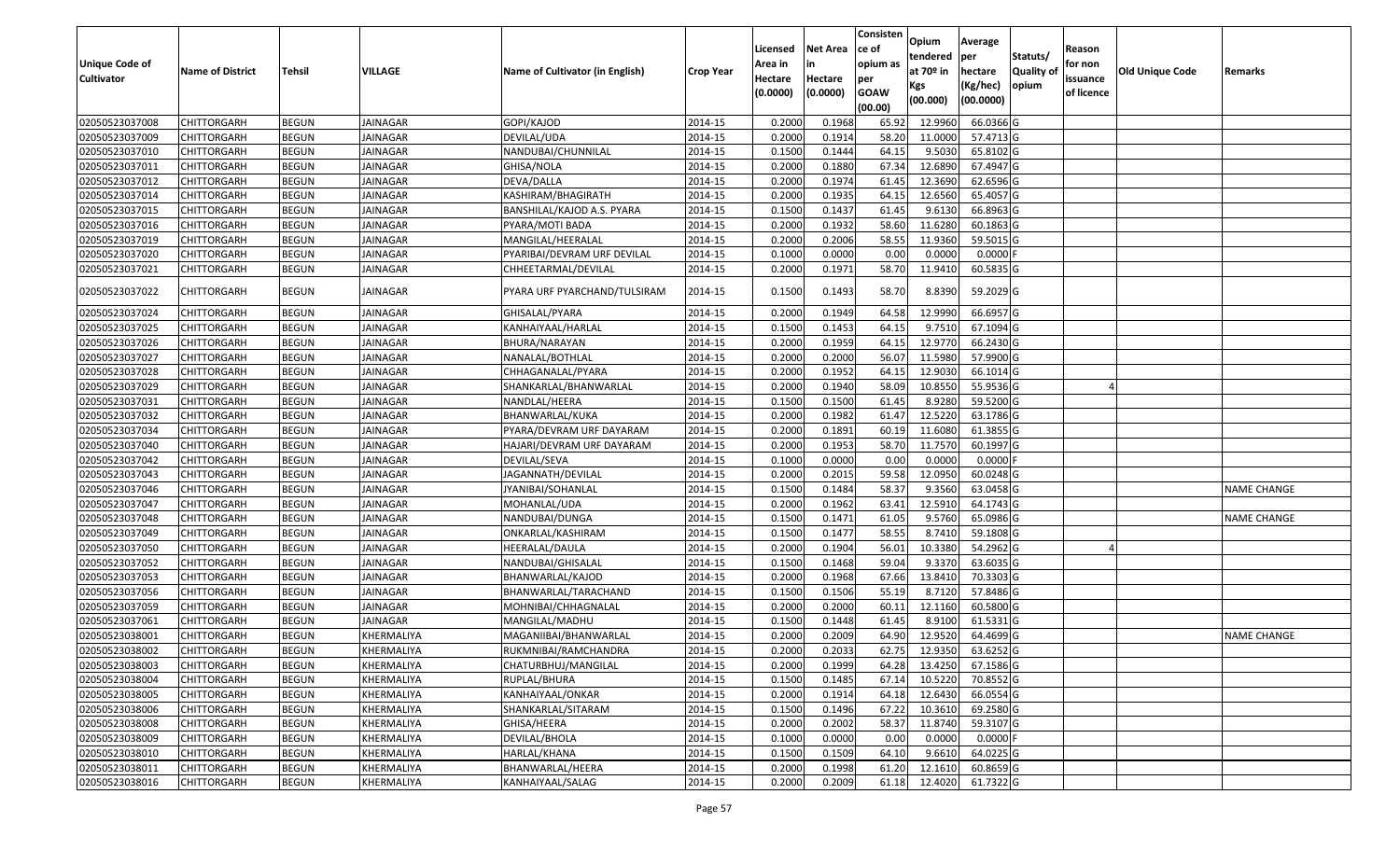| Unique Code of Cultivator | Name of District | Tehsil | VILLAGE | Name of Cultivator (in English) | Crop Year | Licensed Area in Hectare (0.0000) | Net Area in Hectare (0.0000) | Consistence of opium as per GOAW (00.00) | Opium tendered at 70º in Kgs (00.000) | Average per hectare (Kg/hec) (00.0000) | Statuts/ Quality of opium | Reason for non issuance of licence | Old Unique Code | Remarks |
|---|---|---|---|---|---|---|---|---|---|---|---|---|---|---|
| 02050523037008 | CHITTORGARH | BEGUN | JAINAGAR | GOPI/KAJOD | 2014-15 | 0.2000 | 0.1968 | 65.92 | 12.9960 | 66.0366 | G | | | |
| 02050523037009 | CHITTORGARH | BEGUN | JAINAGAR | DEVILAL/UDA | 2014-15 | 0.2000 | 0.1914 | 58.20 | 11.0000 | 57.4713 | G | | | |
| 02050523037010 | CHITTORGARH | BEGUN | JAINAGAR | NANDUBAI/CHUNNILAL | 2014-15 | 0.1500 | 0.1444 | 64.15 | 9.5030 | 65.8102 | G | | | |
| 02050523037011 | CHITTORGARH | BEGUN | JAINAGAR | GHISA/NOLA | 2014-15 | 0.2000 | 0.1880 | 67.34 | 12.6890 | 67.4947 | G | | | |
| 02050523037012 | CHITTORGARH | BEGUN | JAINAGAR | DEVA/DALLA | 2014-15 | 0.2000 | 0.1974 | 61.45 | 12.3690 | 62.6596 | G | | | |
| 02050523037014 | CHITTORGARH | BEGUN | JAINAGAR | KASHIRAM/BHAGIRATH | 2014-15 | 0.2000 | 0.1935 | 64.15 | 12.6560 | 65.4057 | G | | | |
| 02050523037015 | CHITTORGARH | BEGUN | JAINAGAR | BANSHILAL/KAJOD A.S. PYARA | 2014-15 | 0.1500 | 0.1437 | 61.45 | 9.6130 | 66.8963 | G | | | |
| 02050523037016 | CHITTORGARH | BEGUN | JAINAGAR | PYARA/MOTI BADA | 2014-15 | 0.2000 | 0.1932 | 58.60 | 11.6280 | 60.1863 | G | | | |
| 02050523037019 | CHITTORGARH | BEGUN | JAINAGAR | MANGILAL/HEERALAL | 2014-15 | 0.2000 | 0.2006 | 58.55 | 11.9360 | 59.5015 | G | | | |
| 02050523037020 | CHITTORGARH | BEGUN | JAINAGAR | PYARIBAI/DEVRAM URF DEVILAL | 2014-15 | 0.1000 | 0.0000 | 0.00 | 0.0000 | 0.0000 | F | | | |
| 02050523037021 | CHITTORGARH | BEGUN | JAINAGAR | CHHEETARMAL/DEVILAL | 2014-15 | 0.2000 | 0.1971 | 58.70 | 11.9410 | 60.5835 | G | | | |
| 02050523037022 | CHITTORGARH | BEGUN | JAINAGAR | PYARA URF PYARCHAND/TULSIRAM | 2014-15 | 0.1500 | 0.1493 | 58.70 | 8.8390 | 59.2029 | G | | | |
| 02050523037024 | CHITTORGARH | BEGUN | JAINAGAR | GHISALAL/PYARA | 2014-15 | 0.2000 | 0.1949 | 64.58 | 12.9990 | 66.6957 | G | | | |
| 02050523037025 | CHITTORGARH | BEGUN | JAINAGAR | KANHAIYAAL/HARLAL | 2014-15 | 0.1500 | 0.1453 | 64.15 | 9.7510 | 67.1094 | G | | | |
| 02050523037026 | CHITTORGARH | BEGUN | JAINAGAR | BHURA/NARAYAN | 2014-15 | 0.2000 | 0.1959 | 64.15 | 12.9770 | 66.2430 | G | | | |
| 02050523037027 | CHITTORGARH | BEGUN | JAINAGAR | NANALAL/BOTHLAL | 2014-15 | 0.2000 | 0.2000 | 56.07 | 11.5980 | 57.9900 | G | | | |
| 02050523037028 | CHITTORGARH | BEGUN | JAINAGAR | CHHAGANALAL/PYARA | 2014-15 | 0.2000 | 0.1952 | 64.15 | 12.9030 | 66.1014 | G | | | |
| 02050523037029 | CHITTORGARH | BEGUN | JAINAGAR | SHANKARLAL/BHANWARLAL | 2014-15 | 0.2000 | 0.1940 | 58.09 | 10.8550 | 55.9536 | G | 4 | | |
| 02050523037031 | CHITTORGARH | BEGUN | JAINAGAR | NANDLAL/HEERA | 2014-15 | 0.1500 | 0.1500 | 61.45 | 8.9280 | 59.5200 | G | | | |
| 02050523037032 | CHITTORGARH | BEGUN | JAINAGAR | BHANWARLAL/KUKA | 2014-15 | 0.2000 | 0.1982 | 61.47 | 12.5220 | 63.1786 | G | | | |
| 02050523037034 | CHITTORGARH | BEGUN | JAINAGAR | PYARA/DEVRAM URF DAYARAM | 2014-15 | 0.2000 | 0.1891 | 60.19 | 11.6080 | 61.3855 | G | | | |
| 02050523037040 | CHITTORGARH | BEGUN | JAINAGAR | HAJARI/DEVRAM URF DAYARAM | 2014-15 | 0.2000 | 0.1953 | 58.70 | 11.7570 | 60.1997 | G | | | |
| 02050523037042 | CHITTORGARH | BEGUN | JAINAGAR | DEVILAL/SEVA | 2014-15 | 0.1000 | 0.0000 | 0.00 | 0.0000 | 0.0000 | F | | | |
| 02050523037043 | CHITTORGARH | BEGUN | JAINAGAR | JAGANNATH/DEVILAL | 2014-15 | 0.2000 | 0.2015 | 59.58 | 12.0950 | 60.0248 | G | | | |
| 02050523037046 | CHITTORGARH | BEGUN | JAINAGAR | JYANIBAI/SOHANLAL | 2014-15 | 0.1500 | 0.1484 | 58.37 | 9.3560 | 63.0458 | G | | | NAME CHANGE |
| 02050523037047 | CHITTORGARH | BEGUN | JAINAGAR | MOHANLAL/UDA | 2014-15 | 0.2000 | 0.1962 | 63.41 | 12.5910 | 64.1743 | G | | | |
| 02050523037048 | CHITTORGARH | BEGUN | JAINAGAR | NANDUBAI/DUNGA | 2014-15 | 0.1500 | 0.1471 | 61.05 | 9.5760 | 65.0986 | G | | | NAME CHANGE |
| 02050523037049 | CHITTORGARH | BEGUN | JAINAGAR | ONKARLAL/KASHIRAM | 2014-15 | 0.1500 | 0.1477 | 58.55 | 8.7410 | 59.1808 | G | | | |
| 02050523037050 | CHITTORGARH | BEGUN | JAINAGAR | HEERALAL/DAULA | 2014-15 | 0.2000 | 0.1904 | 56.01 | 10.3380 | 54.2962 | G | 4 | | |
| 02050523037052 | CHITTORGARH | BEGUN | JAINAGAR | NANDUBAI/GHISALAL | 2014-15 | 0.1500 | 0.1468 | 59.04 | 9.3370 | 63.6035 | G | | | |
| 02050523037053 | CHITTORGARH | BEGUN | JAINAGAR | BHANWARLAL/KAJOD | 2014-15 | 0.2000 | 0.1968 | 67.66 | 13.8410 | 70.3303 | G | | | |
| 02050523037056 | CHITTORGARH | BEGUN | JAINAGAR | BHANWARLAL/TARACHAND | 2014-15 | 0.1500 | 0.1506 | 55.19 | 8.7120 | 57.8486 | G | | | |
| 02050523037059 | CHITTORGARH | BEGUN | JAINAGAR | MOHNIBAI/CHHAGNALAL | 2014-15 | 0.2000 | 0.2000 | 60.11 | 12.1160 | 60.5800 | G | | | |
| 02050523037061 | CHITTORGARH | BEGUN | JAINAGAR | MANGILAL/MADHU | 2014-15 | 0.1500 | 0.1448 | 61.45 | 8.9100 | 61.5331 | G | | | |
| 02050523038001 | CHITTORGARH | BEGUN | KHERMALIYA | MAGANIIBAI/BHANWARLAL | 2014-15 | 0.2000 | 0.2009 | 64.90 | 12.9520 | 64.4699 | G | | | NAME CHANGE |
| 02050523038002 | CHITTORGARH | BEGUN | KHERMALIYA | RUKMNIBAI/RAMCHANDRA | 2014-15 | 0.2000 | 0.2033 | 62.75 | 12.9350 | 63.6252 | G | | | |
| 02050523038003 | CHITTORGARH | BEGUN | KHERMALIYA | CHATURBHUJ/MANGILAL | 2014-15 | 0.2000 | 0.1999 | 64.28 | 13.4250 | 67.1586 | G | | | |
| 02050523038004 | CHITTORGARH | BEGUN | KHERMALIYA | RUPLAL/BHURA | 2014-15 | 0.1500 | 0.1485 | 67.14 | 10.5220 | 70.8552 | G | | | |
| 02050523038005 | CHITTORGARH | BEGUN | KHERMALIYA | KANHAIYAAL/ONKAR | 2014-15 | 0.2000 | 0.1914 | 64.18 | 12.6430 | 66.0554 | G | | | |
| 02050523038006 | CHITTORGARH | BEGUN | KHERMALIYA | SHANKARLAL/SITARAM | 2014-15 | 0.1500 | 0.1496 | 67.22 | 10.3610 | 69.2580 | G | | | |
| 02050523038008 | CHITTORGARH | BEGUN | KHERMALIYA | GHISA/HEERA | 2014-15 | 0.2000 | 0.2002 | 58.37 | 11.8740 | 59.3107 | G | | | |
| 02050523038009 | CHITTORGARH | BEGUN | KHERMALIYA | DEVILAL/BHOLA | 2014-15 | 0.1000 | 0.0000 | 0.00 | 0.0000 | 0.0000 | F | | | |
| 02050523038010 | CHITTORGARH | BEGUN | KHERMALIYA | HARLAL/KHANA | 2014-15 | 0.1500 | 0.1509 | 64.10 | 9.6610 | 64.0225 | G | | | |
| 02050523038011 | CHITTORGARH | BEGUN | KHERMALIYA | BHANWARLAL/HEERA | 2014-15 | 0.2000 | 0.1998 | 61.20 | 12.1610 | 60.8659 | G | | | |
| 02050523038016 | CHITTORGARH | BEGUN | KHERMALIYA | KANHAIYAAL/SALAG | 2014-15 | 0.2000 | 0.2009 | 61.18 | 12.4020 | 61.7322 | G | | | |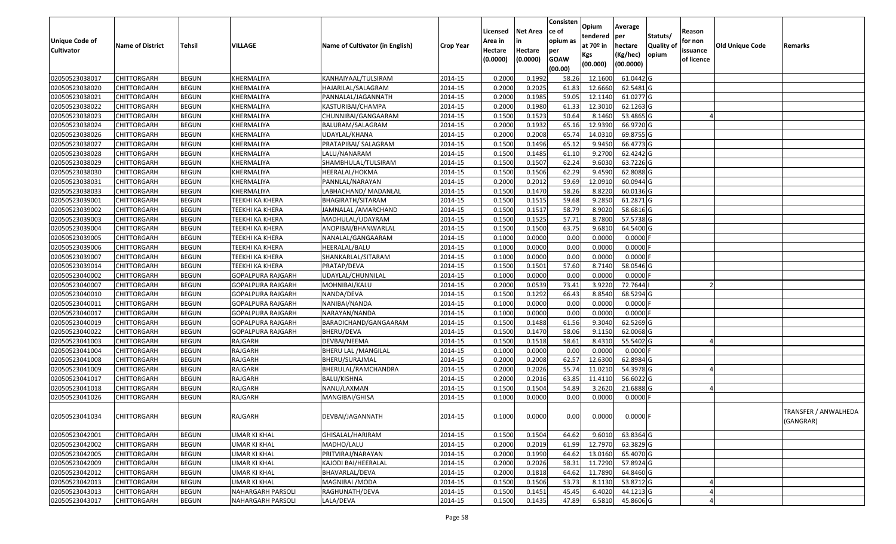| Unique Code of Cultivator | Name of District | Tehsil | VILLAGE | Name of Cultivator (in English) | Crop Year | Licensed Area in Hectare (0.0000) | Net Area in Hectare (0.0000) | Consistence of opium as per GOAW (00.00) | Opium tendered at 70º in Kgs (00.000) | Average per hectare (Kg/hec) (00.0000) | Statuts/ Quality of opium | Reason for non issuance of licence | Old Unique Code | Remarks |
|---|---|---|---|---|---|---|---|---|---|---|---|---|---|---|
| 02050523038017 | CHITTORGARH | BEGUN | KHERMALIYA | KANHAIYAAL/TULSIRAM | 2014-15 | 0.2000 | 0.1992 | 58.26 | 12.1600 | 61.0442 | G | | | |
| 02050523038020 | CHITTORGARH | BEGUN | KHERMALIYA | HAJARILAL/SALAGRAM | 2014-15 | 0.2000 | 0.2025 | 61.83 | 12.6660 | 62.5481 | G | | | |
| 02050523038021 | CHITTORGARH | BEGUN | KHERMALIYA | PANNALAL/JAGANNATH | 2014-15 | 0.2000 | 0.1985 | 59.05 | 12.1140 | 61.0277 | G | | | |
| 02050523038022 | CHITTORGARH | BEGUN | KHERMALIYA | KASTURIBAI/CHAMPA | 2014-15 | 0.2000 | 0.1980 | 61.33 | 12.3010 | 62.1263 | G | | | |
| 02050523038023 | CHITTORGARH | BEGUN | KHERMALIYA | CHUNNIBAI/GANGAARAM | 2014-15 | 0.1500 | 0.1523 | 50.64 | 8.1460 | 53.4865 | G | 4 | | |
| 02050523038024 | CHITTORGARH | BEGUN | KHERMALIYA | BALURAM/SALAGRAM | 2014-15 | 0.2000 | 0.1932 | 65.16 | 12.9390 | 66.9720 | G | | | |
| 02050523038026 | CHITTORGARH | BEGUN | KHERMALIYA | UDAYLAL/KHANA | 2014-15 | 0.2000 | 0.2008 | 65.74 | 14.0310 | 69.8755 | G | | | |
| 02050523038027 | CHITTORGARH | BEGUN | KHERMALIYA | PRATAPIBAI/ SALAGRAM | 2014-15 | 0.1500 | 0.1496 | 65.12 | 9.9450 | 66.4773 | G | | | |
| 02050523038028 | CHITTORGARH | BEGUN | KHERMALIYA | LALU/NANARAM | 2014-15 | 0.1500 | 0.1485 | 61.10 | 9.2700 | 62.4242 | G | | | |
| 02050523038029 | CHITTORGARH | BEGUN | KHERMALIYA | SHAMBHULAL/TULSIRAM | 2014-15 | 0.1500 | 0.1507 | 62.24 | 9.6030 | 63.7226 | G | | | |
| 02050523038030 | CHITTORGARH | BEGUN | KHERMALIYA | HEERALAL/HOKMA | 2014-15 | 0.1500 | 0.1506 | 62.29 | 9.4590 | 62.8088 | G | | | |
| 02050523038031 | CHITTORGARH | BEGUN | KHERMALIYA | PANNLAL/NARAYAN | 2014-15 | 0.2000 | 0.2012 | 59.69 | 12.0910 | 60.0944 | G | | | |
| 02050523038033 | CHITTORGARH | BEGUN | KHERMALIYA | LABHACHAND/ MADANLAL | 2014-15 | 0.1500 | 0.1470 | 58.26 | 8.8220 | 60.0136 | G | | | |
| 02050523039001 | CHITTORGARH | BEGUN | TEEKHI KA KHERA | BHAGIRATH/SITARAM | 2014-15 | 0.1500 | 0.1515 | 59.68 | 9.2850 | 61.2871 | G | | | |
| 02050523039002 | CHITTORGARH | BEGUN | TEEKHI KA KHERA | JAMNALAL /AMARCHAND | 2014-15 | 0.1500 | 0.1517 | 58.79 | 8.9020 | 58.6816 | G | | | |
| 02050523039003 | CHITTORGARH | BEGUN | TEEKHI KA KHERA | MADHULAL/UDAYRAM | 2014-15 | 0.1500 | 0.1525 | 57.71 | 8.7800 | 57.5738 | G | | | |
| 02050523039004 | CHITTORGARH | BEGUN | TEEKHI KA KHERA | ANOPIBAI/BHANWARLAL | 2014-15 | 0.1500 | 0.1500 | 63.75 | 9.6810 | 64.5400 | G | | | |
| 02050523039005 | CHITTORGARH | BEGUN | TEEKHI KA KHERA | NANALAL/GANGAARAM | 2014-15 | 0.1000 | 0.0000 | 0.00 | 0.0000 | 0.0000 | F | | | |
| 02050523039006 | CHITTORGARH | BEGUN | TEEKHI KA KHERA | HEERALAL/BALU | 2014-15 | 0.1000 | 0.0000 | 0.00 | 0.0000 | 0.0000 | F | | | |
| 02050523039007 | CHITTORGARH | BEGUN | TEEKHI KA KHERA | SHANKARLAL/SITARAM | 2014-15 | 0.1000 | 0.0000 | 0.00 | 0.0000 | 0.0000 | F | | | |
| 02050523039014 | CHITTORGARH | BEGUN | TEEKHI KA KHERA | PRATAP/DEVA | 2014-15 | 0.1500 | 0.1501 | 57.60 | 8.7140 | 58.0546 | G | | | |
| 02050523040002 | CHITTORGARH | BEGUN | GOPALPURA RAJGARH | UDAYLAL/CHUNNILAL | 2014-15 | 0.1000 | 0.0000 | 0.00 | 0.0000 | 0.0000 | F | | | |
| 02050523040007 | CHITTORGARH | BEGUN | GOPALPURA RAJGARH | MOHNIBAI/KALU | 2014-15 | 0.2000 | 0.0539 | 73.41 | 3.9220 | 72.7644 | I | 2 | | |
| 02050523040010 | CHITTORGARH | BEGUN | GOPALPURA RAJGARH | NANDA/DEVA | 2014-15 | 0.1500 | 0.1292 | 66.43 | 8.8540 | 68.5294 | G | | | |
| 02050523040011 | CHITTORGARH | BEGUN | GOPALPURA RAJGARH | NANIBAI/NANDA | 2014-15 | 0.1000 | 0.0000 | 0.00 | 0.0000 | 0.0000 | F | | | |
| 02050523040017 | CHITTORGARH | BEGUN | GOPALPURA RAJGARH | NARAYAN/NANDA | 2014-15 | 0.1000 | 0.0000 | 0.00 | 0.0000 | 0.0000 | F | | | |
| 02050523040019 | CHITTORGARH | BEGUN | GOPALPURA RAJGARH | BARADICHAND/GANGAARAM | 2014-15 | 0.1500 | 0.1488 | 61.56 | 9.3040 | 62.5269 | G | | | |
| 02050523040022 | CHITTORGARH | BEGUN | GOPALPURA RAJGARH | BHERU/DEVA | 2014-15 | 0.1500 | 0.1470 | 58.06 | 9.1150 | 62.0068 | G | | | |
| 02050523041003 | CHITTORGARH | BEGUN | RAJGARH | DEVBAI/NEEMA | 2014-15 | 0.1500 | 0.1518 | 58.61 | 8.4310 | 55.5402 | G | 4 | | |
| 02050523041004 | CHITTORGARH | BEGUN | RAJGARH | BHERU LAL /MANGILAL | 2014-15 | 0.1000 | 0.0000 | 0.00 | 0.0000 | 0.0000 | F | | | |
| 02050523041008 | CHITTORGARH | BEGUN | RAJGARH | BHERU/SURAJMAL | 2014-15 | 0.2000 | 0.2008 | 62.57 | 12.6300 | 62.8984 | G | | | |
| 02050523041009 | CHITTORGARH | BEGUN | RAJGARH | BHERULAL/RAMCHANDRA | 2014-15 | 0.2000 | 0.2026 | 55.74 | 11.0210 | 54.3978 | G | 4 | | |
| 02050523041017 | CHITTORGARH | BEGUN | RAJGARH | BALU/KISHNA | 2014-15 | 0.2000 | 0.2016 | 63.85 | 11.4110 | 56.6022 | G | | | |
| 02050523041018 | CHITTORGARH | BEGUN | RAJGARH | NANU/LAXMAN | 2014-15 | 0.1500 | 0.1504 | 54.89 | 3.2620 | 21.6888 | G | 4 | | |
| 02050523041026 | CHITTORGARH | BEGUN | RAJGARH | MANGIBAI/GHISA | 2014-15 | 0.1000 | 0.0000 | 0.00 | 0.0000 | 0.0000 | F | | | |
| 02050523041034 | CHITTORGARH | BEGUN | RAJGARH | DEVBAI/JAGANNATH | 2014-15 | 0.1000 | 0.0000 | 0.00 | 0.0000 | 0.0000 | F | | | TRANSFER / ANWALHEDA (GANGRAR) |
| 02050523042001 | CHITTORGARH | BEGUN | UMAR KI KHAL | GHISALAL/HARIRAM | 2014-15 | 0.1500 | 0.1504 | 64.62 | 9.6010 | 63.8364 | G | | | |
| 02050523042002 | CHITTORGARH | BEGUN | UMAR KI KHAL | MADHO/LALU | 2014-15 | 0.2000 | 0.2019 | 61.99 | 12.7970 | 63.3829 | G | | | |
| 02050523042005 | CHITTORGARH | BEGUN | UMAR KI KHAL | PRITVIRAJ/NARAYAN | 2014-15 | 0.2000 | 0.1990 | 64.62 | 13.0160 | 65.4070 | G | | | |
| 02050523042009 | CHITTORGARH | BEGUN | UMAR KI KHAL | KAJODI BAI/HEERALAL | 2014-15 | 0.2000 | 0.2026 | 58.31 | 11.7290 | 57.8924 | G | | | |
| 02050523042012 | CHITTORGARH | BEGUN | UMAR KI KHAL | BHAVARLAL/DEVA | 2014-15 | 0.2000 | 0.1818 | 64.62 | 11.7890 | 64.8460 | G | | | |
| 02050523042013 | CHITTORGARH | BEGUN | UMAR KI KHAL | MAGNIBAI /MODA | 2014-15 | 0.1500 | 0.1506 | 53.73 | 8.1130 | 53.8712 | G | 4 | | |
| 02050523043013 | CHITTORGARH | BEGUN | NAHARGARH PARSOLI | RAGHUNATH/DEVA | 2014-15 | 0.1500 | 0.1451 | 45.45 | 6.4020 | 44.1213 | G | 4 | | |
| 02050523043017 | CHITTORGARH | BEGUN | NAHARGARH PARSOLI | LALA/DEVA | 2014-15 | 0.1500 | 0.1435 | 47.89 | 6.5810 | 45.8606 | G | 4 | | |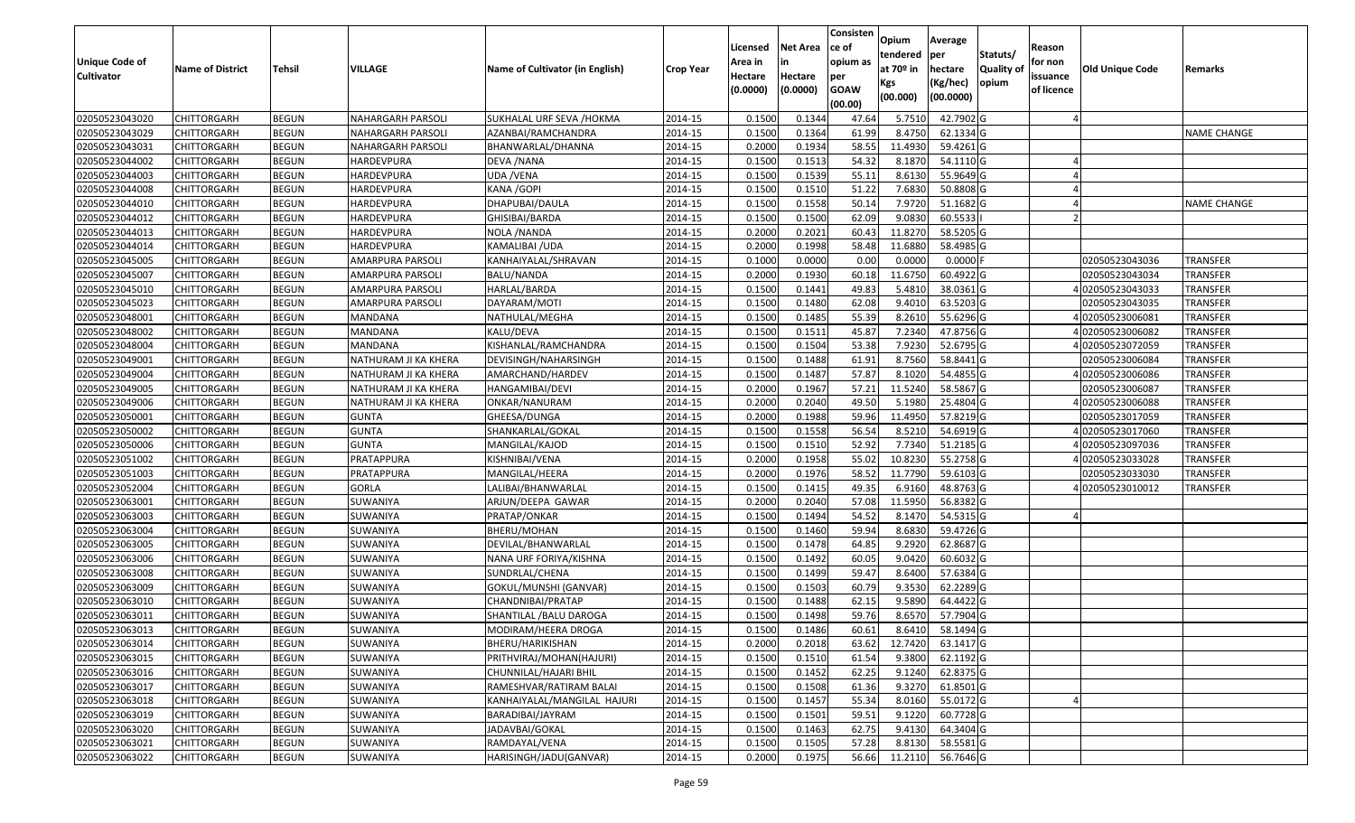| Unique Code of Cultivator | Name of District | Tehsil | VILLAGE | Name of Cultivator (in English) | Crop Year | Licensed Area in Hectare (0.0000) | Net Area in Hectare (0.0000) | Consisten ce of opium as per GOAW (00.00) | Opium tendered at 70º in Kgs (00.000) | Average per hectare (Kg/hec) (00.0000) | Statuts/ Quality of opium | Reason for non issuance of licence | Old Unique Code | Remarks |
|---|---|---|---|---|---|---|---|---|---|---|---|---|---|---|
| 02050523043020 | CHITTORGARH | BEGUN | NAHARGARH PARSOLI | SUKHALAL URF SEVA /HOKMA | 2014-15 | 0.1500 | 0.1344 | 47.64 | 5.7510 | 42.7902 | G | 4 | | |
| 02050523043029 | CHITTORGARH | BEGUN | NAHARGARH PARSOLI | AZANBAI/RAMCHANDRA | 2014-15 | 0.1500 | 0.1364 | 61.99 | 8.4750 | 62.1334 | G | | | NAME CHANGE |
| 02050523043031 | CHITTORGARH | BEGUN | NAHARGARH PARSOLI | BHANWARLAL/DHANNA | 2014-15 | 0.2000 | 0.1934 | 58.55 | 11.4930 | 59.4261 | G | | | |
| 02050523044002 | CHITTORGARH | BEGUN | HARDEVPURA | DEVA /NANA | 2014-15 | 0.1500 | 0.1513 | 54.32 | 8.1870 | 54.1110 | G | 4 | | |
| 02050523044003 | CHITTORGARH | BEGUN | HARDEVPURA | UDA /VENA | 2014-15 | 0.1500 | 0.1539 | 55.11 | 8.6130 | 55.9649 | G | 4 | | |
| 02050523044008 | CHITTORGARH | BEGUN | HARDEVPURA | KANA /GOPI | 2014-15 | 0.1500 | 0.1510 | 51.22 | 7.6830 | 50.8808 | G | 4 | | |
| 02050523044010 | CHITTORGARH | BEGUN | HARDEVPURA | DHAPUBAI/DAULA | 2014-15 | 0.1500 | 0.1558 | 50.14 | 7.9720 | 51.1682 | G | 4 | | NAME CHANGE |
| 02050523044012 | CHITTORGARH | BEGUN | HARDEVPURA | GHISIBAI/BARDA | 2014-15 | 0.1500 | 0.1500 | 62.09 | 9.0830 | 60.5533 | I | 2 | | |
| 02050523044013 | CHITTORGARH | BEGUN | HARDEVPURA | NOLA /NANDA | 2014-15 | 0.2000 | 0.2021 | 60.43 | 11.8270 | 58.5205 | G | | | |
| 02050523044014 | CHITTORGARH | BEGUN | HARDEVPURA | KAMALIBAI /UDA | 2014-15 | 0.2000 | 0.1998 | 58.48 | 11.6880 | 58.4985 | G | | | |
| 02050523045005 | CHITTORGARH | BEGUN | AMARPURA PARSOLI | KANHAIYALAL/SHRAVAN | 2014-15 | 0.1000 | 0.0000 | 0.00 | 0.0000 | 0.0000 | F | | 02050523043036 | TRANSFER |
| 02050523045007 | CHITTORGARH | BEGUN | AMARPURA PARSOLI | BALU/NANDA | 2014-15 | 0.2000 | 0.1930 | 60.18 | 11.6750 | 60.4922 | G | | 02050523043034 | TRANSFER |
| 02050523045010 | CHITTORGARH | BEGUN | AMARPURA PARSOLI | HARLAL/BARDA | 2014-15 | 0.1500 | 0.1441 | 49.83 | 5.4810 | 38.0361 | G | 4 | 02050523043033 | TRANSFER |
| 02050523045023 | CHITTORGARH | BEGUN | AMARPURA PARSOLI | DAYARAM/MOTI | 2014-15 | 0.1500 | 0.1480 | 62.08 | 9.4010 | 63.5203 | G | | 02050523043035 | TRANSFER |
| 02050523048001 | CHITTORGARH | BEGUN | MANDANA | NATHULAL/MEGHA | 2014-15 | 0.1500 | 0.1485 | 55.39 | 8.2610 | 55.6296 | G | 4 | 02050523006081 | TRANSFER |
| 02050523048002 | CHITTORGARH | BEGUN | MANDANA | KALU/DEVA | 2014-15 | 0.1500 | 0.1511 | 45.87 | 7.2340 | 47.8756 | G | 4 | 02050523006082 | TRANSFER |
| 02050523048004 | CHITTORGARH | BEGUN | MANDANA | KISHANLAL/RAMCHANDRA | 2014-15 | 0.1500 | 0.1504 | 53.38 | 7.9230 | 52.6795 | G | 4 | 02050523072059 | TRANSFER |
| 02050523049001 | CHITTORGARH | BEGUN | NATHURAM JI KA KHERA | DEVISINGH/NAHARSINGH | 2014-15 | 0.1500 | 0.1488 | 61.91 | 8.7560 | 58.8441 | G | | 02050523006084 | TRANSFER |
| 02050523049004 | CHITTORGARH | BEGUN | NATHURAM JI KA KHERA | AMARCHAND/HARDEV | 2014-15 | 0.1500 | 0.1487 | 57.87 | 8.1020 | 54.4855 | G | 4 | 02050523006086 | TRANSFER |
| 02050523049005 | CHITTORGARH | BEGUN | NATHURAM JI KA KHERA | HANGAMIBAI/DEVI | 2014-15 | 0.2000 | 0.1967 | 57.21 | 11.5240 | 58.5867 | G | | 02050523006087 | TRANSFER |
| 02050523049006 | CHITTORGARH | BEGUN | NATHURAM JI KA KHERA | ONKAR/NANURAM | 2014-15 | 0.2000 | 0.2040 | 49.50 | 5.1980 | 25.4804 | G | 4 | 02050523006088 | TRANSFER |
| 02050523050001 | CHITTORGARH | BEGUN | GUNTA | GHEESA/DUNGA | 2014-15 | 0.2000 | 0.1988 | 59.96 | 11.4950 | 57.8219 | G | | 02050523017059 | TRANSFER |
| 02050523050002 | CHITTORGARH | BEGUN | GUNTA | SHANKARLAL/GOKAL | 2014-15 | 0.1500 | 0.1558 | 56.54 | 8.5210 | 54.6919 | G | 4 | 02050523017060 | TRANSFER |
| 02050523050006 | CHITTORGARH | BEGUN | GUNTA | MANGILAL/KAJOD | 2014-15 | 0.1500 | 0.1510 | 52.92 | 7.7340 | 51.2185 | G | 4 | 02050523097036 | TRANSFER |
| 02050523051002 | CHITTORGARH | BEGUN | PRATAPPURA | KISHNIBAI/VENA | 2014-15 | 0.2000 | 0.1958 | 55.02 | 10.8230 | 55.2758 | G | 4 | 02050523033028 | TRANSFER |
| 02050523051003 | CHITTORGARH | BEGUN | PRATAPPURA | MANGILAL/HEERA | 2014-15 | 0.2000 | 0.1976 | 58.52 | 11.7790 | 59.6103 | G | | 02050523033030 | TRANSFER |
| 02050523052004 | CHITTORGARH | BEGUN | GORLA | LALIBAI/BHANWARLAL | 2014-15 | 0.1500 | 0.1415 | 49.35 | 6.9160 | 48.8763 | G | 4 | 02050523010012 | TRANSFER |
| 02050523063001 | CHITTORGARH | BEGUN | SUWANIYA | ARJUN/DEEPA GAWAR | 2014-15 | 0.2000 | 0.2040 | 57.08 | 11.5950 | 56.8382 | G | | | |
| 02050523063003 | CHITTORGARH | BEGUN | SUWANIYA | PRATAP/ONKAR | 2014-15 | 0.1500 | 0.1494 | 54.52 | 8.1470 | 54.5315 | G | 4 | | |
| 02050523063004 | CHITTORGARH | BEGUN | SUWANIYA | BHERU/MOHAN | 2014-15 | 0.1500 | 0.1460 | 59.94 | 8.6830 | 59.4726 | G | | | |
| 02050523063005 | CHITTORGARH | BEGUN | SUWANIYA | DEVILAL/BHANWARLAL | 2014-15 | 0.1500 | 0.1478 | 64.85 | 9.2920 | 62.8687 | G | | | |
| 02050523063006 | CHITTORGARH | BEGUN | SUWANIYA | NANA URF FORIYA/KISHNA | 2014-15 | 0.1500 | 0.1492 | 60.05 | 9.0420 | 60.6032 | G | | | |
| 02050523063008 | CHITTORGARH | BEGUN | SUWANIYA | SUNDRLAL/CHENA | 2014-15 | 0.1500 | 0.1499 | 59.47 | 8.6400 | 57.6384 | G | | | |
| 02050523063009 | CHITTORGARH | BEGUN | SUWANIYA | GOKUL/MUNSHI (GANVAR) | 2014-15 | 0.1500 | 0.1503 | 60.79 | 9.3530 | 62.2289 | G | | | |
| 02050523063010 | CHITTORGARH | BEGUN | SUWANIYA | CHANDNIBAI/PRATAP | 2014-15 | 0.1500 | 0.1488 | 62.15 | 9.5890 | 64.4422 | G | | | |
| 02050523063011 | CHITTORGARH | BEGUN | SUWANIYA | SHANTILAL /BALU DAROGA | 2014-15 | 0.1500 | 0.1498 | 59.76 | 8.6570 | 57.7904 | G | | | |
| 02050523063013 | CHITTORGARH | BEGUN | SUWANIYA | MODIRAM/HEERA DROGA | 2014-15 | 0.1500 | 0.1486 | 60.61 | 8.6410 | 58.1494 | G | | | |
| 02050523063014 | CHITTORGARH | BEGUN | SUWANIYA | BHERU/HARIKISHAN | 2014-15 | 0.2000 | 0.2018 | 63.62 | 12.7420 | 63.1417 | G | | | |
| 02050523063015 | CHITTORGARH | BEGUN | SUWANIYA | PRITHVIRAJ/MOHAN(HAJURI) | 2014-15 | 0.1500 | 0.1510 | 61.54 | 9.3800 | 62.1192 | G | | | |
| 02050523063016 | CHITTORGARH | BEGUN | SUWANIYA | CHUNNILAL/HAJARI BHIL | 2014-15 | 0.1500 | 0.1452 | 62.25 | 9.1240 | 62.8375 | G | | | |
| 02050523063017 | CHITTORGARH | BEGUN | SUWANIYA | RAMESHVAR/RATIRAM BALAI | 2014-15 | 0.1500 | 0.1508 | 61.36 | 9.3270 | 61.8501 | G | | | |
| 02050523063018 | CHITTORGARH | BEGUN | SUWANIYA | KANHAIYALAL/MANGILAL HAJURI | 2014-15 | 0.1500 | 0.1457 | 55.34 | 8.0160 | 55.0172 | G | 4 | | |
| 02050523063019 | CHITTORGARH | BEGUN | SUWANIYA | BARADIBAI/JAYRAM | 2014-15 | 0.1500 | 0.1501 | 59.51 | 9.1220 | 60.7728 | G | | | |
| 02050523063020 | CHITTORGARH | BEGUN | SUWANIYA | JADAVBAI/GOKAL | 2014-15 | 0.1500 | 0.1463 | 62.75 | 9.4130 | 64.3404 | G | | | |
| 02050523063021 | CHITTORGARH | BEGUN | SUWANIYA | RAMDAYAL/VENA | 2014-15 | 0.1500 | 0.1505 | 57.28 | 8.8130 | 58.5581 | G | | | |
| 02050523063022 | CHITTORGARH | BEGUN | SUWANIYA | HARISINGH/JADU(GANVAR) | 2014-15 | 0.2000 | 0.1975 | 56.66 | 11.2110 | 56.7646 | G | | | |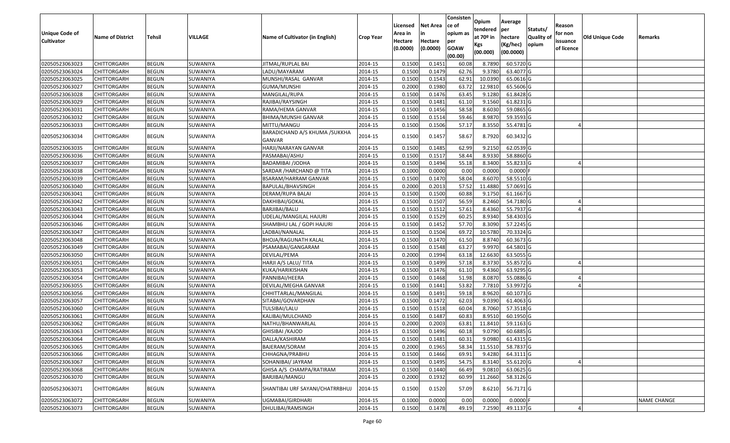| Unique Code of Cultivator | Name of District | Tehsil | VILLAGE | Name of Cultivator (in English) | Crop Year | Licensed Area in Hectare (0.0000) | Net Area in Hectare (0.0000) | Consistence of opium as per GOAW (00.00) | Opium tendered at 70º in Kgs (00.000) | Average per hectare (Kg/hec) (00.0000) | Statuts/ Quality of opium | Reason for non issuance of licence | Old Unique Code | Remarks |
|---|---|---|---|---|---|---|---|---|---|---|---|---|---|---|
| 02050523063023 | CHITTORGARH | BEGUN | SUWANIYA | JITMAL/RUPLAL BAI | 2014-15 | 0.1500 | 0.1451 | 60.08 | 8.7890 | 60.5720 | G | | | |
| 02050523063024 | CHITTORGARH | BEGUN | SUWANIYA | LADU/MAYARAM | 2014-15 | 0.1500 | 0.1479 | 62.76 | 9.3780 | 63.4077 | G | | | |
| 02050523063025 | CHITTORGARH | BEGUN | SUWANIYA | MUNSHI/RASAL GANVAR | 2014-15 | 0.1500 | 0.1543 | 62.91 | 10.0390 | 65.0616 | G | | | |
| 02050523063027 | CHITTORGARH | BEGUN | SUWANIYA | GUMA/MUNSHI | 2014-15 | 0.2000 | 0.1980 | 63.72 | 12.9810 | 65.5606 | G | | | |
| 02050523063028 | CHITTORGARH | BEGUN | SUWANIYA | MANGILAL/RUPA | 2014-15 | 0.1500 | 0.1476 | 63.45 | 9.1280 | 61.8428 | G | | | |
| 02050523063029 | CHITTORGARH | BEGUN | SUWANIYA | RAJIBAI/RAYSINGH | 2014-15 | 0.1500 | 0.1481 | 61.10 | 9.1560 | 61.8231 | G | | | |
| 02050523063031 | CHITTORGARH | BEGUN | SUWANIYA | RAMA/HEMA GANVAR | 2014-15 | 0.1500 | 0.1456 | 58.58 | 8.6030 | 59.0865 | G | | | |
| 02050523063032 | CHITTORGARH | BEGUN | SUWANIYA | BHIMA/MUNSHI GANVAR | 2014-15 | 0.1500 | 0.1514 | 59.46 | 8.9870 | 59.3593 | G | | | |
| 02050523063033 | CHITTORGARH | BEGUN | SUWANIYA | MITTU/MANGU | 2014-15 | 0.1500 | 0.1506 | 57.17 | 8.3550 | 55.4781 | G | 4 | | |
| 02050523063034 | CHITTORGARH | BEGUN | SUWANIYA | BARADICHAND A/S KHUMA /SUKKHA GANVAR | 2014-15 | 0.1500 | 0.1457 | 58.67 | 8.7920 | 60.3432 | G | | | |
| 02050523063035 | CHITTORGARH | BEGUN | SUWANIYA | HARJI/NARAYAN GANVAR | 2014-15 | 0.1500 | 0.1485 | 62.99 | 9.2150 | 62.0539 | G | | | |
| 02050523063036 | CHITTORGARH | BEGUN | SUWANIYA | PASMABAI/ASHU | 2014-15 | 0.1500 | 0.1517 | 58.44 | 8.9330 | 58.8860 | G | | | |
| 02050523063037 | CHITTORGARH | BEGUN | SUWANIYA | BADAMIBAI /JODHA | 2014-15 | 0.1500 | 0.1494 | 55.18 | 8.3400 | 55.8233 | G | 4 | | |
| 02050523063038 | CHITTORGARH | BEGUN | SUWANIYA | SARDAR /HARCHAND @ TITA | 2014-15 | 0.1000 | 0.0000 | 0.00 | 0.0000 | 0.0000 | F | | | |
| 02050523063039 | CHITTORGARH | BEGUN | SUWANIYA | BSARAM/HARRAM GANVAR | 2014-15 | 0.1500 | 0.1470 | 58.04 | 8.6070 | 58.5510 | G | | | |
| 02050523063040 | CHITTORGARH | BEGUN | SUWANIYA | BAPULAL/BHAVSINGH | 2014-15 | 0.2000 | 0.2013 | 57.52 | 11.4880 | 57.0691 | G | | | |
| 02050523063041 | CHITTORGARH | BEGUN | SUWANIYA | DERAM/RUPA BALAI | 2014-15 | 0.1500 | 0.1500 | 60.88 | 9.1750 | 61.1667 | G | | | |
| 02050523063042 | CHITTORGARH | BEGUN | SUWANIYA | DAKHIBAI/GOKAL | 2014-15 | 0.1500 | 0.1507 | 56.59 | 8.2460 | 54.7180 | G | 4 | | |
| 02050523063043 | CHITTORGARH | BEGUN | SUWANIYA | BARJIBAI/BALU | 2014-15 | 0.1500 | 0.1512 | 57.61 | 8.4360 | 55.7937 | G | 4 | | |
| 02050523063044 | CHITTORGARH | BEGUN | SUWANIYA | UDELAL/MANGILAL HAJURI | 2014-15 | 0.1500 | 0.1529 | 60.25 | 8.9340 | 58.4303 | G | | | |
| 02050523063046 | CHITTORGARH | BEGUN | SUWANIYA | SHAMBHU LAL / GOPI HAJURI | 2014-15 | 0.1500 | 0.1452 | 57.70 | 8.3090 | 57.2245 | G | | | |
| 02050523063047 | CHITTORGARH | BEGUN | SUWANIYA | LADBAI/NANALAL | 2014-15 | 0.1500 | 0.1504 | 69.72 | 10.5780 | 70.3324 | G | | | |
| 02050523063048 | CHITTORGARH | BEGUN | SUWANIYA | BHOJA/RAGUNATH KALAL | 2014-15 | 0.1500 | 0.1470 | 61.50 | 8.8740 | 60.3673 | G | | | |
| 02050523063049 | CHITTORGARH | BEGUN | SUWANIYA | PSAMABAI/GANGARAM | 2014-15 | 0.1500 | 0.1548 | 63.27 | 9.9970 | 64.5801 | G | | | |
| 02050523063050 | CHITTORGARH | BEGUN | SUWANIYA | DEVILAL/PEMA | 2014-15 | 0.2000 | 0.1994 | 63.18 | 12.6630 | 63.5055 | G | | | |
| 02050523063051 | CHITTORGARH | BEGUN | SUWANIYA | HARJI A/S LALU/ TITA | 2014-15 | 0.1500 | 0.1499 | 57.18 | 8.3730 | 55.8572 | G | 4 | | |
| 02050523063053 | CHITTORGARH | BEGUN | SUWANIYA | KUKA/HARIKISHAN | 2014-15 | 0.1500 | 0.1476 | 61.10 | 9.4360 | 63.9295 | G | | | |
| 02050523063054 | CHITTORGARH | BEGUN | SUWANIYA | PANNIBAI/HEERA | 2014-15 | 0.1500 | 0.1468 | 51.98 | 8.0870 | 55.0886 | G | 4 | | |
| 02050523063055 | CHITTORGARH | BEGUN | SUWANIYA | DEVILAL/MEGHA GANVAR | 2014-15 | 0.1500 | 0.1441 | 53.82 | 7.7810 | 53.9972 | G | 4 | | |
| 02050523063056 | CHITTORGARH | BEGUN | SUWANIYA | CHHITTARLAL/MANGILAL | 2014-15 | 0.1500 | 0.1491 | 59.18 | 8.9620 | 60.1073 | G | | | |
| 02050523063057 | CHITTORGARH | BEGUN | SUWANIYA | SITABAI/GOVARDHAN | 2014-15 | 0.1500 | 0.1472 | 62.03 | 9.0390 | 61.4063 | G | | | |
| 02050523063060 | CHITTORGARH | BEGUN | SUWANIYA | TULSIBAI/LALU | 2014-15 | 0.1500 | 0.1518 | 60.04 | 8.7060 | 57.3518 | G | | | |
| 02050523063061 | CHITTORGARH | BEGUN | SUWANIYA | KALIBAI/MULCHAND | 2014-15 | 0.1500 | 0.1487 | 60.83 | 8.9510 | 60.1950 | G | | | |
| 02050523063062 | CHITTORGARH | BEGUN | SUWANIYA | NATHU/BHANWARLAL | 2014-15 | 0.2000 | 0.2003 | 63.81 | 11.8410 | 59.1163 | G | | | |
| 02050523063063 | CHITTORGARH | BEGUN | SUWANIYA | GHISIBAI /KAJOD | 2014-15 | 0.1500 | 0.1496 | 60.18 | 9.0790 | 60.6885 | G | | | |
| 02050523063064 | CHITTORGARH | BEGUN | SUWANIYA | DALLA/KASHIRAM | 2014-15 | 0.1500 | 0.1481 | 60.31 | 9.0980 | 61.4315 | G | | | |
| 02050523063065 | CHITTORGARH | BEGUN | SUWANIYA | BAJERAM/SORAM | 2014-15 | 0.2000 | 0.1965 | 58.34 | 11.5510 | 58.7837 | G | | | |
| 02050523063066 | CHITTORGARH | BEGUN | SUWANIYA | CHHAGNA/PRABHU | 2014-15 | 0.1500 | 0.1466 | 69.91 | 9.4280 | 64.3111 | G | | | |
| 02050523063067 | CHITTORGARH | BEGUN | SUWANIYA | SOHANIBAI/ JAYRAM | 2014-15 | 0.1500 | 0.1495 | 54.75 | 8.3140 | 55.6120 | G | 4 | | |
| 02050523063068 | CHITTORGARH | BEGUN | SUWANIYA | GHISA A/S CHAMPA/RATIRAM | 2014-15 | 0.1500 | 0.1440 | 66.49 | 9.0810 | 63.0625 | G | | | |
| 02050523063070 | CHITTORGARH | BEGUN | SUWANIYA | BARJIBAI/MANGU | 2014-15 | 0.2000 | 0.1932 | 60.99 | 11.2660 | 58.3126 | G | | | |
| 02050523063071 | CHITTORGARH | BEGUN | SUWANIYA | SHANTIBAI URF SAYANI/CHATRRBHUJ | 2014-15 | 0.1500 | 0.1520 | 57.09 | 8.6210 | 56.7171 | G | | | |
| 02050523063072 | CHITTORGARH | BEGUN | SUWANIYA | UGMABAI/GIRDHARI | 2014-15 | 0.1000 | 0.0000 | 0.00 | 0.0000 | 0.0000 | F | | | NAME CHANGE |
| 02050523063073 | CHITTORGARH | BEGUN | SUWANIYA | DHULIBAI/RAMSINGH | 2014-15 | 0.1500 | 0.1478 | 49.19 | 7.2590 | 49.1137 | G | 4 | | |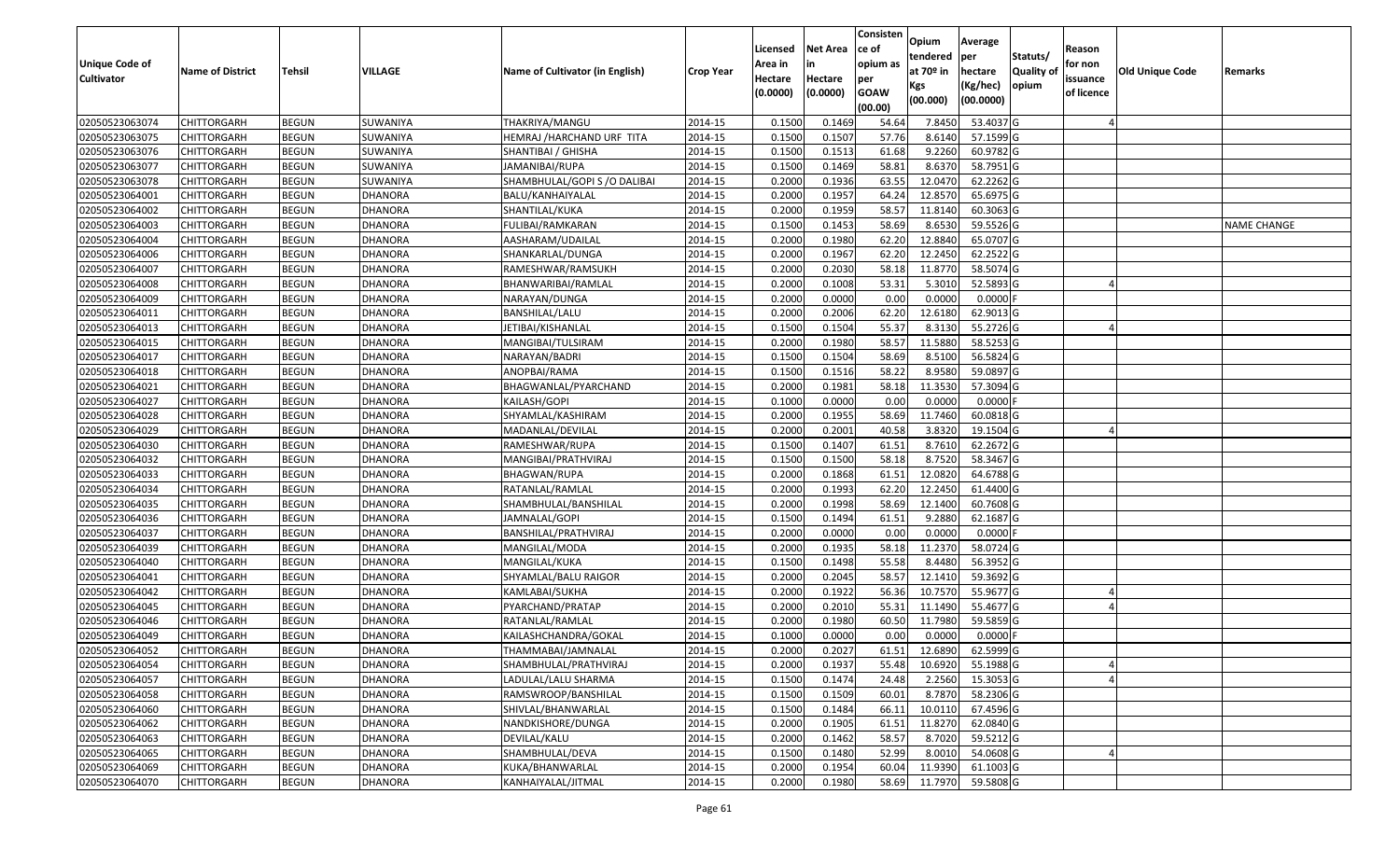| Unique Code of Cultivator | Name of District | Tehsil | VILLAGE | Name of Cultivator (in English) | Crop Year | Licensed Area in Hectare (0.0000) | Net Area in Hectare (0.0000) | Consistence of opium as per GOAW (00.00) | Opium tendered at 70º in Kgs (00.000) | Average per hectare (Kg/hec) (00.0000) | Statuts/ Quality of opium | Reason for non issuance of licence | Old Unique Code | Remarks |
|---|---|---|---|---|---|---|---|---|---|---|---|---|---|---|
| 02050523063074 | CHITTORGARH | BEGUN | SUWANIYA | THAKRIYA/MANGU | 2014-15 | 0.1500 | 0.1469 | 54.64 | 7.8450 | 53.4037 | G | 4 | | |
| 02050523063075 | CHITTORGARH | BEGUN | SUWANIYA | HEMRAJ /HARCHAND URF TITA | 2014-15 | 0.1500 | 0.1507 | 57.76 | 8.6140 | 57.1599 | G | | | |
| 02050523063076 | CHITTORGARH | BEGUN | SUWANIYA | SHANTIBAI / GHISHA | 2014-15 | 0.1500 | 0.1513 | 61.68 | 9.2260 | 60.9782 | G | | | |
| 02050523063077 | CHITTORGARH | BEGUN | SUWANIYA | JAMANIBAI/RUPA | 2014-15 | 0.1500 | 0.1469 | 58.81 | 8.6370 | 58.7951 | G | | | |
| 02050523063078 | CHITTORGARH | BEGUN | SUWANIYA | SHAMBHULAL/GOPI S /O DALIBAI | 2014-15 | 0.2000 | 0.1936 | 63.55 | 12.0470 | 62.2262 | G | | | |
| 02050523064001 | CHITTORGARH | BEGUN | DHANORA | BALU/KANHAIYALAL | 2014-15 | 0.2000 | 0.1957 | 64.24 | 12.8570 | 65.6975 | G | | | |
| 02050523064002 | CHITTORGARH | BEGUN | DHANORA | SHANTILAL/KUKA | 2014-15 | 0.2000 | 0.1959 | 58.57 | 11.8140 | 60.3063 | G | | | |
| 02050523064003 | CHITTORGARH | BEGUN | DHANORA | FULIBAI/RAMKARAN | 2014-15 | 0.1500 | 0.1453 | 58.69 | 8.6530 | 59.5526 | G | | | NAME CHANGE |
| 02050523064004 | CHITTORGARH | BEGUN | DHANORA | AASHARAM/UDAILAL | 2014-15 | 0.2000 | 0.1980 | 62.20 | 12.8840 | 65.0707 | G | | | |
| 02050523064006 | CHITTORGARH | BEGUN | DHANORA | SHANKARLAL/DUNGA | 2014-15 | 0.2000 | 0.1967 | 62.20 | 12.2450 | 62.2522 | G | | | |
| 02050523064007 | CHITTORGARH | BEGUN | DHANORA | RAMESHWAR/RAMSUKH | 2014-15 | 0.2000 | 0.2030 | 58.18 | 11.8770 | 58.5074 | G | | | |
| 02050523064008 | CHITTORGARH | BEGUN | DHANORA | BHANWARIBAI/RAMLAL | 2014-15 | 0.2000 | 0.1008 | 53.31 | 5.3010 | 52.5893 | G | 4 | | |
| 02050523064009 | CHITTORGARH | BEGUN | DHANORA | NARAYAN/DUNGA | 2014-15 | 0.2000 | 0.0000 | 0.00 | 0.0000 | 0.0000 | F | | | |
| 02050523064011 | CHITTORGARH | BEGUN | DHANORA | BANSHILAL/LALU | 2014-15 | 0.2000 | 0.2006 | 62.20 | 12.6180 | 62.9013 | G | | | |
| 02050523064013 | CHITTORGARH | BEGUN | DHANORA | JETIBAI/KISHANLAL | 2014-15 | 0.1500 | 0.1504 | 55.37 | 8.3130 | 55.2726 | G | 4 | | |
| 02050523064015 | CHITTORGARH | BEGUN | DHANORA | MANGIBAI/TULSIRAM | 2014-15 | 0.2000 | 0.1980 | 58.57 | 11.5880 | 58.5253 | G | | | |
| 02050523064017 | CHITTORGARH | BEGUN | DHANORA | NARAYAN/BADRI | 2014-15 | 0.1500 | 0.1504 | 58.69 | 8.5100 | 56.5824 | G | | | |
| 02050523064018 | CHITTORGARH | BEGUN | DHANORA | ANOPBAI/RAMA | 2014-15 | 0.1500 | 0.1516 | 58.22 | 8.9580 | 59.0897 | G | | | |
| 02050523064021 | CHITTORGARH | BEGUN | DHANORA | BHAGWANLAL/PYARCHAND | 2014-15 | 0.2000 | 0.1981 | 58.18 | 11.3530 | 57.3094 | G | | | |
| 02050523064027 | CHITTORGARH | BEGUN | DHANORA | KAILASH/GOPI | 2014-15 | 0.1000 | 0.0000 | 0.00 | 0.0000 | 0.0000 | F | | | |
| 02050523064028 | CHITTORGARH | BEGUN | DHANORA | SHYAMLAL/KASHIRAM | 2014-15 | 0.2000 | 0.1955 | 58.69 | 11.7460 | 60.0818 | G | | | |
| 02050523064029 | CHITTORGARH | BEGUN | DHANORA | MADANLAL/DEVILAL | 2014-15 | 0.2000 | 0.2001 | 40.58 | 3.8320 | 19.1504 | G | 4 | | |
| 02050523064030 | CHITTORGARH | BEGUN | DHANORA | RAMESHWAR/RUPA | 2014-15 | 0.1500 | 0.1407 | 61.51 | 8.7610 | 62.2672 | G | | | |
| 02050523064032 | CHITTORGARH | BEGUN | DHANORA | MANGIBAI/PRATHVIRAJ | 2014-15 | 0.1500 | 0.1500 | 58.18 | 8.7520 | 58.3467 | G | | | |
| 02050523064033 | CHITTORGARH | BEGUN | DHANORA | BHAGWAN/RUPA | 2014-15 | 0.2000 | 0.1868 | 61.51 | 12.0820 | 64.6788 | G | | | |
| 02050523064034 | CHITTORGARH | BEGUN | DHANORA | RATANLAL/RAMLAL | 2014-15 | 0.2000 | 0.1993 | 62.20 | 12.2450 | 61.4400 | G | | | |
| 02050523064035 | CHITTORGARH | BEGUN | DHANORA | SHAMBHULAL/BANSHILAL | 2014-15 | 0.2000 | 0.1998 | 58.69 | 12.1400 | 60.7608 | G | | | |
| 02050523064036 | CHITTORGARH | BEGUN | DHANORA | JAMNALAL/GOPI | 2014-15 | 0.1500 | 0.1494 | 61.51 | 9.2880 | 62.1687 | G | | | |
| 02050523064037 | CHITTORGARH | BEGUN | DHANORA | BANSHILAL/PRATHVIRAJ | 2014-15 | 0.2000 | 0.0000 | 0.00 | 0.0000 | 0.0000 | F | | | |
| 02050523064039 | CHITTORGARH | BEGUN | DHANORA | MANGILAL/MODA | 2014-15 | 0.2000 | 0.1935 | 58.18 | 11.2370 | 58.0724 | G | | | |
| 02050523064040 | CHITTORGARH | BEGUN | DHANORA | MANGILAL/KUKA | 2014-15 | 0.1500 | 0.1498 | 55.58 | 8.4480 | 56.3952 | G | | | |
| 02050523064041 | CHITTORGARH | BEGUN | DHANORA | SHYAMLAL/BALU RAIGOR | 2014-15 | 0.2000 | 0.2045 | 58.57 | 12.1410 | 59.3692 | G | | | |
| 02050523064042 | CHITTORGARH | BEGUN | DHANORA | KAMLABAI/SUKHA | 2014-15 | 0.2000 | 0.1922 | 56.36 | 10.7570 | 55.9677 | G | 4 | | |
| 02050523064045 | CHITTORGARH | BEGUN | DHANORA | PYARCHAND/PRATAP | 2014-15 | 0.2000 | 0.2010 | 55.31 | 11.1490 | 55.4677 | G | 4 | | |
| 02050523064046 | CHITTORGARH | BEGUN | DHANORA | RATANLAL/RAMLAL | 2014-15 | 0.2000 | 0.1980 | 60.50 | 11.7980 | 59.5859 | G | | | |
| 02050523064049 | CHITTORGARH | BEGUN | DHANORA | KAILASHCHANDRA/GOKAL | 2014-15 | 0.1000 | 0.0000 | 0.00 | 0.0000 | 0.0000 | F | | | |
| 02050523064052 | CHITTORGARH | BEGUN | DHANORA | THAMMABAI/JAMNALAL | 2014-15 | 0.2000 | 0.2027 | 61.51 | 12.6890 | 62.5999 | G | | | |
| 02050523064054 | CHITTORGARH | BEGUN | DHANORA | SHAMBHULAL/PRATHVIRAJ | 2014-15 | 0.2000 | 0.1937 | 55.48 | 10.6920 | 55.1988 | G | 4 | | |
| 02050523064057 | CHITTORGARH | BEGUN | DHANORA | LADULAL/LALU SHARMA | 2014-15 | 0.1500 | 0.1474 | 24.48 | 2.2560 | 15.3053 | G | 4 | | |
| 02050523064058 | CHITTORGARH | BEGUN | DHANORA | RAMSWROOP/BANSHILAL | 2014-15 | 0.1500 | 0.1509 | 60.01 | 8.7870 | 58.2306 | G | | | |
| 02050523064060 | CHITTORGARH | BEGUN | DHANORA | SHIVLAL/BHANWARLAL | 2014-15 | 0.1500 | 0.1484 | 66.11 | 10.0110 | 67.4596 | G | | | |
| 02050523064062 | CHITTORGARH | BEGUN | DHANORA | NANDKISHORE/DUNGA | 2014-15 | 0.2000 | 0.1905 | 61.51 | 11.8270 | 62.0840 | G | | | |
| 02050523064063 | CHITTORGARH | BEGUN | DHANORA | DEVILAL/KALU | 2014-15 | 0.2000 | 0.1462 | 58.57 | 8.7020 | 59.5212 | G | | | |
| 02050523064065 | CHITTORGARH | BEGUN | DHANORA | SHAMBHULAL/DEVA | 2014-15 | 0.1500 | 0.1480 | 52.99 | 8.0010 | 54.0608 | G | 4 | | |
| 02050523064069 | CHITTORGARH | BEGUN | DHANORA | KUKA/BHANWARLAL | 2014-15 | 0.2000 | 0.1954 | 60.04 | 11.9390 | 61.1003 | G | | | |
| 02050523064070 | CHITTORGARH | BEGUN | DHANORA | KANHAIYALAL/JITMAL | 2014-15 | 0.2000 | 0.1980 | 58.69 | 11.7970 | 59.5808 | G | | | |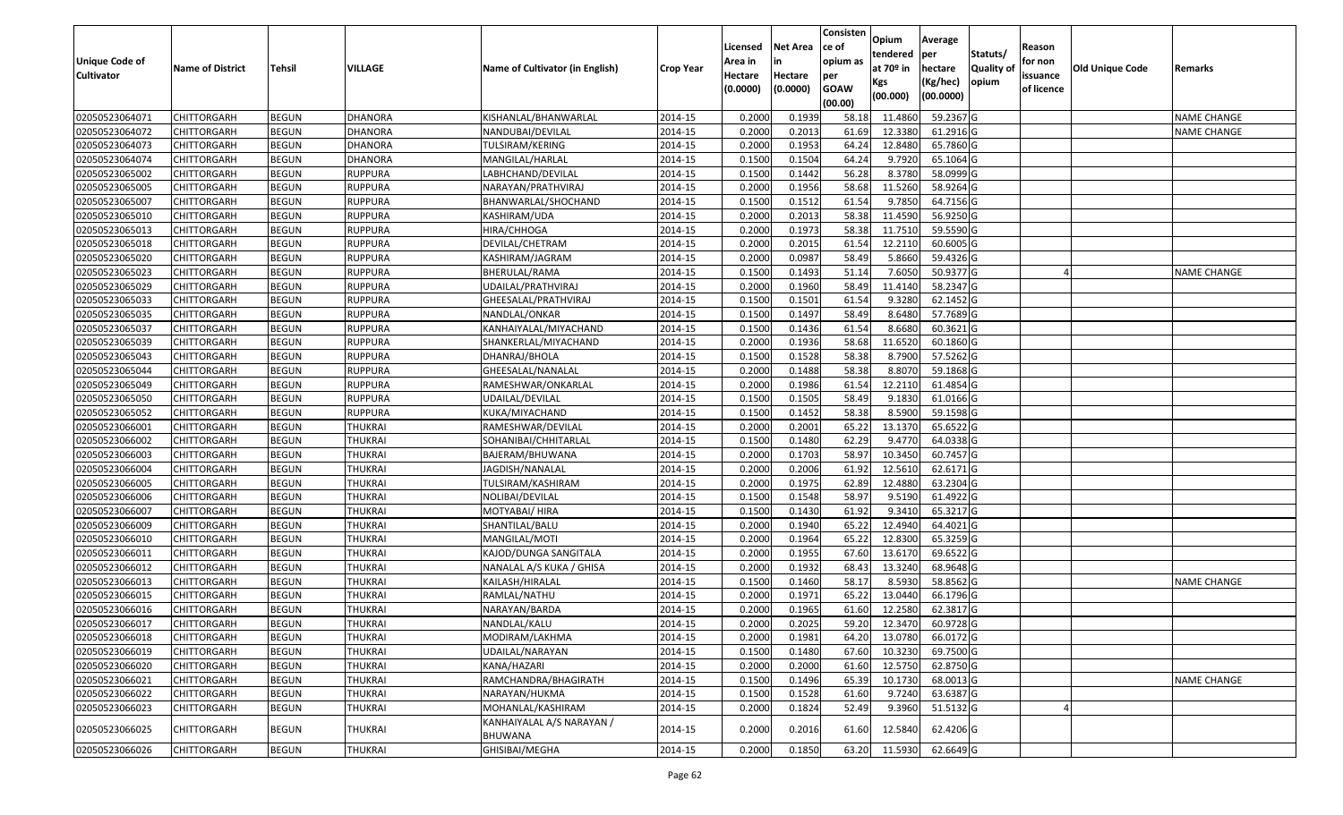| Unique Code of Cultivator | Name of District | Tehsil | VILLAGE | Name of Cultivator (in English) | Crop Year | Licensed Area in Hectare (0.0000) | Net Area in Hectare (0.0000) | Consistence of opium as per GOAW (00.00) | Opium tendered at 70º in Kgs (00.000) | Average per hectare (Kg/hec) (00.0000) | Statuts/ Quality of opium | Reason for non issuance of licence | Old Unique Code | Remarks |
|---|---|---|---|---|---|---|---|---|---|---|---|---|---|---|
| 02050523064071 | CHITTORGARH | BEGUN | DHANORA | KISHANLAL/BHANWARLAL | 2014-15 | 0.2000 | 0.1939 | 58.18 | 11.4860 | 59.2367 | G | | | NAME CHANGE |
| 02050523064072 | CHITTORGARH | BEGUN | DHANORA | NANDUBAI/DEVILAL | 2014-15 | 0.2000 | 0.2013 | 61.69 | 12.3380 | 61.2916 | G | | | NAME CHANGE |
| 02050523064073 | CHITTORGARH | BEGUN | DHANORA | TULSIRAM/KERING | 2014-15 | 0.2000 | 0.1953 | 64.24 | 12.8480 | 65.7860 | G | | | |
| 02050523064074 | CHITTORGARH | BEGUN | DHANORA | MANGILAL/HARLAL | 2014-15 | 0.1500 | 0.1504 | 64.24 | 9.7920 | 65.1064 | G | | | |
| 02050523065002 | CHITTORGARH | BEGUN | RUPPURA | LABHCHAND/DEVILAL | 2014-15 | 0.1500 | 0.1442 | 56.28 | 8.3780 | 58.0999 | G | | | |
| 02050523065005 | CHITTORGARH | BEGUN | RUPPURA | NARAYAN/PRATHVIRAJ | 2014-15 | 0.2000 | 0.1956 | 58.68 | 11.5260 | 58.9264 | G | | | |
| 02050523065007 | CHITTORGARH | BEGUN | RUPPURA | BHANWARLAL/SHOCHAND | 2014-15 | 0.1500 | 0.1512 | 61.54 | 9.7850 | 64.7156 | G | | | |
| 02050523065010 | CHITTORGARH | BEGUN | RUPPURA | KASHIRAM/UDA | 2014-15 | 0.2000 | 0.2013 | 58.38 | 11.4590 | 56.9250 | G | | | |
| 02050523065013 | CHITTORGARH | BEGUN | RUPPURA | HIRA/CHHOGA | 2014-15 | 0.2000 | 0.1973 | 58.38 | 11.7510 | 59.5590 | G | | | |
| 02050523065018 | CHITTORGARH | BEGUN | RUPPURA | DEVILAL/CHETRAM | 2014-15 | 0.2000 | 0.2015 | 61.54 | 12.2110 | 60.6005 | G | | | |
| 02050523065020 | CHITTORGARH | BEGUN | RUPPURA | KASHIRAM/JAGRAM | 2014-15 | 0.2000 | 0.0987 | 58.49 | 5.8660 | 59.4326 | G | | | |
| 02050523065023 | CHITTORGARH | BEGUN | RUPPURA | BHERULAL/RAMA | 2014-15 | 0.1500 | 0.1493 | 51.14 | 7.6050 | 50.9377 | G | 4 | | NAME CHANGE |
| 02050523065029 | CHITTORGARH | BEGUN | RUPPURA | UDAILAL/PRATHVIRAJ | 2014-15 | 0.2000 | 0.1960 | 58.49 | 11.4140 | 58.2347 | G | | | |
| 02050523065033 | CHITTORGARH | BEGUN | RUPPURA | GHEESALAL/PRATHVIRAJ | 2014-15 | 0.1500 | 0.1501 | 61.54 | 9.3280 | 62.1452 | G | | | |
| 02050523065035 | CHITTORGARH | BEGUN | RUPPURA | NANDLAL/ONKAR | 2014-15 | 0.1500 | 0.1497 | 58.49 | 8.6480 | 57.7689 | G | | | |
| 02050523065037 | CHITTORGARH | BEGUN | RUPPURA | KANHAIYALAL/MIYACHAND | 2014-15 | 0.1500 | 0.1436 | 61.54 | 8.6680 | 60.3621 | G | | | |
| 02050523065039 | CHITTORGARH | BEGUN | RUPPURA | SHANKERLAL/MIYACHAND | 2014-15 | 0.2000 | 0.1936 | 58.68 | 11.6520 | 60.1860 | G | | | |
| 02050523065043 | CHITTORGARH | BEGUN | RUPPURA | DHANRAJ/BHOLA | 2014-15 | 0.1500 | 0.1528 | 58.38 | 8.7900 | 57.5262 | G | | | |
| 02050523065044 | CHITTORGARH | BEGUN | RUPPURA | GHEESALAL/NANALAL | 2014-15 | 0.2000 | 0.1488 | 58.38 | 8.8070 | 59.1868 | G | | | |
| 02050523065049 | CHITTORGARH | BEGUN | RUPPURA | RAMESHWAR/ONKARLAL | 2014-15 | 0.2000 | 0.1986 | 61.54 | 12.2110 | 61.4854 | G | | | |
| 02050523065050 | CHITTORGARH | BEGUN | RUPPURA | UDAILAL/DEVILAL | 2014-15 | 0.1500 | 0.1505 | 58.49 | 9.1830 | 61.0166 | G | | | |
| 02050523065052 | CHITTORGARH | BEGUN | RUPPURA | KUKA/MIYACHAND | 2014-15 | 0.1500 | 0.1452 | 58.38 | 8.5900 | 59.1598 | G | | | |
| 02050523066001 | CHITTORGARH | BEGUN | THUKRAI | RAMESHWAR/DEVILAL | 2014-15 | 0.2000 | 0.2001 | 65.22 | 13.1370 | 65.6522 | G | | | |
| 02050523066002 | CHITTORGARH | BEGUN | THUKRAI | SOHANIBAI/CHHITARLAL | 2014-15 | 0.1500 | 0.1480 | 62.29 | 9.4770 | 64.0338 | G | | | |
| 02050523066003 | CHITTORGARH | BEGUN | THUKRAI | BAJERAM/BHUWANA | 2014-15 | 0.2000 | 0.1703 | 58.97 | 10.3450 | 60.7457 | G | | | |
| 02050523066004 | CHITTORGARH | BEGUN | THUKRAI | JAGDISH/NANALAL | 2014-15 | 0.2000 | 0.2006 | 61.92 | 12.5610 | 62.6171 | G | | | |
| 02050523066005 | CHITTORGARH | BEGUN | THUKRAI | TULSIRAM/KASHIRAM | 2014-15 | 0.2000 | 0.1975 | 62.89 | 12.4880 | 63.2304 | G | | | |
| 02050523066006 | CHITTORGARH | BEGUN | THUKRAI | NOLIBAI/DEVILAL | 2014-15 | 0.1500 | 0.1548 | 58.97 | 9.5190 | 61.4922 | G | | | |
| 02050523066007 | CHITTORGARH | BEGUN | THUKRAI | MOTYABAI/ HIRA | 2014-15 | 0.1500 | 0.1430 | 61.92 | 9.3410 | 65.3217 | G | | | |
| 02050523066009 | CHITTORGARH | BEGUN | THUKRAI | SHANTILAL/BALU | 2014-15 | 0.2000 | 0.1940 | 65.22 | 12.4940 | 64.4021 | G | | | |
| 02050523066010 | CHITTORGARH | BEGUN | THUKRAI | MANGILAL/MOTI | 2014-15 | 0.2000 | 0.1964 | 65.22 | 12.8300 | 65.3259 | G | | | |
| 02050523066011 | CHITTORGARH | BEGUN | THUKRAI | KAJOD/DUNGA SANGITALA | 2014-15 | 0.2000 | 0.1955 | 67.60 | 13.6170 | 69.6522 | G | | | |
| 02050523066012 | CHITTORGARH | BEGUN | THUKRAI | NANALAL A/S KUKA / GHISA | 2014-15 | 0.2000 | 0.1932 | 68.43 | 13.3240 | 68.9648 | G | | | |
| 02050523066013 | CHITTORGARH | BEGUN | THUKRAI | KAILASH/HIRALAL | 2014-15 | 0.1500 | 0.1460 | 58.17 | 8.5930 | 58.8562 | G | | | NAME CHANGE |
| 02050523066015 | CHITTORGARH | BEGUN | THUKRAI | RAMLAL/NATHU | 2014-15 | 0.2000 | 0.1971 | 65.22 | 13.0440 | 66.1796 | G | | | |
| 02050523066016 | CHITTORGARH | BEGUN | THUKRAI | NARAYAN/BARDA | 2014-15 | 0.2000 | 0.1965 | 61.60 | 12.2580 | 62.3817 | G | | | |
| 02050523066017 | CHITTORGARH | BEGUN | THUKRAI | NANDLAL/KALU | 2014-15 | 0.2000 | 0.2025 | 59.20 | 12.3470 | 60.9728 | G | | | |
| 02050523066018 | CHITTORGARH | BEGUN | THUKRAI | MODIRAM/LAKHMA | 2014-15 | 0.2000 | 0.1981 | 64.20 | 13.0780 | 66.0172 | G | | | |
| 02050523066019 | CHITTORGARH | BEGUN | THUKRAI | UDAILAL/NARAYAN | 2014-15 | 0.1500 | 0.1480 | 67.60 | 10.3230 | 69.7500 | G | | | |
| 02050523066020 | CHITTORGARH | BEGUN | THUKRAI | KANA/HAZARI | 2014-15 | 0.2000 | 0.2000 | 61.60 | 12.5750 | 62.8750 | G | | | |
| 02050523066021 | CHITTORGARH | BEGUN | THUKRAI | RAMCHANDRA/BHAGIRATH | 2014-15 | 0.1500 | 0.1496 | 65.39 | 10.1730 | 68.0013 | G | | | NAME CHANGE |
| 02050523066022 | CHITTORGARH | BEGUN | THUKRAI | NARAYAN/HUKMA | 2014-15 | 0.1500 | 0.1528 | 61.60 | 9.7240 | 63.6387 | G | | | |
| 02050523066023 | CHITTORGARH | BEGUN | THUKRAI | MOHANLAL/KASHIRAM | 2014-15 | 0.2000 | 0.1824 | 52.49 | 9.3960 | 51.5132 | G | 4 | | |
| 02050523066025 | CHITTORGARH | BEGUN | THUKRAI | KANHAIYALAL A/S NARAYAN / BHUWANA | 2014-15 | 0.2000 | 0.2016 | 61.60 | 12.5840 | 62.4206 | G | | | |
| 02050523066026 | CHITTORGARH | BEGUN | THUKRAI | GHISIBAI/MEGHA | 2014-15 | 0.2000 | 0.1850 | 63.20 | 11.5930 | 62.6649 | G | | | |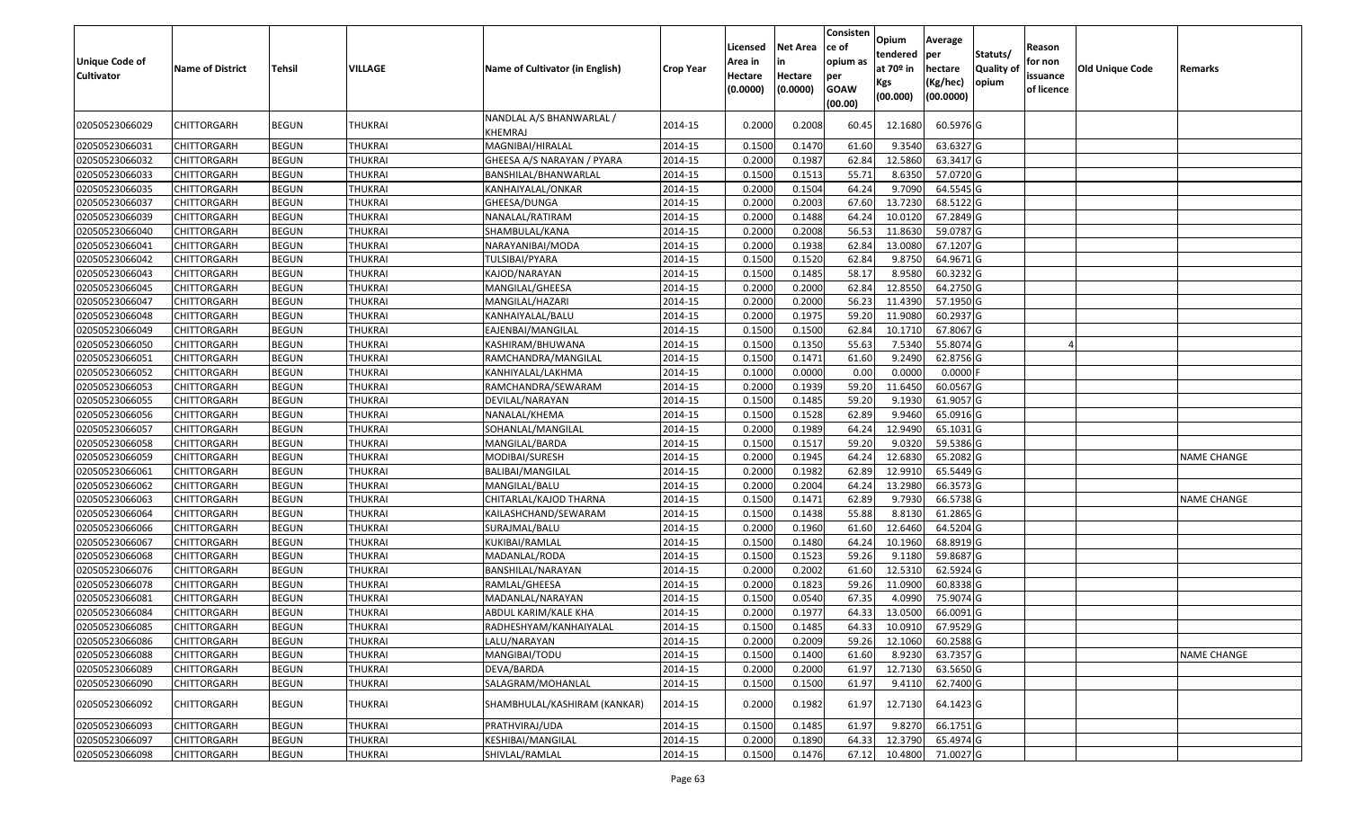| Unique Code of Cultivator | Name of District | Tehsil | VILLAGE | Name of Cultivator (in English) | Crop Year | Licensed Area in Hectare (0.0000) | Net Area in Hectare (0.0000) | Consistence of opium as per GOAW (00.00) | Opium tendered at 70º in Kgs (00.000) | Average per hectare (Kg/hec) (00.0000) | Statuts/ Quality of opium | Reason for non issuance of licence | Old Unique Code | Remarks |
|---|---|---|---|---|---|---|---|---|---|---|---|---|---|---|
| 02050523066029 | CHITTORGARH | BEGUN | THUKRAI | NANDLAL A/S BHANWARLAL / KHEMRAJ | 2014-15 | 0.2000 | 0.2008 | 60.45 | 12.1680 | 60.5976 | G | | | |
| 02050523066031 | CHITTORGARH | BEGUN | THUKRAI | MAGNIBAI/HIRALAL | 2014-15 | 0.1500 | 0.1470 | 61.60 | 9.3540 | 63.6327 | G | | | |
| 02050523066032 | CHITTORGARH | BEGUN | THUKRAI | GHEESA A/S NARAYAN / PYARA | 2014-15 | 0.2000 | 0.1987 | 62.84 | 12.5860 | 63.3417 | G | | | |
| 02050523066033 | CHITTORGARH | BEGUN | THUKRAI | BANSHILAL/BHANWARLAL | 2014-15 | 0.1500 | 0.1513 | 55.71 | 8.6350 | 57.0720 | G | | | |
| 02050523066035 | CHITTORGARH | BEGUN | THUKRAI | KANHAIYALAL/ONKAR | 2014-15 | 0.2000 | 0.1504 | 64.24 | 9.7090 | 64.5545 | G | | | |
| 02050523066037 | CHITTORGARH | BEGUN | THUKRAI | GHEESA/DUNGA | 2014-15 | 0.2000 | 0.2003 | 67.60 | 13.7230 | 68.5122 | G | | | |
| 02050523066039 | CHITTORGARH | BEGUN | THUKRAI | NANALAL/RATIRAM | 2014-15 | 0.2000 | 0.1488 | 64.24 | 10.0120 | 67.2849 | G | | | |
| 02050523066040 | CHITTORGARH | BEGUN | THUKRAI | SHAMBULAL/KANA | 2014-15 | 0.2000 | 0.2008 | 56.53 | 11.8630 | 59.0787 | G | | | |
| 02050523066041 | CHITTORGARH | BEGUN | THUKRAI | NARAYANIBAI/MODA | 2014-15 | 0.2000 | 0.1938 | 62.84 | 13.0080 | 67.1207 | G | | | |
| 02050523066042 | CHITTORGARH | BEGUN | THUKRAI | TULSIBAI/PYARA | 2014-15 | 0.1500 | 0.1520 | 62.84 | 9.8750 | 64.9671 | G | | | |
| 02050523066043 | CHITTORGARH | BEGUN | THUKRAI | KAJOD/NARAYAN | 2014-15 | 0.1500 | 0.1485 | 58.17 | 8.9580 | 60.3232 | G | | | |
| 02050523066045 | CHITTORGARH | BEGUN | THUKRAI | MANGILAL/GHEESA | 2014-15 | 0.2000 | 0.2000 | 62.84 | 12.8550 | 64.2750 | G | | | |
| 02050523066047 | CHITTORGARH | BEGUN | THUKRAI | MANGILAL/HAZARI | 2014-15 | 0.2000 | 0.2000 | 56.23 | 11.4390 | 57.1950 | G | | | |
| 02050523066048 | CHITTORGARH | BEGUN | THUKRAI | KANHAIYALAL/BALU | 2014-15 | 0.2000 | 0.1975 | 59.20 | 11.9080 | 60.2937 | G | | | |
| 02050523066049 | CHITTORGARH | BEGUN | THUKRAI | EAJENBAI/MANGILAL | 2014-15 | 0.1500 | 0.1500 | 62.84 | 10.1710 | 67.8067 | G | | | |
| 02050523066050 | CHITTORGARH | BEGUN | THUKRAI | KASHIRAM/BHUWANA | 2014-15 | 0.1500 | 0.1350 | 55.63 | 7.5340 | 55.8074 | G | 4 | | |
| 02050523066051 | CHITTORGARH | BEGUN | THUKRAI | RAMCHANDRA/MANGILAL | 2014-15 | 0.1500 | 0.1471 | 61.60 | 9.2490 | 62.8756 | G | | | |
| 02050523066052 | CHITTORGARH | BEGUN | THUKRAI | KANHIYALAL/LAKHMA | 2014-15 | 0.1000 | 0.0000 | 0.00 | 0.0000 | 0.0000 | F | | | |
| 02050523066053 | CHITTORGARH | BEGUN | THUKRAI | RAMCHANDRA/SEWARAM | 2014-15 | 0.2000 | 0.1939 | 59.20 | 11.6450 | 60.0567 | G | | | |
| 02050523066055 | CHITTORGARH | BEGUN | THUKRAI | DEVILAL/NARAYAN | 2014-15 | 0.1500 | 0.1485 | 59.20 | 9.1930 | 61.9057 | G | | | |
| 02050523066056 | CHITTORGARH | BEGUN | THUKRAI | NANALAL/KHEMA | 2014-15 | 0.1500 | 0.1528 | 62.89 | 9.9460 | 65.0916 | G | | | |
| 02050523066057 | CHITTORGARH | BEGUN | THUKRAI | SOHANLAL/MANGILAL | 2014-15 | 0.2000 | 0.1989 | 64.24 | 12.9490 | 65.1031 | G | | | |
| 02050523066058 | CHITTORGARH | BEGUN | THUKRAI | MANGILAL/BARDA | 2014-15 | 0.1500 | 0.1517 | 59.20 | 9.0320 | 59.5386 | G | | | |
| 02050523066059 | CHITTORGARH | BEGUN | THUKRAI | MODIBAI/SURESH | 2014-15 | 0.2000 | 0.1945 | 64.24 | 12.6830 | 65.2082 | G | | | NAME CHANGE |
| 02050523066061 | CHITTORGARH | BEGUN | THUKRAI | BALIBAI/MANGILAL | 2014-15 | 0.2000 | 0.1982 | 62.89 | 12.9910 | 65.5449 | G | | | |
| 02050523066062 | CHITTORGARH | BEGUN | THUKRAI | MANGILAL/BALU | 2014-15 | 0.2000 | 0.2004 | 64.24 | 13.2980 | 66.3573 | G | | | |
| 02050523066063 | CHITTORGARH | BEGUN | THUKRAI | CHITARLAL/KAJOD THARNA | 2014-15 | 0.1500 | 0.1471 | 62.89 | 9.7930 | 66.5738 | G | | | NAME CHANGE |
| 02050523066064 | CHITTORGARH | BEGUN | THUKRAI | KAILASHCHAND/SEWARAM | 2014-15 | 0.1500 | 0.1438 | 55.88 | 8.8130 | 61.2865 | G | | | |
| 02050523066066 | CHITTORGARH | BEGUN | THUKRAI | SURAJMAL/BALU | 2014-15 | 0.2000 | 0.1960 | 61.60 | 12.6460 | 64.5204 | G | | | |
| 02050523066067 | CHITTORGARH | BEGUN | THUKRAI | KUKIBAI/RAMLAL | 2014-15 | 0.1500 | 0.1480 | 64.24 | 10.1960 | 68.8919 | G | | | |
| 02050523066068 | CHITTORGARH | BEGUN | THUKRAI | MADANLAL/RODA | 2014-15 | 0.1500 | 0.1523 | 59.26 | 9.1180 | 59.8687 | G | | | |
| 02050523066076 | CHITTORGARH | BEGUN | THUKRAI | BANSHILAL/NARAYAN | 2014-15 | 0.2000 | 0.2002 | 61.60 | 12.5310 | 62.5924 | G | | | |
| 02050523066078 | CHITTORGARH | BEGUN | THUKRAI | RAMLAL/GHEESA | 2014-15 | 0.2000 | 0.1823 | 59.26 | 11.0900 | 60.8338 | G | | | |
| 02050523066081 | CHITTORGARH | BEGUN | THUKRAI | MADANLAL/NARAYAN | 2014-15 | 0.1500 | 0.0540 | 67.35 | 4.0990 | 75.9074 | G | | | |
| 02050523066084 | CHITTORGARH | BEGUN | THUKRAI | ABDUL KARIM/KALE KHA | 2014-15 | 0.2000 | 0.1977 | 64.33 | 13.0500 | 66.0091 | G | | | |
| 02050523066085 | CHITTORGARH | BEGUN | THUKRAI | RADHESHYAM/KANHAIYALAL | 2014-15 | 0.1500 | 0.1485 | 64.33 | 10.0910 | 67.9529 | G | | | |
| 02050523066086 | CHITTORGARH | BEGUN | THUKRAI | LALU/NARAYAN | 2014-15 | 0.2000 | 0.2009 | 59.26 | 12.1060 | 60.2588 | G | | | |
| 02050523066088 | CHITTORGARH | BEGUN | THUKRAI | MANGIBAI/TODU | 2014-15 | 0.1500 | 0.1400 | 61.60 | 8.9230 | 63.7357 | G | | | NAME CHANGE |
| 02050523066089 | CHITTORGARH | BEGUN | THUKRAI | DEVA/BARDA | 2014-15 | 0.2000 | 0.2000 | 61.97 | 12.7130 | 63.5650 | G | | | |
| 02050523066090 | CHITTORGARH | BEGUN | THUKRAI | SALAGRAM/MOHANLAL | 2014-15 | 0.1500 | 0.1500 | 61.97 | 9.4110 | 62.7400 | G | | | |
| 02050523066092 | CHITTORGARH | BEGUN | THUKRAI | SHAMBHULAL/KASHIRAM (KANKAR) | 2014-15 | 0.2000 | 0.1982 | 61.97 | 12.7130 | 64.1423 | G | | | |
| 02050523066093 | CHITTORGARH | BEGUN | THUKRAI | PRATHVIRAJ/UDA | 2014-15 | 0.1500 | 0.1485 | 61.97 | 9.8270 | 66.1751 | G | | | |
| 02050523066097 | CHITTORGARH | BEGUN | THUKRAI | KESHIBAI/MANGILAL | 2014-15 | 0.2000 | 0.1890 | 64.33 | 12.3790 | 65.4974 | G | | | |
| 02050523066098 | CHITTORGARH | BEGUN | THUKRAI | SHIVLAL/RAMLAL | 2014-15 | 0.1500 | 0.1476 | 67.12 | 10.4800 | 71.0027 | G | | | |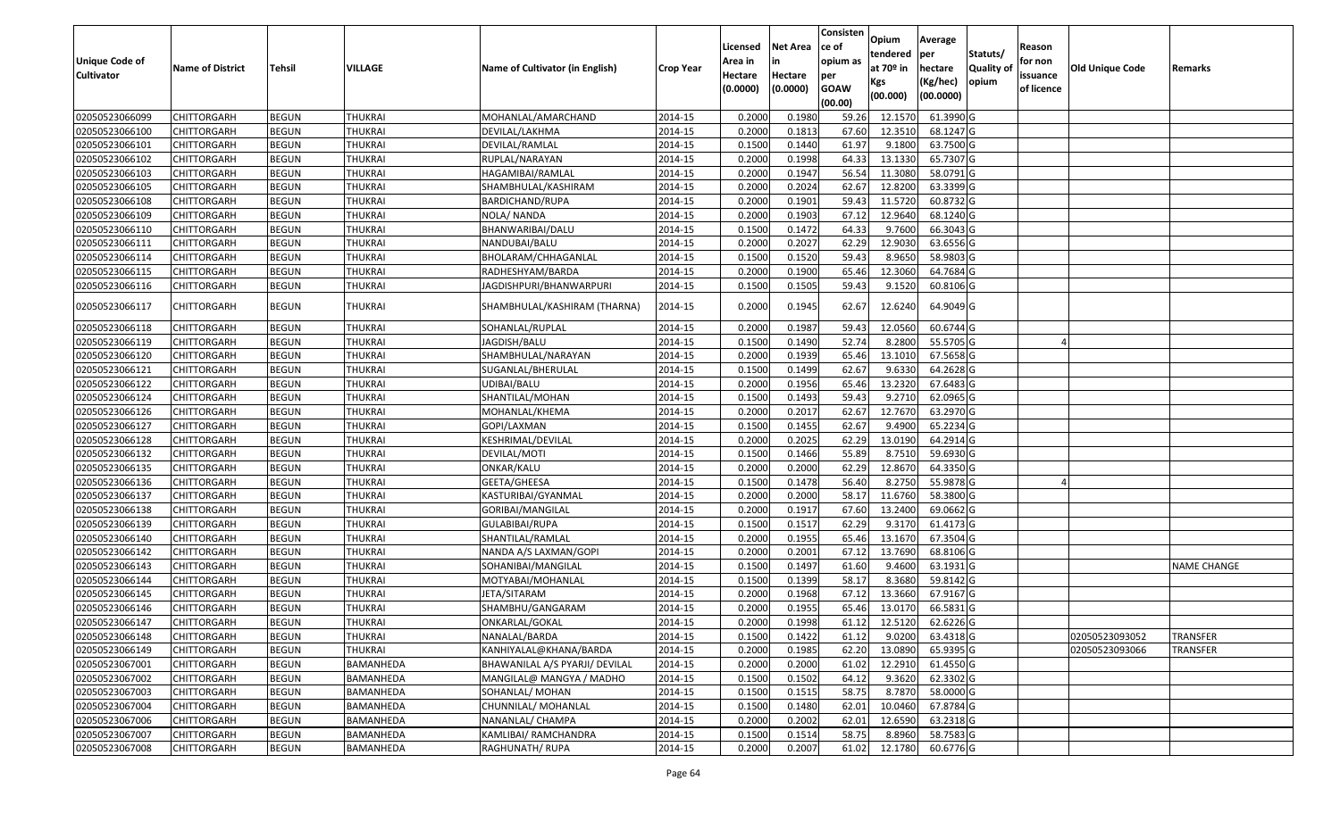| Unique Code of Cultivator | Name of District | Tehsil | VILLAGE | Name of Cultivator (in English) | Crop Year | Licensed Area in Hectare (0.0000) | Net Area in Hectare (0.0000) | Consistence of opium as per GOAW (00.00) | Opium tendered at 70º in Kgs (00.000) | Average per hectare (Kg/hec) (00.0000) | Statuts/ Quality of opium | Reason for non issuance of licence | Old Unique Code | Remarks |
|---|---|---|---|---|---|---|---|---|---|---|---|---|---|---|
| 02050523066099 | CHITTORGARH | BEGUN | THUKRAI | MOHANLAL/AMARCHAND | 2014-15 | 0.2000 | 0.1980 | 59.26 | 12.1570 | 61.3990 | G | | | |
| 02050523066100 | CHITTORGARH | BEGUN | THUKRAI | DEVILAL/LAKHMA | 2014-15 | 0.2000 | 0.1813 | 67.60 | 12.3510 | 68.1247 | G | | | |
| 02050523066101 | CHITTORGARH | BEGUN | THUKRAI | DEVILAL/RAMLAL | 2014-15 | 0.1500 | 0.1440 | 61.97 | 9.1800 | 63.7500 | G | | | |
| 02050523066102 | CHITTORGARH | BEGUN | THUKRAI | RUPLAL/NARAYAN | 2014-15 | 0.2000 | 0.1998 | 64.33 | 13.1330 | 65.7307 | G | | | |
| 02050523066103 | CHITTORGARH | BEGUN | THUKRAI | HAGAMIBAI/RAMLAL | 2014-15 | 0.2000 | 0.1947 | 56.54 | 11.3080 | 58.0791 | G | | | |
| 02050523066105 | CHITTORGARH | BEGUN | THUKRAI | SHAMBHULAL/KASHIRAM | 2014-15 | 0.2000 | 0.2024 | 62.67 | 12.8200 | 63.3399 | G | | | |
| 02050523066108 | CHITTORGARH | BEGUN | THUKRAI | BARDICHAND/RUPA | 2014-15 | 0.2000 | 0.1901 | 59.43 | 11.5720 | 60.8732 | G | | | |
| 02050523066109 | CHITTORGARH | BEGUN | THUKRAI | NOLA/ NANDA | 2014-15 | 0.2000 | 0.1903 | 67.12 | 12.9640 | 68.1240 | G | | | |
| 02050523066110 | CHITTORGARH | BEGUN | THUKRAI | BHANWARIBAI/DALU | 2014-15 | 0.1500 | 0.1472 | 64.33 | 9.7600 | 66.3043 | G | | | |
| 02050523066111 | CHITTORGARH | BEGUN | THUKRAI | NANDUBAI/BALU | 2014-15 | 0.2000 | 0.2027 | 62.29 | 12.9030 | 63.6556 | G | | | |
| 02050523066114 | CHITTORGARH | BEGUN | THUKRAI | BHOLARAM/CHHAGANLAL | 2014-15 | 0.1500 | 0.1520 | 59.43 | 8.9650 | 58.9803 | G | | | |
| 02050523066115 | CHITTORGARH | BEGUN | THUKRAI | RADHESHYAM/BARDA | 2014-15 | 0.2000 | 0.1900 | 65.46 | 12.3060 | 64.7684 | G | | | |
| 02050523066116 | CHITTORGARH | BEGUN | THUKRAI | JAGDISHPURI/BHANWARPURI | 2014-15 | 0.1500 | 0.1505 | 59.43 | 9.1520 | 60.8106 | G | | | |
| 02050523066117 | CHITTORGARH | BEGUN | THUKRAI | SHAMBHULAL/KASHIRAM (THARNA) | 2014-15 | 0.2000 | 0.1945 | 62.67 | 12.6240 | 64.9049 | G | | | |
| 02050523066118 | CHITTORGARH | BEGUN | THUKRAI | SOHANLAL/RUPLAL | 2014-15 | 0.2000 | 0.1987 | 59.43 | 12.0560 | 60.6744 | G | | | |
| 02050523066119 | CHITTORGARH | BEGUN | THUKRAI | JAGDISH/BALU | 2014-15 | 0.1500 | 0.1490 | 52.74 | 8.2800 | 55.5705 | G | 4 | | |
| 02050523066120 | CHITTORGARH | BEGUN | THUKRAI | SHAMBHULAL/NARAYAN | 2014-15 | 0.2000 | 0.1939 | 65.46 | 13.1010 | 67.5658 | G | | | |
| 02050523066121 | CHITTORGARH | BEGUN | THUKRAI | SUGANLAL/BHERULAL | 2014-15 | 0.1500 | 0.1499 | 62.67 | 9.6330 | 64.2628 | G | | | |
| 02050523066122 | CHITTORGARH | BEGUN | THUKRAI | UDIBAI/BALU | 2014-15 | 0.2000 | 0.1956 | 65.46 | 13.2320 | 67.6483 | G | | | |
| 02050523066124 | CHITTORGARH | BEGUN | THUKRAI | SHANTILAL/MOHAN | 2014-15 | 0.1500 | 0.1493 | 59.43 | 9.2710 | 62.0965 | G | | | |
| 02050523066126 | CHITTORGARH | BEGUN | THUKRAI | MOHANLAL/KHEMA | 2014-15 | 0.2000 | 0.2017 | 62.67 | 12.7670 | 63.2970 | G | | | |
| 02050523066127 | CHITTORGARH | BEGUN | THUKRAI | GOPI/LAXMAN | 2014-15 | 0.1500 | 0.1455 | 62.67 | 9.4900 | 65.2234 | G | | | |
| 02050523066128 | CHITTORGARH | BEGUN | THUKRAI | KESHRIMAL/DEVILAL | 2014-15 | 0.2000 | 0.2025 | 62.29 | 13.0190 | 64.2914 | G | | | |
| 02050523066132 | CHITTORGARH | BEGUN | THUKRAI | DEVILAL/MOTI | 2014-15 | 0.1500 | 0.1466 | 55.89 | 8.7510 | 59.6930 | G | | | |
| 02050523066135 | CHITTORGARH | BEGUN | THUKRAI | ONKAR/KALU | 2014-15 | 0.2000 | 0.2000 | 62.29 | 12.8670 | 64.3350 | G | | | |
| 02050523066136 | CHITTORGARH | BEGUN | THUKRAI | GEETA/GHEESA | 2014-15 | 0.1500 | 0.1478 | 56.40 | 8.2750 | 55.9878 | G | 4 | | |
| 02050523066137 | CHITTORGARH | BEGUN | THUKRAI | KASTURIBAI/GYANMAL | 2014-15 | 0.2000 | 0.2000 | 58.17 | 11.6760 | 58.3800 | G | | | |
| 02050523066138 | CHITTORGARH | BEGUN | THUKRAI | GORIBAI/MANGILAL | 2014-15 | 0.2000 | 0.1917 | 67.60 | 13.2400 | 69.0662 | G | | | |
| 02050523066139 | CHITTORGARH | BEGUN | THUKRAI | GULABIBAI/RUPA | 2014-15 | 0.1500 | 0.1517 | 62.29 | 9.3170 | 61.4173 | G | | | |
| 02050523066140 | CHITTORGARH | BEGUN | THUKRAI | SHANTILAL/RAMLAL | 2014-15 | 0.2000 | 0.1955 | 65.46 | 13.1670 | 67.3504 | G | | | |
| 02050523066142 | CHITTORGARH | BEGUN | THUKRAI | NANDA A/S LAXMAN/GOPI | 2014-15 | 0.2000 | 0.2001 | 67.12 | 13.7690 | 68.8106 | G | | | |
| 02050523066143 | CHITTORGARH | BEGUN | THUKRAI | SOHANIBAI/MANGILAL | 2014-15 | 0.1500 | 0.1497 | 61.60 | 9.4600 | 63.1931 | G | | | NAME CHANGE |
| 02050523066144 | CHITTORGARH | BEGUN | THUKRAI | MOTYABAI/MOHANLAL | 2014-15 | 0.1500 | 0.1399 | 58.17 | 8.3680 | 59.8142 | G | | | |
| 02050523066145 | CHITTORGARH | BEGUN | THUKRAI | JETA/SITARAM | 2014-15 | 0.2000 | 0.1968 | 67.12 | 13.3660 | 67.9167 | G | | | |
| 02050523066146 | CHITTORGARH | BEGUN | THUKRAI | SHAMBHU/GANGARAM | 2014-15 | 0.2000 | 0.1955 | 65.46 | 13.0170 | 66.5831 | G | | | |
| 02050523066147 | CHITTORGARH | BEGUN | THUKRAI | ONKARLAL/GOKAL | 2014-15 | 0.2000 | 0.1998 | 61.12 | 12.5120 | 62.6226 | G | | | |
| 02050523066148 | CHITTORGARH | BEGUN | THUKRAI | NANALAL/BARDA | 2014-15 | 0.1500 | 0.1422 | 61.12 | 9.0200 | 63.4318 | G | | 02050523093052 | TRANSFER |
| 02050523066149 | CHITTORGARH | BEGUN | THUKRAI | KANHIYALAL@KHANA/BARDA | 2014-15 | 0.2000 | 0.1985 | 62.20 | 13.0890 | 65.9395 | G | | 02050523093066 | TRANSFER |
| 02050523067001 | CHITTORGARH | BEGUN | BAMANHEDA | BHAWANILAL A/S PYARJI/ DEVILAL | 2014-15 | 0.2000 | 0.2000 | 61.02 | 12.2910 | 61.4550 | G | | | |
| 02050523067002 | CHITTORGARH | BEGUN | BAMANHEDA | MANGILAL@ MANGYA / MADHO | 2014-15 | 0.1500 | 0.1502 | 64.12 | 9.3620 | 62.3302 | G | | | |
| 02050523067003 | CHITTORGARH | BEGUN | BAMANHEDA | SOHANLAL/ MOHAN | 2014-15 | 0.1500 | 0.1515 | 58.75 | 8.7870 | 58.0000 | G | | | |
| 02050523067004 | CHITTORGARH | BEGUN | BAMANHEDA | CHUNNILAL/ MOHANLAL | 2014-15 | 0.1500 | 0.1480 | 62.01 | 10.0460 | 67.8784 | G | | | |
| 02050523067006 | CHITTORGARH | BEGUN | BAMANHEDA | NANANLAL/ CHAMPA | 2014-15 | 0.2000 | 0.2002 | 62.01 | 12.6590 | 63.2318 | G | | | |
| 02050523067007 | CHITTORGARH | BEGUN | BAMANHEDA | KAMLIBAI/ RAMCHANDRA | 2014-15 | 0.1500 | 0.1514 | 58.75 | 8.8960 | 58.7583 | G | | | |
| 02050523067008 | CHITTORGARH | BEGUN | BAMANHEDA | RAGHUNATH/ RUPA | 2014-15 | 0.2000 | 0.2007 | 61.02 | 12.1780 | 60.6776 | G | | | |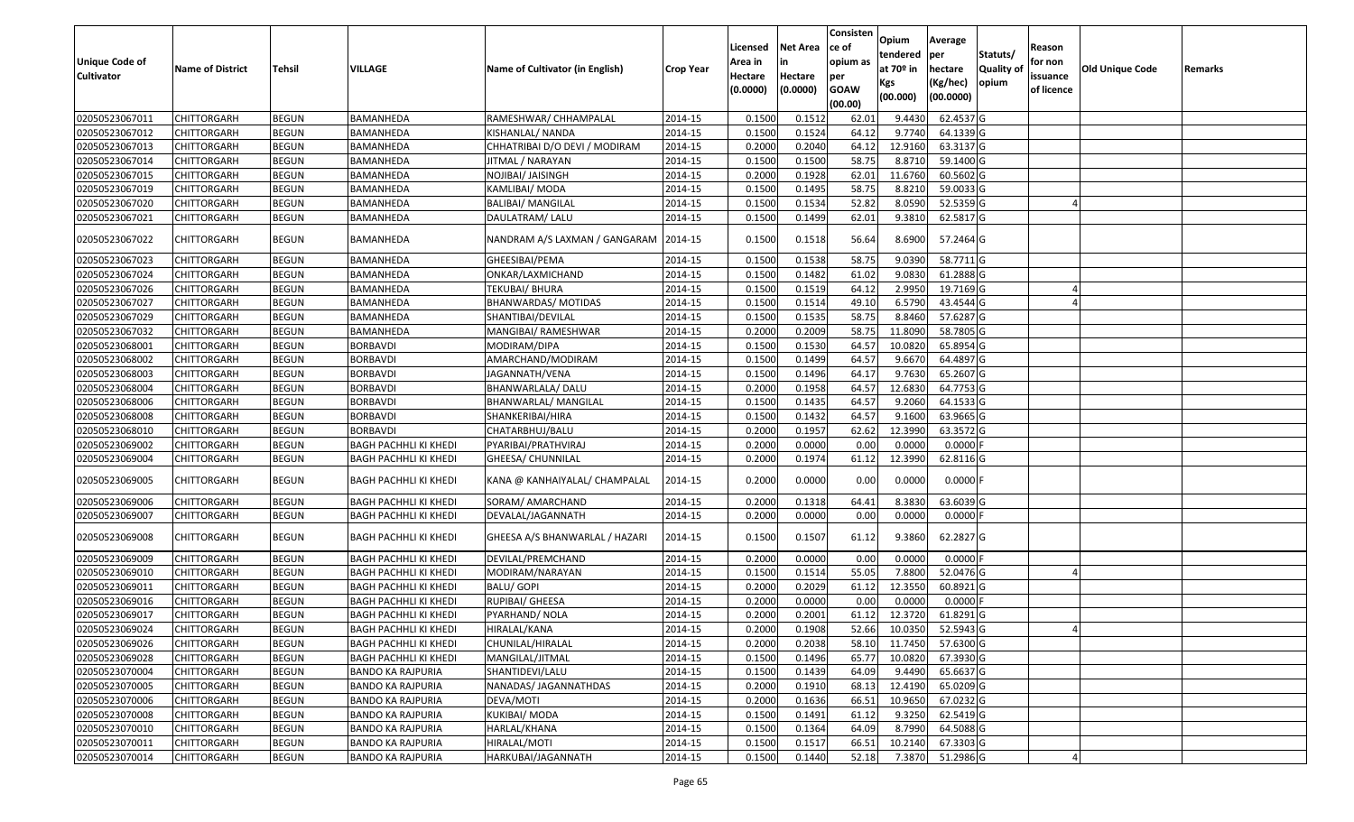| Unique Code of Cultivator | Name of District | Tehsil | VILLAGE | Name of Cultivator (in English) | Crop Year | Licensed Area in Hectare (0.0000) | Net Area in Hectare (0.0000) | Consisten ce of opium as per GOAW (00.00) | Opium tendered at 70º in Kgs (00.000) | Average per hectare (Kg/hec) (00.0000) | Statuts/ Quality of opium | Reason for non issuance of licence | Old Unique Code | Remarks |
|---|---|---|---|---|---|---|---|---|---|---|---|---|---|---|
| 02050523067011 | CHITTORGARH | BEGUN | BAMANHEDA | RAMESHWAR/ CHHAMPALAL | 2014-15 | 0.1500 | 0.1512 | 62.01 | 9.4430 | 62.4537 | G | | | |
| 02050523067012 | CHITTORGARH | BEGUN | BAMANHEDA | KISHANLAL/ NANDA | 2014-15 | 0.1500 | 0.1524 | 64.12 | 9.7740 | 64.1339 | G | | | |
| 02050523067013 | CHITTORGARH | BEGUN | BAMANHEDA | CHHATRIBAI D/O DEVI / MODIRAM | 2014-15 | 0.2000 | 0.2040 | 64.12 | 12.9160 | 63.3137 | G | | | |
| 02050523067014 | CHITTORGARH | BEGUN | BAMANHEDA | JITMAL / NARAYAN | 2014-15 | 0.1500 | 0.1500 | 58.75 | 8.8710 | 59.1400 | G | | | |
| 02050523067015 | CHITTORGARH | BEGUN | BAMANHEDA | NOJIBAI/ JAISINGH | 2014-15 | 0.2000 | 0.1928 | 62.01 | 11.6760 | 60.5602 | G | | | |
| 02050523067019 | CHITTORGARH | BEGUN | BAMANHEDA | KAMLIBAI/ MODA | 2014-15 | 0.1500 | 0.1495 | 58.75 | 8.8210 | 59.0033 | G | | | |
| 02050523067020 | CHITTORGARH | BEGUN | BAMANHEDA | BALIBAI/ MANGILAL | 2014-15 | 0.1500 | 0.1534 | 52.82 | 8.0590 | 52.5359 | G | 4 | | |
| 02050523067021 | CHITTORGARH | BEGUN | BAMANHEDA | DAULATRAM/ LALU | 2014-15 | 0.1500 | 0.1499 | 62.01 | 9.3810 | 62.5817 | G | | | |
| 02050523067022 | CHITTORGARH | BEGUN | BAMANHEDA | NANDRAM A/S LAXMAN / GANGARAM | 2014-15 | 0.1500 | 0.1518 | 56.64 | 8.6900 | 57.2464 | G | | | |
| 02050523067023 | CHITTORGARH | BEGUN | BAMANHEDA | GHEESIBAI/PEMA | 2014-15 | 0.1500 | 0.1538 | 58.75 | 9.0390 | 58.7711 | G | | | |
| 02050523067024 | CHITTORGARH | BEGUN | BAMANHEDA | ONKAR/LAXMICHAND | 2014-15 | 0.1500 | 0.1482 | 61.02 | 9.0830 | 61.2888 | G | | | |
| 02050523067026 | CHITTORGARH | BEGUN | BAMANHEDA | TEKUBAI/ BHURA | 2014-15 | 0.1500 | 0.1519 | 64.12 | 2.9950 | 19.7169 | G | 4 | | |
| 02050523067027 | CHITTORGARH | BEGUN | BAMANHEDA | BHANWARDAS/ MOTIDAS | 2014-15 | 0.1500 | 0.1514 | 49.10 | 6.5790 | 43.4544 | G | 4 | | |
| 02050523067029 | CHITTORGARH | BEGUN | BAMANHEDA | SHANTIBAI/DEVILAL | 2014-15 | 0.1500 | 0.1535 | 58.75 | 8.8460 | 57.6287 | G | | | |
| 02050523067032 | CHITTORGARH | BEGUN | BAMANHEDA | MANGIBAI/ RAMESHWAR | 2014-15 | 0.2000 | 0.2009 | 58.75 | 11.8090 | 58.7805 | G | | | |
| 02050523068001 | CHITTORGARH | BEGUN | BORBAVDI | MODIRAM/DIPA | 2014-15 | 0.1500 | 0.1530 | 64.57 | 10.0820 | 65.8954 | G | | | |
| 02050523068002 | CHITTORGARH | BEGUN | BORBAVDI | AMARCHAND/MODIRAM | 2014-15 | 0.1500 | 0.1499 | 64.57 | 9.6670 | 64.4897 | G | | | |
| 02050523068003 | CHITTORGARH | BEGUN | BORBAVDI | JAGANNATH/VENA | 2014-15 | 0.1500 | 0.1496 | 64.17 | 9.7630 | 65.2607 | G | | | |
| 02050523068004 | CHITTORGARH | BEGUN | BORBAVDI | BHANWARLALA/ DALU | 2014-15 | 0.2000 | 0.1958 | 64.57 | 12.6830 | 64.7753 | G | | | |
| 02050523068006 | CHITTORGARH | BEGUN | BORBAVDI | BHANWARLAL/ MANGILAL | 2014-15 | 0.1500 | 0.1435 | 64.57 | 9.2060 | 64.1533 | G | | | |
| 02050523068008 | CHITTORGARH | BEGUN | BORBAVDI | SHANKERIBAI/HIRA | 2014-15 | 0.1500 | 0.1432 | 64.57 | 9.1600 | 63.9665 | G | | | |
| 02050523068010 | CHITTORGARH | BEGUN | BORBAVDI | CHATARBHUJ/BALU | 2014-15 | 0.2000 | 0.1957 | 62.62 | 12.3990 | 63.3572 | G | | | |
| 02050523069002 | CHITTORGARH | BEGUN | BAGH PACHHLI KI KHEDI | PYARIBAI/PRATHVIRAJ | 2014-15 | 0.2000 | 0.0000 | 0.00 | 0.0000 | 0.0000 | F | | | |
| 02050523069004 | CHITTORGARH | BEGUN | BAGH PACHHLI KI KHEDI | GHEESA/ CHUNNILAL | 2014-15 | 0.2000 | 0.1974 | 61.12 | 12.3990 | 62.8116 | G | | | |
| 02050523069005 | CHITTORGARH | BEGUN | BAGH PACHHLI KI KHEDI | KANA @ KANHAIYALAL/ CHAMPALAL | 2014-15 | 0.2000 | 0.0000 | 0.00 | 0.0000 | 0.0000 | F | | | |
| 02050523069006 | CHITTORGARH | BEGUN | BAGH PACHHLI KI KHEDI | SORAM/ AMARCHAND | 2014-15 | 0.2000 | 0.1318 | 64.41 | 8.3830 | 63.6039 | G | | | |
| 02050523069007 | CHITTORGARH | BEGUN | BAGH PACHHLI KI KHEDI | DEVALAL/JAGANNATH | 2014-15 | 0.2000 | 0.0000 | 0.00 | 0.0000 | 0.0000 | F | | | |
| 02050523069008 | CHITTORGARH | BEGUN | BAGH PACHHLI KI KHEDI | GHEESA A/S BHANWARLAL / HAZARI | 2014-15 | 0.1500 | 0.1507 | 61.12 | 9.3860 | 62.2827 | G | | | |
| 02050523069009 | CHITTORGARH | BEGUN | BAGH PACHHLI KI KHEDI | DEVILAL/PREMCHAND | 2014-15 | 0.2000 | 0.0000 | 0.00 | 0.0000 | 0.0000 | F | | | |
| 02050523069010 | CHITTORGARH | BEGUN | BAGH PACHHLI KI KHEDI | MODIRAM/NARAYAN | 2014-15 | 0.1500 | 0.1514 | 55.05 | 7.8800 | 52.0476 | G | 4 | | |
| 02050523069011 | CHITTORGARH | BEGUN | BAGH PACHHLI KI KHEDI | BALU/ GOPI | 2014-15 | 0.2000 | 0.2029 | 61.12 | 12.3550 | 60.8921 | G | | | |
| 02050523069016 | CHITTORGARH | BEGUN | BAGH PACHHLI KI KHEDI | RUPIBAI/ GHEESA | 2014-15 | 0.2000 | 0.0000 | 0.00 | 0.0000 | 0.0000 | F | | | |
| 02050523069017 | CHITTORGARH | BEGUN | BAGH PACHHLI KI KHEDI | PYARHAND/ NOLA | 2014-15 | 0.2000 | 0.2001 | 61.12 | 12.3720 | 61.8291 | G | | | |
| 02050523069024 | CHITTORGARH | BEGUN | BAGH PACHHLI KI KHEDI | HIRALAL/KANA | 2014-15 | 0.2000 | 0.1908 | 52.66 | 10.0350 | 52.5943 | G | 4 | | |
| 02050523069026 | CHITTORGARH | BEGUN | BAGH PACHHLI KI KHEDI | CHUNILAL/HIRALAL | 2014-15 | 0.2000 | 0.2038 | 58.10 | 11.7450 | 57.6300 | G | | | |
| 02050523069028 | CHITTORGARH | BEGUN | BAGH PACHHLI KI KHEDI | MANGILAL/JITMAL | 2014-15 | 0.1500 | 0.1496 | 65.77 | 10.0820 | 67.3930 | G | | | |
| 02050523070004 | CHITTORGARH | BEGUN | BANDO KA RAJPURIA | SHANTIDEVI/LALU | 2014-15 | 0.1500 | 0.1439 | 64.09 | 9.4490 | 65.6637 | G | | | |
| 02050523070005 | CHITTORGARH | BEGUN | BANDO KA RAJPURIA | NANADAS/ JAGANNATHDAS | 2014-15 | 0.2000 | 0.1910 | 68.13 | 12.4190 | 65.0209 | G | | | |
| 02050523070006 | CHITTORGARH | BEGUN | BANDO KA RAJPURIA | DEVA/MOTI | 2014-15 | 0.2000 | 0.1636 | 66.51 | 10.9650 | 67.0232 | G | | | |
| 02050523070008 | CHITTORGARH | BEGUN | BANDO KA RAJPURIA | KUKIBAI/ MODA | 2014-15 | 0.1500 | 0.1491 | 61.12 | 9.3250 | 62.5419 | G | | | |
| 02050523070010 | CHITTORGARH | BEGUN | BANDO KA RAJPURIA | HARLAL/KHANA | 2014-15 | 0.1500 | 0.1364 | 64.09 | 8.7990 | 64.5088 | G | | | |
| 02050523070011 | CHITTORGARH | BEGUN | BANDO KA RAJPURIA | HIRALAL/MOTI | 2014-15 | 0.1500 | 0.1517 | 66.51 | 10.2140 | 67.3303 | G | | | |
| 02050523070014 | CHITTORGARH | BEGUN | BANDO KA RAJPURIA | HARKUBAI/JAGANNATH | 2014-15 | 0.1500 | 0.1440 | 52.18 | 7.3870 | 51.2986 | G | 4 | | |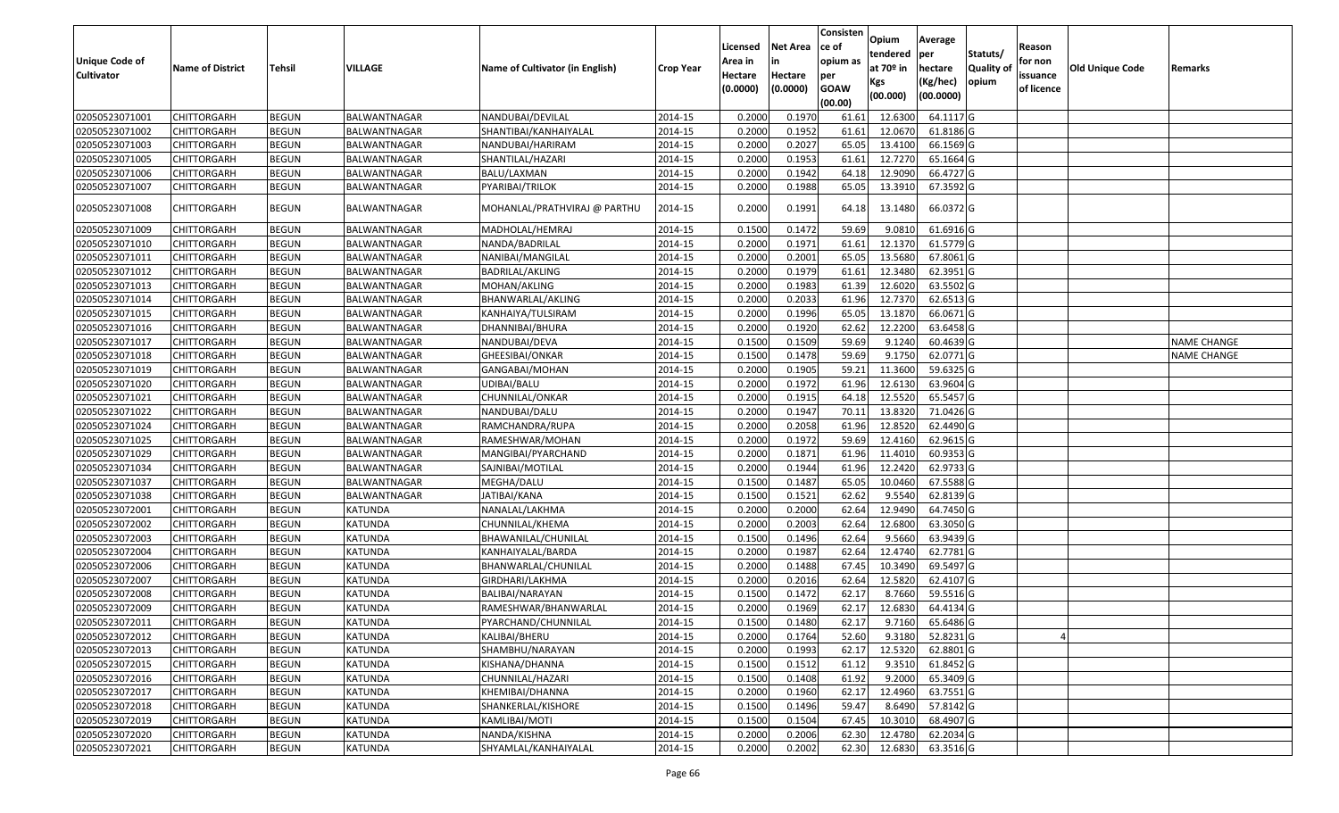| Unique Code of Cultivator | Name of District | Tehsil | VILLAGE | Name of Cultivator (in English) | Crop Year | Licensed Area in Hectare (0.0000) | Net Area in Hectare (0.0000) | Consisten ce of opium as per GOAW (00.00) | Opium tendered at 70º in Kgs (00.000) | Average per hectare (Kg/hec) (00.0000) | Statuts/ Quality of opium | Reason for non issuance of licence | Old Unique Code | Remarks |
|---|---|---|---|---|---|---|---|---|---|---|---|---|---|---|
| 02050523071001 | CHITTORGARH | BEGUN | BALWANTNAGAR | NANDUBAI/DEVILAL | 2014-15 | 0.2000 | 0.1970 | 61.61 | 12.6300 | 64.1117 | G | | | |
| 02050523071002 | CHITTORGARH | BEGUN | BALWANTNAGAR | SHANTIBAI/KANHAIYALAL | 2014-15 | 0.2000 | 0.1952 | 61.61 | 12.0670 | 61.8186 | G | | | |
| 02050523071003 | CHITTORGARH | BEGUN | BALWANTNAGAR | NANDUBAI/HARIRAM | 2014-15 | 0.2000 | 0.2027 | 65.05 | 13.4100 | 66.1569 | G | | | |
| 02050523071005 | CHITTORGARH | BEGUN | BALWANTNAGAR | SHANTILAL/HAZARI | 2014-15 | 0.2000 | 0.1953 | 61.61 | 12.7270 | 65.1664 | G | | | |
| 02050523071006 | CHITTORGARH | BEGUN | BALWANTNAGAR | BALU/LAXMAN | 2014-15 | 0.2000 | 0.1942 | 64.18 | 12.9090 | 66.4727 | G | | | |
| 02050523071007 | CHITTORGARH | BEGUN | BALWANTNAGAR | PYARIBAI/TRILOK | 2014-15 | 0.2000 | 0.1988 | 65.05 | 13.3910 | 67.3592 | G | | | |
| 02050523071008 | CHITTORGARH | BEGUN | BALWANTNAGAR | MOHANLAL/PRATHVIRAJ @ PARTHU | 2014-15 | 0.2000 | 0.1991 | 64.18 | 13.1480 | 66.0372 | G | | | |
| 02050523071009 | CHITTORGARH | BEGUN | BALWANTNAGAR | MADHOLAL/HEMRAJ | 2014-15 | 0.1500 | 0.1472 | 59.69 | 9.0810 | 61.6916 | G | | | |
| 02050523071010 | CHITTORGARH | BEGUN | BALWANTNAGAR | NANDA/BADRILAL | 2014-15 | 0.2000 | 0.1971 | 61.61 | 12.1370 | 61.5779 | G | | | |
| 02050523071011 | CHITTORGARH | BEGUN | BALWANTNAGAR | NANIBAI/MANGILAL | 2014-15 | 0.2000 | 0.2001 | 65.05 | 13.5680 | 67.8061 | G | | | |
| 02050523071012 | CHITTORGARH | BEGUN | BALWANTNAGAR | BADRILAL/AKLING | 2014-15 | 0.2000 | 0.1979 | 61.61 | 12.3480 | 62.3951 | G | | | |
| 02050523071013 | CHITTORGARH | BEGUN | BALWANTNAGAR | MOHAN/AKLING | 2014-15 | 0.2000 | 0.1983 | 61.39 | 12.6020 | 63.5502 | G | | | |
| 02050523071014 | CHITTORGARH | BEGUN | BALWANTNAGAR | BHANWARLAL/AKLING | 2014-15 | 0.2000 | 0.2033 | 61.96 | 12.7370 | 62.6513 | G | | | |
| 02050523071015 | CHITTORGARH | BEGUN | BALWANTNAGAR | KANHAIYA/TULSIRAM | 2014-15 | 0.2000 | 0.1996 | 65.05 | 13.1870 | 66.0671 | G | | | |
| 02050523071016 | CHITTORGARH | BEGUN | BALWANTNAGAR | DHANNIBAI/BHURA | 2014-15 | 0.2000 | 0.1920 | 62.62 | 12.2200 | 63.6458 | G | | | |
| 02050523071017 | CHITTORGARH | BEGUN | BALWANTNAGAR | NANDUBAI/DEVA | 2014-15 | 0.1500 | 0.1509 | 59.69 | 9.1240 | 60.4639 | G | | | NAME CHANGE |
| 02050523071018 | CHITTORGARH | BEGUN | BALWANTNAGAR | GHEESIBAI/ONKAR | 2014-15 | 0.1500 | 0.1478 | 59.69 | 9.1750 | 62.0771 | G | | | NAME CHANGE |
| 02050523071019 | CHITTORGARH | BEGUN | BALWANTNAGAR | GANGABAI/MOHAN | 2014-15 | 0.2000 | 0.1905 | 59.21 | 11.3600 | 59.6325 | G | | | |
| 02050523071020 | CHITTORGARH | BEGUN | BALWANTNAGAR | UDIBAI/BALU | 2014-15 | 0.2000 | 0.1972 | 61.96 | 12.6130 | 63.9604 | G | | | |
| 02050523071021 | CHITTORGARH | BEGUN | BALWANTNAGAR | CHUNNILAL/ONKAR | 2014-15 | 0.2000 | 0.1915 | 64.18 | 12.5520 | 65.5457 | G | | | |
| 02050523071022 | CHITTORGARH | BEGUN | BALWANTNAGAR | NANDUBAI/DALU | 2014-15 | 0.2000 | 0.1947 | 70.11 | 13.8320 | 71.0426 | G | | | |
| 02050523071024 | CHITTORGARH | BEGUN | BALWANTNAGAR | RAMCHANDRA/RUPA | 2014-15 | 0.2000 | 0.2058 | 61.96 | 12.8520 | 62.4490 | G | | | |
| 02050523071025 | CHITTORGARH | BEGUN | BALWANTNAGAR | RAMESHWAR/MOHAN | 2014-15 | 0.2000 | 0.1972 | 59.69 | 12.4160 | 62.9615 | G | | | |
| 02050523071029 | CHITTORGARH | BEGUN | BALWANTNAGAR | MANGIBAI/PYARCHAND | 2014-15 | 0.2000 | 0.1871 | 61.96 | 11.4010 | 60.9353 | G | | | |
| 02050523071034 | CHITTORGARH | BEGUN | BALWANTNAGAR | SAJNIBAI/MOTILAL | 2014-15 | 0.2000 | 0.1944 | 61.96 | 12.2420 | 62.9733 | G | | | |
| 02050523071037 | CHITTORGARH | BEGUN | BALWANTNAGAR | MEGHA/DALU | 2014-15 | 0.1500 | 0.1487 | 65.05 | 10.0460 | 67.5588 | G | | | |
| 02050523071038 | CHITTORGARH | BEGUN | BALWANTNAGAR | JATIBAI/KANA | 2014-15 | 0.1500 | 0.1521 | 62.62 | 9.5540 | 62.8139 | G | | | |
| 02050523072001 | CHITTORGARH | BEGUN | KATUNDA | NANALAL/LAKHMA | 2014-15 | 0.2000 | 0.2000 | 62.64 | 12.9490 | 64.7450 | G | | | |
| 02050523072002 | CHITTORGARH | BEGUN | KATUNDA | CHUNNILAL/KHEMA | 2014-15 | 0.2000 | 0.2003 | 62.64 | 12.6800 | 63.3050 | G | | | |
| 02050523072003 | CHITTORGARH | BEGUN | KATUNDA | BHAWANILAL/CHUNILAL | 2014-15 | 0.1500 | 0.1496 | 62.64 | 9.5660 | 63.9439 | G | | | |
| 02050523072004 | CHITTORGARH | BEGUN | KATUNDA | KANHAIYALAL/BARDA | 2014-15 | 0.2000 | 0.1987 | 62.64 | 12.4740 | 62.7781 | G | | | |
| 02050523072006 | CHITTORGARH | BEGUN | KATUNDA | BHANWARLAL/CHUNILAL | 2014-15 | 0.2000 | 0.1488 | 67.45 | 10.3490 | 69.5497 | G | | | |
| 02050523072007 | CHITTORGARH | BEGUN | KATUNDA | GIRDHARI/LAKHMA | 2014-15 | 0.2000 | 0.2016 | 62.64 | 12.5820 | 62.4107 | G | | | |
| 02050523072008 | CHITTORGARH | BEGUN | KATUNDA | BALIBAI/NARAYAN | 2014-15 | 0.1500 | 0.1472 | 62.17 | 8.7660 | 59.5516 | G | | | |
| 02050523072009 | CHITTORGARH | BEGUN | KATUNDA | RAMESHWAR/BHANWARLAL | 2014-15 | 0.2000 | 0.1969 | 62.17 | 12.6830 | 64.4134 | G | | | |
| 02050523072011 | CHITTORGARH | BEGUN | KATUNDA | PYARCHAND/CHUNNILAL | 2014-15 | 0.1500 | 0.1480 | 62.17 | 9.7160 | 65.6486 | G | | | |
| 02050523072012 | CHITTORGARH | BEGUN | KATUNDA | KALIBAI/BHERU | 2014-15 | 0.2000 | 0.1764 | 52.60 | 9.3180 | 52.8231 | G | 4 | | |
| 02050523072013 | CHITTORGARH | BEGUN | KATUNDA | SHAMBHU/NARAYAN | 2014-15 | 0.2000 | 0.1993 | 62.17 | 12.5320 | 62.8801 | G | | | |
| 02050523072015 | CHITTORGARH | BEGUN | KATUNDA | KISHANA/DHANNA | 2014-15 | 0.1500 | 0.1512 | 61.12 | 9.3510 | 61.8452 | G | | | |
| 02050523072016 | CHITTORGARH | BEGUN | KATUNDA | CHUNNILAL/HAZARI | 2014-15 | 0.1500 | 0.1408 | 61.92 | 9.2000 | 65.3409 | G | | | |
| 02050523072017 | CHITTORGARH | BEGUN | KATUNDA | KHEMIBAI/DHANNA | 2014-15 | 0.2000 | 0.1960 | 62.17 | 12.4960 | 63.7551 | G | | | |
| 02050523072018 | CHITTORGARH | BEGUN | KATUNDA | SHANKERLAL/KISHORE | 2014-15 | 0.1500 | 0.1496 | 59.47 | 8.6490 | 57.8142 | G | | | |
| 02050523072019 | CHITTORGARH | BEGUN | KATUNDA | KAMLIBAI/MOTI | 2014-15 | 0.1500 | 0.1504 | 67.45 | 10.3010 | 68.4907 | G | | | |
| 02050523072020 | CHITTORGARH | BEGUN | KATUNDA | NANDA/KISHNA | 2014-15 | 0.2000 | 0.2006 | 62.30 | 12.4780 | 62.2034 | G | | | |
| 02050523072021 | CHITTORGARH | BEGUN | KATUNDA | SHYAMLAL/KANHAIYALAL | 2014-15 | 0.2000 | 0.2002 | 62.30 | 12.6830 | 63.3516 | G | | | |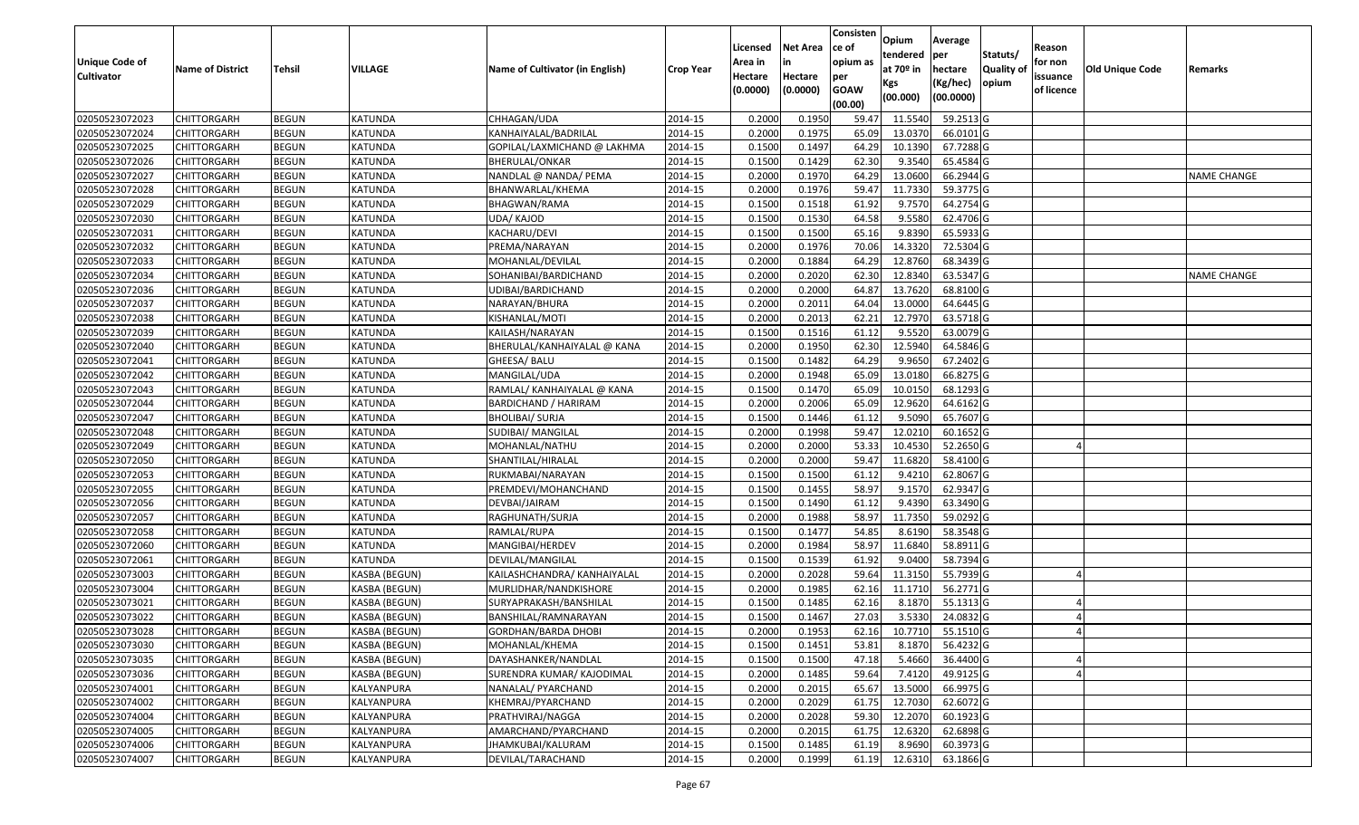| Unique Code of Cultivator | Name of District | Tehsil | VILLAGE | Name of Cultivator (in English) | Crop Year | Licensed Area in Hectare (0.0000) | Net Area in Hectare (0.0000) | Consisten ce of opium as per GOAW (00.00) | Opium tendered at 70º in Kgs (00.000) | Average per hectare (Kg/hec) (00.0000) | Statuts/ Quality of opium | Reason for non issuance of licence | Old Unique Code | Remarks |
|---|---|---|---|---|---|---|---|---|---|---|---|---|---|---|
| 02050523072023 | CHITTORGARH | BEGUN | KATUNDA | CHHAGAN/UDA | 2014-15 | 0.2000 | 0.1950 | 59.47 | 11.5540 | 59.2513 | G | | | |
| 02050523072024 | CHITTORGARH | BEGUN | KATUNDA | KANHAIYALAL/BADRILAL | 2014-15 | 0.2000 | 0.1975 | 65.09 | 13.0370 | 66.0101 | G | | | |
| 02050523072025 | CHITTORGARH | BEGUN | KATUNDA | GOPILAL/LAXMICHAND @ LAKHMA | 2014-15 | 0.1500 | 0.1497 | 64.29 | 10.1390 | 67.7288 | G | | | |
| 02050523072026 | CHITTORGARH | BEGUN | KATUNDA | BHERULAL/ONKAR | 2014-15 | 0.1500 | 0.1429 | 62.30 | 9.3540 | 65.4584 | G | | | |
| 02050523072027 | CHITTORGARH | BEGUN | KATUNDA | NANDLAL @ NANDA/ PEMA | 2014-15 | 0.2000 | 0.1970 | 64.29 | 13.0600 | 66.2944 | G | | | NAME CHANGE |
| 02050523072028 | CHITTORGARH | BEGUN | KATUNDA | BHANWARLAL/KHEMA | 2014-15 | 0.2000 | 0.1976 | 59.47 | 11.7330 | 59.3775 | G | | | |
| 02050523072029 | CHITTORGARH | BEGUN | KATUNDA | BHAGWAN/RAMA | 2014-15 | 0.1500 | 0.1518 | 61.92 | 9.7570 | 64.2754 | G | | | |
| 02050523072030 | CHITTORGARH | BEGUN | KATUNDA | UDA/ KAJOD | 2014-15 | 0.1500 | 0.1530 | 64.58 | 9.5580 | 62.4706 | G | | | |
| 02050523072031 | CHITTORGARH | BEGUN | KATUNDA | KACHARU/DEVI | 2014-15 | 0.1500 | 0.1500 | 65.16 | 9.8390 | 65.5933 | G | | | |
| 02050523072032 | CHITTORGARH | BEGUN | KATUNDA | PREMA/NARAYAN | 2014-15 | 0.2000 | 0.1976 | 70.06 | 14.3320 | 72.5304 | G | | | |
| 02050523072033 | CHITTORGARH | BEGUN | KATUNDA | MOHANLAL/DEVILAL | 2014-15 | 0.2000 | 0.1884 | 64.29 | 12.8760 | 68.3439 | G | | | |
| 02050523072034 | CHITTORGARH | BEGUN | KATUNDA | SOHANIBAI/BARDICHAND | 2014-15 | 0.2000 | 0.2020 | 62.30 | 12.8340 | 63.5347 | G | | | NAME CHANGE |
| 02050523072036 | CHITTORGARH | BEGUN | KATUNDA | UDIBAI/BARDICHAND | 2014-15 | 0.2000 | 0.2000 | 64.87 | 13.7620 | 68.8100 | G | | | |
| 02050523072037 | CHITTORGARH | BEGUN | KATUNDA | NARAYAN/BHURA | 2014-15 | 0.2000 | 0.2011 | 64.04 | 13.0000 | 64.6445 | G | | | |
| 02050523072038 | CHITTORGARH | BEGUN | KATUNDA | KISHANLAL/MOTI | 2014-15 | 0.2000 | 0.2013 | 62.21 | 12.7970 | 63.5718 | G | | | |
| 02050523072039 | CHITTORGARH | BEGUN | KATUNDA | KAILASH/NARAYAN | 2014-15 | 0.1500 | 0.1516 | 61.12 | 9.5520 | 63.0079 | G | | | |
| 02050523072040 | CHITTORGARH | BEGUN | KATUNDA | BHERULAL/KANHAIYALAL @ KANA | 2014-15 | 0.2000 | 0.1950 | 62.30 | 12.5940 | 64.5846 | G | | | |
| 02050523072041 | CHITTORGARH | BEGUN | KATUNDA | GHEESA/ BALU | 2014-15 | 0.1500 | 0.1482 | 64.29 | 9.9650 | 67.2402 | G | | | |
| 02050523072042 | CHITTORGARH | BEGUN | KATUNDA | MANGILAL/UDA | 2014-15 | 0.2000 | 0.1948 | 65.09 | 13.0180 | 66.8275 | G | | | |
| 02050523072043 | CHITTORGARH | BEGUN | KATUNDA | RAMLAL/ KANHAIYALAL @ KANA | 2014-15 | 0.1500 | 0.1470 | 65.09 | 10.0150 | 68.1293 | G | | | |
| 02050523072044 | CHITTORGARH | BEGUN | KATUNDA | BARDICHAND / HARIRAM | 2014-15 | 0.2000 | 0.2006 | 65.09 | 12.9620 | 64.6162 | G | | | |
| 02050523072047 | CHITTORGARH | BEGUN | KATUNDA | BHOLIBAI/ SURJA | 2014-15 | 0.1500 | 0.1446 | 61.12 | 9.5090 | 65.7607 | G | | | |
| 02050523072048 | CHITTORGARH | BEGUN | KATUNDA | SUDIBAI/ MANGILAL | 2014-15 | 0.2000 | 0.1998 | 59.47 | 12.0210 | 60.1652 | G | | | |
| 02050523072049 | CHITTORGARH | BEGUN | KATUNDA | MOHANLAL/NATHU | 2014-15 | 0.2000 | 0.2000 | 53.33 | 10.4530 | 52.2650 | G | 4 | | |
| 02050523072050 | CHITTORGARH | BEGUN | KATUNDA | SHANTILAL/HIRALAL | 2014-15 | 0.2000 | 0.2000 | 59.47 | 11.6820 | 58.4100 | G | | | |
| 02050523072053 | CHITTORGARH | BEGUN | KATUNDA | RUKMABAI/NARAYAN | 2014-15 | 0.1500 | 0.1500 | 61.12 | 9.4210 | 62.8067 | G | | | |
| 02050523072055 | CHITTORGARH | BEGUN | KATUNDA | PREMDEVI/MOHANCHAND | 2014-15 | 0.1500 | 0.1455 | 58.97 | 9.1570 | 62.9347 | G | | | |
| 02050523072056 | CHITTORGARH | BEGUN | KATUNDA | DEVBAI/JAIRAM | 2014-15 | 0.1500 | 0.1490 | 61.12 | 9.4390 | 63.3490 | G | | | |
| 02050523072057 | CHITTORGARH | BEGUN | KATUNDA | RAGHUNATH/SURJA | 2014-15 | 0.2000 | 0.1988 | 58.97 | 11.7350 | 59.0292 | G | | | |
| 02050523072058 | CHITTORGARH | BEGUN | KATUNDA | RAMLAL/RUPA | 2014-15 | 0.1500 | 0.1477 | 54.85 | 8.6190 | 58.3548 | G | | | |
| 02050523072060 | CHITTORGARH | BEGUN | KATUNDA | MANGIBAI/HERDEV | 2014-15 | 0.2000 | 0.1984 | 58.97 | 11.6840 | 58.8911 | G | | | |
| 02050523072061 | CHITTORGARH | BEGUN | KATUNDA | DEVILAL/MANGILAL | 2014-15 | 0.1500 | 0.1539 | 61.92 | 9.0400 | 58.7394 | G | | | |
| 02050523073003 | CHITTORGARH | BEGUN | KASBA (BEGUN) | KAILASHCHANDRA/ KANHAIYALAL | 2014-15 | 0.2000 | 0.2028 | 59.64 | 11.3150 | 55.7939 | G | 4 | | |
| 02050523073004 | CHITTORGARH | BEGUN | KASBA (BEGUN) | MURLIDHAR/NANDKISHORE | 2014-15 | 0.2000 | 0.1985 | 62.16 | 11.1710 | 56.2771 | G | | | |
| 02050523073021 | CHITTORGARH | BEGUN | KASBA (BEGUN) | SURYAPRAKASH/BANSHILAL | 2014-15 | 0.1500 | 0.1485 | 62.16 | 8.1870 | 55.1313 | G | 4 | | |
| 02050523073022 | CHITTORGARH | BEGUN | KASBA (BEGUN) | BANSHILAL/RAMNARAYAN | 2014-15 | 0.1500 | 0.1467 | 27.03 | 3.5330 | 24.0832 | G | 4 | | |
| 02050523073028 | CHITTORGARH | BEGUN | KASBA (BEGUN) | GORDHAN/BARDA DHOBI | 2014-15 | 0.2000 | 0.1953 | 62.16 | 10.7710 | 55.1510 | G | 4 | | |
| 02050523073030 | CHITTORGARH | BEGUN | KASBA (BEGUN) | MOHANLAL/KHEMA | 2014-15 | 0.1500 | 0.1451 | 53.81 | 8.1870 | 56.4232 | G | | | |
| 02050523073035 | CHITTORGARH | BEGUN | KASBA (BEGUN) | DAYASHANKER/NANDLAL | 2014-15 | 0.1500 | 0.1500 | 47.18 | 5.4660 | 36.4400 | G | 4 | | |
| 02050523073036 | CHITTORGARH | BEGUN | KASBA (BEGUN) | SURENDRA KUMAR/ KAJODIMAL | 2014-15 | 0.2000 | 0.1485 | 59.64 | 7.4120 | 49.9125 | G | 4 | | |
| 02050523074001 | CHITTORGARH | BEGUN | KALYANPURA | NANALAL/ PYARCHAND | 2014-15 | 0.2000 | 0.2015 | 65.67 | 13.5000 | 66.9975 | G | | | |
| 02050523074002 | CHITTORGARH | BEGUN | KALYANPURA | KHEMRAJ/PYARCHAND | 2014-15 | 0.2000 | 0.2029 | 61.75 | 12.7030 | 62.6072 | G | | | |
| 02050523074004 | CHITTORGARH | BEGUN | KALYANPURA | PRATHVIRAJ/NAGGA | 2014-15 | 0.2000 | 0.2028 | 59.30 | 12.2070 | 60.1923 | G | | | |
| 02050523074005 | CHITTORGARH | BEGUN | KALYANPURA | AMARCHAND/PYARCHAND | 2014-15 | 0.2000 | 0.2015 | 61.75 | 12.6320 | 62.6898 | G | | | |
| 02050523074006 | CHITTORGARH | BEGUN | KALYANPURA | JHAMKUBAI/KALURAM | 2014-15 | 0.1500 | 0.1485 | 61.19 | 8.9690 | 60.3973 | G | | | |
| 02050523074007 | CHITTORGARH | BEGUN | KALYANPURA | DEVILAL/TARACHAND | 2014-15 | 0.2000 | 0.1999 | 61.19 | 12.6310 | 63.1866 | G | | | |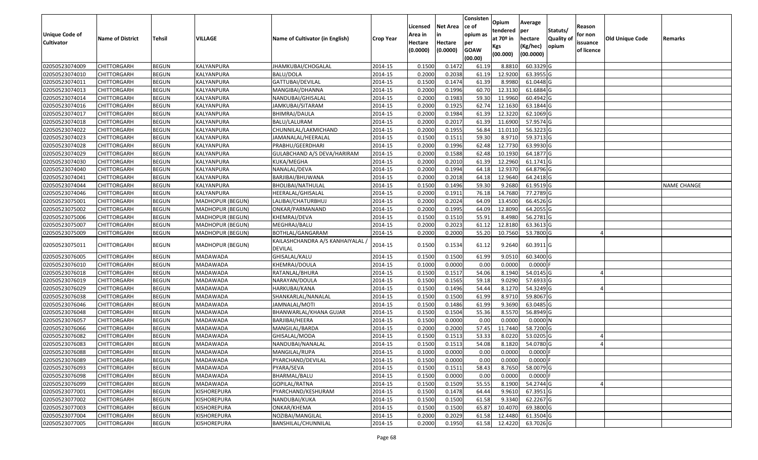| Unique Code of Cultivator | Name of District | Tehsil | VILLAGE | Name of Cultivator (in English) | Crop Year | Licensed Area in Hectare (0.0000) | Net Area in Hectare (0.0000) | Consistence of opium as per GOAW (00.00) | Opium tendered at 70º in Kgs (00.000) | Average per hectare (Kg/hec) (00.0000) | Statuts/ Quality of opium | Reason for non issuance of licence | Old Unique Code | Remarks |
|---|---|---|---|---|---|---|---|---|---|---|---|---|---|---|
| 02050523074009 | CHITTORGARH | BEGUN | KALYANPURA | JHAMKUBAI/CHOGALAL | 2014-15 | 0.1500 | 0.1472 | 61.19 | 8.8810 | 60.3329 | G | | | |
| 02050523074010 | CHITTORGARH | BEGUN | KALYANPURA | BALU/DOLA | 2014-15 | 0.2000 | 0.2038 | 61.19 | 12.9200 | 63.3955 | G | | | |
| 02050523074011 | CHITTORGARH | BEGUN | KALYANPURA | GATTUBAI/DEVILAL | 2014-15 | 0.1500 | 0.1474 | 61.39 | 8.9980 | 61.0448 | G | | | |
| 02050523074013 | CHITTORGARH | BEGUN | KALYANPURA | MANGIBAI/DHANNA | 2014-15 | 0.2000 | 0.1996 | 60.70 | 12.3130 | 61.6884 | G | | | |
| 02050523074014 | CHITTORGARH | BEGUN | KALYANPURA | NANDUBAI/GHISALAL | 2014-15 | 0.2000 | 0.1983 | 59.30 | 11.9960 | 60.4942 | G | | | |
| 02050523074016 | CHITTORGARH | BEGUN | KALYANPURA | JAMKUBAI/SITARAM | 2014-15 | 0.2000 | 0.1925 | 62.74 | 12.1630 | 63.1844 | G | | | |
| 02050523074017 | CHITTORGARH | BEGUN | KALYANPURA | BHIMRAJ/DAULA | 2014-15 | 0.2000 | 0.1984 | 61.39 | 12.3220 | 62.1069 | G | | | |
| 02050523074018 | CHITTORGARH | BEGUN | KALYANPURA | BALU/LALURAM | 2014-15 | 0.2000 | 0.2017 | 61.39 | 11.6900 | 57.9574 | G | | | |
| 02050523074022 | CHITTORGARH | BEGUN | KALYANPURA | CHUNNILAL/LAKMICHAND | 2014-15 | 0.2000 | 0.1955 | 56.84 | 11.0110 | 56.3223 | G | | | |
| 02050523074023 | CHITTORGARH | BEGUN | KALYANPURA | JAMANALAL/HEERALAL | 2014-15 | 0.1500 | 0.1511 | 59.30 | 8.9710 | 59.3713 | G | | | |
| 02050523074028 | CHITTORGARH | BEGUN | KALYANPURA | PRABHU/GEERDHARI | 2014-15 | 0.2000 | 0.1996 | 62.48 | 12.7730 | 63.9930 | G | | | |
| 02050523074029 | CHITTORGARH | BEGUN | KALYANPURA | GULABCHAND A/S DEVA/HARIRAM | 2014-15 | 0.2000 | 0.1588 | 62.48 | 10.1930 | 64.1877 | G | | | |
| 02050523074030 | CHITTORGARH | BEGUN | KALYANPURA | KUKA/MEGHA | 2014-15 | 0.2000 | 0.2010 | 61.39 | 12.2960 | 61.1741 | G | | | |
| 02050523074040 | CHITTORGARH | BEGUN | KALYANPURA | NANALAL/DEVA | 2014-15 | 0.2000 | 0.1994 | 64.18 | 12.9370 | 64.8796 | G | | | |
| 02050523074041 | CHITTORGARH | BEGUN | KALYANPURA | BARJIBAI/BHUWANA | 2014-15 | 0.2000 | 0.2018 | 64.18 | 12.9640 | 64.2418 | G | | | |
| 02050523074044 | CHITTORGARH | BEGUN | KALYANPURA | BHOLIBAI/NATHULAL | 2014-15 | 0.1500 | 0.1496 | 59.30 | 9.2680 | 61.9519 | G | | | NAME CHANGE |
| 02050523074046 | CHITTORGARH | BEGUN | KALYANPURA | HEERALAL/GHISALAL | 2014-15 | 0.2000 | 0.1911 | 76.18 | 14.7680 | 77.2789 | G | | | |
| 02050523075001 | CHITTORGARH | BEGUN | MADHOPUR (BEGUN) | LALIBAI/CHATURBHUJ | 2014-15 | 0.2000 | 0.2024 | 64.09 | 13.4500 | 66.4526 | G | | | |
| 02050523075002 | CHITTORGARH | BEGUN | MADHOPUR (BEGUN) | ONKAR/PARMANAND | 2014-15 | 0.2000 | 0.1995 | 64.09 | 12.8090 | 64.2055 | G | | | |
| 02050523075006 | CHITTORGARH | BEGUN | MADHOPUR (BEGUN) | KHEMRAJ/DEVA | 2014-15 | 0.1500 | 0.1510 | 55.91 | 8.4980 | 56.2781 | G | | | |
| 02050523075007 | CHITTORGARH | BEGUN | MADHOPUR (BEGUN) | MEGHRAJ/BALU | 2014-15 | 0.2000 | 0.2023 | 61.12 | 12.8180 | 63.3613 | G | | | |
| 02050523075009 | CHITTORGARH | BEGUN | MADHOPUR (BEGUN) | BOTHLAL/GANGARAM | 2014-15 | 0.2000 | 0.2000 | 55.20 | 10.7560 | 53.7800 | G | 4 | | |
| 02050523075011 | CHITTORGARH | BEGUN | MADHOPUR (BEGUN) | KAILASHCHANDRA A/S KANHAIYALAL / DEVILAL | 2014-15 | 0.1500 | 0.1534 | 61.12 | 9.2640 | 60.3911 | G | | | |
| 02050523076005 | CHITTORGARH | BEGUN | MADAWADA | GHISALAL/KALU | 2014-15 | 0.1500 | 0.1500 | 61.99 | 9.0510 | 60.3400 | G | | | |
| 02050523076010 | CHITTORGARH | BEGUN | MADAWADA | KHEMRAJ/DOULA | 2014-15 | 0.1000 | 0.0000 | 0.00 | 0.0000 | 0.0000 | F | | | |
| 02050523076018 | CHITTORGARH | BEGUN | MADAWADA | RATANLAL/BHURA | 2014-15 | 0.1500 | 0.1517 | 54.06 | 8.1940 | 54.0145 | G | 4 | | |
| 02050523076019 | CHITTORGARH | BEGUN | MADAWADA | NARAYAN/DOULA | 2014-15 | 0.1500 | 0.1565 | 59.18 | 9.0290 | 57.6933 | G | | | |
| 02050523076029 | CHITTORGARH | BEGUN | MADAWADA | HARKUBAI/KANA | 2014-15 | 0.1500 | 0.1496 | 54.44 | 8.1270 | 54.3249 | G | 4 | | |
| 02050523076038 | CHITTORGARH | BEGUN | MADAWADA | SHANKARLAL/NANALAL | 2014-15 | 0.1500 | 0.1500 | 61.99 | 8.9710 | 59.8067 | G | | | |
| 02050523076046 | CHITTORGARH | BEGUN | MADAWADA | JAMNALAL/MOTI | 2014-15 | 0.1500 | 0.1486 | 61.99 | 9.3690 | 63.0485 | G | | | |
| 02050523076048 | CHITTORGARH | BEGUN | MADAWADA | BHANWARLAL/KHANA GUJAR | 2014-15 | 0.1500 | 0.1504 | 55.36 | 8.5570 | 56.8949 | G | | | |
| 02050523076057 | CHITTORGARH | BEGUN | MADAWADA | BARJIBAI/HEERA | 2014-15 | 0.1500 | 0.0000 | 0.00 | 0.0000 | 0.0000 | N | | | |
| 02050523076066 | CHITTORGARH | BEGUN | MADAWADA | MANGILAL/BARDA | 2014-15 | 0.2000 | 0.2000 | 57.45 | 11.7440 | 58.7200 | G | | | |
| 02050523076082 | CHITTORGARH | BEGUN | MADAWADA | GHISALAL/MODA | 2014-15 | 0.1500 | 0.1513 | 53.33 | 8.0220 | 53.0205 | G | 4 | | |
| 02050523076083 | CHITTORGARH | BEGUN | MADAWADA | NANDUBAI/NANALAL | 2014-15 | 0.1500 | 0.1513 | 54.08 | 8.1820 | 54.0780 | G | 4 | | |
| 02050523076088 | CHITTORGARH | BEGUN | MADAWADA | MANGILAL/RUPA | 2014-15 | 0.1000 | 0.0000 | 0.00 | 0.0000 | 0.0000 | F | | | |
| 02050523076089 | CHITTORGARH | BEGUN | MADAWADA | PYARCHAND/DEVILAL | 2014-15 | 0.1500 | 0.0000 | 0.00 | 0.0000 | 0.0000 | F | | | |
| 02050523076093 | CHITTORGARH | BEGUN | MADAWADA | PYARA/SEVA | 2014-15 | 0.1500 | 0.1511 | 58.43 | 8.7650 | 58.0079 | G | | | |
| 02050523076098 | CHITTORGARH | BEGUN | MADAWADA | BHARMAL/BALU | 2014-15 | 0.1500 | 0.0000 | 0.00 | 0.0000 | 0.0000 | F | | | |
| 02050523076099 | CHITTORGARH | BEGUN | MADAWADA | GOPILAL/RATNA | 2014-15 | 0.1500 | 0.1509 | 55.55 | 8.1900 | 54.2744 | G | 4 | | |
| 02050523077001 | CHITTORGARH | BEGUN | KISHOREPURA | PYARCHAND/KESHURAM | 2014-15 | 0.1500 | 0.1478 | 64.44 | 9.9610 | 67.3951 | G | | | |
| 02050523077002 | CHITTORGARH | BEGUN | KISHOREPURA | NANDUBAI/KUKA | 2014-15 | 0.1500 | 0.1500 | 61.58 | 9.3340 | 62.2267 | G | | | |
| 02050523077003 | CHITTORGARH | BEGUN | KISHOREPURA | ONKAR/KHEMA | 2014-15 | 0.1500 | 0.1500 | 65.87 | 10.4070 | 69.3800 | G | | | |
| 02050523077004 | CHITTORGARH | BEGUN | KISHOREPURA | NOZIBAI/MANGILAL | 2014-15 | 0.2000 | 0.2029 | 61.58 | 12.4480 | 61.3504 | G | | | |
| 02050523077005 | CHITTORGARH | BEGUN | KISHOREPURA | BANSHILAL/CHUNNILAL | 2014-15 | 0.2000 | 0.1950 | 61.58 | 12.4220 | 63.7026 | G | | | |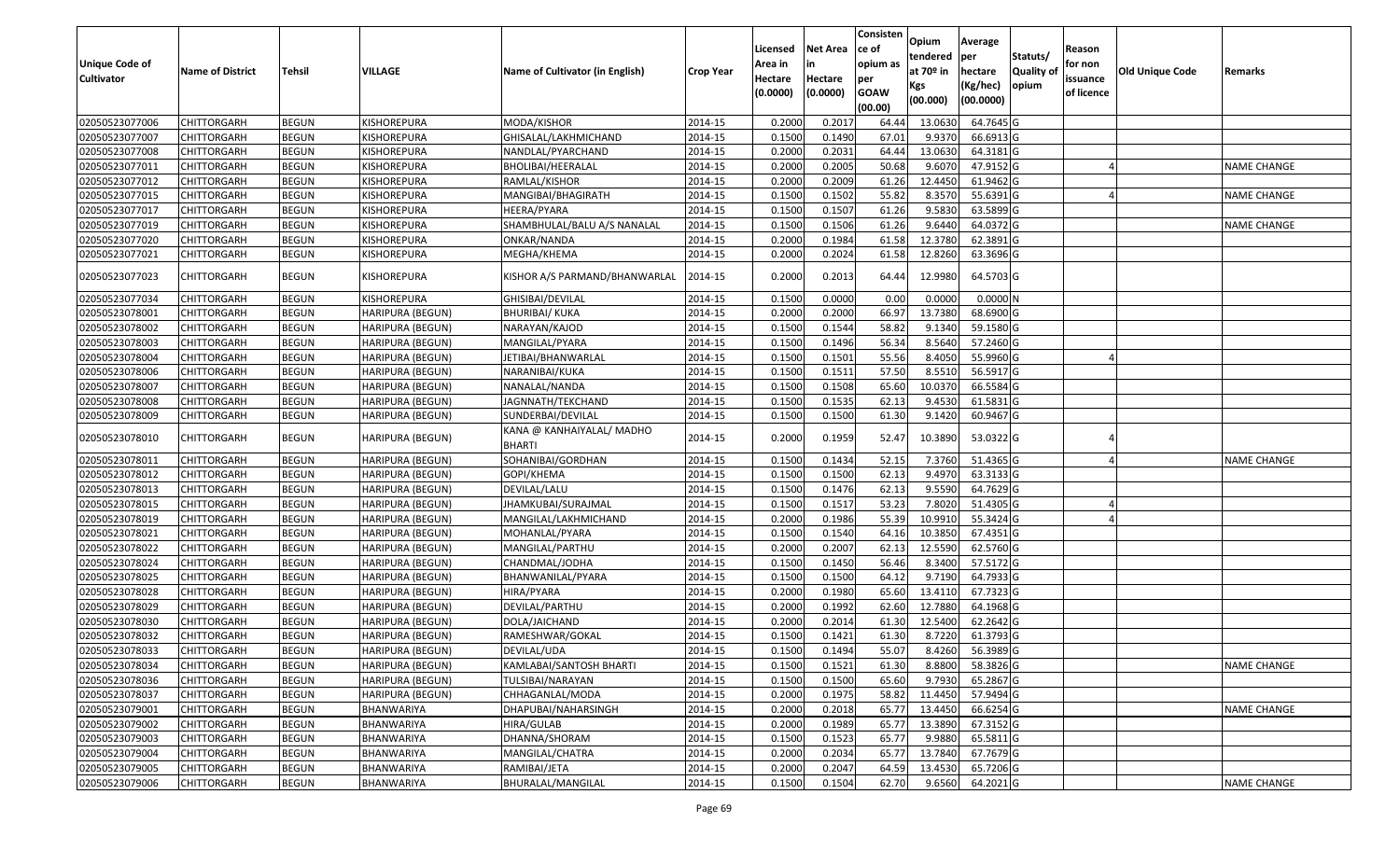| Unique Code of Cultivator | Name of District | Tehsil | VILLAGE | Name of Cultivator (in English) | Crop Year | Licensed Area in Hectare (0.0000) | Net Area in Hectare (0.0000) | Consisten ce of opium as per GOAW (00.00) | Opium tendered at 70º in Kgs (00.000) | Average per hectare (Kg/hec) (00.0000) | Statuts/ Quality of opium | Reason for non issuance of licence | Old Unique Code | Remarks |
|---|---|---|---|---|---|---|---|---|---|---|---|---|---|---|
| 02050523077006 | CHITTORGARH | BEGUN | KISHOREPURA | MODA/KISHOR | 2014-15 | 0.2000 | 0.2017 | 64.44 | 13.0630 | 64.7645 | G | | | |
| 02050523077007 | CHITTORGARH | BEGUN | KISHOREPURA | GHISALAL/LAKHMICHAND | 2014-15 | 0.1500 | 0.1490 | 67.01 | 9.9370 | 66.6913 | G | | | |
| 02050523077008 | CHITTORGARH | BEGUN | KISHOREPURA | NANDLAL/PYARCHAND | 2014-15 | 0.2000 | 0.2031 | 64.44 | 13.0630 | 64.3181 | G | | | |
| 02050523077011 | CHITTORGARH | BEGUN | KISHOREPURA | BHOLIBAI/HEERALAL | 2014-15 | 0.2000 | 0.2005 | 50.68 | 9.6070 | 47.9152 | G | 4 | | NAME CHANGE |
| 02050523077012 | CHITTORGARH | BEGUN | KISHOREPURA | RAMLAL/KISHOR | 2014-15 | 0.2000 | 0.2009 | 61.26 | 12.4450 | 61.9462 | G | | | |
| 02050523077015 | CHITTORGARH | BEGUN | KISHOREPURA | MANGIBAI/BHAGIRATH | 2014-15 | 0.1500 | 0.1502 | 55.82 | 8.3570 | 55.6391 | G | 4 | | NAME CHANGE |
| 02050523077017 | CHITTORGARH | BEGUN | KISHOREPURA | HEERA/PYARA | 2014-15 | 0.1500 | 0.1507 | 61.26 | 9.5830 | 63.5899 | G | | | |
| 02050523077019 | CHITTORGARH | BEGUN | KISHOREPURA | SHAMBHULAL/BALU A/S NANALAL | 2014-15 | 0.1500 | 0.1506 | 61.26 | 9.6440 | 64.0372 | G | | | NAME CHANGE |
| 02050523077020 | CHITTORGARH | BEGUN | KISHOREPURA | ONKAR/NANDA | 2014-15 | 0.2000 | 0.1984 | 61.58 | 12.3780 | 62.3891 | G | | | |
| 02050523077021 | CHITTORGARH | BEGUN | KISHOREPURA | MEGHA/KHEMA | 2014-15 | 0.2000 | 0.2024 | 61.58 | 12.8260 | 63.3696 | G | | | |
| 02050523077023 | CHITTORGARH | BEGUN | KISHOREPURA | KISHOR A/S PARMAND/BHANWARLAL | 2014-15 | 0.2000 | 0.2013 | 64.44 | 12.9980 | 64.5703 | G | | | |
| 02050523077034 | CHITTORGARH | BEGUN | KISHOREPURA | GHISIBAI/DEVILAL | 2014-15 | 0.1500 | 0.0000 | 0.00 | 0.0000 | 0.0000 | N | | | |
| 02050523078001 | CHITTORGARH | BEGUN | HARIPURA (BEGUN) | BHURIBAI/ KUKA | 2014-15 | 0.2000 | 0.2000 | 66.97 | 13.7380 | 68.6900 | G | | | |
| 02050523078002 | CHITTORGARH | BEGUN | HARIPURA (BEGUN) | NARAYAN/KAJOD | 2014-15 | 0.1500 | 0.1544 | 58.82 | 9.1340 | 59.1580 | G | | | |
| 02050523078003 | CHITTORGARH | BEGUN | HARIPURA (BEGUN) | MANGILAL/PYARA | 2014-15 | 0.1500 | 0.1496 | 56.34 | 8.5640 | 57.2460 | G | | | |
| 02050523078004 | CHITTORGARH | BEGUN | HARIPURA (BEGUN) | JETIBAI/BHANWARLAL | 2014-15 | 0.1500 | 0.1501 | 55.56 | 8.4050 | 55.9960 | G | 4 | | |
| 02050523078006 | CHITTORGARH | BEGUN | HARIPURA (BEGUN) | NARANIBAI/KUKA | 2014-15 | 0.1500 | 0.1511 | 57.50 | 8.5510 | 56.5917 | G | | | |
| 02050523078007 | CHITTORGARH | BEGUN | HARIPURA (BEGUN) | NANALAL/NANDA | 2014-15 | 0.1500 | 0.1508 | 65.60 | 10.0370 | 66.5584 | G | | | |
| 02050523078008 | CHITTORGARH | BEGUN | HARIPURA (BEGUN) | JAGNNATH/TEKCHAND | 2014-15 | 0.1500 | 0.1535 | 62.13 | 9.4530 | 61.5831 | G | | | |
| 02050523078009 | CHITTORGARH | BEGUN | HARIPURA (BEGUN) | SUNDERBAI/DEVILAL | 2014-15 | 0.1500 | 0.1500 | 61.30 | 9.1420 | 60.9467 | G | | | |
| 02050523078010 | CHITTORGARH | BEGUN | HARIPURA (BEGUN) | KANA @ KANHAIYALAL/ MADHO BHARTI | 2014-15 | 0.2000 | 0.1959 | 52.47 | 10.3890 | 53.0322 | G | 4 | | |
| 02050523078011 | CHITTORGARH | BEGUN | HARIPURA (BEGUN) | SOHANIBAI/GORDHAN | 2014-15 | 0.1500 | 0.1434 | 52.15 | 7.3760 | 51.4365 | G | 4 | | NAME CHANGE |
| 02050523078012 | CHITTORGARH | BEGUN | HARIPURA (BEGUN) | GOPI/KHEMA | 2014-15 | 0.1500 | 0.1500 | 62.13 | 9.4970 | 63.3133 | G | | | |
| 02050523078013 | CHITTORGARH | BEGUN | HARIPURA (BEGUN) | DEVILAL/LALU | 2014-15 | 0.1500 | 0.1476 | 62.13 | 9.5590 | 64.7629 | G | | | |
| 02050523078015 | CHITTORGARH | BEGUN | HARIPURA (BEGUN) | JHAMKUBAI/SURAJMAL | 2014-15 | 0.1500 | 0.1517 | 53.23 | 7.8020 | 51.4305 | G | 4 | | |
| 02050523078019 | CHITTORGARH | BEGUN | HARIPURA (BEGUN) | MANGILAL/LAKHMICHAND | 2014-15 | 0.2000 | 0.1986 | 55.39 | 10.9910 | 55.3424 | G | 4 | | |
| 02050523078021 | CHITTORGARH | BEGUN | HARIPURA (BEGUN) | MOHANLAL/PYARA | 2014-15 | 0.1500 | 0.1540 | 64.16 | 10.3850 | 67.4351 | G | | | |
| 02050523078022 | CHITTORGARH | BEGUN | HARIPURA (BEGUN) | MANGILAL/PARTHU | 2014-15 | 0.2000 | 0.2007 | 62.13 | 12.5590 | 62.5760 | G | | | |
| 02050523078024 | CHITTORGARH | BEGUN | HARIPURA (BEGUN) | CHANDMAL/JODHA | 2014-15 | 0.1500 | 0.1450 | 56.46 | 8.3400 | 57.5172 | G | | | |
| 02050523078025 | CHITTORGARH | BEGUN | HARIPURA (BEGUN) | BHANWANILAL/PYARA | 2014-15 | 0.1500 | 0.1500 | 64.12 | 9.7190 | 64.7933 | G | | | |
| 02050523078028 | CHITTORGARH | BEGUN | HARIPURA (BEGUN) | HIRA/PYARA | 2014-15 | 0.2000 | 0.1980 | 65.60 | 13.4110 | 67.7323 | G | | | |
| 02050523078029 | CHITTORGARH | BEGUN | HARIPURA (BEGUN) | DEVILAL/PARTHU | 2014-15 | 0.2000 | 0.1992 | 62.60 | 12.7880 | 64.1968 | G | | | |
| 02050523078030 | CHITTORGARH | BEGUN | HARIPURA (BEGUN) | DOLA/JAICHAND | 2014-15 | 0.2000 | 0.2014 | 61.30 | 12.5400 | 62.2642 | G | | | |
| 02050523078032 | CHITTORGARH | BEGUN | HARIPURA (BEGUN) | RAMESHWAR/GOKAL | 2014-15 | 0.1500 | 0.1421 | 61.30 | 8.7220 | 61.3793 | G | | | |
| 02050523078033 | CHITTORGARH | BEGUN | HARIPURA (BEGUN) | DEVILAL/UDA | 2014-15 | 0.1500 | 0.1494 | 55.07 | 8.4260 | 56.3989 | G | | | |
| 02050523078034 | CHITTORGARH | BEGUN | HARIPURA (BEGUN) | KAMLABAI/SANTOSH BHARTI | 2014-15 | 0.1500 | 0.1521 | 61.30 | 8.8800 | 58.3826 | G | | | NAME CHANGE |
| 02050523078036 | CHITTORGARH | BEGUN | HARIPURA (BEGUN) | TULSIBAI/NARAYAN | 2014-15 | 0.1500 | 0.1500 | 65.60 | 9.7930 | 65.2867 | G | | | |
| 02050523078037 | CHITTORGARH | BEGUN | HARIPURA (BEGUN) | CHHAGANLAL/MODA | 2014-15 | 0.2000 | 0.1975 | 58.82 | 11.4450 | 57.9494 | G | | | |
| 02050523079001 | CHITTORGARH | BEGUN | BHANWARIYA | DHAPUBAI/NAHARSINGH | 2014-15 | 0.2000 | 0.2018 | 65.77 | 13.4450 | 66.6254 | G | | | NAME CHANGE |
| 02050523079002 | CHITTORGARH | BEGUN | BHANWARIYA | HIRA/GULAB | 2014-15 | 0.2000 | 0.1989 | 65.77 | 13.3890 | 67.3152 | G | | | |
| 02050523079003 | CHITTORGARH | BEGUN | BHANWARIYA | DHANNA/SHORAM | 2014-15 | 0.1500 | 0.1523 | 65.77 | 9.9880 | 65.5811 | G | | | |
| 02050523079004 | CHITTORGARH | BEGUN | BHANWARIYA | MANGILAL/CHATRA | 2014-15 | 0.2000 | 0.2034 | 65.77 | 13.7840 | 67.7679 | G | | | |
| 02050523079005 | CHITTORGARH | BEGUN | BHANWARIYA | RAMIBAI/JETA | 2014-15 | 0.2000 | 0.2047 | 64.59 | 13.4530 | 65.7206 | G | | | |
| 02050523079006 | CHITTORGARH | BEGUN | BHANWARIYA | BHURALAL/MANGILAL | 2014-15 | 0.1500 | 0.1504 | 62.70 | 9.6560 | 64.2021 | G | | | NAME CHANGE |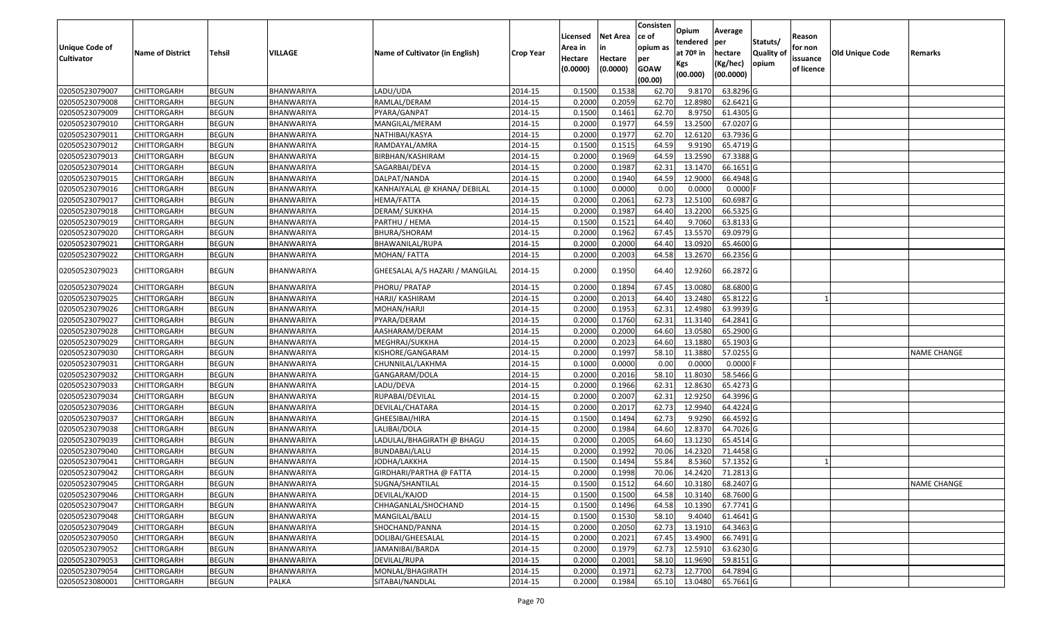| Unique Code of Cultivator | Name of District | Tehsil | VILLAGE | Name of Cultivator (in English) | Crop Year | Licensed Area in Hectare (0.0000) | Net Area in Hectare (0.0000) | Consistence of opium as per GOAW (00.00) | Opium tendered at 70º in Kgs (00.000) | Average per hectare (Kg/hec) (00.0000) | Statuts/ Quality of opium | Reason for non issuance of licence | Old Unique Code | Remarks |
|---|---|---|---|---|---|---|---|---|---|---|---|---|---|---|
| 02050523079007 | CHITTORGARH | BEGUN | BHANWARIYA | LADU/UDA | 2014-15 | 0.1500 | 0.1538 | 62.70 | 9.8170 | 63.8296 | G | | | |
| 02050523079008 | CHITTORGARH | BEGUN | BHANWARIYA | RAMLAL/DERAM | 2014-15 | 0.2000 | 0.2059 | 62.70 | 12.8980 | 62.6421 | G | | | |
| 02050523079009 | CHITTORGARH | BEGUN | BHANWARIYA | PYARA/GANPAT | 2014-15 | 0.1500 | 0.1461 | 62.70 | 8.9750 | 61.4305 | G | | | |
| 02050523079010 | CHITTORGARH | BEGUN | BHANWARIYA | MANGILAL/MERAM | 2014-15 | 0.2000 | 0.1977 | 64.59 | 13.2500 | 67.0207 | G | | | |
| 02050523079011 | CHITTORGARH | BEGUN | BHANWARIYA | NATHIBAI/KASYA | 2014-15 | 0.2000 | 0.1977 | 62.70 | 12.6120 | 63.7936 | G | | | |
| 02050523079012 | CHITTORGARH | BEGUN | BHANWARIYA | RAMDAYAL/AMRA | 2014-15 | 0.1500 | 0.1515 | 64.59 | 9.9190 | 65.4719 | G | | | |
| 02050523079013 | CHITTORGARH | BEGUN | BHANWARIYA | BIRBHAN/KASHIRAM | 2014-15 | 0.2000 | 0.1969 | 64.59 | 13.2590 | 67.3388 | G | | | |
| 02050523079014 | CHITTORGARH | BEGUN | BHANWARIYA | SAGARBAI/DEVA | 2014-15 | 0.2000 | 0.1987 | 62.31 | 13.1470 | 66.1651 | G | | | |
| 02050523079015 | CHITTORGARH | BEGUN | BHANWARIYA | DALPAT/NANDA | 2014-15 | 0.2000 | 0.1940 | 64.59 | 12.9000 | 66.4948 | G | | | |
| 02050523079016 | CHITTORGARH | BEGUN | BHANWARIYA | KANHAIYALAL @ KHANA/ DEBILAL | 2014-15 | 0.1000 | 0.0000 | 0.00 | 0.0000 | 0.0000 | F | | | |
| 02050523079017 | CHITTORGARH | BEGUN | BHANWARIYA | HEMA/FATTA | 2014-15 | 0.2000 | 0.2061 | 62.73 | 12.5100 | 60.6987 | G | | | |
| 02050523079018 | CHITTORGARH | BEGUN | BHANWARIYA | DERAM/ SUKKHA | 2014-15 | 0.2000 | 0.1987 | 64.40 | 13.2200 | 66.5325 | G | | | |
| 02050523079019 | CHITTORGARH | BEGUN | BHANWARIYA | PARTHU / HEMA | 2014-15 | 0.1500 | 0.1521 | 64.40 | 9.7060 | 63.8133 | G | | | |
| 02050523079020 | CHITTORGARH | BEGUN | BHANWARIYA | BHURA/SHORAM | 2014-15 | 0.2000 | 0.1962 | 67.45 | 13.5570 | 69.0979 | G | | | |
| 02050523079021 | CHITTORGARH | BEGUN | BHANWARIYA | BHAWANILAL/RUPA | 2014-15 | 0.2000 | 0.2000 | 64.40 | 13.0920 | 65.4600 | G | | | |
| 02050523079022 | CHITTORGARH | BEGUN | BHANWARIYA | MOHAN/ FATTA | 2014-15 | 0.2000 | 0.2003 | 64.58 | 13.2670 | 66.2356 | G | | | |
| 02050523079023 | CHITTORGARH | BEGUN | BHANWARIYA | GHEESALAL A/S HAZARI / MANGILAL | 2014-15 | 0.2000 | 0.1950 | 64.40 | 12.9260 | 66.2872 | G | | | |
| 02050523079024 | CHITTORGARH | BEGUN | BHANWARIYA | PHORU/ PRATAP | 2014-15 | 0.2000 | 0.1894 | 67.45 | 13.0080 | 68.6800 | G | | | |
| 02050523079025 | CHITTORGARH | BEGUN | BHANWARIYA | HARJI/ KASHIRAM | 2014-15 | 0.2000 | 0.2013 | 64.40 | 13.2480 | 65.8122 | G | 1 | | |
| 02050523079026 | CHITTORGARH | BEGUN | BHANWARIYA | MOHAN/HARJI | 2014-15 | 0.2000 | 0.1953 | 62.31 | 12.4980 | 63.9939 | G | | | |
| 02050523079027 | CHITTORGARH | BEGUN | BHANWARIYA | PYARA/DERAM | 2014-15 | 0.2000 | 0.1760 | 62.31 | 11.3140 | 64.2841 | G | | | |
| 02050523079028 | CHITTORGARH | BEGUN | BHANWARIYA | AASHARAM/DERAM | 2014-15 | 0.2000 | 0.2000 | 64.60 | 13.0580 | 65.2900 | G | | | |
| 02050523079029 | CHITTORGARH | BEGUN | BHANWARIYA | MEGHRAJ/SUKKHA | 2014-15 | 0.2000 | 0.2023 | 64.60 | 13.1880 | 65.1903 | G | | | |
| 02050523079030 | CHITTORGARH | BEGUN | BHANWARIYA | KISHORE/GANGARAM | 2014-15 | 0.2000 | 0.1997 | 58.10 | 11.3880 | 57.0255 | G | | | NAME CHANGE |
| 02050523079031 | CHITTORGARH | BEGUN | BHANWARIYA | CHUNNILAL/LAKHMA | 2014-15 | 0.1000 | 0.0000 | 0.00 | 0.0000 | 0.0000 | F | | | |
| 02050523079032 | CHITTORGARH | BEGUN | BHANWARIYA | GANGARAM/DOLA | 2014-15 | 0.2000 | 0.2016 | 58.10 | 11.8030 | 58.5466 | G | | | |
| 02050523079033 | CHITTORGARH | BEGUN | BHANWARIYA | LADU/DEVA | 2014-15 | 0.2000 | 0.1966 | 62.31 | 12.8630 | 65.4273 | G | | | |
| 02050523079034 | CHITTORGARH | BEGUN | BHANWARIYA | RUPABAI/DEVILAL | 2014-15 | 0.2000 | 0.2007 | 62.31 | 12.9250 | 64.3996 | G | | | |
| 02050523079036 | CHITTORGARH | BEGUN | BHANWARIYA | DEVILAL/CHATARA | 2014-15 | 0.2000 | 0.2017 | 62.73 | 12.9940 | 64.4224 | G | | | |
| 02050523079037 | CHITTORGARH | BEGUN | BHANWARIYA | GHEESIBAI/HIRA | 2014-15 | 0.1500 | 0.1494 | 62.73 | 9.9290 | 66.4592 | G | | | |
| 02050523079038 | CHITTORGARH | BEGUN | BHANWARIYA | LALIBAI/DOLA | 2014-15 | 0.2000 | 0.1984 | 64.60 | 12.8370 | 64.7026 | G | | | |
| 02050523079039 | CHITTORGARH | BEGUN | BHANWARIYA | LADULAL/BHAGIRATH @ BHAGU | 2014-15 | 0.2000 | 0.2005 | 64.60 | 13.1230 | 65.4514 | G | | | |
| 02050523079040 | CHITTORGARH | BEGUN | BHANWARIYA | BUNDABAI/LALU | 2014-15 | 0.2000 | 0.1992 | 70.06 | 14.2320 | 71.4458 | G | | | |
| 02050523079041 | CHITTORGARH | BEGUN | BHANWARIYA | JODHA/LAKKHA | 2014-15 | 0.1500 | 0.1494 | 55.84 | 8.5360 | 57.1352 | G | 1 | | |
| 02050523079042 | CHITTORGARH | BEGUN | BHANWARIYA | GIRDHARI/PARTHA @ FATTA | 2014-15 | 0.2000 | 0.1998 | 70.06 | 14.2420 | 71.2813 | G | | | |
| 02050523079045 | CHITTORGARH | BEGUN | BHANWARIYA | SUGNA/SHANTILAL | 2014-15 | 0.1500 | 0.1512 | 64.60 | 10.3180 | 68.2407 | G | | | NAME CHANGE |
| 02050523079046 | CHITTORGARH | BEGUN | BHANWARIYA | DEVILAL/KAJOD | 2014-15 | 0.1500 | 0.1500 | 64.58 | 10.3140 | 68.7600 | G | | | |
| 02050523079047 | CHITTORGARH | BEGUN | BHANWARIYA | CHHAGANLAL/SHOCHAND | 2014-15 | 0.1500 | 0.1496 | 64.58 | 10.1390 | 67.7741 | G | | | |
| 02050523079048 | CHITTORGARH | BEGUN | BHANWARIYA | MANGILAL/BALU | 2014-15 | 0.1500 | 0.1530 | 58.10 | 9.4040 | 61.4641 | G | | | |
| 02050523079049 | CHITTORGARH | BEGUN | BHANWARIYA | SHOCHAND/PANNA | 2014-15 | 0.2000 | 0.2050 | 62.73 | 13.1910 | 64.3463 | G | | | |
| 02050523079050 | CHITTORGARH | BEGUN | BHANWARIYA | DOLIBAI/GHEESALAL | 2014-15 | 0.2000 | 0.2021 | 67.45 | 13.4900 | 66.7491 | G | | | |
| 02050523079052 | CHITTORGARH | BEGUN | BHANWARIYA | JAMANIBAI/BARDA | 2014-15 | 0.2000 | 0.1979 | 62.73 | 12.5910 | 63.6230 | G | | | |
| 02050523079053 | CHITTORGARH | BEGUN | BHANWARIYA | DEVILAL/RUPA | 2014-15 | 0.2000 | 0.2001 | 58.10 | 11.9690 | 59.8151 | G | | | |
| 02050523079054 | CHITTORGARH | BEGUN | BHANWARIYA | MONLAL/BHAGIRATH | 2014-15 | 0.2000 | 0.1971 | 62.73 | 12.7700 | 64.7894 | G | | | |
| 02050523080001 | CHITTORGARH | BEGUN | PALKA | SITABAI/NANDLAL | 2014-15 | 0.2000 | 0.1984 | 65.10 | 13.0480 | 65.7661 | G | | | |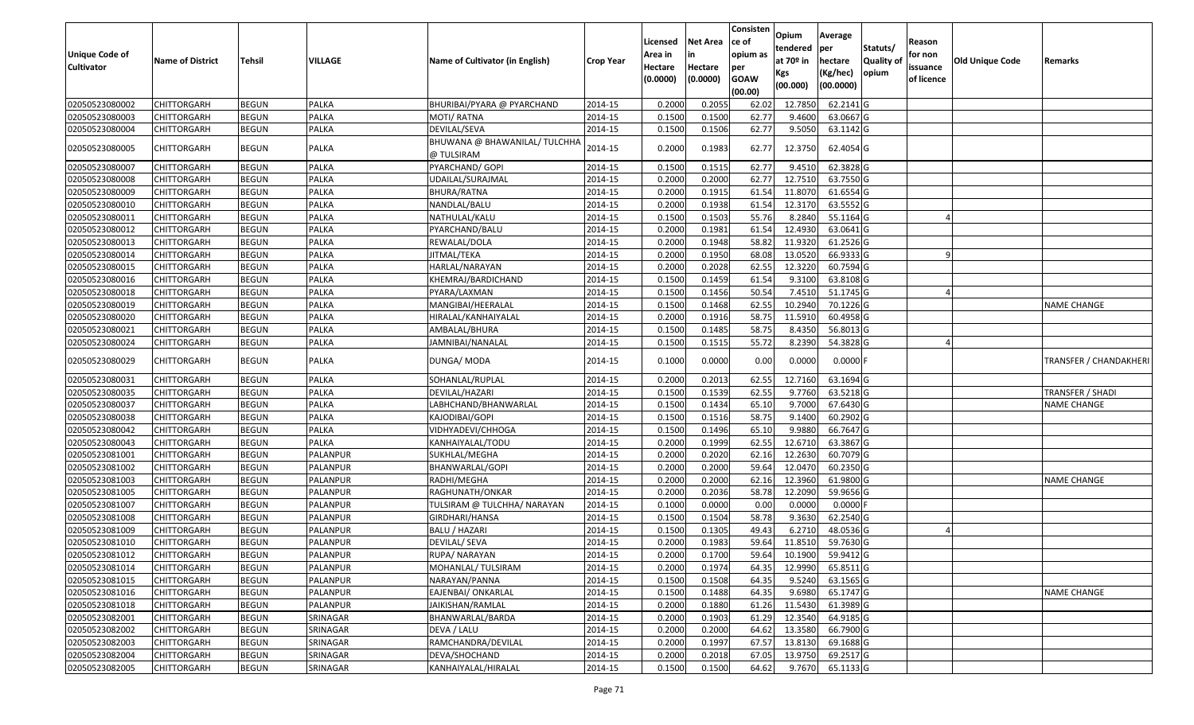| Unique Code of Cultivator | Name of District | Tehsil | VILLAGE | Name of Cultivator (in English) | Crop Year | Licensed Area in Hectare (0.0000) | Net Area in Hectare (0.0000) | Consisten ce of opium as per GOAW (00.00) | Opium tendered at 70º in Kgs (00.000) | Average per hectare (Kg/hec) (00.0000) | Statuts/ Quality of opium | Reason for non issuance of licence | Old Unique Code | Remarks |
|---|---|---|---|---|---|---|---|---|---|---|---|---|---|---|
| 02050523080002 | CHITTORGARH | BEGUN | PALKA | BHURIBAI/PYARA @ PYARCHAND | 2014-15 | 0.2000 | 0.2055 | 62.02 | 12.7850 | 62.2141 | G | | | |
| 02050523080003 | CHITTORGARH | BEGUN | PALKA | MOTI/ RATNA | 2014-15 | 0.1500 | 0.1500 | 62.77 | 9.4600 | 63.0667 | G | | | |
| 02050523080004 | CHITTORGARH | BEGUN | PALKA | DEVILAL/SEVA | 2014-15 | 0.1500 | 0.1506 | 62.77 | 9.5050 | 63.1142 | G | | | |
| 02050523080005 | CHITTORGARH | BEGUN | PALKA | BHUWANA @ BHAWANILAL/ TULCHHA @ TULSIRAM | 2014-15 | 0.2000 | 0.1983 | 62.77 | 12.3750 | 62.4054 | G | | | |
| 02050523080007 | CHITTORGARH | BEGUN | PALKA | PYARCHAND/ GOPI | 2014-15 | 0.1500 | 0.1515 | 62.77 | 9.4510 | 62.3828 | G | | | |
| 02050523080008 | CHITTORGARH | BEGUN | PALKA | UDAILAL/SURAJMAL | 2014-15 | 0.2000 | 0.2000 | 62.77 | 12.7510 | 63.7550 | G | | | |
| 02050523080009 | CHITTORGARH | BEGUN | PALKA | BHURA/RATNA | 2014-15 | 0.2000 | 0.1915 | 61.54 | 11.8070 | 61.6554 | G | | | |
| 02050523080010 | CHITTORGARH | BEGUN | PALKA | NANDLAL/BALU | 2014-15 | 0.2000 | 0.1938 | 61.54 | 12.3170 | 63.5552 | G | | | |
| 02050523080011 | CHITTORGARH | BEGUN | PALKA | NATHULAL/KALU | 2014-15 | 0.1500 | 0.1503 | 55.76 | 8.2840 | 55.1164 | G | 4 | | |
| 02050523080012 | CHITTORGARH | BEGUN | PALKA | PYARCHAND/BALU | 2014-15 | 0.2000 | 0.1981 | 61.54 | 12.4930 | 63.0641 | G | | | |
| 02050523080013 | CHITTORGARH | BEGUN | PALKA | REWALAL/DOLA | 2014-15 | 0.2000 | 0.1948 | 58.82 | 11.9320 | 61.2526 | G | | | |
| 02050523080014 | CHITTORGARH | BEGUN | PALKA | JITMAL/TEKA | 2014-15 | 0.2000 | 0.1950 | 68.08 | 13.0520 | 66.9333 | G | 9 | | |
| 02050523080015 | CHITTORGARH | BEGUN | PALKA | HARLAL/NARAYAN | 2014-15 | 0.2000 | 0.2028 | 62.55 | 12.3220 | 60.7594 | G | | | |
| 02050523080016 | CHITTORGARH | BEGUN | PALKA | KHEMRAJ/BARDICHAND | 2014-15 | 0.1500 | 0.1459 | 61.54 | 9.3100 | 63.8108 | G | | | |
| 02050523080018 | CHITTORGARH | BEGUN | PALKA | PYARA/LAXMAN | 2014-15 | 0.1500 | 0.1456 | 50.54 | 7.4510 | 51.1745 | G | 4 | | |
| 02050523080019 | CHITTORGARH | BEGUN | PALKA | MANGIBAI/HEERALAL | 2014-15 | 0.1500 | 0.1468 | 62.55 | 10.2940 | 70.1226 | G | | | NAME CHANGE |
| 02050523080020 | CHITTORGARH | BEGUN | PALKA | HIRALAL/KANHAIYALAL | 2014-15 | 0.2000 | 0.1916 | 58.75 | 11.5910 | 60.4958 | G | | | |
| 02050523080021 | CHITTORGARH | BEGUN | PALKA | AMBALAL/BHURA | 2014-15 | 0.1500 | 0.1485 | 58.75 | 8.4350 | 56.8013 | G | | | |
| 02050523080024 | CHITTORGARH | BEGUN | PALKA | JAMNIBAI/NANALAL | 2014-15 | 0.1500 | 0.1515 | 55.72 | 8.2390 | 54.3828 | G | 4 | | |
| 02050523080029 | CHITTORGARH | BEGUN | PALKA | DUNGA/ MODA | 2014-15 | 0.1000 | 0.0000 | 0.00 | 0.0000 | 0.0000 | F | | | TRANSFER / CHANDAKHERI |
| 02050523080031 | CHITTORGARH | BEGUN | PALKA | SOHANLAL/RUPLAL | 2014-15 | 0.2000 | 0.2013 | 62.55 | 12.7160 | 63.1694 | G | | | |
| 02050523080035 | CHITTORGARH | BEGUN | PALKA | DEVILAL/HAZARI | 2014-15 | 0.1500 | 0.1539 | 62.55 | 9.7760 | 63.5218 | G | | | TRANSFER / SHADI |
| 02050523080037 | CHITTORGARH | BEGUN | PALKA | LABHCHAND/BHANWARLAL | 2014-15 | 0.1500 | 0.1434 | 65.10 | 9.7000 | 67.6430 | G | | | NAME CHANGE |
| 02050523080038 | CHITTORGARH | BEGUN | PALKA | KAJODIBAI/GOPI | 2014-15 | 0.1500 | 0.1516 | 58.75 | 9.1400 | 60.2902 | G | | | |
| 02050523080042 | CHITTORGARH | BEGUN | PALKA | VIDHYADEVI/CHHOGA | 2014-15 | 0.1500 | 0.1496 | 65.10 | 9.9880 | 66.7647 | G | | | |
| 02050523080043 | CHITTORGARH | BEGUN | PALKA | KANHAIYALAL/TODU | 2014-15 | 0.2000 | 0.1999 | 62.55 | 12.6710 | 63.3867 | G | | | |
| 02050523081001 | CHITTORGARH | BEGUN | PALANPUR | SUKHLAL/MEGHA | 2014-15 | 0.2000 | 0.2020 | 62.16 | 12.2630 | 60.7079 | G | | | |
| 02050523081002 | CHITTORGARH | BEGUN | PALANPUR | BHANWARLAL/GOPI | 2014-15 | 0.2000 | 0.2000 | 59.64 | 12.0470 | 60.2350 | G | | | |
| 02050523081003 | CHITTORGARH | BEGUN | PALANPUR | RADHI/MEGHA | 2014-15 | 0.2000 | 0.2000 | 62.16 | 12.3960 | 61.9800 | G | | | NAME CHANGE |
| 02050523081005 | CHITTORGARH | BEGUN | PALANPUR | RAGHUNATH/ONKAR | 2014-15 | 0.2000 | 0.2036 | 58.78 | 12.2090 | 59.9656 | G | | | |
| 02050523081007 | CHITTORGARH | BEGUN | PALANPUR | TULSIRAM @ TULCHHA/ NARAYAN | 2014-15 | 0.1000 | 0.0000 | 0.00 | 0.0000 | 0.0000 | F | | | |
| 02050523081008 | CHITTORGARH | BEGUN | PALANPUR | GIRDHARI/HANSA | 2014-15 | 0.1500 | 0.1504 | 58.78 | 9.3630 | 62.2540 | G | | | |
| 02050523081009 | CHITTORGARH | BEGUN | PALANPUR | BALU / HAZARI | 2014-15 | 0.1500 | 0.1305 | 49.43 | 6.2710 | 48.0536 | G | 4 | | |
| 02050523081010 | CHITTORGARH | BEGUN | PALANPUR | DEVILAL/ SEVA | 2014-15 | 0.2000 | 0.1983 | 59.64 | 11.8510 | 59.7630 | G | | | |
| 02050523081012 | CHITTORGARH | BEGUN | PALANPUR | RUPA/ NARAYAN | 2014-15 | 0.2000 | 0.1700 | 59.64 | 10.1900 | 59.9412 | G | | | |
| 02050523081014 | CHITTORGARH | BEGUN | PALANPUR | MOHANLAL/ TULSIRAM | 2014-15 | 0.2000 | 0.1974 | 64.35 | 12.9990 | 65.8511 | G | | | |
| 02050523081015 | CHITTORGARH | BEGUN | PALANPUR | NARAYAN/PANNA | 2014-15 | 0.1500 | 0.1508 | 64.35 | 9.5240 | 63.1565 | G | | | |
| 02050523081016 | CHITTORGARH | BEGUN | PALANPUR | EAJENBAI/ ONKARLAL | 2014-15 | 0.1500 | 0.1488 | 64.35 | 9.6980 | 65.1747 | G | | | NAME CHANGE |
| 02050523081018 | CHITTORGARH | BEGUN | PALANPUR | JAIKISHAN/RAMLAL | 2014-15 | 0.2000 | 0.1880 | 61.26 | 11.5430 | 61.3989 | G | | | |
| 02050523082001 | CHITTORGARH | BEGUN | SRINAGAR | BHANWARLAL/BARDA | 2014-15 | 0.2000 | 0.1903 | 61.29 | 12.3540 | 64.9185 | G | | | |
| 02050523082002 | CHITTORGARH | BEGUN | SRINAGAR | DEVA / LALU | 2014-15 | 0.2000 | 0.2000 | 64.62 | 13.3580 | 66.7900 | G | | | |
| 02050523082003 | CHITTORGARH | BEGUN | SRINAGAR | RAMCHANDRA/DEVILAL | 2014-15 | 0.2000 | 0.1997 | 67.57 | 13.8130 | 69.1688 | G | | | |
| 02050523082004 | CHITTORGARH | BEGUN | SRINAGAR | DEVA/SHOCHAND | 2014-15 | 0.2000 | 0.2018 | 67.05 | 13.9750 | 69.2517 | G | | | |
| 02050523082005 | CHITTORGARH | BEGUN | SRINAGAR | KANHAIYALAL/HIRALAL | 2014-15 | 0.1500 | 0.1500 | 64.62 | 9.7670 | 65.1133 | G | | | |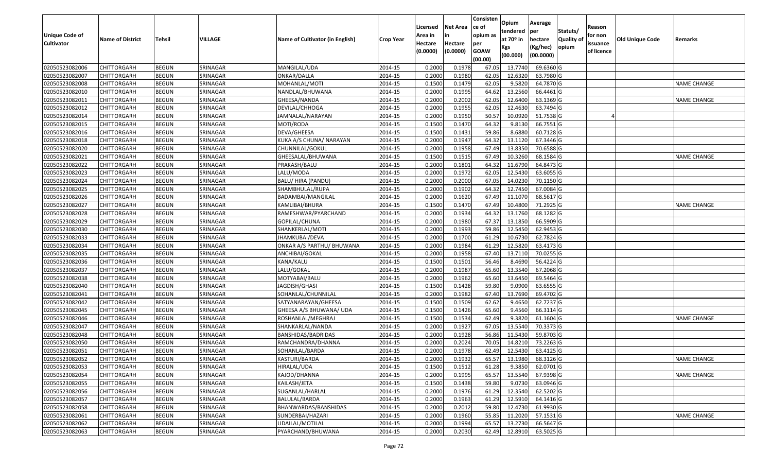| Unique Code of Cultivator | Name of District | Tehsil | VILLAGE | Name of Cultivator (in English) | Crop Year | Licensed Area in Hectare (0.0000) | Net Area in Hectare (0.0000) | Consistence of opium as per GOAW (00.00) | Opium tendered at 70º in Kgs (00.000) | Average per hectare (Kg/hec) (00.0000) | Statuts/ Quality of opium | Reason for non issuance of licence | Old Unique Code | Remarks |
|---|---|---|---|---|---|---|---|---|---|---|---|---|---|---|
| 02050523082006 | CHITTORGARH | BEGUN | SRINAGAR | MANGILAL/UDA | 2014-15 | 0.2000 | 0.1978 | 67.05 | 13.7740 | 69.6360 | G | | | |
| 02050523082007 | CHITTORGARH | BEGUN | SRINAGAR | ONKAR/DALLA | 2014-15 | 0.2000 | 0.1980 | 62.05 | 12.6320 | 63.7980 | G | | | |
| 02050523082008 | CHITTORGARH | BEGUN | SRINAGAR | MOHANLAL/MOTI | 2014-15 | 0.1500 | 0.1479 | 62.05 | 9.5820 | 64.7870 | G | | | NAME CHANGE |
| 02050523082010 | CHITTORGARH | BEGUN | SRINAGAR | NANDLAL/BHUWANA | 2014-15 | 0.2000 | 0.1995 | 64.62 | 13.2560 | 66.4461 | G | | | |
| 02050523082011 | CHITTORGARH | BEGUN | SRINAGAR | GHEESA/NANDA | 2014-15 | 0.2000 | 0.2002 | 62.05 | 12.6400 | 63.1369 | G | | | NAME CHANGE |
| 02050523082012 | CHITTORGARH | BEGUN | SRINAGAR | DEVILAL/CHHOGA | 2014-15 | 0.2000 | 0.1955 | 62.05 | 12.4630 | 63.7494 | G | | | |
| 02050523082014 | CHITTORGARH | BEGUN | SRINAGAR | JAMNALAL/NARAYAN | 2014-15 | 0.2000 | 0.1950 | 50.57 | 10.0920 | 51.7538 | G | 4 | | |
| 02050523082015 | CHITTORGARH | BEGUN | SRINAGAR | MOTI/RODA | 2014-15 | 0.1500 | 0.1470 | 64.32 | 9.8130 | 66.7551 | G | | | |
| 02050523082016 | CHITTORGARH | BEGUN | SRINAGAR | DEVA/GHEESA | 2014-15 | 0.1500 | 0.1431 | 59.86 | 8.6880 | 60.7128 | G | | | |
| 02050523082018 | CHITTORGARH | BEGUN | SRINAGAR | KUKA A/S CHUNA/ NARAYAN | 2014-15 | 0.2000 | 0.1947 | 64.32 | 13.1120 | 67.3446 | G | | | |
| 02050523082020 | CHITTORGARH | BEGUN | SRINAGAR | CHUNNILAL/GOKUL | 2014-15 | 0.2000 | 0.1958 | 67.49 | 13.8350 | 70.6588 | G | | | |
| 02050523082021 | CHITTORGARH | BEGUN | SRINAGAR | GHEESALAL/BHUWANA | 2014-15 | 0.1500 | 0.1515 | 67.49 | 10.3260 | 68.1584 | G | | | NAME CHANGE |
| 02050523082022 | CHITTORGARH | BEGUN | SRINAGAR | PRAKASH/BALU | 2014-15 | 0.2000 | 0.1801 | 64.32 | 11.6790 | 64.8473 | G | | | |
| 02050523082023 | CHITTORGARH | BEGUN | SRINAGAR | LALU/MODA | 2014-15 | 0.2000 | 0.1972 | 62.05 | 12.5430 | 63.6055 | G | | | |
| 02050523082024 | CHITTORGARH | BEGUN | SRINAGAR | BALU/ HIRA (PANDU) | 2014-15 | 0.2000 | 0.2000 | 67.05 | 14.0230 | 70.1150 | G | | | |
| 02050523082025 | CHITTORGARH | BEGUN | SRINAGAR | SHAMBHULAL/RUPA | 2014-15 | 0.2000 | 0.1902 | 64.32 | 12.7450 | 67.0084 | G | | | |
| 02050523082026 | CHITTORGARH | BEGUN | SRINAGAR | BADAMBAI/MANGILAL | 2014-15 | 0.2000 | 0.1620 | 67.49 | 11.1070 | 68.5617 | G | | | |
| 02050523082027 | CHITTORGARH | BEGUN | SRINAGAR | KAMLIBAI/BHURA | 2014-15 | 0.1500 | 0.1470 | 67.49 | 10.4800 | 71.2925 | G | | | NAME CHANGE |
| 02050523082028 | CHITTORGARH | BEGUN | SRINAGAR | RAMESHWAR/PYARCHAND | 2014-15 | 0.2000 | 0.1934 | 64.32 | 13.1760 | 68.1282 | G | | | |
| 02050523082029 | CHITTORGARH | BEGUN | SRINAGAR | GOPILAL/CHUNA | 2014-15 | 0.2000 | 0.1980 | 67.37 | 13.1850 | 66.5909 | G | | | |
| 02050523082030 | CHITTORGARH | BEGUN | SRINAGAR | SHANKERLAL/MOTI | 2014-15 | 0.2000 | 0.1993 | 59.86 | 12.5450 | 62.9453 | G | | | |
| 02050523082033 | CHITTORGARH | BEGUN | SRINAGAR | JHAMKUBAI/DEVA | 2014-15 | 0.2000 | 0.1700 | 61.29 | 10.6730 | 62.7824 | G | | | |
| 02050523082034 | CHITTORGARH | BEGUN | SRINAGAR | ONKAR A/S PARTHU/ BHUWANA | 2014-15 | 0.2000 | 0.1984 | 61.29 | 12.5820 | 63.4173 | G | | | |
| 02050523082035 | CHITTORGARH | BEGUN | SRINAGAR | ANCHIBAI/GOKAL | 2014-15 | 0.2000 | 0.1958 | 67.40 | 13.7110 | 70.0255 | G | | | |
| 02050523082036 | CHITTORGARH | BEGUN | SRINAGAR | KANA/KALU | 2014-15 | 0.1500 | 0.1501 | 56.46 | 8.4690 | 56.4224 | G | | | |
| 02050523082037 | CHITTORGARH | BEGUN | SRINAGAR | LALU/GOKAL | 2014-15 | 0.2000 | 0.1987 | 65.60 | 13.3540 | 67.2068 | G | | | |
| 02050523082038 | CHITTORGARH | BEGUN | SRINAGAR | MOTYABAI/BALU | 2014-15 | 0.2000 | 0.1962 | 65.60 | 13.6450 | 69.5464 | G | | | |
| 02050523082040 | CHITTORGARH | BEGUN | SRINAGAR | JAGDISH/GHASI | 2014-15 | 0.1500 | 0.1428 | 59.80 | 9.0900 | 63.6555 | G | | | |
| 02050523082041 | CHITTORGARH | BEGUN | SRINAGAR | SOHANLAL/CHUNNILAL | 2014-15 | 0.2000 | 0.1982 | 67.40 | 13.7690 | 69.4702 | G | | | |
| 02050523082042 | CHITTORGARH | BEGUN | SRINAGAR | SATYANARAYAN/GHEESA | 2014-15 | 0.1500 | 0.1509 | 62.62 | 9.4650 | 62.7237 | G | | | |
| 02050523082045 | CHITTORGARH | BEGUN | SRINAGAR | GHEESA A/S BHUWANA/ UDA | 2014-15 | 0.1500 | 0.1426 | 65.60 | 9.4560 | 66.3114 | G | | | |
| 02050523082046 | CHITTORGARH | BEGUN | SRINAGAR | ROSHANLAL/MEGHRAJ | 2014-15 | 0.1500 | 0.1534 | 62.49 | 9.3820 | 61.1604 | G | | | NAME CHANGE |
| 02050523082047 | CHITTORGARH | BEGUN | SRINAGAR | SHANKARLAL/NANDA | 2014-15 | 0.2000 | 0.1927 | 67.05 | 13.5540 | 70.3373 | G | | | |
| 02050523082048 | CHITTORGARH | BEGUN | SRINAGAR | BANSHIDAS/BADRIDAS | 2014-15 | 0.2000 | 0.1928 | 56.86 | 11.5430 | 59.8703 | G | | | |
| 02050523082050 | CHITTORGARH | BEGUN | SRINAGAR | RAMCHANDRA/DHANNA | 2014-15 | 0.2000 | 0.2024 | 70.05 | 14.8210 | 73.2263 | G | | | |
| 02050523082051 | CHITTORGARH | BEGUN | SRINAGAR | SOHANLAL/BARDA | 2014-15 | 0.2000 | 0.1978 | 62.49 | 12.5430 | 63.4125 | G | | | |
| 02050523082052 | CHITTORGARH | BEGUN | SRINAGAR | KASTURI/BARDA | 2014-15 | 0.2000 | 0.1932 | 65.57 | 13.1980 | 68.3126 | G | | | NAME CHANGE |
| 02050523082053 | CHITTORGARH | BEGUN | SRINAGAR | HIRALAL/UDA | 2014-15 | 0.1500 | 0.1512 | 61.28 | 9.3850 | 62.0701 | G | | | |
| 02050523082054 | CHITTORGARH | BEGUN | SRINAGAR | KAJOD/DHANNA | 2014-15 | 0.2000 | 0.1995 | 65.57 | 13.5540 | 67.9398 | G | | | NAME CHANGE |
| 02050523082055 | CHITTORGARH | BEGUN | SRINAGAR | KAILASH/JETA | 2014-15 | 0.1500 | 0.1438 | 59.80 | 9.0730 | 63.0946 | G | | | |
| 02050523082056 | CHITTORGARH | BEGUN | SRINAGAR | SUGANLAL/HARLAL | 2014-15 | 0.2000 | 0.1976 | 61.29 | 12.3540 | 62.5202 | G | | | |
| 02050523082057 | CHITTORGARH | BEGUN | SRINAGAR | BALULAL/BARDA | 2014-15 | 0.2000 | 0.1963 | 61.29 | 12.5910 | 64.1416 | G | | | |
| 02050523082058 | CHITTORGARH | BEGUN | SRINAGAR | BHANWARDAS/BANSHIDAS | 2014-15 | 0.2000 | 0.2012 | 59.80 | 12.4730 | 61.9930 | G | | | |
| 02050523082061 | CHITTORGARH | BEGUN | SRINAGAR | SUNDERBAI/HAZARI | 2014-15 | 0.2000 | 0.1960 | 55.85 | 11.2020 | 57.1531 | G | | | NAME CHANGE |
| 02050523082062 | CHITTORGARH | BEGUN | SRINAGAR | UDAILAL/MOTILAL | 2014-15 | 0.2000 | 0.1994 | 65.57 | 13.2730 | 66.5647 | G | | | |
| 02050523082063 | CHITTORGARH | BEGUN | SRINAGAR | PYARCHAND/BHUWANA | 2014-15 | 0.2000 | 0.2030 | 62.49 | 12.8910 | 63.5025 | G | | | |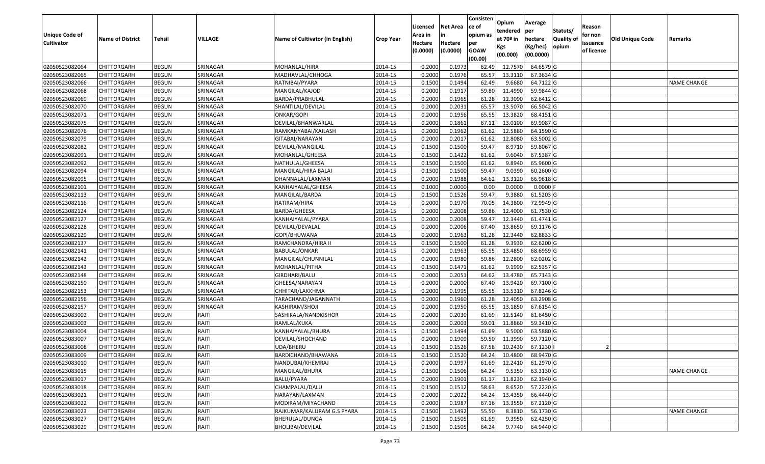| Unique Code of Cultivator | Name of District | Tehsil | VILLAGE | Name of Cultivator (in English) | Crop Year | Licensed Area in Hectare (0.0000) | Net Area in Hectare (0.0000) | Consistence of opium as per GOAW (00.00) | Opium tendered at 70º in Kgs (00.000) | Average per hectare (Kg/hec) (00.0000) | Statuts/ Quality of opium | Reason for non issuance of licence | Old Unique Code | Remarks |
|---|---|---|---|---|---|---|---|---|---|---|---|---|---|---|
| 02050523082064 | CHITTORGARH | BEGUN | SRINAGAR | MOHANLAL/HIRA | 2014-15 | 0.2000 | 0.1973 | 62.49 | 12.7570 | 64.6579 | G | | | |
| 02050523082065 | CHITTORGARH | BEGUN | SRINAGAR | MADHAVLAL/CHHOGA | 2014-15 | 0.2000 | 0.1976 | 65.57 | 13.3110 | 67.3634 | G | | | |
| 02050523082066 | CHITTORGARH | BEGUN | SRINAGAR | RATNIBAI/PYARA | 2014-15 | 0.1500 | 0.1494 | 62.49 | 9.6680 | 64.7122 | G | | | NAME CHANGE |
| 02050523082068 | CHITTORGARH | BEGUN | SRINAGAR | MANGILAL/KAJOD | 2014-15 | 0.2000 | 0.1917 | 59.80 | 11.4990 | 59.9844 | G | | | |
| 02050523082069 | CHITTORGARH | BEGUN | SRINAGAR | BARDA/PRABHULAL | 2014-15 | 0.2000 | 0.1965 | 61.28 | 12.3090 | 62.6412 | G | | | |
| 02050523082070 | CHITTORGARH | BEGUN | SRINAGAR | SHANTILAL/DEVILAL | 2014-15 | 0.2000 | 0.2031 | 65.57 | 13.5070 | 66.5042 | G | | | |
| 02050523082071 | CHITTORGARH | BEGUN | SRINAGAR | ONKAR/GOPI | 2014-15 | 0.2000 | 0.1956 | 65.55 | 13.3820 | 68.4151 | G | | | |
| 02050523082075 | CHITTORGARH | BEGUN | SRINAGAR | DEVILAL/BHANWARLAL | 2014-15 | 0.2000 | 0.1861 | 67.11 | 13.0100 | 69.9087 | G | | | |
| 02050523082076 | CHITTORGARH | BEGUN | SRINAGAR | RAMKANYABAI/KAILASH | 2014-15 | 0.2000 | 0.1962 | 61.62 | 12.5880 | 64.1590 | G | | | |
| 02050523082079 | CHITTORGARH | BEGUN | SRINAGAR | GITABAI/NARAYAN | 2014-15 | 0.2000 | 0.2017 | 61.62 | 12.8080 | 63.5002 | G | | | |
| 02050523082082 | CHITTORGARH | BEGUN | SRINAGAR | DEVILAL/MANGILAL | 2014-15 | 0.1500 | 0.1500 | 59.47 | 8.9710 | 59.8067 | G | | | |
| 02050523082091 | CHITTORGARH | BEGUN | SRINAGAR | MOHANLAL/GHEESA | 2014-15 | 0.1500 | 0.1422 | 61.62 | 9.6040 | 67.5387 | G | | | |
| 02050523082092 | CHITTORGARH | BEGUN | SRINAGAR | NATHULAL/GHEESA | 2014-15 | 0.1500 | 0.1500 | 61.62 | 9.8940 | 65.9600 | G | | | |
| 02050523082094 | CHITTORGARH | BEGUN | SRINAGAR | MANGILAL/HIRA BALAI | 2014-15 | 0.1500 | 0.1500 | 59.47 | 9.0390 | 60.2600 | G | | | |
| 02050523082095 | CHITTORGARH | BEGUN | SRINAGAR | DHANNALAL/LAXMAN | 2014-15 | 0.2000 | 0.1988 | 64.62 | 13.3120 | 66.9618 | G | | | |
| 02050523082101 | CHITTORGARH | BEGUN | SRINAGAR | KANHAIYALAL/GHEESA | 2014-15 | 0.1000 | 0.0000 | 0.00 | 0.0000 | 0.0000 | F | | | |
| 02050523082113 | CHITTORGARH | BEGUN | SRINAGAR | MANGILAL/BARDA | 2014-15 | 0.1500 | 0.1526 | 59.47 | 9.3880 | 61.5203 | G | | | |
| 02050523082116 | CHITTORGARH | BEGUN | SRINAGAR | RATIRAM/HIRA | 2014-15 | 0.2000 | 0.1970 | 70.05 | 14.3800 | 72.9949 | G | | | |
| 02050523082124 | CHITTORGARH | BEGUN | SRINAGAR | BARDA/GHEESA | 2014-15 | 0.2000 | 0.2008 | 59.86 | 12.4000 | 61.7530 | G | | | |
| 02050523082127 | CHITTORGARH | BEGUN | SRINAGAR | KANHAIYALAL/PYARA | 2014-15 | 0.2000 | 0.2008 | 59.47 | 12.3440 | 61.4741 | G | | | |
| 02050523082128 | CHITTORGARH | BEGUN | SRINAGAR | DEVILAL/DEVALAL | 2014-15 | 0.2000 | 0.2006 | 67.40 | 13.8650 | 69.1176 | G | | | |
| 02050523082129 | CHITTORGARH | BEGUN | SRINAGAR | GOPI/BHUWANA | 2014-15 | 0.2000 | 0.1963 | 61.28 | 12.3440 | 62.8833 | G | | | |
| 02050523082137 | CHITTORGARH | BEGUN | SRINAGAR | RAMCHANDRA/HIRA II | 2014-15 | 0.1500 | 0.1500 | 61.28 | 9.3930 | 62.6200 | G | | | |
| 02050523082141 | CHITTORGARH | BEGUN | SRINAGAR | BABULAL/ONKAR | 2014-15 | 0.2000 | 0.1963 | 65.55 | 13.4850 | 68.6959 | G | | | |
| 02050523082142 | CHITTORGARH | BEGUN | SRINAGAR | MANGILAL/CHUNNILAL | 2014-15 | 0.2000 | 0.1980 | 59.86 | 12.2800 | 62.0202 | G | | | |
| 02050523082143 | CHITTORGARH | BEGUN | SRINAGAR | MOHANLAL/PITHA | 2014-15 | 0.1500 | 0.1471 | 61.62 | 9.1990 | 62.5357 | G | | | |
| 02050523082148 | CHITTORGARH | BEGUN | SRINAGAR | GIRDHARI/BALU | 2014-15 | 0.2000 | 0.2051 | 64.62 | 13.4780 | 65.7143 | G | | | |
| 02050523082150 | CHITTORGARH | BEGUN | SRINAGAR | GHEESA/NARAYAN | 2014-15 | 0.2000 | 0.2000 | 67.40 | 13.9420 | 69.7100 | G | | | |
| 02050523082153 | CHITTORGARH | BEGUN | SRINAGAR | CHHITAR/LAKKHMA | 2014-15 | 0.2000 | 0.1995 | 65.55 | 13.5310 | 67.8246 | G | | | |
| 02050523082156 | CHITTORGARH | BEGUN | SRINAGAR | TARACHAND/JAGANNATH | 2014-15 | 0.2000 | 0.1960 | 61.28 | 12.4050 | 63.2908 | G | | | |
| 02050523082157 | CHITTORGARH | BEGUN | SRINAGAR | KASHIRAM/SHOJI | 2014-15 | 0.2000 | 0.1950 | 65.55 | 13.1850 | 67.6154 | G | | | |
| 02050523083002 | CHITTORGARH | BEGUN | RAITI | SASHIKALA/NANDKISHOR | 2014-15 | 0.2000 | 0.2030 | 61.69 | 12.5140 | 61.6450 | G | | | |
| 02050523083003 | CHITTORGARH | BEGUN | RAITI | RAMLAL/KUKA | 2014-15 | 0.2000 | 0.2003 | 59.01 | 11.8860 | 59.3410 | G | | | |
| 02050523083004 | CHITTORGARH | BEGUN | RAITI | KANHAIYALAL/BHURA | 2014-15 | 0.1500 | 0.1494 | 61.69 | 9.5000 | 63.5880 | G | | | |
| 02050523083007 | CHITTORGARH | BEGUN | RAITI | DEVILAL/SHOCHAND | 2014-15 | 0.2000 | 0.1909 | 59.50 | 11.3990 | 59.7120 | G | | | |
| 02050523083008 | CHITTORGARH | BEGUN | RAITI | UDA/BHERU | 2014-15 | 0.1500 | 0.1526 | 67.58 | 10.2430 | 67.1230 | I | 2 | | |
| 02050523083009 | CHITTORGARH | BEGUN | RAITI | BARDICHAND/BHAWANA | 2014-15 | 0.1500 | 0.1520 | 64.24 | 10.4800 | 68.9470 | G | | | |
| 02050523083010 | CHITTORGARH | BEGUN | RAITI | NANDUBAI/KHEMRAJ | 2014-15 | 0.2000 | 0.1997 | 61.69 | 12.2410 | 61.2970 | G | | | |
| 02050523083015 | CHITTORGARH | BEGUN | RAITI | MANGILAL/BHURA | 2014-15 | 0.1500 | 0.1506 | 64.24 | 9.5350 | 63.3130 | G | | | NAME CHANGE |
| 02050523083017 | CHITTORGARH | BEGUN | RAITI | BALU/PYARA | 2014-15 | 0.2000 | 0.1901 | 61.17 | 11.8230 | 62.1940 | G | | | |
| 02050523083018 | CHITTORGARH | BEGUN | RAITI | CHAMPALAL/DALU | 2014-15 | 0.1500 | 0.1512 | 58.63 | 8.6520 | 57.2220 | G | | | |
| 02050523083021 | CHITTORGARH | BEGUN | RAITI | NARAYAN/LAXMAN | 2014-15 | 0.2000 | 0.2022 | 64.24 | 13.4350 | 66.4440 | G | | | |
| 02050523083022 | CHITTORGARH | BEGUN | RAITI | MODIRAM/MIYACHAND | 2014-15 | 0.2000 | 0.1987 | 67.16 | 13.3550 | 67.2120 | G | | | |
| 02050523083023 | CHITTORGARH | BEGUN | RAITI | RAJKUMAR/KALURAM G.S PYARA | 2014-15 | 0.1500 | 0.1492 | 55.50 | 8.3810 | 56.1730 | G | | | NAME CHANGE |
| 02050523083027 | CHITTORGARH | BEGUN | RAITI | BHERULAL/DUNGA | 2014-15 | 0.1500 | 0.1505 | 61.69 | 9.3950 | 62.4250 | G | | | |
| 02050523083029 | CHITTORGARH | BEGUN | RAITI | BHOLIBAI/DEVILAL | 2014-15 | 0.1500 | 0.1505 | 64.24 | 9.7740 | 64.9440 | G | | | |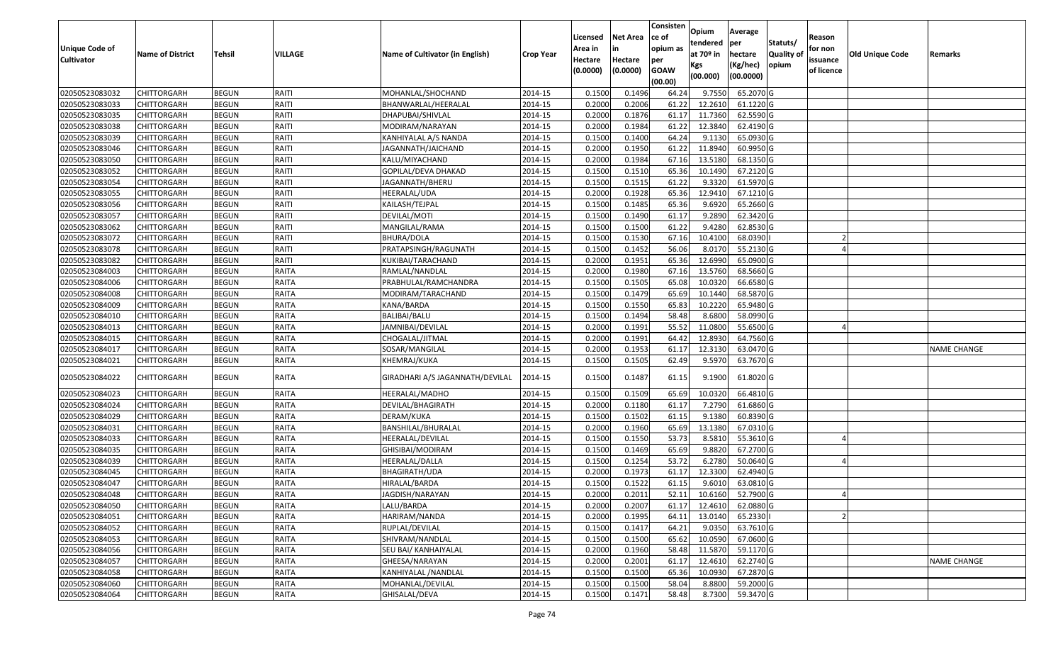| Unique Code of Cultivator | Name of District | Tehsil | VILLAGE | Name of Cultivator (in English) | Crop Year | Licensed Area in Hectare (0.0000) | Net Area in Hectare (0.0000) | Consistence of opium as per GOAW (00.00) | Opium tendered at 70º in Kgs (00.000) | Average per hectare (Kg/hec) (00.0000) | Statuts/ Quality of opium | Reason for non issuance of licence | Old Unique Code | Remarks |
|---|---|---|---|---|---|---|---|---|---|---|---|---|---|---|
| 02050523083032 | CHITTORGARH | BEGUN | RAITI | MOHANLAL/SHOCHAND | 2014-15 | 0.1500 | 0.1496 | 64.24 | 9.7550 | 65.2070 | G | | | |
| 02050523083033 | CHITTORGARH | BEGUN | RAITI | BHANWARLAL/HEERALAL | 2014-15 | 0.2000 | 0.2006 | 61.22 | 12.2610 | 61.1220 | G | | | |
| 02050523083035 | CHITTORGARH | BEGUN | RAITI | DHAPUBAI/SHIVLAL | 2014-15 | 0.2000 | 0.1876 | 61.17 | 11.7360 | 62.5590 | G | | | |
| 02050523083038 | CHITTORGARH | BEGUN | RAITI | MODIRAM/NARAYAN | 2014-15 | 0.2000 | 0.1984 | 61.22 | 12.3840 | 62.4190 | G | | | |
| 02050523083039 | CHITTORGARH | BEGUN | RAITI | KANHIYALAL A/S NANDA | 2014-15 | 0.1500 | 0.1400 | 64.24 | 9.1130 | 65.0930 | G | | | |
| 02050523083046 | CHITTORGARH | BEGUN | RAITI | JAGANNATH/JAICHAND | 2014-15 | 0.2000 | 0.1950 | 61.22 | 11.8940 | 60.9950 | G | | | |
| 02050523083050 | CHITTORGARH | BEGUN | RAITI | KALU/MIYACHAND | 2014-15 | 0.2000 | 0.1984 | 67.16 | 13.5180 | 68.1350 | G | | | |
| 02050523083052 | CHITTORGARH | BEGUN | RAITI | GOPILAL/DEVA DHAKAD | 2014-15 | 0.1500 | 0.1510 | 65.36 | 10.1490 | 67.2120 | G | | | |
| 02050523083054 | CHITTORGARH | BEGUN | RAITI | JAGANNATH/BHERU | 2014-15 | 0.1500 | 0.1515 | 61.22 | 9.3320 | 61.5970 | G | | | |
| 02050523083055 | CHITTORGARH | BEGUN | RAITI | HEERALAL/UDA | 2014-15 | 0.2000 | 0.1928 | 65.36 | 12.9410 | 67.1210 | G | | | |
| 02050523083056 | CHITTORGARH | BEGUN | RAITI | KAILASH/TEJPAL | 2014-15 | 0.1500 | 0.1485 | 65.36 | 9.6920 | 65.2660 | G | | | |
| 02050523083057 | CHITTORGARH | BEGUN | RAITI | DEVILAL/MOTI | 2014-15 | 0.1500 | 0.1490 | 61.17 | 9.2890 | 62.3420 | G | | | |
| 02050523083062 | CHITTORGARH | BEGUN | RAITI | MANGILAL/RAMA | 2014-15 | 0.1500 | 0.1500 | 61.22 | 9.4280 | 62.8530 | G | | | |
| 02050523083072 | CHITTORGARH | BEGUN | RAITI | BHURA/DOLA | 2014-15 | 0.1500 | 0.1530 | 67.16 | 10.4100 | 68.0390 | I | 2 | | |
| 02050523083078 | CHITTORGARH | BEGUN | RAITI | PRATAPSINGH/RAGUNATH | 2014-15 | 0.1500 | 0.1452 | 56.06 | 8.0170 | 55.2130 | G | 4 | | |
| 02050523083082 | CHITTORGARH | BEGUN | RAITI | KUKIBAI/TARACHAND | 2014-15 | 0.2000 | 0.1951 | 65.36 | 12.6990 | 65.0900 | G | | | |
| 02050523084003 | CHITTORGARH | BEGUN | RAITA | RAMLAL/NANDLAL | 2014-15 | 0.2000 | 0.1980 | 67.16 | 13.5760 | 68.5660 | G | | | |
| 02050523084006 | CHITTORGARH | BEGUN | RAITA | PRABHULAL/RAMCHANDRA | 2014-15 | 0.1500 | 0.1505 | 65.08 | 10.0320 | 66.6580 | G | | | |
| 02050523084008 | CHITTORGARH | BEGUN | RAITA | MODIRAM/TARACHAND | 2014-15 | 0.1500 | 0.1479 | 65.69 | 10.1440 | 68.5870 | G | | | |
| 02050523084009 | CHITTORGARH | BEGUN | RAITA | KANA/BARDA | 2014-15 | 0.1500 | 0.1550 | 65.83 | 10.2220 | 65.9480 | G | | | |
| 02050523084010 | CHITTORGARH | BEGUN | RAITA | BALIBAI/BALU | 2014-15 | 0.1500 | 0.1494 | 58.48 | 8.6800 | 58.0990 | G | | | |
| 02050523084013 | CHITTORGARH | BEGUN | RAITA | JAMNIBAI/DEVILAL | 2014-15 | 0.2000 | 0.1991 | 55.52 | 11.0800 | 55.6500 | G | 4 | | |
| 02050523084015 | CHITTORGARH | BEGUN | RAITA | CHOGALAL/JITMAL | 2014-15 | 0.2000 | 0.1991 | 64.42 | 12.8930 | 64.7560 | G | | | |
| 02050523084017 | CHITTORGARH | BEGUN | RAITA | SOSAR/MANGILAL | 2014-15 | 0.2000 | 0.1953 | 61.17 | 12.3130 | 63.0470 | G | | | NAME CHANGE |
| 02050523084021 | CHITTORGARH | BEGUN | RAITA | KHEMRAJ/KUKA | 2014-15 | 0.1500 | 0.1505 | 62.49 | 9.5970 | 63.7670 | G | | | |
| 02050523084022 | CHITTORGARH | BEGUN | RAITA | GIRADHARI A/S JAGANNATH/DEVILAL | 2014-15 | 0.1500 | 0.1487 | 61.15 | 9.1900 | 61.8020 | G | | | |
| 02050523084023 | CHITTORGARH | BEGUN | RAITA | HEERALAL/MADHO | 2014-15 | 0.1500 | 0.1509 | 65.69 | 10.0320 | 66.4810 | G | | | |
| 02050523084024 | CHITTORGARH | BEGUN | RAITA | DEVILAL/BHAGIRATH | 2014-15 | 0.2000 | 0.1180 | 61.17 | 7.2790 | 61.6860 | G | | | |
| 02050523084029 | CHITTORGARH | BEGUN | RAITA | DERAM/KUKA | 2014-15 | 0.1500 | 0.1502 | 61.15 | 9.1380 | 60.8390 | G | | | |
| 02050523084031 | CHITTORGARH | BEGUN | RAITA | BANSHILAL/BHURALAL | 2014-15 | 0.2000 | 0.1960 | 65.69 | 13.1380 | 67.0310 | G | | | |
| 02050523084033 | CHITTORGARH | BEGUN | RAITA | HEERALAL/DEVILAL | 2014-15 | 0.1500 | 0.1550 | 53.73 | 8.5810 | 55.3610 | G | 4 | | |
| 02050523084035 | CHITTORGARH | BEGUN | RAITA | GHISIBAI/MODIRAM | 2014-15 | 0.1500 | 0.1469 | 65.69 | 9.8820 | 67.2700 | G | | | |
| 02050523084039 | CHITTORGARH | BEGUN | RAITA | HEERALAL/DALLA | 2014-15 | 0.1500 | 0.1254 | 53.72 | 6.2780 | 50.0640 | G | 4 | | |
| 02050523084045 | CHITTORGARH | BEGUN | RAITA | BHAGIRATH/UDA | 2014-15 | 0.2000 | 0.1973 | 61.17 | 12.3300 | 62.4940 | G | | | |
| 02050523084047 | CHITTORGARH | BEGUN | RAITA | HIRALAL/BARDA | 2014-15 | 0.1500 | 0.1522 | 61.15 | 9.6010 | 63.0810 | G | | | |
| 02050523084048 | CHITTORGARH | BEGUN | RAITA | JAGDISH/NARAYAN | 2014-15 | 0.2000 | 0.2011 | 52.11 | 10.6160 | 52.7900 | G | 4 | | |
| 02050523084050 | CHITTORGARH | BEGUN | RAITA | LALU/BARDA | 2014-15 | 0.2000 | 0.2007 | 61.17 | 12.4610 | 62.0880 | G | | | |
| 02050523084051 | CHITTORGARH | BEGUN | RAITA | HARIRAM/NANDA | 2014-15 | 0.2000 | 0.1995 | 64.11 | 13.0140 | 65.2330 | I | 2 | | |
| 02050523084052 | CHITTORGARH | BEGUN | RAITA | RUPLAL/DEVILAL | 2014-15 | 0.1500 | 0.1417 | 64.21 | 9.0350 | 63.7610 | G | | | |
| 02050523084053 | CHITTORGARH | BEGUN | RAITA | SHIVRAM/NANDLAL | 2014-15 | 0.1500 | 0.1500 | 65.62 | 10.0590 | 67.0600 | G | | | |
| 02050523084056 | CHITTORGARH | BEGUN | RAITA | SEU BAI/ KANHAIYALAL | 2014-15 | 0.2000 | 0.1960 | 58.48 | 11.5870 | 59.1170 | G | | | |
| 02050523084057 | CHITTORGARH | BEGUN | RAITA | GHEESA/NARAYAN | 2014-15 | 0.2000 | 0.2001 | 61.17 | 12.4610 | 62.2740 | G | | | NAME CHANGE |
| 02050523084058 | CHITTORGARH | BEGUN | RAITA | KANHIYALAL /NANDLAL | 2014-15 | 0.1500 | 0.1500 | 65.36 | 10.0930 | 67.2870 | G | | | |
| 02050523084060 | CHITTORGARH | BEGUN | RAITA | MOHANLAL/DEVILAL | 2014-15 | 0.1500 | 0.1500 | 58.04 | 8.8800 | 59.2000 | G | | | |
| 02050523084064 | CHITTORGARH | BEGUN | RAITA | GHISALAL/DEVA | 2014-15 | 0.1500 | 0.1471 | 58.48 | 8.7300 | 59.3470 | G | | | |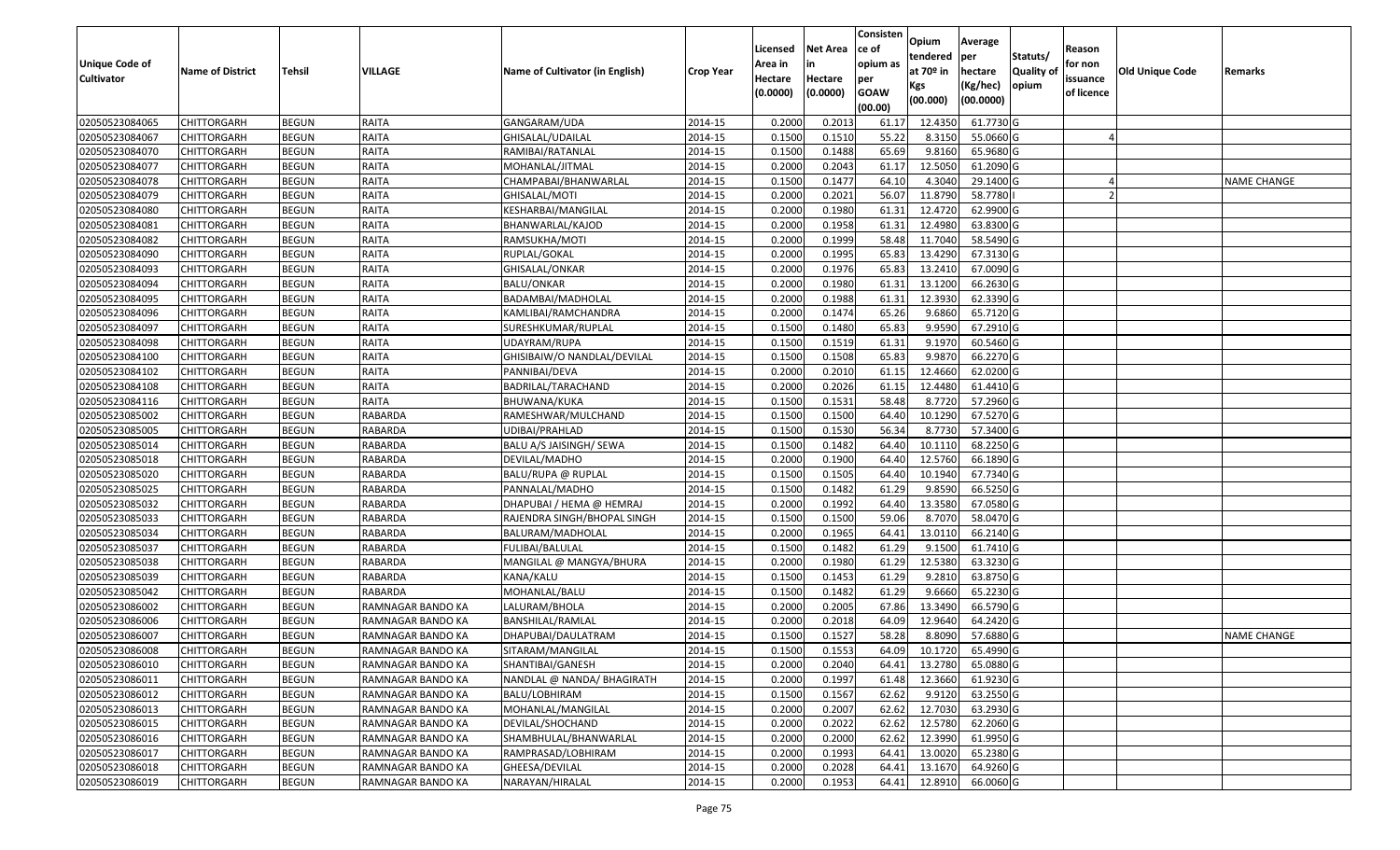| Unique Code of Cultivator | Name of District | Tehsil | VILLAGE | Name of Cultivator (in English) | Crop Year | Licensed Area in Hectare (0.0000) | Net Area in Hectare (0.0000) | Consisten ce of opium as per GOAW (00.00) | Opium tendered at 70º in Kgs (00.000) | Average per hectare (Kg/hec) (00.0000) | Statuts/ Quality of opium | Reason for non issuance of licence | Old Unique Code | Remarks |
|---|---|---|---|---|---|---|---|---|---|---|---|---|---|---|
| 02050523084065 | CHITTORGARH | BEGUN | RAITA | GANGARAM/UDA | 2014-15 | 0.2000 | 0.2013 | 61.17 | 12.4350 | 61.7730 | G | | | |
| 02050523084067 | CHITTORGARH | BEGUN | RAITA | GHISALAL/UDAILAL | 2014-15 | 0.1500 | 0.1510 | 55.22 | 8.3150 | 55.0660 | G | 4 | | |
| 02050523084070 | CHITTORGARH | BEGUN | RAITA | RAMIBAI/RATANLAL | 2014-15 | 0.1500 | 0.1488 | 65.69 | 9.8160 | 65.9680 | G | | | |
| 02050523084077 | CHITTORGARH | BEGUN | RAITA | MOHANLAL/JITMAL | 2014-15 | 0.2000 | 0.2043 | 61.17 | 12.5050 | 61.2090 | G | | | |
| 02050523084078 | CHITTORGARH | BEGUN | RAITA | CHAMPABAI/BHANWARLAL | 2014-15 | 0.1500 | 0.1477 | 64.10 | 4.3040 | 29.1400 | G | 4 | | NAME CHANGE |
| 02050523084079 | CHITTORGARH | BEGUN | RAITA | GHISALAL/MOTI | 2014-15 | 0.2000 | 0.2021 | 56.07 | 11.8790 | 58.7780 | I | 2 | | |
| 02050523084080 | CHITTORGARH | BEGUN | RAITA | KESHARBAI/MANGILAL | 2014-15 | 0.2000 | 0.1980 | 61.31 | 12.4720 | 62.9900 | G | | | |
| 02050523084081 | CHITTORGARH | BEGUN | RAITA | BHANWARLAL/KAJOD | 2014-15 | 0.2000 | 0.1958 | 61.31 | 12.4980 | 63.8300 | G | | | |
| 02050523084082 | CHITTORGARH | BEGUN | RAITA | RAMSUKHA/MOTI | 2014-15 | 0.2000 | 0.1999 | 58.48 | 11.7040 | 58.5490 | G | | | |
| 02050523084090 | CHITTORGARH | BEGUN | RAITA | RUPLAL/GOKAL | 2014-15 | 0.2000 | 0.1995 | 65.83 | 13.4290 | 67.3130 | G | | | |
| 02050523084093 | CHITTORGARH | BEGUN | RAITA | GHISALAL/ONKAR | 2014-15 | 0.2000 | 0.1976 | 65.83 | 13.2410 | 67.0090 | G | | | |
| 02050523084094 | CHITTORGARH | BEGUN | RAITA | BALU/ONKAR | 2014-15 | 0.2000 | 0.1980 | 61.31 | 13.1200 | 66.2630 | G | | | |
| 02050523084095 | CHITTORGARH | BEGUN | RAITA | BADAMBAI/MADHOLAL | 2014-15 | 0.2000 | 0.1988 | 61.31 | 12.3930 | 62.3390 | G | | | |
| 02050523084096 | CHITTORGARH | BEGUN | RAITA | KAMLIBAI/RAMCHANDRA | 2014-15 | 0.2000 | 0.1474 | 65.26 | 9.6860 | 65.7120 | G | | | |
| 02050523084097 | CHITTORGARH | BEGUN | RAITA | SURESHKUMAR/RUPLAL | 2014-15 | 0.1500 | 0.1480 | 65.83 | 9.9590 | 67.2910 | G | | | |
| 02050523084098 | CHITTORGARH | BEGUN | RAITA | UDAYRAM/RUPA | 2014-15 | 0.1500 | 0.1519 | 61.31 | 9.1970 | 60.5460 | G | | | |
| 02050523084100 | CHITTORGARH | BEGUN | RAITA | GHISIBAIW/O NANDLAL/DEVILAL | 2014-15 | 0.1500 | 0.1508 | 65.83 | 9.9870 | 66.2270 | G | | | |
| 02050523084102 | CHITTORGARH | BEGUN | RAITA | PANNIBAI/DEVA | 2014-15 | 0.2000 | 0.2010 | 61.15 | 12.4660 | 62.0200 | G | | | |
| 02050523084108 | CHITTORGARH | BEGUN | RAITA | BADRILAL/TARACHAND | 2014-15 | 0.2000 | 0.2026 | 61.15 | 12.4480 | 61.4410 | G | | | |
| 02050523084116 | CHITTORGARH | BEGUN | RAITA | BHUWANA/KUKA | 2014-15 | 0.1500 | 0.1531 | 58.48 | 8.7720 | 57.2960 | G | | | |
| 02050523085002 | CHITTORGARH | BEGUN | RABARDA | RAMESHWAR/MULCHAND | 2014-15 | 0.1500 | 0.1500 | 64.40 | 10.1290 | 67.5270 | G | | | |
| 02050523085005 | CHITTORGARH | BEGUN | RABARDA | UDIBAI/PRAHLAD | 2014-15 | 0.1500 | 0.1530 | 56.34 | 8.7730 | 57.3400 | G | | | |
| 02050523085014 | CHITTORGARH | BEGUN | RABARDA | BALU A/S JAISINGH/ SEWA | 2014-15 | 0.1500 | 0.1482 | 64.40 | 10.1110 | 68.2250 | G | | | |
| 02050523085018 | CHITTORGARH | BEGUN | RABARDA | DEVILAL/MADHO | 2014-15 | 0.2000 | 0.1900 | 64.40 | 12.5760 | 66.1890 | G | | | |
| 02050523085020 | CHITTORGARH | BEGUN | RABARDA | BALU/RUPA @ RUPLAL | 2014-15 | 0.1500 | 0.1505 | 64.40 | 10.1940 | 67.7340 | G | | | |
| 02050523085025 | CHITTORGARH | BEGUN | RABARDA | PANNALAL/MADHO | 2014-15 | 0.1500 | 0.1482 | 61.29 | 9.8590 | 66.5250 | G | | | |
| 02050523085032 | CHITTORGARH | BEGUN | RABARDA | DHAPUBAI / HEMA @ HEMRAJ | 2014-15 | 0.2000 | 0.1992 | 64.40 | 13.3580 | 67.0580 | G | | | |
| 02050523085033 | CHITTORGARH | BEGUN | RABARDA | RAJENDRA SINGH/BHOPAL SINGH | 2014-15 | 0.1500 | 0.1500 | 59.06 | 8.7070 | 58.0470 | G | | | |
| 02050523085034 | CHITTORGARH | BEGUN | RABARDA | BALURAM/MADHOLAL | 2014-15 | 0.2000 | 0.1965 | 64.41 | 13.0110 | 66.2140 | G | | | |
| 02050523085037 | CHITTORGARH | BEGUN | RABARDA | FULIBAI/BALULAL | 2014-15 | 0.1500 | 0.1482 | 61.29 | 9.1500 | 61.7410 | G | | | |
| 02050523085038 | CHITTORGARH | BEGUN | RABARDA | MANGILAL @ MANGYA/BHURA | 2014-15 | 0.2000 | 0.1980 | 61.29 | 12.5380 | 63.3230 | G | | | |
| 02050523085039 | CHITTORGARH | BEGUN | RABARDA | KANA/KALU | 2014-15 | 0.1500 | 0.1453 | 61.29 | 9.2810 | 63.8750 | G | | | |
| 02050523085042 | CHITTORGARH | BEGUN | RABARDA | MOHANLAL/BALU | 2014-15 | 0.1500 | 0.1482 | 61.29 | 9.6660 | 65.2230 | G | | | |
| 02050523086002 | CHITTORGARH | BEGUN | RAMNAGAR BANDO KA | LALURAM/BHOLA | 2014-15 | 0.2000 | 0.2005 | 67.86 | 13.3490 | 66.5790 | G | | | |
| 02050523086006 | CHITTORGARH | BEGUN | RAMNAGAR BANDO KA | BANSHILAL/RAMLAL | 2014-15 | 0.2000 | 0.2018 | 64.09 | 12.9640 | 64.2420 | G | | | |
| 02050523086007 | CHITTORGARH | BEGUN | RAMNAGAR BANDO KA | DHAPUBAI/DAULATRAM | 2014-15 | 0.1500 | 0.1527 | 58.28 | 8.8090 | 57.6880 | G | | | NAME CHANGE |
| 02050523086008 | CHITTORGARH | BEGUN | RAMNAGAR BANDO KA | SITARAM/MANGILAL | 2014-15 | 0.1500 | 0.1553 | 64.09 | 10.1720 | 65.4990 | G | | | |
| 02050523086010 | CHITTORGARH | BEGUN | RAMNAGAR BANDO KA | SHANTIBAI/GANESH | 2014-15 | 0.2000 | 0.2040 | 64.41 | 13.2780 | 65.0880 | G | | | |
| 02050523086011 | CHITTORGARH | BEGUN | RAMNAGAR BANDO KA | NANDLAL @ NANDA/ BHAGIRATH | 2014-15 | 0.2000 | 0.1997 | 61.48 | 12.3660 | 61.9230 | G | | | |
| 02050523086012 | CHITTORGARH | BEGUN | RAMNAGAR BANDO KA | BALU/LOBHIRAM | 2014-15 | 0.1500 | 0.1567 | 62.62 | 9.9120 | 63.2550 | G | | | |
| 02050523086013 | CHITTORGARH | BEGUN | RAMNAGAR BANDO KA | MOHANLAL/MANGILAL | 2014-15 | 0.2000 | 0.2007 | 62.62 | 12.7030 | 63.2930 | G | | | |
| 02050523086015 | CHITTORGARH | BEGUN | RAMNAGAR BANDO KA | DEVILAL/SHOCHAND | 2014-15 | 0.2000 | 0.2022 | 62.62 | 12.5780 | 62.2060 | G | | | |
| 02050523086016 | CHITTORGARH | BEGUN | RAMNAGAR BANDO KA | SHAMBHULAL/BHANWARLAL | 2014-15 | 0.2000 | 0.2000 | 62.62 | 12.3990 | 61.9950 | G | | | |
| 02050523086017 | CHITTORGARH | BEGUN | RAMNAGAR BANDO KA | RAMPRASAD/LOBHIRAM | 2014-15 | 0.2000 | 0.1993 | 64.41 | 13.0020 | 65.2380 | G | | | |
| 02050523086018 | CHITTORGARH | BEGUN | RAMNAGAR BANDO KA | GHEESA/DEVILAL | 2014-15 | 0.2000 | 0.2028 | 64.41 | 13.1670 | 64.9260 | G | | | |
| 02050523086019 | CHITTORGARH | BEGUN | RAMNAGAR BANDO KA | NARAYAN/HIRALAL | 2014-15 | 0.2000 | 0.1953 | 64.41 | 12.8910 | 66.0060 | G | | | |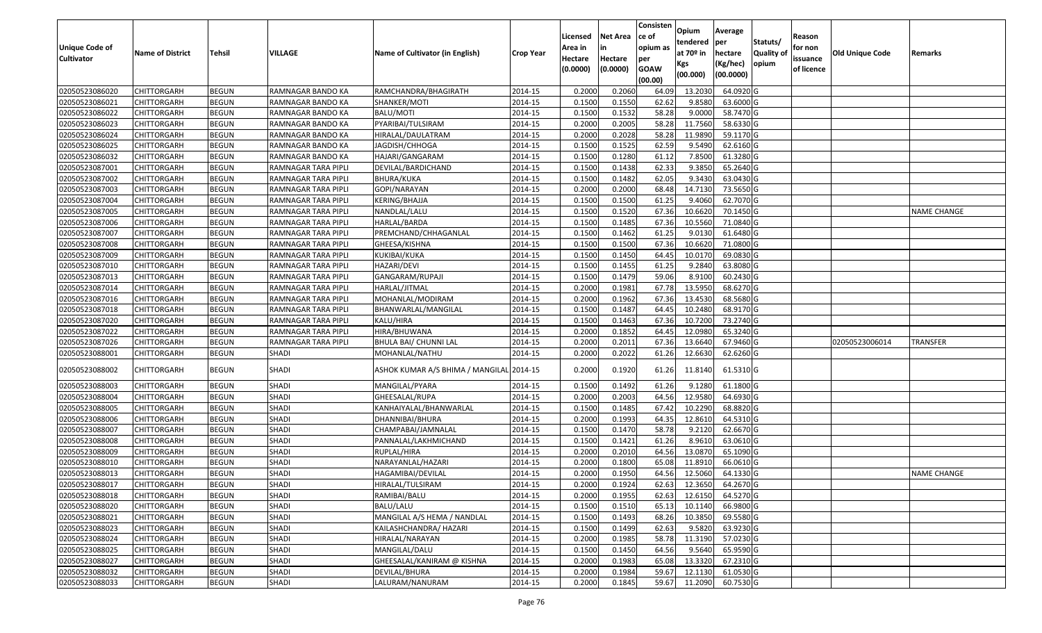| Unique Code of Cultivator | Name of District | Tehsil | VILLAGE | Name of Cultivator (in English) | Crop Year | Licensed Area in Hectare (0.0000) | Net Area in Hectare (0.0000) | Consistence of opium as per GOAW (00.00) | Opium tendered at 70º in Kgs (00.000) | Average per hectare (Kg/hec) (00.0000) | Statuts/ Quality of opium | Reason for non issuance of licence | Old Unique Code | Remarks |
|---|---|---|---|---|---|---|---|---|---|---|---|---|---|---|
| 02050523086020 | CHITTORGARH | BEGUN | RAMNAGAR BANDO KA | RAMCHANDRA/BHAGIRATH | 2014-15 | 0.2000 | 0.2060 | 64.09 | 13.2030 | 64.0920 | G | | | |
| 02050523086021 | CHITTORGARH | BEGUN | RAMNAGAR BANDO KA | SHANKER/MOTI | 2014-15 | 0.1500 | 0.1550 | 62.62 | 9.8580 | 63.6000 | G | | | |
| 02050523086022 | CHITTORGARH | BEGUN | RAMNAGAR BANDO KA | BALU/MOTI | 2014-15 | 0.1500 | 0.1532 | 58.28 | 9.0000 | 58.7470 | G | | | |
| 02050523086023 | CHITTORGARH | BEGUN | RAMNAGAR BANDO KA | PYARIBAI/TULSIRAM | 2014-15 | 0.2000 | 0.2005 | 58.28 | 11.7560 | 58.6330 | G | | | |
| 02050523086024 | CHITTORGARH | BEGUN | RAMNAGAR BANDO KA | HIRALAL/DAULATRAM | 2014-15 | 0.2000 | 0.2028 | 58.28 | 11.9890 | 59.1170 | G | | | |
| 02050523086025 | CHITTORGARH | BEGUN | RAMNAGAR BANDO KA | JAGDISH/CHHOGA | 2014-15 | 0.1500 | 0.1525 | 62.59 | 9.5490 | 62.6160 | G | | | |
| 02050523086032 | CHITTORGARH | BEGUN | RAMNAGAR BANDO KA | HAJARI/GANGARAM | 2014-15 | 0.1500 | 0.1280 | 61.12 | 7.8500 | 61.3280 | G | | | |
| 02050523087001 | CHITTORGARH | BEGUN | RAMNAGAR TARA PIPLI | DEVILAL/BARDICHAND | 2014-15 | 0.1500 | 0.1438 | 62.33 | 9.3850 | 65.2640 | G | | | |
| 02050523087002 | CHITTORGARH | BEGUN | RAMNAGAR TARA PIPLI | BHURA/KUKA | 2014-15 | 0.1500 | 0.1482 | 62.05 | 9.3430 | 63.0430 | G | | | |
| 02050523087003 | CHITTORGARH | BEGUN | RAMNAGAR TARA PIPLI | GOPI/NARAYAN | 2014-15 | 0.2000 | 0.2000 | 68.48 | 14.7130 | 73.5650 | G | | | |
| 02050523087004 | CHITTORGARH | BEGUN | RAMNAGAR TARA PIPLI | KERING/BHAJJA | 2014-15 | 0.1500 | 0.1500 | 61.25 | 9.4060 | 62.7070 | G | | | |
| 02050523087005 | CHITTORGARH | BEGUN | RAMNAGAR TARA PIPLI | NANDLAL/LALU | 2014-15 | 0.1500 | 0.1520 | 67.36 | 10.6620 | 70.1450 | G | | | NAME CHANGE |
| 02050523087006 | CHITTORGARH | BEGUN | RAMNAGAR TARA PIPLI | HARLAL/BARDA | 2014-15 | 0.1500 | 0.1485 | 67.36 | 10.5560 | 71.0840 | G | | | |
| 02050523087007 | CHITTORGARH | BEGUN | RAMNAGAR TARA PIPLI | PREMCHAND/CHHAGANLAL | 2014-15 | 0.1500 | 0.1462 | 61.25 | 9.0130 | 61.6480 | G | | | |
| 02050523087008 | CHITTORGARH | BEGUN | RAMNAGAR TARA PIPLI | GHEESA/KISHNA | 2014-15 | 0.1500 | 0.1500 | 67.36 | 10.6620 | 71.0800 | G | | | |
| 02050523087009 | CHITTORGARH | BEGUN | RAMNAGAR TARA PIPLI | KUKIBAI/KUKA | 2014-15 | 0.1500 | 0.1450 | 64.45 | 10.0170 | 69.0830 | G | | | |
| 02050523087010 | CHITTORGARH | BEGUN | RAMNAGAR TARA PIPLI | HAZARI/DEVI | 2014-15 | 0.1500 | 0.1455 | 61.25 | 9.2840 | 63.8080 | G | | | |
| 02050523087013 | CHITTORGARH | BEGUN | RAMNAGAR TARA PIPLI | GANGARAM/RUPAJI | 2014-15 | 0.1500 | 0.1479 | 59.06 | 8.9100 | 60.2430 | G | | | |
| 02050523087014 | CHITTORGARH | BEGUN | RAMNAGAR TARA PIPLI | HARLAL/JITMAL | 2014-15 | 0.2000 | 0.1981 | 67.78 | 13.5950 | 68.6270 | G | | | |
| 02050523087016 | CHITTORGARH | BEGUN | RAMNAGAR TARA PIPLI | MOHANLAL/MODIRAM | 2014-15 | 0.2000 | 0.1962 | 67.36 | 13.4530 | 68.5680 | G | | | |
| 02050523087018 | CHITTORGARH | BEGUN | RAMNAGAR TARA PIPLI | BHANWARLAL/MANGILAL | 2014-15 | 0.1500 | 0.1487 | 64.45 | 10.2480 | 68.9170 | G | | | |
| 02050523087020 | CHITTORGARH | BEGUN | RAMNAGAR TARA PIPLI | KALU/HIRA | 2014-15 | 0.1500 | 0.1463 | 67.36 | 10.7200 | 73.2740 | G | | | |
| 02050523087022 | CHITTORGARH | BEGUN | RAMNAGAR TARA PIPLI | HIRA/BHUWANA | 2014-15 | 0.2000 | 0.1852 | 64.45 | 12.0980 | 65.3240 | G | | | |
| 02050523087026 | CHITTORGARH | BEGUN | RAMNAGAR TARA PIPLI | BHULA BAI/ CHUNNI LAL | 2014-15 | 0.2000 | 0.2011 | 67.36 | 13.6640 | 67.9460 | G | | 02050523006014 | TRANSFER |
| 02050523088001 | CHITTORGARH | BEGUN | SHADI | MOHANLAL/NATHU | 2014-15 | 0.2000 | 0.2022 | 61.26 | 12.6630 | 62.6260 | G | | | |
| 02050523088002 | CHITTORGARH | BEGUN | SHADI | ASHOK KUMAR A/S BHIMA / MANGILAL | 2014-15 | 0.2000 | 0.1920 | 61.26 | 11.8140 | 61.5310 | G | | | |
| 02050523088003 | CHITTORGARH | BEGUN | SHADI | MANGILAL/PYARA | 2014-15 | 0.1500 | 0.1492 | 61.26 | 9.1280 | 61.1800 | G | | | |
| 02050523088004 | CHITTORGARH | BEGUN | SHADI | GHEESALAL/RUPA | 2014-15 | 0.2000 | 0.2003 | 64.56 | 12.9580 | 64.6930 | G | | | |
| 02050523088005 | CHITTORGARH | BEGUN | SHADI | KANHAIYALAL/BHANWARLAL | 2014-15 | 0.1500 | 0.1485 | 67.42 | 10.2290 | 68.8820 | G | | | |
| 02050523088006 | CHITTORGARH | BEGUN | SHADI | DHANNIBAI/BHURA | 2014-15 | 0.2000 | 0.1993 | 64.35 | 12.8610 | 64.5310 | G | | | |
| 02050523088007 | CHITTORGARH | BEGUN | SHADI | CHAMPABAI/JAMNALAL | 2014-15 | 0.1500 | 0.1470 | 58.78 | 9.2120 | 62.6670 | G | | | |
| 02050523088008 | CHITTORGARH | BEGUN | SHADI | PANNALAL/LAKHMICHAND | 2014-15 | 0.1500 | 0.1421 | 61.26 | 8.9610 | 63.0610 | G | | | |
| 02050523088009 | CHITTORGARH | BEGUN | SHADI | RUPLAL/HIRA | 2014-15 | 0.2000 | 0.2010 | 64.56 | 13.0870 | 65.1090 | G | | | |
| 02050523088010 | CHITTORGARH | BEGUN | SHADI | NARAYANLAL/HAZARI | 2014-15 | 0.2000 | 0.1800 | 65.08 | 11.8910 | 66.0610 | G | | | |
| 02050523088013 | CHITTORGARH | BEGUN | SHADI | HAGAMIBAI/DEVILAL | 2014-15 | 0.2000 | 0.1950 | 64.56 | 12.5060 | 64.1330 | G | | | NAME CHANGE |
| 02050523088017 | CHITTORGARH | BEGUN | SHADI | HIRALAL/TULSIRAM | 2014-15 | 0.2000 | 0.1924 | 62.63 | 12.3650 | 64.2670 | G | | | |
| 02050523088018 | CHITTORGARH | BEGUN | SHADI | RAMIBAI/BALU | 2014-15 | 0.2000 | 0.1955 | 62.63 | 12.6150 | 64.5270 | G | | | |
| 02050523088020 | CHITTORGARH | BEGUN | SHADI | BALU/LALU | 2014-15 | 0.1500 | 0.1510 | 65.13 | 10.1140 | 66.9800 | G | | | |
| 02050523088021 | CHITTORGARH | BEGUN | SHADI | MANGILAL A/S HEMA / NANDLAL | 2014-15 | 0.1500 | 0.1493 | 68.26 | 10.3850 | 69.5580 | G | | | |
| 02050523088023 | CHITTORGARH | BEGUN | SHADI | KAILASHCHANDRA/ HAZARI | 2014-15 | 0.1500 | 0.1499 | 62.63 | 9.5820 | 63.9230 | G | | | |
| 02050523088024 | CHITTORGARH | BEGUN | SHADI | HIRALAL/NARAYAN | 2014-15 | 0.2000 | 0.1985 | 58.78 | 11.3190 | 57.0230 | G | | | |
| 02050523088025 | CHITTORGARH | BEGUN | SHADI | MANGILAL/DALU | 2014-15 | 0.1500 | 0.1450 | 64.56 | 9.5640 | 65.9590 | G | | | |
| 02050523088027 | CHITTORGARH | BEGUN | SHADI | GHEESALAL/KANIRAM @ KISHNA | 2014-15 | 0.2000 | 0.1983 | 65.08 | 13.3320 | 67.2310 | G | | | |
| 02050523088032 | CHITTORGARH | BEGUN | SHADI | DEVILAL/BHURA | 2014-15 | 0.2000 | 0.1984 | 59.67 | 12.1130 | 61.0530 | G | | | |
| 02050523088033 | CHITTORGARH | BEGUN | SHADI | LALURAM/NANURAM | 2014-15 | 0.2000 | 0.1845 | 59.67 | 11.2090 | 60.7530 | G | | | |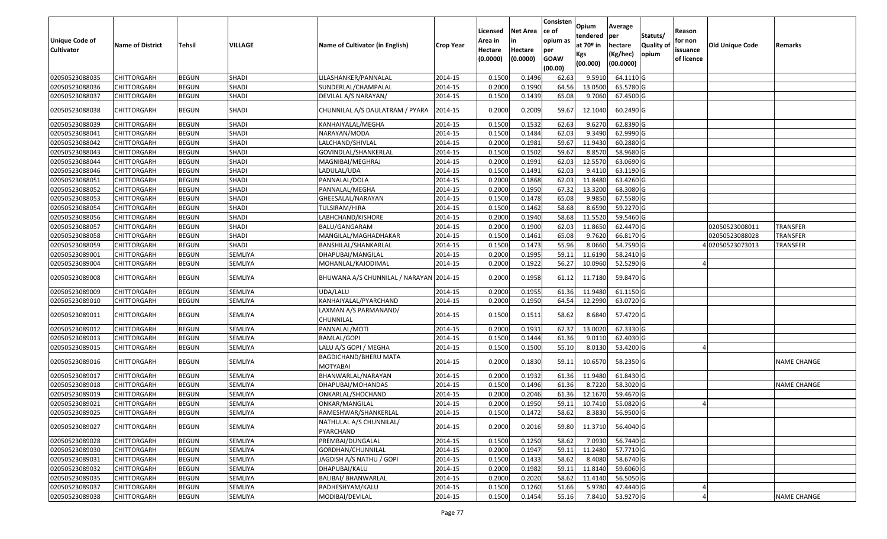| Unique Code of Cultivator | Name of District | Tehsil | VILLAGE | Name of Cultivator (in English) | Crop Year | Licensed Area in Hectare (0.0000) | Net Area in Hectare (0.0000) | Consistence of opium as per GOAW (00.00) | Opium tendered at 70º in Kgs (00.000) | Average per hectare (Kg/hec) (00.0000) | Statuts/ Quality of opium | Reason for non issuance of licence | Old Unique Code | Remarks |
|---|---|---|---|---|---|---|---|---|---|---|---|---|---|---|
| 02050523088035 | CHITTORGARH | BEGUN | SHADI | LILASHANKER/PANNALAL | 2014-15 | 0.1500 | 0.1496 | 62.63 | 9.5910 | 64.1110 | G | | | |
| 02050523088036 | CHITTORGARH | BEGUN | SHADI | SUNDERLAL/CHAMPALAL | 2014-15 | 0.2000 | 0.1990 | 64.56 | 13.0500 | 65.5780 | G | | | |
| 02050523088037 | CHITTORGARH | BEGUN | SHADI | DEVILAL A/S NARAYAN/ | 2014-15 | 0.1500 | 0.1439 | 65.08 | 9.7060 | 67.4500 | G | | | |
| 02050523088038 | CHITTORGARH | BEGUN | SHADI | CHUNNILAL A/S DAULATRAM / PYARA | 2014-15 | 0.2000 | 0.2009 | 59.67 | 12.1040 | 60.2490 | G | | | |
| 02050523088039 | CHITTORGARH | BEGUN | SHADI | KANHAIYALAL/MEGHA | 2014-15 | 0.1500 | 0.1532 | 62.63 | 9.6270 | 62.8390 | G | | | |
| 02050523088041 | CHITTORGARH | BEGUN | SHADI | NARAYAN/MODA | 2014-15 | 0.1500 | 0.1484 | 62.03 | 9.3490 | 62.9990 | G | | | |
| 02050523088042 | CHITTORGARH | BEGUN | SHADI | LALCHAND/SHIVLAL | 2014-15 | 0.2000 | 0.1981 | 59.67 | 11.9430 | 60.2880 | G | | | |
| 02050523088043 | CHITTORGARH | BEGUN | SHADI | GOVINDLAL/SHANKERLAL | 2014-15 | 0.1500 | 0.1502 | 59.67 | 8.8570 | 58.9680 | G | | | |
| 02050523088044 | CHITTORGARH | BEGUN | SHADI | MAGNIBAI/MEGHRAJ | 2014-15 | 0.2000 | 0.1991 | 62.03 | 12.5570 | 63.0690 | G | | | |
| 02050523088046 | CHITTORGARH | BEGUN | SHADI | LADULAL/UDA | 2014-15 | 0.1500 | 0.1491 | 62.03 | 9.4110 | 63.1190 | G | | | |
| 02050523088051 | CHITTORGARH | BEGUN | SHADI | PANNALAL/DOLA | 2014-15 | 0.2000 | 0.1868 | 62.03 | 11.8480 | 63.4260 | G | | | |
| 02050523088052 | CHITTORGARH | BEGUN | SHADI | PANNALAL/MEGHA | 2014-15 | 0.2000 | 0.1950 | 67.32 | 13.3200 | 68.3080 | G | | | |
| 02050523088053 | CHITTORGARH | BEGUN | SHADI | GHEESALAL/NARAYAN | 2014-15 | 0.1500 | 0.1478 | 65.08 | 9.9850 | 67.5580 | G | | | |
| 02050523088054 | CHITTORGARH | BEGUN | SHADI | TULSIRAM/HIRA | 2014-15 | 0.1500 | 0.1462 | 58.68 | 8.6590 | 59.2270 | G | | | |
| 02050523088056 | CHITTORGARH | BEGUN | SHADI | LABHCHAND/KISHORE | 2014-15 | 0.2000 | 0.1940 | 58.68 | 11.5520 | 59.5460 | G | | | |
| 02050523088057 | CHITTORGARH | BEGUN | SHADI | BALU/GANGARAM | 2014-15 | 0.2000 | 0.1900 | 62.03 | 11.8650 | 62.4470 | G | | 02050523008011 | TRANSFER |
| 02050523088058 | CHITTORGARH | BEGUN | SHADI | MANGILAL/MAGHADHAKAR | 2014-15 | 0.1500 | 0.1461 | 65.08 | 9.7620 | 66.8170 | G | | 02050523088028 | TRANSFER |
| 02050523088059 | CHITTORGARH | BEGUN | SHADI | BANSHILAL/SHANKARLAL | 2014-15 | 0.1500 | 0.1473 | 55.96 | 8.0660 | 54.7590 | G | 4 | 02050523073013 | TRANSFER |
| 02050523089001 | CHITTORGARH | BEGUN | SEMLIYA | DHAPUBAI/MANGILAL | 2014-15 | 0.2000 | 0.1995 | 59.11 | 11.6190 | 58.2410 | G | | | |
| 02050523089004 | CHITTORGARH | BEGUN | SEMLIYA | MOHANLAL/KAJODIMAL | 2014-15 | 0.2000 | 0.1922 | 56.27 | 10.0960 | 52.5290 | G | 4 | | |
| 02050523089008 | CHITTORGARH | BEGUN | SEMLIYA | BHUWANA A/S CHUNNILAL / NARAYAN | 2014-15 | 0.2000 | 0.1958 | 61.12 | 11.7180 | 59.8470 | G | | | |
| 02050523089009 | CHITTORGARH | BEGUN | SEMLIYA | UDA/LALU | 2014-15 | 0.2000 | 0.1955 | 61.36 | 11.9480 | 61.1150 | G | | | |
| 02050523089010 | CHITTORGARH | BEGUN | SEMLIYA | KANHAIYALAL/PYARCHAND | 2014-15 | 0.2000 | 0.1950 | 64.54 | 12.2990 | 63.0720 | G | | | |
| 02050523089011 | CHITTORGARH | BEGUN | SEMLIYA | LAXMAN A/S PARMANAND/ CHUNNILAL | 2014-15 | 0.1500 | 0.1511 | 58.62 | 8.6840 | 57.4720 | G | | | |
| 02050523089012 | CHITTORGARH | BEGUN | SEMLIYA | PANNALAL/MOTI | 2014-15 | 0.2000 | 0.1931 | 67.37 | 13.0020 | 67.3330 | G | | | |
| 02050523089013 | CHITTORGARH | BEGUN | SEMLIYA | RAMLAL/GOPI | 2014-15 | 0.1500 | 0.1444 | 61.36 | 9.0110 | 62.4030 | G | | | |
| 02050523089015 | CHITTORGARH | BEGUN | SEMLIYA | LALU A/S GOPI / MEGHA | 2014-15 | 0.1500 | 0.1500 | 55.10 | 8.0130 | 53.4200 | G | 4 | | |
| 02050523089016 | CHITTORGARH | BEGUN | SEMLIYA | BAGDICHAND/BHERU MATA MOTYABAI | 2014-15 | 0.2000 | 0.1830 | 59.11 | 10.6570 | 58.2350 | G | | | NAME CHANGE |
| 02050523089017 | CHITTORGARH | BEGUN | SEMLIYA | BHANWARLAL/NARAYAN | 2014-15 | 0.2000 | 0.1932 | 61.36 | 11.9480 | 61.8430 | G | | | |
| 02050523089018 | CHITTORGARH | BEGUN | SEMLIYA | DHAPUBAI/MOHANDAS | 2014-15 | 0.1500 | 0.1496 | 61.36 | 8.7220 | 58.3020 | G | | | NAME CHANGE |
| 02050523089019 | CHITTORGARH | BEGUN | SEMLIYA | ONKARLAL/SHOCHAND | 2014-15 | 0.2000 | 0.2046 | 61.36 | 12.1670 | 59.4670 | G | | | |
| 02050523089021 | CHITTORGARH | BEGUN | SEMLIYA | ONKAR/MANGILAL | 2014-15 | 0.2000 | 0.1950 | 59.11 | 10.7410 | 55.0820 | G | 4 | | |
| 02050523089025 | CHITTORGARH | BEGUN | SEMLIYA | RAMESHWAR/SHANKERLAL | 2014-15 | 0.1500 | 0.1472 | 58.62 | 8.3830 | 56.9500 | G | | | |
| 02050523089027 | CHITTORGARH | BEGUN | SEMLIYA | NATHULAL A/S CHUNNILAL/ PYARCHAND | 2014-15 | 0.2000 | 0.2016 | 59.80 | 11.3710 | 56.4040 | G | | | |
| 02050523089028 | CHITTORGARH | BEGUN | SEMLIYA | PREMBAI/DUNGALAL | 2014-15 | 0.1500 | 0.1250 | 58.62 | 7.0930 | 56.7440 | G | | | |
| 02050523089030 | CHITTORGARH | BEGUN | SEMLIYA | GORDHAN/CHUNNILAL | 2014-15 | 0.2000 | 0.1947 | 59.11 | 11.2480 | 57.7710 | G | | | |
| 02050523089031 | CHITTORGARH | BEGUN | SEMLIYA | JAGDISH A/S NATHU / GOPI | 2014-15 | 0.1500 | 0.1433 | 58.62 | 8.4080 | 58.6740 | G | | | |
| 02050523089032 | CHITTORGARH | BEGUN | SEMLIYA | DHAPUBAI/KALU | 2014-15 | 0.2000 | 0.1982 | 59.11 | 11.8140 | 59.6060 | G | | | |
| 02050523089035 | CHITTORGARH | BEGUN | SEMLIYA | BALIBAI/ BHANWARLAL | 2014-15 | 0.2000 | 0.2020 | 58.62 | 11.4140 | 56.5050 | G | | | |
| 02050523089037 | CHITTORGARH | BEGUN | SEMLIYA | RADHESHYAM/KALU | 2014-15 | 0.1500 | 0.1260 | 51.66 | 5.9780 | 47.4440 | G | 4 | | |
| 02050523089038 | CHITTORGARH | BEGUN | SEMLIYA | MODIBAI/DEVILAL | 2014-15 | 0.1500 | 0.1454 | 55.16 | 7.8410 | 53.9270 | G | 4 | | NAME CHANGE |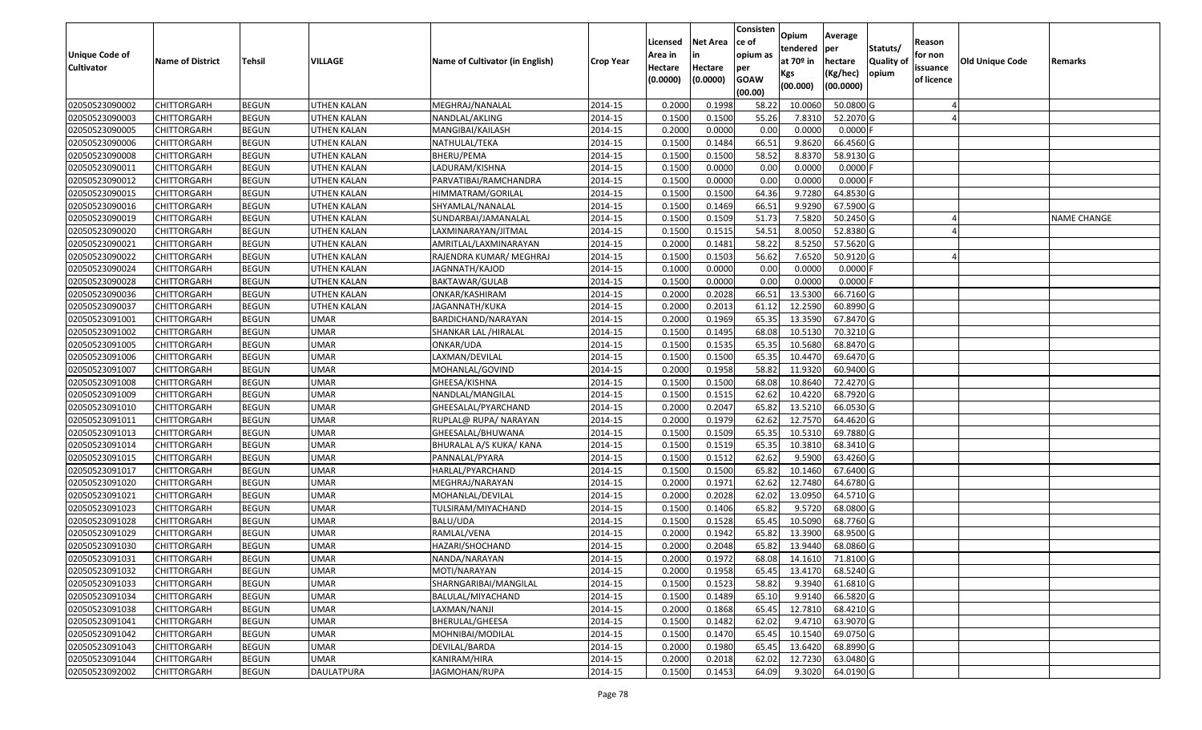| Unique Code of Cultivator | Name of District | Tehsil | VILLAGE | Name of Cultivator (in English) | Crop Year | Licensed Area in Hectare (0.0000) | Net Area in Hectare (0.0000) | Consistence of opium as per GOAW (00.00) | Opium tendered at 70º in Kgs (00.000) | Average per hectare (Kg/hec) (00.0000) | Statuts/ Quality of opium | Reason for non issuance of licence | Old Unique Code | Remarks |
|---|---|---|---|---|---|---|---|---|---|---|---|---|---|---|
| 02050523090002 | CHITTORGARH | BEGUN | UTHEN KALAN | MEGHRAJ/NANALAL | 2014-15 | 0.2000 | 0.1998 | 58.22 | 10.0060 | 50.0800 | G | 4 | | |
| 02050523090003 | CHITTORGARH | BEGUN | UTHEN KALAN | NANDLAL/AKLING | 2014-15 | 0.1500 | 0.1500 | 55.26 | 7.8310 | 52.2070 | G | 4 | | |
| 02050523090005 | CHITTORGARH | BEGUN | UTHEN KALAN | MANGIBAI/KAILASH | 2014-15 | 0.2000 | 0.0000 | 0.00 | 0.0000 | 0.0000 | F | | | |
| 02050523090006 | CHITTORGARH | BEGUN | UTHEN KALAN | NATHULAL/TEKA | 2014-15 | 0.1500 | 0.1484 | 66.51 | 9.8620 | 66.4560 | G | | | |
| 02050523090008 | CHITTORGARH | BEGUN | UTHEN KALAN | BHERU/PEMA | 2014-15 | 0.1500 | 0.1500 | 58.52 | 8.8370 | 58.9130 | G | | | |
| 02050523090011 | CHITTORGARH | BEGUN | UTHEN KALAN | LADURAM/KISHNA | 2014-15 | 0.1500 | 0.0000 | 0.00 | 0.0000 | 0.0000 | F | | | |
| 02050523090012 | CHITTORGARH | BEGUN | UTHEN KALAN | PARVATIBAI/RAMCHANDRA | 2014-15 | 0.1500 | 0.0000 | 0.00 | 0.0000 | 0.0000 | F | | | |
| 02050523090015 | CHITTORGARH | BEGUN | UTHEN KALAN | HIMMATRAM/GORILAL | 2014-15 | 0.1500 | 0.1500 | 64.36 | 9.7280 | 64.8530 | G | | | |
| 02050523090016 | CHITTORGARH | BEGUN | UTHEN KALAN | SHYAMLAL/NANALAL | 2014-15 | 0.1500 | 0.1469 | 66.51 | 9.9290 | 67.5900 | G | | | |
| 02050523090019 | CHITTORGARH | BEGUN | UTHEN KALAN | SUNDARBAI/JAMANALAL | 2014-15 | 0.1500 | 0.1509 | 51.73 | 7.5820 | 50.2450 | G | 4 | | NAME CHANGE |
| 02050523090020 | CHITTORGARH | BEGUN | UTHEN KALAN | LAXMINARAYAN/JITMAL | 2014-15 | 0.1500 | 0.1515 | 54.51 | 8.0050 | 52.8380 | G | 4 | | |
| 02050523090021 | CHITTORGARH | BEGUN | UTHEN KALAN | AMRITLAL/LAXMINARAYAN | 2014-15 | 0.2000 | 0.1481 | 58.22 | 8.5250 | 57.5620 | G | | | |
| 02050523090022 | CHITTORGARH | BEGUN | UTHEN KALAN | RAJENDRA KUMAR/ MEGHRAJ | 2014-15 | 0.1500 | 0.1503 | 56.62 | 7.6520 | 50.9120 | G | 4 | | |
| 02050523090024 | CHITTORGARH | BEGUN | UTHEN KALAN | JAGNNATH/KAJOD | 2014-15 | 0.1000 | 0.0000 | 0.00 | 0.0000 | 0.0000 | F | | | |
| 02050523090028 | CHITTORGARH | BEGUN | UTHEN KALAN | BAKTAWAR/GULAB | 2014-15 | 0.1500 | 0.0000 | 0.00 | 0.0000 | 0.0000 | F | | | |
| 02050523090036 | CHITTORGARH | BEGUN | UTHEN KALAN | ONKAR/KASHIRAM | 2014-15 | 0.2000 | 0.2028 | 66.51 | 13.5300 | 66.7160 | G | | | |
| 02050523090037 | CHITTORGARH | BEGUN | UTHEN KALAN | JAGANNATH/KUKA | 2014-15 | 0.2000 | 0.2013 | 61.12 | 12.2590 | 60.8990 | G | | | |
| 02050523091001 | CHITTORGARH | BEGUN | UMAR | BARDICHAND/NARAYAN | 2014-15 | 0.2000 | 0.1969 | 65.35 | 13.3590 | 67.8470 | G | | | |
| 02050523091002 | CHITTORGARH | BEGUN | UMAR | SHANKAR LAL /HIRALAL | 2014-15 | 0.1500 | 0.1495 | 68.08 | 10.5130 | 70.3210 | G | | | |
| 02050523091005 | CHITTORGARH | BEGUN | UMAR | ONKAR/UDA | 2014-15 | 0.1500 | 0.1535 | 65.35 | 10.5680 | 68.8470 | G | | | |
| 02050523091006 | CHITTORGARH | BEGUN | UMAR | LAXMAN/DEVILAL | 2014-15 | 0.1500 | 0.1500 | 65.35 | 10.4470 | 69.6470 | G | | | |
| 02050523091007 | CHITTORGARH | BEGUN | UMAR | MOHANLAL/GOVIND | 2014-15 | 0.2000 | 0.1958 | 58.82 | 11.9320 | 60.9400 | G | | | |
| 02050523091008 | CHITTORGARH | BEGUN | UMAR | GHEESA/KISHNA | 2014-15 | 0.1500 | 0.1500 | 68.08 | 10.8640 | 72.4270 | G | | | |
| 02050523091009 | CHITTORGARH | BEGUN | UMAR | NANDLAL/MANGILAL | 2014-15 | 0.1500 | 0.1515 | 62.62 | 10.4220 | 68.7920 | G | | | |
| 02050523091010 | CHITTORGARH | BEGUN | UMAR | GHEESALAL/PYARCHAND | 2014-15 | 0.2000 | 0.2047 | 65.82 | 13.5210 | 66.0530 | G | | | |
| 02050523091011 | CHITTORGARH | BEGUN | UMAR | RUPLAL@ RUPA/ NARAYAN | 2014-15 | 0.2000 | 0.1979 | 62.62 | 12.7570 | 64.4620 | G | | | |
| 02050523091013 | CHITTORGARH | BEGUN | UMAR | GHEESALAL/BHUWANA | 2014-15 | 0.1500 | 0.1509 | 65.35 | 10.5310 | 69.7880 | G | | | |
| 02050523091014 | CHITTORGARH | BEGUN | UMAR | BHURALAL A/S KUKA/ KANA | 2014-15 | 0.1500 | 0.1519 | 65.35 | 10.3810 | 68.3410 | G | | | |
| 02050523091015 | CHITTORGARH | BEGUN | UMAR | PANNALAL/PYARA | 2014-15 | 0.1500 | 0.1512 | 62.62 | 9.5900 | 63.4260 | G | | | |
| 02050523091017 | CHITTORGARH | BEGUN | UMAR | HARLAL/PYARCHAND | 2014-15 | 0.1500 | 0.1500 | 65.82 | 10.1460 | 67.6400 | G | | | |
| 02050523091020 | CHITTORGARH | BEGUN | UMAR | MEGHRAJ/NARAYAN | 2014-15 | 0.2000 | 0.1971 | 62.62 | 12.7480 | 64.6780 | G | | | |
| 02050523091021 | CHITTORGARH | BEGUN | UMAR | MOHANLAL/DEVILAL | 2014-15 | 0.2000 | 0.2028 | 62.02 | 13.0950 | 64.5710 | G | | | |
| 02050523091023 | CHITTORGARH | BEGUN | UMAR | TULSIRAM/MIYACHAND | 2014-15 | 0.1500 | 0.1406 | 65.82 | 9.5720 | 68.0800 | G | | | |
| 02050523091028 | CHITTORGARH | BEGUN | UMAR | BALU/UDA | 2014-15 | 0.1500 | 0.1528 | 65.45 | 10.5090 | 68.7760 | G | | | |
| 02050523091029 | CHITTORGARH | BEGUN | UMAR | RAMLAL/VENA | 2014-15 | 0.2000 | 0.1942 | 65.82 | 13.3900 | 68.9500 | G | | | |
| 02050523091030 | CHITTORGARH | BEGUN | UMAR | HAZARI/SHOCHAND | 2014-15 | 0.2000 | 0.2048 | 65.82 | 13.9440 | 68.0860 | G | | | |
| 02050523091031 | CHITTORGARH | BEGUN | UMAR | NANDA/NARAYAN | 2014-15 | 0.2000 | 0.1972 | 68.08 | 14.1610 | 71.8100 | G | | | |
| 02050523091032 | CHITTORGARH | BEGUN | UMAR | MOTI/NARAYAN | 2014-15 | 0.2000 | 0.1958 | 65.45 | 13.4170 | 68.5240 | G | | | |
| 02050523091033 | CHITTORGARH | BEGUN | UMAR | SHARNGARIBAI/MANGILAL | 2014-15 | 0.1500 | 0.1523 | 58.82 | 9.3940 | 61.6810 | G | | | |
| 02050523091034 | CHITTORGARH | BEGUN | UMAR | BALULAL/MIYACHAND | 2014-15 | 0.1500 | 0.1489 | 65.10 | 9.9140 | 66.5820 | G | | | |
| 02050523091038 | CHITTORGARH | BEGUN | UMAR | LAXMAN/NANJI | 2014-15 | 0.2000 | 0.1868 | 65.45 | 12.7810 | 68.4210 | G | | | |
| 02050523091041 | CHITTORGARH | BEGUN | UMAR | BHERULAL/GHEESA | 2014-15 | 0.1500 | 0.1482 | 62.02 | 9.4710 | 63.9070 | G | | | |
| 02050523091042 | CHITTORGARH | BEGUN | UMAR | MOHNIBAI/MODILAL | 2014-15 | 0.1500 | 0.1470 | 65.45 | 10.1540 | 69.0750 | G | | | |
| 02050523091043 | CHITTORGARH | BEGUN | UMAR | DEVILAL/BARDA | 2014-15 | 0.2000 | 0.1980 | 65.45 | 13.6420 | 68.8990 | G | | | |
| 02050523091044 | CHITTORGARH | BEGUN | UMAR | KANIRAM/HIRA | 2014-15 | 0.2000 | 0.2018 | 62.02 | 12.7230 | 63.0480 | G | | | |
| 02050523092002 | CHITTORGARH | BEGUN | DAULATPURA | JAGMOHAN/RUPA | 2014-15 | 0.1500 | 0.1453 | 64.09 | 9.3020 | 64.0190 | G | | | |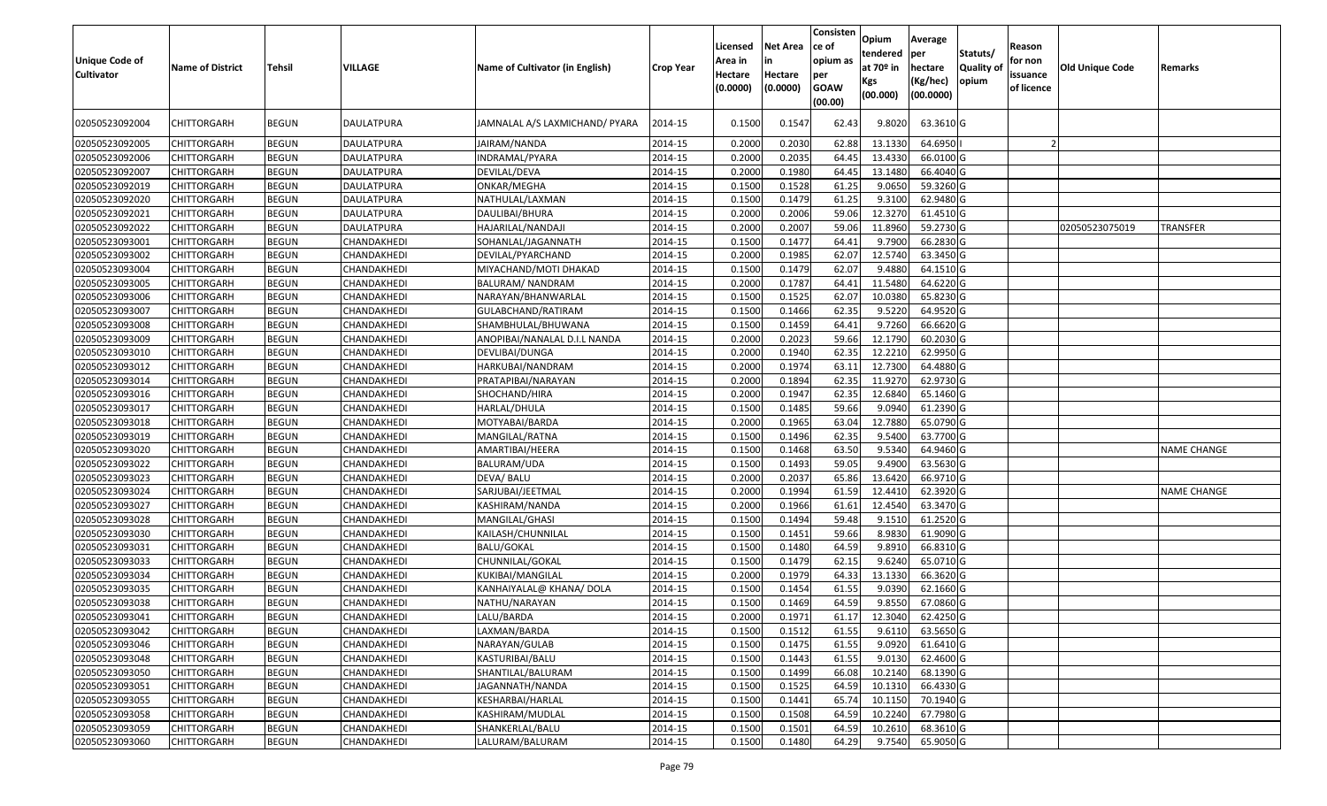| Unique Code of Cultivator | Name of District | Tehsil | VILLAGE | Name of Cultivator (in English) | Crop Year | Licensed Area in Hectare (0.0000) | Net Area in Hectare (0.0000) | Consistence of opium as per GOAW (00.00) | Opium tendered at 70º in Kgs (00.000) | Average per hectare (Kg/hec) (00.0000) | Statuts/ Quality of opium | Reason for non issuance of licence | Old Unique Code | Remarks |
|---|---|---|---|---|---|---|---|---|---|---|---|---|---|---|
| 02050523092004 | CHITTORGARH | BEGUN | DAULATPURA | JAMNALAL A/S LAXMICHAND/ PYARA | 2014-15 | 0.1500 | 0.1547 | 62.43 | 9.8020 | 63.3610 | G | | | |
| 02050523092005 | CHITTORGARH | BEGUN | DAULATPURA | JAIRAM/NANDA | 2014-15 | 0.2000 | 0.2030 | 62.88 | 13.1330 | 64.6950 | I | 2 | | |
| 02050523092006 | CHITTORGARH | BEGUN | DAULATPURA | INDRAMAL/PYARA | 2014-15 | 0.2000 | 0.2035 | 64.45 | 13.4330 | 66.0100 | G | | | |
| 02050523092007 | CHITTORGARH | BEGUN | DAULATPURA | DEVILAL/DEVA | 2014-15 | 0.2000 | 0.1980 | 64.45 | 13.1480 | 66.4040 | G | | | |
| 02050523092019 | CHITTORGARH | BEGUN | DAULATPURA | ONKAR/MEGHA | 2014-15 | 0.1500 | 0.1528 | 61.25 | 9.0650 | 59.3260 | G | | | |
| 02050523092020 | CHITTORGARH | BEGUN | DAULATPURA | NATHULAL/LAXMAN | 2014-15 | 0.1500 | 0.1479 | 61.25 | 9.3100 | 62.9480 | G | | | |
| 02050523092021 | CHITTORGARH | BEGUN | DAULATPURA | DAULIBAI/BHURA | 2014-15 | 0.2000 | 0.2006 | 59.06 | 12.3270 | 61.4510 | G | | | |
| 02050523092022 | CHITTORGARH | BEGUN | DAULATPURA | HAJARILAL/NANDAJI | 2014-15 | 0.2000 | 0.2007 | 59.06 | 11.8960 | 59.2730 | G | | 02050523075019 | TRANSFER |
| 02050523093001 | CHITTORGARH | BEGUN | CHANDAKHEDI | SOHANLAL/JAGANNATH | 2014-15 | 0.1500 | 0.1477 | 64.41 | 9.7900 | 66.2830 | G | | | |
| 02050523093002 | CHITTORGARH | BEGUN | CHANDAKHEDI | DEVILAL/PYARCHAND | 2014-15 | 0.2000 | 0.1985 | 62.07 | 12.5740 | 63.3450 | G | | | |
| 02050523093004 | CHITTORGARH | BEGUN | CHANDAKHEDI | MIYACHAND/MOTI DHAKAD | 2014-15 | 0.1500 | 0.1479 | 62.07 | 9.4880 | 64.1510 | G | | | |
| 02050523093005 | CHITTORGARH | BEGUN | CHANDAKHEDI | BALURAM/ NANDRAM | 2014-15 | 0.2000 | 0.1787 | 64.41 | 11.5480 | 64.6220 | G | | | |
| 02050523093006 | CHITTORGARH | BEGUN | CHANDAKHEDI | NARAYAN/BHANWARLAL | 2014-15 | 0.1500 | 0.1525 | 62.07 | 10.0380 | 65.8230 | G | | | |
| 02050523093007 | CHITTORGARH | BEGUN | CHANDAKHEDI | GULABCHAND/RATIRAM | 2014-15 | 0.1500 | 0.1466 | 62.35 | 9.5220 | 64.9520 | G | | | |
| 02050523093008 | CHITTORGARH | BEGUN | CHANDAKHEDI | SHAMBHULAL/BHUWANA | 2014-15 | 0.1500 | 0.1459 | 64.41 | 9.7260 | 66.6620 | G | | | |
| 02050523093009 | CHITTORGARH | BEGUN | CHANDAKHEDI | ANOPIBAI/NANALAL D.I.L NANDA | 2014-15 | 0.2000 | 0.2023 | 59.66 | 12.1790 | 60.2030 | G | | | |
| 02050523093010 | CHITTORGARH | BEGUN | CHANDAKHEDI | DEVLIBAI/DUNGA | 2014-15 | 0.2000 | 0.1940 | 62.35 | 12.2210 | 62.9950 | G | | | |
| 02050523093012 | CHITTORGARH | BEGUN | CHANDAKHEDI | HARKUBAI/NANDRAM | 2014-15 | 0.2000 | 0.1974 | 63.11 | 12.7300 | 64.4880 | G | | | |
| 02050523093014 | CHITTORGARH | BEGUN | CHANDAKHEDI | PRATAPIBAI/NARAYAN | 2014-15 | 0.2000 | 0.1894 | 62.35 | 11.9270 | 62.9730 | G | | | |
| 02050523093016 | CHITTORGARH | BEGUN | CHANDAKHEDI | SHOCHAND/HIRA | 2014-15 | 0.2000 | 0.1947 | 62.35 | 12.6840 | 65.1460 | G | | | |
| 02050523093017 | CHITTORGARH | BEGUN | CHANDAKHEDI | HARLAL/DHULA | 2014-15 | 0.1500 | 0.1485 | 59.66 | 9.0940 | 61.2390 | G | | | |
| 02050523093018 | CHITTORGARH | BEGUN | CHANDAKHEDI | MOTYABAI/BARDA | 2014-15 | 0.2000 | 0.1965 | 63.04 | 12.7880 | 65.0790 | G | | | |
| 02050523093019 | CHITTORGARH | BEGUN | CHANDAKHEDI | MANGILAL/RATNA | 2014-15 | 0.1500 | 0.1496 | 62.35 | 9.5400 | 63.7700 | G | | | |
| 02050523093020 | CHITTORGARH | BEGUN | CHANDAKHEDI | AMARTIBAI/HEERA | 2014-15 | 0.1500 | 0.1468 | 63.50 | 9.5340 | 64.9460 | G | | | NAME CHANGE |
| 02050523093022 | CHITTORGARH | BEGUN | CHANDAKHEDI | BALURAM/UDA | 2014-15 | 0.1500 | 0.1493 | 59.05 | 9.4900 | 63.5630 | G | | | |
| 02050523093023 | CHITTORGARH | BEGUN | CHANDAKHEDI | DEVA/ BALU | 2014-15 | 0.2000 | 0.2037 | 65.86 | 13.6420 | 66.9710 | G | | | |
| 02050523093024 | CHITTORGARH | BEGUN | CHANDAKHEDI | SARJUBAI/JEETMAL | 2014-15 | 0.2000 | 0.1994 | 61.59 | 12.4410 | 62.3920 | G | | | NAME CHANGE |
| 02050523093027 | CHITTORGARH | BEGUN | CHANDAKHEDI | KASHIRAM/NANDA | 2014-15 | 0.2000 | 0.1966 | 61.61 | 12.4540 | 63.3470 | G | | | |
| 02050523093028 | CHITTORGARH | BEGUN | CHANDAKHEDI | MANGILAL/GHASI | 2014-15 | 0.1500 | 0.1494 | 59.48 | 9.1510 | 61.2520 | G | | | |
| 02050523093030 | CHITTORGARH | BEGUN | CHANDAKHEDI | KAILASH/CHUNNILAL | 2014-15 | 0.1500 | 0.1451 | 59.66 | 8.9830 | 61.9090 | G | | | |
| 02050523093031 | CHITTORGARH | BEGUN | CHANDAKHEDI | BALU/GOKAL | 2014-15 | 0.1500 | 0.1480 | 64.59 | 9.8910 | 66.8310 | G | | | |
| 02050523093033 | CHITTORGARH | BEGUN | CHANDAKHEDI | CHUNNILAL/GOKAL | 2014-15 | 0.1500 | 0.1479 | 62.15 | 9.6240 | 65.0710 | G | | | |
| 02050523093034 | CHITTORGARH | BEGUN | CHANDAKHEDI | KUKIBAI/MANGILAL | 2014-15 | 0.2000 | 0.1979 | 64.33 | 13.1330 | 66.3620 | G | | | |
| 02050523093035 | CHITTORGARH | BEGUN | CHANDAKHEDI | KANHAIYALAL@ KHANA/ DOLA | 2014-15 | 0.1500 | 0.1454 | 61.55 | 9.0390 | 62.1660 | G | | | |
| 02050523093038 | CHITTORGARH | BEGUN | CHANDAKHEDI | NATHU/NARAYAN | 2014-15 | 0.1500 | 0.1469 | 64.59 | 9.8550 | 67.0860 | G | | | |
| 02050523093041 | CHITTORGARH | BEGUN | CHANDAKHEDI | LALU/BARDA | 2014-15 | 0.2000 | 0.1971 | 61.17 | 12.3040 | 62.4250 | G | | | |
| 02050523093042 | CHITTORGARH | BEGUN | CHANDAKHEDI | LAXMAN/BARDA | 2014-15 | 0.1500 | 0.1512 | 61.55 | 9.6110 | 63.5650 | G | | | |
| 02050523093046 | CHITTORGARH | BEGUN | CHANDAKHEDI | NARAYAN/GULAB | 2014-15 | 0.1500 | 0.1475 | 61.55 | 9.0920 | 61.6410 | G | | | |
| 02050523093048 | CHITTORGARH | BEGUN | CHANDAKHEDI | KASTURIBAI/BALU | 2014-15 | 0.1500 | 0.1443 | 61.55 | 9.0130 | 62.4600 | G | | | |
| 02050523093050 | CHITTORGARH | BEGUN | CHANDAKHEDI | SHANTILAL/BALURAM | 2014-15 | 0.1500 | 0.1499 | 66.08 | 10.2140 | 68.1390 | G | | | |
| 02050523093051 | CHITTORGARH | BEGUN | CHANDAKHEDI | JAGANNATH/NANDA | 2014-15 | 0.1500 | 0.1525 | 64.59 | 10.1310 | 66.4330 | G | | | |
| 02050523093055 | CHITTORGARH | BEGUN | CHANDAKHEDI | KESHARBAI/HARLAL | 2014-15 | 0.1500 | 0.1441 | 65.74 | 10.1150 | 70.1940 | G | | | |
| 02050523093058 | CHITTORGARH | BEGUN | CHANDAKHEDI | KASHIRAM/MUDLAL | 2014-15 | 0.1500 | 0.1508 | 64.59 | 10.2240 | 67.7980 | G | | | |
| 02050523093059 | CHITTORGARH | BEGUN | CHANDAKHEDI | SHANKERLAL/BALU | 2014-15 | 0.1500 | 0.1501 | 64.59 | 10.2610 | 68.3610 | G | | | |
| 02050523093060 | CHITTORGARH | BEGUN | CHANDAKHEDI | LALURAM/BALURAM | 2014-15 | 0.1500 | 0.1480 | 64.29 | 9.7540 | 65.9050 | G | | | |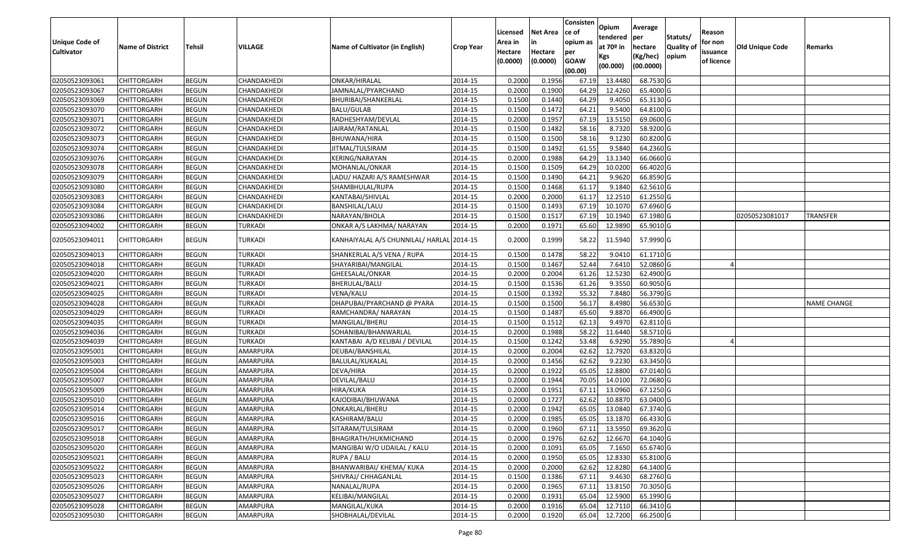| Unique Code of Cultivator | Name of District | Tehsil | VILLAGE | Name of Cultivator (in English) | Crop Year | Licensed Area in Hectare (0.0000) | Net Area in Hectare (0.0000) | Consistence of opium as per GOAW (00.00) | Opium tendered at 70º in Kgs (00.000) | Average per hectare (Kg/hec) (00.0000) | Statuts/ Quality of opium | Reason for non issuance of licence | Old Unique Code | Remarks |
|---|---|---|---|---|---|---|---|---|---|---|---|---|---|---|
| 02050523093061 | CHITTORGARH | BEGUN | CHANDAKHEDI | ONKAR/HIRALAL | 2014-15 | 0.2000 | 0.1956 | 67.19 | 13.4480 | 68.7530 | G | | | |
| 02050523093067 | CHITTORGARH | BEGUN | CHANDAKHEDI | JAMNALAL/PYARCHAND | 2014-15 | 0.2000 | 0.1900 | 64.29 | 12.4260 | 65.4000 | G | | | |
| 02050523093069 | CHITTORGARH | BEGUN | CHANDAKHEDI | BHURIBAI/SHANKERLAL | 2014-15 | 0.1500 | 0.1440 | 64.29 | 9.4050 | 65.3130 | G | | | |
| 02050523093070 | CHITTORGARH | BEGUN | CHANDAKHEDI | BALU/GULAB | 2014-15 | 0.1500 | 0.1472 | 64.21 | 9.5400 | 64.8100 | G | | | |
| 02050523093071 | CHITTORGARH | BEGUN | CHANDAKHEDI | RADHESHYAM/DEVLAL | 2014-15 | 0.2000 | 0.1957 | 67.19 | 13.5150 | 69.0600 | G | | | |
| 02050523093072 | CHITTORGARH | BEGUN | CHANDAKHEDI | JAIRAM/RATANLAL | 2014-15 | 0.1500 | 0.1482 | 58.16 | 8.7320 | 58.9200 | G | | | |
| 02050523093073 | CHITTORGARH | BEGUN | CHANDAKHEDI | BHUWANA/HIRA | 2014-15 | 0.1500 | 0.1500 | 58.16 | 9.1230 | 60.8200 | G | | | |
| 02050523093074 | CHITTORGARH | BEGUN | CHANDAKHEDI | JITMAL/TULSIRAM | 2014-15 | 0.1500 | 0.1492 | 61.55 | 9.5840 | 64.2360 | G | | | |
| 02050523093076 | CHITTORGARH | BEGUN | CHANDAKHEDI | KERING/NARAYAN | 2014-15 | 0.2000 | 0.1988 | 64.29 | 13.1340 | 66.0660 | G | | | |
| 02050523093078 | CHITTORGARH | BEGUN | CHANDAKHEDI | MOHANLAL/ONKAR | 2014-15 | 0.1500 | 0.1509 | 64.29 | 10.0200 | 66.4020 | G | | | |
| 02050523093079 | CHITTORGARH | BEGUN | CHANDAKHEDI | LADU/ HAZARI A/S RAMESHWAR | 2014-15 | 0.1500 | 0.1490 | 64.21 | 9.9620 | 66.8590 | G | | | |
| 02050523093080 | CHITTORGARH | BEGUN | CHANDAKHEDI | SHAMBHULAL/RUPA | 2014-15 | 0.1500 | 0.1468 | 61.17 | 9.1840 | 62.5610 | G | | | |
| 02050523093083 | CHITTORGARH | BEGUN | CHANDAKHEDI | KANTABAI/SHIVLAL | 2014-15 | 0.2000 | 0.2000 | 61.17 | 12.2510 | 61.2550 | G | | | |
| 02050523093084 | CHITTORGARH | BEGUN | CHANDAKHEDI | BANSHILAL/LALU | 2014-15 | 0.1500 | 0.1493 | 67.19 | 10.1070 | 67.6960 | G | | | |
| 02050523093086 | CHITTORGARH | BEGUN | CHANDAKHEDI | NARAYAN/BHOLA | 2014-15 | 0.1500 | 0.1517 | 67.19 | 10.1940 | 67.1980 | G | | 02050523081017 | TRANSFER |
| 02050523094002 | CHITTORGARH | BEGUN | TURKADI | ONKAR A/S LAKHMA/ NARAYAN | 2014-15 | 0.2000 | 0.1971 | 65.60 | 12.9890 | 65.9010 | G | | | |
| 02050523094011 | CHITTORGARH | BEGUN | TURKADI | KANHAIYALAL A/S CHUNNILAL/ HARLAL | 2014-15 | 0.2000 | 0.1999 | 58.22 | 11.5940 | 57.9990 | G | | | |
| 02050523094013 | CHITTORGARH | BEGUN | TURKADI | SHANKERLAL A/S VENA / RUPA | 2014-15 | 0.1500 | 0.1478 | 58.22 | 9.0410 | 61.1710 | G | | | |
| 02050523094018 | CHITTORGARH | BEGUN | TURKADI | SHAYARIBAI/MANGILAL | 2014-15 | 0.1500 | 0.1467 | 52.44 | 7.6410 | 52.0860 | G | 4 | | |
| 02050523094020 | CHITTORGARH | BEGUN | TURKADI | GHEESALAL/ONKAR | 2014-15 | 0.2000 | 0.2004 | 61.26 | 12.5230 | 62.4900 | G | | | |
| 02050523094021 | CHITTORGARH | BEGUN | TURKADI | BHERULAL/BALU | 2014-15 | 0.1500 | 0.1536 | 61.26 | 9.3550 | 60.9050 | G | | | |
| 02050523094025 | CHITTORGARH | BEGUN | TURKADI | VENA/KALU | 2014-15 | 0.1500 | 0.1392 | 55.32 | 7.8480 | 56.3790 | G | | | |
| 02050523094028 | CHITTORGARH | BEGUN | TURKADI | DHAPUBAI/PYARCHAND @ PYARA | 2014-15 | 0.1500 | 0.1500 | 56.17 | 8.4980 | 56.6530 | G | | | NAME CHANGE |
| 02050523094029 | CHITTORGARH | BEGUN | TURKADI | RAMCHANDRA/ NARAYAN | 2014-15 | 0.1500 | 0.1487 | 65.60 | 9.8870 | 66.4900 | G | | | |
| 02050523094035 | CHITTORGARH | BEGUN | TURKADI | MANGILAL/BHERU | 2014-15 | 0.1500 | 0.1512 | 62.13 | 9.4970 | 62.8110 | G | | | |
| 02050523094036 | CHITTORGARH | BEGUN | TURKADI | SOHANIBAI/BHANWARLAL | 2014-15 | 0.2000 | 0.1988 | 58.22 | 11.6440 | 58.5710 | G | | | |
| 02050523094039 | CHITTORGARH | BEGUN | TURKADI | KANTABAI A/D KELIBAI / DEVILAL | 2014-15 | 0.1500 | 0.1242 | 53.48 | 6.9290 | 55.7890 | G | 4 | | |
| 02050523095001 | CHITTORGARH | BEGUN | AMARPURA | DEUBAI/BANSHILAL | 2014-15 | 0.2000 | 0.2004 | 62.62 | 12.7920 | 63.8320 | G | | | |
| 02050523095003 | CHITTORGARH | BEGUN | AMARPURA | BALULAL/KUKALAL | 2014-15 | 0.2000 | 0.1456 | 62.62 | 9.2230 | 63.3450 | G | | | |
| 02050523095004 | CHITTORGARH | BEGUN | AMARPURA | DEVA/HIRA | 2014-15 | 0.2000 | 0.1922 | 65.05 | 12.8800 | 67.0140 | G | | | |
| 02050523095007 | CHITTORGARH | BEGUN | AMARPURA | DEVILAL/BALU | 2014-15 | 0.2000 | 0.1944 | 70.05 | 14.0100 | 72.0680 | G | | | |
| 02050523095009 | CHITTORGARH | BEGUN | AMARPURA | HIRA/KUKA | 2014-15 | 0.2000 | 0.1951 | 67.11 | 13.0960 | 67.1250 | G | | | |
| 02050523095010 | CHITTORGARH | BEGUN | AMARPURA | KAJODIBAI/BHUWANA | 2014-15 | 0.2000 | 0.1727 | 62.62 | 10.8870 | 63.0400 | G | | | |
| 02050523095014 | CHITTORGARH | BEGUN | AMARPURA | ONKARLAL/BHERU | 2014-15 | 0.2000 | 0.1942 | 65.05 | 13.0840 | 67.3740 | G | | | |
| 02050523095016 | CHITTORGARH | BEGUN | AMARPURA | KASHIRAM/BALU | 2014-15 | 0.2000 | 0.1985 | 65.05 | 13.1870 | 66.4330 | G | | | |
| 02050523095017 | CHITTORGARH | BEGUN | AMARPURA | SITARAM/TULSIRAM | 2014-15 | 0.2000 | 0.1960 | 67.11 | 13.5950 | 69.3620 | G | | | |
| 02050523095018 | CHITTORGARH | BEGUN | AMARPURA | BHAGIRATH/HUKMICHAND | 2014-15 | 0.2000 | 0.1976 | 62.62 | 12.6670 | 64.1040 | G | | | |
| 02050523095020 | CHITTORGARH | BEGUN | AMARPURA | MANGIBAI W/O UDAILAL / KALU | 2014-15 | 0.2000 | 0.1091 | 65.05 | 7.1650 | 65.6740 | G | | | |
| 02050523095021 | CHITTORGARH | BEGUN | AMARPURA | RUPA / BALU | 2014-15 | 0.2000 | 0.1950 | 65.05 | 12.8330 | 65.8100 | G | | | |
| 02050523095022 | CHITTORGARH | BEGUN | AMARPURA | BHANWARIBAI/ KHEMA/ KUKA | 2014-15 | 0.2000 | 0.2000 | 62.62 | 12.8280 | 64.1400 | G | | | |
| 02050523095023 | CHITTORGARH | BEGUN | AMARPURA | SHIVRAJ/ CHHAGANLAL | 2014-15 | 0.1500 | 0.1386 | 67.11 | 9.4630 | 68.2760 | G | | | |
| 02050523095026 | CHITTORGARH | BEGUN | AMARPURA | NANALAL/RUPA | 2014-15 | 0.2000 | 0.1965 | 67.11 | 13.8150 | 70.3050 | G | | | |
| 02050523095027 | CHITTORGARH | BEGUN | AMARPURA | KELIBAI/MANGILAL | 2014-15 | 0.2000 | 0.1931 | 65.04 | 12.5900 | 65.1990 | G | | | |
| 02050523095028 | CHITTORGARH | BEGUN | AMARPURA | MANGILAL/KUKA | 2014-15 | 0.2000 | 0.1916 | 65.04 | 12.7110 | 66.3410 | G | | | |
| 02050523095030 | CHITTORGARH | BEGUN | AMARPURA | SHOBHALAL/DEVILAL | 2014-15 | 0.2000 | 0.1920 | 65.04 | 12.7200 | 66.2500 | G | | | |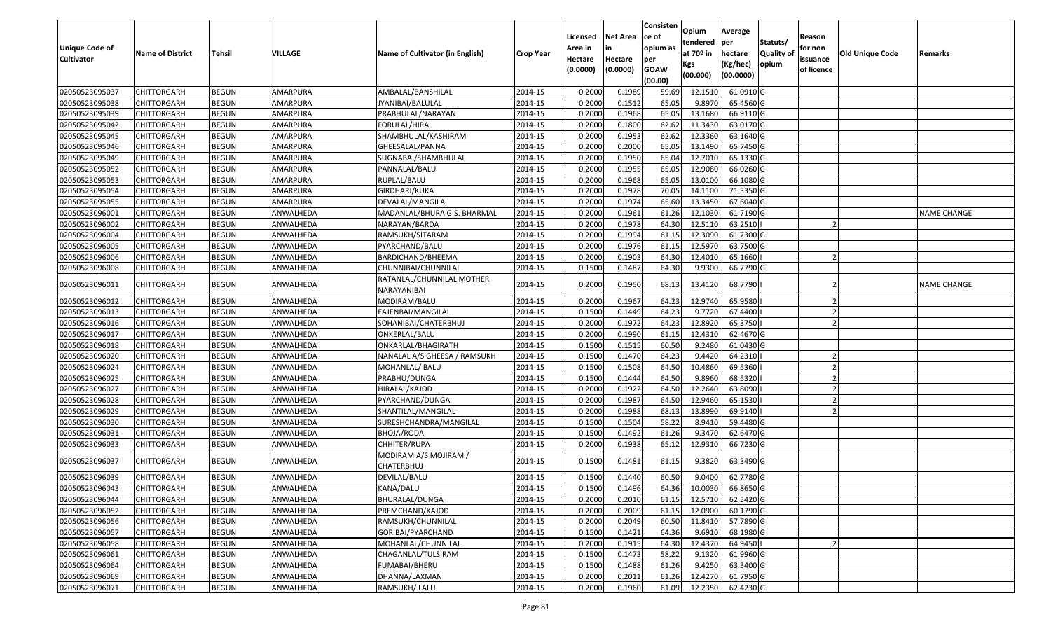| Unique Code of Cultivator | Name of District | Tehsil | VILLAGE | Name of Cultivator (in English) | Crop Year | Licensed Area in Hectare (0.0000) | Net Area in Hectare (0.0000) | Consistence of opium as per GOAW (00.00) | Opium tendered at 70º in Kgs (00.000) | Average per hectare (Kg/hec) (00.0000) | Statuts/ Quality of opium | Reason for non issuance of licence | Old Unique Code | Remarks |
|---|---|---|---|---|---|---|---|---|---|---|---|---|---|---|
| 02050523095037 | CHITTORGARH | BEGUN | AMARPURA | AMBALAL/BANSHILAL | 2014-15 | 0.2000 | 0.1989 | 59.69 | 12.1510 | 61.0910 | G | | | |
| 02050523095038 | CHITTORGARH | BEGUN | AMARPURA | JYANIBAI/BALULAL | 2014-15 | 0.2000 | 0.1512 | 65.05 | 9.8970 | 65.4560 | G | | | |
| 02050523095039 | CHITTORGARH | BEGUN | AMARPURA | PRABHULAL/NARAYAN | 2014-15 | 0.2000 | 0.1968 | 65.05 | 13.1680 | 66.9110 | G | | | |
| 02050523095042 | CHITTORGARH | BEGUN | AMARPURA | FORULAL/HIRA | 2014-15 | 0.2000 | 0.1800 | 62.62 | 11.3430 | 63.0170 | G | | | |
| 02050523095045 | CHITTORGARH | BEGUN | AMARPURA | SHAMBHULAL/KASHIRAM | 2014-15 | 0.2000 | 0.1953 | 62.62 | 12.3360 | 63.1640 | G | | | |
| 02050523095046 | CHITTORGARH | BEGUN | AMARPURA | GHEESALAL/PANNA | 2014-15 | 0.2000 | 0.2000 | 65.05 | 13.1490 | 65.7450 | G | | | |
| 02050523095049 | CHITTORGARH | BEGUN | AMARPURA | SUGNABAI/SHAMBHULAL | 2014-15 | 0.2000 | 0.1950 | 65.04 | 12.7010 | 65.1330 | G | | | |
| 02050523095052 | CHITTORGARH | BEGUN | AMARPURA | PANNALAL/BALU | 2014-15 | 0.2000 | 0.1955 | 65.05 | 12.9080 | 66.0260 | G | | | |
| 02050523095053 | CHITTORGARH | BEGUN | AMARPURA | RUPLAL/BALU | 2014-15 | 0.2000 | 0.1968 | 65.05 | 13.0100 | 66.1080 | G | | | |
| 02050523095054 | CHITTORGARH | BEGUN | AMARPURA | GIRDHARI/KUKA | 2014-15 | 0.2000 | 0.1978 | 70.05 | 14.1100 | 71.3350 | G | | | |
| 02050523095055 | CHITTORGARH | BEGUN | AMARPURA | DEVALAL/MANGILAL | 2014-15 | 0.2000 | 0.1974 | 65.60 | 13.3450 | 67.6040 | G | | | |
| 02050523096001 | CHITTORGARH | BEGUN | ANWALHEDA | MADANLAL/BHURA G.S. BHARMAL | 2014-15 | 0.2000 | 0.1961 | 61.26 | 12.1030 | 61.7190 | G | | | NAME CHANGE |
| 02050523096002 | CHITTORGARH | BEGUN | ANWALHEDA | NARAYAN/BARDA | 2014-15 | 0.2000 | 0.1978 | 64.30 | 12.5110 | 63.2510 | I | 2 | | |
| 02050523096004 | CHITTORGARH | BEGUN | ANWALHEDA | RAMSUKH/SITARAM | 2014-15 | 0.2000 | 0.1994 | 61.15 | 12.3090 | 61.7300 | G | | | |
| 02050523096005 | CHITTORGARH | BEGUN | ANWALHEDA | PYARCHAND/BALU | 2014-15 | 0.2000 | 0.1976 | 61.15 | 12.5970 | 63.7500 | G | | | |
| 02050523096006 | CHITTORGARH | BEGUN | ANWALHEDA | BARDICHAND/BHEEMA | 2014-15 | 0.2000 | 0.1903 | 64.30 | 12.4010 | 65.1660 | I | 2 | | |
| 02050523096008 | CHITTORGARH | BEGUN | ANWALHEDA | CHUNNIBAI/CHUNNILAL | 2014-15 | 0.1500 | 0.1487 | 64.30 | 9.9300 | 66.7790 | G | | | |
| 02050523096011 | CHITTORGARH | BEGUN | ANWALHEDA | RATANLAL/CHUNNILAL MOTHER NARAYANIBAI | 2014-15 | 0.2000 | 0.1950 | 68.13 | 13.4120 | 68.7790 | I | 2 | | NAME CHANGE |
| 02050523096012 | CHITTORGARH | BEGUN | ANWALHEDA | MODIRAM/BALU | 2014-15 | 0.2000 | 0.1967 | 64.23 | 12.9740 | 65.9580 | I | 2 | | |
| 02050523096013 | CHITTORGARH | BEGUN | ANWALHEDA | EAJENBAI/MANGILAL | 2014-15 | 0.1500 | 0.1449 | 64.23 | 9.7720 | 67.4400 | I | 2 | | |
| 02050523096016 | CHITTORGARH | BEGUN | ANWALHEDA | SOHANIBAI/CHATERBHUJ | 2014-15 | 0.2000 | 0.1972 | 64.23 | 12.8920 | 65.3750 | I | 2 | | |
| 02050523096017 | CHITTORGARH | BEGUN | ANWALHEDA | ONKERLAL/BALU | 2014-15 | 0.2000 | 0.1990 | 61.15 | 12.4310 | 62.4670 | G | | | |
| 02050523096018 | CHITTORGARH | BEGUN | ANWALHEDA | ONKARLAL/BHAGIRATH | 2014-15 | 0.1500 | 0.1515 | 60.50 | 9.2480 | 61.0430 | G | | | |
| 02050523096020 | CHITTORGARH | BEGUN | ANWALHEDA | NANALAL A/S GHEESA / RAMSUKH | 2014-15 | 0.1500 | 0.1470 | 64.23 | 9.4420 | 64.2310 | I | 2 | | |
| 02050523096024 | CHITTORGARH | BEGUN | ANWALHEDA | MOHANLAL/ BALU | 2014-15 | 0.1500 | 0.1508 | 64.50 | 10.4860 | 69.5360 | I | 2 | | |
| 02050523096025 | CHITTORGARH | BEGUN | ANWALHEDA | PRABHU/DUNGA | 2014-15 | 0.1500 | 0.1444 | 64.50 | 9.8960 | 68.5320 | I | 2 | | |
| 02050523096027 | CHITTORGARH | BEGUN | ANWALHEDA | HIRALAL/KAJOD | 2014-15 | 0.2000 | 0.1922 | 64.50 | 12.2640 | 63.8090 | I | 2 | | |
| 02050523096028 | CHITTORGARH | BEGUN | ANWALHEDA | PYARCHAND/DUNGA | 2014-15 | 0.2000 | 0.1987 | 64.50 | 12.9460 | 65.1530 | I | 2 | | |
| 02050523096029 | CHITTORGARH | BEGUN | ANWALHEDA | SHANTILAL/MANGILAL | 2014-15 | 0.2000 | 0.1988 | 68.13 | 13.8990 | 69.9140 | I | 2 | | |
| 02050523096030 | CHITTORGARH | BEGUN | ANWALHEDA | SURESHCHANDRA/MANGILAL | 2014-15 | 0.1500 | 0.1504 | 58.22 | 8.9410 | 59.4480 | G | | | |
| 02050523096031 | CHITTORGARH | BEGUN | ANWALHEDA | BHOJA/RODA | 2014-15 | 0.1500 | 0.1492 | 61.26 | 9.3470 | 62.6470 | G | | | |
| 02050523096033 | CHITTORGARH | BEGUN | ANWALHEDA | CHHITER/RUPA | 2014-15 | 0.2000 | 0.1938 | 65.12 | 12.9310 | 66.7230 | G | | | |
| 02050523096037 | CHITTORGARH | BEGUN | ANWALHEDA | MODIRAM A/S MOJIRAM / CHATERBHUJ | 2014-15 | 0.1500 | 0.1481 | 61.15 | 9.3820 | 63.3490 | G | | | |
| 02050523096039 | CHITTORGARH | BEGUN | ANWALHEDA | DEVILAL/BALU | 2014-15 | 0.1500 | 0.1440 | 60.50 | 9.0400 | 62.7780 | G | | | |
| 02050523096043 | CHITTORGARH | BEGUN | ANWALHEDA | KANA/DALU | 2014-15 | 0.1500 | 0.1496 | 64.36 | 10.0030 | 66.8650 | G | | | |
| 02050523096044 | CHITTORGARH | BEGUN | ANWALHEDA | BHURALAL/DUNGA | 2014-15 | 0.2000 | 0.2010 | 61.15 | 12.5710 | 62.5420 | G | | | |
| 02050523096052 | CHITTORGARH | BEGUN | ANWALHEDA | PREMCHAND/KAJOD | 2014-15 | 0.2000 | 0.2009 | 61.15 | 12.0900 | 60.1790 | G | | | |
| 02050523096056 | CHITTORGARH | BEGUN | ANWALHEDA | RAMSUKH/CHUNNILAL | 2014-15 | 0.2000 | 0.2049 | 60.50 | 11.8410 | 57.7890 | G | | | |
| 02050523096057 | CHITTORGARH | BEGUN | ANWALHEDA | GORIBAI/PYARCHAND | 2014-15 | 0.1500 | 0.1421 | 64.36 | 9.6910 | 68.1980 | G | | | |
| 02050523096058 | CHITTORGARH | BEGUN | ANWALHEDA | MOHANLAL/CHUNNILAL | 2014-15 | 0.2000 | 0.1915 | 64.30 | 12.4370 | 64.9450 | I | 2 | | |
| 02050523096061 | CHITTORGARH | BEGUN | ANWALHEDA | CHAGANLAL/TULSIRAM | 2014-15 | 0.1500 | 0.1473 | 58.22 | 9.1320 | 61.9960 | G | | | |
| 02050523096064 | CHITTORGARH | BEGUN | ANWALHEDA | FUMABAI/BHERU | 2014-15 | 0.1500 | 0.1488 | 61.26 | 9.4250 | 63.3400 | G | | | |
| 02050523096069 | CHITTORGARH | BEGUN | ANWALHEDA | DHANNA/LAXMAN | 2014-15 | 0.2000 | 0.2011 | 61.26 | 12.4270 | 61.7950 | G | | | |
| 02050523096071 | CHITTORGARH | BEGUN | ANWALHEDA | RAMSUKH/ LALU | 2014-15 | 0.2000 | 0.1960 | 61.09 | 12.2350 | 62.4230 | G | | | |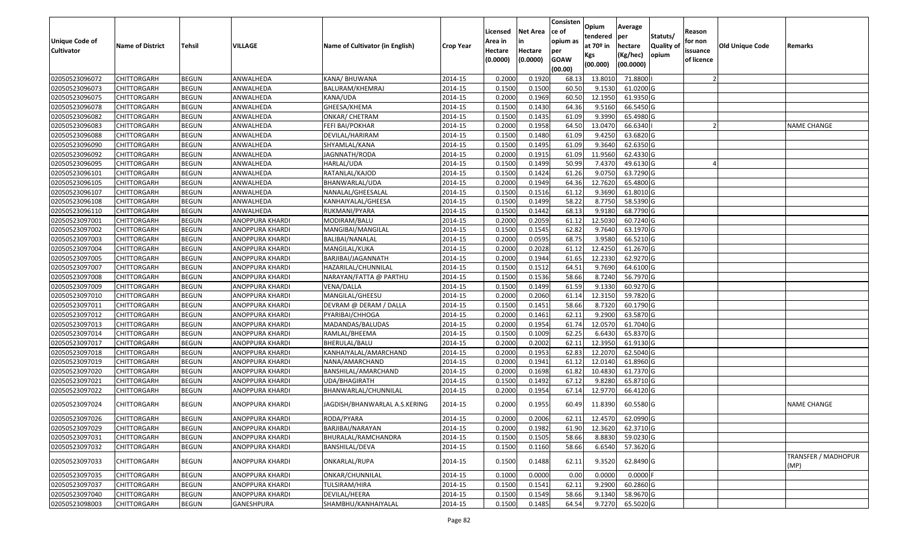| Unique Code of Cultivator | Name of District | Tehsil | VILLAGE | Name of Cultivator (in English) | Crop Year | Licensed Area in Hectare (0.0000) | Net Area in Hectare (0.0000) | Consisten ce of opium as per GOAW (00.00) | Opium tendered at 70º in Kgs (00.000) | Average per hectare (Kg/hec) (00.0000) | Statuts/ Quality of opium | Reason for non issuance of licence | Old Unique Code | Remarks |
|---|---|---|---|---|---|---|---|---|---|---|---|---|---|---|
| 02050523096072 | CHITTORGARH | BEGUN | ANWALHEDA | KANA/ BHUWANA | 2014-15 | 0.2000 | 0.1920 | 68.13 | 13.8010 | 71.8800 | I | 2 | | |
| 02050523096073 | CHITTORGARH | BEGUN | ANWALHEDA | BALURAM/KHEMRAJ | 2014-15 | 0.1500 | 0.1500 | 60.50 | 9.1530 | 61.0200 | G | | | |
| 02050523096075 | CHITTORGARH | BEGUN | ANWALHEDA | KANA/UDA | 2014-15 | 0.2000 | 0.1969 | 60.50 | 12.1950 | 61.9350 | G | | | |
| 02050523096078 | CHITTORGARH | BEGUN | ANWALHEDA | GHEESA/KHEMA | 2014-15 | 0.1500 | 0.1430 | 64.36 | 9.5160 | 66.5450 | G | | | |
| 02050523096082 | CHITTORGARH | BEGUN | ANWALHEDA | ONKAR/ CHETRAM | 2014-15 | 0.1500 | 0.1435 | 61.09 | 9.3990 | 65.4980 | G | | | |
| 02050523096083 | CHITTORGARH | BEGUN | ANWALHEDA | FEFI BAI/POKHAR | 2014-15 | 0.2000 | 0.1958 | 64.50 | 13.0470 | 66.6340 | I | 2 | | NAME CHANGE |
| 02050523096088 | CHITTORGARH | BEGUN | ANWALHEDA | DEVILAL/HARIRAM | 2014-15 | 0.1500 | 0.1480 | 61.09 | 9.4250 | 63.6820 | G | | | |
| 02050523096090 | CHITTORGARH | BEGUN | ANWALHEDA | SHYAMLAL/KANA | 2014-15 | 0.1500 | 0.1495 | 61.09 | 9.3640 | 62.6350 | G | | | |
| 02050523096092 | CHITTORGARH | BEGUN | ANWALHEDA | JAGNNATH/RODA | 2014-15 | 0.2000 | 0.1915 | 61.09 | 11.9560 | 62.4330 | G | | | |
| 02050523096095 | CHITTORGARH | BEGUN | ANWALHEDA | HARLAL/UDA | 2014-15 | 0.1500 | 0.1499 | 50.99 | 7.4370 | 49.6130 | G | 4 | | |
| 02050523096101 | CHITTORGARH | BEGUN | ANWALHEDA | RATANLAL/KAJOD | 2014-15 | 0.1500 | 0.1424 | 61.26 | 9.0750 | 63.7290 | G | | | |
| 02050523096105 | CHITTORGARH | BEGUN | ANWALHEDA | BHANWARLAL/UDA | 2014-15 | 0.2000 | 0.1949 | 64.36 | 12.7620 | 65.4800 | G | | | |
| 02050523096107 | CHITTORGARH | BEGUN | ANWALHEDA | NANALAL/GHEESALAL | 2014-15 | 0.1500 | 0.1516 | 61.12 | 9.3690 | 61.8010 | G | | | |
| 02050523096108 | CHITTORGARH | BEGUN | ANWALHEDA | KANHAIYALAL/GHEESA | 2014-15 | 0.1500 | 0.1499 | 58.22 | 8.7750 | 58.5390 | G | | | |
| 02050523096110 | CHITTORGARH | BEGUN | ANWALHEDA | RUKMANI/PYARA | 2014-15 | 0.1500 | 0.1442 | 68.13 | 9.9180 | 68.7790 | G | | | |
| 02050523097001 | CHITTORGARH | BEGUN | ANOPPURA KHARDI | MODIRAM/BALU | 2014-15 | 0.2000 | 0.2059 | 61.12 | 12.5030 | 60.7240 | G | | | |
| 02050523097002 | CHITTORGARH | BEGUN | ANOPPURA KHARDI | MANGIBAI/MANGILAL | 2014-15 | 0.1500 | 0.1545 | 62.82 | 9.7640 | 63.1970 | G | | | |
| 02050523097003 | CHITTORGARH | BEGUN | ANOPPURA KHARDI | BALIBAI/NANALAL | 2014-15 | 0.2000 | 0.0595 | 68.75 | 3.9580 | 66.5210 | G | | | |
| 02050523097004 | CHITTORGARH | BEGUN | ANOPPURA KHARDI | MANGILAL/KUKA | 2014-15 | 0.2000 | 0.2028 | 61.12 | 12.4250 | 61.2670 | G | | | |
| 02050523097005 | CHITTORGARH | BEGUN | ANOPPURA KHARDI | BARJIBAI/JAGANNATH | 2014-15 | 0.2000 | 0.1944 | 61.65 | 12.2330 | 62.9270 | G | | | |
| 02050523097007 | CHITTORGARH | BEGUN | ANOPPURA KHARDI | HAZARILAL/CHUNNILAL | 2014-15 | 0.1500 | 0.1512 | 64.51 | 9.7690 | 64.6100 | G | | | |
| 02050523097008 | CHITTORGARH | BEGUN | ANOPPURA KHARDI | NARAYAN/FATTA @ PARTHU | 2014-15 | 0.1500 | 0.1536 | 58.66 | 8.7240 | 56.7970 | G | | | |
| 02050523097009 | CHITTORGARH | BEGUN | ANOPPURA KHARDI | VENA/DALLA | 2014-15 | 0.1500 | 0.1499 | 61.59 | 9.1330 | 60.9270 | G | | | |
| 02050523097010 | CHITTORGARH | BEGUN | ANOPPURA KHARDI | MANGILAL/GHEESU | 2014-15 | 0.2000 | 0.2060 | 61.14 | 12.3150 | 59.7820 | G | | | |
| 02050523097011 | CHITTORGARH | BEGUN | ANOPPURA KHARDI | DEVRAM @ DERAM / DALLA | 2014-15 | 0.1500 | 0.1451 | 58.66 | 8.7320 | 60.1790 | G | | | |
| 02050523097012 | CHITTORGARH | BEGUN | ANOPPURA KHARDI | PYARIBAI/CHHOGA | 2014-15 | 0.2000 | 0.1461 | 62.11 | 9.2900 | 63.5870 | G | | | |
| 02050523097013 | CHITTORGARH | BEGUN | ANOPPURA KHARDI | MADANDAS/BALUDAS | 2014-15 | 0.2000 | 0.1954 | 61.74 | 12.0570 | 61.7040 | G | | | |
| 02050523097014 | CHITTORGARH | BEGUN | ANOPPURA KHARDI | RAMLAL/BHEEMA | 2014-15 | 0.1500 | 0.1009 | 62.25 | 6.6430 | 65.8370 | G | | | |
| 02050523097017 | CHITTORGARH | BEGUN | ANOPPURA KHARDI | BHERULAL/BALU | 2014-15 | 0.2000 | 0.2002 | 62.11 | 12.3950 | 61.9130 | G | | | |
| 02050523097018 | CHITTORGARH | BEGUN | ANOPPURA KHARDI | KANHAIYALAL/AMARCHAND | 2014-15 | 0.2000 | 0.1953 | 62.83 | 12.2070 | 62.5040 | G | | | |
| 02050523097019 | CHITTORGARH | BEGUN | ANOPPURA KHARDI | NANA/AMARCHAND | 2014-15 | 0.2000 | 0.1941 | 61.12 | 12.0140 | 61.8960 | G | | | |
| 02050523097020 | CHITTORGARH | BEGUN | ANOPPURA KHARDI | BANSHILAL/AMARCHAND | 2014-15 | 0.2000 | 0.1698 | 61.82 | 10.4830 | 61.7370 | G | | | |
| 02050523097021 | CHITTORGARH | BEGUN | ANOPPURA KHARDI | UDA/BHAGIRATH | 2014-15 | 0.1500 | 0.1492 | 67.12 | 9.8280 | 65.8710 | G | | | |
| 02050523097022 | CHITTORGARH | BEGUN | ANOPPURA KHARDI | BHANWARLAL/CHUNNILAL | 2014-15 | 0.2000 | 0.1954 | 67.14 | 12.9770 | 66.4120 | G | | | |
| 02050523097024 | CHITTORGARH | BEGUN | ANOPPURA KHARDI | JAGDISH/BHANWARLAL A.S.KERING | 2014-15 | 0.2000 | 0.1955 | 60.49 | 11.8390 | 60.5580 | G | | | NAME CHANGE |
| 02050523097026 | CHITTORGARH | BEGUN | ANOPPURA KHARDI | RODA/PYARA | 2014-15 | 0.2000 | 0.2006 | 62.11 | 12.4570 | 62.0990 | G | | | |
| 02050523097029 | CHITTORGARH | BEGUN | ANOPPURA KHARDI | BARJIBAI/NARAYAN | 2014-15 | 0.2000 | 0.1982 | 61.90 | 12.3620 | 62.3710 | G | | | |
| 02050523097031 | CHITTORGARH | BEGUN | ANOPPURA KHARDI | BHURALAL/RAMCHANDRA | 2014-15 | 0.1500 | 0.1505 | 58.66 | 8.8830 | 59.0230 | G | | | |
| 02050523097032 | CHITTORGARH | BEGUN | ANOPPURA KHARDI | BANSHILAL/DEVA | 2014-15 | 0.1500 | 0.1160 | 58.66 | 6.6540 | 57.3620 | G | | | |
| 02050523097033 | CHITTORGARH | BEGUN | ANOPPURA KHARDI | ONKARLAL/RUPA | 2014-15 | 0.1500 | 0.1488 | 62.11 | 9.3520 | 62.8490 | G | | | TRANSFER / MADHOPUR (MP) |
| 02050523097035 | CHITTORGARH | BEGUN | ANOPPURA KHARDI | ONKAR/CHUNNILAL | 2014-15 | 0.1000 | 0.0000 | 0.00 | 0.0000 | 0.0000 | F | | | |
| 02050523097037 | CHITTORGARH | BEGUN | ANOPPURA KHARDI | TULSIRAM/HIRA | 2014-15 | 0.1500 | 0.1541 | 62.11 | 9.2900 | 60.2860 | G | | | |
| 02050523097040 | CHITTORGARH | BEGUN | ANOPPURA KHARDI | DEVILAL/HEERA | 2014-15 | 0.1500 | 0.1549 | 58.66 | 9.1340 | 58.9670 | G | | | |
| 02050523098003 | CHITTORGARH | BEGUN | GANESHPURA | SHAMBHU/KANHAIYALAL | 2014-15 | 0.1500 | 0.1485 | 64.54 | 9.7270 | 65.5020 | G | | | |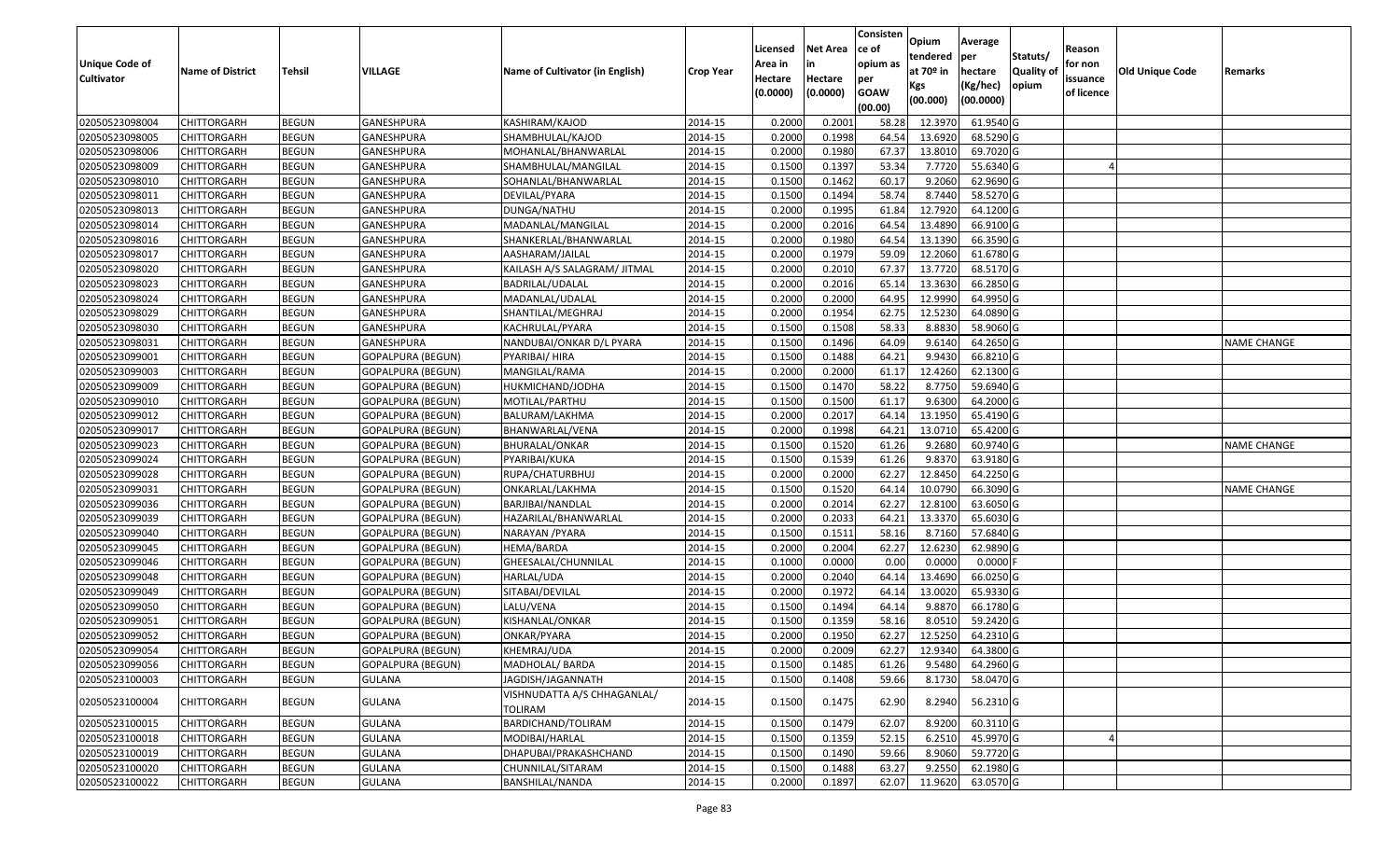| Unique Code of Cultivator | Name of District | Tehsil | VILLAGE | Name of Cultivator (in English) | Crop Year | Licensed Area in Hectare (0.0000) | Net Area in Hectare (0.0000) | Consisten ce of opium as per GOAW (00.00) | Opium tendered at 70º in Kgs (00.000) | Average per hectare (Kg/hec) (00.0000) | Statuts/ Quality of opium | Reason for non issuance of licence | Old Unique Code | Remarks |
|---|---|---|---|---|---|---|---|---|---|---|---|---|---|---|
| 02050523098004 | CHITTORGARH | BEGUN | GANESHPURA | KASHIRAM/KAJOD | 2014-15 | 0.2000 | 0.2001 | 58.28 | 12.3970 | 61.9540 | G | | | |
| 02050523098005 | CHITTORGARH | BEGUN | GANESHPURA | SHAMBHULAL/KAJOD | 2014-15 | 0.2000 | 0.1998 | 64.54 | 13.6920 | 68.5290 | G | | | |
| 02050523098006 | CHITTORGARH | BEGUN | GANESHPURA | MOHANLAL/BHANWARLAL | 2014-15 | 0.2000 | 0.1980 | 67.37 | 13.8010 | 69.7020 | G | | | |
| 02050523098009 | CHITTORGARH | BEGUN | GANESHPURA | SHAMBHULAL/MANGILAL | 2014-15 | 0.1500 | 0.1397 | 53.34 | 7.7720 | 55.6340 | G | 4 | | |
| 02050523098010 | CHITTORGARH | BEGUN | GANESHPURA | SOHANLAL/BHANWARLAL | 2014-15 | 0.1500 | 0.1462 | 60.17 | 9.2060 | 62.9690 | G | | | |
| 02050523098011 | CHITTORGARH | BEGUN | GANESHPURA | DEVILAL/PYARA | 2014-15 | 0.1500 | 0.1494 | 58.74 | 8.7440 | 58.5270 | G | | | |
| 02050523098013 | CHITTORGARH | BEGUN | GANESHPURA | DUNGA/NATHU | 2014-15 | 0.2000 | 0.1995 | 61.84 | 12.7920 | 64.1200 | G | | | |
| 02050523098014 | CHITTORGARH | BEGUN | GANESHPURA | MADANLAL/MANGILAL | 2014-15 | 0.2000 | 0.2016 | 64.54 | 13.4890 | 66.9100 | G | | | |
| 02050523098016 | CHITTORGARH | BEGUN | GANESHPURA | SHANKERLAL/BHANWARLAL | 2014-15 | 0.2000 | 0.1980 | 64.54 | 13.1390 | 66.3590 | G | | | |
| 02050523098017 | CHITTORGARH | BEGUN | GANESHPURA | AASHARAM/JAILAL | 2014-15 | 0.2000 | 0.1979 | 59.09 | 12.2060 | 61.6780 | G | | | |
| 02050523098020 | CHITTORGARH | BEGUN | GANESHPURA | KAILASH A/S SALAGRAM/ JITMAL | 2014-15 | 0.2000 | 0.2010 | 67.37 | 13.7720 | 68.5170 | G | | | |
| 02050523098023 | CHITTORGARH | BEGUN | GANESHPURA | BADRILAL/UDALAL | 2014-15 | 0.2000 | 0.2016 | 65.14 | 13.3630 | 66.2850 | G | | | |
| 02050523098024 | CHITTORGARH | BEGUN | GANESHPURA | MADANLAL/UDALAL | 2014-15 | 0.2000 | 0.2000 | 64.95 | 12.9990 | 64.9950 | G | | | |
| 02050523098029 | CHITTORGARH | BEGUN | GANESHPURA | SHANTILAL/MEGHRAJ | 2014-15 | 0.2000 | 0.1954 | 62.75 | 12.5230 | 64.0890 | G | | | |
| 02050523098030 | CHITTORGARH | BEGUN | GANESHPURA | KACHRULAL/PYARA | 2014-15 | 0.1500 | 0.1508 | 58.33 | 8.8830 | 58.9060 | G | | | |
| 02050523098031 | CHITTORGARH | BEGUN | GANESHPURA | NANDUBAI/ONKAR D/L PYARA | 2014-15 | 0.1500 | 0.1496 | 64.09 | 9.6140 | 64.2650 | G | | | NAME CHANGE |
| 02050523099001 | CHITTORGARH | BEGUN | GOPALPURA (BEGUN) | PYARIBAI/ HIRA | 2014-15 | 0.1500 | 0.1488 | 64.21 | 9.9430 | 66.8210 | G | | | |
| 02050523099003 | CHITTORGARH | BEGUN | GOPALPURA (BEGUN) | MANGILAL/RAMA | 2014-15 | 0.2000 | 0.2000 | 61.17 | 12.4260 | 62.1300 | G | | | |
| 02050523099009 | CHITTORGARH | BEGUN | GOPALPURA (BEGUN) | HUKMICHAND/JODHA | 2014-15 | 0.1500 | 0.1470 | 58.22 | 8.7750 | 59.6940 | G | | | |
| 02050523099010 | CHITTORGARH | BEGUN | GOPALPURA (BEGUN) | MOTILAL/PARTHU | 2014-15 | 0.1500 | 0.1500 | 61.17 | 9.6300 | 64.2000 | G | | | |
| 02050523099012 | CHITTORGARH | BEGUN | GOPALPURA (BEGUN) | BALURAM/LAKHMA | 2014-15 | 0.2000 | 0.2017 | 64.14 | 13.1950 | 65.4190 | G | | | |
| 02050523099017 | CHITTORGARH | BEGUN | GOPALPURA (BEGUN) | BHANWARLAL/VENA | 2014-15 | 0.2000 | 0.1998 | 64.21 | 13.0710 | 65.4200 | G | | | |
| 02050523099023 | CHITTORGARH | BEGUN | GOPALPURA (BEGUN) | BHURALAL/ONKAR | 2014-15 | 0.1500 | 0.1520 | 61.26 | 9.2680 | 60.9740 | G | | | NAME CHANGE |
| 02050523099024 | CHITTORGARH | BEGUN | GOPALPURA (BEGUN) | PYARIBAI/KUKA | 2014-15 | 0.1500 | 0.1539 | 61.26 | 9.8370 | 63.9180 | G | | | |
| 02050523099028 | CHITTORGARH | BEGUN | GOPALPURA (BEGUN) | RUPA/CHATURBHUJ | 2014-15 | 0.2000 | 0.2000 | 62.27 | 12.8450 | 64.2250 | G | | | |
| 02050523099031 | CHITTORGARH | BEGUN | GOPALPURA (BEGUN) | ONKARLAL/LAKHMA | 2014-15 | 0.1500 | 0.1520 | 64.14 | 10.0790 | 66.3090 | G | | | NAME CHANGE |
| 02050523099036 | CHITTORGARH | BEGUN | GOPALPURA (BEGUN) | BARJIBAI/NANDLAL | 2014-15 | 0.2000 | 0.2014 | 62.27 | 12.8100 | 63.6050 | G | | | |
| 02050523099039 | CHITTORGARH | BEGUN | GOPALPURA (BEGUN) | HAZARILAL/BHANWARLAL | 2014-15 | 0.2000 | 0.2033 | 64.21 | 13.3370 | 65.6030 | G | | | |
| 02050523099040 | CHITTORGARH | BEGUN | GOPALPURA (BEGUN) | NARAYAN /PYARA | 2014-15 | 0.1500 | 0.1511 | 58.16 | 8.7160 | 57.6840 | G | | | |
| 02050523099045 | CHITTORGARH | BEGUN | GOPALPURA (BEGUN) | HEMA/BARDA | 2014-15 | 0.2000 | 0.2004 | 62.27 | 12.6230 | 62.9890 | G | | | |
| 02050523099046 | CHITTORGARH | BEGUN | GOPALPURA (BEGUN) | GHEESALAL/CHUNNILAL | 2014-15 | 0.1000 | 0.0000 | 0.00 | 0.0000 | 0.0000 | F | | | |
| 02050523099048 | CHITTORGARH | BEGUN | GOPALPURA (BEGUN) | HARLAL/UDA | 2014-15 | 0.2000 | 0.2040 | 64.14 | 13.4690 | 66.0250 | G | | | |
| 02050523099049 | CHITTORGARH | BEGUN | GOPALPURA (BEGUN) | SITABAI/DEVILAL | 2014-15 | 0.2000 | 0.1972 | 64.14 | 13.0020 | 65.9330 | G | | | |
| 02050523099050 | CHITTORGARH | BEGUN | GOPALPURA (BEGUN) | LALU/VENA | 2014-15 | 0.1500 | 0.1494 | 64.14 | 9.8870 | 66.1780 | G | | | |
| 02050523099051 | CHITTORGARH | BEGUN | GOPALPURA (BEGUN) | KISHANLAL/ONKAR | 2014-15 | 0.1500 | 0.1359 | 58.16 | 8.0510 | 59.2420 | G | | | |
| 02050523099052 | CHITTORGARH | BEGUN | GOPALPURA (BEGUN) | ONKAR/PYARA | 2014-15 | 0.2000 | 0.1950 | 62.27 | 12.5250 | 64.2310 | G | | | |
| 02050523099054 | CHITTORGARH | BEGUN | GOPALPURA (BEGUN) | KHEMRAJ/UDA | 2014-15 | 0.2000 | 0.2009 | 62.27 | 12.9340 | 64.3800 | G | | | |
| 02050523099056 | CHITTORGARH | BEGUN | GOPALPURA (BEGUN) | MADHOLAL/ BARDA | 2014-15 | 0.1500 | 0.1485 | 61.26 | 9.5480 | 64.2960 | G | | | |
| 02050523100003 | CHITTORGARH | BEGUN | GULANA | JAGDISH/JAGANNATH | 2014-15 | 0.1500 | 0.1408 | 59.66 | 8.1730 | 58.0470 | G | | | |
| 02050523100004 | CHITTORGARH | BEGUN | GULANA | VISHNUDATTA A/S CHHAGANLAL/ TOLIRAM | 2014-15 | 0.1500 | 0.1475 | 62.90 | 8.2940 | 56.2310 | G | | | |
| 02050523100015 | CHITTORGARH | BEGUN | GULANA | BARDICHAND/TOLIRAM | 2014-15 | 0.1500 | 0.1479 | 62.07 | 8.9200 | 60.3110 | G | | | |
| 02050523100018 | CHITTORGARH | BEGUN | GULANA | MODIBAI/HARLAL | 2014-15 | 0.1500 | 0.1359 | 52.15 | 6.2510 | 45.9970 | G | 4 | | |
| 02050523100019 | CHITTORGARH | BEGUN | GULANA | DHAPUBAI/PRAKASHCHAND | 2014-15 | 0.1500 | 0.1490 | 59.66 | 8.9060 | 59.7720 | G | | | |
| 02050523100020 | CHITTORGARH | BEGUN | GULANA | CHUNNILAL/SITARAM | 2014-15 | 0.1500 | 0.1488 | 63.27 | 9.2550 | 62.1980 | G | | | |
| 02050523100022 | CHITTORGARH | BEGUN | GULANA | BANSHILAL/NANDA | 2014-15 | 0.2000 | 0.1897 | 62.07 | 11.9620 | 63.0570 | G | | | |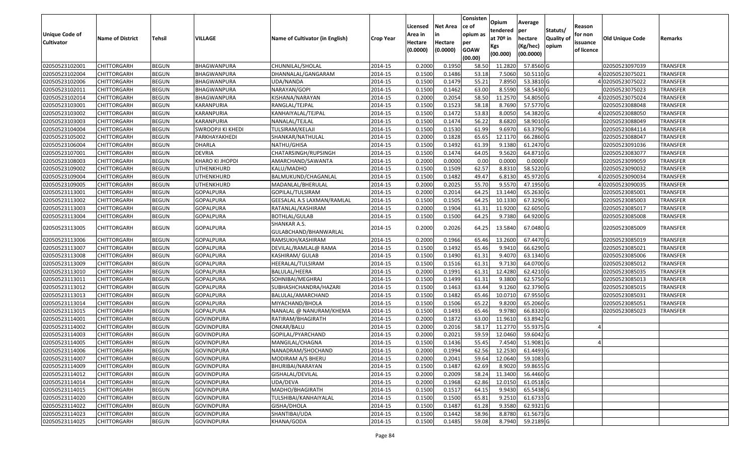| Unique Code of Cultivator | Name of District | Tehsil | VILLAGE | Name of Cultivator (in English) | Crop Year | Licensed Area in Hectare (0.0000) | Net Area in Hectare (0.0000) | Consistence of opium as per GOAW (00.00) | Opium tendered at 70º in Kgs (00.000) | Average per hectare (Kg/hec) (00.0000) | Statuts/ Quality of opium | Reason for non issuance of licence | Old Unique Code | Remarks |
|---|---|---|---|---|---|---|---|---|---|---|---|---|---|---|
| 02050523102001 | CHITTORGARH | BEGUN | BHAGWANPURA | CHUNNILAL/SHOLAL | 2014-15 | 0.2000 | 0.1950 | 58.50 | 11.2820 | 57.8560 | G | | 02050523097039 | TRANSFER |
| 02050523102004 | CHITTORGARH | BEGUN | BHAGWANPURA | DHANNALAL/GANGARAM | 2014-15 | 0.1500 | 0.1486 | 53.18 | 7.5060 | 50.5110 | G | 4 | 02050523075021 | TRANSFER |
| 02050523102006 | CHITTORGARH | BEGUN | BHAGWANPURA | UDA/NANDA | 2014-15 | 0.1500 | 0.1479 | 55.21 | 7.8950 | 53.3810 | G | 4 | 02050523075022 | TRANSFER |
| 02050523102011 | CHITTORGARH | BEGUN | BHAGWANPURA | NARAYAN/GOPI | 2014-15 | 0.1500 | 0.1462 | 63.00 | 8.5590 | 58.5430 | G | | 02050523075023 | TRANSFER |
| 02050523102014 | CHITTORGARH | BEGUN | BHAGWANPURA | KISHANA/NARAYAN | 2014-15 | 0.2000 | 0.2054 | 58.50 | 11.2570 | 54.8050 | G | 4 | 02050523075024 | TRANSFER |
| 02050523103001 | CHITTORGARH | BEGUN | KARANPURIA | RANGLAL/TEJPAL | 2014-15 | 0.1500 | 0.1523 | 58.18 | 8.7690 | 57.5770 | G | | 02050523088048 | TRANSFER |
| 02050523103002 | CHITTORGARH | BEGUN | KARANPURIA | KANHAIYALAL/TEJPAL | 2014-15 | 0.1500 | 0.1472 | 53.83 | 8.0050 | 54.3820 | G | 4 | 02050523088050 | TRANSFER |
| 02050523103003 | CHITTORGARH | BEGUN | KARANPURIA | NANALAL/TEJLAL | 2014-15 | 0.1500 | 0.1474 | 56.22 | 8.6820 | 58.9010 | G | | 02050523088049 | TRANSFER |
| 02050523104004 | CHITTORGARH | BEGUN | SWROOPJI KI KHEDI | TULSIRAM/KELAJI | 2014-15 | 0.1500 | 0.1530 | 61.99 | 9.6970 | 63.3790 | G | | 02050523084114 | TRANSFER |
| 02050523105002 | CHITTORGARH | BEGUN | PARKHAYAKHEDI | SHANKAR/NATHULAL | 2014-15 | 0.2000 | 0.1828 | 65.65 | 12.1170 | 66.2860 | G | | 02050523088047 | TRANSFER |
| 02050523106004 | CHITTORGARH | BEGUN | DHARLA | NATHU/GHISA | 2014-15 | 0.1500 | 0.1492 | 61.39 | 9.1380 | 61.2470 | G | | 02050523091036 | TRANSFER |
| 02050523107001 | CHITTORGARH | BEGUN | DEVRIA | CHATARSINGH/RUPSINGH | 2014-15 | 0.1500 | 0.1474 | 64.05 | 9.5620 | 64.8710 | G | | 02050523083077 | TRANSFER |
| 02050523108003 | CHITTORGARH | BEGUN | KHARO KI JHOPDI | AMARCHAND/SAWANTA | 2014-15 | 0.2000 | 0.0000 | 0.00 | 0.0000 | 0.0000 | F | | 02050523099059 | TRANSFER |
| 02050523109002 | CHITTORGARH | BEGUN | UTHENKHURD | KALU/MADHO | 2014-15 | 0.1500 | 0.1509 | 62.57 | 8.8310 | 58.5220 | G | | 02050523090032 | TRANSFER |
| 02050523109004 | CHITTORGARH | BEGUN | UTHENKHURD | BALMUKUND/CHAGANLAL | 2014-15 | 0.1500 | 0.1482 | 49.47 | 6.8130 | 45.9720 | G | 4 | 02050523090034 | TRANSFER |
| 02050523109005 | CHITTORGARH | BEGUN | UTHENKHURD | MADANLAL/BHERULAL | 2014-15 | 0.2000 | 0.2025 | 55.70 | 9.5570 | 47.1950 | G | 4 | 02050523090035 | TRANSFER |
| 02050523113001 | CHITTORGARH | BEGUN | GOPALPURA | GOPILAL/TULSIRAM | 2014-15 | 0.2000 | 0.2014 | 64.25 | 13.1440 | 65.2630 | G | | 02050523085001 | TRANSFER |
| 02050523113002 | CHITTORGARH | BEGUN | GOPALPURA | GEESALAL A.S LAXMAN/RAMLAL | 2014-15 | 0.1500 | 0.1505 | 64.25 | 10.1330 | 67.3290 | G | | 02050523085003 | TRANSFER |
| 02050523113003 | CHITTORGARH | BEGUN | GOPALPURA | RATANLAL/KASHIRAM | 2014-15 | 0.2000 | 0.1904 | 61.31 | 11.9200 | 62.6050 | G | | 02050523085017 | TRANSFER |
| 02050523113004 | CHITTORGARH | BEGUN | GOPALPURA | BOTHLAL/GULAB | 2014-15 | 0.1500 | 0.1500 | 64.25 | 9.7380 | 64.9200 | G | | 02050523085008 | TRANSFER |
| 02050523113005 | CHITTORGARH | BEGUN | GOPALPURA | SHANKAR A.S. GULABCHAND/BHANWARLAL | 2014-15 | 0.2000 | 0.2026 | 64.25 | 13.5840 | 67.0480 | G | | 02050523085009 | TRANSFER |
| 02050523113006 | CHITTORGARH | BEGUN | GOPALPURA | RAMSUKH/KASHIRAM | 2014-15 | 0.2000 | 0.1966 | 65.46 | 13.2600 | 67.4470 | G | | 02050523085019 | TRANSFER |
| 02050523113007 | CHITTORGARH | BEGUN | GOPALPURA | DEVILAL/RAMLAL@ RAMA | 2014-15 | 0.1500 | 0.1492 | 65.46 | 9.9410 | 66.6290 | G | | 02050523085021 | TRANSFER |
| 02050523113008 | CHITTORGARH | BEGUN | GOPALPURA | KASHIRAM/ GULAB | 2014-15 | 0.1500 | 0.1490 | 61.31 | 9.4070 | 63.1340 | G | | 02050523085006 | TRANSFER |
| 02050523113009 | CHITTORGARH | BEGUN | GOPALPURA | HEERALAL/TULSIRAM | 2014-15 | 0.1500 | 0.1516 | 61.31 | 9.7130 | 64.0700 | G | | 02050523085012 | TRANSFER |
| 02050523113010 | CHITTORGARH | BEGUN | GOPALPURA | BALULAL/HEERA | 2014-15 | 0.2000 | 0.1991 | 61.31 | 12.4280 | 62.4210 | G | | 02050523085035 | TRANSFER |
| 02050523113011 | CHITTORGARH | BEGUN | GOPALPURA | SOHNIBAI/MEGHRAJ | 2014-15 | 0.1500 | 0.1499 | 61.31 | 9.3800 | 62.5750 | G | | 02050523085013 | TRANSFER |
| 02050523113012 | CHITTORGARH | BEGUN | GOPALPURA | SUBHASHCHANDRA/HAZARI | 2014-15 | 0.1500 | 0.1463 | 63.44 | 9.1260 | 62.3790 | G | | 02050523085015 | TRANSFER |
| 02050523113013 | CHITTORGARH | BEGUN | GOPALPURA | BALULAL/AMARCHAND | 2014-15 | 0.1500 | 0.1482 | 65.46 | 10.0710 | 67.9550 | G | | 02050523085031 | TRANSFER |
| 02050523113014 | CHITTORGARH | BEGUN | GOPALPURA | MIYACHAND/BHOLA | 2014-15 | 0.1500 | 0.1506 | 65.22 | 9.8200 | 65.2060 | G | | 02050523085051 | TRANSFER |
| 02050523113015 | CHITTORGARH | BEGUN | GOPALPURA | NANALAL @ NANURAM/KHEMA | 2014-15 | 0.1500 | 0.1493 | 65.46 | 9.9780 | 66.8320 | G | | 02050523085023 | TRANSFER |
| 02050523114001 | CHITTORGARH | BEGUN | GOVINDPURA | RATIRAM/BHAGIRATH | 2014-15 | 0.2000 | 0.1872 | 63.00 | 11.9610 | 63.8942 | G | | | |
| 02050523114002 | CHITTORGARH | BEGUN | GOVINDPURA | ONKAR/BALU | 2014-15 | 0.2000 | 0.2016 | 58.17 | 11.2770 | 55.9375 | G | 4 | | |
| 02050523114003 | CHITTORGARH | BEGUN | GOVINDPURA | GOPILAL/PYARCHAND | 2014-15 | 0.2000 | 0.2021 | 59.59 | 12.0460 | 59.6042 | G | | | |
| 02050523114005 | CHITTORGARH | BEGUN | GOVINDPURA | MANGILAL/CHAGNA | 2014-15 | 0.1500 | 0.1436 | 55.45 | 7.4540 | 51.9081 | G | 4 | | |
| 02050523114006 | CHITTORGARH | BEGUN | GOVINDPURA | NANADRAM/SHOCHAND | 2014-15 | 0.2000 | 0.1994 | 62.56 | 12.2530 | 61.4493 | G | | | |
| 02050523114007 | CHITTORGARH | BEGUN | GOVINDPURA | MODIRAM A/S BHERU | 2014-15 | 0.2000 | 0.2041 | 59.64 | 12.0640 | 59.1083 | G | | | |
| 02050523114009 | CHITTORGARH | BEGUN | GOVINDPURA | BHURIBAI/NARAYAN | 2014-15 | 0.1500 | 0.1487 | 62.69 | 8.9020 | 59.8655 | G | | | |
| 02050523114012 | CHITTORGARH | BEGUN | GOVINDPURA | GISHALAL/DEVILAL | 2014-15 | 0.2000 | 0.2009 | 58.24 | 11.3400 | 56.4460 | G | | | |
| 02050523114014 | CHITTORGARH | BEGUN | GOVINDPURA | UDA/DEVA | 2014-15 | 0.2000 | 0.1968 | 62.86 | 12.0150 | 61.0518 | G | | | |
| 02050523114015 | CHITTORGARH | BEGUN | GOVINDPURA | MADHO/BHAGIRATH | 2014-15 | 0.1500 | 0.1517 | 64.15 | 9.9430 | 65.5438 | G | | | |
| 02050523114020 | CHITTORGARH | BEGUN | GOVINDPURA | TULSHIBAI/KANHAIYALAL | 2014-15 | 0.1500 | 0.1500 | 65.81 | 9.2510 | 61.6733 | G | | | |
| 02050523114022 | CHITTORGARH | BEGUN | GOVINDPURA | GISHA/DHOLA | 2014-15 | 0.1500 | 0.1487 | 61.28 | 9.3580 | 62.9321 | G | | | |
| 02050523114023 | CHITTORGARH | BEGUN | GOVINDPURA | SHANTIBAI/UDA | 2014-15 | 0.1500 | 0.1442 | 58.96 | 8.8780 | 61.5673 | G | | | |
| 02050523114025 | CHITTORGARH | BEGUN | GOVINDPURA | KHANA/GODA | 2014-15 | 0.1500 | 0.1485 | 59.08 | 8.7940 | 59.2189 | G | | | |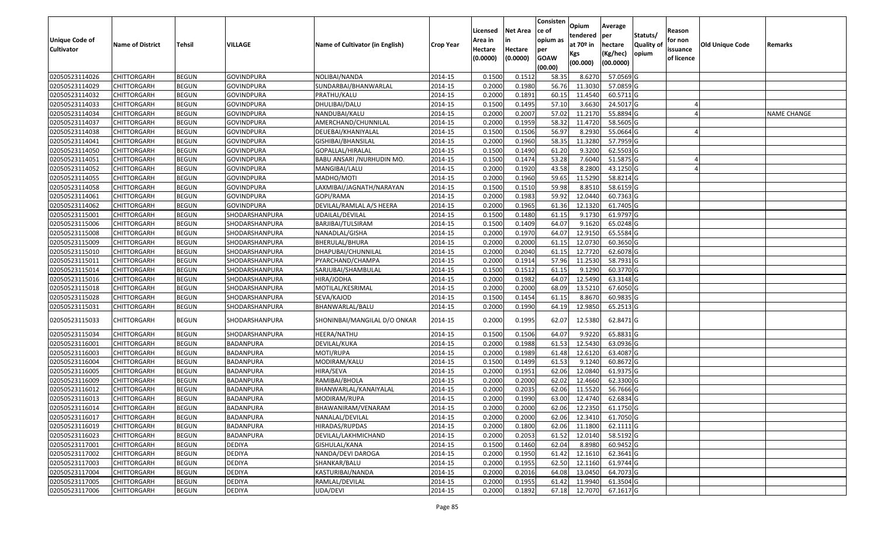| Unique Code of Cultivator | Name of District | Tehsil | VILLAGE | Name of Cultivator (in English) | Crop Year | Licensed Area in Hectare (0.0000) | Net Area in Hectare (0.0000) | Consistence of opium as per GOAW (00.00) | Opium tendered at 70º in Kgs (00.000) | Average per hectare (Kg/hec) (00.0000) | Statuts/ Quality of opium | Reason for non issuance of licence | Old Unique Code | Remarks |
|---|---|---|---|---|---|---|---|---|---|---|---|---|---|---|
| 02050523114026 | CHITTORGARH | BEGUN | GOVINDPURA | NOLIBAI/NANDA | 2014-15 | 0.1500 | 0.1512 | 58.35 | 8.6270 | 57.0569 | G | | | |
| 02050523114029 | CHITTORGARH | BEGUN | GOVINDPURA | SUNDARBAI/BHANWARLAL | 2014-15 | 0.2000 | 0.1980 | 56.76 | 11.3030 | 57.0859 | G | | | |
| 02050523114032 | CHITTORGARH | BEGUN | GOVINDPURA | PRATHU/KALU | 2014-15 | 0.2000 | 0.1891 | 60.15 | 11.4540 | 60.5711 | G | | | |
| 02050523114033 | CHITTORGARH | BEGUN | GOVINDPURA | DHULIBAI/DALU | 2014-15 | 0.1500 | 0.1495 | 57.10 | 3.6630 | 24.5017 | G | 4 | | |
| 02050523114034 | CHITTORGARH | BEGUN | GOVINDPURA | NANDUBAI/KALU | 2014-15 | 0.2000 | 0.2007 | 57.02 | 11.2170 | 55.8894 | G | 4 | | NAME CHANGE |
| 02050523114037 | CHITTORGARH | BEGUN | GOVINDPURA | AMERCHAND/CHUNNILAL | 2014-15 | 0.2000 | 0.1959 | 58.32 | 11.4720 | 58.5605 | G | | | |
| 02050523114038 | CHITTORGARH | BEGUN | GOVINDPURA | DEUEBAI/KHANIYALAL | 2014-15 | 0.1500 | 0.1506 | 56.97 | 8.2930 | 55.0664 | G | 4 | | |
| 02050523114041 | CHITTORGARH | BEGUN | GOVINDPURA | GISHIBAI/BHANSILAL | 2014-15 | 0.2000 | 0.1960 | 58.35 | 11.3280 | 57.7959 | G | | | |
| 02050523114050 | CHITTORGARH | BEGUN | GOVINDPURA | GOPALLAL/HIRALAL | 2014-15 | 0.1500 | 0.1490 | 61.20 | 9.3200 | 62.5503 | G | | | |
| 02050523114051 | CHITTORGARH | BEGUN | GOVINDPURA | BABU ANSARI /NURHUDIN MO. | 2014-15 | 0.1500 | 0.1474 | 53.28 | 7.6040 | 51.5875 | G | 4 | | |
| 02050523114052 | CHITTORGARH | BEGUN | GOVINDPURA | MANGIBAI/LALU | 2014-15 | 0.2000 | 0.1920 | 43.58 | 8.2800 | 43.1250 | G | 4 | | |
| 02050523114055 | CHITTORGARH | BEGUN | GOVINDPURA | MADHO/MOTI | 2014-15 | 0.2000 | 0.1960 | 59.65 | 11.5290 | 58.8214 | G | | | |
| 02050523114058 | CHITTORGARH | BEGUN | GOVINDPURA | LAXMIBAI/JAGNATH/NARAYAN | 2014-15 | 0.1500 | 0.1510 | 59.98 | 8.8510 | 58.6159 | G | | | |
| 02050523114061 | CHITTORGARH | BEGUN | GOVINDPURA | GOPI/RAMA | 2014-15 | 0.2000 | 0.1983 | 59.92 | 12.0440 | 60.7363 | G | | | |
| 02050523114062 | CHITTORGARH | BEGUN | GOVINDPURA | DEVILAL/RAMLAL A/S HEERA | 2014-15 | 0.2000 | 0.1965 | 61.36 | 12.1320 | 61.7405 | G | | | |
| 02050523115001 | CHITTORGARH | BEGUN | SHODARSHANPURA | UDAILAL/DEVILAL | 2014-15 | 0.1500 | 0.1480 | 61.15 | 9.1730 | 61.9797 | G | | | |
| 02050523115006 | CHITTORGARH | BEGUN | SHODARSHANPURA | BARJIBAI/TULSIRAM | 2014-15 | 0.1500 | 0.1409 | 64.07 | 9.1620 | 65.0248 | G | | | |
| 02050523115008 | CHITTORGARH | BEGUN | SHODARSHANPURA | NANADLAL/GISHA | 2014-15 | 0.2000 | 0.1970 | 64.07 | 12.9150 | 65.5584 | G | | | |
| 02050523115009 | CHITTORGARH | BEGUN | SHODARSHANPURA | BHERULAL/BHURA | 2014-15 | 0.2000 | 0.2000 | 61.15 | 12.0730 | 60.3650 | G | | | |
| 02050523115010 | CHITTORGARH | BEGUN | SHODARSHANPURA | DHAPUBAI/CHUNNILAL | 2014-15 | 0.2000 | 0.2040 | 61.15 | 12.7720 | 62.6078 | G | | | |
| 02050523115011 | CHITTORGARH | BEGUN | SHODARSHANPURA | PYARCHAND/CHAMPA | 2014-15 | 0.2000 | 0.1914 | 57.96 | 11.2530 | 58.7931 | G | | | |
| 02050523115014 | CHITTORGARH | BEGUN | SHODARSHANPURA | SARJUBAI/SHAMBULAL | 2014-15 | 0.1500 | 0.1512 | 61.15 | 9.1290 | 60.3770 | G | | | |
| 02050523115016 | CHITTORGARH | BEGUN | SHODARSHANPURA | HIRA/JODHA | 2014-15 | 0.2000 | 0.1982 | 64.07 | 12.5490 | 63.3148 | G | | | |
| 02050523115018 | CHITTORGARH | BEGUN | SHODARSHANPURA | MOTILAL/KESRIMAL | 2014-15 | 0.2000 | 0.2000 | 68.09 | 13.5210 | 67.6050 | G | | | |
| 02050523115028 | CHITTORGARH | BEGUN | SHODARSHANPURA | SEVA/KAJOD | 2014-15 | 0.1500 | 0.1454 | 61.15 | 8.8670 | 60.9835 | G | | | |
| 02050523115031 | CHITTORGARH | BEGUN | SHODARSHANPURA | BHANWARLAL/BALU | 2014-15 | 0.2000 | 0.1990 | 64.19 | 12.9850 | 65.2513 | G | | | |
| 02050523115033 | CHITTORGARH | BEGUN | SHODARSHANPURA | SHONINBAI/MANGILAL D/O ONKAR | 2014-15 | 0.2000 | 0.1995 | 62.07 | 12.5380 | 62.8471 | G | | | |
| 02050523115034 | CHITTORGARH | BEGUN | SHODARSHANPURA | HEERA/NATHU | 2014-15 | 0.1500 | 0.1506 | 64.07 | 9.9220 | 65.8831 | G | | | |
| 02050523116001 | CHITTORGARH | BEGUN | BADANPURA | DEVILAL/KUKA | 2014-15 | 0.2000 | 0.1988 | 61.53 | 12.5430 | 63.0936 | G | | | |
| 02050523116003 | CHITTORGARH | BEGUN | BADANPURA | MOTI/RUPA | 2014-15 | 0.2000 | 0.1989 | 61.48 | 12.6120 | 63.4087 | G | | | |
| 02050523116004 | CHITTORGARH | BEGUN | BADANPURA | MODIRAM/KALU | 2014-15 | 0.1500 | 0.1499 | 61.53 | 9.1240 | 60.8672 | G | | | |
| 02050523116005 | CHITTORGARH | BEGUN | BADANPURA | HIRA/SEVA | 2014-15 | 0.2000 | 0.1951 | 62.06 | 12.0840 | 61.9375 | G | | | |
| 02050523116009 | CHITTORGARH | BEGUN | BADANPURA | RAMIBAI/BHOLA | 2014-15 | 0.2000 | 0.2000 | 62.02 | 12.4660 | 62.3300 | G | | | |
| 02050523116012 | CHITTORGARH | BEGUN | BADANPURA | BHANWARLAL/KANAIYALAL | 2014-15 | 0.2000 | 0.2035 | 62.06 | 11.5520 | 56.7666 | G | | | |
| 02050523116013 | CHITTORGARH | BEGUN | BADANPURA | MODIRAM/RUPA | 2014-15 | 0.2000 | 0.1990 | 63.00 | 12.4740 | 62.6834 | G | | | |
| 02050523116014 | CHITTORGARH | BEGUN | BADANPURA | BHAWANIRAM/VENARAM | 2014-15 | 0.2000 | 0.2000 | 62.06 | 12.2350 | 61.1750 | G | | | |
| 02050523116017 | CHITTORGARH | BEGUN | BADANPURA | NANALAL/DEVILAL | 2014-15 | 0.2000 | 0.2000 | 62.06 | 12.3410 | 61.7050 | G | | | |
| 02050523116019 | CHITTORGARH | BEGUN | BADANPURA | HIRADAS/RUPDAS | 2014-15 | 0.2000 | 0.1800 | 62.06 | 11.1800 | 62.1111 | G | | | |
| 02050523116023 | CHITTORGARH | BEGUN | BADANPURA | DEVILAL/LAKHMICHAND | 2014-15 | 0.2000 | 0.2053 | 61.52 | 12.0140 | 58.5192 | G | | | |
| 02050523117001 | CHITTORGARH | BEGUN | DEDIYA | GISHULAL/KANA | 2014-15 | 0.1500 | 0.1460 | 62.04 | 8.8980 | 60.9452 | G | | | |
| 02050523117002 | CHITTORGARH | BEGUN | DEDIYA | NANDA/DEVI DAROGA | 2014-15 | 0.2000 | 0.1950 | 61.42 | 12.1610 | 62.3641 | G | | | |
| 02050523117003 | CHITTORGARH | BEGUN | DEDIYA | SHANKAR/BALU | 2014-15 | 0.2000 | 0.1955 | 62.50 | 12.1160 | 61.9744 | G | | | |
| 02050523117004 | CHITTORGARH | BEGUN | DEDIYA | KASTURIBAI/NANDA | 2014-15 | 0.2000 | 0.2016 | 64.08 | 13.0450 | 64.7073 | G | | | |
| 02050523117005 | CHITTORGARH | BEGUN | DEDIYA | RAMLAL/DEVILAL | 2014-15 | 0.2000 | 0.1955 | 61.42 | 11.9940 | 61.3504 | G | | | |
| 02050523117006 | CHITTORGARH | BEGUN | DEDIYA | UDA/DEVI | 2014-15 | 0.2000 | 0.1892 | 67.18 | 12.7070 | 67.1617 | G | | | |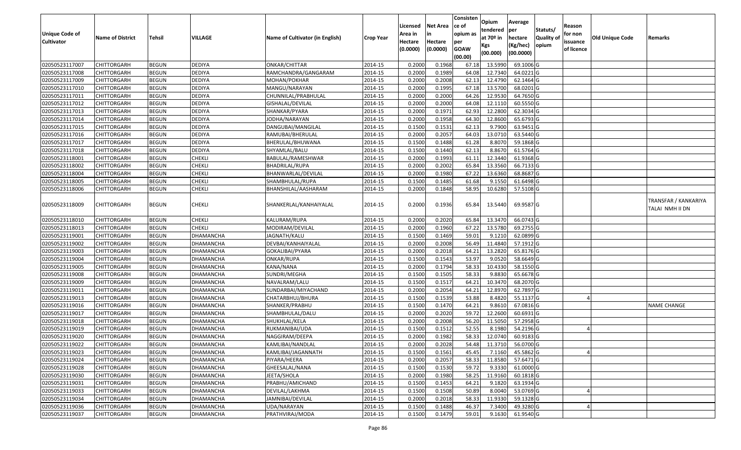| Unique Code of Cultivator | Name of District | Tehsil | VILLAGE | Name of Cultivator (in English) | Crop Year | Licensed Area in Hectare (0.0000) | Net Area in Hectare (0.0000) | Consisten ce of opium as per GOAW (00.00) | Opium tendered at 70º in Kgs (00.000) | Average per hectare (Kg/hec) (00.0000) | Statuts/ Quality of opium | Reason for non issuance of licence | Old Unique Code | Remarks |
|---|---|---|---|---|---|---|---|---|---|---|---|---|---|---|
| 02050523117007 | CHITTORGARH | BEGUN | DEDIYA | ONKAR/CHITTAR | 2014-15 | 0.2000 | 0.1968 | 67.18 | 13.5990 | 69.1006 | G | | | |
| 02050523117008 | CHITTORGARH | BEGUN | DEDIYA | RAMCHANDRA/GANGARAM | 2014-15 | 0.2000 | 0.1989 | 64.08 | 12.7340 | 64.0221 | G | | | |
| 02050523117009 | CHITTORGARH | BEGUN | DEDIYA | MOHAN/POKHAR | 2014-15 | 0.2000 | 0.2008 | 62.13 | 12.4790 | 62.1464 | G | | | |
| 02050523117010 | CHITTORGARH | BEGUN | DEDIYA | MANGU/NARAYAN | 2014-15 | 0.2000 | 0.1995 | 67.18 | 13.5700 | 68.0201 | G | | | |
| 02050523117011 | CHITTORGARH | BEGUN | DEDIYA | CHUNNILAL/PRABHULAL | 2014-15 | 0.2000 | 0.2000 | 64.26 | 12.9530 | 64.7650 | G | | | |
| 02050523117012 | CHITTORGARH | BEGUN | DEDIYA | GISHALAL/DEVILAL | 2014-15 | 0.2000 | 0.2000 | 64.08 | 12.1110 | 60.5550 | G | | | |
| 02050523117013 | CHITTORGARH | BEGUN | DEDIYA | SHANKAR/PYARA | 2014-15 | 0.2000 | 0.1971 | 62.93 | 12.2800 | 62.3034 | G | | | |
| 02050523117014 | CHITTORGARH | BEGUN | DEDIYA | JODHA/NARAYAN | 2014-15 | 0.2000 | 0.1958 | 64.30 | 12.8600 | 65.6793 | G | | | |
| 02050523117015 | CHITTORGARH | BEGUN | DEDIYA | DANGUBAI/MANGILAL | 2014-15 | 0.1500 | 0.1531 | 62.13 | 9.7900 | 63.9451 | G | | | |
| 02050523117016 | CHITTORGARH | BEGUN | DEDIYA | RAMUBAI/BHERULAL | 2014-15 | 0.2000 | 0.2057 | 64.03 | 13.0710 | 63.5440 | G | | | |
| 02050523117017 | CHITTORGARH | BEGUN | DEDIYA | BHERULAL/BHUWANA | 2014-15 | 0.1500 | 0.1488 | 61.28 | 8.8070 | 59.1868 | G | | | |
| 02050523117018 | CHITTORGARH | BEGUN | DEDIYA | SHYAMLAL/BALU | 2014-15 | 0.1500 | 0.1440 | 62.13 | 8.8670 | 61.5764 | G | | | |
| 02050523118001 | CHITTORGARH | BEGUN | CHEKLI | BABULAL/RAMESHWAR | 2014-15 | 0.2000 | 0.1993 | 61.11 | 12.3440 | 61.9368 | G | | | |
| 02050523118002 | CHITTORGARH | BEGUN | CHEKLI | BHADRILAL/RUPA | 2014-15 | 0.2000 | 0.2002 | 65.84 | 13.3560 | 66.7133 | G | | | |
| 02050523118004 | CHITTORGARH | BEGUN | CHEKLI | BHANWARLAL/DEVILAL | 2014-15 | 0.2000 | 0.1980 | 67.22 | 13.6360 | 68.8687 | G | | | |
| 02050523118005 | CHITTORGARH | BEGUN | CHEKLI | SHAMBHULAL/RUPA | 2014-15 | 0.1500 | 0.1485 | 61.68 | 9.1550 | 61.6498 | G | | | |
| 02050523118006 | CHITTORGARH | BEGUN | CHEKLI | BHANSHILAL/AASHARAM | 2014-15 | 0.2000 | 0.1848 | 58.95 | 10.6280 | 57.5108 | G | | | |
| 02050523118009 | CHITTORGARH | BEGUN | CHEKLI | SHANKERLAL/KANHAIYALAL | 2014-15 | 0.2000 | 0.1936 | 65.84 | 13.5440 | 69.9587 | G | | | TRANSFAR / KANKARIYA TALAI NMH II DN |
| 02050523118010 | CHITTORGARH | BEGUN | CHEKLI | KALURAM/RUPA | 2014-15 | 0.2000 | 0.2020 | 65.84 | 13.3470 | 66.0743 | G | | | |
| 02050523118013 | CHITTORGARH | BEGUN | CHEKLI | MODIRAM/DEVILAL | 2014-15 | 0.2000 | 0.1960 | 67.22 | 13.5780 | 69.2755 | G | | | |
| 02050523119001 | CHITTORGARH | BEGUN | DHAMANCHA | JAGNATH/KALU | 2014-15 | 0.1500 | 0.1469 | 59.01 | 9.1210 | 62.0899 | G | | | |
| 02050523119002 | CHITTORGARH | BEGUN | DHAMANCHA | DEVBAI/KANHAIYALAL | 2014-15 | 0.2000 | 0.2008 | 56.49 | 11.4840 | 57.1912 | G | | | |
| 02050523119003 | CHITTORGARH | BEGUN | DHAMANCHA | GOKALIBAI/PYARA | 2014-15 | 0.2000 | 0.2018 | 64.21 | 13.2820 | 65.8176 | G | | | |
| 02050523119004 | CHITTORGARH | BEGUN | DHAMANCHA | ONKAR/RUPA | 2014-15 | 0.1500 | 0.1543 | 53.97 | 9.0520 | 58.6649 | G | | | |
| 02050523119005 | CHITTORGARH | BEGUN | DHAMANCHA | KANA/NANA | 2014-15 | 0.2000 | 0.1794 | 58.33 | 10.4330 | 58.1550 | G | | | |
| 02050523119008 | CHITTORGARH | BEGUN | DHAMANCHA | SUNDRI/MEGHA | 2014-15 | 0.1500 | 0.1505 | 58.33 | 9.8830 | 65.6678 | G | | | |
| 02050523119009 | CHITTORGARH | BEGUN | DHAMANCHA | NAVALRAM/LALU | 2014-15 | 0.1500 | 0.1517 | 64.21 | 10.3470 | 68.2070 | G | | | |
| 02050523119011 | CHITTORGARH | BEGUN | DHAMANCHA | SUNDARBAI/MIYACHAND | 2014-15 | 0.2000 | 0.2054 | 64.21 | 12.8970 | 62.7897 | G | | | |
| 02050523119013 | CHITTORGARH | BEGUN | DHAMANCHA | CHATARBHUJ/BHURA | 2014-15 | 0.1500 | 0.1539 | 53.88 | 8.4820 | 55.1137 | G | 4 | | |
| 02050523119016 | CHITTORGARH | BEGUN | DHAMANCHA | SHANKER/PRABHU | 2014-15 | 0.1500 | 0.1470 | 64.21 | 9.8610 | 67.0816 | G | | | NAME CHANGE |
| 02050523119017 | CHITTORGARH | BEGUN | DHAMANCHA | SHAMBHULAL/DALU | 2014-15 | 0.2000 | 0.2020 | 59.72 | 12.2600 | 60.6931 | G | | | |
| 02050523119018 | CHITTORGARH | BEGUN | DHAMANCHA | SHUKHLAL/KELA | 2014-15 | 0.2000 | 0.2008 | 56.20 | 11.5050 | 57.2958 | G | | | |
| 02050523119019 | CHITTORGARH | BEGUN | DHAMANCHA | RUKMANIBAI/UDA | 2014-15 | 0.1500 | 0.1512 | 52.55 | 8.1980 | 54.2196 | G | 4 | | |
| 02050523119020 | CHITTORGARH | BEGUN | DHAMANCHA | NAGGIRAM/DEEPA | 2014-15 | 0.2000 | 0.1982 | 58.33 | 12.0740 | 60.9183 | G | | | |
| 02050523119022 | CHITTORGARH | BEGUN | DHAMANCHA | KAMLIBAI/NANDLAL | 2014-15 | 0.2000 | 0.2028 | 54.48 | 11.3710 | 56.0700 | G | | | |
| 02050523119023 | CHITTORGARH | BEGUN | DHAMANCHA | KAMLIBAI/JAGANNATH | 2014-15 | 0.1500 | 0.1561 | 45.45 | 7.1160 | 45.5862 | G | 4 | | |
| 02050523119024 | CHITTORGARH | BEGUN | DHAMANCHA | PIYARA/HEERA | 2014-15 | 0.2000 | 0.2057 | 58.33 | 11.8580 | 57.6471 | G | | | |
| 02050523119028 | CHITTORGARH | BEGUN | DHAMANCHA | GHEESALAL/NANA | 2014-15 | 0.1500 | 0.1530 | 59.72 | 9.3330 | 61.0000 | G | | | |
| 02050523119030 | CHITTORGARH | BEGUN | DHAMANCHA | JEETA/SHOLA | 2014-15 | 0.2000 | 0.1980 | 58.25 | 11.9160 | 60.1818 | G | | | |
| 02050523119031 | CHITTORGARH | BEGUN | DHAMANCHA | PRABHU/AMICHAND | 2014-15 | 0.1500 | 0.1453 | 64.21 | 9.1820 | 63.1934 | G | | | |
| 02050523119033 | CHITTORGARH | BEGUN | DHAMANCHA | DEVILAL/LAKHMA | 2014-15 | 0.1500 | 0.1508 | 50.89 | 8.0040 | 53.0769 | G | 4 | | |
| 02050523119034 | CHITTORGARH | BEGUN | DHAMANCHA | JAMNIBAI/DEVILAL | 2014-15 | 0.2000 | 0.2018 | 58.33 | 11.9330 | 59.1328 | G | | | |
| 02050523119036 | CHITTORGARH | BEGUN | DHAMANCHA | UDA/NARAYAN | 2014-15 | 0.1500 | 0.1488 | 46.37 | 7.3400 | 49.3280 | G | 4 | | |
| 02050523119037 | CHITTORGARH | BEGUN | DHAMANCHA | PRATHVIRAJ/MODA | 2014-15 | 0.1500 | 0.1479 | 59.01 | 9.1630 | 61.9540 | G | | | |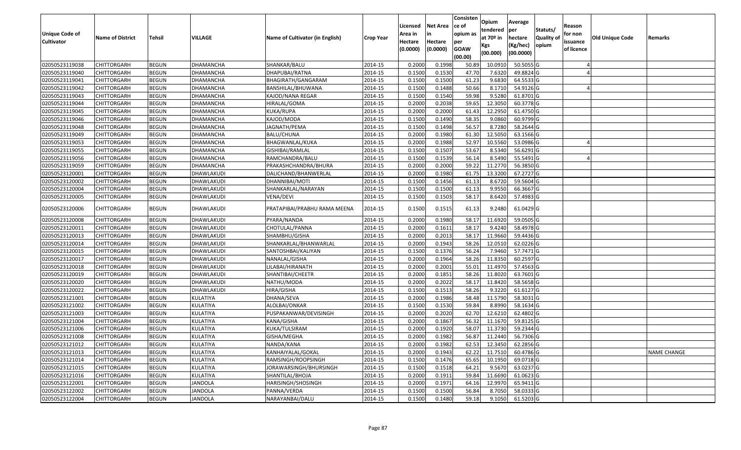| Unique Code of Cultivator | Name of District | Tehsil | VILLAGE | Name of Cultivator (in English) | Crop Year | Licensed Area in Hectare (0.0000) | Net Area in Hectare (0.0000) | Consisten ce of opium as per GOAW (00.00) | Opium tendered at 70º in Kgs (00.000) | Average per hectare (Kg/hec) (00.0000) | Statuts/ Quality of opium | Reason for non issuance of licence | Old Unique Code | Remarks |
|---|---|---|---|---|---|---|---|---|---|---|---|---|---|---|
| 02050523119038 | CHITTORGARH | BEGUN | DHAMANCHA | SHANKAR/BALU | 2014-15 | 0.2000 | 0.1998 | 50.89 | 10.0910 | 50.5055 | G | 4 | | |
| 02050523119040 | CHITTORGARH | BEGUN | DHAMANCHA | DHAPUBAI/RATNA | 2014-15 | 0.1500 | 0.1530 | 47.70 | 7.6320 | 49.8824 | G | 4 | | |
| 02050523119041 | CHITTORGARH | BEGUN | DHAMANCHA | BHAGIRATH/GANGARAM | 2014-15 | 0.1500 | 0.1500 | 61.23 | 9.6830 | 64.5533 | G | | | |
| 02050523119042 | CHITTORGARH | BEGUN | DHAMANCHA | BANSHILAL/BHUWANA | 2014-15 | 0.1500 | 0.1488 | 50.66 | 8.1710 | 54.9126 | G | 4 | | |
| 02050523119043 | CHITTORGARH | BEGUN | DHAMANCHA | KAJOD/NANA REGAR | 2014-15 | 0.1500 | 0.1540 | 59.98 | 9.5280 | 61.8701 | G | | | |
| 02050523119044 | CHITTORGARH | BEGUN | DHAMANCHA | HIRALAL/GOMA | 2014-15 | 0.2000 | 0.2038 | 59.65 | 12.3050 | 60.3778 | G | | | |
| 02050523119045 | CHITTORGARH | BEGUN | DHAMANCHA | KUKA/RUPA | 2014-15 | 0.2000 | 0.2000 | 61.43 | 12.2950 | 61.4750 | G | | | |
| 02050523119046 | CHITTORGARH | BEGUN | DHAMANCHA | KAJOD/MODA | 2014-15 | 0.1500 | 0.1490 | 58.35 | 9.0860 | 60.9799 | G | | | |
| 02050523119048 | CHITTORGARH | BEGUN | DHAMANCHA | JAGNATH/PEMA | 2014-15 | 0.1500 | 0.1498 | 56.57 | 8.7280 | 58.2644 | G | | | |
| 02050523119049 | CHITTORGARH | BEGUN | DHAMANCHA | BALU/CHUNA | 2014-15 | 0.2000 | 0.1980 | 61.30 | 12.5050 | 63.1566 | G | | | |
| 02050523119053 | CHITTORGARH | BEGUN | DHAMANCHA | BHAGWANLAL/KUKA | 2014-15 | 0.2000 | 0.1988 | 52.97 | 10.5560 | 53.0986 | G | 4 | | |
| 02050523119055 | CHITTORGARH | BEGUN | DHAMANCHA | GISHIBAI/RAMLAL | 2014-15 | 0.1500 | 0.1507 | 53.67 | 8.5340 | 56.6291 | G | | | |
| 02050523119056 | CHITTORGARH | BEGUN | DHAMANCHA | RAMCHANDRA/BALU | 2014-15 | 0.1500 | 0.1539 | 56.14 | 8.5490 | 55.5491 | G | 4 | | |
| 02050523119059 | CHITTORGARH | BEGUN | DHAMANCHA | PRAKASHCHANDRA/BHURA | 2014-15 | 0.2000 | 0.2000 | 59.22 | 11.2770 | 56.3850 | G | | | |
| 02050523120001 | CHITTORGARH | BEGUN | DHAWLAKUDI | DALICHAND/BHANWERLAL | 2014-15 | 0.2000 | 0.1980 | 61.75 | 13.3200 | 67.2727 | G | | | |
| 02050523120002 | CHITTORGARH | BEGUN | DHAWLAKUDI | DHANNIBAI/MOTI | 2014-15 | 0.1500 | 0.1456 | 61.13 | 8.6720 | 59.5604 | G | | | |
| 02050523120004 | CHITTORGARH | BEGUN | DHAWLAKUDI | SHANKARLAL/NARAYAN | 2014-15 | 0.1500 | 0.1500 | 61.13 | 9.9550 | 66.3667 | G | | | |
| 02050523120005 | CHITTORGARH | BEGUN | DHAWLAKUDI | VENA/DEVI | 2014-15 | 0.1500 | 0.1503 | 58.17 | 8.6420 | 57.4983 | G | | | |
| 02050523120006 | CHITTORGARH | BEGUN | DHAWLAKUDI | PRATAPIBAI/PRABHU RAMA MEENA | 2014-15 | 0.1500 | 0.1515 | 61.13 | 9.2480 | 61.0429 | G | | | |
| 02050523120008 | CHITTORGARH | BEGUN | DHAWLAKUDI | PYARA/NANDA | 2014-15 | 0.2000 | 0.1980 | 58.17 | 11.6920 | 59.0505 | G | | | |
| 02050523120011 | CHITTORGARH | BEGUN | DHAWLAKUDI | CHOTULAL/PANNA | 2014-15 | 0.2000 | 0.1611 | 58.17 | 9.4240 | 58.4978 | G | | | |
| 02050523120013 | CHITTORGARH | BEGUN | DHAWLAKUDI | SHAMBHU/GISHA | 2014-15 | 0.2000 | 0.2013 | 58.17 | 11.9660 | 59.4436 | G | | | |
| 02050523120014 | CHITTORGARH | BEGUN | DHAWLAKUDI | SHANKARLAL/BHANWARLAL | 2014-15 | 0.2000 | 0.1943 | 58.26 | 12.0510 | 62.0226 | G | | | |
| 02050523120015 | CHITTORGARH | BEGUN | DHAWLAKUDI | SANTOSHBAI/KALIYAN | 2014-15 | 0.1500 | 0.1376 | 56.24 | 7.9460 | 57.7471 | G | | | |
| 02050523120017 | CHITTORGARH | BEGUN | DHAWLAKUDI | NANALAL/GISHA | 2014-15 | 0.2000 | 0.1964 | 58.26 | 11.8350 | 60.2597 | G | | | |
| 02050523120018 | CHITTORGARH | BEGUN | DHAWLAKUDI | LILABAI/HIRANATH | 2014-15 | 0.2000 | 0.2001 | 55.01 | 11.4970 | 57.4563 | G | | | |
| 02050523120019 | CHITTORGARH | BEGUN | DHAWLAKUDI | SHANTIBAI/CHEETR | 2014-15 | 0.2000 | 0.1851 | 58.26 | 11.8020 | 63.7601 | G | | | |
| 02050523120020 | CHITTORGARH | BEGUN | DHAWLAKUDI | NATHU/MODA | 2014-15 | 0.2000 | 0.2022 | 58.17 | 11.8420 | 58.5658 | G | | | |
| 02050523120022 | CHITTORGARH | BEGUN | DHAWLAKUDI | HIRA/GISHA | 2014-15 | 0.1500 | 0.1513 | 58.26 | 9.3220 | 61.6127 | G | | | |
| 02050523121001 | CHITTORGARH | BEGUN | KULATIYA | DHANA/SEVA | 2014-15 | 0.2000 | 0.1986 | 58.48 | 11.5790 | 58.3031 | G | | | |
| 02050523121002 | CHITTORGARH | BEGUN | KULATIYA | ALOLBAI/ONKAR | 2014-15 | 0.1500 | 0.1530 | 59.84 | 8.8990 | 58.1634 | G | | | |
| 02050523121003 | CHITTORGARH | BEGUN | KULATIYA | PUSPAKANWAR/DEVISINGH | 2014-15 | 0.2000 | 0.2020 | 62.70 | 12.6210 | 62.4802 | G | | | |
| 02050523121004 | CHITTORGARH | BEGUN | KULATIYA | KANA/GISHA | 2014-15 | 0.2000 | 0.1867 | 56.32 | 11.1670 | 59.8125 | G | | | |
| 02050523121006 | CHITTORGARH | BEGUN | KULATIYA | KUKA/TULSIRAM | 2014-15 | 0.2000 | 0.1920 | 58.07 | 11.3730 | 59.2344 | G | | | |
| 02050523121008 | CHITTORGARH | BEGUN | KULATIYA | GISHA/MEGHA | 2014-15 | 0.2000 | 0.1982 | 56.87 | 11.2440 | 56.7306 | G | | | |
| 02050523121012 | CHITTORGARH | BEGUN | KULATIYA | NANDA/KANA | 2014-15 | 0.2000 | 0.1982 | 62.53 | 12.3450 | 62.2856 | G | | | |
| 02050523121013 | CHITTORGARH | BEGUN | KULATIYA | KANHAIYALAL/GOKAL | 2014-15 | 0.2000 | 0.1943 | 62.22 | 11.7510 | 60.4786 | G | | | NAME CHANGE |
| 02050523121014 | CHITTORGARH | BEGUN | KULATIYA | RAMSINGH/ROOPSINGH | 2014-15 | 0.1500 | 0.1476 | 65.65 | 10.1950 | 69.0718 | G | | | |
| 02050523121015 | CHITTORGARH | BEGUN | KULATIYA | JORAWARSINGH/BHURSINGH | 2014-15 | 0.1500 | 0.1518 | 64.21 | 9.5670 | 63.0237 | G | | | |
| 02050523121016 | CHITTORGARH | BEGUN | KULATIYA | SHANTILAL/BHOJA | 2014-15 | 0.2000 | 0.1911 | 59.84 | 11.6690 | 61.0623 | G | | | |
| 02050523122001 | CHITTORGARH | BEGUN | JANDOLA | HARISINGH/SHOSINGH | 2014-15 | 0.2000 | 0.1971 | 64.16 | 12.9970 | 65.9411 | G | | | |
| 02050523122002 | CHITTORGARH | BEGUN | JANDOLA | PANNA/VERDA | 2014-15 | 0.1500 | 0.1500 | 56.84 | 8.7050 | 58.0333 | G | | | |
| 02050523122004 | CHITTORGARH | BEGUN | JANDOLA | NARAYANBAI/DALU | 2014-15 | 0.1500 | 0.1480 | 59.18 | 9.1050 | 61.5203 | G | | | |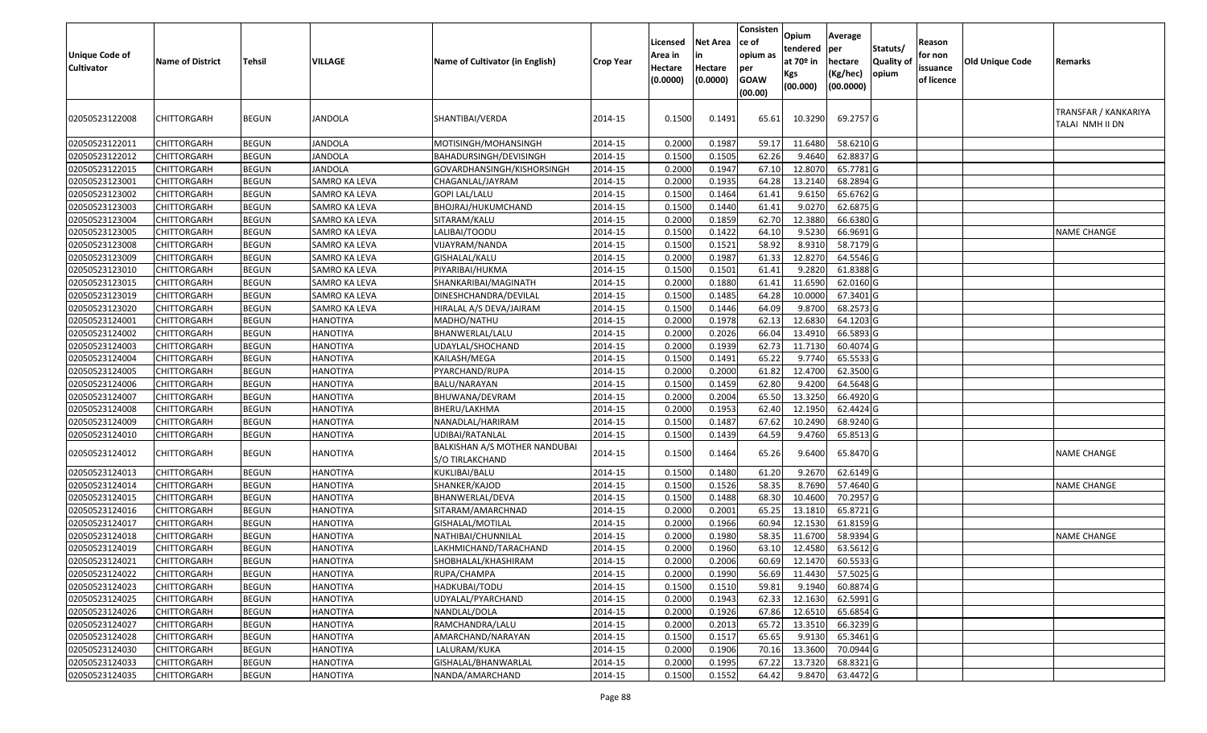| Unique Code of Cultivator | Name of District | Tehsil | VILLAGE | Name of Cultivator (in English) | Crop Year | Licensed Area in Hectare (0.0000) | Net Area in Hectare (0.0000) | Consisten ce of opium as per GOAW (00.00) | Opium tendered at 70º in Kgs (00.000) | Average per hectare (Kg/hec) (00.0000) | Statuts/ Quality of opium | Reason for non issuance of licence | Old Unique Code | Remarks |
|---|---|---|---|---|---|---|---|---|---|---|---|---|---|---|
| 02050523122008 | CHITTORGARH | BEGUN | JANDOLA | SHANTIBAI/VERDA | 2014-15 | 0.1500 | 0.1491 | 65.61 | 10.3290 | 69.2757 | G | | | TRANSFAR / KANKARIYA TALAI NMH II DN |
| 02050523122011 | CHITTORGARH | BEGUN | JANDOLA | MOTISINGH/MOHANSINGH | 2014-15 | 0.2000 | 0.1987 | 59.17 | 11.6480 | 58.6210 | G | | | |
| 02050523122012 | CHITTORGARH | BEGUN | JANDOLA | BAHADURSINGH/DEVISINGH | 2014-15 | 0.1500 | 0.1505 | 62.26 | 9.4640 | 62.8837 | G | | | |
| 02050523122015 | CHITTORGARH | BEGUN | JANDOLA | GOVARDHANSINGH/KISHORSINGH | 2014-15 | 0.2000 | 0.1947 | 67.10 | 12.8070 | 65.7781 | G | | | |
| 02050523123001 | CHITTORGARH | BEGUN | SAMRO KA LEVA | CHAGANLAL/JAYRAM | 2014-15 | 0.2000 | 0.1935 | 64.28 | 13.2140 | 68.2894 | G | | | |
| 02050523123002 | CHITTORGARH | BEGUN | SAMRO KA LEVA | GOPI LAL/LALU | 2014-15 | 0.1500 | 0.1464 | 61.41 | 9.6150 | 65.6762 | G | | | |
| 02050523123003 | CHITTORGARH | BEGUN | SAMRO KA LEVA | BHOJRAJ/HUKUMCHAND | 2014-15 | 0.1500 | 0.1440 | 61.41 | 9.0270 | 62.6875 | G | | | |
| 02050523123004 | CHITTORGARH | BEGUN | SAMRO KA LEVA | SITARAM/KALU | 2014-15 | 0.2000 | 0.1859 | 62.70 | 12.3880 | 66.6380 | G | | | |
| 02050523123005 | CHITTORGARH | BEGUN | SAMRO KA LEVA | LALIBAI/TOODU | 2014-15 | 0.1500 | 0.1422 | 64.10 | 9.5230 | 66.9691 | G | | | NAME CHANGE |
| 02050523123008 | CHITTORGARH | BEGUN | SAMRO KA LEVA | VIJAYRAM/NANDA | 2014-15 | 0.1500 | 0.1521 | 58.92 | 8.9310 | 58.7179 | G | | | |
| 02050523123009 | CHITTORGARH | BEGUN | SAMRO KA LEVA | GISHALAL/KALU | 2014-15 | 0.2000 | 0.1987 | 61.33 | 12.8270 | 64.5546 | G | | | |
| 02050523123010 | CHITTORGARH | BEGUN | SAMRO KA LEVA | PIYARIBAI/HUKMA | 2014-15 | 0.1500 | 0.1501 | 61.41 | 9.2820 | 61.8388 | G | | | |
| 02050523123015 | CHITTORGARH | BEGUN | SAMRO KA LEVA | SHANKARIBAI/MAGINATH | 2014-15 | 0.2000 | 0.1880 | 61.41 | 11.6590 | 62.0160 | G | | | |
| 02050523123019 | CHITTORGARH | BEGUN | SAMRO KA LEVA | DINESHCHANDRA/DEVILAL | 2014-15 | 0.1500 | 0.1485 | 64.28 | 10.0000 | 67.3401 | G | | | |
| 02050523123020 | CHITTORGARH | BEGUN | SAMRO KA LEVA | HIRALAL A/S DEVA/JAIRAM | 2014-15 | 0.1500 | 0.1446 | 64.09 | 9.8700 | 68.2573 | G | | | |
| 02050523124001 | CHITTORGARH | BEGUN | HANOTIYA | MADHO/NATHU | 2014-15 | 0.2000 | 0.1978 | 62.13 | 12.6830 | 64.1203 | G | | | |
| 02050523124002 | CHITTORGARH | BEGUN | HANOTIYA | BHANWERLAL/LALU | 2014-15 | 0.2000 | 0.2026 | 66.04 | 13.4910 | 66.5893 | G | | | |
| 02050523124003 | CHITTORGARH | BEGUN | HANOTIYA | UDAYLAL/SHOCHAND | 2014-15 | 0.2000 | 0.1939 | 62.73 | 11.7130 | 60.4074 | G | | | |
| 02050523124004 | CHITTORGARH | BEGUN | HANOTIYA | KAILASH/MEGA | 2014-15 | 0.1500 | 0.1491 | 65.22 | 9.7740 | 65.5533 | G | | | |
| 02050523124005 | CHITTORGARH | BEGUN | HANOTIYA | PYARCHAND/RUPA | 2014-15 | 0.2000 | 0.2000 | 61.82 | 12.4700 | 62.3500 | G | | | |
| 02050523124006 | CHITTORGARH | BEGUN | HANOTIYA | BALU/NARAYAN | 2014-15 | 0.1500 | 0.1459 | 62.80 | 9.4200 | 64.5648 | G | | | |
| 02050523124007 | CHITTORGARH | BEGUN | HANOTIYA | BHUWANA/DEVRAM | 2014-15 | 0.2000 | 0.2004 | 65.50 | 13.3250 | 66.4920 | G | | | |
| 02050523124008 | CHITTORGARH | BEGUN | HANOTIYA | BHERU/LAKHMA | 2014-15 | 0.2000 | 0.1953 | 62.40 | 12.1950 | 62.4424 | G | | | |
| 02050523124009 | CHITTORGARH | BEGUN | HANOTIYA | NANADLAL/HARIRAM | 2014-15 | 0.1500 | 0.1487 | 67.62 | 10.2490 | 68.9240 | G | | | |
| 02050523124010 | CHITTORGARH | BEGUN | HANOTIYA | UDIBAI/RATANLAL | 2014-15 | 0.1500 | 0.1439 | 64.59 | 9.4760 | 65.8513 | G | | | |
| 02050523124012 | CHITTORGARH | BEGUN | HANOTIYA | BALKISHAN A/S MOTHER NANDUBAI S/O TIRLAKCHAND | 2014-15 | 0.1500 | 0.1464 | 65.26 | 9.6400 | 65.8470 | G | | | NAME CHANGE |
| 02050523124013 | CHITTORGARH | BEGUN | HANOTIYA | KUKLIBAI/BALU | 2014-15 | 0.1500 | 0.1480 | 61.20 | 9.2670 | 62.6149 | G | | | |
| 02050523124014 | CHITTORGARH | BEGUN | HANOTIYA | SHANKER/KAJOD | 2014-15 | 0.1500 | 0.1526 | 58.35 | 8.7690 | 57.4640 | G | | | NAME CHANGE |
| 02050523124015 | CHITTORGARH | BEGUN | HANOTIYA | BHANWERLAL/DEVA | 2014-15 | 0.1500 | 0.1488 | 68.30 | 10.4600 | 70.2957 | G | | | |
| 02050523124016 | CHITTORGARH | BEGUN | HANOTIYA | SITARAM/AMARCHNAD | 2014-15 | 0.2000 | 0.2001 | 65.25 | 13.1810 | 65.8721 | G | | | |
| 02050523124017 | CHITTORGARH | BEGUN | HANOTIYA | GISHALAL/MOTILAL | 2014-15 | 0.2000 | 0.1966 | 60.94 | 12.1530 | 61.8159 | G | | | |
| 02050523124018 | CHITTORGARH | BEGUN | HANOTIYA | NATHIBAI/CHUNNILAL | 2014-15 | 0.2000 | 0.1980 | 58.35 | 11.6700 | 58.9394 | G | | | NAME CHANGE |
| 02050523124019 | CHITTORGARH | BEGUN | HANOTIYA | LAKHMICHAND/TARACHAND | 2014-15 | 0.2000 | 0.1960 | 63.10 | 12.4580 | 63.5612 | G | | | |
| 02050523124021 | CHITTORGARH | BEGUN | HANOTIYA | SHOBHALAL/KHASHIRAM | 2014-15 | 0.2000 | 0.2006 | 60.69 | 12.1470 | 60.5533 | G | | | |
| 02050523124022 | CHITTORGARH | BEGUN | HANOTIYA | RUPA/CHAMPA | 2014-15 | 0.2000 | 0.1990 | 56.69 | 11.4430 | 57.5025 | G | | | |
| 02050523124023 | CHITTORGARH | BEGUN | HANOTIYA | HADKUBAI/TODU | 2014-15 | 0.1500 | 0.1510 | 59.81 | 9.1940 | 60.8874 | G | | | |
| 02050523124025 | CHITTORGARH | BEGUN | HANOTIYA | UDYALAL/PYARCHAND | 2014-15 | 0.2000 | 0.1943 | 62.33 | 12.1630 | 62.5991 | G | | | |
| 02050523124026 | CHITTORGARH | BEGUN | HANOTIYA | NANDLAL/DOLA | 2014-15 | 0.2000 | 0.1926 | 67.86 | 12.6510 | 65.6854 | G | | | |
| 02050523124027 | CHITTORGARH | BEGUN | HANOTIYA | RAMCHANDRA/LALU | 2014-15 | 0.2000 | 0.2013 | 65.72 | 13.3510 | 66.3239 | G | | | |
| 02050523124028 | CHITTORGARH | BEGUN | HANOTIYA | AMARCHAND/NARAYAN | 2014-15 | 0.1500 | 0.1517 | 65.65 | 9.9130 | 65.3461 | G | | | |
| 02050523124030 | CHITTORGARH | BEGUN | HANOTIYA | LALURAM/KUKA | 2014-15 | 0.2000 | 0.1906 | 70.16 | 13.3600 | 70.0944 | G | | | |
| 02050523124033 | CHITTORGARH | BEGUN | HANOTIYA | GISHALAL/BHANWARLAL | 2014-15 | 0.2000 | 0.1995 | 67.22 | 13.7320 | 68.8321 | G | | | |
| 02050523124035 | CHITTORGARH | BEGUN | HANOTIYA | NANDA/AMARCHAND | 2014-15 | 0.1500 | 0.1552 | 64.42 | 9.8470 | 63.4472 | G | | | |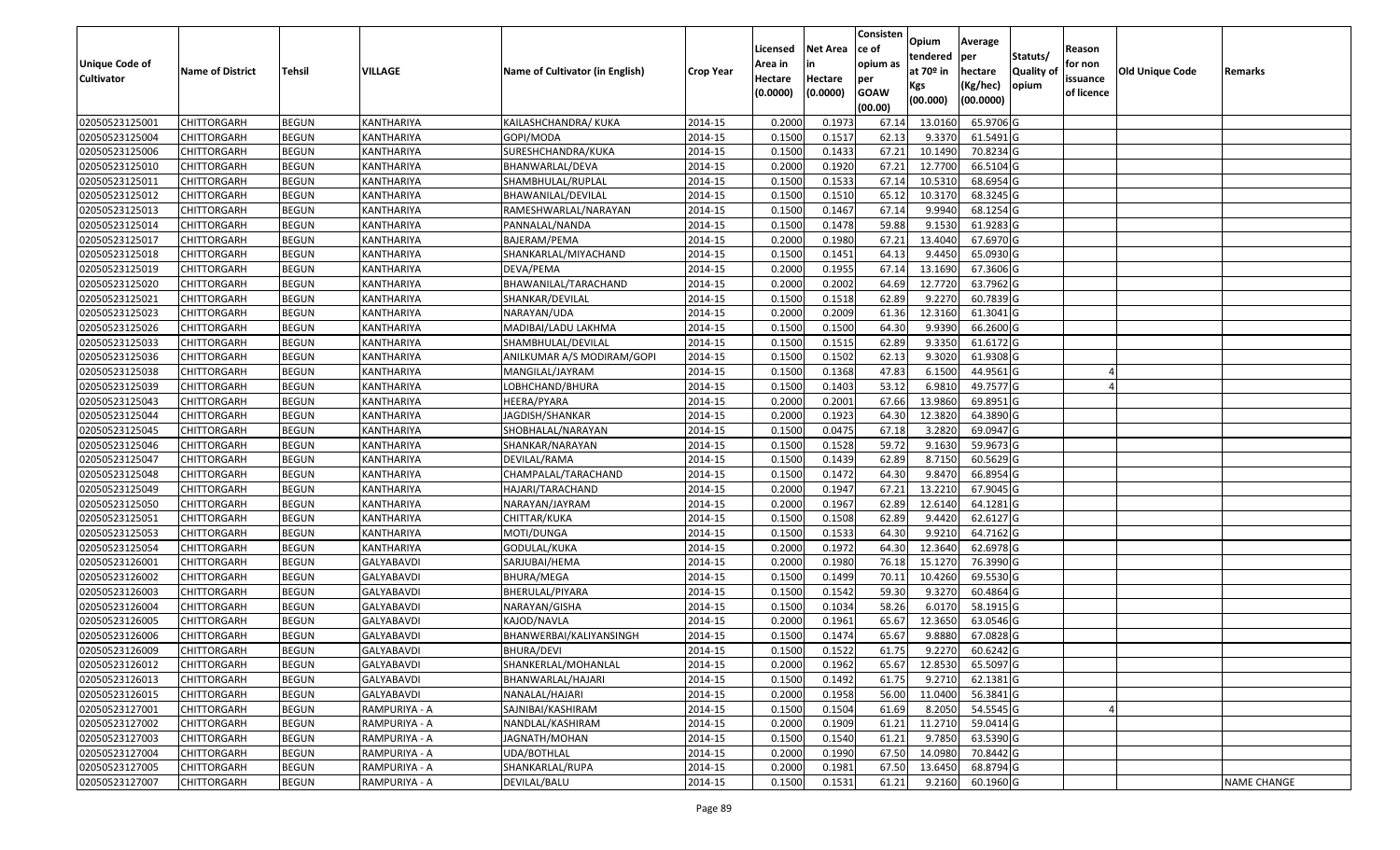| Unique Code of Cultivator | Name of District | Tehsil | VILLAGE | Name of Cultivator (in English) | Crop Year | Licensed Area in Hectare (0.0000) | Net Area in Hectare (0.0000) | Consistence of opium as per GOAW (00.00) | Opium tendered at 70º in Kgs (00.000) | Average per hectare (Kg/hec) (00.0000) | Statuts/ Quality of opium | Reason for non issuance of licence | Old Unique Code | Remarks |
|---|---|---|---|---|---|---|---|---|---|---|---|---|---|---|
| 02050523125001 | CHITTORGARH | BEGUN | KANTHARIYA | KAILASHCHANDRA/ KUKA | 2014-15 | 0.2000 | 0.1973 | 67.14 | 13.0160 | 65.9706 | G | | | |
| 02050523125004 | CHITTORGARH | BEGUN | KANTHARIYA | GOPI/MODA | 2014-15 | 0.1500 | 0.1517 | 62.13 | 9.3370 | 61.5491 | G | | | |
| 02050523125006 | CHITTORGARH | BEGUN | KANTHARIYA | SURESHCHANDRA/KUKA | 2014-15 | 0.1500 | 0.1433 | 67.21 | 10.1490 | 70.8234 | G | | | |
| 02050523125010 | CHITTORGARH | BEGUN | KANTHARIYA | BHANWARLAL/DEVA | 2014-15 | 0.2000 | 0.1920 | 67.21 | 12.7700 | 66.5104 | G | | | |
| 02050523125011 | CHITTORGARH | BEGUN | KANTHARIYA | SHAMBHULAL/RUPLAL | 2014-15 | 0.1500 | 0.1533 | 67.14 | 10.5310 | 68.6954 | G | | | |
| 02050523125012 | CHITTORGARH | BEGUN | KANTHARIYA | BHAWANILAL/DEVILAL | 2014-15 | 0.1500 | 0.1510 | 65.12 | 10.3170 | 68.3245 | G | | | |
| 02050523125013 | CHITTORGARH | BEGUN | KANTHARIYA | RAMESHWARLAL/NARAYAN | 2014-15 | 0.1500 | 0.1467 | 67.14 | 9.9940 | 68.1254 | G | | | |
| 02050523125014 | CHITTORGARH | BEGUN | KANTHARIYA | PANNALAL/NANDA | 2014-15 | 0.1500 | 0.1478 | 59.88 | 9.1530 | 61.9283 | G | | | |
| 02050523125017 | CHITTORGARH | BEGUN | KANTHARIYA | BAJERAM/PEMA | 2014-15 | 0.2000 | 0.1980 | 67.21 | 13.4040 | 67.6970 | G | | | |
| 02050523125018 | CHITTORGARH | BEGUN | KANTHARIYA | SHANKARLAL/MIYACHAND | 2014-15 | 0.1500 | 0.1451 | 64.13 | 9.4450 | 65.0930 | G | | | |
| 02050523125019 | CHITTORGARH | BEGUN | KANTHARIYA | DEVA/PEMA | 2014-15 | 0.2000 | 0.1955 | 67.14 | 13.1690 | 67.3606 | G | | | |
| 02050523125020 | CHITTORGARH | BEGUN | KANTHARIYA | BHAWANILAL/TARACHAND | 2014-15 | 0.2000 | 0.2002 | 64.69 | 12.7720 | 63.7962 | G | | | |
| 02050523125021 | CHITTORGARH | BEGUN | KANTHARIYA | SHANKAR/DEVILAL | 2014-15 | 0.1500 | 0.1518 | 62.89 | 9.2270 | 60.7839 | G | | | |
| 02050523125023 | CHITTORGARH | BEGUN | KANTHARIYA | NARAYAN/UDA | 2014-15 | 0.2000 | 0.2009 | 61.36 | 12.3160 | 61.3041 | G | | | |
| 02050523125026 | CHITTORGARH | BEGUN | KANTHARIYA | MADIBAI/LADU LAKHMA | 2014-15 | 0.1500 | 0.1500 | 64.30 | 9.9390 | 66.2600 | G | | | |
| 02050523125033 | CHITTORGARH | BEGUN | KANTHARIYA | SHAMBHULAL/DEVILAL | 2014-15 | 0.1500 | 0.1515 | 62.89 | 9.3350 | 61.6172 | G | | | |
| 02050523125036 | CHITTORGARH | BEGUN | KANTHARIYA | ANILKUMAR A/S MODIRAM/GOPI | 2014-15 | 0.1500 | 0.1502 | 62.13 | 9.3020 | 61.9308 | G | | | |
| 02050523125038 | CHITTORGARH | BEGUN | KANTHARIYA | MANGILAL/JAYRAM | 2014-15 | 0.1500 | 0.1368 | 47.83 | 6.1500 | 44.9561 | G | 4 | | |
| 02050523125039 | CHITTORGARH | BEGUN | KANTHARIYA | LOBHCHAND/BHURA | 2014-15 | 0.1500 | 0.1403 | 53.12 | 6.9810 | 49.7577 | G | 4 | | |
| 02050523125043 | CHITTORGARH | BEGUN | KANTHARIYA | HEERA/PYARA | 2014-15 | 0.2000 | 0.2001 | 67.66 | 13.9860 | 69.8951 | G | | | |
| 02050523125044 | CHITTORGARH | BEGUN | KANTHARIYA | JAGDISH/SHANKAR | 2014-15 | 0.2000 | 0.1923 | 64.30 | 12.3820 | 64.3890 | G | | | |
| 02050523125045 | CHITTORGARH | BEGUN | KANTHARIYA | SHOBHALAL/NARAYAN | 2014-15 | 0.1500 | 0.0475 | 67.18 | 3.2820 | 69.0947 | G | | | |
| 02050523125046 | CHITTORGARH | BEGUN | KANTHARIYA | SHANKAR/NARAYAN | 2014-15 | 0.1500 | 0.1528 | 59.72 | 9.1630 | 59.9673 | G | | | |
| 02050523125047 | CHITTORGARH | BEGUN | KANTHARIYA | DEVILAL/RAMA | 2014-15 | 0.1500 | 0.1439 | 62.89 | 8.7150 | 60.5629 | G | | | |
| 02050523125048 | CHITTORGARH | BEGUN | KANTHARIYA | CHAMPALAL/TARACHAND | 2014-15 | 0.1500 | 0.1472 | 64.30 | 9.8470 | 66.8954 | G | | | |
| 02050523125049 | CHITTORGARH | BEGUN | KANTHARIYA | HAJARI/TARACHAND | 2014-15 | 0.2000 | 0.1947 | 67.21 | 13.2210 | 67.9045 | G | | | |
| 02050523125050 | CHITTORGARH | BEGUN | KANTHARIYA | NARAYAN/JAYRAM | 2014-15 | 0.2000 | 0.1967 | 62.89 | 12.6140 | 64.1281 | G | | | |
| 02050523125051 | CHITTORGARH | BEGUN | KANTHARIYA | CHITTAR/KUKA | 2014-15 | 0.1500 | 0.1508 | 62.89 | 9.4420 | 62.6127 | G | | | |
| 02050523125053 | CHITTORGARH | BEGUN | KANTHARIYA | MOTI/DUNGA | 2014-15 | 0.1500 | 0.1533 | 64.30 | 9.9210 | 64.7162 | G | | | |
| 02050523125054 | CHITTORGARH | BEGUN | KANTHARIYA | GODULAL/KUKA | 2014-15 | 0.2000 | 0.1972 | 64.30 | 12.3640 | 62.6978 | G | | | |
| 02050523126001 | CHITTORGARH | BEGUN | GALYABAVDI | SARJUBAI/HEMA | 2014-15 | 0.2000 | 0.1980 | 76.18 | 15.1270 | 76.3990 | G | | | |
| 02050523126002 | CHITTORGARH | BEGUN | GALYABAVDI | BHURA/MEGA | 2014-15 | 0.1500 | 0.1499 | 70.11 | 10.4260 | 69.5530 | G | | | |
| 02050523126003 | CHITTORGARH | BEGUN | GALYABAVDI | BHERULAL/PIYARA | 2014-15 | 0.1500 | 0.1542 | 59.30 | 9.3270 | 60.4864 | G | | | |
| 02050523126004 | CHITTORGARH | BEGUN | GALYABAVDI | NARAYAN/GISHA | 2014-15 | 0.1500 | 0.1034 | 58.26 | 6.0170 | 58.1915 | G | | | |
| 02050523126005 | CHITTORGARH | BEGUN | GALYABAVDI | KAJOD/NAVLA | 2014-15 | 0.2000 | 0.1961 | 65.67 | 12.3650 | 63.0546 | G | | | |
| 02050523126006 | CHITTORGARH | BEGUN | GALYABAVDI | BHANWERBAI/KALIYANSINGH | 2014-15 | 0.1500 | 0.1474 | 65.67 | 9.8880 | 67.0828 | G | | | |
| 02050523126009 | CHITTORGARH | BEGUN | GALYABAVDI | BHURA/DEVI | 2014-15 | 0.1500 | 0.1522 | 61.75 | 9.2270 | 60.6242 | G | | | |
| 02050523126012 | CHITTORGARH | BEGUN | GALYABAVDI | SHANKERLAL/MOHANLAL | 2014-15 | 0.2000 | 0.1962 | 65.67 | 12.8530 | 65.5097 | G | | | |
| 02050523126013 | CHITTORGARH | BEGUN | GALYABAVDI | BHANWARLAL/HAJARI | 2014-15 | 0.1500 | 0.1492 | 61.75 | 9.2710 | 62.1381 | G | | | |
| 02050523126015 | CHITTORGARH | BEGUN | GALYABAVDI | NANALAL/HAJARI | 2014-15 | 0.2000 | 0.1958 | 56.00 | 11.0400 | 56.3841 | G | | | |
| 02050523127001 | CHITTORGARH | BEGUN | RAMPURIYA - A | SAJNIBAI/KASHIRAM | 2014-15 | 0.1500 | 0.1504 | 61.69 | 8.2050 | 54.5545 | G | 4 | | |
| 02050523127002 | CHITTORGARH | BEGUN | RAMPURIYA - A | NANDLAL/KASHIRAM | 2014-15 | 0.2000 | 0.1909 | 61.21 | 11.2710 | 59.0414 | G | | | |
| 02050523127003 | CHITTORGARH | BEGUN | RAMPURIYA - A | JAGNATH/MOHAN | 2014-15 | 0.1500 | 0.1540 | 61.21 | 9.7850 | 63.5390 | G | | | |
| 02050523127004 | CHITTORGARH | BEGUN | RAMPURIYA - A | UDA/BOTHLAL | 2014-15 | 0.2000 | 0.1990 | 67.50 | 14.0980 | 70.8442 | G | | | |
| 02050523127005 | CHITTORGARH | BEGUN | RAMPURIYA - A | SHANKARLAL/RUPA | 2014-15 | 0.2000 | 0.1981 | 67.50 | 13.6450 | 68.8794 | G | | | |
| 02050523127007 | CHITTORGARH | BEGUN | RAMPURIYA - A | DEVILAL/BALU | 2014-15 | 0.1500 | 0.1531 | 61.21 | 9.2160 | 60.1960 | G | | | NAME CHANGE |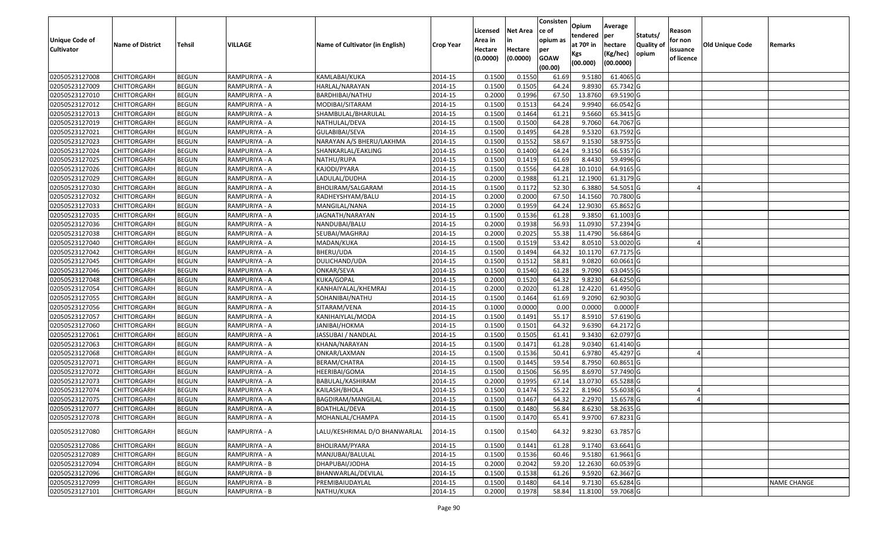| Unique Code of Cultivator | Name of District | Tehsil | VILLAGE | Name of Cultivator (in English) | Crop Year | Licensed Area in Hectare (0.0000) | Net Area in Hectare (0.0000) | Consisten ce of opium as per GOAW (00.00) | Opium tendered at 70º in Kgs (00.000) | Average per hectare (Kg/hec) (00.0000) | Statuts/ Quality of opium | Reason for non issuance of licence | Old Unique Code | Remarks |
|---|---|---|---|---|---|---|---|---|---|---|---|---|---|---|
| 02050523127008 | CHITTORGARH | BEGUN | RAMPURIYA - A | KAMLABAI/KUKA | 2014-15 | 0.1500 | 0.1550 | 61.69 | 9.5180 | 61.4065 | G | | | |
| 02050523127009 | CHITTORGARH | BEGUN | RAMPURIYA - A | HARLAL/NARAYAN | 2014-15 | 0.1500 | 0.1505 | 64.24 | 9.8930 | 65.7342 | G | | | |
| 02050523127010 | CHITTORGARH | BEGUN | RAMPURIYA - A | BARDHIBAI/NATHU | 2014-15 | 0.2000 | 0.1996 | 67.50 | 13.8760 | 69.5190 | G | | | |
| 02050523127012 | CHITTORGARH | BEGUN | RAMPURIYA - A | MODIBAI/SITARAM | 2014-15 | 0.1500 | 0.1513 | 64.24 | 9.9940 | 66.0542 | G | | | |
| 02050523127013 | CHITTORGARH | BEGUN | RAMPURIYA - A | SHAMBULAL/BHARULAL | 2014-15 | 0.1500 | 0.1464 | 61.21 | 9.5660 | 65.3415 | G | | | |
| 02050523127019 | CHITTORGARH | BEGUN | RAMPURIYA - A | NATHULAL/DEVA | 2014-15 | 0.1500 | 0.1500 | 64.28 | 9.7060 | 64.7067 | G | | | |
| 02050523127021 | CHITTORGARH | BEGUN | RAMPURIYA - A | GULABIBAI/SEVA | 2014-15 | 0.1500 | 0.1495 | 64.28 | 9.5320 | 63.7592 | G | | | |
| 02050523127023 | CHITTORGARH | BEGUN | RAMPURIYA - A | NARAYAN A/S BHERU/LAKHMA | 2014-15 | 0.1500 | 0.1552 | 58.67 | 9.1530 | 58.9755 | G | | | |
| 02050523127024 | CHITTORGARH | BEGUN | RAMPURIYA - A | SHANKARLAL/EAKLING | 2014-15 | 0.1500 | 0.1400 | 64.24 | 9.3150 | 66.5357 | G | | | |
| 02050523127025 | CHITTORGARH | BEGUN | RAMPURIYA - A | NATHU/RUPA | 2014-15 | 0.1500 | 0.1419 | 61.69 | 8.4430 | 59.4996 | G | | | |
| 02050523127026 | CHITTORGARH | BEGUN | RAMPURIYA - A | KAJODI/PYARA | 2014-15 | 0.1500 | 0.1556 | 64.28 | 10.1010 | 64.9165 | G | | | |
| 02050523127029 | CHITTORGARH | BEGUN | RAMPURIYA - A | LADULAL/DUDHA | 2014-15 | 0.2000 | 0.1988 | 61.21 | 12.1900 | 61.3179 | G | | | |
| 02050523127030 | CHITTORGARH | BEGUN | RAMPURIYA - A | BHOLIRAM/SALGARAM | 2014-15 | 0.1500 | 0.1172 | 52.30 | 6.3880 | 54.5051 | G | 4 | | |
| 02050523127032 | CHITTORGARH | BEGUN | RAMPURIYA - A | RADHEYSHYAM/BALU | 2014-15 | 0.2000 | 0.2000 | 67.50 | 14.1560 | 70.7800 | G | | | |
| 02050523127033 | CHITTORGARH | BEGUN | RAMPURIYA - A | MANGILAL/NANA | 2014-15 | 0.2000 | 0.1959 | 64.24 | 12.9030 | 65.8652 | G | | | |
| 02050523127035 | CHITTORGARH | BEGUN | RAMPURIYA - A | JAGNATH/NARAYAN | 2014-15 | 0.1500 | 0.1536 | 61.28 | 9.3850 | 61.1003 | G | | | |
| 02050523127036 | CHITTORGARH | BEGUN | RAMPURIYA - A | NANDUBAI/BALU | 2014-15 | 0.2000 | 0.1938 | 56.93 | 11.0930 | 57.2394 | G | | | |
| 02050523127038 | CHITTORGARH | BEGUN | RAMPURIYA - A | SEUBAI/MAGHRAJ | 2014-15 | 0.2000 | 0.2025 | 55.38 | 11.4790 | 56.6864 | G | | | |
| 02050523127040 | CHITTORGARH | BEGUN | RAMPURIYA - A | MADAN/KUKA | 2014-15 | 0.1500 | 0.1519 | 53.42 | 8.0510 | 53.0020 | G | 4 | | |
| 02050523127042 | CHITTORGARH | BEGUN | RAMPURIYA - A | BHERU/UDA | 2014-15 | 0.1500 | 0.1494 | 64.32 | 10.1170 | 67.7175 | G | | | |
| 02050523127045 | CHITTORGARH | BEGUN | RAMPURIYA - A | DULICHAND/UDA | 2014-15 | 0.1500 | 0.1512 | 58.81 | 9.0820 | 60.0661 | G | | | |
| 02050523127046 | CHITTORGARH | BEGUN | RAMPURIYA - A | ONKAR/SEVA | 2014-15 | 0.1500 | 0.1540 | 61.28 | 9.7090 | 63.0455 | G | | | |
| 02050523127048 | CHITTORGARH | BEGUN | RAMPURIYA - A | KUKA/GOPAL | 2014-15 | 0.2000 | 0.1520 | 64.32 | 9.8230 | 64.6250 | G | | | |
| 02050523127054 | CHITTORGARH | BEGUN | RAMPURIYA - A | KANHAIYALAL/KHEMRAJ | 2014-15 | 0.2000 | 0.2020 | 61.28 | 12.4220 | 61.4950 | G | | | |
| 02050523127055 | CHITTORGARH | BEGUN | RAMPURIYA - A | SOHANIBAI/NATHU | 2014-15 | 0.1500 | 0.1464 | 61.69 | 9.2090 | 62.9030 | G | | | |
| 02050523127056 | CHITTORGARH | BEGUN | RAMPURIYA - A | SITARAM/VENA | 2014-15 | 0.1000 | 0.0000 | 0.00 | 0.0000 | 0.0000 | F | | | |
| 02050523127057 | CHITTORGARH | BEGUN | RAMPURIYA - A | KANIHAIYLAL/MODA | 2014-15 | 0.1500 | 0.1491 | 55.17 | 8.5910 | 57.6190 | G | | | |
| 02050523127060 | CHITTORGARH | BEGUN | RAMPURIYA - A | JANIBAI/HOKMA | 2014-15 | 0.1500 | 0.1501 | 64.32 | 9.6390 | 64.2172 | G | | | |
| 02050523127061 | CHITTORGARH | BEGUN | RAMPURIYA - A | JASSUBAI / NANDLAL | 2014-15 | 0.1500 | 0.1505 | 61.41 | 9.3430 | 62.0797 | G | | | |
| 02050523127063 | CHITTORGARH | BEGUN | RAMPURIYA - A | KHANA/NARAYAN | 2014-15 | 0.1500 | 0.1471 | 61.28 | 9.0340 | 61.4140 | G | | | |
| 02050523127068 | CHITTORGARH | BEGUN | RAMPURIYA - A | ONKAR/LAXMAN | 2014-15 | 0.1500 | 0.1536 | 50.41 | 6.9780 | 45.4297 | G | 4 | | |
| 02050523127071 | CHITTORGARH | BEGUN | RAMPURIYA - A | BERAM/CHATRA | 2014-15 | 0.1500 | 0.1445 | 59.54 | 8.7950 | 60.8651 | G | | | |
| 02050523127072 | CHITTORGARH | BEGUN | RAMPURIYA - A | HEERIBAI/GOMA | 2014-15 | 0.1500 | 0.1506 | 56.95 | 8.6970 | 57.7490 | G | | | |
| 02050523127073 | CHITTORGARH | BEGUN | RAMPURIYA - A | BABULAL/KASHIRAM | 2014-15 | 0.2000 | 0.1995 | 67.14 | 13.0730 | 65.5288 | G | | | |
| 02050523127074 | CHITTORGARH | BEGUN | RAMPURIYA - A | KAILASH/BHOLA | 2014-15 | 0.1500 | 0.1474 | 55.22 | 8.1960 | 55.6038 | G | 4 | | |
| 02050523127075 | CHITTORGARH | BEGUN | RAMPURIYA - A | BAGDIRAM/MANGILAL | 2014-15 | 0.1500 | 0.1467 | 64.32 | 2.2970 | 15.6578 | G | 4 | | |
| 02050523127077 | CHITTORGARH | BEGUN | RAMPURIYA - A | BOATHLAL/DEVA | 2014-15 | 0.1500 | 0.1480 | 56.84 | 8.6230 | 58.2635 | G | | | |
| 02050523127078 | CHITTORGARH | BEGUN | RAMPURIYA - A | MOHANLAL/CHAMPA | 2014-15 | 0.1500 | 0.1470 | 65.41 | 9.9700 | 67.8231 | G | | | |
| 02050523127080 | CHITTORGARH | BEGUN | RAMPURIYA - A | LALU/KESHRIMAL D/O BHANWARLAL | 2014-15 | 0.1500 | 0.1540 | 64.32 | 9.8230 | 63.7857 | G | | | |
| 02050523127086 | CHITTORGARH | BEGUN | RAMPURIYA - A | BHOLIRAM/PYARA | 2014-15 | 0.1500 | 0.1441 | 61.28 | 9.1740 | 63.6641 | G | | | |
| 02050523127089 | CHITTORGARH | BEGUN | RAMPURIYA - A | MANJUBAI/BALULAL | 2014-15 | 0.1500 | 0.1536 | 60.46 | 9.5180 | 61.9661 | G | | | |
| 02050523127094 | CHITTORGARH | BEGUN | RAMPURIYA - B | DHAPUBAI/JODHA | 2014-15 | 0.2000 | 0.2042 | 59.20 | 12.2630 | 60.0539 | G | | | |
| 02050523127096 | CHITTORGARH | BEGUN | RAMPURIYA - B | BHANWARLAL/DEVILAL | 2014-15 | 0.1500 | 0.1538 | 61.26 | 9.5920 | 62.3667 | G | | | |
| 02050523127099 | CHITTORGARH | BEGUN | RAMPURIYA - B | PREMIBAIUDAYLAL | 2014-15 | 0.1500 | 0.1480 | 64.14 | 9.7130 | 65.6284 | G | | | NAME CHANGE |
| 02050523127101 | CHITTORGARH | BEGUN | RAMPURIYA - B | NATHU/KUKA | 2014-15 | 0.2000 | 0.1978 | 58.84 | 11.8100 | 59.7068 | G | | | |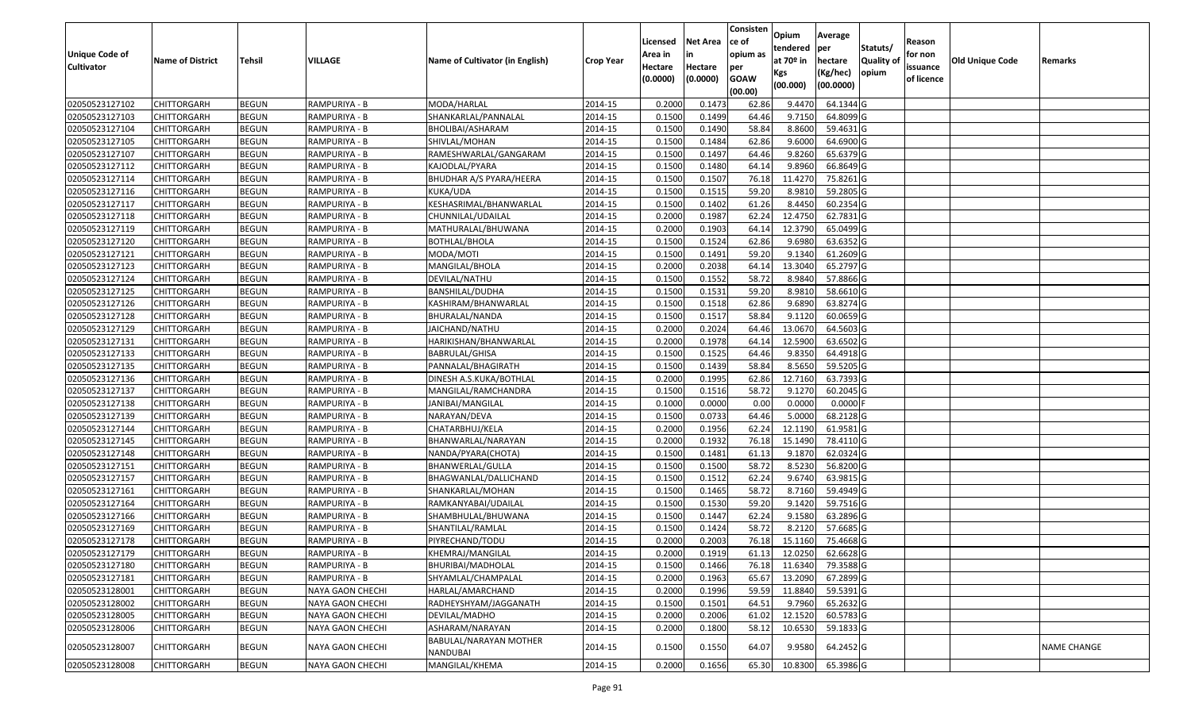| Unique Code of Cultivator | Name of District | Tehsil | VILLAGE | Name of Cultivator (in English) | Crop Year | Licensed Area in Hectare (0.0000) | Net Area in Hectare (0.0000) | Consisten ce of opium as per GOAW (00.00) | Opium tendered at 70º in Kgs (00.000) | Average per hectare (Kg/hec) (00.0000) | Statuts/ Quality of opium | Reason for non issuance of licence | Old Unique Code | Remarks |
|---|---|---|---|---|---|---|---|---|---|---|---|---|---|---|
| 02050523127102 | CHITTORGARH | BEGUN | RAMPURIYA - B | MODA/HARLAL | 2014-15 | 0.2000 | 0.1473 | 62.86 | 9.4470 | 64.1344 | G | | | |
| 02050523127103 | CHITTORGARH | BEGUN | RAMPURIYA - B | SHANKARLAL/PANNALAL | 2014-15 | 0.1500 | 0.1499 | 64.46 | 9.7150 | 64.8099 | G | | | |
| 02050523127104 | CHITTORGARH | BEGUN | RAMPURIYA - B | BHOLIBAI/ASHARAM | 2014-15 | 0.1500 | 0.1490 | 58.84 | 8.8600 | 59.4631 | G | | | |
| 02050523127105 | CHITTORGARH | BEGUN | RAMPURIYA - B | SHIVLAL/MOHAN | 2014-15 | 0.1500 | 0.1484 | 62.86 | 9.6000 | 64.6900 | G | | | |
| 02050523127107 | CHITTORGARH | BEGUN | RAMPURIYA - B | RAMESHWARLAL/GANGARAM | 2014-15 | 0.1500 | 0.1497 | 64.46 | 9.8260 | 65.6379 | G | | | |
| 02050523127112 | CHITTORGARH | BEGUN | RAMPURIYA - B | KAJODLAL/PYARA | 2014-15 | 0.1500 | 0.1480 | 64.14 | 9.8960 | 66.8649 | G | | | |
| 02050523127114 | CHITTORGARH | BEGUN | RAMPURIYA - B | BHUDHAR A/S PYARA/HEERA | 2014-15 | 0.1500 | 0.1507 | 76.18 | 11.4270 | 75.8261 | G | | | |
| 02050523127116 | CHITTORGARH | BEGUN | RAMPURIYA - B | KUKA/UDA | 2014-15 | 0.1500 | 0.1515 | 59.20 | 8.9810 | 59.2805 | G | | | |
| 02050523127117 | CHITTORGARH | BEGUN | RAMPURIYA - B | KESHASRIMAL/BHANWARLAL | 2014-15 | 0.1500 | 0.1402 | 61.26 | 8.4450 | 60.2354 | G | | | |
| 02050523127118 | CHITTORGARH | BEGUN | RAMPURIYA - B | CHUNNILAL/UDAILAL | 2014-15 | 0.2000 | 0.1987 | 62.24 | 12.4750 | 62.7831 | G | | | |
| 02050523127119 | CHITTORGARH | BEGUN | RAMPURIYA - B | MATHURALAL/BHUWANA | 2014-15 | 0.2000 | 0.1903 | 64.14 | 12.3790 | 65.0499 | G | | | |
| 02050523127120 | CHITTORGARH | BEGUN | RAMPURIYA - B | BOTHLAL/BHOLA | 2014-15 | 0.1500 | 0.1524 | 62.86 | 9.6980 | 63.6352 | G | | | |
| 02050523127121 | CHITTORGARH | BEGUN | RAMPURIYA - B | MODA/MOTI | 2014-15 | 0.1500 | 0.1491 | 59.20 | 9.1340 | 61.2609 | G | | | |
| 02050523127123 | CHITTORGARH | BEGUN | RAMPURIYA - B | MANGILAL/BHOLA | 2014-15 | 0.2000 | 0.2038 | 64.14 | 13.3040 | 65.2797 | G | | | |
| 02050523127124 | CHITTORGARH | BEGUN | RAMPURIYA - B | DEVILAL/NATHU | 2014-15 | 0.1500 | 0.1552 | 58.72 | 8.9840 | 57.8866 | G | | | |
| 02050523127125 | CHITTORGARH | BEGUN | RAMPURIYA - B | BANSHILAL/DUDHA | 2014-15 | 0.1500 | 0.1531 | 59.20 | 8.9810 | 58.6610 | G | | | |
| 02050523127126 | CHITTORGARH | BEGUN | RAMPURIYA - B | KASHIRAM/BHANWARLAL | 2014-15 | 0.1500 | 0.1518 | 62.86 | 9.6890 | 63.8274 | G | | | |
| 02050523127128 | CHITTORGARH | BEGUN | RAMPURIYA - B | BHURALAL/NANDA | 2014-15 | 0.1500 | 0.1517 | 58.84 | 9.1120 | 60.0659 | G | | | |
| 02050523127129 | CHITTORGARH | BEGUN | RAMPURIYA - B | JAICHAND/NATHU | 2014-15 | 0.2000 | 0.2024 | 64.46 | 13.0670 | 64.5603 | G | | | |
| 02050523127131 | CHITTORGARH | BEGUN | RAMPURIYA - B | HARIKISHAN/BHANWARLAL | 2014-15 | 0.2000 | 0.1978 | 64.14 | 12.5900 | 63.6502 | G | | | |
| 02050523127133 | CHITTORGARH | BEGUN | RAMPURIYA - B | BABRULAL/GHISA | 2014-15 | 0.1500 | 0.1525 | 64.46 | 9.8350 | 64.4918 | G | | | |
| 02050523127135 | CHITTORGARH | BEGUN | RAMPURIYA - B | PANNALAL/BHAGIRATH | 2014-15 | 0.1500 | 0.1439 | 58.84 | 8.5650 | 59.5205 | G | | | |
| 02050523127136 | CHITTORGARH | BEGUN | RAMPURIYA - B | DINESH A.S.KUKA/BOTHLAL | 2014-15 | 0.2000 | 0.1995 | 62.86 | 12.7160 | 63.7393 | G | | | |
| 02050523127137 | CHITTORGARH | BEGUN | RAMPURIYA - B | MANGILAL/RAMCHANDRA | 2014-15 | 0.1500 | 0.1516 | 58.72 | 9.1270 | 60.2045 | G | | | |
| 02050523127138 | CHITTORGARH | BEGUN | RAMPURIYA - B | JANIBAI/MANGILAL | 2014-15 | 0.1000 | 0.0000 | 0.00 | 0.0000 | 0.0000 | F | | | |
| 02050523127139 | CHITTORGARH | BEGUN | RAMPURIYA - B | NARAYAN/DEVA | 2014-15 | 0.1500 | 0.0733 | 64.46 | 5.0000 | 68.2128 | G | | | |
| 02050523127144 | CHITTORGARH | BEGUN | RAMPURIYA - B | CHATARBHUJ/KELA | 2014-15 | 0.2000 | 0.1956 | 62.24 | 12.1190 | 61.9581 | G | | | |
| 02050523127145 | CHITTORGARH | BEGUN | RAMPURIYA - B | BHANWARLAL/NARAYAN | 2014-15 | 0.2000 | 0.1932 | 76.18 | 15.1490 | 78.4110 | G | | | |
| 02050523127148 | CHITTORGARH | BEGUN | RAMPURIYA - B | NANDA/PYARA(CHOTA) | 2014-15 | 0.1500 | 0.1481 | 61.13 | 9.1870 | 62.0324 | G | | | |
| 02050523127151 | CHITTORGARH | BEGUN | RAMPURIYA - B | BHANWERLAL/GULLA | 2014-15 | 0.1500 | 0.1500 | 58.72 | 8.5230 | 56.8200 | G | | | |
| 02050523127157 | CHITTORGARH | BEGUN | RAMPURIYA - B | BHAGWANLAL/DALLICHAND | 2014-15 | 0.1500 | 0.1512 | 62.24 | 9.6740 | 63.9815 | G | | | |
| 02050523127161 | CHITTORGARH | BEGUN | RAMPURIYA - B | SHANKARLAL/MOHAN | 2014-15 | 0.1500 | 0.1465 | 58.72 | 8.7160 | 59.4949 | G | | | |
| 02050523127164 | CHITTORGARH | BEGUN | RAMPURIYA - B | RAMKANYABAI/UDAILAL | 2014-15 | 0.1500 | 0.1530 | 59.20 | 9.1420 | 59.7516 | G | | | |
| 02050523127166 | CHITTORGARH | BEGUN | RAMPURIYA - B | SHAMBHULAL/BHUWANA | 2014-15 | 0.1500 | 0.1447 | 62.24 | 9.1580 | 63.2896 | G | | | |
| 02050523127169 | CHITTORGARH | BEGUN | RAMPURIYA - B | SHANTILAL/RAMLAL | 2014-15 | 0.1500 | 0.1424 | 58.72 | 8.2120 | 57.6685 | G | | | |
| 02050523127178 | CHITTORGARH | BEGUN | RAMPURIYA - B | PIYRECHAND/TODU | 2014-15 | 0.2000 | 0.2003 | 76.18 | 15.1160 | 75.4668 | G | | | |
| 02050523127179 | CHITTORGARH | BEGUN | RAMPURIYA - B | KHEMRAJ/MANGILAL | 2014-15 | 0.2000 | 0.1919 | 61.13 | 12.0250 | 62.6628 | G | | | |
| 02050523127180 | CHITTORGARH | BEGUN | RAMPURIYA - B | BHURIBAI/MADHOLAL | 2014-15 | 0.1500 | 0.1466 | 76.18 | 11.6340 | 79.3588 | G | | | |
| 02050523127181 | CHITTORGARH | BEGUN | RAMPURIYA - B | SHYAMLAL/CHAMPALAL | 2014-15 | 0.2000 | 0.1963 | 65.67 | 13.2090 | 67.2899 | G | | | |
| 02050523128001 | CHITTORGARH | BEGUN | NAYA GAON CHECHI | HARLAL/AMARCHAND | 2014-15 | 0.2000 | 0.1996 | 59.59 | 11.8840 | 59.5391 | G | | | |
| 02050523128002 | CHITTORGARH | BEGUN | NAYA GAON CHECHI | RADHEYSHYAM/JAGGANATH | 2014-15 | 0.1500 | 0.1501 | 64.51 | 9.7960 | 65.2632 | G | | | |
| 02050523128005 | CHITTORGARH | BEGUN | NAYA GAON CHECHI | DEVILAL/MADHO | 2014-15 | 0.2000 | 0.2006 | 61.02 | 12.1520 | 60.5783 | G | | | |
| 02050523128006 | CHITTORGARH | BEGUN | NAYA GAON CHECHI | ASHARAM/NARAYAN | 2014-15 | 0.2000 | 0.1800 | 58.12 | 10.6530 | 59.1833 | G | | | |
| 02050523128007 | CHITTORGARH | BEGUN | NAYA GAON CHECHI | BABULAL/NARAYAN MOTHER NANDUBAI | 2014-15 | 0.1500 | 0.1550 | 64.07 | 9.9580 | 64.2452 | G | | | NAME CHANGE |
| 02050523128008 | CHITTORGARH | BEGUN | NAYA GAON CHECHI | MANGILAL/KHEMA | 2014-15 | 0.2000 | 0.1656 | 65.30 | 10.8300 | 65.3986 | G | | | |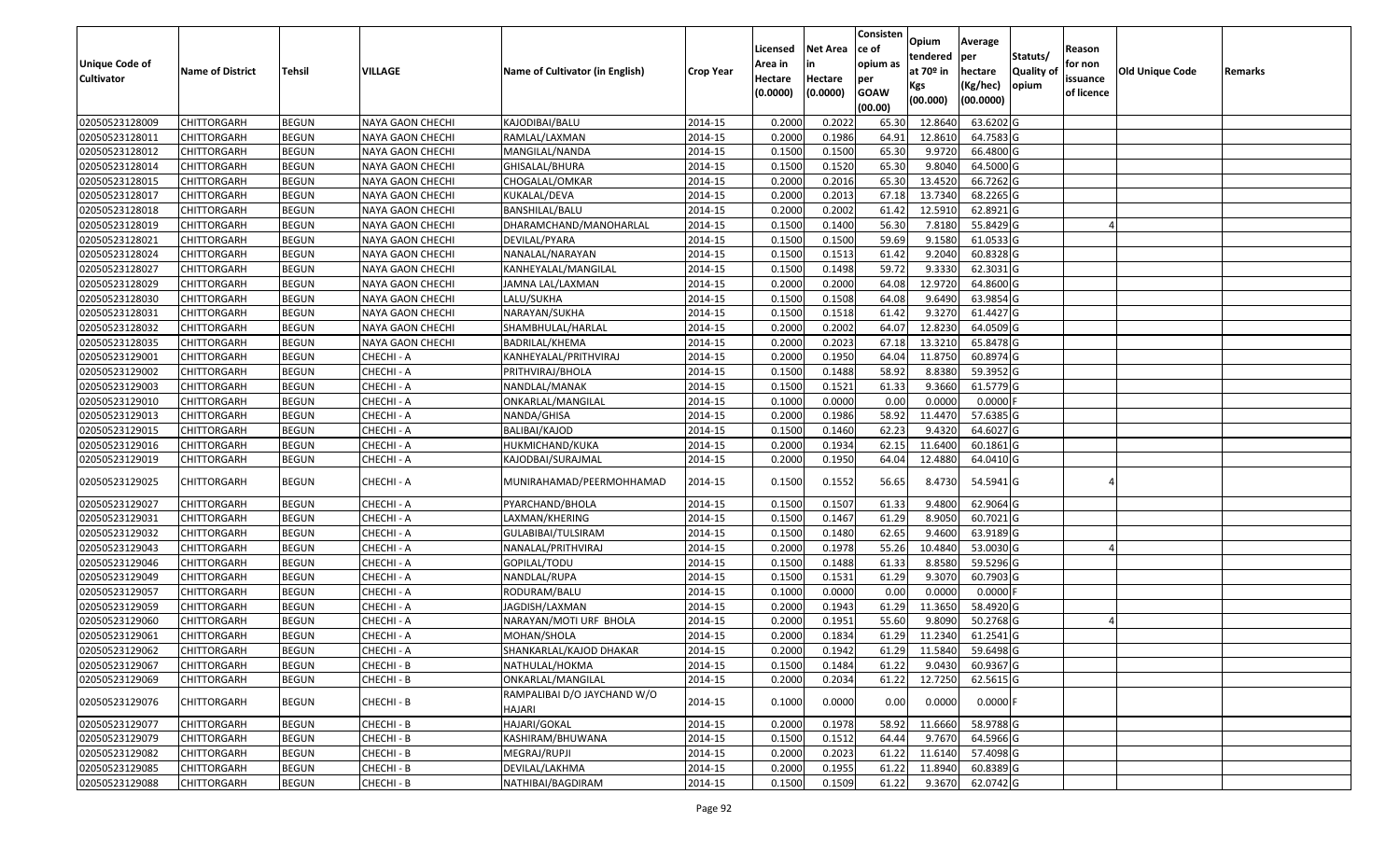| Unique Code of Cultivator | Name of District | Tehsil | VILLAGE | Name of Cultivator (in English) | Crop Year | Licensed Area in Hectare (0.0000) | Net Area in Hectare (0.0000) | Consisten ce of opium as per GOAW (00.00) | Opium tendered at 70º in Kgs (00.000) | Average per hectare (Kg/hec) (00.0000) | Statuts/ Quality of opium | Reason for non issuance of licence | Old Unique Code | Remarks |
|---|---|---|---|---|---|---|---|---|---|---|---|---|---|---|
| 02050523128009 | CHITTORGARH | BEGUN | NAYA GAON CHECHI | KAJODIBAI/BALU | 2014-15 | 0.2000 | 0.2022 | 65.30 | 12.8640 | 63.6202 | G | | | |
| 02050523128011 | CHITTORGARH | BEGUN | NAYA GAON CHECHI | RAMLAL/LAXMAN | 2014-15 | 0.2000 | 0.1986 | 64.91 | 12.8610 | 64.7583 | G | | | |
| 02050523128012 | CHITTORGARH | BEGUN | NAYA GAON CHECHI | MANGILAL/NANDA | 2014-15 | 0.1500 | 0.1500 | 65.30 | 9.9720 | 66.4800 | G | | | |
| 02050523128014 | CHITTORGARH | BEGUN | NAYA GAON CHECHI | GHISALAL/BHURA | 2014-15 | 0.1500 | 0.1520 | 65.30 | 9.8040 | 64.5000 | G | | | |
| 02050523128015 | CHITTORGARH | BEGUN | NAYA GAON CHECHI | CHOGALAL/OMKAR | 2014-15 | 0.2000 | 0.2016 | 65.30 | 13.4520 | 66.7262 | G | | | |
| 02050523128017 | CHITTORGARH | BEGUN | NAYA GAON CHECHI | KUKALAL/DEVA | 2014-15 | 0.2000 | 0.2013 | 67.18 | 13.7340 | 68.2265 | G | | | |
| 02050523128018 | CHITTORGARH | BEGUN | NAYA GAON CHECHI | BANSHILAL/BALU | 2014-15 | 0.2000 | 0.2002 | 61.42 | 12.5910 | 62.8921 | G | | | |
| 02050523128019 | CHITTORGARH | BEGUN | NAYA GAON CHECHI | DHARAMCHAND/MANOHARLAL | 2014-15 | 0.1500 | 0.1400 | 56.30 | 7.8180 | 55.8429 | G | 4 | | |
| 02050523128021 | CHITTORGARH | BEGUN | NAYA GAON CHECHI | DEVILAL/PYARA | 2014-15 | 0.1500 | 0.1500 | 59.69 | 9.1580 | 61.0533 | G | | | |
| 02050523128024 | CHITTORGARH | BEGUN | NAYA GAON CHECHI | NANALAL/NARAYAN | 2014-15 | 0.1500 | 0.1513 | 61.42 | 9.2040 | 60.8328 | G | | | |
| 02050523128027 | CHITTORGARH | BEGUN | NAYA GAON CHECHI | KANHEYALAL/MANGILAL | 2014-15 | 0.1500 | 0.1498 | 59.72 | 9.3330 | 62.3031 | G | | | |
| 02050523128029 | CHITTORGARH | BEGUN | NAYA GAON CHECHI | JAMNA LAL/LAXMAN | 2014-15 | 0.2000 | 0.2000 | 64.08 | 12.9720 | 64.8600 | G | | | |
| 02050523128030 | CHITTORGARH | BEGUN | NAYA GAON CHECHI | LALU/SUKHA | 2014-15 | 0.1500 | 0.1508 | 64.08 | 9.6490 | 63.9854 | G | | | |
| 02050523128031 | CHITTORGARH | BEGUN | NAYA GAON CHECHI | NARAYAN/SUKHA | 2014-15 | 0.1500 | 0.1518 | 61.42 | 9.3270 | 61.4427 | G | | | |
| 02050523128032 | CHITTORGARH | BEGUN | NAYA GAON CHECHI | SHAMBHULAL/HARLAL | 2014-15 | 0.2000 | 0.2002 | 64.07 | 12.8230 | 64.0509 | G | | | |
| 02050523128035 | CHITTORGARH | BEGUN | NAYA GAON CHECHI | BADRILAL/KHEMA | 2014-15 | 0.2000 | 0.2023 | 67.18 | 13.3210 | 65.8478 | G | | | |
| 02050523129001 | CHITTORGARH | BEGUN | CHECHI - A | KANHEYALAL/PRITHVIRAJ | 2014-15 | 0.2000 | 0.1950 | 64.04 | 11.8750 | 60.8974 | G | | | |
| 02050523129002 | CHITTORGARH | BEGUN | CHECHI - A | PRITHVIRAJ/BHOLA | 2014-15 | 0.1500 | 0.1488 | 58.92 | 8.8380 | 59.3952 | G | | | |
| 02050523129003 | CHITTORGARH | BEGUN | CHECHI - A | NANDLAL/MANAK | 2014-15 | 0.1500 | 0.1521 | 61.33 | 9.3660 | 61.5779 | G | | | |
| 02050523129010 | CHITTORGARH | BEGUN | CHECHI - A | ONKARLAL/MANGILAL | 2014-15 | 0.1000 | 0.0000 | 0.00 | 0.0000 | 0.0000 | F | | | |
| 02050523129013 | CHITTORGARH | BEGUN | CHECHI - A | NANDA/GHISA | 2014-15 | 0.2000 | 0.1986 | 58.92 | 11.4470 | 57.6385 | G | | | |
| 02050523129015 | CHITTORGARH | BEGUN | CHECHI - A | BALIBAI/KAJOD | 2014-15 | 0.1500 | 0.1460 | 62.23 | 9.4320 | 64.6027 | G | | | |
| 02050523129016 | CHITTORGARH | BEGUN | CHECHI - A | HUKMICHAND/KUKA | 2014-15 | 0.2000 | 0.1934 | 62.15 | 11.6400 | 60.1861 | G | | | |
| 02050523129019 | CHITTORGARH | BEGUN | CHECHI - A | KAJODBAI/SURAJMAL | 2014-15 | 0.2000 | 0.1950 | 64.04 | 12.4880 | 64.0410 | G | | | |
| 02050523129025 | CHITTORGARH | BEGUN | CHECHI - A | MUNIRAHAMAD/PEERMOHHAMAD | 2014-15 | 0.1500 | 0.1552 | 56.65 | 8.4730 | 54.5941 | G | 4 | | |
| 02050523129027 | CHITTORGARH | BEGUN | CHECHI - A | PYARCHAND/BHOLA | 2014-15 | 0.1500 | 0.1507 | 61.33 | 9.4800 | 62.9064 | G | | | |
| 02050523129031 | CHITTORGARH | BEGUN | CHECHI - A | LAXMAN/KHERING | 2014-15 | 0.1500 | 0.1467 | 61.29 | 8.9050 | 60.7021 | G | | | |
| 02050523129032 | CHITTORGARH | BEGUN | CHECHI - A | GULABIBAI/TULSIRAM | 2014-15 | 0.1500 | 0.1480 | 62.65 | 9.4600 | 63.9189 | G | | | |
| 02050523129043 | CHITTORGARH | BEGUN | CHECHI - A | NANALAL/PRITHVIRAJ | 2014-15 | 0.2000 | 0.1978 | 55.26 | 10.4840 | 53.0030 | G | 4 | | |
| 02050523129046 | CHITTORGARH | BEGUN | CHECHI - A | GOPILAL/TODU | 2014-15 | 0.1500 | 0.1488 | 61.33 | 8.8580 | 59.5296 | G | | | |
| 02050523129049 | CHITTORGARH | BEGUN | CHECHI - A | NANDLAL/RUPA | 2014-15 | 0.1500 | 0.1531 | 61.29 | 9.3070 | 60.7903 | G | | | |
| 02050523129057 | CHITTORGARH | BEGUN | CHECHI - A | RODURAM/BALU | 2014-15 | 0.1000 | 0.0000 | 0.00 | 0.0000 | 0.0000 | F | | | |
| 02050523129059 | CHITTORGARH | BEGUN | CHECHI - A | JAGDISH/LAXMAN | 2014-15 | 0.2000 | 0.1943 | 61.29 | 11.3650 | 58.4920 | G | | | |
| 02050523129060 | CHITTORGARH | BEGUN | CHECHI - A | NARAYAN/MOTI URF BHOLA | 2014-15 | 0.2000 | 0.1951 | 55.60 | 9.8090 | 50.2768 | G | 4 | | |
| 02050523129061 | CHITTORGARH | BEGUN | CHECHI - A | MOHAN/SHOLA | 2014-15 | 0.2000 | 0.1834 | 61.29 | 11.2340 | 61.2541 | G | | | |
| 02050523129062 | CHITTORGARH | BEGUN | CHECHI - A | SHANKARLAL/KAJOD DHAKAR | 2014-15 | 0.2000 | 0.1942 | 61.29 | 11.5840 | 59.6498 | G | | | |
| 02050523129067 | CHITTORGARH | BEGUN | CHECHI - B | NATHULAL/HOKMA | 2014-15 | 0.1500 | 0.1484 | 61.22 | 9.0430 | 60.9367 | G | | | |
| 02050523129069 | CHITTORGARH | BEGUN | CHECHI - B | ONKARLAL/MANGILAL | 2014-15 | 0.2000 | 0.2034 | 61.22 | 12.7250 | 62.5615 | G | | | |
| 02050523129076 | CHITTORGARH | BEGUN | CHECHI - B | RAMPALIBAI D/O JAYCHAND W/O HAJARI | 2014-15 | 0.1000 | 0.0000 | 0.00 | 0.0000 | 0.0000 | F | | | |
| 02050523129077 | CHITTORGARH | BEGUN | CHECHI - B | HAJARI/GOKAL | 2014-15 | 0.2000 | 0.1978 | 58.92 | 11.6660 | 58.9788 | G | | | |
| 02050523129079 | CHITTORGARH | BEGUN | CHECHI - B | KASHIRAM/BHUWANA | 2014-15 | 0.1500 | 0.1512 | 64.44 | 9.7670 | 64.5966 | G | | | |
| 02050523129082 | CHITTORGARH | BEGUN | CHECHI - B | MEGRAJ/RUPJI | 2014-15 | 0.2000 | 0.2023 | 61.22 | 11.6140 | 57.4098 | G | | | |
| 02050523129085 | CHITTORGARH | BEGUN | CHECHI - B | DEVILAL/LAKHMA | 2014-15 | 0.2000 | 0.1955 | 61.22 | 11.8940 | 60.8389 | G | | | |
| 02050523129088 | CHITTORGARH | BEGUN | CHECHI - B | NATHIBAI/BAGDIRAM | 2014-15 | 0.1500 | 0.1509 | 61.22 | 9.3670 | 62.0742 | G | | | |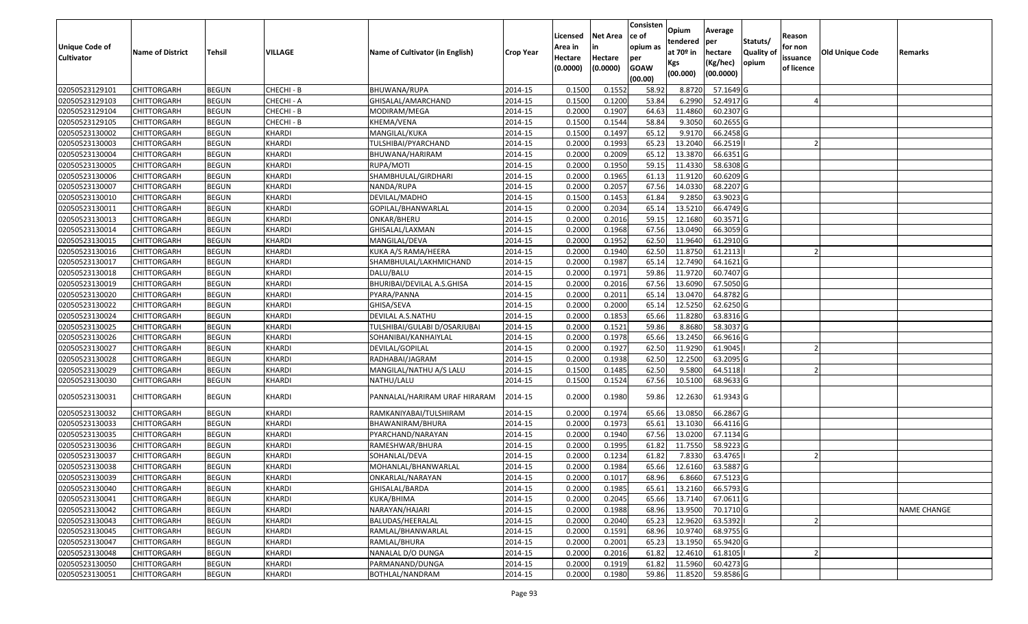| Unique Code of Cultivator | Name of District | Tehsil | VILLAGE | Name of Cultivator (in English) | Crop Year | Licensed Area in Hectare (0.0000) | Net Area in Hectare (0.0000) | Consisten ce of opium as per GOAW (00.00) | Opium tendered at 70º in Kgs (00.000) | Average per hectare (Kg/hec) (00.0000) | Statuts/ Quality of opium | Reason for non issuance of licence | Old Unique Code | Remarks |
|---|---|---|---|---|---|---|---|---|---|---|---|---|---|---|
| 02050523129101 | CHITTORGARH | BEGUN | CHECHI - B | BHUWANA/RUPA | 2014-15 | 0.1500 | 0.1552 | 58.92 | 8.8720 | 57.1649 | G | | | |
| 02050523129103 | CHITTORGARH | BEGUN | CHECHI - A | GHISALAL/AMARCHAND | 2014-15 | 0.1500 | 0.1200 | 53.84 | 6.2990 | 52.4917 | G | 4 | | |
| 02050523129104 | CHITTORGARH | BEGUN | CHECHI - B | MODIRAM/MEGA | 2014-15 | 0.2000 | 0.1907 | 64.63 | 11.4860 | 60.2307 | G | | | |
| 02050523129105 | CHITTORGARH | BEGUN | CHECHI - B | KHEMA/VENA | 2014-15 | 0.1500 | 0.1544 | 58.84 | 9.3050 | 60.2655 | G | | | |
| 02050523130002 | CHITTORGARH | BEGUN | KHARDI | MANGILAL/KUKA | 2014-15 | 0.1500 | 0.1497 | 65.12 | 9.9170 | 66.2458 | G | | | |
| 02050523130003 | CHITTORGARH | BEGUN | KHARDI | TULSHIBAI/PYARCHAND | 2014-15 | 0.2000 | 0.1993 | 65.23 | 13.2040 | 66.2519 | I | 2 | | |
| 02050523130004 | CHITTORGARH | BEGUN | KHARDI | BHUWANA/HARIRAM | 2014-15 | 0.2000 | 0.2009 | 65.12 | 13.3870 | 66.6351 | G | | | |
| 02050523130005 | CHITTORGARH | BEGUN | KHARDI | RUPA/MOTI | 2014-15 | 0.2000 | 0.1950 | 59.15 | 11.4330 | 58.6308 | G | | | |
| 02050523130006 | CHITTORGARH | BEGUN | KHARDI | SHAMBHULAL/GIRDHARI | 2014-15 | 0.2000 | 0.1965 | 61.13 | 11.9120 | 60.6209 | G | | | |
| 02050523130007 | CHITTORGARH | BEGUN | KHARDI | NANDA/RUPA | 2014-15 | 0.2000 | 0.2057 | 67.56 | 14.0330 | 68.2207 | G | | | |
| 02050523130010 | CHITTORGARH | BEGUN | KHARDI | DEVILAL/MADHO | 2014-15 | 0.1500 | 0.1453 | 61.84 | 9.2850 | 63.9023 | G | | | |
| 02050523130011 | CHITTORGARH | BEGUN | KHARDI | GOPILAL/BHANWARLAL | 2014-15 | 0.2000 | 0.2034 | 65.14 | 13.5210 | 66.4749 | G | | | |
| 02050523130013 | CHITTORGARH | BEGUN | KHARDI | ONKAR/BHERU | 2014-15 | 0.2000 | 0.2016 | 59.15 | 12.1680 | 60.3571 | G | | | |
| 02050523130014 | CHITTORGARH | BEGUN | KHARDI | GHISALAL/LAXMAN | 2014-15 | 0.2000 | 0.1968 | 67.56 | 13.0490 | 66.3059 | G | | | |
| 02050523130015 | CHITTORGARH | BEGUN | KHARDI | MANGILAL/DEVA | 2014-15 | 0.2000 | 0.1952 | 62.50 | 11.9640 | 61.2910 | G | | | |
| 02050523130016 | CHITTORGARH | BEGUN | KHARDI | KUKA A/S RAMA/HEERA | 2014-15 | 0.2000 | 0.1940 | 62.50 | 11.8750 | 61.2113 | I | 2 | | |
| 02050523130017 | CHITTORGARH | BEGUN | KHARDI | SHAMBHULAL/LAKHMICHAND | 2014-15 | 0.2000 | 0.1987 | 65.14 | 12.7490 | 64.1621 | G | | | |
| 02050523130018 | CHITTORGARH | BEGUN | KHARDI | DALU/BALU | 2014-15 | 0.2000 | 0.1971 | 59.86 | 11.9720 | 60.7407 | G | | | |
| 02050523130019 | CHITTORGARH | BEGUN | KHARDI | BHURIBAI/DEVILAL A.S.GHISA | 2014-15 | 0.2000 | 0.2016 | 67.56 | 13.6090 | 67.5050 | G | | | |
| 02050523130020 | CHITTORGARH | BEGUN | KHARDI | PYARA/PANNA | 2014-15 | 0.2000 | 0.2011 | 65.14 | 13.0470 | 64.8782 | G | | | |
| 02050523130022 | CHITTORGARH | BEGUN | KHARDI | GHISA/SEVA | 2014-15 | 0.2000 | 0.2000 | 65.14 | 12.5250 | 62.6250 | G | | | |
| 02050523130024 | CHITTORGARH | BEGUN | KHARDI | DEVILAL A.S.NATHU | 2014-15 | 0.2000 | 0.1853 | 65.66 | 11.8280 | 63.8316 | G | | | |
| 02050523130025 | CHITTORGARH | BEGUN | KHARDI | TULSHIBAI/GULABI D/OSARJUBAI | 2014-15 | 0.2000 | 0.1521 | 59.86 | 8.8680 | 58.3037 | G | | | |
| 02050523130026 | CHITTORGARH | BEGUN | KHARDI | SOHANIBAI/KANHAIYLAL | 2014-15 | 0.2000 | 0.1978 | 65.66 | 13.2450 | 66.9616 | G | | | |
| 02050523130027 | CHITTORGARH | BEGUN | KHARDI | DEVILAL/GOPILAL | 2014-15 | 0.2000 | 0.1927 | 62.50 | 11.9290 | 61.9045 | I | 2 | | |
| 02050523130028 | CHITTORGARH | BEGUN | KHARDI | RADHABAI/JAGRAM | 2014-15 | 0.2000 | 0.1938 | 62.50 | 12.2500 | 63.2095 | G | | | |
| 02050523130029 | CHITTORGARH | BEGUN | KHARDI | MANGILAL/NATHU A/S LALU | 2014-15 | 0.1500 | 0.1485 | 62.50 | 9.5800 | 64.5118 | I | 2 | | |
| 02050523130030 | CHITTORGARH | BEGUN | KHARDI | NATHU/LALU | 2014-15 | 0.1500 | 0.1524 | 67.56 | 10.5100 | 68.9633 | G | | | |
| 02050523130031 | CHITTORGARH | BEGUN | KHARDI | PANNALAL/HARIRAM URAF HIRARAM | 2014-15 | 0.2000 | 0.1980 | 59.86 | 12.2630 | 61.9343 | G | | | |
| 02050523130032 | CHITTORGARH | BEGUN | KHARDI | RAMKANIYABAI/TULSHIRAM | 2014-15 | 0.2000 | 0.1974 | 65.66 | 13.0850 | 66.2867 | G | | | |
| 02050523130033 | CHITTORGARH | BEGUN | KHARDI | BHAWANIRAM/BHURA | 2014-15 | 0.2000 | 0.1973 | 65.61 | 13.1030 | 66.4116 | G | | | |
| 02050523130035 | CHITTORGARH | BEGUN | KHARDI | PYARCHAND/NARAYAN | 2014-15 | 0.2000 | 0.1940 | 67.56 | 13.0200 | 67.1134 | G | | | |
| 02050523130036 | CHITTORGARH | BEGUN | KHARDI | RAMESHWAR/BHURA | 2014-15 | 0.2000 | 0.1995 | 61.82 | 11.7550 | 58.9223 | G | | | |
| 02050523130037 | CHITTORGARH | BEGUN | KHARDI | SOHANLAL/DEVA | 2014-15 | 0.2000 | 0.1234 | 61.82 | 7.8330 | 63.4765 | I | 2 | | |
| 02050523130038 | CHITTORGARH | BEGUN | KHARDI | MOHANLAL/BHANWARLAL | 2014-15 | 0.2000 | 0.1984 | 65.66 | 12.6160 | 63.5887 | G | | | |
| 02050523130039 | CHITTORGARH | BEGUN | KHARDI | ONKARLAL/NARAYAN | 2014-15 | 0.2000 | 0.1017 | 68.96 | 6.8660 | 67.5123 | G | | | |
| 02050523130040 | CHITTORGARH | BEGUN | KHARDI | GHISALAL/BARDA | 2014-15 | 0.2000 | 0.1985 | 65.61 | 13.2160 | 66.5793 | G | | | |
| 02050523130041 | CHITTORGARH | BEGUN | KHARDI | KUKA/BHIMA | 2014-15 | 0.2000 | 0.2045 | 65.66 | 13.7140 | 67.0611 | G | | | |
| 02050523130042 | CHITTORGARH | BEGUN | KHARDI | NARAYAN/HAJARI | 2014-15 | 0.2000 | 0.1988 | 68.96 | 13.9500 | 70.1710 | G | | | NAME CHANGE |
| 02050523130043 | CHITTORGARH | BEGUN | KHARDI | BALUDAS/HEERALAL | 2014-15 | 0.2000 | 0.2040 | 65.23 | 12.9620 | 63.5392 | I | 2 | | |
| 02050523130045 | CHITTORGARH | BEGUN | KHARDI | RAMLAL/BHANWARLAL | 2014-15 | 0.2000 | 0.1591 | 68.96 | 10.9740 | 68.9755 | G | | | |
| 02050523130047 | CHITTORGARH | BEGUN | KHARDI | RAMLAL/BHURA | 2014-15 | 0.2000 | 0.2001 | 65.23 | 13.1950 | 65.9420 | G | | | |
| 02050523130048 | CHITTORGARH | BEGUN | KHARDI | NANALAL D/O DUNGA | 2014-15 | 0.2000 | 0.2016 | 61.82 | 12.4610 | 61.8105 | I | 2 | | |
| 02050523130050 | CHITTORGARH | BEGUN | KHARDI | PARMANAND/DUNGA | 2014-15 | 0.2000 | 0.1919 | 61.82 | 11.5960 | 60.4273 | G | | | |
| 02050523130051 | CHITTORGARH | BEGUN | KHARDI | BOTHLAL/NANDRAM | 2014-15 | 0.2000 | 0.1980 | 59.86 | 11.8520 | 59.8586 | G | | | |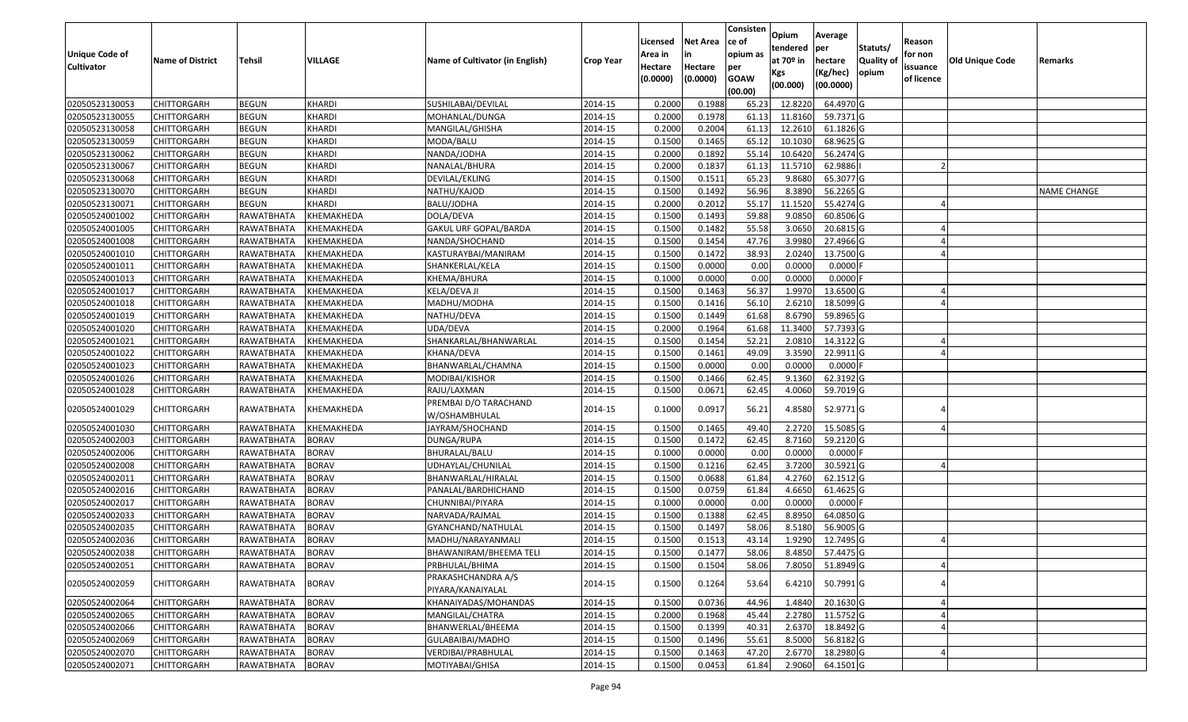| Unique Code of Cultivator | Name of District | Tehsil | VILLAGE | Name of Cultivator (in English) | Crop Year | Licensed Area in Hectare (0.0000) | Net Area in Hectare (0.0000) | Consistence of opium as per GOAW (00.00) | Opium tendered at 70º in Kgs (00.000) | Average per hectare (Kg/hec) (00.0000) | Statuts/ Quality of opium | Reason for non issuance of licence | Old Unique Code | Remarks |
|---|---|---|---|---|---|---|---|---|---|---|---|---|---|---|
| 02050523130053 | CHITTORGARH | BEGUN | KHARDI | SUSHILABAI/DEVILAL | 2014-15 | 0.2000 | 0.1988 | 65.23 | 12.8220 | 64.4970 | G | | | |
| 02050523130055 | CHITTORGARH | BEGUN | KHARDI | MOHANLAL/DUNGA | 2014-15 | 0.2000 | 0.1978 | 61.13 | 11.8160 | 59.7371 | G | | | |
| 02050523130058 | CHITTORGARH | BEGUN | KHARDI | MANGILAL/GHISHA | 2014-15 | 0.2000 | 0.2004 | 61.13 | 12.2610 | 61.1826 | G | | | |
| 02050523130059 | CHITTORGARH | BEGUN | KHARDI | MODA/BALU | 2014-15 | 0.1500 | 0.1465 | 65.12 | 10.1030 | 68.9625 | G | | | |
| 02050523130062 | CHITTORGARH | BEGUN | KHARDI | NANDA/JODHA | 2014-15 | 0.2000 | 0.1892 | 55.14 | 10.6420 | 56.2474 | G | | | |
| 02050523130067 | CHITTORGARH | BEGUN | KHARDI | NANALAL/BHURA | 2014-15 | 0.2000 | 0.1837 | 61.13 | 11.5710 | 62.9886 | I | 2 | | |
| 02050523130068 | CHITTORGARH | BEGUN | KHARDI | DEVILAL/EKLING | 2014-15 | 0.1500 | 0.1511 | 65.23 | 9.8680 | 65.3077 | G | | | |
| 02050523130070 | CHITTORGARH | BEGUN | KHARDI | NATHU/KAJOD | 2014-15 | 0.1500 | 0.1492 | 56.96 | 8.3890 | 56.2265 | G | | | NAME CHANGE |
| 02050523130071 | CHITTORGARH | BEGUN | KHARDI | BALU/JODHA | 2014-15 | 0.2000 | 0.2012 | 55.17 | 11.1520 | 55.4274 | G | 4 | | |
| 02050524001002 | CHITTORGARH | RAWATBHATA | KHEMAKHEDA | DOLA/DEVA | 2014-15 | 0.1500 | 0.1493 | 59.88 | 9.0850 | 60.8506 | G | | | |
| 02050524001005 | CHITTORGARH | RAWATBHATA | KHEMAKHEDA | GAKUL URF GOPAL/BARDA | 2014-15 | 0.1500 | 0.1482 | 55.58 | 3.0650 | 20.6815 | G | 4 | | |
| 02050524001008 | CHITTORGARH | RAWATBHATA | KHEMAKHEDA | NANDA/SHOCHAND | 2014-15 | 0.1500 | 0.1454 | 47.76 | 3.9980 | 27.4966 | G | 4 | | |
| 02050524001010 | CHITTORGARH | RAWATBHATA | KHEMAKHEDA | KASTURAYBAI/MANIRAM | 2014-15 | 0.1500 | 0.1472 | 38.93 | 2.0240 | 13.7500 | G | 4 | | |
| 02050524001011 | CHITTORGARH | RAWATBHATA | KHEMAKHEDA | SHANKERLAL/KELA | 2014-15 | 0.1500 | 0.0000 | 0.00 | 0.0000 | 0.0000 | F | | | |
| 02050524001013 | CHITTORGARH | RAWATBHATA | KHEMAKHEDA | KHEMA/BHURA | 2014-15 | 0.1000 | 0.0000 | 0.00 | 0.0000 | 0.0000 | F | | | |
| 02050524001017 | CHITTORGARH | RAWATBHATA | KHEMAKHEDA | KELA/DEVA JI | 2014-15 | 0.1500 | 0.1463 | 56.37 | 1.9970 | 13.6500 | G | 4 | | |
| 02050524001018 | CHITTORGARH | RAWATBHATA | KHEMAKHEDA | MADHU/MODHA | 2014-15 | 0.1500 | 0.1416 | 56.10 | 2.6210 | 18.5099 | G | 4 | | |
| 02050524001019 | CHITTORGARH | RAWATBHATA | KHEMAKHEDA | NATHU/DEVA | 2014-15 | 0.1500 | 0.1449 | 61.68 | 8.6790 | 59.8965 | G | | | |
| 02050524001020 | CHITTORGARH | RAWATBHATA | KHEMAKHEDA | UDA/DEVA | 2014-15 | 0.2000 | 0.1964 | 61.68 | 11.3400 | 57.7393 | G | | | |
| 02050524001021 | CHITTORGARH | RAWATBHATA | KHEMAKHEDA | SHANKARLAL/BHANWARLAL | 2014-15 | 0.1500 | 0.1454 | 52.21 | 2.0810 | 14.3122 | G | 4 | | |
| 02050524001022 | CHITTORGARH | RAWATBHATA | KHEMAKHEDA | KHANA/DEVA | 2014-15 | 0.1500 | 0.1461 | 49.09 | 3.3590 | 22.9911 | G | 4 | | |
| 02050524001023 | CHITTORGARH | RAWATBHATA | KHEMAKHEDA | BHANWARLAL/CHAMNA | 2014-15 | 0.1500 | 0.0000 | 0.00 | 0.0000 | 0.0000 | F | | | |
| 02050524001026 | CHITTORGARH | RAWATBHATA | KHEMAKHEDA | MODIBAI/KISHOR | 2014-15 | 0.1500 | 0.1466 | 62.45 | 9.1360 | 62.3192 | G | | | |
| 02050524001028 | CHITTORGARH | RAWATBHATA | KHEMAKHEDA | RAJU/LAXMAN | 2014-15 | 0.1500 | 0.0671 | 62.45 | 4.0060 | 59.7019 | G | | | |
| 02050524001029 | CHITTORGARH | RAWATBHATA | KHEMAKHEDA | PREMBAI D/O TARACHAND W/OSHAMBHULAL | 2014-15 | 0.1000 | 0.0917 | 56.21 | 4.8580 | 52.9771 | G | 4 | | |
| 02050524001030 | CHITTORGARH | RAWATBHATA | KHEMAKHEDA | JAYRAM/SHOCHAND | 2014-15 | 0.1500 | 0.1465 | 49.40 | 2.2720 | 15.5085 | G | 4 | | |
| 02050524002003 | CHITTORGARH | RAWATBHATA | BORAV | DUNGA/RUPA | 2014-15 | 0.1500 | 0.1472 | 62.45 | 8.7160 | 59.2120 | G | | | |
| 02050524002006 | CHITTORGARH | RAWATBHATA | BORAV | BHURALAL/BALU | 2014-15 | 0.1000 | 0.0000 | 0.00 | 0.0000 | 0.0000 | F | | | |
| 02050524002008 | CHITTORGARH | RAWATBHATA | BORAV | UDHAYLAL/CHUNILAL | 2014-15 | 0.1500 | 0.1216 | 62.45 | 3.7200 | 30.5921 | G | 4 | | |
| 02050524002011 | CHITTORGARH | RAWATBHATA | BORAV | BHANWARLAL/HIRALAL | 2014-15 | 0.1500 | 0.0688 | 61.84 | 4.2760 | 62.1512 | G | | | |
| 02050524002016 | CHITTORGARH | RAWATBHATA | BORAV | PANALAL/BARDHICHAND | 2014-15 | 0.1500 | 0.0759 | 61.84 | 4.6650 | 61.4625 | G | | | |
| 02050524002017 | CHITTORGARH | RAWATBHATA | BORAV | CHUNNIBAI/PIYARA | 2014-15 | 0.1000 | 0.0000 | 0.00 | 0.0000 | 0.0000 | F | | | |
| 02050524002033 | CHITTORGARH | RAWATBHATA | BORAV | NARVADA/RAJMAL | 2014-15 | 0.1500 | 0.1388 | 62.45 | 8.8950 | 64.0850 | G | | | |
| 02050524002035 | CHITTORGARH | RAWATBHATA | BORAV | GYANCHAND/NATHULAL | 2014-15 | 0.1500 | 0.1497 | 58.06 | 8.5180 | 56.9005 | G | | | |
| 02050524002036 | CHITTORGARH | RAWATBHATA | BORAV | MADHU/NARAYANMALI | 2014-15 | 0.1500 | 0.1513 | 43.14 | 1.9290 | 12.7495 | G | 4 | | |
| 02050524002038 | CHITTORGARH | RAWATBHATA | BORAV | BHAWANIRAM/BHEEMA TELI | 2014-15 | 0.1500 | 0.1477 | 58.06 | 8.4850 | 57.4475 | G | | | |
| 02050524002051 | CHITTORGARH | RAWATBHATA | BORAV | PRBHULAL/BHIMA | 2014-15 | 0.1500 | 0.1504 | 58.06 | 7.8050 | 51.8949 | G | 4 | | |
| 02050524002059 | CHITTORGARH | RAWATBHATA | BORAV | PRAKASHCHANDRA A/S PIYARA/KANAIYALAL | 2014-15 | 0.1500 | 0.1264 | 53.64 | 6.4210 | 50.7991 | G | 4 | | |
| 02050524002064 | CHITTORGARH | RAWATBHATA | BORAV | KHANAIYADAS/MOHANDAS | 2014-15 | 0.1500 | 0.0736 | 44.96 | 1.4840 | 20.1630 | G | 4 | | |
| 02050524002065 | CHITTORGARH | RAWATBHATA | BORAV | MANGILAL/CHATRA | 2014-15 | 0.2000 | 0.1968 | 45.44 | 2.2780 | 11.5752 | G | 4 | | |
| 02050524002066 | CHITTORGARH | RAWATBHATA | BORAV | BHANWERLAL/BHEEMA | 2014-15 | 0.1500 | 0.1399 | 40.31 | 2.6370 | 18.8492 | G | 4 | | |
| 02050524002069 | CHITTORGARH | RAWATBHATA | BORAV | GULABAIBAI/MADHO | 2014-15 | 0.1500 | 0.1496 | 55.61 | 8.5000 | 56.8182 | G | | | |
| 02050524002070 | CHITTORGARH | RAWATBHATA | BORAV | VERDIBAI/PRABHULAL | 2014-15 | 0.1500 | 0.1463 | 47.20 | 2.6770 | 18.2980 | G | 4 | | |
| 02050524002071 | CHITTORGARH | RAWATBHATA | BORAV | MOTIYABAI/GHISA | 2014-15 | 0.1500 | 0.0453 | 61.84 | 2.9060 | 64.1501 | G | | | |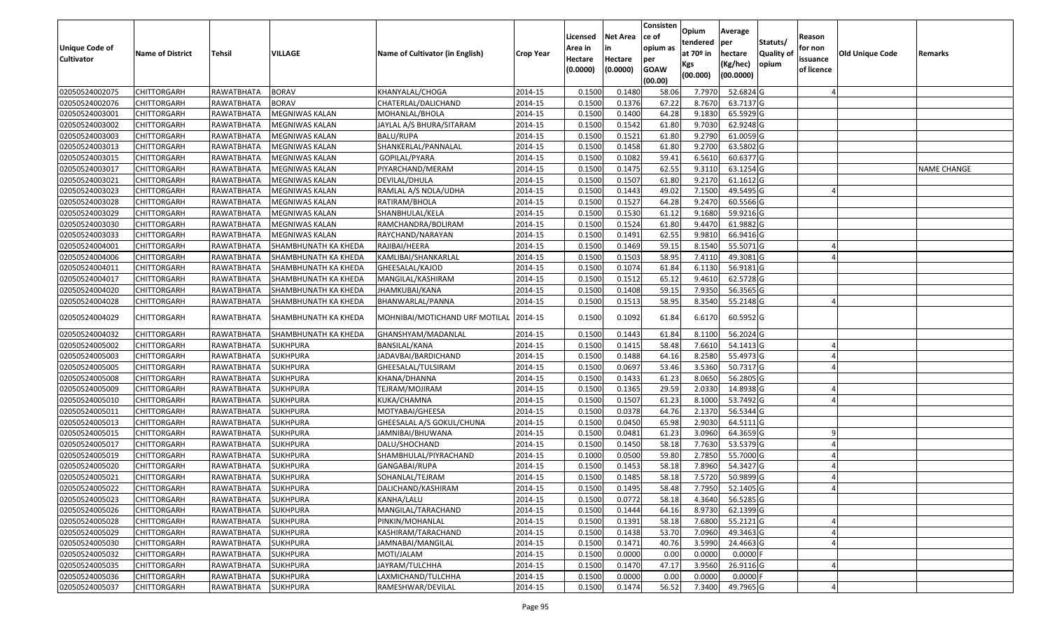| Unique Code of Cultivator | Name of District | Tehsil | VILLAGE | Name of Cultivator (in English) | Crop Year | Licensed Area in Hectare (0.0000) | Net Area in Hectare (0.0000) | Consisten ce of opium as per GOAW (00.00) | Opium tendered at 70º in Kgs (00.000) | Average per hectare (Kg/hec) (00.0000) | Statuts/ Quality of opium | Reason for non issuance of licence | Old Unique Code | Remarks |
|---|---|---|---|---|---|---|---|---|---|---|---|---|---|---|
| 02050524002075 | CHITTORGARH | RAWATBHATA | BORAV | KHANYALAL/CHOGA | 2014-15 | 0.1500 | 0.1480 | 58.06 | 7.7970 | 52.6824 | G | 4 | | |
| 02050524002076 | CHITTORGARH | RAWATBHATA | BORAV | CHATERLAL/DALICHAND | 2014-15 | 0.1500 | 0.1376 | 67.22 | 8.7670 | 63.7137 | G | | | |
| 02050524003001 | CHITTORGARH | RAWATBHATA | MEGNIWAS KALAN | MOHANLAL/BHOLA | 2014-15 | 0.1500 | 0.1400 | 64.28 | 9.1830 | 65.5929 | G | | | |
| 02050524003002 | CHITTORGARH | RAWATBHATA | MEGNIWAS KALAN | JAYLAL A/S BHURA/SITARAM | 2014-15 | 0.1500 | 0.1542 | 61.80 | 9.7030 | 62.9248 | G | | | |
| 02050524003003 | CHITTORGARH | RAWATBHATA | MEGNIWAS KALAN | BALU/RUPA | 2014-15 | 0.1500 | 0.1521 | 61.80 | 9.2790 | 61.0059 | G | | | |
| 02050524003013 | CHITTORGARH | RAWATBHATA | MEGNIWAS KALAN | SHANKERLAL/PANNALAL | 2014-15 | 0.1500 | 0.1458 | 61.80 | 9.2700 | 63.5802 | G | | | |
| 02050524003015 | CHITTORGARH | RAWATBHATA | MEGNIWAS KALAN | GOPILAL/PYARA | 2014-15 | 0.1500 | 0.1082 | 59.41 | 6.5610 | 60.6377 | G | | | |
| 02050524003017 | CHITTORGARH | RAWATBHATA | MEGNIWAS KALAN | PIYARCHAND/MERAM | 2014-15 | 0.1500 | 0.1475 | 62.55 | 9.3110 | 63.1254 | G | | | NAME CHANGE |
| 02050524003021 | CHITTORGARH | RAWATBHATA | MEGNIWAS KALAN | DEVILAL/DHULA | 2014-15 | 0.1500 | 0.1507 | 61.80 | 9.2170 | 61.1612 | G | | | |
| 02050524003023 | CHITTORGARH | RAWATBHATA | MEGNIWAS KALAN | RAMLAL A/S NOLA/UDHA | 2014-15 | 0.1500 | 0.1443 | 49.02 | 7.1500 | 49.5495 | G | 4 | | |
| 02050524003028 | CHITTORGARH | RAWATBHATA | MEGNIWAS KALAN | RATIRAM/BHOLA | 2014-15 | 0.1500 | 0.1527 | 64.28 | 9.2470 | 60.5566 | G | | | |
| 02050524003029 | CHITTORGARH | RAWATBHATA | MEGNIWAS KALAN | SHANBHULAL/KELA | 2014-15 | 0.1500 | 0.1530 | 61.12 | 9.1680 | 59.9216 | G | | | |
| 02050524003030 | CHITTORGARH | RAWATBHATA | MEGNIWAS KALAN | RAMCHANDRA/BOLIRAM | 2014-15 | 0.1500 | 0.1524 | 61.80 | 9.4470 | 61.9882 | G | | | |
| 02050524003033 | CHITTORGARH | RAWATBHATA | MEGNIWAS KALAN | RAYCHAND/NARAYAN | 2014-15 | 0.1500 | 0.1491 | 62.55 | 9.9810 | 66.9416 | G | | | |
| 02050524004001 | CHITTORGARH | RAWATBHATA | SHAMBHUNATH KA KHEDA | RAJIBAI/HEERA | 2014-15 | 0.1500 | 0.1469 | 59.15 | 8.1540 | 55.5071 | G | 4 | | |
| 02050524004006 | CHITTORGARH | RAWATBHATA | SHAMBHUNATH KA KHEDA | KAMLIBAI/SHANKARLAL | 2014-15 | 0.1500 | 0.1503 | 58.95 | 7.4110 | 49.3081 | G | 4 | | |
| 02050524004011 | CHITTORGARH | RAWATBHATA | SHAMBHUNATH KA KHEDA | GHEESALAL/KAJOD | 2014-15 | 0.1500 | 0.1074 | 61.84 | 6.1130 | 56.9181 | G | | | |
| 02050524004017 | CHITTORGARH | RAWATBHATA | SHAMBHUNATH KA KHEDA | MANGILAL/KASHIRAM | 2014-15 | 0.1500 | 0.1512 | 65.12 | 9.4610 | 62.5728 | G | | | |
| 02050524004020 | CHITTORGARH | RAWATBHATA | SHAMBHUNATH KA KHEDA | JHAMKUBAI/KANA | 2014-15 | 0.1500 | 0.1408 | 59.15 | 7.9350 | 56.3565 | G | | | |
| 02050524004028 | CHITTORGARH | RAWATBHATA | SHAMBHUNATH KA KHEDA | BHANWARLAL/PANNA | 2014-15 | 0.1500 | 0.1513 | 58.95 | 8.3540 | 55.2148 | G | 4 | | |
| 02050524004029 | CHITTORGARH | RAWATBHATA | SHAMBHUNATH KA KHEDA | MOHNIBAI/MOTICHAND URF MOTILAL | 2014-15 | 0.1500 | 0.1092 | 61.84 | 6.6170 | 60.5952 | G | | | |
| 02050524004032 | CHITTORGARH | RAWATBHATA | SHAMBHUNATH KA KHEDA | GHANSHYAM/MADANLAL | 2014-15 | 0.1500 | 0.1443 | 61.84 | 8.1100 | 56.2024 | G | | | |
| 02050524005002 | CHITTORGARH | RAWATBHATA | SUKHPURA | BANSILAL/KANA | 2014-15 | 0.1500 | 0.1415 | 58.48 | 7.6610 | 54.1413 | G | 4 | | |
| 02050524005003 | CHITTORGARH | RAWATBHATA | SUKHPURA | JADAVBAI/BARDICHAND | 2014-15 | 0.1500 | 0.1488 | 64.16 | 8.2580 | 55.4973 | G | 4 | | |
| 02050524005005 | CHITTORGARH | RAWATBHATA | SUKHPURA | GHEESALAL/TULSIRAM | 2014-15 | 0.1500 | 0.0697 | 53.46 | 3.5360 | 50.7317 | G | 4 | | |
| 02050524005008 | CHITTORGARH | RAWATBHATA | SUKHPURA | KHANA/DHANNA | 2014-15 | 0.1500 | 0.1433 | 61.23 | 8.0650 | 56.2805 | G | | | |
| 02050524005009 | CHITTORGARH | RAWATBHATA | SUKHPURA | TEJRAM/MOJIRAM | 2014-15 | 0.1500 | 0.1365 | 29.59 | 2.0330 | 14.8938 | G | 4 | | |
| 02050524005010 | CHITTORGARH | RAWATBHATA | SUKHPURA | KUKA/CHAMNA | 2014-15 | 0.1500 | 0.1507 | 61.23 | 8.1000 | 53.7492 | G | 4 | | |
| 02050524005011 | CHITTORGARH | RAWATBHATA | SUKHPURA | MOTYABAI/GHEESA | 2014-15 | 0.1500 | 0.0378 | 64.76 | 2.1370 | 56.5344 | G | | | |
| 02050524005013 | CHITTORGARH | RAWATBHATA | SUKHPURA | GHEESALAL A/S GOKUL/CHUNA | 2014-15 | 0.1500 | 0.0450 | 65.98 | 2.9030 | 64.5111 | G | | | |
| 02050524005015 | CHITTORGARH | RAWATBHATA | SUKHPURA | JAMNIBAI/BHUWANA | 2014-15 | 0.1500 | 0.0481 | 61.23 | 3.0960 | 64.3659 | G | 9 | | |
| 02050524005017 | CHITTORGARH | RAWATBHATA | SUKHPURA | DALU/SHOCHAND | 2014-15 | 0.1500 | 0.1450 | 58.18 | 7.7630 | 53.5379 | G | 4 | | |
| 02050524005019 | CHITTORGARH | RAWATBHATA | SUKHPURA | SHAMBHULAL/PIYRACHAND | 2014-15 | 0.1000 | 0.0500 | 59.80 | 2.7850 | 55.7000 | G | 4 | | |
| 02050524005020 | CHITTORGARH | RAWATBHATA | SUKHPURA | GANGABAI/RUPA | 2014-15 | 0.1500 | 0.1453 | 58.18 | 7.8960 | 54.3427 | G | 4 | | |
| 02050524005021 | CHITTORGARH | RAWATBHATA | SUKHPURA | SOHANLAL/TEJRAM | 2014-15 | 0.1500 | 0.1485 | 58.18 | 7.5720 | 50.9899 | G | 4 | | |
| 02050524005022 | CHITTORGARH | RAWATBHATA | SUKHPURA | DALICHAND/KASHIRAM | 2014-15 | 0.1500 | 0.1495 | 58.48 | 7.7950 | 52.1405 | G | 4 | | |
| 02050524005023 | CHITTORGARH | RAWATBHATA | SUKHPURA | KANHA/LALU | 2014-15 | 0.1500 | 0.0772 | 58.18 | 4.3640 | 56.5285 | G | | | |
| 02050524005026 | CHITTORGARH | RAWATBHATA | SUKHPURA | MANGILAL/TARACHAND | 2014-15 | 0.1500 | 0.1444 | 64.16 | 8.9730 | 62.1399 | G | | | |
| 02050524005028 | CHITTORGARH | RAWATBHATA | SUKHPURA | PINKIN/MOHANLAL | 2014-15 | 0.1500 | 0.1391 | 58.18 | 7.6800 | 55.2121 | G | 4 | | |
| 02050524005029 | CHITTORGARH | RAWATBHATA | SUKHPURA | KASHIRAM/TARACHAND | 2014-15 | 0.1500 | 0.1438 | 53.70 | 7.0960 | 49.3463 | G | 4 | | |
| 02050524005030 | CHITTORGARH | RAWATBHATA | SUKHPURA | JAMNABAI/MANGILAL | 2014-15 | 0.1500 | 0.1471 | 40.76 | 3.5990 | 24.4663 | G | 4 | | |
| 02050524005032 | CHITTORGARH | RAWATBHATA | SUKHPURA | MOTI/JALAM | 2014-15 | 0.1500 | 0.0000 | 0.00 | 0.0000 | 0.0000 | F | | | |
| 02050524005035 | CHITTORGARH | RAWATBHATA | SUKHPURA | JAYRAM/TULCHHA | 2014-15 | 0.1500 | 0.1470 | 47.17 | 3.9560 | 26.9116 | G | 4 | | |
| 02050524005036 | CHITTORGARH | RAWATBHATA | SUKHPURA | LAXMICHAND/TULCHHA | 2014-15 | 0.1500 | 0.0000 | 0.00 | 0.0000 | 0.0000 | F | | | |
| 02050524005037 | CHITTORGARH | RAWATBHATA | SUKHPURA | RAMESHWAR/DEVILAL | 2014-15 | 0.1500 | 0.1474 | 56.52 | 7.3400 | 49.7965 | G | 4 | | |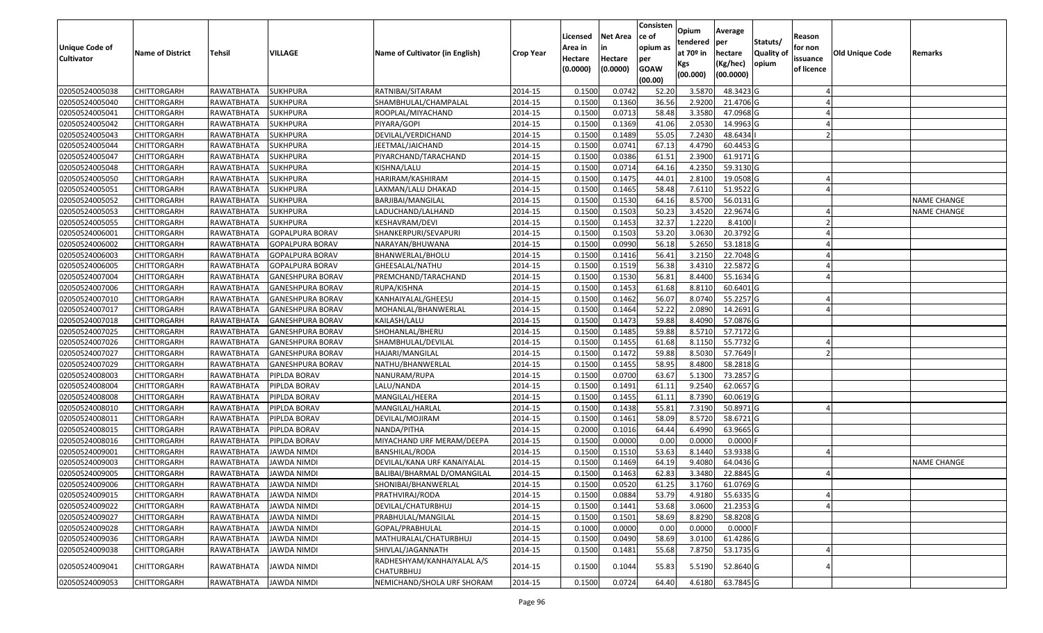| Unique Code of Cultivator | Name of District | Tehsil | VILLAGE | Name of Cultivator (in English) | Crop Year | Licensed Area in Hectare (0.0000) | Net Area in Hectare (0.0000) | Consisten ce of opium as per GOAW (00.00) | Opium tendered at 70º in Kgs (00.000) | Average per hectare (Kg/hec) (00.0000) | Statuts/ Quality of opium | Reason for non issuance of licence | Old Unique Code | Remarks |
|---|---|---|---|---|---|---|---|---|---|---|---|---|---|---|
| 02050524005038 | CHITTORGARH | RAWATBHATA | SUKHPURA | RATNIBAI/SITARAM | 2014-15 | 0.1500 | 0.0742 | 52.20 | 3.5870 | 48.3423 | G | 4 | | |
| 02050524005040 | CHITTORGARH | RAWATBHATA | SUKHPURA | SHAMBHULAL/CHAMPALAL | 2014-15 | 0.1500 | 0.1360 | 36.56 | 2.9200 | 21.4706 | G | 4 | | |
| 02050524005041 | CHITTORGARH | RAWATBHATA | SUKHPURA | ROOPLAL/MIYACHAND | 2014-15 | 0.1500 | 0.0713 | 58.48 | 3.3580 | 47.0968 | G | 4 | | |
| 02050524005042 | CHITTORGARH | RAWATBHATA | SUKHPURA | PIYARA/GOPI | 2014-15 | 0.1500 | 0.1369 | 41.06 | 2.0530 | 14.9963 | G | 4 | | |
| 02050524005043 | CHITTORGARH | RAWATBHATA | SUKHPURA | DEVILAL/VERDICHAND | 2014-15 | 0.1500 | 0.1489 | 55.05 | 7.2430 | 48.6434 | I | 2 | | |
| 02050524005044 | CHITTORGARH | RAWATBHATA | SUKHPURA | JEETMAL/JAICHAND | 2014-15 | 0.1500 | 0.0741 | 67.13 | 4.4790 | 60.4453 | G | | | |
| 02050524005047 | CHITTORGARH | RAWATBHATA | SUKHPURA | PIYARCHAND/TARACHAND | 2014-15 | 0.1500 | 0.0386 | 61.51 | 2.3900 | 61.9171 | G | | | |
| 02050524005048 | CHITTORGARH | RAWATBHATA | SUKHPURA | KISHNA/LALU | 2014-15 | 0.1500 | 0.0714 | 64.16 | 4.2350 | 59.3130 | G | | | |
| 02050524005050 | CHITTORGARH | RAWATBHATA | SUKHPURA | HARIRAM/KASHIRAM | 2014-15 | 0.1500 | 0.1475 | 44.01 | 2.8100 | 19.0508 | G | 4 | | |
| 02050524005051 | CHITTORGARH | RAWATBHATA | SUKHPURA | LAXMAN/LALU DHAKAD | 2014-15 | 0.1500 | 0.1465 | 58.48 | 7.6110 | 51.9522 | G | 4 | | |
| 02050524005052 | CHITTORGARH | RAWATBHATA | SUKHPURA | BARJIBAI/MANGILAL | 2014-15 | 0.1500 | 0.1530 | 64.16 | 8.5700 | 56.0131 | G | | | NAME CHANGE |
| 02050524005053 | CHITTORGARH | RAWATBHATA | SUKHPURA | LADUCHAND/LALHAND | 2014-15 | 0.1500 | 0.1503 | 50.23 | 3.4520 | 22.9674 | G | 4 | | NAME CHANGE |
| 02050524005055 | CHITTORGARH | RAWATBHATA | SUKHPURA | KESHAVRAM/DEVI | 2014-15 | 0.1500 | 0.1453 | 32.37 | 1.2220 | 8.4100 | I | 2 | | |
| 02050524006001 | CHITTORGARH | RAWATBHATA | GOPALPURA BORAV | SHANKERPURI/SEVAPURI | 2014-15 | 0.1500 | 0.1503 | 53.20 | 3.0630 | 20.3792 | G | 4 | | |
| 02050524006002 | CHITTORGARH | RAWATBHATA | GOPALPURA BORAV | NARAYAN/BHUWANA | 2014-15 | 0.1500 | 0.0990 | 56.18 | 5.2650 | 53.1818 | G | 4 | | |
| 02050524006003 | CHITTORGARH | RAWATBHATA | GOPALPURA BORAV | BHANWERLAL/BHOLU | 2014-15 | 0.1500 | 0.1416 | 56.41 | 3.2150 | 22.7048 | G | 4 | | |
| 02050524006005 | CHITTORGARH | RAWATBHATA | GOPALPURA BORAV | GHEESALAL/NATHU | 2014-15 | 0.1500 | 0.1519 | 56.38 | 3.4310 | 22.5872 | G | 4 | | |
| 02050524007004 | CHITTORGARH | RAWATBHATA | GANESHPURA BORAV | PREMCHAND/TARACHAND | 2014-15 | 0.1500 | 0.1530 | 56.81 | 8.4400 | 55.1634 | G | 4 | | |
| 02050524007006 | CHITTORGARH | RAWATBHATA | GANESHPURA BORAV | RUPA/KISHNA | 2014-15 | 0.1500 | 0.1453 | 61.68 | 8.8110 | 60.6401 | G | | | |
| 02050524007010 | CHITTORGARH | RAWATBHATA | GANESHPURA BORAV | KANHAIYALAL/GHEESU | 2014-15 | 0.1500 | 0.1462 | 56.07 | 8.0740 | 55.2257 | G | 4 | | |
| 02050524007017 | CHITTORGARH | RAWATBHATA | GANESHPURA BORAV | MOHANLAL/BHANWERLAL | 2014-15 | 0.1500 | 0.1464 | 52.22 | 2.0890 | 14.2691 | G | 4 | | |
| 02050524007018 | CHITTORGARH | RAWATBHATA | GANESHPURA BORAV | KAILASH/LALU | 2014-15 | 0.1500 | 0.1473 | 59.88 | 8.4090 | 57.0876 | G | | | |
| 02050524007025 | CHITTORGARH | RAWATBHATA | GANESHPURA BORAV | SHOHANLAL/BHERU | 2014-15 | 0.1500 | 0.1485 | 59.88 | 8.5710 | 57.7172 | G | | | |
| 02050524007026 | CHITTORGARH | RAWATBHATA | GANESHPURA BORAV | SHAMBHULAL/DEVILAL | 2014-15 | 0.1500 | 0.1455 | 61.68 | 8.1150 | 55.7732 | G | 4 | | |
| 02050524007027 | CHITTORGARH | RAWATBHATA | GANESHPURA BORAV | HAJARI/MANGILAL | 2014-15 | 0.1500 | 0.1472 | 59.88 | 8.5030 | 57.7649 | I | 2 | | |
| 02050524007029 | CHITTORGARH | RAWATBHATA | GANESHPURA BORAV | NATHU/BHANWERLAL | 2014-15 | 0.1500 | 0.1455 | 58.95 | 8.4800 | 58.2818 | G | | | |
| 02050524008003 | CHITTORGARH | RAWATBHATA | PIPLDA BORAV | NANURAM/RUPA | 2014-15 | 0.1500 | 0.0700 | 63.67 | 5.1300 | 73.2857 | G | | | |
| 02050524008004 | CHITTORGARH | RAWATBHATA | PIPLDA BORAV | LALU/NANDA | 2014-15 | 0.1500 | 0.1491 | 61.11 | 9.2540 | 62.0657 | G | | | |
| 02050524008008 | CHITTORGARH | RAWATBHATA | PIPLDA BORAV | MANGILAL/HEERA | 2014-15 | 0.1500 | 0.1455 | 61.11 | 8.7390 | 60.0619 | G | | | |
| 02050524008010 | CHITTORGARH | RAWATBHATA | PIPLDA BORAV | MANGILAL/HARLAL | 2014-15 | 0.1500 | 0.1438 | 55.81 | 7.3190 | 50.8971 | G | 4 | | |
| 02050524008011 | CHITTORGARH | RAWATBHATA | PIPLDA BORAV | DEVILAL/MOJIRAM | 2014-15 | 0.1500 | 0.1461 | 58.09 | 8.5720 | 58.6721 | G | | | |
| 02050524008015 | CHITTORGARH | RAWATBHATA | PIPLDA BORAV | NANDA/PITHA | 2014-15 | 0.2000 | 0.1016 | 64.44 | 6.4990 | 63.9665 | G | | | |
| 02050524008016 | CHITTORGARH | RAWATBHATA | PIPLDA BORAV | MIYACHAND URF MERAM/DEEPA | 2014-15 | 0.1500 | 0.0000 | 0.00 | 0.0000 | 0.0000 | F | | | |
| 02050524009001 | CHITTORGARH | RAWATBHATA | JAWDA NIMDI | BANSHILAL/RODA | 2014-15 | 0.1500 | 0.1510 | 53.63 | 8.1440 | 53.9338 | G | 4 | | |
| 02050524009003 | CHITTORGARH | RAWATBHATA | JAWDA NIMDI | DEVILAL/KANA URF KANAIYALAL | 2014-15 | 0.1500 | 0.1469 | 64.19 | 9.4080 | 64.0436 | G | | | NAME CHANGE |
| 02050524009005 | CHITTORGARH | RAWATBHATA | JAWDA NIMDI | BALIBAI/BHARMAL D/OMANGILAL | 2014-15 | 0.1500 | 0.1463 | 62.83 | 3.3480 | 22.8845 | G | 4 | | |
| 02050524009006 | CHITTORGARH | RAWATBHATA | JAWDA NIMDI | SHONIBAI/BHANWERLAL | 2014-15 | 0.1500 | 0.0520 | 61.25 | 3.1760 | 61.0769 | G | | | |
| 02050524009015 | CHITTORGARH | RAWATBHATA | JAWDA NIMDI | PRATHVIRAJ/RODA | 2014-15 | 0.1500 | 0.0884 | 53.79 | 4.9180 | 55.6335 | G | 4 | | |
| 02050524009022 | CHITTORGARH | RAWATBHATA | JAWDA NIMDI | DEVILAL/CHATURBHUJ | 2014-15 | 0.1500 | 0.1441 | 53.68 | 3.0600 | 21.2353 | G | 4 | | |
| 02050524009027 | CHITTORGARH | RAWATBHATA | JAWDA NIMDI | PRABHULAL/MANGILAL | 2014-15 | 0.1500 | 0.1501 | 58.69 | 8.8290 | 58.8208 | G | | | |
| 02050524009028 | CHITTORGARH | RAWATBHATA | JAWDA NIMDI | GOPAL/PRABHULAL | 2014-15 | 0.1000 | 0.0000 | 0.00 | 0.0000 | 0.0000 | F | | | |
| 02050524009036 | CHITTORGARH | RAWATBHATA | JAWDA NIMDI | MATHURALAL/CHATURBHUJ | 2014-15 | 0.1500 | 0.0490 | 58.69 | 3.0100 | 61.4286 | G | | | |
| 02050524009038 | CHITTORGARH | RAWATBHATA | JAWDA NIMDI | SHIVLAL/JAGANNATH | 2014-15 | 0.1500 | 0.1481 | 55.68 | 7.8750 | 53.1735 | G | 4 | | |
| 02050524009041 | CHITTORGARH | RAWATBHATA | JAWDA NIMDI | RADHESHYAM/KANHAIYALAL A/S CHATURBHUJ | 2014-15 | 0.1500 | 0.1044 | 55.83 | 5.5190 | 52.8640 | G | 4 | | |
| 02050524009053 | CHITTORGARH | RAWATBHATA | JAWDA NIMDI | NEMICHAND/SHOLA URF SHORAM | 2014-15 | 0.1500 | 0.0724 | 64.40 | 4.6180 | 63.7845 | G | | | |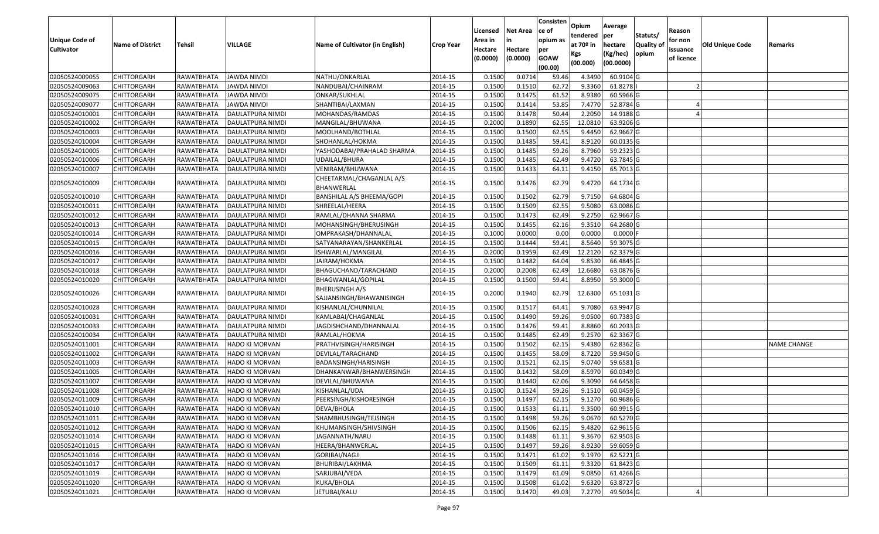| Unique Code of Cultivator | Name of District | Tehsil | VILLAGE | Name of Cultivator (in English) | Crop Year | Licensed Area in Hectare (0.0000) | Net Area in Hectare (0.0000) | Consistence of opium as per GOAW (00.00) | Opium tendered at 70º in Kgs (00.000) | Average per hectare (Kg/hec) (00.0000) | Statuts/ Quality of opium | Reason for non issuance of licence | Old Unique Code | Remarks |
|---|---|---|---|---|---|---|---|---|---|---|---|---|---|---|
| 02050524009055 | CHITTORGARH | RAWATBHATA | JAWDA NIMDI | NATHU/ONKARLAL | 2014-15 | 0.1500 | 0.0714 | 59.46 | 4.3490 | 60.9104 | G | | | |
| 02050524009063 | CHITTORGARH | RAWATBHATA | JAWDA NIMDI | NANDUBAI/CHAINRAM | 2014-15 | 0.1500 | 0.1510 | 62.72 | 9.3360 | 61.8278 | I | 2 | | |
| 02050524009075 | CHITTORGARH | RAWATBHATA | JAWDA NIMDI | ONKAR/SUKHLAL | 2014-15 | 0.1500 | 0.1475 | 61.52 | 8.9380 | 60.5966 | G | | | |
| 02050524009077 | CHITTORGARH | RAWATBHATA | JAWDA NIMDI | SHANTIBAI/LAXMAN | 2014-15 | 0.1500 | 0.1414 | 53.85 | 7.4770 | 52.8784 | G | 4 | | |
| 02050524010001 | CHITTORGARH | RAWATBHATA | DAULATPURA NIMDI | MOHANDAS/RAMDAS | 2014-15 | 0.1500 | 0.1478 | 50.44 | 2.2050 | 14.9188 | G | 4 | | |
| 02050524010002 | CHITTORGARH | RAWATBHATA | DAULATPURA NIMDI | MANGILAL/BHUWANA | 2014-15 | 0.2000 | 0.1890 | 62.55 | 12.0810 | 63.9206 | G | | | |
| 02050524010003 | CHITTORGARH | RAWATBHATA | DAULATPURA NIMDI | MOOLHAND/BOTHLAL | 2014-15 | 0.1500 | 0.1500 | 62.55 | 9.4450 | 62.9667 | G | | | |
| 02050524010004 | CHITTORGARH | RAWATBHATA | DAULATPURA NIMDI | SHOHANLAL/HOKMA | 2014-15 | 0.1500 | 0.1485 | 59.41 | 8.9120 | 60.0135 | G | | | |
| 02050524010005 | CHITTORGARH | RAWATBHATA | DAULATPURA NIMDI | YASHODABAI/PRAHALAD SHARMA | 2014-15 | 0.1500 | 0.1485 | 59.26 | 8.7960 | 59.2323 | G | | | |
| 02050524010006 | CHITTORGARH | RAWATBHATA | DAULATPURA NIMDI | UDAILAL/BHURA | 2014-15 | 0.1500 | 0.1485 | 62.49 | 9.4720 | 63.7845 | G | | | |
| 02050524010007 | CHITTORGARH | RAWATBHATA | DAULATPURA NIMDI | VENIRAM/BHUWANA | 2014-15 | 0.1500 | 0.1433 | 64.11 | 9.4150 | 65.7013 | G | | | |
| 02050524010009 | CHITTORGARH | RAWATBHATA | DAULATPURA NIMDI | CHEETARMAL/CHAGANLAL A/S BHANWERLAL | 2014-15 | 0.1500 | 0.1476 | 62.79 | 9.4720 | 64.1734 | G | | | |
| 02050524010010 | CHITTORGARH | RAWATBHATA | DAULATPURA NIMDI | BANSHILAL A/S BHEEMA/GOPI | 2014-15 | 0.1500 | 0.1502 | 62.79 | 9.7150 | 64.6804 | G | | | |
| 02050524010011 | CHITTORGARH | RAWATBHATA | DAULATPURA NIMDI | SHREELAL/HEERA | 2014-15 | 0.1500 | 0.1509 | 62.55 | 9.5080 | 63.0086 | G | | | |
| 02050524010012 | CHITTORGARH | RAWATBHATA | DAULATPURA NIMDI | RAMLAL/DHANNA SHARMA | 2014-15 | 0.1500 | 0.1473 | 62.49 | 9.2750 | 62.9667 | G | | | |
| 02050524010013 | CHITTORGARH | RAWATBHATA | DAULATPURA NIMDI | MOHANSINGH/BHERUSINGH | 2014-15 | 0.1500 | 0.1455 | 62.16 | 9.3510 | 64.2680 | G | | | |
| 02050524010014 | CHITTORGARH | RAWATBHATA | DAULATPURA NIMDI | OMPRAKASH/DHANNALAL | 2014-15 | 0.1000 | 0.0000 | 0.00 | 0.0000 | 0.0000 | F | | | |
| 02050524010015 | CHITTORGARH | RAWATBHATA | DAULATPURA NIMDI | SATYANARAYAN/SHANKERLAL | 2014-15 | 0.1500 | 0.1444 | 59.41 | 8.5640 | 59.3075 | G | | | |
| 02050524010016 | CHITTORGARH | RAWATBHATA | DAULATPURA NIMDI | ISHWARLAL/MANGILAL | 2014-15 | 0.2000 | 0.1959 | 62.49 | 12.2120 | 62.3379 | G | | | |
| 02050524010017 | CHITTORGARH | RAWATBHATA | DAULATPURA NIMDI | JAIRAM/HOKMA | 2014-15 | 0.1500 | 0.1482 | 64.04 | 9.8530 | 66.4845 | G | | | |
| 02050524010018 | CHITTORGARH | RAWATBHATA | DAULATPURA NIMDI | BHAGUCHAND/TARACHAND | 2014-15 | 0.2000 | 0.2008 | 62.49 | 12.6680 | 63.0876 | G | | | |
| 02050524010020 | CHITTORGARH | RAWATBHATA | DAULATPURA NIMDI | BHAGWANLAL/GOPILAL | 2014-15 | 0.1500 | 0.1500 | 59.41 | 8.8950 | 59.3000 | G | | | |
| 02050524010026 | CHITTORGARH | RAWATBHATA | DAULATPURA NIMDI | BHERUSINGH A/S SAJJANSINGH/BHAWANISINGH | 2014-15 | 0.2000 | 0.1940 | 62.79 | 12.6300 | 65.1031 | G | | | |
| 02050524010028 | CHITTORGARH | RAWATBHATA | DAULATPURA NIMDI | KISHANLAL/CHUNNILAL | 2014-15 | 0.1500 | 0.1517 | 64.41 | 9.7080 | 63.9947 | G | | | |
| 02050524010031 | CHITTORGARH | RAWATBHATA | DAULATPURA NIMDI | KAMLABAI/CHAGANLAL | 2014-15 | 0.1500 | 0.1490 | 59.26 | 9.0500 | 60.7383 | G | | | |
| 02050524010033 | CHITTORGARH | RAWATBHATA | DAULATPURA NIMDI | JAGDISHCHAND/DHANNALAL | 2014-15 | 0.1500 | 0.1476 | 59.41 | 8.8860 | 60.2033 | G | | | |
| 02050524010034 | CHITTORGARH | RAWATBHATA | DAULATPURA NIMDI | RAMLAL/HOKMA | 2014-15 | 0.1500 | 0.1485 | 62.49 | 9.2570 | 62.3367 | G | | | |
| 02050524011001 | CHITTORGARH | RAWATBHATA | HADO KI MORVAN | PRATHVISINGH/HARISINGH | 2014-15 | 0.1500 | 0.1502 | 62.15 | 9.4380 | 62.8362 | G | | | NAME CHANGE |
| 02050524011002 | CHITTORGARH | RAWATBHATA | HADO KI MORVAN | DEVILAL/TARACHAND | 2014-15 | 0.1500 | 0.1455 | 58.09 | 8.7220 | 59.9450 | G | | | |
| 02050524011003 | CHITTORGARH | RAWATBHATA | HADO KI MORVAN | BADANSINGH/HARISINGH | 2014-15 | 0.1500 | 0.1521 | 62.15 | 9.0740 | 59.6581 | G | | | |
| 02050524011005 | CHITTORGARH | RAWATBHATA | HADO KI MORVAN | DHANKANWAR/BHANWERSINGH | 2014-15 | 0.1500 | 0.1432 | 58.09 | 8.5970 | 60.0349 | G | | | |
| 02050524011007 | CHITTORGARH | RAWATBHATA | HADO KI MORVAN | DEVILAL/BHUWANA | 2014-15 | 0.1500 | 0.1440 | 62.06 | 9.3090 | 64.6458 | G | | | |
| 02050524011008 | CHITTORGARH | RAWATBHATA | HADO KI MORVAN | KISHANLAL/UDA | 2014-15 | 0.1500 | 0.1524 | 59.26 | 9.1510 | 60.0459 | G | | | |
| 02050524011009 | CHITTORGARH | RAWATBHATA | HADO KI MORVAN | PEERSINGH/KISHORESINGH | 2014-15 | 0.1500 | 0.1497 | 62.15 | 9.1270 | 60.9686 | G | | | |
| 02050524011010 | CHITTORGARH | RAWATBHATA | HADO KI MORVAN | DEVA/BHOLA | 2014-15 | 0.1500 | 0.1533 | 61.11 | 9.3500 | 60.9915 | G | | | |
| 02050524011011 | CHITTORGARH | RAWATBHATA | HADO KI MORVAN | SHAMBHUSINGH/TEJSINGH | 2014-15 | 0.1500 | 0.1498 | 59.26 | 9.0670 | 60.5270 | G | | | |
| 02050524011012 | CHITTORGARH | RAWATBHATA | HADO KI MORVAN | KHUMANSINGH/SHIVSINGH | 2014-15 | 0.1500 | 0.1506 | 62.15 | 9.4820 | 62.9615 | G | | | |
| 02050524011014 | CHITTORGARH | RAWATBHATA | HADO KI MORVAN | JAGANNATH/NARU | 2014-15 | 0.1500 | 0.1488 | 61.11 | 9.3670 | 62.9503 | G | | | |
| 02050524011015 | CHITTORGARH | RAWATBHATA | HADO KI MORVAN | HEERA/BHANWERLAL | 2014-15 | 0.1500 | 0.1497 | 59.26 | 8.9230 | 59.6059 | G | | | |
| 02050524011016 | CHITTORGARH | RAWATBHATA | HADO KI MORVAN | GORIBAI/NAGJI | 2014-15 | 0.1500 | 0.1471 | 61.02 | 9.1970 | 62.5221 | G | | | |
| 02050524011017 | CHITTORGARH | RAWATBHATA | HADO KI MORVAN | BHURIBAI/LAKHMA | 2014-15 | 0.1500 | 0.1509 | 61.11 | 9.3320 | 61.8423 | G | | | |
| 02050524011019 | CHITTORGARH | RAWATBHATA | HADO KI MORVAN | SARJUBAI/VEDA | 2014-15 | 0.1500 | 0.1479 | 61.09 | 9.0850 | 61.4266 | G | | | |
| 02050524011020 | CHITTORGARH | RAWATBHATA | HADO KI MORVAN | KUKA/BHOLA | 2014-15 | 0.1500 | 0.1508 | 61.02 | 9.6320 | 63.8727 | G | | | |
| 02050524011021 | CHITTORGARH | RAWATBHATA | HADO KI MORVAN | JETUBAI/KALU | 2014-15 | 0.1500 | 0.1470 | 49.03 | 7.2770 | 49.5034 | G | 4 | | |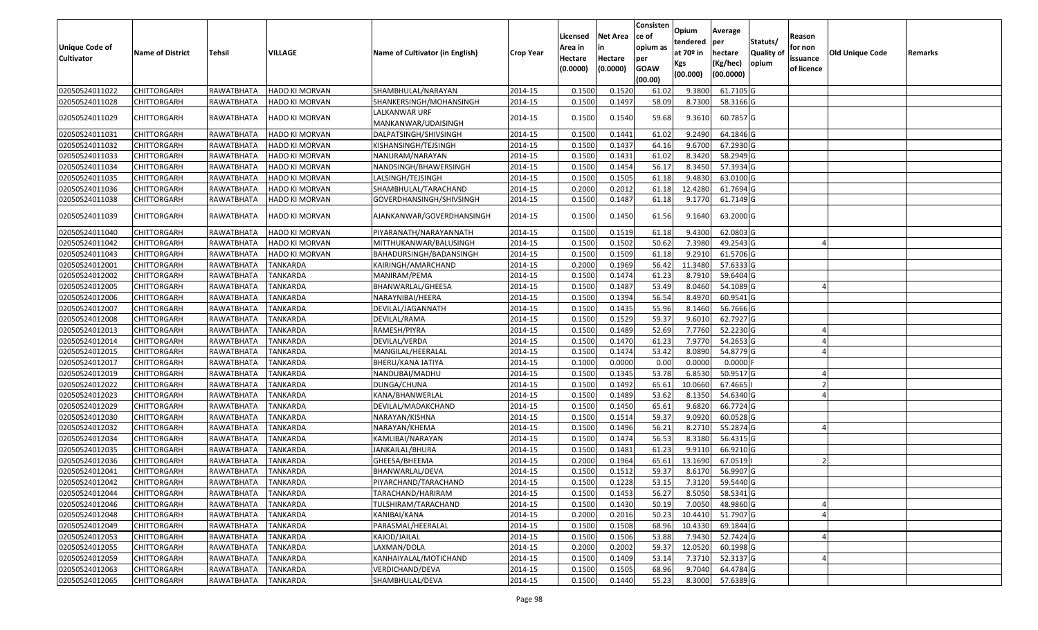| Unique Code of Cultivator | Name of District | Tehsil | VILLAGE | Name of Cultivator (in English) | Crop Year | Licensed Area in Hectare (0.0000) | Net Area in Hectare (0.0000) | Consisten ce of opium as per GOAW (00.00) | Opium tendered at 70º in Kgs (00.000) | Average per hectare (Kg/hec) (00.0000) | Statuts/ Quality of opium | Reason for non issuance of licence | Old Unique Code | Remarks |
|---|---|---|---|---|---|---|---|---|---|---|---|---|---|---|
| 02050524011022 | CHITTORGARH | RAWATBHATA | HADO KI MORVAN | SHAMBHULAL/NARAYAN | 2014-15 | 0.1500 | 0.1520 | 61.02 | 9.3800 | 61.7105 | G | | | |
| 02050524011028 | CHITTORGARH | RAWATBHATA | HADO KI MORVAN | SHANKERSINGH/MOHANSINGH | 2014-15 | 0.1500 | 0.1497 | 58.09 | 8.7300 | 58.3166 | G | | | |
| 02050524011029 | CHITTORGARH | RAWATBHATA | HADO KI MORVAN | LALKANWAR URF MANKANWAR/UDAISINGH | 2014-15 | 0.1500 | 0.1540 | 59.68 | 9.3610 | 60.7857 | G | | | |
| 02050524011031 | CHITTORGARH | RAWATBHATA | HADO KI MORVAN | DALPATSINGH/SHIVSINGH | 2014-15 | 0.1500 | 0.1441 | 61.02 | 9.2490 | 64.1846 | G | | | |
| 02050524011032 | CHITTORGARH | RAWATBHATA | HADO KI MORVAN | KISHANSINGH/TEJSINGH | 2014-15 | 0.1500 | 0.1437 | 64.16 | 9.6700 | 67.2930 | G | | | |
| 02050524011033 | CHITTORGARH | RAWATBHATA | HADO KI MORVAN | NANURAM/NARAYAN | 2014-15 | 0.1500 | 0.1431 | 61.02 | 8.3420 | 58.2949 | G | | | |
| 02050524011034 | CHITTORGARH | RAWATBHATA | HADO KI MORVAN | NANDSINGH/BHAWERSINGH | 2014-15 | 0.1500 | 0.1454 | 56.17 | 8.3450 | 57.3934 | G | | | |
| 02050524011035 | CHITTORGARH | RAWATBHATA | HADO KI MORVAN | LALSINGH/TEJSINGH | 2014-15 | 0.1500 | 0.1505 | 61.18 | 9.4830 | 63.0100 | G | | | |
| 02050524011036 | CHITTORGARH | RAWATBHATA | HADO KI MORVAN | SHAMBHULAL/TARACHAND | 2014-15 | 0.2000 | 0.2012 | 61.18 | 12.4280 | 61.7694 | G | | | |
| 02050524011038 | CHITTORGARH | RAWATBHATA | HADO KI MORVAN | GOVERDHANSINGH/SHIVSINGH | 2014-15 | 0.1500 | 0.1487 | 61.18 | 9.1770 | 61.7149 | G | | | |
| 02050524011039 | CHITTORGARH | RAWATBHATA | HADO KI MORVAN | AJANKANWAR/GOVERDHANSINGH | 2014-15 | 0.1500 | 0.1450 | 61.56 | 9.1640 | 63.2000 | G | | | |
| 02050524011040 | CHITTORGARH | RAWATBHATA | HADO KI MORVAN | PIYARANATH/NARAYANNATH | 2014-15 | 0.1500 | 0.1519 | 61.18 | 9.4300 | 62.0803 | G | | | |
| 02050524011042 | CHITTORGARH | RAWATBHATA | HADO KI MORVAN | MITTHUKANWAR/BALUSINGH | 2014-15 | 0.1500 | 0.1502 | 50.62 | 7.3980 | 49.2543 | G | 4 | | |
| 02050524011043 | CHITTORGARH | RAWATBHATA | HADO KI MORVAN | BAHADURSINGH/BADANSINGH | 2014-15 | 0.1500 | 0.1509 | 61.18 | 9.2910 | 61.5706 | G | | | |
| 02050524012001 | CHITTORGARH | RAWATBHATA | TANKARDA | KAIRINGH/AMARCHAND | 2014-15 | 0.2000 | 0.1969 | 56.42 | 11.3480 | 57.6333 | G | | | |
| 02050524012002 | CHITTORGARH | RAWATBHATA | TANKARDA | MANIRAM/PEMA | 2014-15 | 0.1500 | 0.1474 | 61.23 | 8.7910 | 59.6404 | G | | | |
| 02050524012005 | CHITTORGARH | RAWATBHATA | TANKARDA | BHANWARLAL/GHEESA | 2014-15 | 0.1500 | 0.1487 | 53.49 | 8.0460 | 54.1089 | G | 4 | | |
| 02050524012006 | CHITTORGARH | RAWATBHATA | TANKARDA | NARAYNIBAI/HEERA | 2014-15 | 0.1500 | 0.1394 | 56.54 | 8.4970 | 60.9541 | G | | | |
| 02050524012007 | CHITTORGARH | RAWATBHATA | TANKARDA | DEVILAL/JAGANNATH | 2014-15 | 0.1500 | 0.1435 | 55.96 | 8.1460 | 56.7666 | G | | | |
| 02050524012008 | CHITTORGARH | RAWATBHATA | TANKARDA | DEVILAL/RAMA | 2014-15 | 0.1500 | 0.1529 | 59.37 | 9.6010 | 62.7927 | G | | | |
| 02050524012013 | CHITTORGARH | RAWATBHATA | TANKARDA | RAMESH/PIYRA | 2014-15 | 0.1500 | 0.1489 | 52.69 | 7.7760 | 52.2230 | G | 4 | | |
| 02050524012014 | CHITTORGARH | RAWATBHATA | TANKARDA | DEVILAL/VERDA | 2014-15 | 0.1500 | 0.1470 | 61.23 | 7.9770 | 54.2653 | G | 4 | | |
| 02050524012015 | CHITTORGARH | RAWATBHATA | TANKARDA | MANGILAL/HEERALAL | 2014-15 | 0.1500 | 0.1474 | 53.42 | 8.0890 | 54.8779 | G | 4 | | |
| 02050524012017 | CHITTORGARH | RAWATBHATA | TANKARDA | BHERU/KANA JATIYA | 2014-15 | 0.1000 | 0.0000 | 0.00 | 0.0000 | 0.0000 | F | | | |
| 02050524012019 | CHITTORGARH | RAWATBHATA | TANKARDA | NANDUBAI/MADHU | 2014-15 | 0.1500 | 0.1345 | 53.78 | 6.8530 | 50.9517 | G | 4 | | |
| 02050524012022 | CHITTORGARH | RAWATBHATA | TANKARDA | DUNGA/CHUNA | 2014-15 | 0.1500 | 0.1492 | 65.61 | 10.0660 | 67.4665 | I | 2 | | |
| 02050524012023 | CHITTORGARH | RAWATBHATA | TANKARDA | KANA/BHANWERLAL | 2014-15 | 0.1500 | 0.1489 | 53.62 | 8.1350 | 54.6340 | G | 4 | | |
| 02050524012029 | CHITTORGARH | RAWATBHATA | TANKARDA | DEVILAL/MADAKCHAND | 2014-15 | 0.1500 | 0.1450 | 65.61 | 9.6820 | 66.7724 | G | | | |
| 02050524012030 | CHITTORGARH | RAWATBHATA | TANKARDA | NARAYAN/KISHNA | 2014-15 | 0.1500 | 0.1514 | 59.37 | 9.0920 | 60.0528 | G | | | |
| 02050524012032 | CHITTORGARH | RAWATBHATA | TANKARDA | NARAYAN/KHEMA | 2014-15 | 0.1500 | 0.1496 | 56.21 | 8.2710 | 55.2874 | G | 4 | | |
| 02050524012034 | CHITTORGARH | RAWATBHATA | TANKARDA | KAMLIBAI/NARAYAN | 2014-15 | 0.1500 | 0.1474 | 56.53 | 8.3180 | 56.4315 | G | | | |
| 02050524012035 | CHITTORGARH | RAWATBHATA | TANKARDA | JANKAILAL/BHURA | 2014-15 | 0.1500 | 0.1481 | 61.23 | 9.9110 | 66.9210 | G | | | |
| 02050524012036 | CHITTORGARH | RAWATBHATA | TANKARDA | GHEESA/BHEEMA | 2014-15 | 0.2000 | 0.1964 | 65.61 | 13.1690 | 67.0519 | I | 2 | | |
| 02050524012041 | CHITTORGARH | RAWATBHATA | TANKARDA | BHANWARLAL/DEVA | 2014-15 | 0.1500 | 0.1512 | 59.37 | 8.6170 | 56.9907 | G | | | |
| 02050524012042 | CHITTORGARH | RAWATBHATA | TANKARDA | PIYARCHAND/TARACHAND | 2014-15 | 0.1500 | 0.1228 | 53.15 | 7.3120 | 59.5440 | G | | | |
| 02050524012044 | CHITTORGARH | RAWATBHATA | TANKARDA | TARACHAND/HARIRAM | 2014-15 | 0.1500 | 0.1453 | 56.27 | 8.5050 | 58.5341 | G | | | |
| 02050524012046 | CHITTORGARH | RAWATBHATA | TANKARDA | TULSHIRAM/TARACHAND | 2014-15 | 0.1500 | 0.1430 | 50.19 | 7.0050 | 48.9860 | G | 4 | | |
| 02050524012048 | CHITTORGARH | RAWATBHATA | TANKARDA | KANIBAI/KANA | 2014-15 | 0.2000 | 0.2016 | 50.23 | 10.4410 | 51.7907 | G | 4 | | |
| 02050524012049 | CHITTORGARH | RAWATBHATA | TANKARDA | PARASMAL/HEERALAL | 2014-15 | 0.1500 | 0.1508 | 68.96 | 10.4330 | 69.1844 | G | | | |
| 02050524012053 | CHITTORGARH | RAWATBHATA | TANKARDA | KAJOD/JAILAL | 2014-15 | 0.1500 | 0.1506 | 53.88 | 7.9430 | 52.7424 | G | 4 | | |
| 02050524012055 | CHITTORGARH | RAWATBHATA | TANKARDA | LAXMAN/DOLA | 2014-15 | 0.2000 | 0.2002 | 59.37 | 12.0520 | 60.1998 | G | | | |
| 02050524012059 | CHITTORGARH | RAWATBHATA | TANKARDA | KANHAIYALAL/MOTICHAND | 2014-15 | 0.1500 | 0.1409 | 53.14 | 7.3710 | 52.3137 | G | 4 | | |
| 02050524012063 | CHITTORGARH | RAWATBHATA | TANKARDA | VERDICHAND/DEVA | 2014-15 | 0.1500 | 0.1505 | 68.96 | 9.7040 | 64.4784 | G | | | |
| 02050524012065 | CHITTORGARH | RAWATBHATA | TANKARDA | SHAMBHULAL/DEVA | 2014-15 | 0.1500 | 0.1440 | 55.23 | 8.3000 | 57.6389 | G | | | |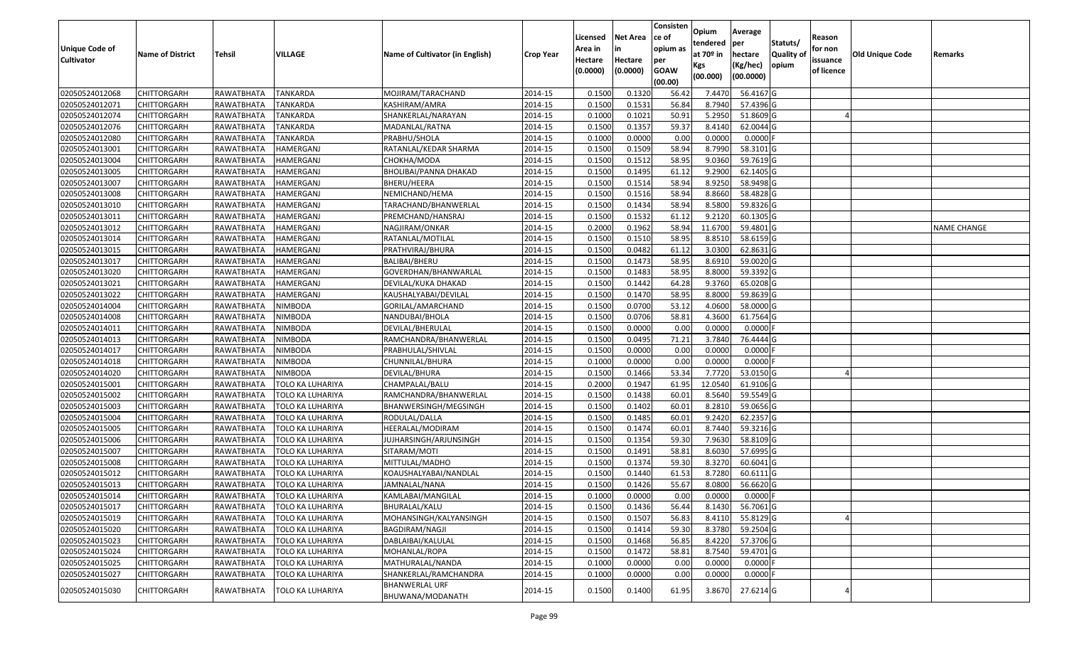| Unique Code of Cultivator | Name of District | Tehsil | VILLAGE | Name of Cultivator (in English) | Crop Year | Licensed Area in Hectare (0.0000) | Net Area in Hectare (0.0000) | Consistence of opium as per GOAW (00.00) | Opium tendered at 70º in Kgs (00.000) | Average per hectare (Kg/hec) (00.0000) | Statuts/ Quality of opium | Reason for non issuance of licence | Old Unique Code | Remarks |
|---|---|---|---|---|---|---|---|---|---|---|---|---|---|---|
| 02050524012068 | CHITTORGARH | RAWATBHATA | TANKARDA | MOJIRAM/TARACHAND | 2014-15 | 0.1500 | 0.1320 | 56.42 | 7.4470 | 56.4167 | G | | | |
| 02050524012071 | CHITTORGARH | RAWATBHATA | TANKARDA | KASHIRAM/AMRA | 2014-15 | 0.1500 | 0.1531 | 56.84 | 8.7940 | 57.4396 | G | | | |
| 02050524012074 | CHITTORGARH | RAWATBHATA | TANKARDA | SHANKERLAL/NARAYAN | 2014-15 | 0.1000 | 0.1021 | 50.91 | 5.2950 | 51.8609 | G | 4 | | |
| 02050524012076 | CHITTORGARH | RAWATBHATA | TANKARDA | MADANLAL/RATNA | 2014-15 | 0.1500 | 0.1357 | 59.37 | 8.4140 | 62.0044 | G | | | |
| 02050524012080 | CHITTORGARH | RAWATBHATA | TANKARDA | PRABHU/SHOLA | 2014-15 | 0.1000 | 0.0000 | 0.00 | 0.0000 | 0.0000 | F | | | |
| 02050524013001 | CHITTORGARH | RAWATBHATA | HAMERGANJ | RATANLAL/KEDAR SHARMA | 2014-15 | 0.1500 | 0.1509 | 58.94 | 8.7990 | 58.3101 | G | | | |
| 02050524013004 | CHITTORGARH | RAWATBHATA | HAMERGANJ | CHOKHA/MODA | 2014-15 | 0.1500 | 0.1512 | 58.95 | 9.0360 | 59.7619 | G | | | |
| 02050524013005 | CHITTORGARH | RAWATBHATA | HAMERGANJ | BHOLIBAI/PANNA DHAKAD | 2014-15 | 0.1500 | 0.1495 | 61.12 | 9.2900 | 62.1405 | G | | | |
| 02050524013007 | CHITTORGARH | RAWATBHATA | HAMERGANJ | BHERU/HEERA | 2014-15 | 0.1500 | 0.1514 | 58.94 | 8.9250 | 58.9498 | G | | | |
| 02050524013008 | CHITTORGARH | RAWATBHATA | HAMERGANJ | NEMICHAND/HEMA | 2014-15 | 0.1500 | 0.1516 | 58.94 | 8.8660 | 58.4828 | G | | | |
| 02050524013010 | CHITTORGARH | RAWATBHATA | HAMERGANJ | TARACHAND/BHANWERLAL | 2014-15 | 0.1500 | 0.1434 | 58.94 | 8.5800 | 59.8326 | G | | | |
| 02050524013011 | CHITTORGARH | RAWATBHATA | HAMERGANJ | PREMCHAND/HANSRAJ | 2014-15 | 0.1500 | 0.1532 | 61.12 | 9.2120 | 60.1305 | G | | | |
| 02050524013012 | CHITTORGARH | RAWATBHATA | HAMERGANJ | NAGJIRAM/ONKAR | 2014-15 | 0.2000 | 0.1962 | 58.94 | 11.6700 | 59.4801 | G | | | NAME CHANGE |
| 02050524013014 | CHITTORGARH | RAWATBHATA | HAMERGANJ | RATANLAL/MOTILAL | 2014-15 | 0.1500 | 0.1510 | 58.95 | 8.8510 | 58.6159 | G | | | |
| 02050524013015 | CHITTORGARH | RAWATBHATA | HAMERGANJ | PRATHVIRAJ/BHURA | 2014-15 | 0.1500 | 0.0482 | 61.12 | 3.0300 | 62.8631 | G | | | |
| 02050524013017 | CHITTORGARH | RAWATBHATA | HAMERGANJ | BALIBAI/BHERU | 2014-15 | 0.1500 | 0.1473 | 58.95 | 8.6910 | 59.0020 | G | | | |
| 02050524013020 | CHITTORGARH | RAWATBHATA | HAMERGANJ | GOVERDHAN/BHANWARLAL | 2014-15 | 0.1500 | 0.1483 | 58.95 | 8.8000 | 59.3392 | G | | | |
| 02050524013021 | CHITTORGARH | RAWATBHATA | HAMERGANJ | DEVILAL/KUKA DHAKAD | 2014-15 | 0.1500 | 0.1442 | 64.28 | 9.3760 | 65.0208 | G | | | |
| 02050524013022 | CHITTORGARH | RAWATBHATA | HAMERGANJ | KAUSHALYABAI/DEVILAL | 2014-15 | 0.1500 | 0.1470 | 58.95 | 8.8000 | 59.8639 | G | | | |
| 02050524014004 | CHITTORGARH | RAWATBHATA | NIMBODA | GORILAL/AMARCHAND | 2014-15 | 0.1500 | 0.0700 | 53.12 | 4.0600 | 58.0000 | G | | | |
| 02050524014008 | CHITTORGARH | RAWATBHATA | NIMBODA | NANDUBAI/BHOLA | 2014-15 | 0.1500 | 0.0706 | 58.81 | 4.3600 | 61.7564 | G | | | |
| 02050524014011 | CHITTORGARH | RAWATBHATA | NIMBODA | DEVILAL/BHERULAL | 2014-15 | 0.1500 | 0.0000 | 0.00 | 0.0000 | 0.0000 | F | | | |
| 02050524014013 | CHITTORGARH | RAWATBHATA | NIMBODA | RAMCHANDRA/BHANWERLAL | 2014-15 | 0.1500 | 0.0495 | 71.21 | 3.7840 | 76.4444 | G | | | |
| 02050524014017 | CHITTORGARH | RAWATBHATA | NIMBODA | PRABHULAL/SHIVLAL | 2014-15 | 0.1500 | 0.0000 | 0.00 | 0.0000 | 0.0000 | F | | | |
| 02050524014018 | CHITTORGARH | RAWATBHATA | NIMBODA | CHUNNILAL/BHURA | 2014-15 | 0.1000 | 0.0000 | 0.00 | 0.0000 | 0.0000 | F | | | |
| 02050524014020 | CHITTORGARH | RAWATBHATA | NIMBODA | DEVILAL/BHURA | 2014-15 | 0.1500 | 0.1466 | 53.34 | 7.7720 | 53.0150 | G | 4 | | |
| 02050524015001 | CHITTORGARH | RAWATBHATA | TOLO KA LUHARIYA | CHAMPALAL/BALU | 2014-15 | 0.2000 | 0.1947 | 61.95 | 12.0540 | 61.9106 | G | | | |
| 02050524015002 | CHITTORGARH | RAWATBHATA | TOLO KA LUHARIYA | RAMCHANDRA/BHANWERLAL | 2014-15 | 0.1500 | 0.1438 | 60.01 | 8.5640 | 59.5549 | G | | | |
| 02050524015003 | CHITTORGARH | RAWATBHATA | TOLO KA LUHARIYA | BHANWERSINGH/MEGSINGH | 2014-15 | 0.1500 | 0.1402 | 60.01 | 8.2810 | 59.0656 | G | | | |
| 02050524015004 | CHITTORGARH | RAWATBHATA | TOLO KA LUHARIYA | RODULAL/DALLA | 2014-15 | 0.1500 | 0.1485 | 60.01 | 9.2420 | 62.2357 | G | | | |
| 02050524015005 | CHITTORGARH | RAWATBHATA | TOLO KA LUHARIYA | HEERALAL/MODIRAM | 2014-15 | 0.1500 | 0.1474 | 60.01 | 8.7440 | 59.3216 | G | | | |
| 02050524015006 | CHITTORGARH | RAWATBHATA | TOLO KA LUHARIYA | JUJHARSINGH/ARJUNSINGH | 2014-15 | 0.1500 | 0.1354 | 59.30 | 7.9630 | 58.8109 | G | | | |
| 02050524015007 | CHITTORGARH | RAWATBHATA | TOLO KA LUHARIYA | SITARAM/MOTI | 2014-15 | 0.1500 | 0.1491 | 58.81 | 8.6030 | 57.6995 | G | | | |
| 02050524015008 | CHITTORGARH | RAWATBHATA | TOLO KA LUHARIYA | MITTULAL/MADHO | 2014-15 | 0.1500 | 0.1374 | 59.30 | 8.3270 | 60.6041 | G | | | |
| 02050524015012 | CHITTORGARH | RAWATBHATA | TOLO KA LUHARIYA | KOAUSHALYABAI/NANDLAL | 2014-15 | 0.1500 | 0.1440 | 61.53 | 8.7280 | 60.6111 | G | | | |
| 02050524015013 | CHITTORGARH | RAWATBHATA | TOLO KA LUHARIYA | JAMNALAL/NANA | 2014-15 | 0.1500 | 0.1426 | 55.67 | 8.0800 | 56.6620 | G | | | |
| 02050524015014 | CHITTORGARH | RAWATBHATA | TOLO KA LUHARIYA | KAMLABAI/MANGILAL | 2014-15 | 0.1000 | 0.0000 | 0.00 | 0.0000 | 0.0000 | F | | | |
| 02050524015017 | CHITTORGARH | RAWATBHATA | TOLO KA LUHARIYA | BHURALAL/KALU | 2014-15 | 0.1500 | 0.1436 | 56.44 | 8.1430 | 56.7061 | G | | | |
| 02050524015019 | CHITTORGARH | RAWATBHATA | TOLO KA LUHARIYA | MOHANSINGH/KALYANSINGH | 2014-15 | 0.1500 | 0.1507 | 56.83 | 8.4110 | 55.8129 | G | 4 | | |
| 02050524015020 | CHITTORGARH | RAWATBHATA | TOLO KA LUHARIYA | BAGDIRAM/NAGJI | 2014-15 | 0.1500 | 0.1414 | 59.30 | 8.3780 | 59.2504 | G | | | |
| 02050524015023 | CHITTORGARH | RAWATBHATA | TOLO KA LUHARIYA | DABLAIBAI/KALULAL | 2014-15 | 0.1500 | 0.1468 | 56.85 | 8.4220 | 57.3706 | G | | | |
| 02050524015024 | CHITTORGARH | RAWATBHATA | TOLO KA LUHARIYA | MOHANLAL/ROPA | 2014-15 | 0.1500 | 0.1472 | 58.81 | 8.7540 | 59.4701 | G | | | |
| 02050524015025 | CHITTORGARH | RAWATBHATA | TOLO KA LUHARIYA | MATHURALAL/NANDA | 2014-15 | 0.1000 | 0.0000 | 0.00 | 0.0000 | 0.0000 | F | | | |
| 02050524015027 | CHITTORGARH | RAWATBHATA | TOLO KA LUHARIYA | SHANKERLAL/RAMCHANDRA | 2014-15 | 0.1000 | 0.0000 | 0.00 | 0.0000 | 0.0000 | F | | | |
| 02050524015030 | CHITTORGARH | RAWATBHATA | TOLO KA LUHARIYA | BHANWERLAL URF BHUWANA/MODANATH | 2014-15 | 0.1500 | 0.1400 | 61.95 | 3.8670 | 27.6214 | G | 4 | | |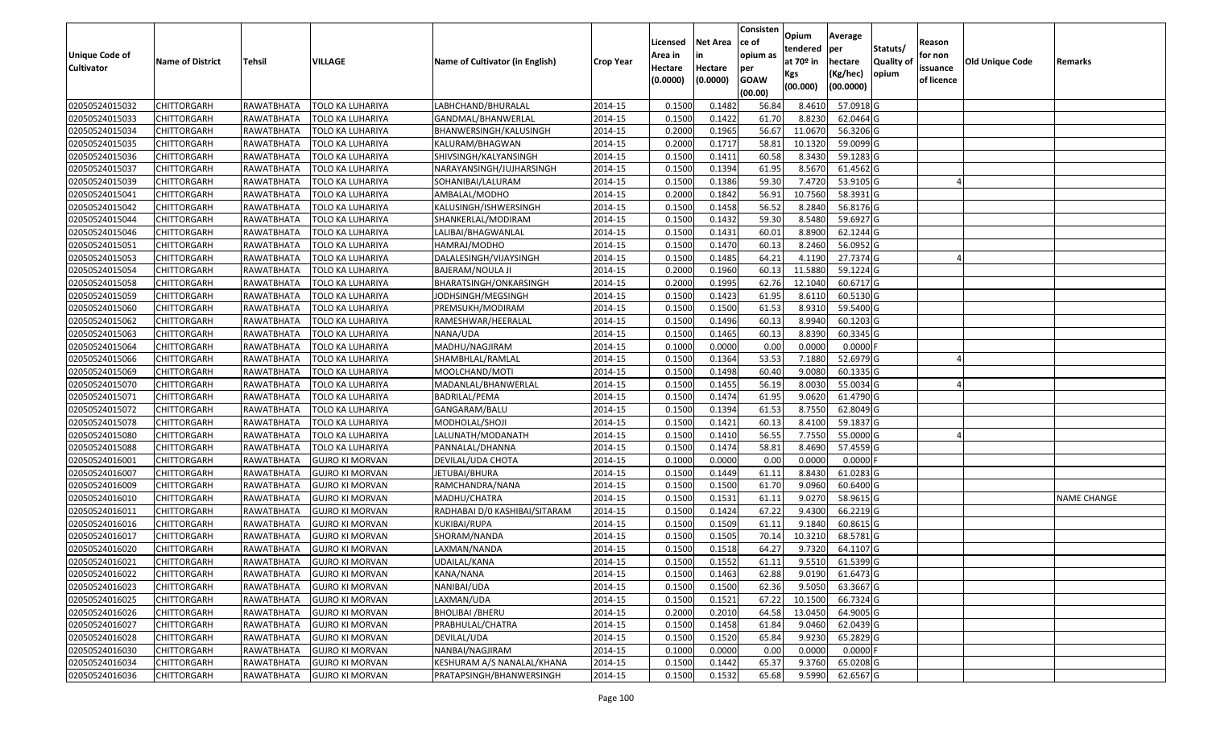| Unique Code of Cultivator | Name of District | Tehsil | VILLAGE | Name of Cultivator (in English) | Crop Year | Licensed Area in Hectare (0.0000) | Net Area in Hectare (0.0000) | Consistence of opium as per GOAW (00.00) | Opium tendered at 70º in Kgs (00.000) | Average per hectare (Kg/hec) (00.0000) | Statuts/ Quality of opium | Reason for non issuance of licence | Old Unique Code | Remarks |
|---|---|---|---|---|---|---|---|---|---|---|---|---|---|---|
| 02050524015032 | CHITTORGARH | RAWATBHATA | TOLO KA LUHARIYA | LABHCHAND/BHURALAL | 2014-15 | 0.1500 | 0.1482 | 56.84 | 8.4610 | 57.0918 | G | | | |
| 02050524015033 | CHITTORGARH | RAWATBHATA | TOLO KA LUHARIYA | GANDMAL/BHANWERLAL | 2014-15 | 0.1500 | 0.1422 | 61.70 | 8.8230 | 62.0464 | G | | | |
| 02050524015034 | CHITTORGARH | RAWATBHATA | TOLO KA LUHARIYA | BHANWERSINGH/KALUSINGH | 2014-15 | 0.2000 | 0.1965 | 56.67 | 11.0670 | 56.3206 | G | | | |
| 02050524015035 | CHITTORGARH | RAWATBHATA | TOLO KA LUHARIYA | KALURAM/BHAGWAN | 2014-15 | 0.2000 | 0.1717 | 58.81 | 10.1320 | 59.0099 | G | | | |
| 02050524015036 | CHITTORGARH | RAWATBHATA | TOLO KA LUHARIYA | SHIVSINGH/KALYANSINGH | 2014-15 | 0.1500 | 0.1411 | 60.58 | 8.3430 | 59.1283 | G | | | |
| 02050524015037 | CHITTORGARH | RAWATBHATA | TOLO KA LUHARIYA | NARAYANSINGH/JUJHARSINGH | 2014-15 | 0.1500 | 0.1394 | 61.95 | 8.5670 | 61.4562 | G | | | |
| 02050524015039 | CHITTORGARH | RAWATBHATA | TOLO KA LUHARIYA | SOHANIBAI/LALURAM | 2014-15 | 0.1500 | 0.1386 | 59.30 | 7.4720 | 53.9105 | G | 4 | | |
| 02050524015041 | CHITTORGARH | RAWATBHATA | TOLO KA LUHARIYA | AMBALAL/MODHO | 2014-15 | 0.2000 | 0.1842 | 56.91 | 10.7560 | 58.3931 | G | | | |
| 02050524015042 | CHITTORGARH | RAWATBHATA | TOLO KA LUHARIYA | KALUSINGH/ISHWERSINGH | 2014-15 | 0.1500 | 0.1458 | 56.52 | 8.2840 | 56.8176 | G | | | |
| 02050524015044 | CHITTORGARH | RAWATBHATA | TOLO KA LUHARIYA | SHANKERLAL/MODIRAM | 2014-15 | 0.1500 | 0.1432 | 59.30 | 8.5480 | 59.6927 | G | | | |
| 02050524015046 | CHITTORGARH | RAWATBHATA | TOLO KA LUHARIYA | LALIBAI/BHAGWANLAL | 2014-15 | 0.1500 | 0.1431 | 60.01 | 8.8900 | 62.1244 | G | | | |
| 02050524015051 | CHITTORGARH | RAWATBHATA | TOLO KA LUHARIYA | HAMRAJ/MODHO | 2014-15 | 0.1500 | 0.1470 | 60.13 | 8.2460 | 56.0952 | G | | | |
| 02050524015053 | CHITTORGARH | RAWATBHATA | TOLO KA LUHARIYA | DALALESINGH/VIJAYSINGH | 2014-15 | 0.1500 | 0.1485 | 64.21 | 4.1190 | 27.7374 | G | 4 | | |
| 02050524015054 | CHITTORGARH | RAWATBHATA | TOLO KA LUHARIYA | BAJERAM/NOULA JI | 2014-15 | 0.2000 | 0.1960 | 60.13 | 11.5880 | 59.1224 | G | | | |
| 02050524015058 | CHITTORGARH | RAWATBHATA | TOLO KA LUHARIYA | BHARATSINGH/ONKARSINGH | 2014-15 | 0.2000 | 0.1995 | 62.76 | 12.1040 | 60.6717 | G | | | |
| 02050524015059 | CHITTORGARH | RAWATBHATA | TOLO KA LUHARIYA | JODHSINGH/MEGSINGH | 2014-15 | 0.1500 | 0.1423 | 61.95 | 8.6110 | 60.5130 | G | | | |
| 02050524015060 | CHITTORGARH | RAWATBHATA | TOLO KA LUHARIYA | PREMSUKH/MODIRAM | 2014-15 | 0.1500 | 0.1500 | 61.53 | 8.9310 | 59.5400 | G | | | |
| 02050524015062 | CHITTORGARH | RAWATBHATA | TOLO KA LUHARIYA | RAMESHWAR/HEERALAL | 2014-15 | 0.1500 | 0.1496 | 60.13 | 8.9940 | 60.1203 | G | | | |
| 02050524015063 | CHITTORGARH | RAWATBHATA | TOLO KA LUHARIYA | NANA/UDA | 2014-15 | 0.1500 | 0.1465 | 60.13 | 8.8390 | 60.3345 | G | | | |
| 02050524015064 | CHITTORGARH | RAWATBHATA | TOLO KA LUHARIYA | MADHU/NAGJIRAM | 2014-15 | 0.1000 | 0.0000 | 0.00 | 0.0000 | 0.0000 | F | | | |
| 02050524015066 | CHITTORGARH | RAWATBHATA | TOLO KA LUHARIYA | SHAMBHLAL/RAMLAL | 2014-15 | 0.1500 | 0.1364 | 53.53 | 7.1880 | 52.6979 | G | 4 | | |
| 02050524015069 | CHITTORGARH | RAWATBHATA | TOLO KA LUHARIYA | MOOLCHAND/MOTI | 2014-15 | 0.1500 | 0.1498 | 60.40 | 9.0080 | 60.1335 | G | | | |
| 02050524015070 | CHITTORGARH | RAWATBHATA | TOLO KA LUHARIYA | MADANLAL/BHANWERLAL | 2014-15 | 0.1500 | 0.1455 | 56.19 | 8.0030 | 55.0034 | G | 4 | | |
| 02050524015071 | CHITTORGARH | RAWATBHATA | TOLO KA LUHARIYA | BADRILAL/PEMA | 2014-15 | 0.1500 | 0.1474 | 61.95 | 9.0620 | 61.4790 | G | | | |
| 02050524015072 | CHITTORGARH | RAWATBHATA | TOLO KA LUHARIYA | GANGARAM/BALU | 2014-15 | 0.1500 | 0.1394 | 61.53 | 8.7550 | 62.8049 | G | | | |
| 02050524015078 | CHITTORGARH | RAWATBHATA | TOLO KA LUHARIYA | MODHOLAL/SHOJI | 2014-15 | 0.1500 | 0.1421 | 60.13 | 8.4100 | 59.1837 | G | | | |
| 02050524015080 | CHITTORGARH | RAWATBHATA | TOLO KA LUHARIYA | LALUNATH/MODANATH | 2014-15 | 0.1500 | 0.1410 | 56.55 | 7.7550 | 55.0000 | G | 4 | | |
| 02050524015088 | CHITTORGARH | RAWATBHATA | TOLO KA LUHARIYA | PANNALAL/DHANNA | 2014-15 | 0.1500 | 0.1474 | 58.81 | 8.4690 | 57.4559 | G | | | |
| 02050524016001 | CHITTORGARH | RAWATBHATA | GUJRO KI MORVAN | DEVILAL/UDA CHOTA | 2014-15 | 0.1000 | 0.0000 | 0.00 | 0.0000 | 0.0000 | F | | | |
| 02050524016007 | CHITTORGARH | RAWATBHATA | GUJRO KI MORVAN | JETUBAI/BHURA | 2014-15 | 0.1500 | 0.1449 | 61.11 | 8.8430 | 61.0283 | G | | | |
| 02050524016009 | CHITTORGARH | RAWATBHATA | GUJRO KI MORVAN | RAMCHANDRA/NANA | 2014-15 | 0.1500 | 0.1500 | 61.70 | 9.0960 | 60.6400 | G | | | |
| 02050524016010 | CHITTORGARH | RAWATBHATA | GUJRO KI MORVAN | MADHU/CHATRA | 2014-15 | 0.1500 | 0.1531 | 61.11 | 9.0270 | 58.9615 | G | | | NAME CHANGE |
| 02050524016011 | CHITTORGARH | RAWATBHATA | GUJRO KI MORVAN | RADHABAI D/0 KASHIBAI/SITARAM | 2014-15 | 0.1500 | 0.1424 | 67.22 | 9.4300 | 66.2219 | G | | | |
| 02050524016016 | CHITTORGARH | RAWATBHATA | GUJRO KI MORVAN | KUKIBAI/RUPA | 2014-15 | 0.1500 | 0.1509 | 61.11 | 9.1840 | 60.8615 | G | | | |
| 02050524016017 | CHITTORGARH | RAWATBHATA | GUJRO KI MORVAN | SHORAM/NANDA | 2014-15 | 0.1500 | 0.1505 | 70.14 | 10.3210 | 68.5781 | G | | | |
| 02050524016020 | CHITTORGARH | RAWATBHATA | GUJRO KI MORVAN | LAXMAN/NANDA | 2014-15 | 0.1500 | 0.1518 | 64.27 | 9.7320 | 64.1107 | G | | | |
| 02050524016021 | CHITTORGARH | RAWATBHATA | GUJRO KI MORVAN | UDAILAL/KANA | 2014-15 | 0.1500 | 0.1552 | 61.11 | 9.5510 | 61.5399 | G | | | |
| 02050524016022 | CHITTORGARH | RAWATBHATA | GUJRO KI MORVAN | KANA/NANA | 2014-15 | 0.1500 | 0.1463 | 62.88 | 9.0190 | 61.6473 | G | | | |
| 02050524016023 | CHITTORGARH | RAWATBHATA | GUJRO KI MORVAN | NANIBAI/UDA | 2014-15 | 0.1500 | 0.1500 | 62.36 | 9.5050 | 63.3667 | G | | | |
| 02050524016025 | CHITTORGARH | RAWATBHATA | GUJRO KI MORVAN | LAXMAN/UDA | 2014-15 | 0.1500 | 0.1521 | 67.22 | 10.1500 | 66.7324 | G | | | |
| 02050524016026 | CHITTORGARH | RAWATBHATA | GUJRO KI MORVAN | BHOLIBAI /BHERU | 2014-15 | 0.2000 | 0.2010 | 64.58 | 13.0450 | 64.9005 | G | | | |
| 02050524016027 | CHITTORGARH | RAWATBHATA | GUJRO KI MORVAN | PRABHULAL/CHATRA | 2014-15 | 0.1500 | 0.1458 | 61.84 | 9.0460 | 62.0439 | G | | | |
| 02050524016028 | CHITTORGARH | RAWATBHATA | GUJRO KI MORVAN | DEVILAL/UDA | 2014-15 | 0.1500 | 0.1520 | 65.84 | 9.9230 | 65.2829 | G | | | |
| 02050524016030 | CHITTORGARH | RAWATBHATA | GUJRO KI MORVAN | NANBAI/NAGJIRAM | 2014-15 | 0.1000 | 0.0000 | 0.00 | 0.0000 | 0.0000 | F | | | |
| 02050524016034 | CHITTORGARH | RAWATBHATA | GUJRO KI MORVAN | KESHURAM A/S NANALAL/KHANA | 2014-15 | 0.1500 | 0.1442 | 65.37 | 9.3760 | 65.0208 | G | | | |
| 02050524016036 | CHITTORGARH | RAWATBHATA | GUJRO KI MORVAN | PRATAPSINGH/BHANWERSINGH | 2014-15 | 0.1500 | 0.1532 | 65.68 | 9.5990 | 62.6567 | G | | | |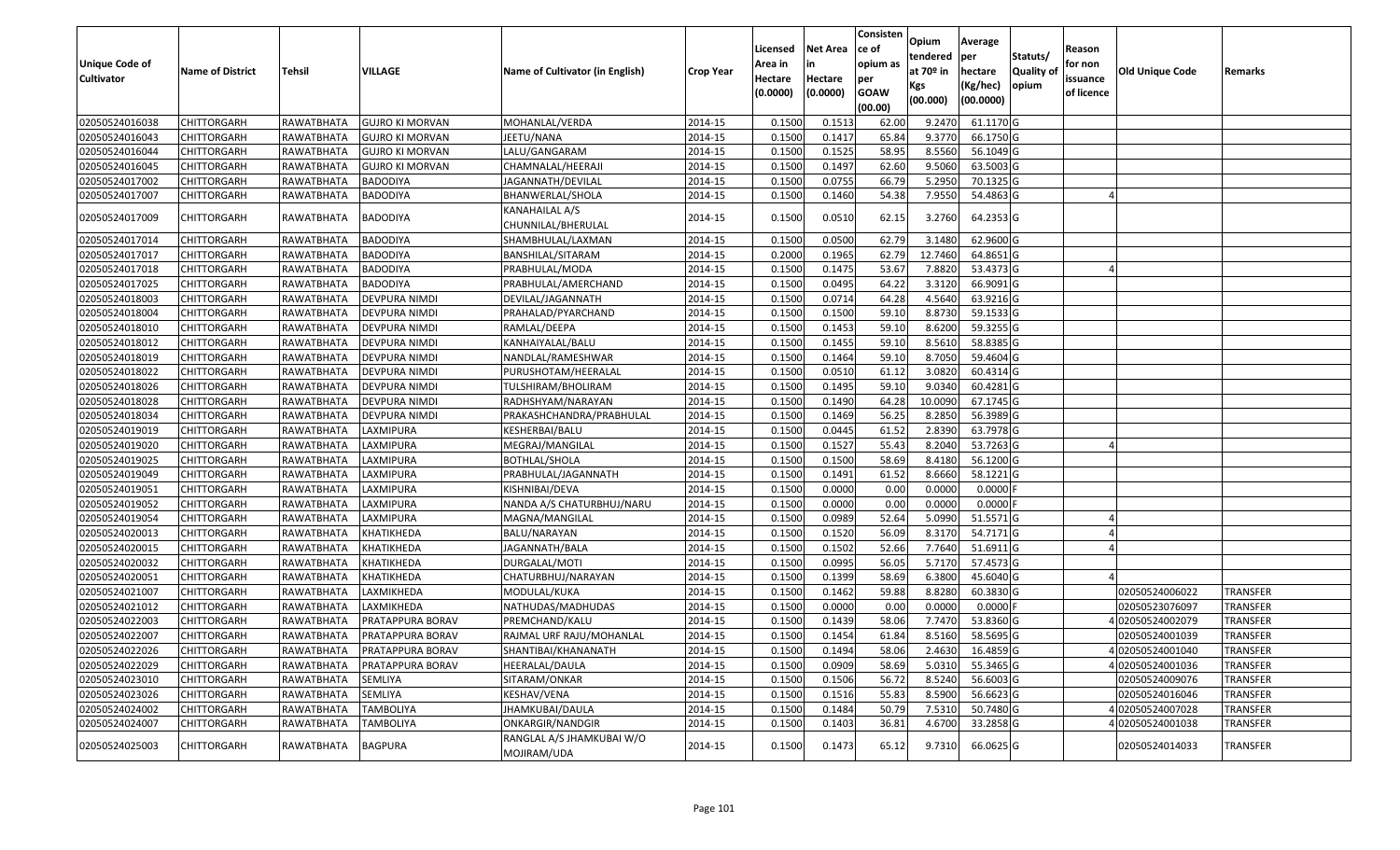| Unique Code of Cultivator | Name of District | Tehsil | VILLAGE | Name of Cultivator (in English) | Crop Year | Licensed Area in Hectare (0.0000) | Net Area in Hectare (0.0000) | Consistence of opium as per GOAW (00.00) | Opium tendered at 70º in Kgs (00.000) | Average per hectare (Kg/hec) (00.0000) | Statuts/ Quality of opium | Reason for non issuance of licence | Old Unique Code | Remarks |
|---|---|---|---|---|---|---|---|---|---|---|---|---|---|---|
| 02050524016038 | CHITTORGARH | RAWATBHATA | GUJRO KI MORVAN | MOHANLAL/VERDA | 2014-15 | 0.1500 | 0.1513 | 62.00 | 9.2470 | 61.1170 | G | | | |
| 02050524016043 | CHITTORGARH | RAWATBHATA | GUJRO KI MORVAN | JEETU/NANA | 2014-15 | 0.1500 | 0.1417 | 65.84 | 9.3770 | 66.1750 | G | | | |
| 02050524016044 | CHITTORGARH | RAWATBHATA | GUJRO KI MORVAN | LALU/GANGARAM | 2014-15 | 0.1500 | 0.1525 | 58.95 | 8.5560 | 56.1049 | G | | | |
| 02050524016045 | CHITTORGARH | RAWATBHATA | GUJRO KI MORVAN | CHAMNALAL/HEERAJI | 2014-15 | 0.1500 | 0.1497 | 62.60 | 9.5060 | 63.5003 | G | | | |
| 02050524017002 | CHITTORGARH | RAWATBHATA | BADODIYA | JAGANNATH/DEVILAL | 2014-15 | 0.1500 | 0.0755 | 66.79 | 5.2950 | 70.1325 | G | | | |
| 02050524017007 | CHITTORGARH | RAWATBHATA | BADODIYA | BHANWERLAL/SHOLA | 2014-15 | 0.1500 | 0.1460 | 54.38 | 7.9550 | 54.4863 | G | 4 | | |
| 02050524017009 | CHITTORGARH | RAWATBHATA | BADODIYA | KANAHAILAL A/S CHUNNILAL/BHERULAL | 2014-15 | 0.1500 | 0.0510 | 62.15 | 3.2760 | 64.2353 | G | | | |
| 02050524017014 | CHITTORGARH | RAWATBHATA | BADODIYA | SHAMBHULAL/LAXMAN | 2014-15 | 0.1500 | 0.0500 | 62.79 | 3.1480 | 62.9600 | G | | | |
| 02050524017017 | CHITTORGARH | RAWATBHATA | BADODIYA | BANSHILAL/SITARAM | 2014-15 | 0.2000 | 0.1965 | 62.79 | 12.7460 | 64.8651 | G | | | |
| 02050524017018 | CHITTORGARH | RAWATBHATA | BADODIYA | PRABHULAL/MODA | 2014-15 | 0.1500 | 0.1475 | 53.67 | 7.8820 | 53.4373 | G | 4 | | |
| 02050524017025 | CHITTORGARH | RAWATBHATA | BADODIYA | PRABHULAL/AMERCHAND | 2014-15 | 0.1500 | 0.0495 | 64.22 | 3.3120 | 66.9091 | G | | | |
| 02050524018003 | CHITTORGARH | RAWATBHATA | DEVPURA NIMDI | DEVILAL/JAGANNATH | 2014-15 | 0.1500 | 0.0714 | 64.28 | 4.5640 | 63.9216 | G | | | |
| 02050524018004 | CHITTORGARH | RAWATBHATA | DEVPURA NIMDI | PRAHALAD/PYARCHAND | 2014-15 | 0.1500 | 0.1500 | 59.10 | 8.8730 | 59.1533 | G | | | |
| 02050524018010 | CHITTORGARH | RAWATBHATA | DEVPURA NIMDI | RAMLAL/DEEPA | 2014-15 | 0.1500 | 0.1453 | 59.10 | 8.6200 | 59.3255 | G | | | |
| 02050524018012 | CHITTORGARH | RAWATBHATA | DEVPURA NIMDI | KANHAIYALAL/BALU | 2014-15 | 0.1500 | 0.1455 | 59.10 | 8.5610 | 58.8385 | G | | | |
| 02050524018019 | CHITTORGARH | RAWATBHATA | DEVPURA NIMDI | NANDLAL/RAMESHWAR | 2014-15 | 0.1500 | 0.1464 | 59.10 | 8.7050 | 59.4604 | G | | | |
| 02050524018022 | CHITTORGARH | RAWATBHATA | DEVPURA NIMDI | PURUSHOTAM/HEERALAL | 2014-15 | 0.1500 | 0.0510 | 61.12 | 3.0820 | 60.4314 | G | | | |
| 02050524018026 | CHITTORGARH | RAWATBHATA | DEVPURA NIMDI | TULSHIRAM/BHOLIRAM | 2014-15 | 0.1500 | 0.1495 | 59.10 | 9.0340 | 60.4281 | G | | | |
| 02050524018028 | CHITTORGARH | RAWATBHATA | DEVPURA NIMDI | RADHSHYAM/NARAYAN | 2014-15 | 0.1500 | 0.1490 | 64.28 | 10.0090 | 67.1745 | G | | | |
| 02050524018034 | CHITTORGARH | RAWATBHATA | DEVPURA NIMDI | PRAKASHCHANDRA/PRABHULAL | 2014-15 | 0.1500 | 0.1469 | 56.25 | 8.2850 | 56.3989 | G | | | |
| 02050524019019 | CHITTORGARH | RAWATBHATA | LAXMIPURA | KESHERBAI/BALU | 2014-15 | 0.1500 | 0.0445 | 61.52 | 2.8390 | 63.7978 | G | | | |
| 02050524019020 | CHITTORGARH | RAWATBHATA | LAXMIPURA | MEGRAJ/MANGILAL | 2014-15 | 0.1500 | 0.1527 | 55.43 | 8.2040 | 53.7263 | G | 4 | | |
| 02050524019025 | CHITTORGARH | RAWATBHATA | LAXMIPURA | BOTHLAL/SHOLA | 2014-15 | 0.1500 | 0.1500 | 58.69 | 8.4180 | 56.1200 | G | | | |
| 02050524019049 | CHITTORGARH | RAWATBHATA | LAXMIPURA | PRABHULAL/JAGANNATH | 2014-15 | 0.1500 | 0.1491 | 61.52 | 8.6660 | 58.1221 | G | | | |
| 02050524019051 | CHITTORGARH | RAWATBHATA | LAXMIPURA | KISHNIBAI/DEVA | 2014-15 | 0.1500 | 0.0000 | 0.00 | 0.0000 | 0.0000 | F | | | |
| 02050524019052 | CHITTORGARH | RAWATBHATA | LAXMIPURA | NANDA A/S CHATURBHUJ/NARU | 2014-15 | 0.1500 | 0.0000 | 0.00 | 0.0000 | 0.0000 | F | | | |
| 02050524019054 | CHITTORGARH | RAWATBHATA | LAXMIPURA | MAGNA/MANGILAL | 2014-15 | 0.1500 | 0.0989 | 52.64 | 5.0990 | 51.5571 | G | 4 | | |
| 02050524020013 | CHITTORGARH | RAWATBHATA | KHATIKHEDA | BALU/NARAYAN | 2014-15 | 0.1500 | 0.1520 | 56.09 | 8.3170 | 54.7171 | G | 4 | | |
| 02050524020015 | CHITTORGARH | RAWATBHATA | KHATIKHEDA | JAGANNATH/BALA | 2014-15 | 0.1500 | 0.1502 | 52.66 | 7.7640 | 51.6911 | G | 4 | | |
| 02050524020032 | CHITTORGARH | RAWATBHATA | KHATIKHEDA | DURGALAL/MOTI | 2014-15 | 0.1500 | 0.0995 | 56.05 | 5.7170 | 57.4573 | G | | | |
| 02050524020051 | CHITTORGARH | RAWATBHATA | KHATIKHEDA | CHATURBHUJ/NARAYAN | 2014-15 | 0.1500 | 0.1399 | 58.69 | 6.3800 | 45.6040 | G | 4 | | |
| 02050524021007 | CHITTORGARH | RAWATBHATA | LAXMIKHEDA | MODULAL/KUKA | 2014-15 | 0.1500 | 0.1462 | 59.88 | 8.8280 | 60.3830 | G | | 02050524006022 | TRANSFER |
| 02050524021012 | CHITTORGARH | RAWATBHATA | LAXMIKHEDA | NATHUDAS/MADHUDAS | 2014-15 | 0.1500 | 0.0000 | 0.00 | 0.0000 | 0.0000 | F | | 02050523076097 | TRANSFER |
| 02050524022003 | CHITTORGARH | RAWATBHATA | PRATAPPURA BORAV | PREMCHAND/KALU | 2014-15 | 0.1500 | 0.1439 | 58.06 | 7.7470 | 53.8360 | G | 4 | 02050524002079 | TRANSFER |
| 02050524022007 | CHITTORGARH | RAWATBHATA | PRATAPPURA BORAV | RAJMAL URF RAJU/MOHANLAL | 2014-15 | 0.1500 | 0.1454 | 61.84 | 8.5160 | 58.5695 | G | | 02050524001039 | TRANSFER |
| 02050524022026 | CHITTORGARH | RAWATBHATA | PRATAPPURA BORAV | SHANTIBAI/KHANANATH | 2014-15 | 0.1500 | 0.1494 | 58.06 | 2.4630 | 16.4859 | G | 4 | 02050524001040 | TRANSFER |
| 02050524022029 | CHITTORGARH | RAWATBHATA | PRATAPPURA BORAV | HEERALAL/DAULA | 2014-15 | 0.1500 | 0.0909 | 58.69 | 5.0310 | 55.3465 | G | 4 | 02050524001036 | TRANSFER |
| 02050524023010 | CHITTORGARH | RAWATBHATA | SEMLIYA | SITARAM/ONKAR | 2014-15 | 0.1500 | 0.1506 | 56.72 | 8.5240 | 56.6003 | G | | 02050524009076 | TRANSFER |
| 02050524023026 | CHITTORGARH | RAWATBHATA | SEMLIYA | KESHAV/VENA | 2014-15 | 0.1500 | 0.1516 | 55.83 | 8.5900 | 56.6623 | G | | 02050524016046 | TRANSFER |
| 02050524024002 | CHITTORGARH | RAWATBHATA | TAMBOLIYA | JHAMKUBAI/DAULA | 2014-15 | 0.1500 | 0.1484 | 50.79 | 7.5310 | 50.7480 | G | 4 | 02050524007028 | TRANSFER |
| 02050524024007 | CHITTORGARH | RAWATBHATA | TAMBOLIYA | ONKARGIR/NANDGIR | 2014-15 | 0.1500 | 0.1403 | 36.81 | 4.6700 | 33.2858 | G | 4 | 02050524001038 | TRANSFER |
| 02050524025003 | CHITTORGARH | RAWATBHATA | BAGPURA | RANGLAL A/S JHAMKUBAI W/O MOJIRAM/UDA | 2014-15 | 0.1500 | 0.1473 | 65.12 | 9.7310 | 66.0625 | G | | 02050524014033 | TRANSFER |